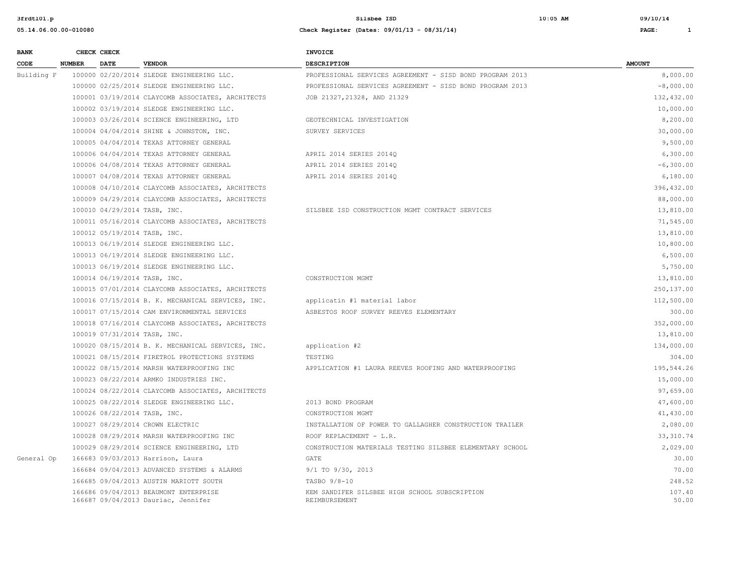# Silsbee ISD

**Check Register (Dates: 09/01/13 - 08/31/14)**

| BANK CODE | CHECK NUMBER | CHECK DATE | VENDOR | INVOICE DESCRIPTION | AMOUNT |
|---|---|---|---|---|---|
| Building F | 100000 | 02/20/2014 | SLEDGE ENGINEERING LLC. | PROFESSIONAL SERVICES AGREEMENT - SISD BOND PROGRAM 2013 | 8,000.00 |
| | 100000 | 02/25/2014 | SLEDGE ENGINEERING LLC. | PROFESSIONAL SERVICES AGREEMENT - SISD BOND PROGRAM 2013 | -8,000.00 |
| | 100001 | 03/19/2014 | CLAYCOMB ASSOCIATES, ARCHITECTS | JOB 21327,21328, AND 21329 | 132,432.00 |
| | 100002 | 03/19/2014 | SLEDGE ENGINEERING LLC. | | 10,000.00 |
| | 100003 | 03/26/2014 | SCIENCE ENGINEERING, LTD | GEOTECHNICAL INVESTIGATION | 8,200.00 |
| | 100004 | 04/04/2014 | SHINE & JOHNSTON, INC. | SURVEY SERVICES | 30,000.00 |
| | 100005 | 04/04/2014 | TEXAS ATTORNEY GENERAL | | 9,500.00 |
| | 100006 | 04/04/2014 | TEXAS ATTORNEY GENERAL | APRIL 2014 SERIES 2014Q | 6,300.00 |
| | 100006 | 04/08/2014 | TEXAS ATTORNEY GENERAL | APRIL 2014 SERIES 2014Q | -6,300.00 |
| | 100007 | 04/08/2014 | TEXAS ATTORNEY GENERAL | APRIL 2014 SERIES 2014Q | 6,180.00 |
| | 100008 | 04/10/2014 | CLAYCOMB ASSOCIATES, ARCHITECTS | | 396,432.00 |
| | 100009 | 04/29/2014 | CLAYCOMB ASSOCIATES, ARCHITECTS | | 88,000.00 |
| | 100010 | 04/29/2014 | TASB, INC. | SILSBEE ISD CONSTRUCTION MGMT CONTRACT SERVICES | 13,810.00 |
| | 100011 | 05/16/2014 | CLAYCOMB ASSOCIATES, ARCHITECTS | | 71,545.00 |
| | 100012 | 05/19/2014 | TASB, INC. | | 13,810.00 |
| | 100013 | 06/19/2014 | SLEDGE ENGINEERING LLC. | | 10,800.00 |
| | 100013 | 06/19/2014 | SLEDGE ENGINEERING LLC. | | 6,500.00 |
| | 100013 | 06/19/2014 | SLEDGE ENGINEERING LLC. | | 5,750.00 |
| | 100014 | 06/19/2014 | TASB, INC. | CONSTRUCTION MGMT | 13,810.00 |
| | 100015 | 07/01/2014 | CLAYCOMB ASSOCIATES, ARCHITECTS | | 250,137.00 |
| | 100016 | 07/15/2014 | B. K. MECHANICAL SERVICES, INC. | applicatin #1 material labor | 112,500.00 |
| | 100017 | 07/15/2014 | CAM ENVIRONMENTAL SERVICES | ASBESTOS ROOF SURVEY REEVES ELEMENTARY | 300.00 |
| | 100018 | 07/16/2014 | CLAYCOMB ASSOCIATES, ARCHITECTS | | 352,000.00 |
| | 100019 | 07/31/2014 | TASB, INC. | | 13,810.00 |
| | 100020 | 08/15/2014 | B. K. MECHANICAL SERVICES, INC. | application #2 | 134,000.00 |
| | 100021 | 08/15/2014 | FIRETROL PROTECTIONS SYSTEMS | TESTING | 304.00 |
| | 100022 | 08/15/2014 | MARSH WATERPROOFING INC | APPLICATION #1 LAURA REEVES ROOFING AND WATERPROOFING | 195,544.26 |
| | 100023 | 08/22/2014 | ARMKO INDUSTRIES INC. | | 15,000.00 |
| | 100024 | 08/22/2014 | CLAYCOMB ASSOCIATES, ARCHITECTS | | 97,659.00 |
| | 100025 | 08/22/2014 | SLEDGE ENGINEERING LLC. | 2013 BOND PROGRAM | 47,600.00 |
| | 100026 | 08/22/2014 | TASB, INC. | CONSTRUCTION MGMT | 41,430.00 |
| | 100027 | 08/29/2014 | CROWN ELECTRIC | INSTALLATION OF POWER TO GALLAGHER CONSTRUCTION TRAILER | 2,080.00 |
| | 100028 | 08/29/2014 | MARSH WATERPROOFING INC | ROOF REPLACEMENT - L.R. | 33,310.74 |
| | 100029 | 08/29/2014 | SCIENCE ENGINEERING, LTD | CONSTRUCTION MATERIALS TESTING SILSBEE ELEMENTARY SCHOOL | 2,029.00 |
| General Op | 166683 | 09/03/2013 | Harrison, Laura | GATE | 30.00 |
| | 166684 | 09/04/2013 | ADVANCED SYSTEMS & ALARMS | 9/1 TO 9/30, 2013 | 70.00 |
| | 166685 | 09/04/2013 | AUSTIN MARIOTT SOUTH | TASBO 9/8-10 | 248.52 |
| | 166686 | 09/04/2013 | BEAUMONT ENTERPRISE | KEM SANDIFER SILSBEE HIGH SCHOOL SUBSCRIPTION | 107.40 |
| | 166687 | 09/04/2013 | Dauriac, Jennifer | REIMBURSEMENT | 50.00 |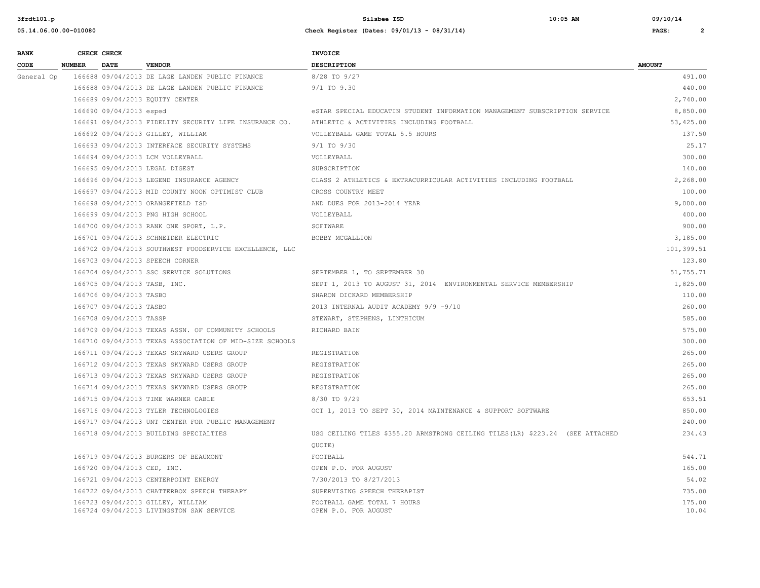| BANK CODE | CHECK NUMBER | CHECK DATE | VENDOR | INVOICE DESCRIPTION | AMOUNT |
|---|---|---|---|---|---|
| General Op | 166688 | 09/04/2013 | DE LAGE LANDEN PUBLIC FINANCE | 8/28 TO 9/27 | 491.00 |
| | 166688 | 09/04/2013 | DE LAGE LANDEN PUBLIC FINANCE | 9/1 TO 9.30 | 440.00 |
| | 166689 | 09/04/2013 | EQUITY CENTER | | 2,740.00 |
| | 166690 | 09/04/2013 | esped | eSTAR SPECIAL EDUCATIN STUDENT INFORMATION MANAGEMENT SUBSCRIPTION SERVICE | 8,850.00 |
| | 166691 | 09/04/2013 | FIDELITY SECURITY LIFE INSURANCE CO. | ATHLETIC & ACTIVITIES INCLUDING FOOTBALL | 53,425.00 |
| | 166692 | 09/04/2013 | GILLEY, WILLIAM | VOLLEYBALL GAME TOTAL 5.5 HOURS | 137.50 |
| | 166693 | 09/04/2013 | INTERFACE SECURITY SYSTEMS | 9/1 TO 9/30 | 25.17 |
| | 166694 | 09/04/2013 | LCM VOLLEYBALL | VOLLEYBALL | 300.00 |
| | 166695 | 09/04/2013 | LEGAL DIGEST | SUBSCRIPTION | 140.00 |
| | 166696 | 09/04/2013 | LEGEND INSURANCE AGENCY | CLASS 2 ATHLETICS & EXTRACURRICULAR ACTIVITIES INCLUDING FOOTBALL | 2,268.00 |
| | 166697 | 09/04/2013 | MID COUNTY NOON OPTIMIST CLUB | CROSS COUNTRY MEET | 100.00 |
| | 166698 | 09/04/2013 | ORANGEFIELD ISD | AND DUES FOR 2013-2014 YEAR | 9,000.00 |
| | 166699 | 09/04/2013 | PNG HIGH SCHOOL | VOLLEYBALL | 400.00 |
| | 166700 | 09/04/2013 | RANK ONE SPORT, L.P. | SOFTWARE | 900.00 |
| | 166701 | 09/04/2013 | SCHNEIDER ELECTRIC | BOBBY MCGALLION | 3,185.00 |
| | 166702 | 09/04/2013 | SOUTHWEST FOODSERVICE EXCELLENCE, LLC | | 101,399.51 |
| | 166703 | 09/04/2013 | SPEECH CORNER | | 123.80 |
| | 166704 | 09/04/2013 | SSC SERVICE SOLUTIONS | SEPTEMBER 1, TO SEPTEMBER 30 | 51,755.71 |
| | 166705 | 09/04/2013 | TASB, INC. | SEPT 1, 2013 TO AUGUST 31, 2014 ENVIRONMENTAL SERVICE MEMBERSHIP | 1,825.00 |
| | 166706 | 09/04/2013 | TASBO | SHARON DICKARD MEMBERSHIP | 110.00 |
| | 166707 | 09/04/2013 | TASBO | 2013 INTERNAL AUDIT ACADEMY 9/9 -9/10 | 260.00 |
| | 166708 | 09/04/2013 | TASSP | STEWART, STEPHENS, LINTHICUM | 585.00 |
| | 166709 | 09/04/2013 | TEXAS ASSN. OF COMMUNITY SCHOOLS | RICHARD BAIN | 575.00 |
| | 166710 | 09/04/2013 | TEXAS ASSOCIATION OF MID-SIZE SCHOOLS | | 300.00 |
| | 166711 | 09/04/2013 | TEXAS SKYWARD USERS GROUP | REGISTRATION | 265.00 |
| | 166712 | 09/04/2013 | TEXAS SKYWARD USERS GROUP | REGISTRATION | 265.00 |
| | 166713 | 09/04/2013 | TEXAS SKYWARD USERS GROUP | REGISTRATION | 265.00 |
| | 166714 | 09/04/2013 | TEXAS SKYWARD USERS GROUP | REGISTRATION | 265.00 |
| | 166715 | 09/04/2013 | TIME WARNER CABLE | 8/30 TO 9/29 | 653.51 |
| | 166716 | 09/04/2013 | TYLER TECHNOLOGIES | OCT 1, 2013 TO SEPT 30, 2014 MAINTENANCE & SUPPORT SOFTWARE | 850.00 |
| | 166717 | 09/04/2013 | UNT CENTER FOR PUBLIC MANAGEMENT | | 240.00 |
| | 166718 | 09/04/2013 | BUILDING SPECIALTIES | USG CEILING TILES $355.20 ARMSTRONG CEILING TILES(LR) $223.24 (SEE ATTACHED QUOTE) | 234.43 |
| | 166719 | 09/04/2013 | BURGERS OF BEAUMONT | FOOTBALL | 544.71 |
| | 166720 | 09/04/2013 | CED, INC. | OPEN P.O. FOR AUGUST | 165.00 |
| | 166721 | 09/04/2013 | CENTERPOINT ENERGY | 7/30/2013 TO 8/27/2013 | 54.02 |
| | 166722 | 09/04/2013 | CHATTERBOX SPEECH THERAPY | SUPERVISING SPEECH THERAPIST | 735.00 |
| | 166723 | 09/04/2013 | GILLEY, WILLIAM | FOOTBALL GAME TOTAL 7 HOURS | 175.00 |
| | 166724 | 09/04/2013 | LIVINGSTON SAW SERVICE | OPEN P.O. FOR AUGUST | 10.04 |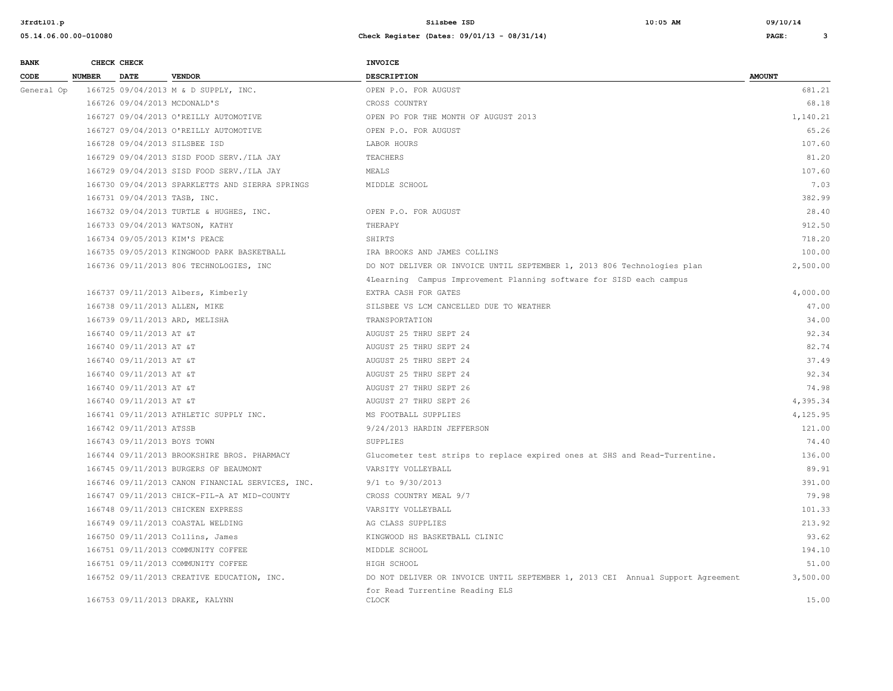| BANK CODE | CHECK NUMBER | CHECK DATE | VENDOR | INVOICE DESCRIPTION | AMOUNT |
|---|---|---|---|---|---|
| General Op | 166725 | 09/04/2013 | M & D SUPPLY, INC. | OPEN P.O. FOR AUGUST | 681.21 |
| | 166726 | 09/04/2013 | MCDONALD'S | CROSS COUNTRY | 68.18 |
| | 166727 | 09/04/2013 | O'REILLY AUTOMOTIVE | OPEN PO FOR THE MONTH OF AUGUST 2013 | 1,140.21 |
| | 166727 | 09/04/2013 | O'REILLY AUTOMOTIVE | OPEN P.O. FOR AUGUST | 65.26 |
| | 166728 | 09/04/2013 | SILSBEE ISD | LABOR HOURS | 107.60 |
| | 166729 | 09/04/2013 | SISD FOOD SERV./ILA JAY | TEACHERS | 81.20 |
| | 166729 | 09/04/2013 | SISD FOOD SERV./ILA JAY | MEALS | 107.60 |
| | 166730 | 09/04/2013 | SPARKLETTS AND SIERRA SPRINGS | MIDDLE SCHOOL | 7.03 |
| | 166731 | 09/04/2013 | TASB, INC. | | 382.99 |
| | 166732 | 09/04/2013 | TURTLE & HUGHES, INC. | OPEN P.O. FOR AUGUST | 28.40 |
| | 166733 | 09/04/2013 | WATSON, KATHY | THERAPY | 912.50 |
| | 166734 | 09/05/2013 | KIM'S PEACE | SHIRTS | 718.20 |
| | 166735 | 09/05/2013 | KINGWOOD PARK BASKETBALL | IRA BROOKS AND JAMES COLLINS | 100.00 |
| | 166736 | 09/11/2013 | 806 TECHNOLOGIES, INC | DO NOT DELIVER OR INVOICE UNTIL SEPTEMBER 1, 2013 806 Technologies plan 4Learning Campus Improvement Planning software for SISD each campus | 2,500.00 |
| | 166737 | 09/11/2013 | Albers, Kimberly | EXTRA CASH FOR GATES | 4,000.00 |
| | 166738 | 09/11/2013 | ALLEN, MIKE | SILSBEE VS LCM CANCELLED DUE TO WEATHER | 47.00 |
| | 166739 | 09/11/2013 | ARD, MELISHA | TRANSPORTATION | 34.00 |
| | 166740 | 09/11/2013 | AT &T | AUGUST 25 THRU SEPT 24 | 92.34 |
| | 166740 | 09/11/2013 | AT &T | AUGUST 25 THRU SEPT 24 | 82.74 |
| | 166740 | 09/11/2013 | AT &T | AUGUST 25 THRU SEPT 24 | 37.49 |
| | 166740 | 09/11/2013 | AT &T | AUGUST 25 THRU SEPT 24 | 92.34 |
| | 166740 | 09/11/2013 | AT &T | AUGUST 27 THRU SEPT 26 | 74.98 |
| | 166740 | 09/11/2013 | AT &T | AUGUST 27 THRU SEPT 26 | 4,395.34 |
| | 166741 | 09/11/2013 | ATHLETIC SUPPLY INC. | MS FOOTBALL SUPPLIES | 4,125.95 |
| | 166742 | 09/11/2013 | ATSSB | 9/24/2013 HARDIN JEFFERSON | 121.00 |
| | 166743 | 09/11/2013 | BOYS TOWN | SUPPLIES | 74.40 |
| | 166744 | 09/11/2013 | BROOKSHIRE BROS. PHARMACY | Glucometer test strips to replace expired ones at SHS and Read-Turrentine. | 136.00 |
| | 166745 | 09/11/2013 | BURGERS OF BEAUMONT | VARSITY VOLLEYBALL | 89.91 |
| | 166746 | 09/11/2013 | CANON FINANCIAL SERVICES, INC. | 9/1 to 9/30/2013 | 391.00 |
| | 166747 | 09/11/2013 | CHICK-FIL-A AT MID-COUNTY | CROSS COUNTRY MEAL 9/7 | 79.98 |
| | 166748 | 09/11/2013 | CHICKEN EXPRESS | VARSITY VOLLEYBALL | 101.33 |
| | 166749 | 09/11/2013 | COASTAL WELDING | AG CLASS SUPPLIES | 213.92 |
| | 166750 | 09/11/2013 | Collins, James | KINGWOOD HS BASKETBALL CLINIC | 93.62 |
| | 166751 | 09/11/2013 | COMMUNITY COFFEE | MIDDLE SCHOOL | 194.10 |
| | 166751 | 09/11/2013 | COMMUNITY COFFEE | HIGH SCHOOL | 51.00 |
| | 166752 | 09/11/2013 | CREATIVE EDUCATION, INC. | DO NOT DELIVER OR INVOICE UNTIL SEPTEMBER 1, 2013 CEI Annual Support Agreement for Read Turrentine Reading ELS | 3,500.00 |
| | 166753 | 09/11/2013 | DRAKE, KALYNN | CLOCK | 15.00 |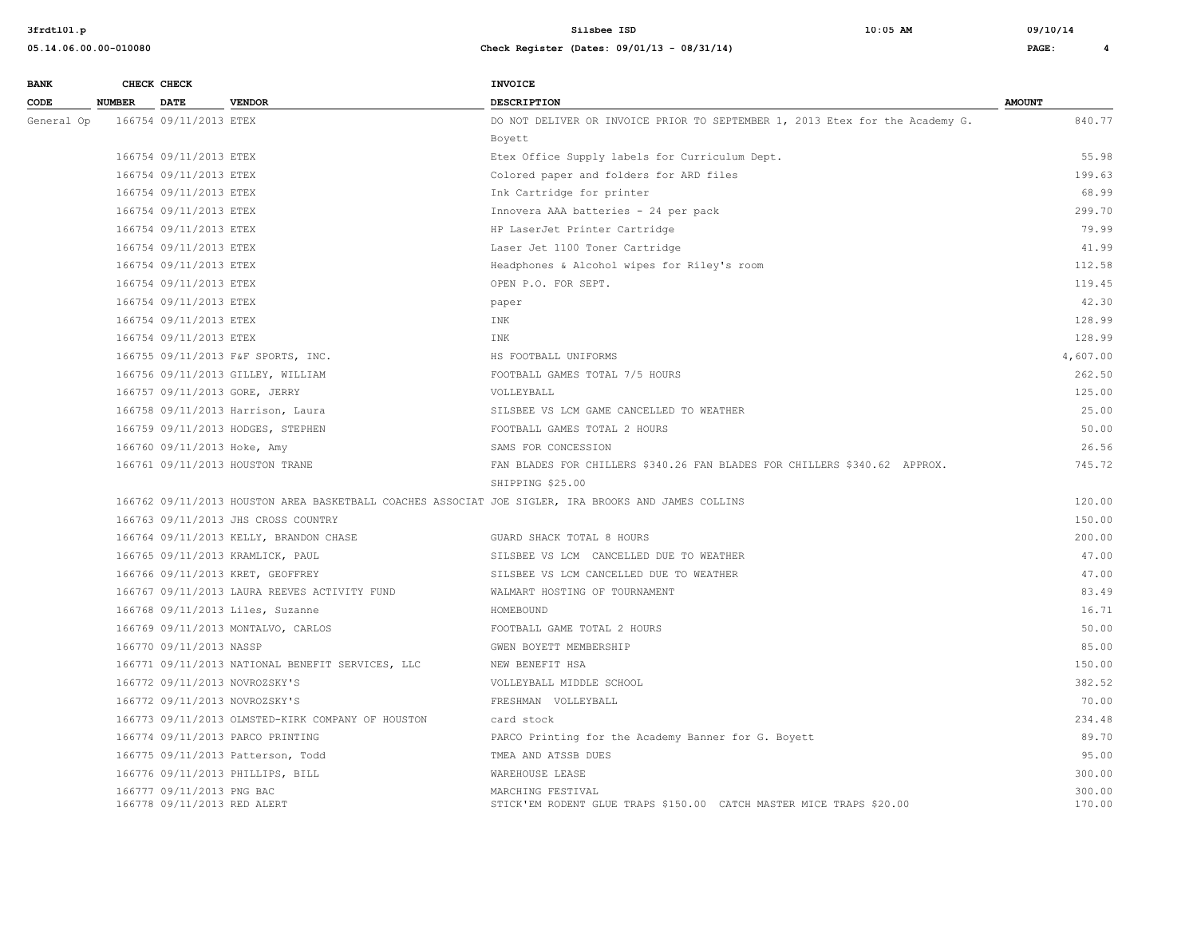| BANK CODE | CHECK NUMBER | CHECK DATE | VENDOR | INVOICE DESCRIPTION | AMOUNT |
|---|---|---|---|---|---|
| General Op | 166754 | 09/11/2013 | ETEX | DO NOT DELIVER OR INVOICE PRIOR TO SEPTEMBER 1, 2013 Etex for the Academy G. Boyett | 840.77 |
| | 166754 | 09/11/2013 | ETEX | Etex Office Supply labels for Curriculum Dept. | 55.98 |
| | 166754 | 09/11/2013 | ETEX | Colored paper and folders for ARD files | 199.63 |
| | 166754 | 09/11/2013 | ETEX | Ink Cartridge for printer | 68.99 |
| | 166754 | 09/11/2013 | ETEX | Innovera AAA batteries - 24 per pack | 299.70 |
| | 166754 | 09/11/2013 | ETEX | HP LaserJet Printer Cartridge | 79.99 |
| | 166754 | 09/11/2013 | ETEX | Laser Jet 1100 Toner Cartridge | 41.99 |
| | 166754 | 09/11/2013 | ETEX | Headphones & Alcohol wipes for Riley's room | 112.58 |
| | 166754 | 09/11/2013 | ETEX | OPEN P.O. FOR SEPT. | 119.45 |
| | 166754 | 09/11/2013 | ETEX | paper | 42.30 |
| | 166754 | 09/11/2013 | ETEX | INK | 128.99 |
| | 166754 | 09/11/2013 | ETEX | INK | 128.99 |
| | 166755 | 09/11/2013 | F&F SPORTS, INC. | HS FOOTBALL UNIFORMS | 4,607.00 |
| | 166756 | 09/11/2013 | GILLEY, WILLIAM | FOOTBALL GAMES TOTAL 7/5 HOURS | 262.50 |
| | 166757 | 09/11/2013 | GORE, JERRY | VOLLEYBALL | 125.00 |
| | 166758 | 09/11/2013 | Harrison, Laura | SILSBEE VS LCM GAME CANCELLED TO WEATHER | 25.00 |
| | 166759 | 09/11/2013 | HODGES, STEPHEN | FOOTBALL GAMES TOTAL 2 HOURS | 50.00 |
| | 166760 | 09/11/2013 | Hoke, Amy | SAMS FOR CONCESSION | 26.56 |
| | 166761 | 09/11/2013 | HOUSTON TRANE | FAN BLADES FOR CHILLERS $340.26 FAN BLADES FOR CHILLERS $340.62 APPROX. SHIPPING $25.00 | 745.72 |
| | 166762 | 09/11/2013 | HOUSTON AREA BASKETBALL COACHES ASSOCIAT | JOE SIGLER, IRA BROOKS AND JAMES COLLINS | 120.00 |
| | 166763 | 09/11/2013 | JHS CROSS COUNTRY | | 150.00 |
| | 166764 | 09/11/2013 | KELLY, BRANDON CHASE | GUARD SHACK TOTAL 8 HOURS | 200.00 |
| | 166765 | 09/11/2013 | KRAMLICK, PAUL | SILSBEE VS LCM CANCELLED DUE TO WEATHER | 47.00 |
| | 166766 | 09/11/2013 | KRET, GEOFFREY | SILSBEE VS LCM CANCELLED DUE TO WEATHER | 47.00 |
| | 166767 | 09/11/2013 | LAURA REEVES ACTIVITY FUND | WALMART HOSTING OF TOURNAMENT | 83.49 |
| | 166768 | 09/11/2013 | Liles, Suzanne | HOMEBOUND | 16.71 |
| | 166769 | 09/11/2013 | MONTALVO, CARLOS | FOOTBALL GAME TOTAL 2 HOURS | 50.00 |
| | 166770 | 09/11/2013 | NASSP | GWEN BOYETT MEMBERSHIP | 85.00 |
| | 166771 | 09/11/2013 | NATIONAL BENEFIT SERVICES, LLC | NEW BENEFIT HSA | 150.00 |
| | 166772 | 09/11/2013 | NOVROZSKY'S | VOLLEYBALL MIDDLE SCHOOL | 382.52 |
| | 166772 | 09/11/2013 | NOVROZSKY'S | FRESHMAN VOLLEYBALL | 70.00 |
| | 166773 | 09/11/2013 | OLMSTED-KIRK COMPANY OF HOUSTON | card stock | 234.48 |
| | 166774 | 09/11/2013 | PARCO PRINTING | PARCO Printing for the Academy Banner for G. Boyett | 89.70 |
| | 166775 | 09/11/2013 | Patterson, Todd | TMEA AND ATSSB DUES | 95.00 |
| | 166776 | 09/11/2013 | PHILLIPS, BILL | WAREHOUSE LEASE | 300.00 |
| | 166777 | 09/11/2013 | PNG BAC | MARCHING FESTIVAL | 300.00 |
| | 166778 | 09/11/2013 | RED ALERT | STICK'EM RODENT GLUE TRAPS $150.00 CATCH MASTER MICE TRAPS $20.00 | 170.00 |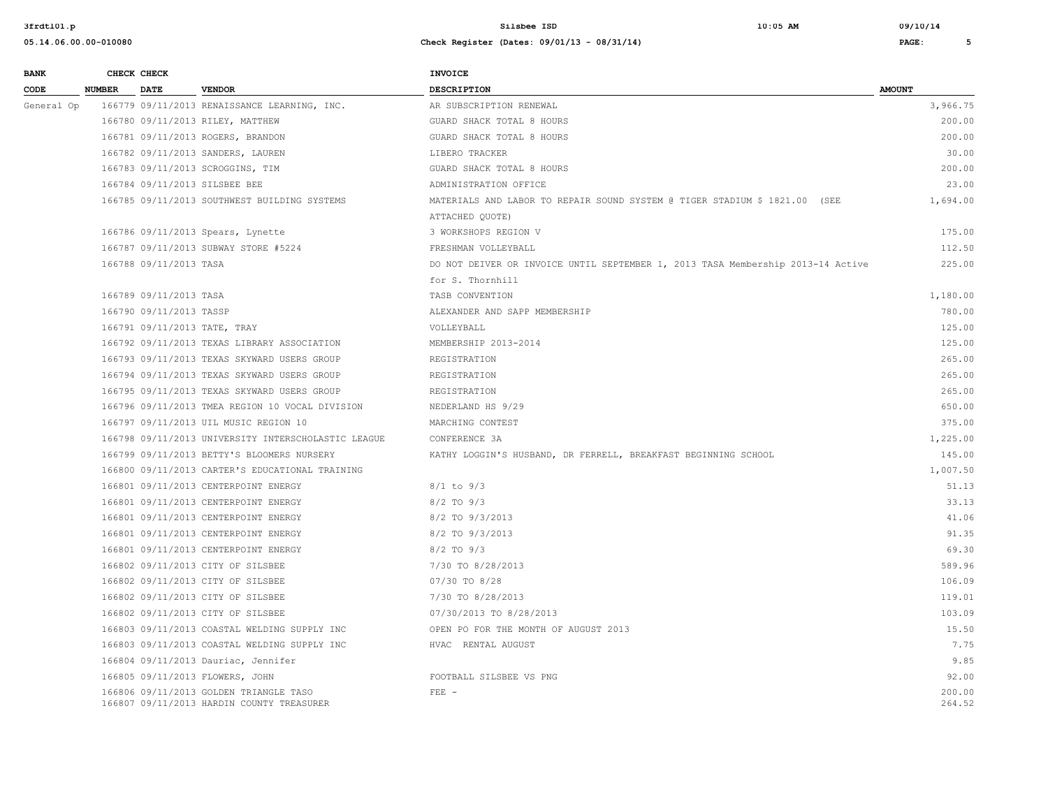| BANK CODE | CHECK NUMBER | CHECK DATE | VENDOR | INVOICE DESCRIPTION | AMOUNT |
|---|---|---|---|---|---|
| General Op | 166779 | 09/11/2013 | RENAISSANCE LEARNING, INC. | AR SUBSCRIPTION RENEWAL | 3,966.75 |
| | 166780 | 09/11/2013 | RILEY, MATTHEW | GUARD SHACK TOTAL 8 HOURS | 200.00 |
| | 166781 | 09/11/2013 | ROGERS, BRANDON | GUARD SHACK TOTAL 8 HOURS | 200.00 |
| | 166782 | 09/11/2013 | SANDERS, LAUREN | LIBERO TRACKER | 30.00 |
| | 166783 | 09/11/2013 | SCROGGINS, TIM | GUARD SHACK TOTAL 8 HOURS | 200.00 |
| | 166784 | 09/11/2013 | SILSBEE BEE | ADMINISTRATION OFFICE | 23.00 |
| | 166785 | 09/11/2013 | SOUTHWEST BUILDING SYSTEMS | MATERIALS AND LABOR TO REPAIR SOUND SYSTEM @ TIGER STADIUM $ 1821.00 (SEE ATTACHED QUOTE) | 1,694.00 |
| | 166786 | 09/11/2013 | Spears, Lynette | 3 WORKSHOPS REGION V | 175.00 |
| | 166787 | 09/11/2013 | SUBWAY STORE #5224 | FRESHMAN VOLLEYBALL | 112.50 |
| | 166788 | 09/11/2013 | TASA | DO NOT DEIVER OR INVOICE UNTIL SEPTEMBER 1, 2013 TASA Membership 2013-14 Active for S. Thornhill | 225.00 |
| | 166789 | 09/11/2013 | TASA | TASB CONVENTION | 1,180.00 |
| | 166790 | 09/11/2013 | TASSP | ALEXANDER AND SAPP MEMBERSHIP | 780.00 |
| | 166791 | 09/11/2013 | TATE, TRAY | VOLLEYBALL | 125.00 |
| | 166792 | 09/11/2013 | TEXAS LIBRARY ASSOCIATION | MEMBERSHIP 2013-2014 | 125.00 |
| | 166793 | 09/11/2013 | TEXAS SKYWARD USERS GROUP | REGISTRATION | 265.00 |
| | 166794 | 09/11/2013 | TEXAS SKYWARD USERS GROUP | REGISTRATION | 265.00 |
| | 166795 | 09/11/2013 | TEXAS SKYWARD USERS GROUP | REGISTRATION | 265.00 |
| | 166796 | 09/11/2013 | TMEA REGION 10 VOCAL DIVISION | NEDERLAND HS 9/29 | 650.00 |
| | 166797 | 09/11/2013 | UIL MUSIC REGION 10 | MARCHING CONTEST | 375.00 |
| | 166798 | 09/11/2013 | UNIVERSITY INTERSCHOLASTIC LEAGUE | CONFERENCE 3A | 1,225.00 |
| | 166799 | 09/11/2013 | BETTY'S BLOOMERS NURSERY | KATHY LOGGIN'S HUSBAND, DR FERRELL, BREAKFAST BEGINNING SCHOOL | 145.00 |
| | 166800 | 09/11/2013 | CARTER'S EDUCATIONAL TRAINING | | 1,007.50 |
| | 166801 | 09/11/2013 | CENTERPOINT ENERGY | 8/1 to 9/3 | 51.13 |
| | 166801 | 09/11/2013 | CENTERPOINT ENERGY | 8/2 TO 9/3 | 33.13 |
| | 166801 | 09/11/2013 | CENTERPOINT ENERGY | 8/2 TO 9/3/2013 | 41.06 |
| | 166801 | 09/11/2013 | CENTERPOINT ENERGY | 8/2 TO 9/3/2013 | 91.35 |
| | 166801 | 09/11/2013 | CENTERPOINT ENERGY | 8/2 TO 9/3 | 69.30 |
| | 166802 | 09/11/2013 | CITY OF SILSBEE | 7/30 TO 8/28/2013 | 589.96 |
| | 166802 | 09/11/2013 | CITY OF SILSBEE | 07/30 TO 8/28 | 106.09 |
| | 166802 | 09/11/2013 | CITY OF SILSBEE | 7/30 TO 8/28/2013 | 119.01 |
| | 166802 | 09/11/2013 | CITY OF SILSBEE | 07/30/2013 TO 8/28/2013 | 103.09 |
| | 166803 | 09/11/2013 | COASTAL WELDING SUPPLY INC | OPEN PO FOR THE MONTH OF AUGUST 2013 | 15.50 |
| | 166803 | 09/11/2013 | COASTAL WELDING SUPPLY INC | HVAC RENTAL AUGUST | 7.75 |
| | 166804 | 09/11/2013 | Dauriac, Jennifer | | 9.85 |
| | 166805 | 09/11/2013 | FLOWERS, JOHN | FOOTBALL SILSBEE VS PNG | 92.00 |
| | 166806 | 09/11/2013 | GOLDEN TRIANGLE TASO | FEE - | 200.00 |
| | 166807 | 09/11/2013 | HARDIN COUNTY TREASURER | | 264.52 |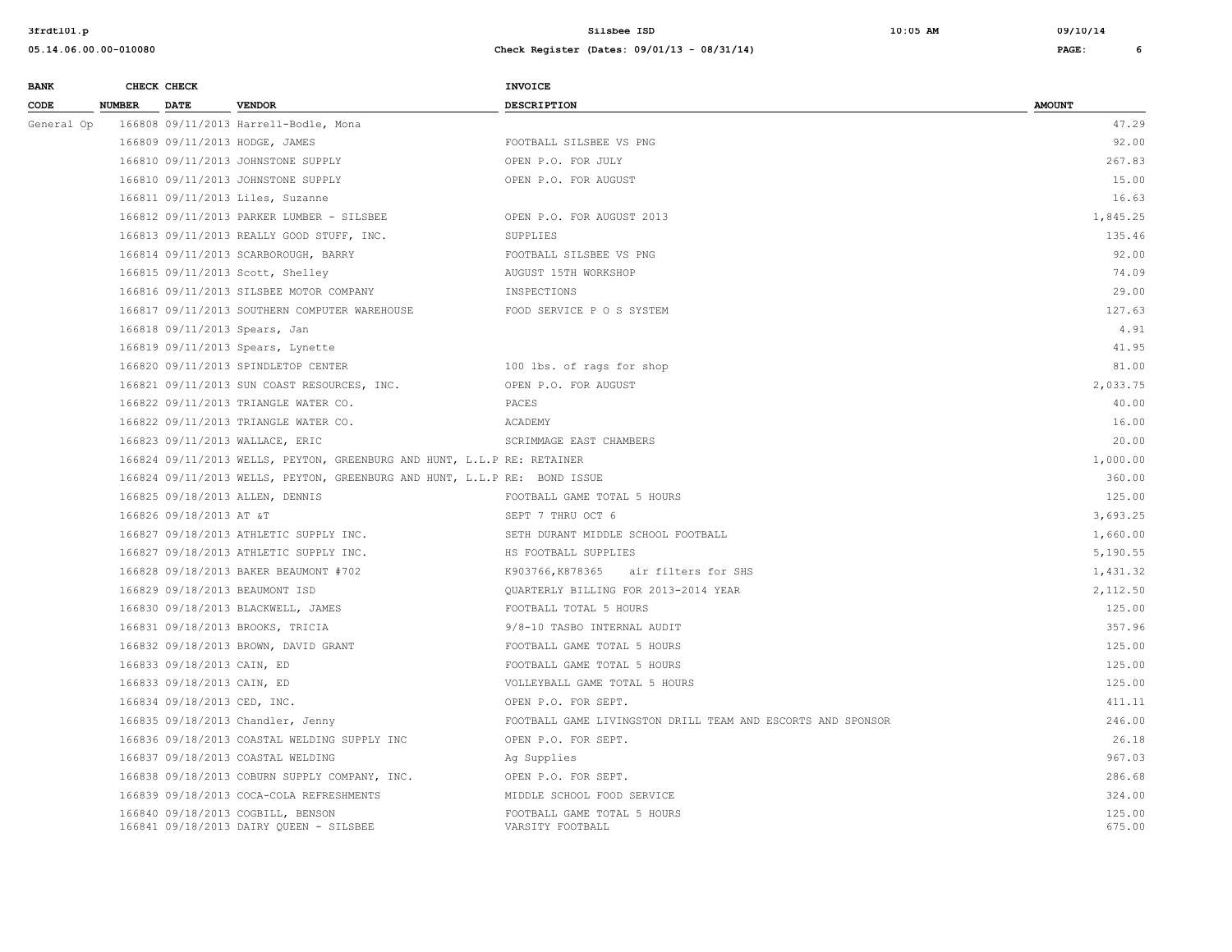| BANK CODE | CHECK NUMBER | CHECK DATE | VENDOR | INVOICE DESCRIPTION | AMOUNT |
|---|---|---|---|---|---|
| General Op | 166808 | 09/11/2013 | Harrell-Bodle, Mona | | 47.29 |
| | 166809 | 09/11/2013 | HODGE, JAMES | FOOTBALL SILSBEE VS PNG | 92.00 |
| | 166810 | 09/11/2013 | JOHNSTONE SUPPLY | OPEN P.O. FOR JULY | 267.83 |
| | 166810 | 09/11/2013 | JOHNSTONE SUPPLY | OPEN P.O. FOR AUGUST | 15.00 |
| | 166811 | 09/11/2013 | Liles, Suzanne | | 16.63 |
| | 166812 | 09/11/2013 | PARKER LUMBER - SILSBEE | OPEN P.O. FOR AUGUST 2013 | 1,845.25 |
| | 166813 | 09/11/2013 | REALLY GOOD STUFF, INC. | SUPPLIES | 135.46 |
| | 166814 | 09/11/2013 | SCARBOROUGH, BARRY | FOOTBALL SILSBEE VS PNG | 92.00 |
| | 166815 | 09/11/2013 | Scott, Shelley | AUGUST 15TH WORKSHOP | 74.09 |
| | 166816 | 09/11/2013 | SILSBEE MOTOR COMPANY | INSPECTIONS | 29.00 |
| | 166817 | 09/11/2013 | SOUTHERN COMPUTER WAREHOUSE | FOOD SERVICE P O S SYSTEM | 127.63 |
| | 166818 | 09/11/2013 | Spears, Jan | | 4.91 |
| | 166819 | 09/11/2013 | Spears, Lynette | | 41.95 |
| | 166820 | 09/11/2013 | SPINDLETOP CENTER | 100 lbs. of rags for shop | 81.00 |
| | 166821 | 09/11/2013 | SUN COAST RESOURCES, INC. | OPEN P.O. FOR AUGUST | 2,033.75 |
| | 166822 | 09/11/2013 | TRIANGLE WATER CO. | PACES | 40.00 |
| | 166822 | 09/11/2013 | TRIANGLE WATER CO. | ACADEMY | 16.00 |
| | 166823 | 09/11/2013 | WALLACE, ERIC | SCRIMMAGE EAST CHAMBERS | 20.00 |
| | 166824 | 09/11/2013 | WELLS, PEYTON, GREENBURG AND HUNT, L.L.P | RE: RETAINER | 1,000.00 |
| | 166824 | 09/11/2013 | WELLS, PEYTON, GREENBURG AND HUNT, L.L.P | RE: BOND ISSUE | 360.00 |
| | 166825 | 09/18/2013 | ALLEN, DENNIS | FOOTBALL GAME TOTAL 5 HOURS | 125.00 |
| | 166826 | 09/18/2013 | AT &T | SEPT 7 THRU OCT 6 | 3,693.25 |
| | 166827 | 09/18/2013 | ATHLETIC SUPPLY INC. | SETH DURANT MIDDLE SCHOOL FOOTBALL | 1,660.00 |
| | 166827 | 09/18/2013 | ATHLETIC SUPPLY INC. | HS FOOTBALL SUPPLIES | 5,190.55 |
| | 166828 | 09/18/2013 | BAKER BEAUMONT #702 | K903766,K878365 air filters for SHS | 1,431.32 |
| | 166829 | 09/18/2013 | BEAUMONT ISD | QUARTERLY BILLING FOR 2013-2014 YEAR | 2,112.50 |
| | 166830 | 09/18/2013 | BLACKWELL, JAMES | FOOTBALL TOTAL 5 HOURS | 125.00 |
| | 166831 | 09/18/2013 | BROOKS, TRICIA | 9/8-10 TASBO INTERNAL AUDIT | 357.96 |
| | 166832 | 09/18/2013 | BROWN, DAVID GRANT | FOOTBALL GAME TOTAL 5 HOURS | 125.00 |
| | 166833 | 09/18/2013 | CAIN, ED | FOOTBALL GAME TOTAL 5 HOURS | 125.00 |
| | 166833 | 09/18/2013 | CAIN, ED | VOLLEYBALL GAME TOTAL 5 HOURS | 125.00 |
| | 166834 | 09/18/2013 | CED, INC. | OPEN P.O. FOR SEPT. | 411.11 |
| | 166835 | 09/18/2013 | Chandler, Jenny | FOOTBALL GAME LIVINGSTON DRILL TEAM AND ESCORTS AND SPONSOR | 246.00 |
| | 166836 | 09/18/2013 | COASTAL WELDING SUPPLY INC | OPEN P.O. FOR SEPT. | 26.18 |
| | 166837 | 09/18/2013 | COASTAL WELDING | Ag Supplies | 967.03 |
| | 166838 | 09/18/2013 | COBURN SUPPLY COMPANY, INC. | OPEN P.O. FOR SEPT. | 286.68 |
| | 166839 | 09/18/2013 | COCA-COLA REFRESHMENTS | MIDDLE SCHOOL FOOD SERVICE | 324.00 |
| | 166840 | 09/18/2013 | COGBILL, BENSON | FOOTBALL GAME TOTAL 5 HOURS | 125.00 |
| | 166841 | 09/18/2013 | DAIRY QUEEN - SILSBEE | VARSITY FOOTBALL | 675.00 |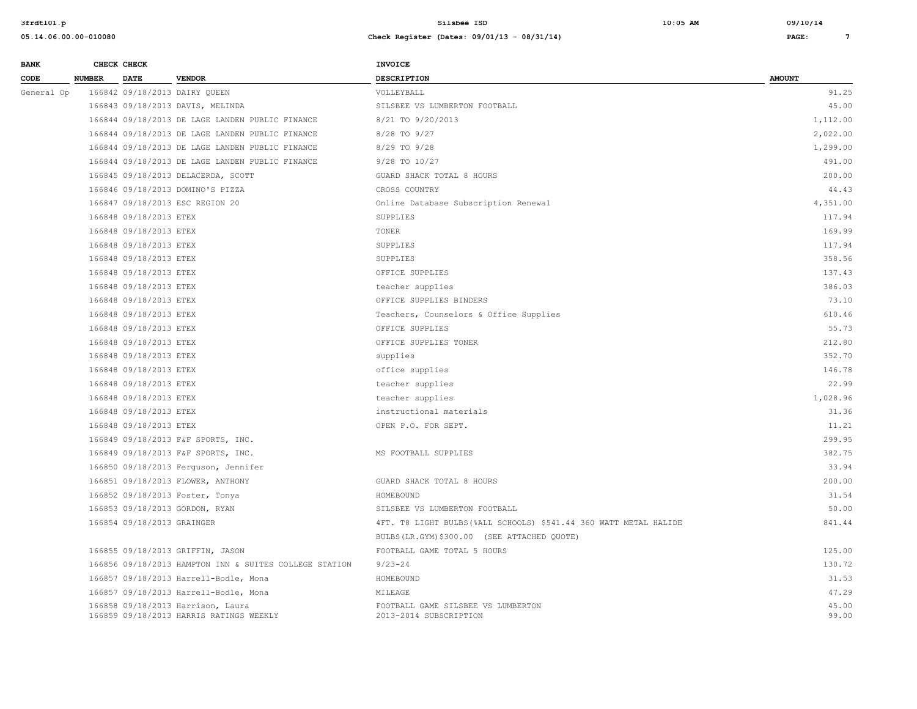| BANK CODE | CHECK NUMBER | CHECK DATE | VENDOR | INVOICE DESCRIPTION | AMOUNT |
|---|---|---|---|---|---|
| General Op | 166842 | 09/18/2013 | DAIRY QUEEN | VOLLEYBALL | 91.25 |
| | 166843 | 09/18/2013 | DAVIS, MELINDA | SILSBEE VS LUMBERTON FOOTBALL | 45.00 |
| | 166844 | 09/18/2013 | DE LAGE LANDEN PUBLIC FINANCE | 8/21 TO 9/20/2013 | 1,112.00 |
| | 166844 | 09/18/2013 | DE LAGE LANDEN PUBLIC FINANCE | 8/28 TO 9/27 | 2,022.00 |
| | 166844 | 09/18/2013 | DE LAGE LANDEN PUBLIC FINANCE | 8/29 TO 9/28 | 1,299.00 |
| | 166844 | 09/18/2013 | DE LAGE LANDEN PUBLIC FINANCE | 9/28 TO 10/27 | 491.00 |
| | 166845 | 09/18/2013 | DELACERDA, SCOTT | GUARD SHACK TOTAL 8 HOURS | 200.00 |
| | 166846 | 09/18/2013 | DOMINO'S PIZZA | CROSS COUNTRY | 44.43 |
| | 166847 | 09/18/2013 | ESC REGION 20 | Online Database Subscription Renewal | 4,351.00 |
| | 166848 | 09/18/2013 | ETEX | SUPPLIES | 117.94 |
| | 166848 | 09/18/2013 | ETEX | TONER | 169.99 |
| | 166848 | 09/18/2013 | ETEX | SUPPLIES | 117.94 |
| | 166848 | 09/18/2013 | ETEX | SUPPLIES | 358.56 |
| | 166848 | 09/18/2013 | ETEX | OFFICE SUPPLIES | 137.43 |
| | 166848 | 09/18/2013 | ETEX | teacher supplies | 386.03 |
| | 166848 | 09/18/2013 | ETEX | OFFICE SUPPLIES BINDERS | 73.10 |
| | 166848 | 09/18/2013 | ETEX | Teachers, Counselors & Office Supplies | 610.46 |
| | 166848 | 09/18/2013 | ETEX | OFFICE SUPPLIES | 55.73 |
| | 166848 | 09/18/2013 | ETEX | OFFICE SUPPLIES TONER | 212.80 |
| | 166848 | 09/18/2013 | ETEX | supplies | 352.70 |
| | 166848 | 09/18/2013 | ETEX | office supplies | 146.78 |
| | 166848 | 09/18/2013 | ETEX | teacher supplies | 22.99 |
| | 166848 | 09/18/2013 | ETEX | teacher supplies | 1,028.96 |
| | 166848 | 09/18/2013 | ETEX | instructional materials | 31.36 |
| | 166848 | 09/18/2013 | ETEX | OPEN P.O. FOR SEPT. | 11.21 |
| | 166849 | 09/18/2013 | F&F SPORTS, INC. | | 299.95 |
| | 166849 | 09/18/2013 | F&F SPORTS, INC. | MS FOOTBALL SUPPLIES | 382.75 |
| | 166850 | 09/18/2013 | Ferguson, Jennifer | | 33.94 |
| | 166851 | 09/18/2013 | FLOWER, ANTHONY | GUARD SHACK TOTAL 8 HOURS | 200.00 |
| | 166852 | 09/18/2013 | Foster, Tonya | HOMEBOUND | 31.54 |
| | 166853 | 09/18/2013 | GORDON, RYAN | SILSBEE VS LUMBERTON FOOTBALL | 50.00 |
| | 166854 | 09/18/2013 | GRAINGER | 4FT. T8 LIGHT BULBS(%ALL SCHOOLS) $541.44 360 WATT METAL HALIDE BULBS(LR.GYM)$300.00 (SEE ATTACHED QUOTE) | 841.44 |
| | 166855 | 09/18/2013 | GRIFFIN, JASON | FOOTBALL GAME TOTAL 5 HOURS | 125.00 |
| | 166856 | 09/18/2013 | HAMPTON INN & SUITES COLLEGE STATION | 9/23-24 | 130.72 |
| | 166857 | 09/18/2013 | Harrell-Bodle, Mona | HOMEBOUND | 31.53 |
| | 166857 | 09/18/2013 | Harrell-Bodle, Mona | MILEAGE | 47.29 |
| | 166858 | 09/18/2013 | Harrison, Laura | FOOTBALL GAME SILSBEE VS LUMBERTON | 45.00 |
| | 166859 | 09/18/2013 | HARRIS RATINGS WEEKLY | 2013-2014 SUBSCRIPTION | 99.00 |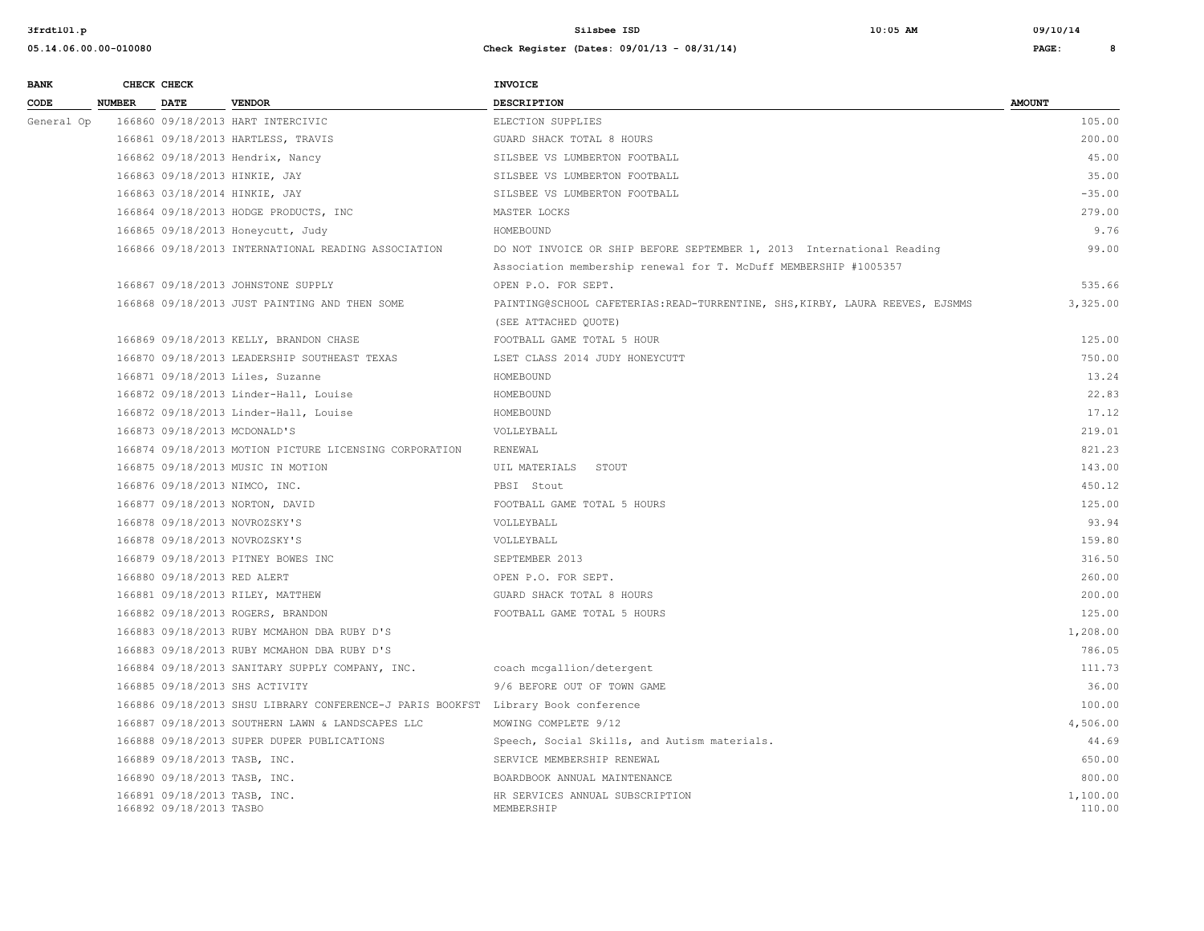| BANK CODE | CHECK NUMBER | CHECK DATE | VENDOR | INVOICE DESCRIPTION | AMOUNT |
|---|---|---|---|---|---|
| General Op | 166860 | 09/18/2013 | HART INTERCIVIC | ELECTION SUPPLIES | 105.00 |
| | 166861 | 09/18/2013 | HARTLESS, TRAVIS | GUARD SHACK TOTAL 8 HOURS | 200.00 |
| | 166862 | 09/18/2013 | Hendrix, Nancy | SILSBEE VS LUMBERTON FOOTBALL | 45.00 |
| | 166863 | 09/18/2013 | HINKIE, JAY | SILSBEE VS LUMBERTON FOOTBALL | 35.00 |
| | 166863 | 03/18/2014 | HINKIE, JAY | SILSBEE VS LUMBERTON FOOTBALL | -35.00 |
| | 166864 | 09/18/2013 | HODGE PRODUCTS, INC | MASTER LOCKS | 279.00 |
| | 166865 | 09/18/2013 | Honeycutt, Judy | HOMEBOUND | 9.76 |
| | 166866 | 09/18/2013 | INTERNATIONAL READING ASSOCIATION | DO NOT INVOICE OR SHIP BEFORE SEPTEMBER 1, 2013 International Reading Association membership renewal for T. McDuff MEMBERSHIP #1005357 | 99.00 |
| | 166867 | 09/18/2013 | JOHNSTONE SUPPLY | OPEN P.O. FOR SEPT. | 535.66 |
| | 166868 | 09/18/2013 | JUST PAINTING AND THEN SOME | PAINTING@SCHOOL CAFETERIAS:READ-TURRENTINE, SHS,KIRBY, LAURA REEVES, EJSMMS (SEE ATTACHED QUOTE) | 3,325.00 |
| | 166869 | 09/18/2013 | KELLY, BRANDON CHASE | FOOTBALL GAME TOTAL 5 HOUR | 125.00 |
| | 166870 | 09/18/2013 | LEADERSHIP SOUTHEAST TEXAS | LSET CLASS 2014 JUDY HONEYCUTT | 750.00 |
| | 166871 | 09/18/2013 | Liles, Suzanne | HOMEBOUND | 13.24 |
| | 166872 | 09/18/2013 | Linder-Hall, Louise | HOMEBOUND | 22.83 |
| | 166872 | 09/18/2013 | Linder-Hall, Louise | HOMEBOUND | 17.12 |
| | 166873 | 09/18/2013 | MCDONALD'S | VOLLEYBALL | 219.01 |
| | 166874 | 09/18/2013 | MOTION PICTURE LICENSING CORPORATION | RENEWAL | 821.23 |
| | 166875 | 09/18/2013 | MUSIC IN MOTION | UIL MATERIALS STOUT | 143.00 |
| | 166876 | 09/18/2013 | NIMCO, INC. | PBSI Stout | 450.12 |
| | 166877 | 09/18/2013 | NORTON, DAVID | FOOTBALL GAME TOTAL 5 HOURS | 125.00 |
| | 166878 | 09/18/2013 | NOVROZSKY'S | VOLLEYBALL | 93.94 |
| | 166878 | 09/18/2013 | NOVROZSKY'S | VOLLEYBALL | 159.80 |
| | 166879 | 09/18/2013 | PITNEY BOWES INC | SEPTEMBER 2013 | 316.50 |
| | 166880 | 09/18/2013 | RED ALERT | OPEN P.O. FOR SEPT. | 260.00 |
| | 166881 | 09/18/2013 | RILEY, MATTHEW | GUARD SHACK TOTAL 8 HOURS | 200.00 |
| | 166882 | 09/18/2013 | ROGERS, BRANDON | FOOTBALL GAME TOTAL 5 HOURS | 125.00 |
| | 166883 | 09/18/2013 | RUBY MCMAHON DBA RUBY D'S | | 1,208.00 |
| | 166883 | 09/18/2013 | RUBY MCMAHON DBA RUBY D'S | | 786.05 |
| | 166884 | 09/18/2013 | SANITARY SUPPLY COMPANY, INC. | coach mcgallion/detergent | 111.73 |
| | 166885 | 09/18/2013 | SHS ACTIVITY | 9/6 BEFORE OUT OF TOWN GAME | 36.00 |
| | 166886 | 09/18/2013 | SHSU LIBRARY CONFERENCE-J PARIS BOOKFST | Library Book conference | 100.00 |
| | 166887 | 09/18/2013 | SOUTHERN LAWN & LANDSCAPES LLC | MOWING COMPLETE 9/12 | 4,506.00 |
| | 166888 | 09/18/2013 | SUPER DUPER PUBLICATIONS | Speech, Social Skills, and Autism materials. | 44.69 |
| | 166889 | 09/18/2013 | TASB, INC. | SERVICE MEMBERSHIP RENEWAL | 650.00 |
| | 166890 | 09/18/2013 | TASB, INC. | BOARDBOOK ANNUAL MAINTENANCE | 800.00 |
| | 166891 | 09/18/2013 | TASB, INC. | HR SERVICES ANNUAL SUBSCRIPTION | 1,100.00 |
| | 166892 | 09/18/2013 | TASBO | MEMBERSHIP | 110.00 |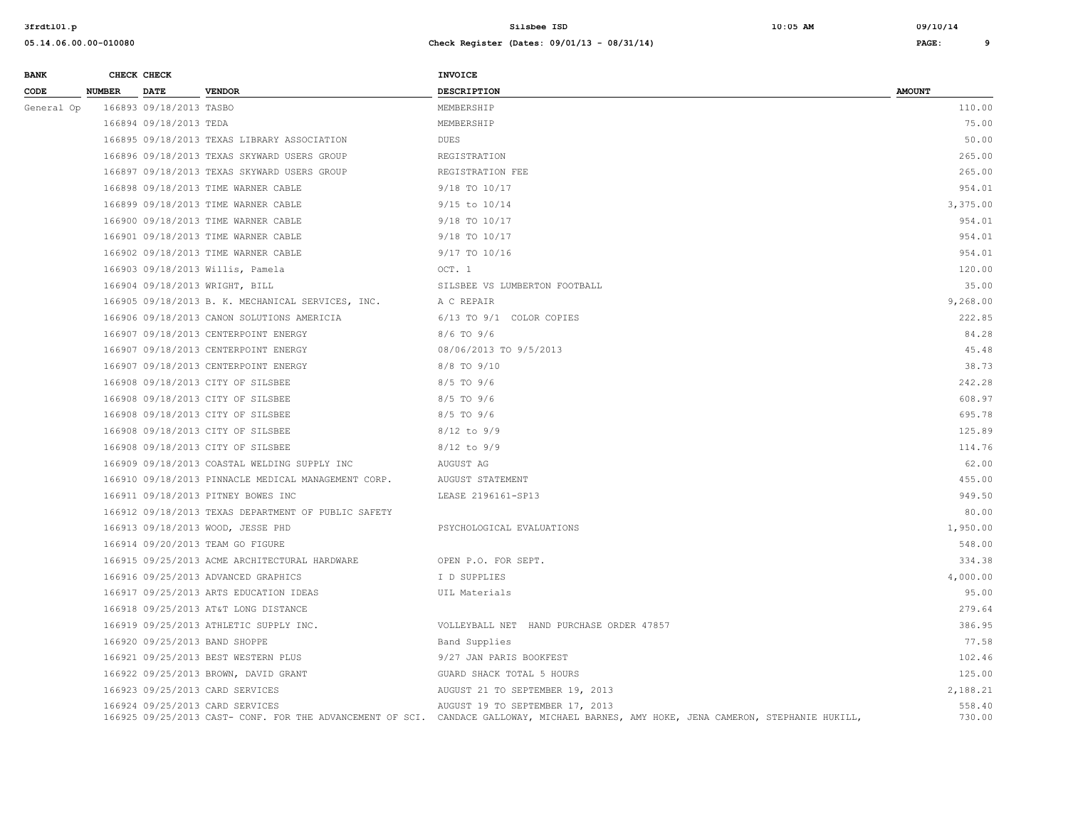| BANK CODE | CHECK NUMBER | CHECK DATE | VENDOR | INVOICE DESCRIPTION | AMOUNT |
|---|---|---|---|---|---|
| General Op | 166893 | 09/18/2013 | TASBO | MEMBERSHIP | 110.00 |
| | 166894 | 09/18/2013 | TEDA | MEMBERSHIP | 75.00 |
| | 166895 | 09/18/2013 | TEXAS LIBRARY ASSOCIATION | DUES | 50.00 |
| | 166896 | 09/18/2013 | TEXAS SKYWARD USERS GROUP | REGISTRATION | 265.00 |
| | 166897 | 09/18/2013 | TEXAS SKYWARD USERS GROUP | REGISTRATION FEE | 265.00 |
| | 166898 | 09/18/2013 | TIME WARNER CABLE | 9/18 TO 10/17 | 954.01 |
| | 166899 | 09/18/2013 | TIME WARNER CABLE | 9/15 to 10/14 | 3,375.00 |
| | 166900 | 09/18/2013 | TIME WARNER CABLE | 9/18 TO 10/17 | 954.01 |
| | 166901 | 09/18/2013 | TIME WARNER CABLE | 9/18 TO 10/17 | 954.01 |
| | 166902 | 09/18/2013 | TIME WARNER CABLE | 9/17 TO 10/16 | 954.01 |
| | 166903 | 09/18/2013 | Willis, Pamela | OCT. 1 | 120.00 |
| | 166904 | 09/18/2013 | WRIGHT, BILL | SILSBEE VS LUMBERTON FOOTBALL | 35.00 |
| | 166905 | 09/18/2013 | B. K. MECHANICAL SERVICES, INC. | A C REPAIR | 9,268.00 |
| | 166906 | 09/18/2013 | CANON SOLUTIONS AMERICIA | 6/13 TO 9/1 COLOR COPIES | 222.85 |
| | 166907 | 09/18/2013 | CENTERPOINT ENERGY | 8/6 TO 9/6 | 84.28 |
| | 166907 | 09/18/2013 | CENTERPOINT ENERGY | 08/06/2013 TO 9/5/2013 | 45.48 |
| | 166907 | 09/18/2013 | CENTERPOINT ENERGY | 8/8 TO 9/10 | 38.73 |
| | 166908 | 09/18/2013 | CITY OF SILSBEE | 8/5 TO 9/6 | 242.28 |
| | 166908 | 09/18/2013 | CITY OF SILSBEE | 8/5 TO 9/6 | 608.97 |
| | 166908 | 09/18/2013 | CITY OF SILSBEE | 8/5 TO 9/6 | 695.78 |
| | 166908 | 09/18/2013 | CITY OF SILSBEE | 8/12 to 9/9 | 125.89 |
| | 166908 | 09/18/2013 | CITY OF SILSBEE | 8/12 to 9/9 | 114.76 |
| | 166909 | 09/18/2013 | COASTAL WELDING SUPPLY INC | AUGUST AG | 62.00 |
| | 166910 | 09/18/2013 | PINNACLE MEDICAL MANAGEMENT CORP. | AUGUST STATEMENT | 455.00 |
| | 166911 | 09/18/2013 | PITNEY BOWES INC | LEASE 2196161-SP13 | 949.50 |
| | 166912 | 09/18/2013 | TEXAS DEPARTMENT OF PUBLIC SAFETY | | 80.00 |
| | 166913 | 09/18/2013 | WOOD, JESSE PHD | PSYCHOLOGICAL EVALUATIONS | 1,950.00 |
| | 166914 | 09/20/2013 | TEAM GO FIGURE | | 548.00 |
| | 166915 | 09/25/2013 | ACME ARCHITECTURAL HARDWARE | OPEN P.O. FOR SEPT. | 334.38 |
| | 166916 | 09/25/2013 | ADVANCED GRAPHICS | I D SUPPLIES | 4,000.00 |
| | 166917 | 09/25/2013 | ARTS EDUCATION IDEAS | UIL Materials | 95.00 |
| | 166918 | 09/25/2013 | AT&T LONG DISTANCE | | 279.64 |
| | 166919 | 09/25/2013 | ATHLETIC SUPPLY INC. | VOLLEYBALL NET HAND PURCHASE ORDER 47857 | 386.95 |
| | 166920 | 09/25/2013 | BAND SHOPPE | Band Supplies | 77.58 |
| | 166921 | 09/25/2013 | BEST WESTERN PLUS | 9/27 JAN PARIS BOOKFEST | 102.46 |
| | 166922 | 09/25/2013 | BROWN, DAVID GRANT | GUARD SHACK TOTAL 5 HOURS | 125.00 |
| | 166923 | 09/25/2013 | CARD SERVICES | AUGUST 21 TO SEPTEMBER 19, 2013 | 2,188.21 |
| | 166924 | 09/25/2013 | CARD SERVICES | AUGUST 19 TO SEPTEMBER 17, 2013 | 558.40 |
| | 166925 | 09/25/2013 | CAST- CONF. FOR THE ADVANCEMENT OF SCI. | CANDACE GALLOWAY, MICHAEL BARNES, AMY HOKE, JENA CAMERON, STEPHANIE HUKILL, | 730.00 |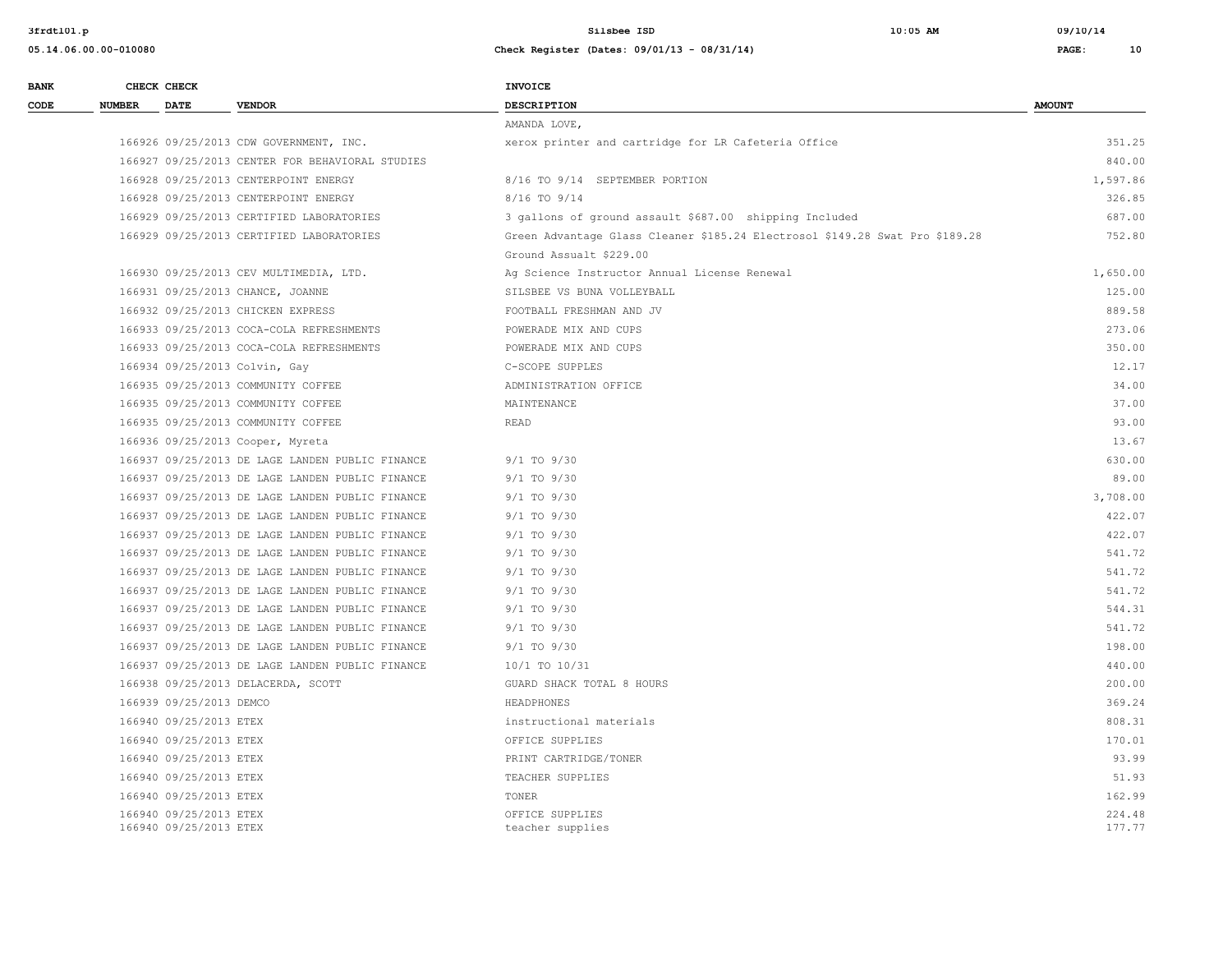| BANK CODE | CHECK NUMBER | CHECK DATE | VENDOR | INVOICE DESCRIPTION | AMOUNT |
|---|---|---|---|---|---|
| | | | | AMANDA LOVE, | |
| | 166926 | 09/25/2013 | CDW GOVERNMENT, INC. | xerox printer and cartridge for LR Cafeteria Office | 351.25 |
| | 166927 | 09/25/2013 | CENTER FOR BEHAVIORAL STUDIES | | 840.00 |
| | 166928 | 09/25/2013 | CENTERPOINT ENERGY | 8/16 TO 9/14 SEPTEMBER PORTION | 1,597.86 |
| | 166928 | 09/25/2013 | CENTERPOINT ENERGY | 8/16 TO 9/14 | 326.85 |
| | 166929 | 09/25/2013 | CERTIFIED LABORATORIES | 3 gallons of ground assault $687.00 shipping Included | 687.00 |
| | 166929 | 09/25/2013 | CERTIFIED LABORATORIES | Green Advantage Glass Cleaner $185.24 Electrosol $149.28 Swat Pro $189.28 Ground Assualt $229.00 | 752.80 |
| | 166930 | 09/25/2013 | CEV MULTIMEDIA, LTD. | Ag Science Instructor Annual License Renewal | 1,650.00 |
| | 166931 | 09/25/2013 | CHANCE, JOANNE | SILSBEE VS BUNA VOLLEYBALL | 125.00 |
| | 166932 | 09/25/2013 | CHICKEN EXPRESS | FOOTBALL FRESHMAN AND JV | 889.58 |
| | 166933 | 09/25/2013 | COCA-COLA REFRESHMENTS | POWERADE MIX AND CUPS | 273.06 |
| | 166933 | 09/25/2013 | COCA-COLA REFRESHMENTS | POWERADE MIX AND CUPS | 350.00 |
| | 166934 | 09/25/2013 | Colvin, Gay | C-SCOPE SUPPLES | 12.17 |
| | 166935 | 09/25/2013 | COMMUNITY COFFEE | ADMINISTRATION OFFICE | 34.00 |
| | 166935 | 09/25/2013 | COMMUNITY COFFEE | MAINTENANCE | 37.00 |
| | 166935 | 09/25/2013 | COMMUNITY COFFEE | READ | 93.00 |
| | 166936 | 09/25/2013 | Cooper, Myreta | | 13.67 |
| | 166937 | 09/25/2013 | DE LAGE LANDEN PUBLIC FINANCE | 9/1 TO 9/30 | 630.00 |
| | 166937 | 09/25/2013 | DE LAGE LANDEN PUBLIC FINANCE | 9/1 TO 9/30 | 89.00 |
| | 166937 | 09/25/2013 | DE LAGE LANDEN PUBLIC FINANCE | 9/1 TO 9/30 | 3,708.00 |
| | 166937 | 09/25/2013 | DE LAGE LANDEN PUBLIC FINANCE | 9/1 TO 9/30 | 422.07 |
| | 166937 | 09/25/2013 | DE LAGE LANDEN PUBLIC FINANCE | 9/1 TO 9/30 | 422.07 |
| | 166937 | 09/25/2013 | DE LAGE LANDEN PUBLIC FINANCE | 9/1 TO 9/30 | 541.72 |
| | 166937 | 09/25/2013 | DE LAGE LANDEN PUBLIC FINANCE | 9/1 TO 9/30 | 541.72 |
| | 166937 | 09/25/2013 | DE LAGE LANDEN PUBLIC FINANCE | 9/1 TO 9/30 | 541.72 |
| | 166937 | 09/25/2013 | DE LAGE LANDEN PUBLIC FINANCE | 9/1 TO 9/30 | 544.31 |
| | 166937 | 09/25/2013 | DE LAGE LANDEN PUBLIC FINANCE | 9/1 TO 9/30 | 541.72 |
| | 166937 | 09/25/2013 | DE LAGE LANDEN PUBLIC FINANCE | 9/1 TO 9/30 | 198.00 |
| | 166937 | 09/25/2013 | DE LAGE LANDEN PUBLIC FINANCE | 10/1 TO 10/31 | 440.00 |
| | 166938 | 09/25/2013 | DELACERDA, SCOTT | GUARD SHACK TOTAL 8 HOURS | 200.00 |
| | 166939 | 09/25/2013 | DEMCO | HEADPHONES | 369.24 |
| | 166940 | 09/25/2013 | ETEX | instructional materials | 808.31 |
| | 166940 | 09/25/2013 | ETEX | OFFICE SUPPLIES | 170.01 |
| | 166940 | 09/25/2013 | ETEX | PRINT CARTRIDGE/TONER | 93.99 |
| | 166940 | 09/25/2013 | ETEX | TEACHER SUPPLIES | 51.93 |
| | 166940 | 09/25/2013 | ETEX | TONER | 162.99 |
| | 166940 | 09/25/2013 | ETEX | OFFICE SUPPLIES | 224.48 |
| | 166940 | 09/25/2013 | ETEX | teacher supplies | 177.77 |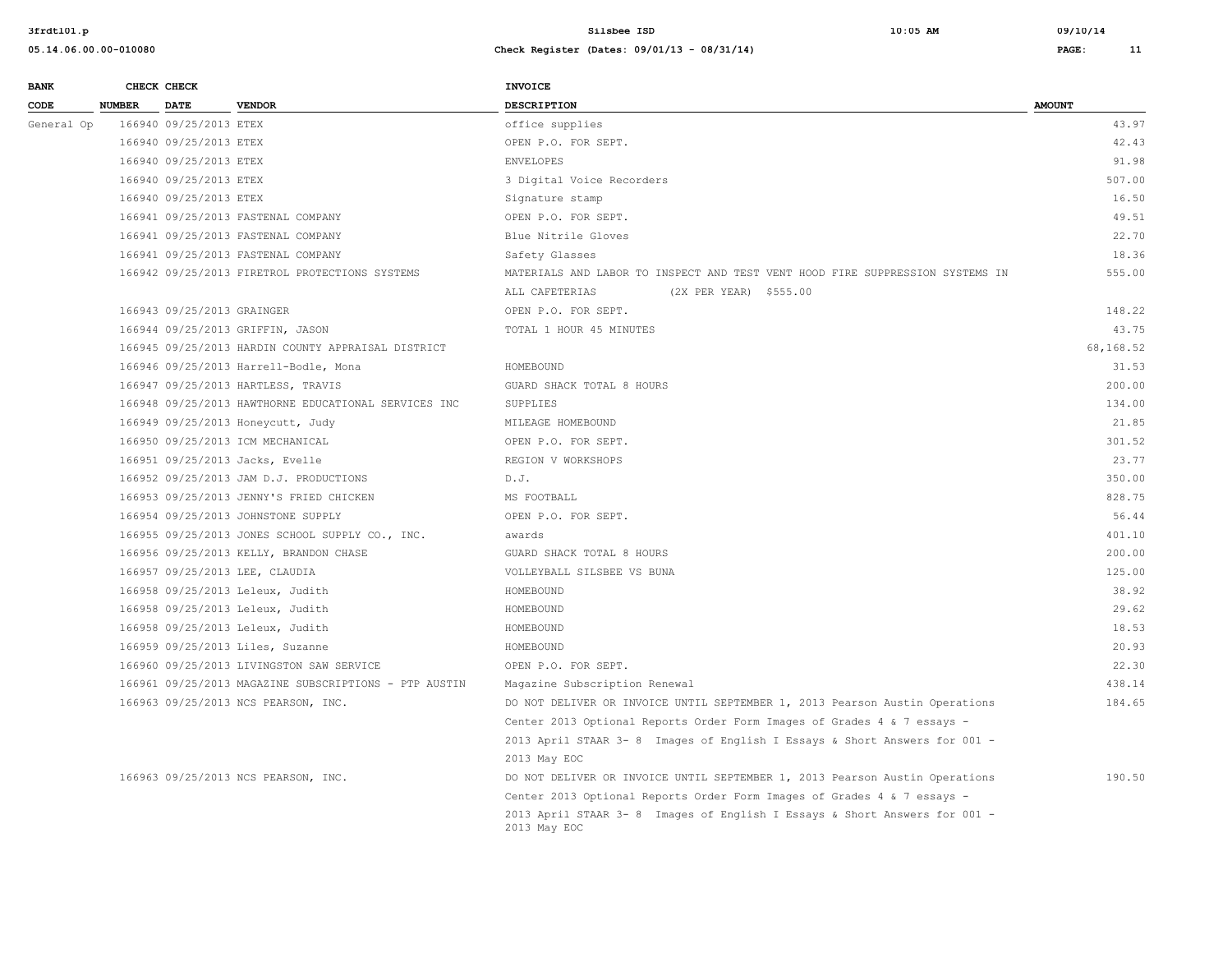| BANK CODE | CHECK NUMBER | CHECK DATE | VENDOR | INVOICE DESCRIPTION | AMOUNT |
|---|---|---|---|---|---|
| General Op | 166940 | 09/25/2013 | ETEX | office supplies | 43.97 |
| | 166940 | 09/25/2013 | ETEX | OPEN P.O. FOR SEPT. | 42.43 |
| | 166940 | 09/25/2013 | ETEX | ENVELOPES | 91.98 |
| | 166940 | 09/25/2013 | ETEX | 3 Digital Voice Recorders | 507.00 |
| | 166940 | 09/25/2013 | ETEX | Signature stamp | 16.50 |
| | 166941 | 09/25/2013 | FASTENAL COMPANY | OPEN P.O. FOR SEPT. | 49.51 |
| | 166941 | 09/25/2013 | FASTENAL COMPANY | Blue Nitrile Gloves | 22.70 |
| | 166941 | 09/25/2013 | FASTENAL COMPANY | Safety Glasses | 18.36 |
| | 166942 | 09/25/2013 | FIRETROL PROTECTIONS SYSTEMS | MATERIALS AND LABOR TO INSPECT AND TEST VENT HOOD FIRE SUPPRESSION SYSTEMS IN ALL CAFETERIAS (2X PER YEAR) $555.00 | 555.00 |
| | 166943 | 09/25/2013 | GRAINGER | OPEN P.O. FOR SEPT. | 148.22 |
| | 166944 | 09/25/2013 | GRIFFIN, JASON | TOTAL 1 HOUR 45 MINUTES | 43.75 |
| | 166945 | 09/25/2013 | HARDIN COUNTY APPRAISAL DISTRICT | | 68,168.52 |
| | 166946 | 09/25/2013 | Harrell-Bodle, Mona | HOMEBOUND | 31.53 |
| | 166947 | 09/25/2013 | HARTLESS, TRAVIS | GUARD SHACK TOTAL 8 HOURS | 200.00 |
| | 166948 | 09/25/2013 | HAWTHORNE EDUCATIONAL SERVICES INC | SUPPLIES | 134.00 |
| | 166949 | 09/25/2013 | Honeycutt, Judy | MILEAGE HOMEBOUND | 21.85 |
| | 166950 | 09/25/2013 | ICM MECHANICAL | OPEN P.O. FOR SEPT. | 301.52 |
| | 166951 | 09/25/2013 | Jacks, Evelle | REGION V WORKSHOPS | 23.77 |
| | 166952 | 09/25/2013 | JAM D.J. PRODUCTIONS | D.J. | 350.00 |
| | 166953 | 09/25/2013 | JENNY'S FRIED CHICKEN | MS FOOTBALL | 828.75 |
| | 166954 | 09/25/2013 | JOHNSTONE SUPPLY | OPEN P.O. FOR SEPT. | 56.44 |
| | 166955 | 09/25/2013 | JONES SCHOOL SUPPLY CO., INC. | awards | 401.10 |
| | 166956 | 09/25/2013 | KELLY, BRANDON CHASE | GUARD SHACK TOTAL 8 HOURS | 200.00 |
| | 166957 | 09/25/2013 | LEE, CLAUDIA | VOLLEYBALL SILSBEE VS BUNA | 125.00 |
| | 166958 | 09/25/2013 | Leleux, Judith | HOMEBOUND | 38.92 |
| | 166958 | 09/25/2013 | Leleux, Judith | HOMEBOUND | 29.62 |
| | 166958 | 09/25/2013 | Leleux, Judith | HOMEBOUND | 18.53 |
| | 166959 | 09/25/2013 | Liles, Suzanne | HOMEBOUND | 20.93 |
| | 166960 | 09/25/2013 | LIVINGSTON SAW SERVICE | OPEN P.O. FOR SEPT. | 22.30 |
| | 166961 | 09/25/2013 | MAGAZINE SUBSCRIPTIONS - PTP AUSTIN | Magazine Subscription Renewal | 438.14 |
| | 166963 | 09/25/2013 | NCS PEARSON, INC. | DO NOT DELIVER OR INVOICE UNTIL SEPTEMBER 1, 2013 Pearson Austin Operations Center 2013 Optional Reports Order Form Images of Grades 4 & 7 essays - 2013 April STAAR 3- 8 Images of English I Essays & Short Answers for 001 - 2013 May EOC | 184.65 |
| | 166963 | 09/25/2013 | NCS PEARSON, INC. | DO NOT DELIVER OR INVOICE UNTIL SEPTEMBER 1, 2013 Pearson Austin Operations Center 2013 Optional Reports Order Form Images of Grades 4 & 7 essays - 2013 April STAAR 3- 8 Images of English I Essays & Short Answers for 001 - 2013 May EOC | 190.50 |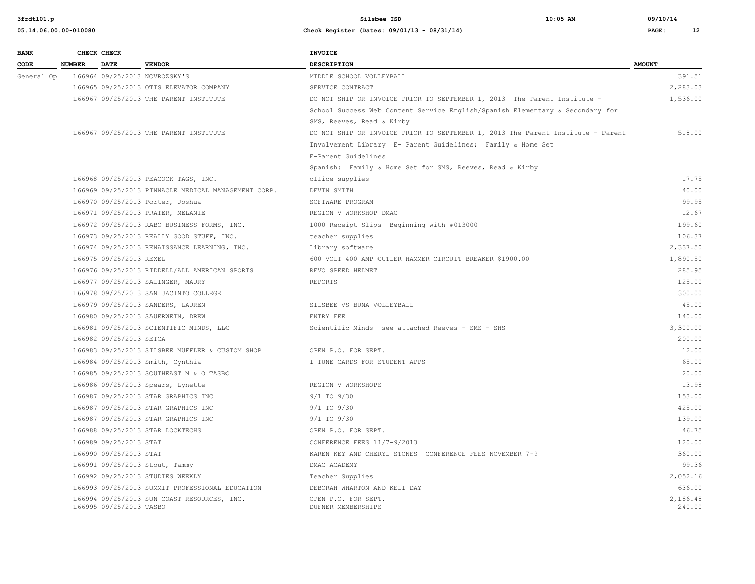| BANK CODE | CHECK NUMBER | CHECK DATE | VENDOR | INVOICE DESCRIPTION | AMOUNT |
|---|---|---|---|---|---|
| General Op | 166964 | 09/25/2013 | NOVROZSKY'S | MIDDLE SCHOOL VOLLEYBALL | 391.51 |
| | 166965 | 09/25/2013 | OTIS ELEVATOR COMPANY | SERVICE CONTRACT | 2,283.03 |
| | 166967 | 09/25/2013 | THE PARENT INSTITUTE | DO NOT SHIP OR INVOICE PRIOR TO SEPTEMBER 1, 2013 The Parent Institute - School Success Web Content Service English/Spanish Elementary & Secondary for SMS, Reeves, Read & Kirby | 1,536.00 |
| | 166967 | 09/25/2013 | THE PARENT INSTITUTE | DO NOT SHIP OR INVOICE PRIOR TO SEPTEMBER 1, 2013 The Parent Institute - Parent Involvement Library E- Parent Guidelines: Family & Home Set E-Parent Guidelines Spanish: Family & Home Set for SMS, Reeves, Read & Kirby | 518.00 |
| | 166968 | 09/25/2013 | PEACOCK TAGS, INC. | office supplies | 17.75 |
| | 166969 | 09/25/2013 | PINNACLE MEDICAL MANAGEMENT CORP. | DEVIN SMITH | 40.00 |
| | 166970 | 09/25/2013 | Porter, Joshua | SOFTWARE PROGRAM | 99.95 |
| | 166971 | 09/25/2013 | PRATER, MELANIE | REGION V WORKSHOP DMAC | 12.67 |
| | 166972 | 09/25/2013 | RABO BUSINESS FORMS, INC. | 1000 Receipt Slips Beginning with #013000 | 199.60 |
| | 166973 | 09/25/2013 | REALLY GOOD STUFF, INC. | teacher supplies | 106.37 |
| | 166974 | 09/25/2013 | RENAISSANCE LEARNING, INC. | Library software | 2,337.50 |
| | 166975 | 09/25/2013 | REXEL | 600 VOLT 400 AMP CUTLER HAMMER CIRCUIT BREAKER $1900.00 | 1,890.50 |
| | 166976 | 09/25/2013 | RIDDELL/ALL AMERICAN SPORTS | REVO SPEED HELMET | 285.95 |
| | 166977 | 09/25/2013 | SALINGER, MAURY | REPORTS | 125.00 |
| | 166978 | 09/25/2013 | SAN JACINTO COLLEGE | | 300.00 |
| | 166979 | 09/25/2013 | SANDERS, LAUREN | SILSBEE VS BUNA VOLLEYBALL | 45.00 |
| | 166980 | 09/25/2013 | SAUERWEIN, DREW | ENTRY FEE | 140.00 |
| | 166981 | 09/25/2013 | SCIENTIFIC MINDS, LLC | Scientific Minds see attached Reeves - SMS - SHS | 3,300.00 |
| | 166982 | 09/25/2013 | SETCA | | 200.00 |
| | 166983 | 09/25/2013 | SILSBEE MUFFLER & CUSTOM SHOP | OPEN P.O. FOR SEPT. | 12.00 |
| | 166984 | 09/25/2013 | Smith, Cynthia | I TUNE CARDS FOR STUDENT APPS | 65.00 |
| | 166985 | 09/25/2013 | SOUTHEAST M & O TASBO | | 20.00 |
| | 166986 | 09/25/2013 | Spears, Lynette | REGION V WORKSHOPS | 13.98 |
| | 166987 | 09/25/2013 | STAR GRAPHICS INC | 9/1 TO 9/30 | 153.00 |
| | 166987 | 09/25/2013 | STAR GRAPHICS INC | 9/1 TO 9/30 | 425.00 |
| | 166987 | 09/25/2013 | STAR GRAPHICS INC | 9/1 TO 9/30 | 139.00 |
| | 166988 | 09/25/2013 | STAR LOCKTECHS | OPEN P.O. FOR SEPT. | 46.75 |
| | 166989 | 09/25/2013 | STAT | CONFERENCE FEES 11/7-9/2013 | 120.00 |
| | 166990 | 09/25/2013 | STAT | KAREN KEY AND CHERYL STONES CONFERENCE FEES NOVEMBER 7-9 | 360.00 |
| | 166991 | 09/25/2013 | Stout, Tammy | DMAC ACADEMY | 99.36 |
| | 166992 | 09/25/2013 | STUDIES WEEKLY | Teacher Supplies | 2,052.16 |
| | 166993 | 09/25/2013 | SUMMIT PROFESSIONAL EDUCATION | DEBORAH WHARTON AND KELI DAY | 636.00 |
| | 166994 | 09/25/2013 | SUN COAST RESOURCES, INC. | OPEN P.O. FOR SEPT. | 2,186.48 |
| | 166995 | 09/25/2013 | TASBO | DUFNER MEMBERSHIPS | 240.00 |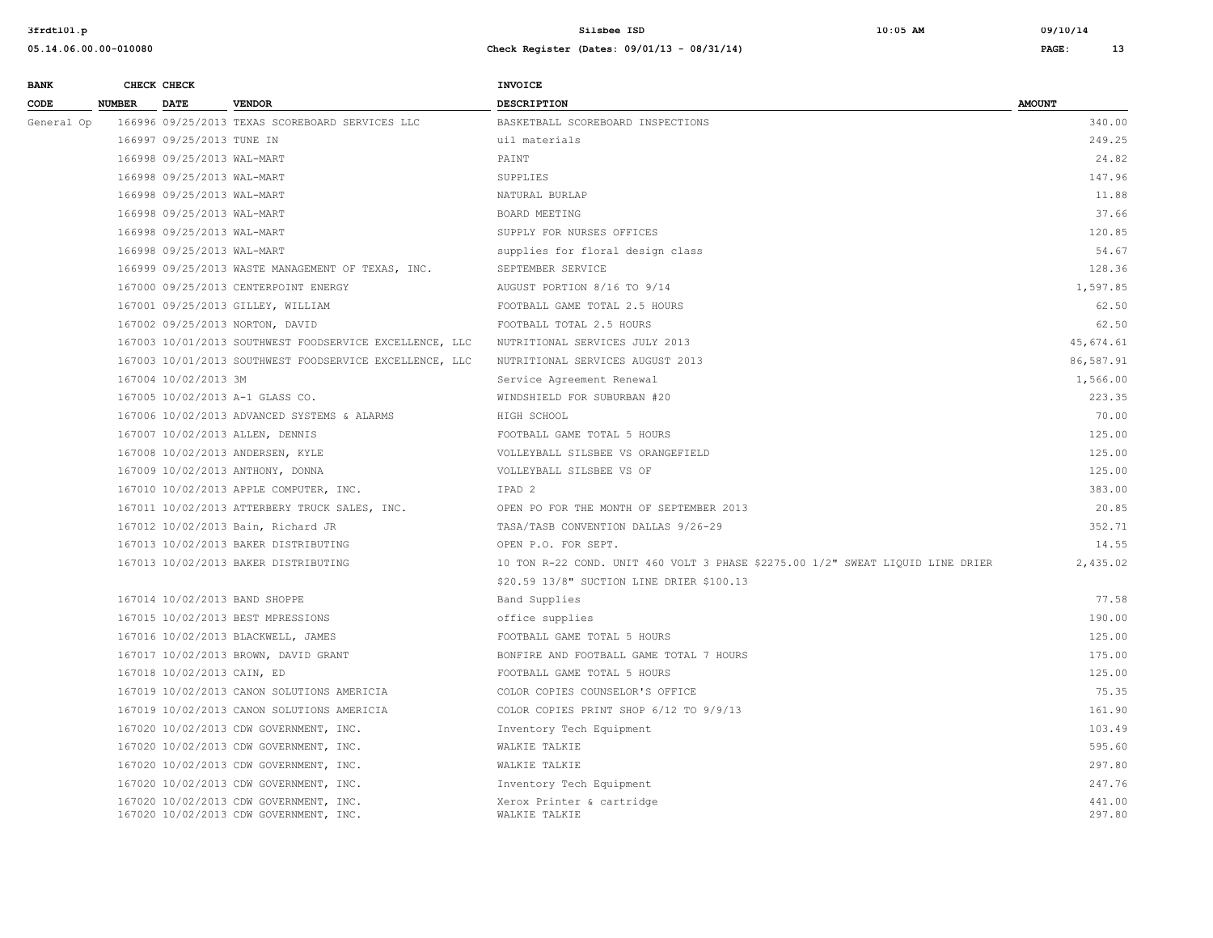| BANK CODE | CHECK NUMBER | CHECK DATE | VENDOR | INVOICE DESCRIPTION | AMOUNT |
|---|---|---|---|---|---|
| General Op | 166996 | 09/25/2013 | TEXAS SCOREBOARD SERVICES LLC | BASKETBALL SCOREBOARD INSPECTIONS | 340.00 |
| | 166997 | 09/25/2013 | TUNE IN | uil materials | 249.25 |
| | 166998 | 09/25/2013 | WAL-MART | PAINT | 24.82 |
| | 166998 | 09/25/2013 | WAL-MART | SUPPLIES | 147.96 |
| | 166998 | 09/25/2013 | WAL-MART | NATURAL BURLAP | 11.88 |
| | 166998 | 09/25/2013 | WAL-MART | BOARD MEETING | 37.66 |
| | 166998 | 09/25/2013 | WAL-MART | SUPPLY FOR NURSES OFFICES | 120.85 |
| | 166998 | 09/25/2013 | WAL-MART | supplies for floral design class | 54.67 |
| | 166999 | 09/25/2013 | WASTE MANAGEMENT OF TEXAS, INC. | SEPTEMBER SERVICE | 128.36 |
| | 167000 | 09/25/2013 | CENTERPOINT ENERGY | AUGUST PORTION 8/16 TO 9/14 | 1,597.85 |
| | 167001 | 09/25/2013 | GILLEY, WILLIAM | FOOTBALL GAME TOTAL 2.5 HOURS | 62.50 |
| | 167002 | 09/25/2013 | NORTON, DAVID | FOOTBALL TOTAL 2.5 HOURS | 62.50 |
| | 167003 | 10/01/2013 | SOUTHWEST FOODSERVICE EXCELLENCE, LLC | NUTRITIONAL SERVICES JULY 2013 | 45,674.61 |
| | 167003 | 10/01/2013 | SOUTHWEST FOODSERVICE EXCELLENCE, LLC | NUTRITIONAL SERVICES AUGUST 2013 | 86,587.91 |
| | 167004 | 10/02/2013 | 3M | Service Agreement Renewal | 1,566.00 |
| | 167005 | 10/02/2013 | A-1 GLASS CO. | WINDSHIELD FOR SUBURBAN #20 | 223.35 |
| | 167006 | 10/02/2013 | ADVANCED SYSTEMS & ALARMS | HIGH SCHOOL | 70.00 |
| | 167007 | 10/02/2013 | ALLEN, DENNIS | FOOTBALL GAME TOTAL 5 HOURS | 125.00 |
| | 167008 | 10/02/2013 | ANDERSEN, KYLE | VOLLEYBALL SILSBEE VS ORANGEFIELD | 125.00 |
| | 167009 | 10/02/2013 | ANTHONY, DONNA | VOLLEYBALL SILSBEE VS OF | 125.00 |
| | 167010 | 10/02/2013 | APPLE COMPUTER, INC. | IPAD 2 | 383.00 |
| | 167011 | 10/02/2013 | ATTERBERY TRUCK SALES, INC. | OPEN PO FOR THE MONTH OF SEPTEMBER 2013 | 20.85 |
| | 167012 | 10/02/2013 | Bain, Richard JR | TASA/TASB CONVENTION DALLAS 9/26-29 | 352.71 |
| | 167013 | 10/02/2013 | BAKER DISTRIBUTING | OPEN P.O. FOR SEPT. | 14.55 |
| | 167013 | 10/02/2013 | BAKER DISTRIBUTING | 10 TON R-22 COND. UNIT 460 VOLT 3 PHASE $2275.00 1/2" SWEAT LIQUID LINE DRIER $20.59 13/8" SUCTION LINE DRIER $100.13 | 2,435.02 |
| | 167014 | 10/02/2013 | BAND SHOPPE | Band Supplies | 77.58 |
| | 167015 | 10/02/2013 | BEST MPRESSIONS | office supplies | 190.00 |
| | 167016 | 10/02/2013 | BLACKWELL, JAMES | FOOTBALL GAME TOTAL 5 HOURS | 125.00 |
| | 167017 | 10/02/2013 | BROWN, DAVID GRANT | BONFIRE AND FOOTBALL GAME TOTAL 7 HOURS | 175.00 |
| | 167018 | 10/02/2013 | CAIN, ED | FOOTBALL GAME TOTAL 5 HOURS | 125.00 |
| | 167019 | 10/02/2013 | CANON SOLUTIONS AMERICIA | COLOR COPIES COUNSELOR'S OFFICE | 75.35 |
| | 167019 | 10/02/2013 | CANON SOLUTIONS AMERICIA | COLOR COPIES PRINT SHOP 6/12 TO 9/9/13 | 161.90 |
| | 167020 | 10/02/2013 | CDW GOVERNMENT, INC. | Inventory Tech Equipment | 103.49 |
| | 167020 | 10/02/2013 | CDW GOVERNMENT, INC. | WALKIE TALKIE | 595.60 |
| | 167020 | 10/02/2013 | CDW GOVERNMENT, INC. | WALKIE TALKIE | 297.80 |
| | 167020 | 10/02/2013 | CDW GOVERNMENT, INC. | Inventory Tech Equipment | 247.76 |
| | 167020 | 10/02/2013 | CDW GOVERNMENT, INC. | Xerox Printer & cartridge | 441.00 |
| | 167020 | 10/02/2013 | CDW GOVERNMENT, INC. | WALKIE TALKIE | 297.80 |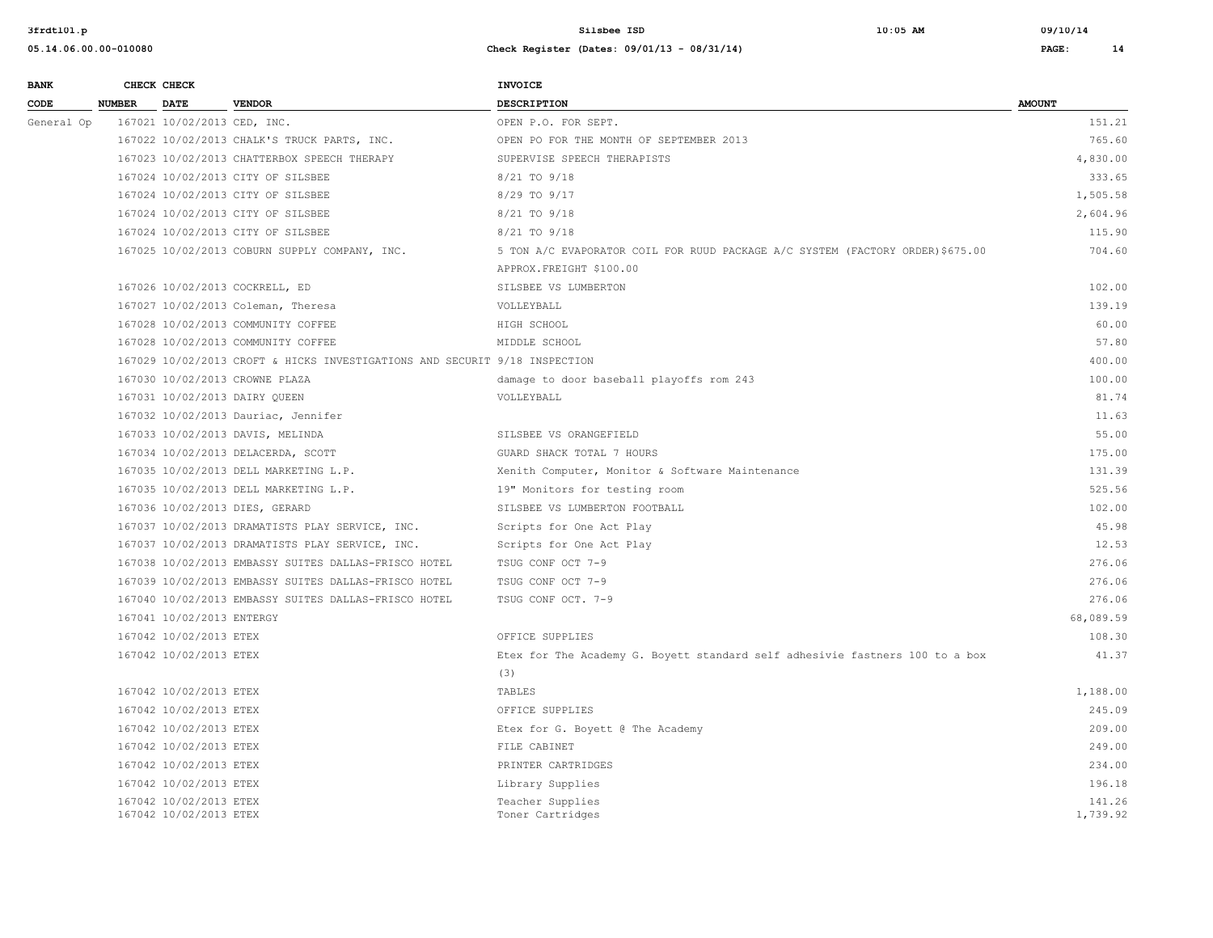| BANK CODE | CHECK NUMBER | CHECK DATE | VENDOR | INVOICE DESCRIPTION | AMOUNT |
|---|---|---|---|---|---|
| General Op | 167021 | 10/02/2013 | CED, INC. | OPEN P.O. FOR SEPT. | 151.21 |
| | 167022 | 10/02/2013 | CHALK'S TRUCK PARTS, INC. | OPEN PO FOR THE MONTH OF SEPTEMBER 2013 | 765.60 |
| | 167023 | 10/02/2013 | CHATTERBOX SPEECH THERAPY | SUPERVISE SPEECH THERAPISTS | 4,830.00 |
| | 167024 | 10/02/2013 | CITY OF SILSBEE | 8/21 TO 9/18 | 333.65 |
| | 167024 | 10/02/2013 | CITY OF SILSBEE | 8/29 TO 9/17 | 1,505.58 |
| | 167024 | 10/02/2013 | CITY OF SILSBEE | 8/21 TO 9/18 | 2,604.96 |
| | 167024 | 10/02/2013 | CITY OF SILSBEE | 8/21 TO 9/18 | 115.90 |
| | 167025 | 10/02/2013 | COBURN SUPPLY COMPANY, INC. | 5 TON A/C EVAPORATOR COIL FOR RUUD PACKAGE A/C SYSTEM (FACTORY ORDER)$675.00 APPROX.FREIGHT $100.00 | 704.60 |
| | 167026 | 10/02/2013 | COCKRELL, ED | SILSBEE VS LUMBERTON | 102.00 |
| | 167027 | 10/02/2013 | Coleman, Theresa | VOLLEYBALL | 139.19 |
| | 167028 | 10/02/2013 | COMMUNITY COFFEE | HIGH SCHOOL | 60.00 |
| | 167028 | 10/02/2013 | COMMUNITY COFFEE | MIDDLE SCHOOL | 57.80 |
| | 167029 | 10/02/2013 | CROFT & HICKS INVESTIGATIONS AND SECURIT | 9/18 INSPECTION | 400.00 |
| | 167030 | 10/02/2013 | CROWNE PLAZA | damage to door baseball playoffs rom 243 | 100.00 |
| | 167031 | 10/02/2013 | DAIRY QUEEN | VOLLEYBALL | 81.74 |
| | 167032 | 10/02/2013 | Dauriac, Jennifer | | 11.63 |
| | 167033 | 10/02/2013 | DAVIS, MELINDA | SILSBEE VS ORANGEFIELD | 55.00 |
| | 167034 | 10/02/2013 | DELACERDA, SCOTT | GUARD SHACK TOTAL 7 HOURS | 175.00 |
| | 167035 | 10/02/2013 | DELL MARKETING L.P. | Xenith Computer, Monitor & Software Maintenance | 131.39 |
| | 167035 | 10/02/2013 | DELL MARKETING L.P. | 19" Monitors for testing room | 525.56 |
| | 167036 | 10/02/2013 | DIES, GERARD | SILSBEE VS LUMBERTON FOOTBALL | 102.00 |
| | 167037 | 10/02/2013 | DRAMATISTS PLAY SERVICE, INC. | Scripts for One Act Play | 45.98 |
| | 167037 | 10/02/2013 | DRAMATISTS PLAY SERVICE, INC. | Scripts for One Act Play | 12.53 |
| | 167038 | 10/02/2013 | EMBASSY SUITES DALLAS-FRISCO HOTEL | TSUG CONF OCT 7-9 | 276.06 |
| | 167039 | 10/02/2013 | EMBASSY SUITES DALLAS-FRISCO HOTEL | TSUG CONF OCT 7-9 | 276.06 |
| | 167040 | 10/02/2013 | EMBASSY SUITES DALLAS-FRISCO HOTEL | TSUG CONF OCT. 7-9 | 276.06 |
| | 167041 | 10/02/2013 | ENTERGY | | 68,089.59 |
| | 167042 | 10/02/2013 | ETEX | OFFICE SUPPLIES | 108.30 |
| | 167042 | 10/02/2013 | ETEX | Etex for The Academy G. Boyett standard self adhesivie fastners 100 to a box (3) | 41.37 |
| | 167042 | 10/02/2013 | ETEX | TABLES | 1,188.00 |
| | 167042 | 10/02/2013 | ETEX | OFFICE SUPPLIES | 245.09 |
| | 167042 | 10/02/2013 | ETEX | Etex for G. Boyett @ The Academy | 209.00 |
| | 167042 | 10/02/2013 | ETEX | FILE CABINET | 249.00 |
| | 167042 | 10/02/2013 | ETEX | PRINTER CARTRIDGES | 234.00 |
| | 167042 | 10/02/2013 | ETEX | Library Supplies | 196.18 |
| | 167042 | 10/02/2013 | ETEX | Teacher Supplies | 141.26 |
| | 167042 | 10/02/2013 | ETEX | Toner Cartridges | 1,739.92 |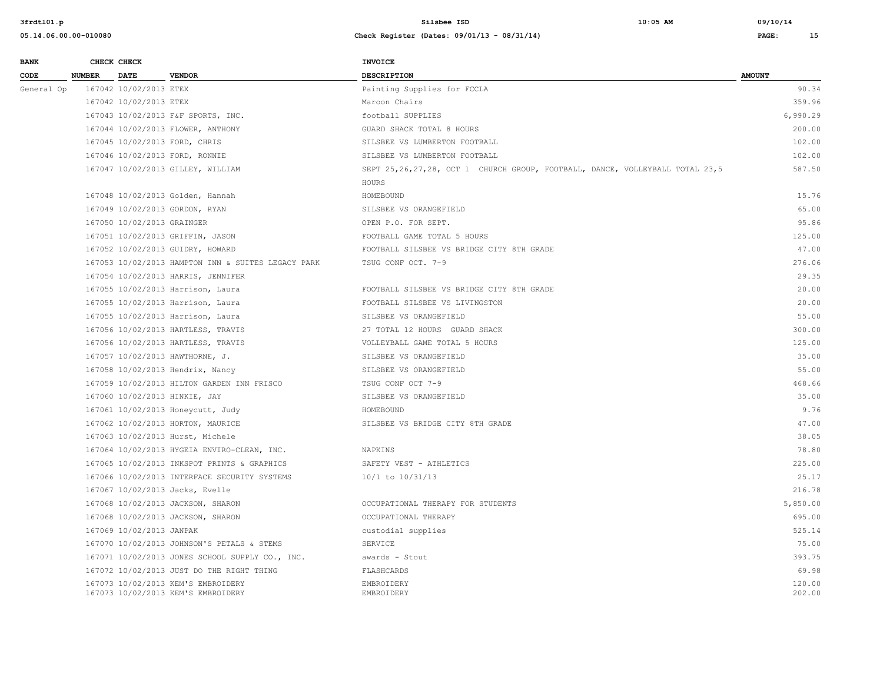| BANK CODE | CHECK NUMBER | CHECK DATE | VENDOR | INVOICE DESCRIPTION | AMOUNT |
|---|---|---|---|---|---|
| General Op | 167042 | 10/02/2013 | ETEX | Painting Supplies for FCCLA | 90.34 |
| | 167042 | 10/02/2013 | ETEX | Maroon Chairs | 359.96 |
| | 167043 | 10/02/2013 | F&F SPORTS, INC. | football SUPPLIES | 6,990.29 |
| | 167044 | 10/02/2013 | FLOWER, ANTHONY | GUARD SHACK TOTAL 8 HOURS | 200.00 |
| | 167045 | 10/02/2013 | FORD, CHRIS | SILSBEE VS LUMBERTON FOOTBALL | 102.00 |
| | 167046 | 10/02/2013 | FORD, RONNIE | SILSBEE VS LUMBERTON FOOTBALL | 102.00 |
| | 167047 | 10/02/2013 | GILLEY, WILLIAM | SEPT 25,26,27,28, OCT 1 CHURCH GROUP, FOOTBALL, DANCE, VOLLEYBALL TOTAL 23,5 HOURS | 587.50 |
| | 167048 | 10/02/2013 | Golden, Hannah | HOMEBOUND | 15.76 |
| | 167049 | 10/02/2013 | GORDON, RYAN | SILSBEE VS ORANGEFIELD | 65.00 |
| | 167050 | 10/02/2013 | GRAINGER | OPEN P.O. FOR SEPT. | 95.86 |
| | 167051 | 10/02/2013 | GRIFFIN, JASON | FOOTBALL GAME TOTAL 5 HOURS | 125.00 |
| | 167052 | 10/02/2013 | GUIDRY, HOWARD | FOOTBALL SILSBEE VS BRIDGE CITY 8TH GRADE | 47.00 |
| | 167053 | 10/02/2013 | HAMPTON INN & SUITES LEGACY PARK | TSUG CONF OCT. 7-9 | 276.06 |
| | 167054 | 10/02/2013 | HARRIS, JENNIFER | | 29.35 |
| | 167055 | 10/02/2013 | Harrison, Laura | FOOTBALL SILSBEE VS BRIDGE CITY 8TH GRADE | 20.00 |
| | 167055 | 10/02/2013 | Harrison, Laura | FOOTBALL SILSBEE VS LIVINGSTON | 20.00 |
| | 167055 | 10/02/2013 | Harrison, Laura | SILSBEE VS ORANGEFIELD | 55.00 |
| | 167056 | 10/02/2013 | HARTLESS, TRAVIS | 27 TOTAL 12 HOURS GUARD SHACK | 300.00 |
| | 167056 | 10/02/2013 | HARTLESS, TRAVIS | VOLLEYBALL GAME TOTAL 5 HOURS | 125.00 |
| | 167057 | 10/02/2013 | HAWTHORNE, J. | SILSBEE VS ORANGEFIELD | 35.00 |
| | 167058 | 10/02/2013 | Hendrix, Nancy | SILSBEE VS ORANGEFIELD | 55.00 |
| | 167059 | 10/02/2013 | HILTON GARDEN INN FRISCO | TSUG CONF OCT 7-9 | 468.66 |
| | 167060 | 10/02/2013 | HINKIE, JAY | SILSBEE VS ORANGEFIELD | 35.00 |
| | 167061 | 10/02/2013 | Honeycutt, Judy | HOMEBOUND | 9.76 |
| | 167062 | 10/02/2013 | HORTON, MAURICE | SILSBEE VS BRIDGE CITY 8TH GRADE | 47.00 |
| | 167063 | 10/02/2013 | Hurst, Michele | | 38.05 |
| | 167064 | 10/02/2013 | HYGEIA ENVIRO-CLEAN, INC. | NAPKINS | 78.80 |
| | 167065 | 10/02/2013 | INKSPOT PRINTS & GRAPHICS | SAFETY VEST - ATHLETICS | 225.00 |
| | 167066 | 10/02/2013 | INTERFACE SECURITY SYSTEMS | 10/1 to 10/31/13 | 25.17 |
| | 167067 | 10/02/2013 | Jacks, Evelle | | 216.78 |
| | 167068 | 10/02/2013 | JACKSON, SHARON | OCCUPATIONAL THERAPY FOR STUDENTS | 5,850.00 |
| | 167068 | 10/02/2013 | JACKSON, SHARON | OCCUPATIONAL THERAPY | 695.00 |
| | 167069 | 10/02/2013 | JANPAK | custodial supplies | 525.14 |
| | 167070 | 10/02/2013 | JOHNSON'S PETALS & STEMS | SERVICE | 75.00 |
| | 167071 | 10/02/2013 | JONES SCHOOL SUPPLY CO., INC. | awards - Stout | 393.75 |
| | 167072 | 10/02/2013 | JUST DO THE RIGHT THING | FLASHCARDS | 69.98 |
| | 167073 | 10/02/2013 | KEM'S EMBROIDERY | EMBROIDERY | 120.00 |
| | 167073 | 10/02/2013 | KEM'S EMBROIDERY | EMBROIDERY | 202.00 |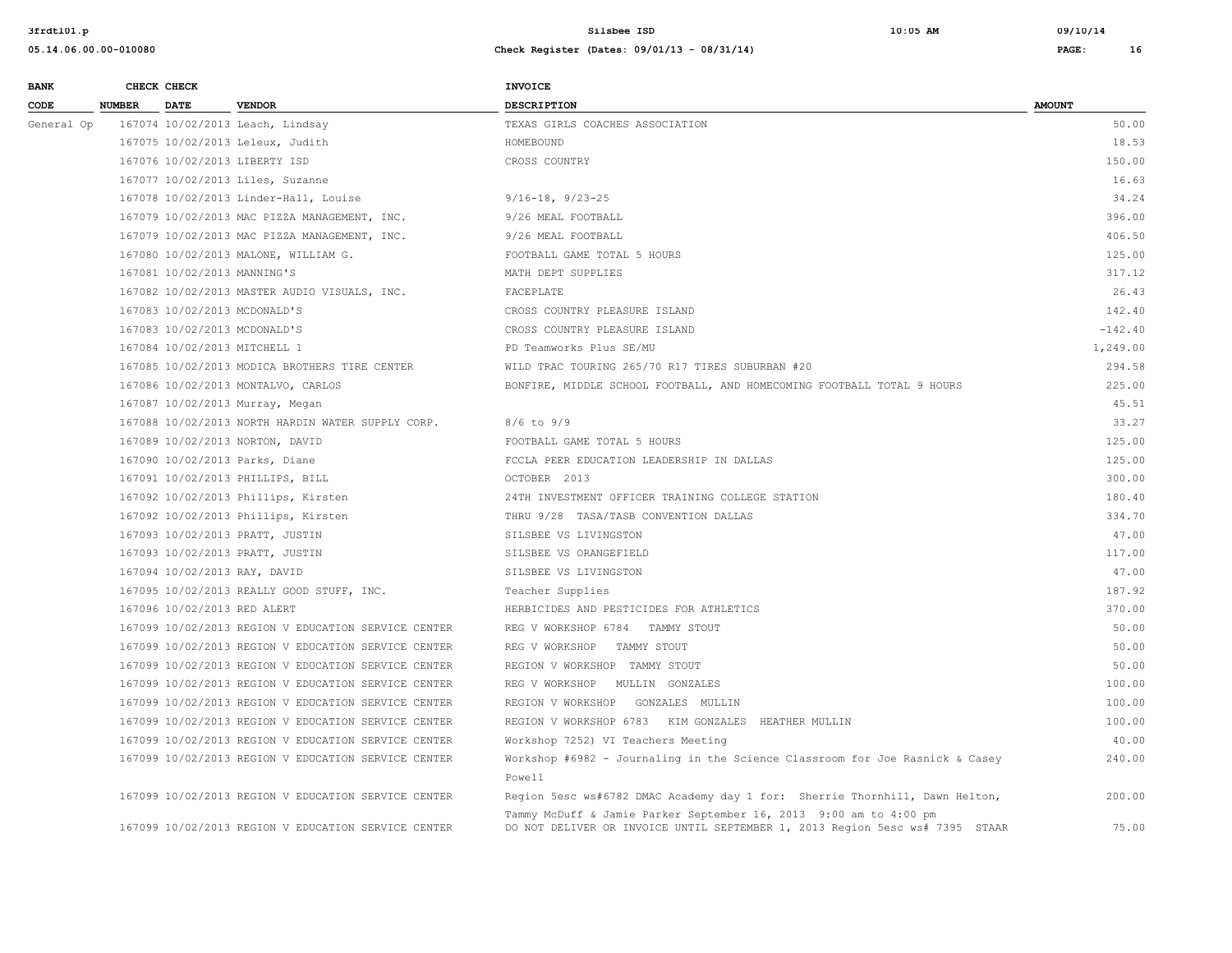| BANK CODE | CHECK NUMBER | CHECK DATE | VENDOR | INVOICE DESCRIPTION | AMOUNT |
|---|---|---|---|---|---|
| General Op | 167074 | 10/02/2013 | Leach, Lindsay | TEXAS GIRLS COACHES ASSOCIATION | 50.00 |
| | 167075 | 10/02/2013 | Leleux, Judith | HOMEBOUND | 18.53 |
| | 167076 | 10/02/2013 | LIBERTY ISD | CROSS COUNTRY | 150.00 |
| | 167077 | 10/02/2013 | Liles, Suzanne | | 16.63 |
| | 167078 | 10/02/2013 | Linder-Hall, Louise | 9/16-18, 9/23-25 | 34.24 |
| | 167079 | 10/02/2013 | MAC PIZZA MANAGEMENT, INC. | 9/26 MEAL FOOTBALL | 396.00 |
| | 167079 | 10/02/2013 | MAC PIZZA MANAGEMENT, INC. | 9/26 MEAL FOOTBALL | 406.50 |
| | 167080 | 10/02/2013 | MALONE, WILLIAM G. | FOOTBALL GAME TOTAL 5 HOURS | 125.00 |
| | 167081 | 10/02/2013 | MANNING'S | MATH DEPT SUPPLIES | 317.12 |
| | 167082 | 10/02/2013 | MASTER AUDIO VISUALS, INC. | FACEPLATE | 26.43 |
| | 167083 | 10/02/2013 | MCDONALD'S | CROSS COUNTRY PLEASURE ISLAND | 142.40 |
| | 167083 | 10/02/2013 | MCDONALD'S | CROSS COUNTRY PLEASURE ISLAND | -142.40 |
| | 167084 | 10/02/2013 | MITCHELL 1 | PD Teamworks Plus SE/MU | 1,249.00 |
| | 167085 | 10/02/2013 | MODICA BROTHERS TIRE CENTER | WILD TRAC TOURING 265/70 R17 TIRES SUBURBAN #20 | 294.58 |
| | 167086 | 10/02/2013 | MONTALVO, CARLOS | BONFIRE, MIDDLE SCHOOL FOOTBALL, AND HOMECOMING FOOTBALL TOTAL 9 HOURS | 225.00 |
| | 167087 | 10/02/2013 | Murray, Megan | | 45.51 |
| | 167088 | 10/02/2013 | NORTH HARDIN WATER SUPPLY CORP. | 8/6 to 9/9 | 33.27 |
| | 167089 | 10/02/2013 | NORTON, DAVID | FOOTBALL GAME TOTAL 5 HOURS | 125.00 |
| | 167090 | 10/02/2013 | Parks, Diane | FCCLA PEER EDUCATION LEADERSHIP IN DALLAS | 125.00 |
| | 167091 | 10/02/2013 | PHILLIPS, BILL | OCTOBER 2013 | 300.00 |
| | 167092 | 10/02/2013 | Phillips, Kirsten | 24TH INVESTMENT OFFICER TRAINING COLLEGE STATION | 180.40 |
| | 167092 | 10/02/2013 | Phillips, Kirsten | THRU 9/28 TASA/TASB CONVENTION DALLAS | 334.70 |
| | 167093 | 10/02/2013 | PRATT, JUSTIN | SILSBEE VS LIVINGSTON | 47.00 |
| | 167093 | 10/02/2013 | PRATT, JUSTIN | SILSBEE VS ORANGEFIELD | 117.00 |
| | 167094 | 10/02/2013 | RAY, DAVID | SILSBEE VS LIVINGSTON | 47.00 |
| | 167095 | 10/02/2013 | REALLY GOOD STUFF, INC. | Teacher Supplies | 187.92 |
| | 167096 | 10/02/2013 | RED ALERT | HERBICIDES AND PESTICIDES FOR ATHLETICS | 370.00 |
| | 167099 | 10/02/2013 | REGION V EDUCATION SERVICE CENTER | REG V WORKSHOP 6784 TAMMY STOUT | 50.00 |
| | 167099 | 10/02/2013 | REGION V EDUCATION SERVICE CENTER | REG V WORKSHOP TAMMY STOUT | 50.00 |
| | 167099 | 10/02/2013 | REGION V EDUCATION SERVICE CENTER | REGION V WORKSHOP TAMMY STOUT | 50.00 |
| | 167099 | 10/02/2013 | REGION V EDUCATION SERVICE CENTER | REG V WORKSHOP MULLIN GONZALES | 100.00 |
| | 167099 | 10/02/2013 | REGION V EDUCATION SERVICE CENTER | REGION V WORKSHOP GONZALES MULLIN | 100.00 |
| | 167099 | 10/02/2013 | REGION V EDUCATION SERVICE CENTER | REGION V WORKSHOP 6783 KIM GONZALES HEATHER MULLIN | 100.00 |
| | 167099 | 10/02/2013 | REGION V EDUCATION SERVICE CENTER | Workshop 7252) VI Teachers Meeting | 40.00 |
| | 167099 | 10/02/2013 | REGION V EDUCATION SERVICE CENTER | Workshop #6982 - Journaling in the Science Classroom for Joe Rasnick & Casey Powell | 240.00 |
| | 167099 | 10/02/2013 | REGION V EDUCATION SERVICE CENTER | Region 5esc ws#6782 DMAC Academy day 1 for: Sherrie Thornhill, Dawn Helton, Tammy McDuff & Jamie Parker September 16, 2013 9:00 am to 4:00 pm | 200.00 |
| | 167099 | 10/02/2013 | REGION V EDUCATION SERVICE CENTER | DO NOT DELIVER OR INVOICE UNTIL SEPTEMBER 1, 2013 Region 5esc ws# 7395 STAAR | 75.00 |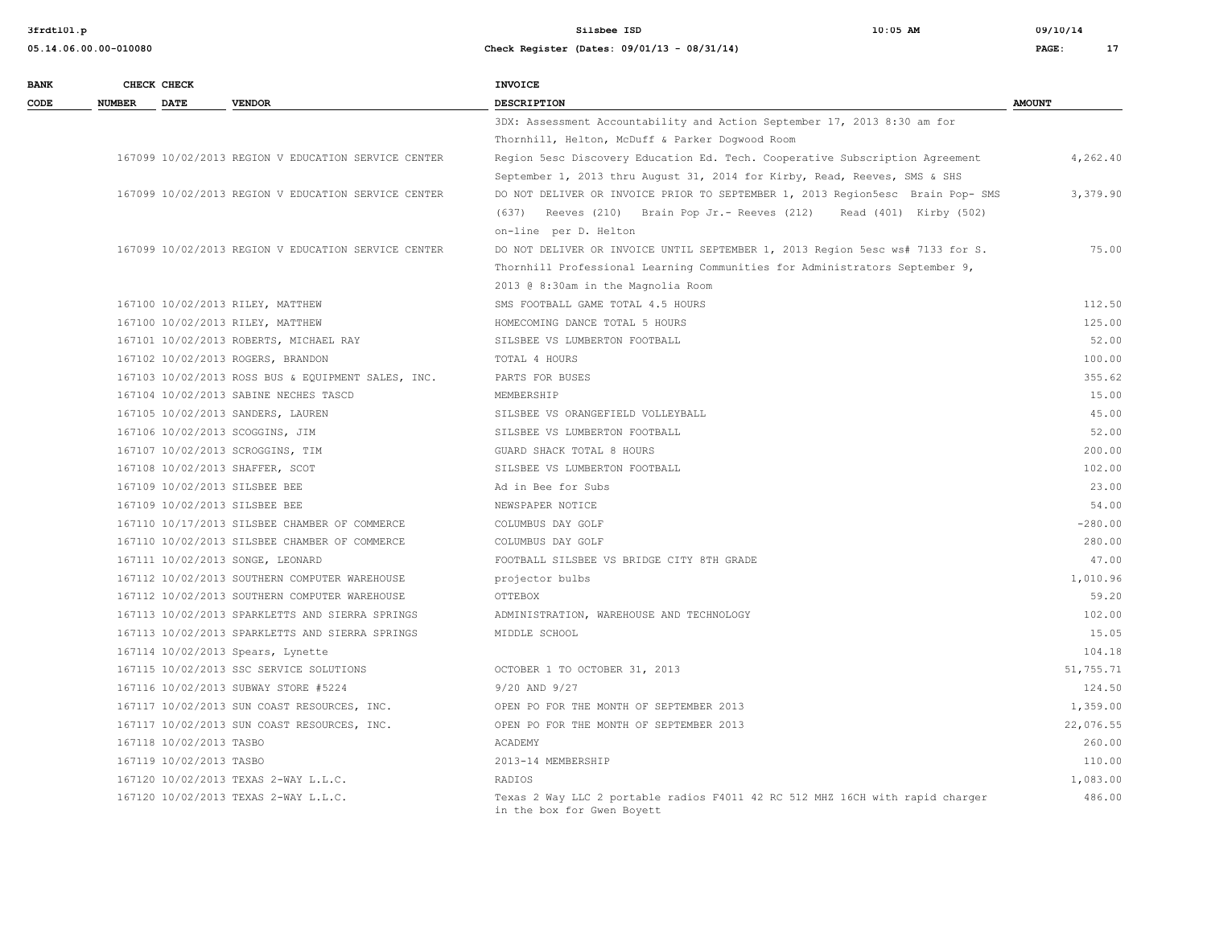| BANK CODE | CHECK NUMBER | CHECK DATE | VENDOR | INVOICE DESCRIPTION | AMOUNT |
|---|---|---|---|---|---|
| | | | | 3DX: Assessment Accountability and Action September 17, 2013 8:30 am for Thornhill, Helton, McDuff & Parker Dogwood Room | |
| | 167099 | 10/02/2013 | REGION V EDUCATION SERVICE CENTER | Region 5esc Discovery Education Ed. Tech. Cooperative Subscription Agreement September 1, 2013 thru August 31, 2014 for Kirby, Read, Reeves, SMS & SHS | 4,262.40 |
| | 167099 | 10/02/2013 | REGION V EDUCATION SERVICE CENTER | DO NOT DELIVER OR INVOICE PRIOR TO SEPTEMBER 1, 2013 Region5esc Brain Pop- SMS (637) Reeves (210) Brain Pop Jr.- Reeves (212) Read (401) Kirby (502) on-line per D. Helton | 3,379.90 |
| | 167099 | 10/02/2013 | REGION V EDUCATION SERVICE CENTER | DO NOT DELIVER OR INVOICE UNTIL SEPTEMBER 1, 2013 Region 5esc ws# 7133 for S. Thornhill Professional Learning Communities for Administrators September 9, 2013 @ 8:30am in the Magnolia Room | 75.00 |
| | 167100 | 10/02/2013 | RILEY, MATTHEW | SMS FOOTBALL GAME TOTAL 4.5 HOURS | 112.50 |
| | 167100 | 10/02/2013 | RILEY, MATTHEW | HOMECOMING DANCE TOTAL 5 HOURS | 125.00 |
| | 167101 | 10/02/2013 | ROBERTS, MICHAEL RAY | SILSBEE VS LUMBERTON FOOTBALL | 52.00 |
| | 167102 | 10/02/2013 | ROGERS, BRANDON | TOTAL 4 HOURS | 100.00 |
| | 167103 | 10/02/2013 | ROSS BUS & EQUIPMENT SALES, INC. | PARTS FOR BUSES | 355.62 |
| | 167104 | 10/02/2013 | SABINE NECHES TASCD | MEMBERSHIP | 15.00 |
| | 167105 | 10/02/2013 | SANDERS, LAUREN | SILSBEE VS ORANGEFIELD VOLLEYBALL | 45.00 |
| | 167106 | 10/02/2013 | SCOGGINS, JIM | SILSBEE VS LUMBERTON FOOTBALL | 52.00 |
| | 167107 | 10/02/2013 | SCROGGINS, TIM | GUARD SHACK TOTAL 8 HOURS | 200.00 |
| | 167108 | 10/02/2013 | SHAFFER, SCOT | SILSBEE VS LUMBERTON FOOTBALL | 102.00 |
| | 167109 | 10/02/2013 | SILSBEE BEE | Ad in Bee for Subs | 23.00 |
| | 167109 | 10/02/2013 | SILSBEE BEE | NEWSPAPER NOTICE | 54.00 |
| | 167110 | 10/17/2013 | SILSBEE CHAMBER OF COMMERCE | COLUMBUS DAY GOLF | -280.00 |
| | 167110 | 10/02/2013 | SILSBEE CHAMBER OF COMMERCE | COLUMBUS DAY GOLF | 280.00 |
| | 167111 | 10/02/2013 | SONGE, LEONARD | FOOTBALL SILSBEE VS BRIDGE CITY 8TH GRADE | 47.00 |
| | 167112 | 10/02/2013 | SOUTHERN COMPUTER WAREHOUSE | projector bulbs | 1,010.96 |
| | 167112 | 10/02/2013 | SOUTHERN COMPUTER WAREHOUSE | OTTEBOX | 59.20 |
| | 167113 | 10/02/2013 | SPARKLETTS AND SIERRA SPRINGS | ADMINISTRATION, WAREHOUSE AND TECHNOLOGY | 102.00 |
| | 167113 | 10/02/2013 | SPARKLETTS AND SIERRA SPRINGS | MIDDLE SCHOOL | 15.05 |
| | 167114 | 10/02/2013 | Spears, Lynette | | 104.18 |
| | 167115 | 10/02/2013 | SSC SERVICE SOLUTIONS | OCTOBER 1 TO OCTOBER 31, 2013 | 51,755.71 |
| | 167116 | 10/02/2013 | SUBWAY STORE #5224 | 9/20 AND 9/27 | 124.50 |
| | 167117 | 10/02/2013 | SUN COAST RESOURCES, INC. | OPEN PO FOR THE MONTH OF SEPTEMBER 2013 | 1,359.00 |
| | 167117 | 10/02/2013 | SUN COAST RESOURCES, INC. | OPEN PO FOR THE MONTH OF SEPTEMBER 2013 | 22,076.55 |
| | 167118 | 10/02/2013 | TASBO | ACADEMY | 260.00 |
| | 167119 | 10/02/2013 | TASBO | 2013-14 MEMBERSHIP | 110.00 |
| | 167120 | 10/02/2013 | TEXAS 2-WAY L.L.C. | RADIOS | 1,083.00 |
| | 167120 | 10/02/2013 | TEXAS 2-WAY L.L.C. | Texas 2 Way LLC 2 portable radios F4011 42 RC 512 MHZ 16CH with rapid charger in the box for Gwen Boyett | 486.00 |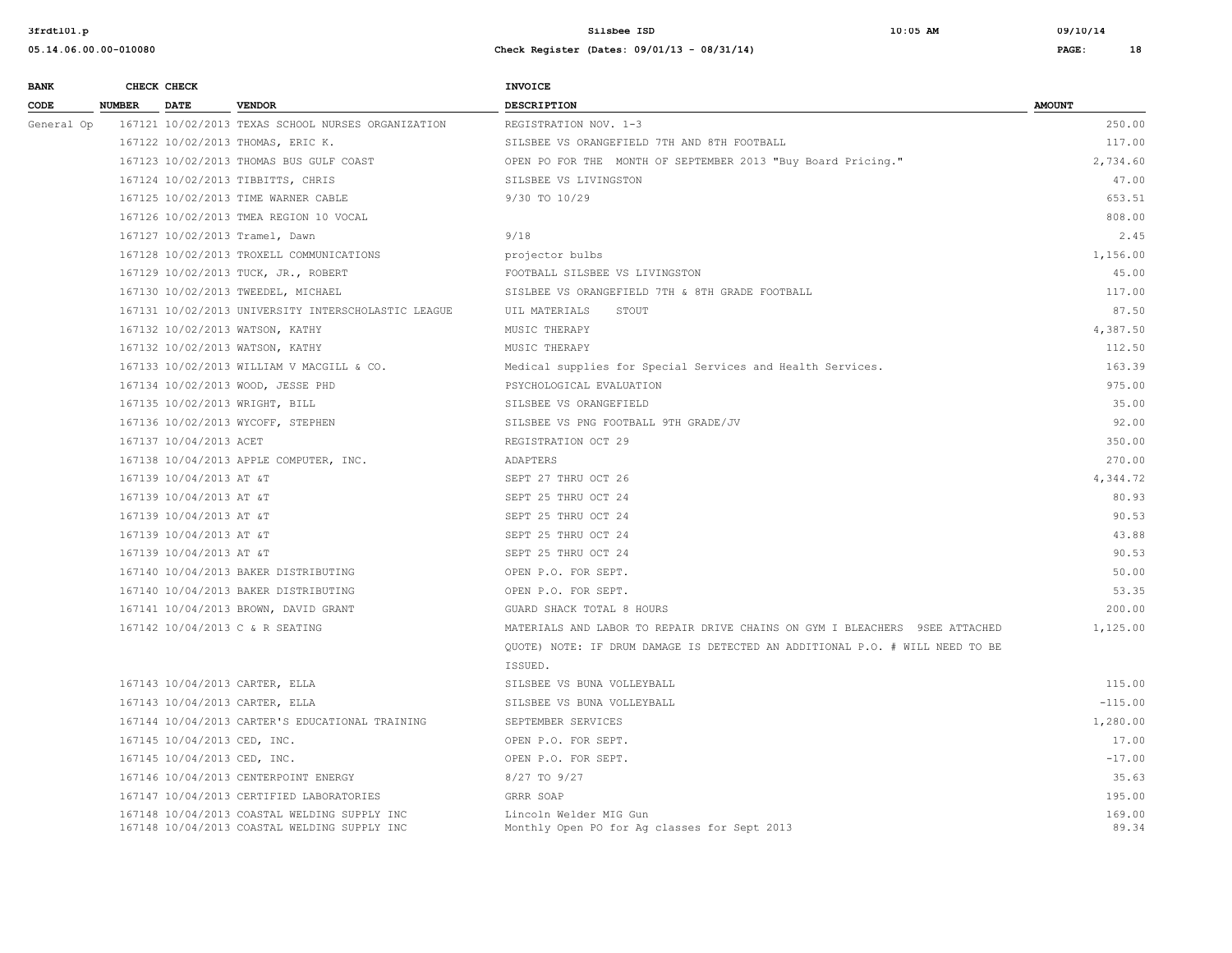| BANK CODE | CHECK NUMBER | CHECK DATE | VENDOR | INVOICE DESCRIPTION | AMOUNT |
|---|---|---|---|---|---|
| General Op | 167121 | 10/02/2013 | TEXAS SCHOOL NURSES ORGANIZATION | REGISTRATION NOV. 1-3 | 250.00 |
| | 167122 | 10/02/2013 | THOMAS, ERIC K. | SILSBEE VS ORANGEFIELD 7TH AND 8TH FOOTBALL | 117.00 |
| | 167123 | 10/02/2013 | THOMAS BUS GULF COAST | OPEN PO FOR THE MONTH OF SEPTEMBER 2013 "Buy Board Pricing." | 2,734.60 |
| | 167124 | 10/02/2013 | TIBBITTS, CHRIS | SILSBEE VS LIVINGSTON | 47.00 |
| | 167125 | 10/02/2013 | TIME WARNER CABLE | 9/30 TO 10/29 | 653.51 |
| | 167126 | 10/02/2013 | TMEA REGION 10 VOCAL | | 808.00 |
| | 167127 | 10/02/2013 | Tramel, Dawn | 9/18 | 2.45 |
| | 167128 | 10/02/2013 | TROXELL COMMUNICATIONS | projector bulbs | 1,156.00 |
| | 167129 | 10/02/2013 | TUCK, JR., ROBERT | FOOTBALL SILSBEE VS LIVINGSTON | 45.00 |
| | 167130 | 10/02/2013 | TWEEDEL, MICHAEL | SISLBEE VS ORANGEFIELD 7TH & 8TH GRADE FOOTBALL | 117.00 |
| | 167131 | 10/02/2013 | UNIVERSITY INTERSCHOLASTIC LEAGUE | UIL MATERIALS STOUT | 87.50 |
| | 167132 | 10/02/2013 | WATSON, KATHY | MUSIC THERAPY | 4,387.50 |
| | 167132 | 10/02/2013 | WATSON, KATHY | MUSIC THERAPY | 112.50 |
| | 167133 | 10/02/2013 | WILLIAM V MACGILL & CO. | Medical supplies for Special Services and Health Services. | 163.39 |
| | 167134 | 10/02/2013 | WOOD, JESSE PHD | PSYCHOLOGICAL EVALUATION | 975.00 |
| | 167135 | 10/02/2013 | WRIGHT, BILL | SILSBEE VS ORANGEFIELD | 35.00 |
| | 167136 | 10/02/2013 | WYCOFF, STEPHEN | SILSBEE VS PNG FOOTBALL 9TH GRADE/JV | 92.00 |
| | 167137 | 10/04/2013 | ACET | REGISTRATION OCT 29 | 350.00 |
| | 167138 | 10/04/2013 | APPLE COMPUTER, INC. | ADAPTERS | 270.00 |
| | 167139 | 10/04/2013 | AT &T | SEPT 27 THRU OCT 26 | 4,344.72 |
| | 167139 | 10/04/2013 | AT &T | SEPT 25 THRU OCT 24 | 80.93 |
| | 167139 | 10/04/2013 | AT &T | SEPT 25 THRU OCT 24 | 90.53 |
| | 167139 | 10/04/2013 | AT &T | SEPT 25 THRU OCT 24 | 43.88 |
| | 167139 | 10/04/2013 | AT &T | SEPT 25 THRU OCT 24 | 90.53 |
| | 167140 | 10/04/2013 | BAKER DISTRIBUTING | OPEN P.O. FOR SEPT. | 50.00 |
| | 167140 | 10/04/2013 | BAKER DISTRIBUTING | OPEN P.O. FOR SEPT. | 53.35 |
| | 167141 | 10/04/2013 | BROWN, DAVID GRANT | GUARD SHACK TOTAL 8 HOURS | 200.00 |
| | 167142 | 10/04/2013 | C & R SEATING | MATERIALS AND LABOR TO REPAIR DRIVE CHAINS ON GYM I BLEACHERS 9SEE ATTACHED QUOTE) NOTE: IF DRUM DAMAGE IS DETECTED AN ADDITIONAL P.O. # WILL NEED TO BE ISSUED. | 1,125.00 |
| | 167143 | 10/04/2013 | CARTER, ELLA | SILSBEE VS BUNA VOLLEYBALL | 115.00 |
| | 167143 | 10/04/2013 | CARTER, ELLA | SILSBEE VS BUNA VOLLEYBALL | -115.00 |
| | 167144 | 10/04/2013 | CARTER'S EDUCATIONAL TRAINING | SEPTEMBER SERVICES | 1,280.00 |
| | 167145 | 10/04/2013 | CED, INC. | OPEN P.O. FOR SEPT. | 17.00 |
| | 167145 | 10/04/2013 | CED, INC. | OPEN P.O. FOR SEPT. | -17.00 |
| | 167146 | 10/04/2013 | CENTERPOINT ENERGY | 8/27 TO 9/27 | 35.63 |
| | 167147 | 10/04/2013 | CERTIFIED LABORATORIES | GRRR SOAP | 195.00 |
| | 167148 | 10/04/2013 | COASTAL WELDING SUPPLY INC | Lincoln Welder MIG Gun | 169.00 |
| | 167148 | 10/04/2013 | COASTAL WELDING SUPPLY INC | Monthly Open PO for Ag classes for Sept 2013 | 89.34 |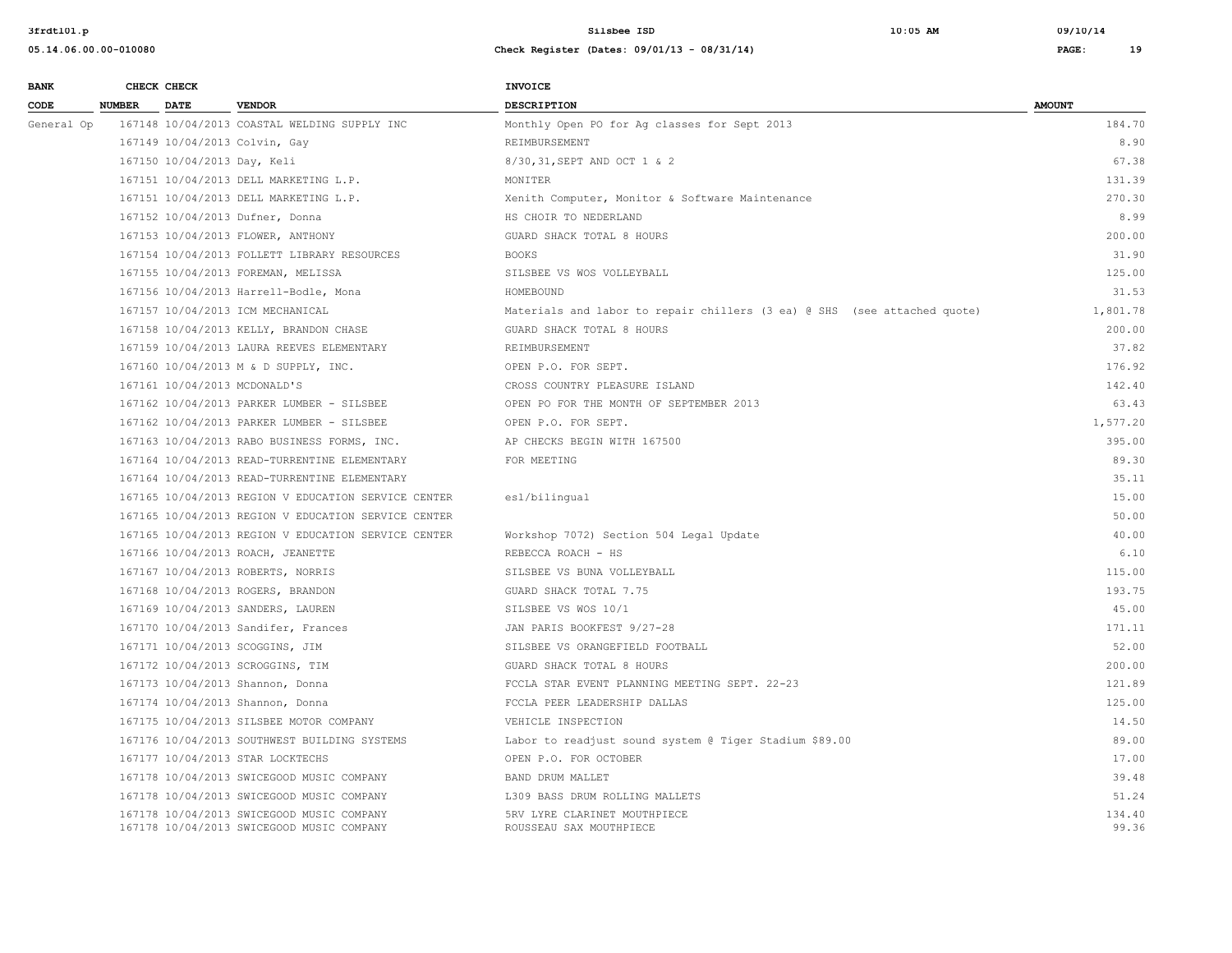| BANK CODE | CHECK NUMBER | CHECK DATE | VENDOR | INVOICE DESCRIPTION | AMOUNT |
|---|---|---|---|---|---|
| General Op | 167148 | 10/04/2013 | COASTAL WELDING SUPPLY INC | Monthly Open PO for Ag classes for Sept 2013 | 184.70 |
| | 167149 | 10/04/2013 | Colvin, Gay | REIMBURSEMENT | 8.90 |
| | 167150 | 10/04/2013 | Day, Keli | 8/30,31,SEPT AND OCT 1 & 2 | 67.38 |
| | 167151 | 10/04/2013 | DELL MARKETING L.P. | MONITER | 131.39 |
| | 167151 | 10/04/2013 | DELL MARKETING L.P. | Xenith Computer, Monitor & Software Maintenance | 270.30 |
| | 167152 | 10/04/2013 | Dufner, Donna | HS CHOIR TO NEDERLAND | 8.99 |
| | 167153 | 10/04/2013 | FLOWER, ANTHONY | GUARD SHACK TOTAL 8 HOURS | 200.00 |
| | 167154 | 10/04/2013 | FOLLETT LIBRARY RESOURCES | BOOKS | 31.90 |
| | 167155 | 10/04/2013 | FOREMAN, MELISSA | SILSBEE VS WOS VOLLEYBALL | 125.00 |
| | 167156 | 10/04/2013 | Harrell-Bodle, Mona | HOMEBOUND | 31.53 |
| | 167157 | 10/04/2013 | ICM MECHANICAL | Materials and labor to repair chillers (3 ea) @ SHS (see attached quote) | 1,801.78 |
| | 167158 | 10/04/2013 | KELLY, BRANDON CHASE | GUARD SHACK TOTAL 8 HOURS | 200.00 |
| | 167159 | 10/04/2013 | LAURA REEVES ELEMENTARY | REIMBURSEMENT | 37.82 |
| | 167160 | 10/04/2013 | M & D SUPPLY, INC. | OPEN P.O. FOR SEPT. | 176.92 |
| | 167161 | 10/04/2013 | MCDONALD'S | CROSS COUNTRY PLEASURE ISLAND | 142.40 |
| | 167162 | 10/04/2013 | PARKER LUMBER - SILSBEE | OPEN PO FOR THE MONTH OF SEPTEMBER 2013 | 63.43 |
| | 167162 | 10/04/2013 | PARKER LUMBER - SILSBEE | OPEN P.O. FOR SEPT. | 1,577.20 |
| | 167163 | 10/04/2013 | RABO BUSINESS FORMS, INC. | AP CHECKS BEGIN WITH 167500 | 395.00 |
| | 167164 | 10/04/2013 | READ-TURRENTINE ELEMENTARY | FOR MEETING | 89.30 |
| | 167164 | 10/04/2013 | READ-TURRENTINE ELEMENTARY | | 35.11 |
| | 167165 | 10/04/2013 | REGION V EDUCATION SERVICE CENTER | esl/bilingual | 15.00 |
| | 167165 | 10/04/2013 | REGION V EDUCATION SERVICE CENTER | | 50.00 |
| | 167165 | 10/04/2013 | REGION V EDUCATION SERVICE CENTER | Workshop 7072) Section 504 Legal Update | 40.00 |
| | 167166 | 10/04/2013 | ROACH, JEANETTE | REBECCA ROACH - HS | 6.10 |
| | 167167 | 10/04/2013 | ROBERTS, NORRIS | SILSBEE VS BUNA VOLLEYBALL | 115.00 |
| | 167168 | 10/04/2013 | ROGERS, BRANDON | GUARD SHACK TOTAL 7.75 | 193.75 |
| | 167169 | 10/04/2013 | SANDERS, LAUREN | SILSBEE VS WOS 10/1 | 45.00 |
| | 167170 | 10/04/2013 | Sandifer, Frances | JAN PARIS BOOKFEST 9/27-28 | 171.11 |
| | 167171 | 10/04/2013 | SCOGGINS, JIM | SILSBEE VS ORANGEFIELD FOOTBALL | 52.00 |
| | 167172 | 10/04/2013 | SCROGGINS, TIM | GUARD SHACK TOTAL 8 HOURS | 200.00 |
| | 167173 | 10/04/2013 | Shannon, Donna | FCCLA STAR EVENT PLANNING MEETING SEPT. 22-23 | 121.89 |
| | 167174 | 10/04/2013 | Shannon, Donna | FCCLA PEER LEADERSHIP DALLAS | 125.00 |
| | 167175 | 10/04/2013 | SILSBEE MOTOR COMPANY | VEHICLE INSPECTION | 14.50 |
| | 167176 | 10/04/2013 | SOUTHWEST BUILDING SYSTEMS | Labor to readjust sound system @ Tiger Stadium $89.00 | 89.00 |
| | 167177 | 10/04/2013 | STAR LOCKTECHS | OPEN P.O. FOR OCTOBER | 17.00 |
| | 167178 | 10/04/2013 | SWICEGOOD MUSIC COMPANY | BAND DRUM MALLET | 39.48 |
| | 167178 | 10/04/2013 | SWICEGOOD MUSIC COMPANY | L309 BASS DRUM ROLLING MALLETS | 51.24 |
| | 167178 | 10/04/2013 | SWICEGOOD MUSIC COMPANY | 5RV LYRE CLARINET MOUTHPIECE | 134.40 |
| | 167178 | 10/04/2013 | SWICEGOOD MUSIC COMPANY | ROUSSEAU SAX MOUTHPIECE | 99.36 |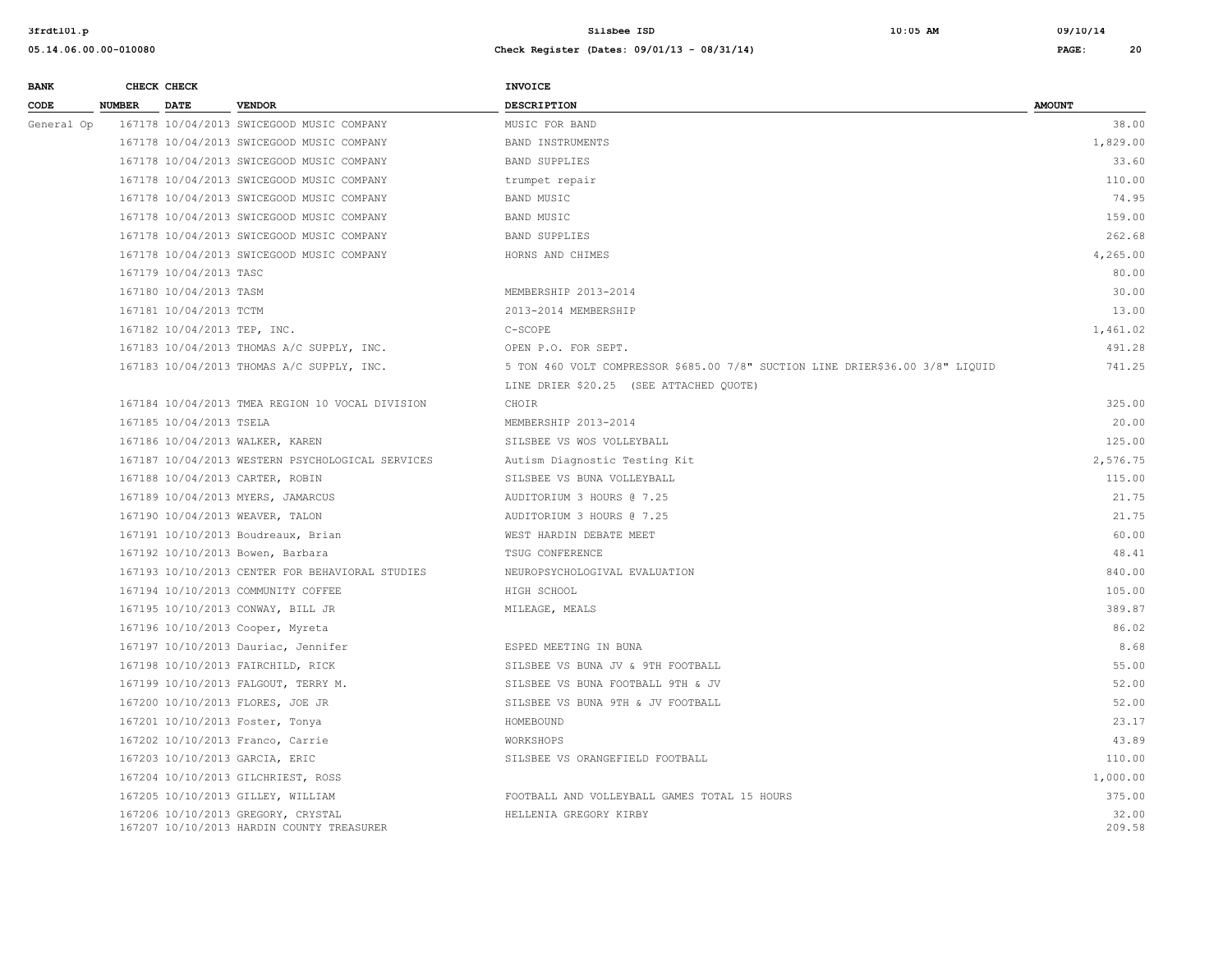| BANK CODE | CHECK NUMBER | CHECK DATE | VENDOR | INVOICE DESCRIPTION | AMOUNT |
|---|---|---|---|---|---|
| General Op | 167178 | 10/04/2013 | SWICEGOOD MUSIC COMPANY | MUSIC FOR BAND | 38.00 |
| | 167178 | 10/04/2013 | SWICEGOOD MUSIC COMPANY | BAND INSTRUMENTS | 1,829.00 |
| | 167178 | 10/04/2013 | SWICEGOOD MUSIC COMPANY | BAND SUPPLIES | 33.60 |
| | 167178 | 10/04/2013 | SWICEGOOD MUSIC COMPANY | trumpet repair | 110.00 |
| | 167178 | 10/04/2013 | SWICEGOOD MUSIC COMPANY | BAND MUSIC | 74.95 |
| | 167178 | 10/04/2013 | SWICEGOOD MUSIC COMPANY | BAND MUSIC | 159.00 |
| | 167178 | 10/04/2013 | SWICEGOOD MUSIC COMPANY | BAND SUPPLIES | 262.68 |
| | 167178 | 10/04/2013 | SWICEGOOD MUSIC COMPANY | HORNS AND CHIMES | 4,265.00 |
| | 167179 | 10/04/2013 | TASC | | 80.00 |
| | 167180 | 10/04/2013 | TASM | MEMBERSHIP 2013-2014 | 30.00 |
| | 167181 | 10/04/2013 | TCTM | 2013-2014 MEMBERSHIP | 13.00 |
| | 167182 | 10/04/2013 | TEP, INC. | C-SCOPE | 1,461.02 |
| | 167183 | 10/04/2013 | THOMAS A/C SUPPLY, INC. | OPEN P.O. FOR SEPT. | 491.28 |
| | 167183 | 10/04/2013 | THOMAS A/C SUPPLY, INC. | 5 TON 460 VOLT COMPRESSOR $685.00 7/8" SUCTION LINE DRIER$36.00 3/8" LIQUID LINE DRIER $20.25 (SEE ATTACHED QUOTE) | 741.25 |
| | 167184 | 10/04/2013 | TMEA REGION 10 VOCAL DIVISION | CHOIR | 325.00 |
| | 167185 | 10/04/2013 | TSELA | MEMBERSHIP 2013-2014 | 20.00 |
| | 167186 | 10/04/2013 | WALKER, KAREN | SILSBEE VS WOS VOLLEYBALL | 125.00 |
| | 167187 | 10/04/2013 | WESTERN PSYCHOLOGICAL SERVICES | Autism Diagnostic Testing Kit | 2,576.75 |
| | 167188 | 10/04/2013 | CARTER, ROBIN | SILSBEE VS BUNA VOLLEYBALL | 115.00 |
| | 167189 | 10/04/2013 | MYERS, JAMARCUS | AUDITORIUM 3 HOURS @ 7.25 | 21.75 |
| | 167190 | 10/04/2013 | WEAVER, TALON | AUDITORIUM 3 HOURS @ 7.25 | 21.75 |
| | 167191 | 10/10/2013 | Boudreaux, Brian | WEST HARDIN DEBATE MEET | 60.00 |
| | 167192 | 10/10/2013 | Bowen, Barbara | TSUG CONFERENCE | 48.41 |
| | 167193 | 10/10/2013 | CENTER FOR BEHAVIORAL STUDIES | NEUROPSYCHOLOGIVAL EVALUATION | 840.00 |
| | 167194 | 10/10/2013 | COMMUNITY COFFEE | HIGH SCHOOL | 105.00 |
| | 167195 | 10/10/2013 | CONWAY, BILL JR | MILEAGE, MEALS | 389.87 |
| | 167196 | 10/10/2013 | Cooper, Myreta | | 86.02 |
| | 167197 | 10/10/2013 | Dauriac, Jennifer | ESPED MEETING IN BUNA | 8.68 |
| | 167198 | 10/10/2013 | FAIRCHILD, RICK | SILSBEE VS BUNA JV & 9TH FOOTBALL | 55.00 |
| | 167199 | 10/10/2013 | FALGOUT, TERRY M. | SILSBEE VS BUNA FOOTBALL 9TH & JV | 52.00 |
| | 167200 | 10/10/2013 | FLORES, JOE JR | SILSBEE VS BUNA 9TH & JV FOOTBALL | 52.00 |
| | 167201 | 10/10/2013 | Foster, Tonya | HOMEBOUND | 23.17 |
| | 167202 | 10/10/2013 | Franco, Carrie | WORKSHOPS | 43.89 |
| | 167203 | 10/10/2013 | GARCIA, ERIC | SILSBEE VS ORANGEFIELD FOOTBALL | 110.00 |
| | 167204 | 10/10/2013 | GILCHRIEST, ROSS | | 1,000.00 |
| | 167205 | 10/10/2013 | GILLEY, WILLIAM | FOOTBALL AND VOLLEYBALL GAMES TOTAL 15 HOURS | 375.00 |
| | 167206 | 10/10/2013 | GREGORY, CRYSTAL | HELLENIA GREGORY KIRBY | 32.00 |
| | 167207 | 10/10/2013 | HARDIN COUNTY TREASURER | | 209.58 |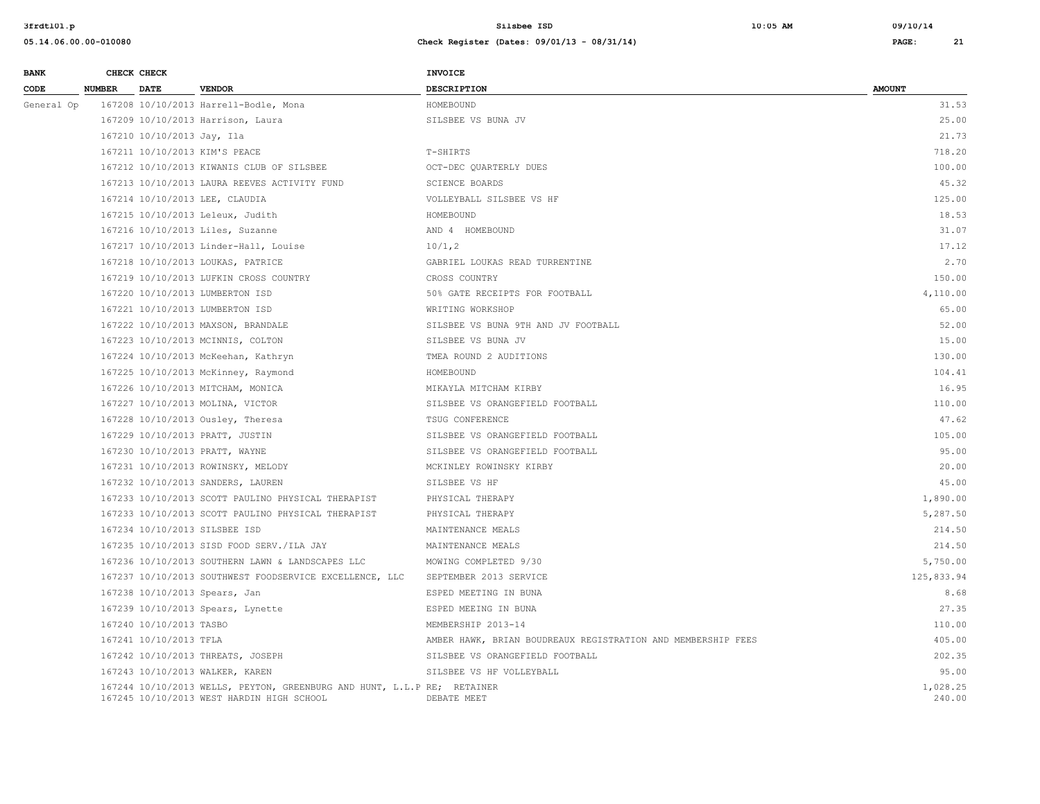| BANK CODE | CHECK NUMBER | CHECK DATE | VENDOR | INVOICE DESCRIPTION | AMOUNT |
|---|---|---|---|---|---|
| General Op | 167208 | 10/10/2013 | Harrell-Bodle, Mona | HOMEBOUND | 31.53 |
| | 167209 | 10/10/2013 | Harrison, Laura | SILSBEE VS BUNA JV | 25.00 |
| | 167210 | 10/10/2013 | Jay, Ila | | 21.73 |
| | 167211 | 10/10/2013 | KIM'S PEACE | T-SHIRTS | 718.20 |
| | 167212 | 10/10/2013 | KIWANIS CLUB OF SILSBEE | OCT-DEC QUARTERLY DUES | 100.00 |
| | 167213 | 10/10/2013 | LAURA REEVES ACTIVITY FUND | SCIENCE BOARDS | 45.32 |
| | 167214 | 10/10/2013 | LEE, CLAUDIA | VOLLEYBALL SILSBEE VS HF | 125.00 |
| | 167215 | 10/10/2013 | Leleux, Judith | HOMEBOUND | 18.53 |
| | 167216 | 10/10/2013 | Liles, Suzanne | AND 4 HOMEBOUND | 31.07 |
| | 167217 | 10/10/2013 | Linder-Hall, Louise | 10/1,2 | 17.12 |
| | 167218 | 10/10/2013 | LOUKAS, PATRICE | GABRIEL LOUKAS READ TURRENTINE | 2.70 |
| | 167219 | 10/10/2013 | LUFKIN CROSS COUNTRY | CROSS COUNTRY | 150.00 |
| | 167220 | 10/10/2013 | LUMBERTON ISD | 50% GATE RECEIPTS FOR FOOTBALL | 4,110.00 |
| | 167221 | 10/10/2013 | LUMBERTON ISD | WRITING WORKSHOP | 65.00 |
| | 167222 | 10/10/2013 | MAXSON, BRANDALE | SILSBEE VS BUNA 9TH AND JV FOOTBALL | 52.00 |
| | 167223 | 10/10/2013 | MCINNIS, COLTON | SILSBEE VS BUNA JV | 15.00 |
| | 167224 | 10/10/2013 | McKeehan, Kathryn | TMEA ROUND 2 AUDITIONS | 130.00 |
| | 167225 | 10/10/2013 | McKinney, Raymond | HOMEBOUND | 104.41 |
| | 167226 | 10/10/2013 | MITCHAM, MONICA | MIKAYLA MITCHAM KIRBY | 16.95 |
| | 167227 | 10/10/2013 | MOLINA, VICTOR | SILSBEE VS ORANGEFIELD FOOTBALL | 110.00 |
| | 167228 | 10/10/2013 | Ousley, Theresa | TSUG CONFERENCE | 47.62 |
| | 167229 | 10/10/2013 | PRATT, JUSTIN | SILSBEE VS ORANGEFIELD FOOTBALL | 105.00 |
| | 167230 | 10/10/2013 | PRATT, WAYNE | SILSBEE VS ORANGEFIELD FOOTBALL | 95.00 |
| | 167231 | 10/10/2013 | ROWINSKY, MELODY | MCKINLEY ROWINSKY KIRBY | 20.00 |
| | 167232 | 10/10/2013 | SANDERS, LAUREN | SILSBEE VS HF | 45.00 |
| | 167233 | 10/10/2013 | SCOTT PAULINO PHYSICAL THERAPIST | PHYSICAL THERAPY | 1,890.00 |
| | 167233 | 10/10/2013 | SCOTT PAULINO PHYSICAL THERAPIST | PHYSICAL THERAPY | 5,287.50 |
| | 167234 | 10/10/2013 | SILSBEE ISD | MAINTENANCE MEALS | 214.50 |
| | 167235 | 10/10/2013 | SISD FOOD SERV./ILA JAY | MAINTENANCE MEALS | 214.50 |
| | 167236 | 10/10/2013 | SOUTHERN LAWN & LANDSCAPES LLC | MOWING COMPLETED 9/30 | 5,750.00 |
| | 167237 | 10/10/2013 | SOUTHWEST FOODSERVICE EXCELLENCE, LLC | SEPTEMBER 2013 SERVICE | 125,833.94 |
| | 167238 | 10/10/2013 | Spears, Jan | ESPED MEETING IN BUNA | 8.68 |
| | 167239 | 10/10/2013 | Spears, Lynette | ESPED MEEING IN BUNA | 27.35 |
| | 167240 | 10/10/2013 | TASBO | MEMBERSHIP 2013-14 | 110.00 |
| | 167241 | 10/10/2013 | TFLA | AMBER HAWK, BRIAN BOUDREAUX REGISTRATION AND MEMBERSHIP FEES | 405.00 |
| | 167242 | 10/10/2013 | THREATS, JOSEPH | SILSBEE VS ORANGEFIELD FOOTBALL | 202.35 |
| | 167243 | 10/10/2013 | WALKER, KAREN | SILSBEE VS HF VOLLEYBALL | 95.00 |
| | 167244 | 10/10/2013 | WELLS, PEYTON, GREENBURG AND HUNT, L.L.P | RE; RETAINER | 1,028.25 |
| | 167245 | 10/10/2013 | WEST HARDIN HIGH SCHOOL | DEBATE MEET | 240.00 |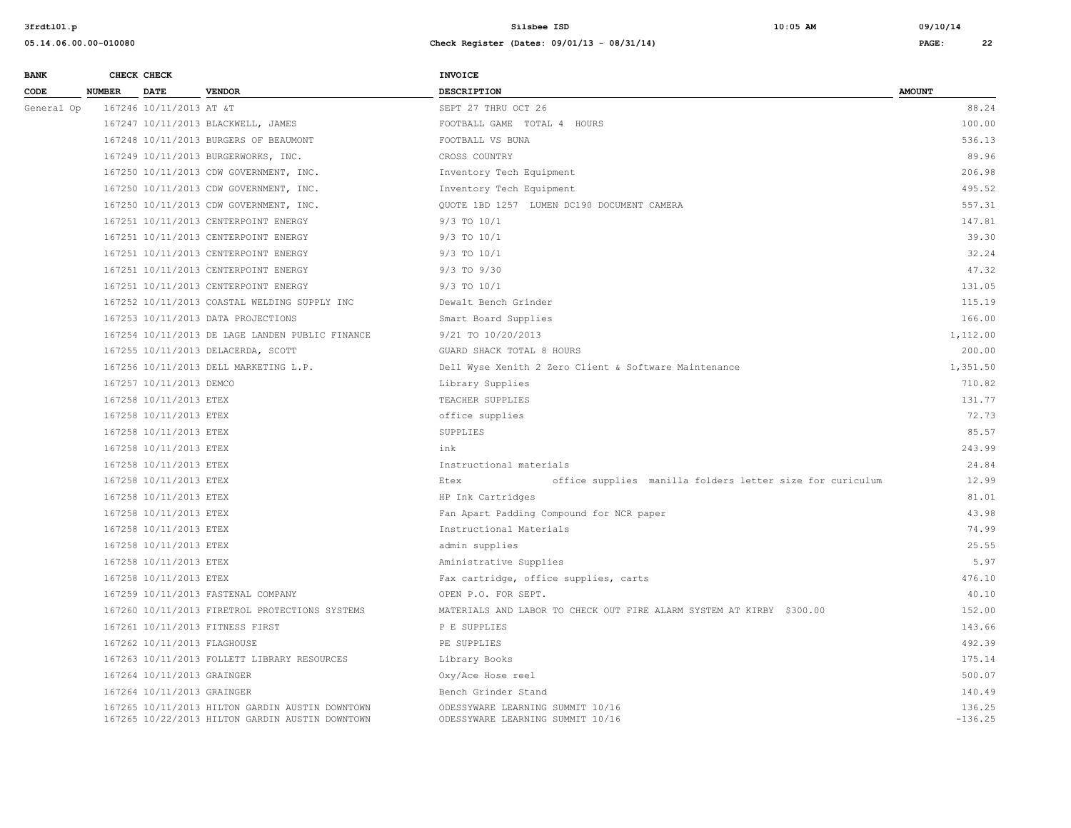| BANK CODE | CHECK NUMBER | CHECK DATE | VENDOR | INVOICE DESCRIPTION | AMOUNT |
|---|---|---|---|---|---|
| General Op | 167246 | 10/11/2013 | AT &T | SEPT 27 THRU OCT 26 | 88.24 |
| | 167247 | 10/11/2013 | BLACKWELL, JAMES | FOOTBALL GAME TOTAL 4 HOURS | 100.00 |
| | 167248 | 10/11/2013 | BURGERS OF BEAUMONT | FOOTBALL VS BUNA | 536.13 |
| | 167249 | 10/11/2013 | BURGERWORKS, INC. | CROSS COUNTRY | 89.96 |
| | 167250 | 10/11/2013 | CDW GOVERNMENT, INC. | Inventory Tech Equipment | 206.98 |
| | 167250 | 10/11/2013 | CDW GOVERNMENT, INC. | Inventory Tech Equipment | 495.52 |
| | 167250 | 10/11/2013 | CDW GOVERNMENT, INC. | QUOTE 1BD 1257 LUMEN DC190 DOCUMENT CAMERA | 557.31 |
| | 167251 | 10/11/2013 | CENTERPOINT ENERGY | 9/3 TO 10/1 | 147.81 |
| | 167251 | 10/11/2013 | CENTERPOINT ENERGY | 9/3 TO 10/1 | 39.30 |
| | 167251 | 10/11/2013 | CENTERPOINT ENERGY | 9/3 TO 10/1 | 32.24 |
| | 167251 | 10/11/2013 | CENTERPOINT ENERGY | 9/3 TO 9/30 | 47.32 |
| | 167251 | 10/11/2013 | CENTERPOINT ENERGY | 9/3 TO 10/1 | 131.05 |
| | 167252 | 10/11/2013 | COASTAL WELDING SUPPLY INC | Dewalt Bench Grinder | 115.19 |
| | 167253 | 10/11/2013 | DATA PROJECTIONS | Smart Board Supplies | 166.00 |
| | 167254 | 10/11/2013 | DE LAGE LANDEN PUBLIC FINANCE | 9/21 TO 10/20/2013 | 1,112.00 |
| | 167255 | 10/11/2013 | DELACERDA, SCOTT | GUARD SHACK TOTAL 8 HOURS | 200.00 |
| | 167256 | 10/11/2013 | DELL MARKETING L.P. | Dell Wyse Xenith 2 Zero Client & Software Maintenance | 1,351.50 |
| | 167257 | 10/11/2013 | DEMCO | Library Supplies | 710.82 |
| | 167258 | 10/11/2013 | ETEX | TEACHER SUPPLIES | 131.77 |
| | 167258 | 10/11/2013 | ETEX | office supplies | 72.73 |
| | 167258 | 10/11/2013 | ETEX | SUPPLIES | 85.57 |
| | 167258 | 10/11/2013 | ETEX | ink | 243.99 |
| | 167258 | 10/11/2013 | ETEX | Instructional materials | 24.84 |
| | 167258 | 10/11/2013 | ETEX | Etex office supplies manilla folders letter size for curiculum | 12.99 |
| | 167258 | 10/11/2013 | ETEX | HP Ink Cartridges | 81.01 |
| | 167258 | 10/11/2013 | ETEX | Fan Apart Padding Compound for NCR paper | 43.98 |
| | 167258 | 10/11/2013 | ETEX | Instructional Materials | 74.99 |
| | 167258 | 10/11/2013 | ETEX | admin supplies | 25.55 |
| | 167258 | 10/11/2013 | ETEX | Aministrative Supplies | 5.97 |
| | 167258 | 10/11/2013 | ETEX | Fax cartridge, office supplies, carts | 476.10 |
| | 167259 | 10/11/2013 | FASTENAL COMPANY | OPEN P.O. FOR SEPT. | 40.10 |
| | 167260 | 10/11/2013 | FIRETROL PROTECTIONS SYSTEMS | MATERIALS AND LABOR TO CHECK OUT FIRE ALARM SYSTEM AT KIRBY $300.00 | 152.00 |
| | 167261 | 10/11/2013 | FITNESS FIRST | P E SUPPLIES | 143.66 |
| | 167262 | 10/11/2013 | FLAGHOUSE | PE SUPPLIES | 492.39 |
| | 167263 | 10/11/2013 | FOLLETT LIBRARY RESOURCES | Library Books | 175.14 |
| | 167264 | 10/11/2013 | GRAINGER | Oxy/Ace Hose reel | 500.07 |
| | 167264 | 10/11/2013 | GRAINGER | Bench Grinder Stand | 140.49 |
| | 167265 | 10/11/2013 | HILTON GARDIN AUSTIN DOWNTOWN | ODESSYWARE LEARNING SUMMIT 10/16 | 136.25 |
| | 167265 | 10/22/2013 | HILTON GARDIN AUSTIN DOWNTOWN | ODESSYWARE LEARNING SUMMIT 10/16 | -136.25 |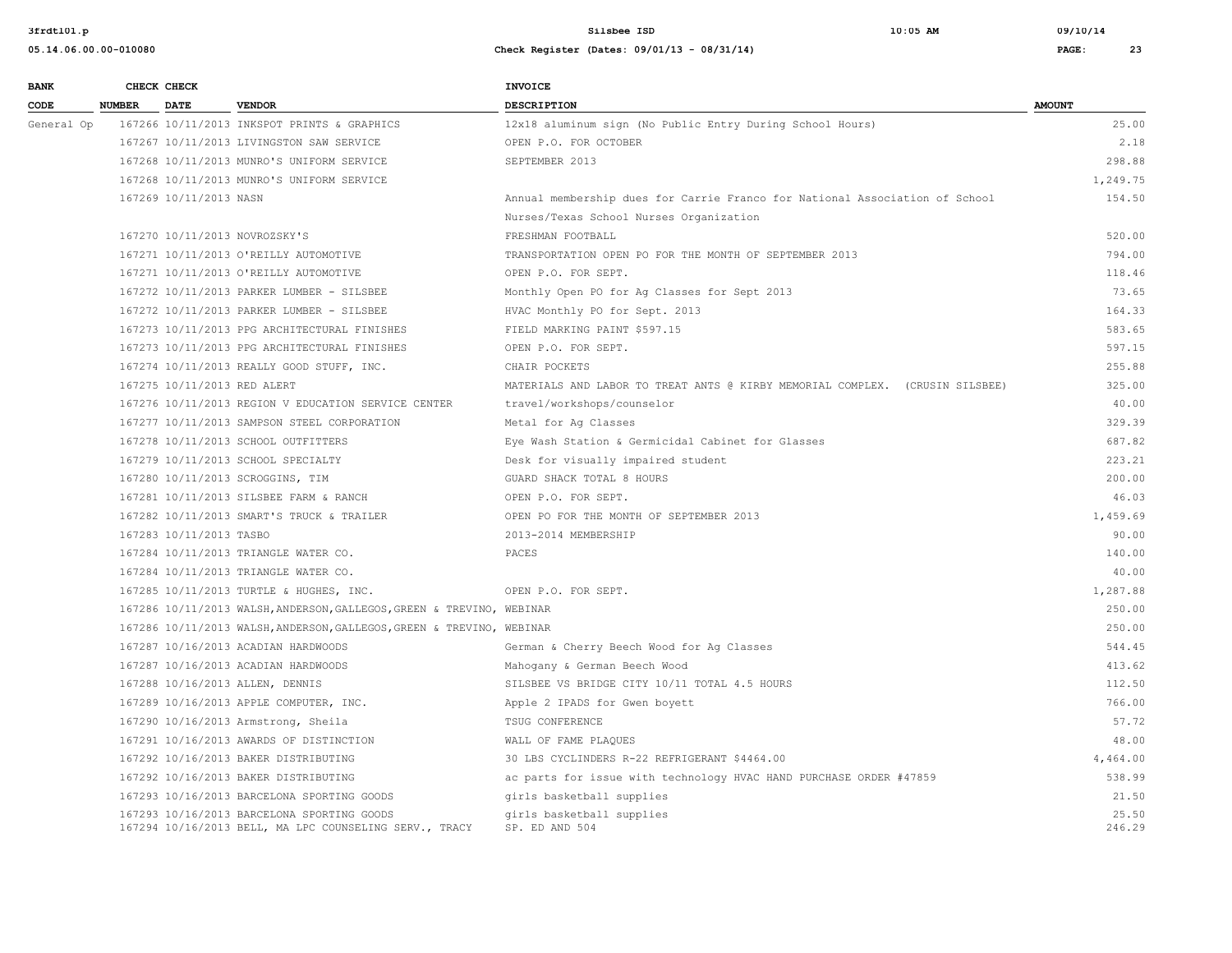| BANK CODE | CHECK NUMBER | CHECK DATE | VENDOR | INVOICE DESCRIPTION | AMOUNT |
|---|---|---|---|---|---|
| General Op | 167266 | 10/11/2013 | INKSPOT PRINTS & GRAPHICS | 12x18 aluminum sign (No Public Entry During School Hours) | 25.00 |
| | 167267 | 10/11/2013 | LIVINGSTON SAW SERVICE | OPEN P.O. FOR OCTOBER | 2.18 |
| | 167268 | 10/11/2013 | MUNRO'S UNIFORM SERVICE | SEPTEMBER 2013 | 298.88 |
| | 167268 | 10/11/2013 | MUNRO'S UNIFORM SERVICE | | 1,249.75 |
| | 167269 | 10/11/2013 | NASN | Annual membership dues for Carrie Franco for National Association of School Nurses/Texas School Nurses Organization | 154.50 |
| | 167270 | 10/11/2013 | NOVROZSKY'S | FRESHMAN FOOTBALL | 520.00 |
| | 167271 | 10/11/2013 | O'REILLY AUTOMOTIVE | TRANSPORTATION OPEN PO FOR THE MONTH OF SEPTEMBER 2013 | 794.00 |
| | 167271 | 10/11/2013 | O'REILLY AUTOMOTIVE | OPEN P.O. FOR SEPT. | 118.46 |
| | 167272 | 10/11/2013 | PARKER LUMBER - SILSBEE | Monthly Open PO for Ag Classes for Sept 2013 | 73.65 |
| | 167272 | 10/11/2013 | PARKER LUMBER - SILSBEE | HVAC Monthly PO for Sept. 2013 | 164.33 |
| | 167273 | 10/11/2013 | PPG ARCHITECTURAL FINISHES | FIELD MARKING PAINT $597.15 | 583.65 |
| | 167273 | 10/11/2013 | PPG ARCHITECTURAL FINISHES | OPEN P.O. FOR SEPT. | 597.15 |
| | 167274 | 10/11/2013 | REALLY GOOD STUFF, INC. | CHAIR POCKETS | 255.88 |
| | 167275 | 10/11/2013 | RED ALERT | MATERIALS AND LABOR TO TREAT ANTS @ KIRBY MEMORIAL COMPLEX. (CRUSIN SILSBEE) | 325.00 |
| | 167276 | 10/11/2013 | REGION V EDUCATION SERVICE CENTER | travel/workshops/counselor | 40.00 |
| | 167277 | 10/11/2013 | SAMPSON STEEL CORPORATION | Metal for Ag Classes | 329.39 |
| | 167278 | 10/11/2013 | SCHOOL OUTFITTERS | Eye Wash Station & Germicidal Cabinet for Glasses | 687.82 |
| | 167279 | 10/11/2013 | SCHOOL SPECIALTY | Desk for visually impaired student | 223.21 |
| | 167280 | 10/11/2013 | SCROGGINS, TIM | GUARD SHACK TOTAL 8 HOURS | 200.00 |
| | 167281 | 10/11/2013 | SILSBEE FARM & RANCH | OPEN P.O. FOR SEPT. | 46.03 |
| | 167282 | 10/11/2013 | SMART'S TRUCK & TRAILER | OPEN PO FOR THE MONTH OF SEPTEMBER 2013 | 1,459.69 |
| | 167283 | 10/11/2013 | TASBO | 2013-2014 MEMBERSHIP | 90.00 |
| | 167284 | 10/11/2013 | TRIANGLE WATER CO. | PACES | 140.00 |
| | 167284 | 10/11/2013 | TRIANGLE WATER CO. | | 40.00 |
| | 167285 | 10/11/2013 | TURTLE & HUGHES, INC. | OPEN P.O. FOR SEPT. | 1,287.88 |
| | 167286 | 10/11/2013 | WALSH,ANDERSON,GALLEGOS,GREEN & TREVINO, | WEBINAR | 250.00 |
| | 167286 | 10/11/2013 | WALSH,ANDERSON,GALLEGOS,GREEN & TREVINO, | WEBINAR | 250.00 |
| | 167287 | 10/16/2013 | ACADIAN HARDWOODS | German & Cherry Beech Wood for Ag Classes | 544.45 |
| | 167287 | 10/16/2013 | ACADIAN HARDWOODS | Mahogany & German Beech Wood | 413.62 |
| | 167288 | 10/16/2013 | ALLEN, DENNIS | SILSBEE VS BRIDGE CITY 10/11 TOTAL 4.5 HOURS | 112.50 |
| | 167289 | 10/16/2013 | APPLE COMPUTER, INC. | Apple 2 IPADS for Gwen boyett | 766.00 |
| | 167290 | 10/16/2013 | Armstrong, Sheila | TSUG CONFERENCE | 57.72 |
| | 167291 | 10/16/2013 | AWARDS OF DISTINCTION | WALL OF FAME PLAQUES | 48.00 |
| | 167292 | 10/16/2013 | BAKER DISTRIBUTING | 30 LBS CYCLINDERS R-22 REFRIGERANT $4464.00 | 4,464.00 |
| | 167292 | 10/16/2013 | BAKER DISTRIBUTING | ac parts for issue with technology HVAC HAND PURCHASE ORDER #47859 | 538.99 |
| | 167293 | 10/16/2013 | BARCELONA SPORTING GOODS | girls basketball supplies | 21.50 |
| | 167293 | 10/16/2013 | BARCELONA SPORTING GOODS | girls basketball supplies | 25.50 |
| | 167294 | 10/16/2013 | BELL, MA LPC COUNSELING SERV., TRACY | SP. ED AND 504 | 246.29 |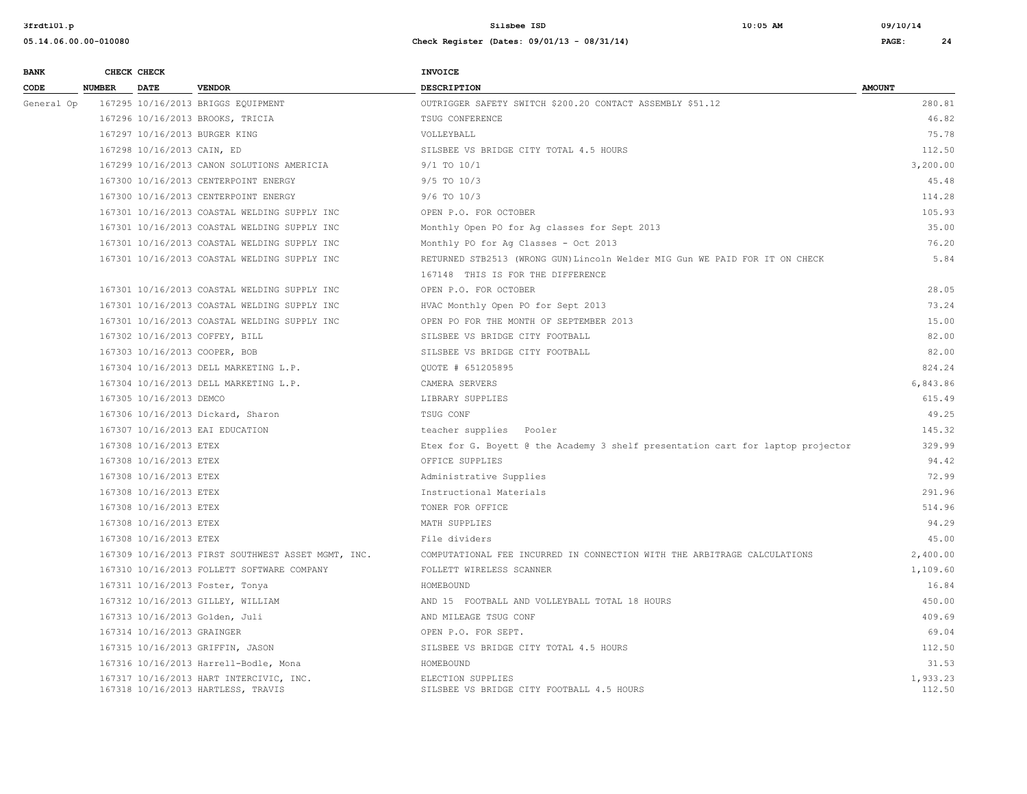| BANK CODE | CHECK NUMBER | CHECK DATE | VENDOR | INVOICE DESCRIPTION | AMOUNT |
|---|---|---|---|---|---|
| General Op | 167295 | 10/16/2013 | BRIGGS EQUIPMENT | OUTRIGGER SAFETY SWITCH $200.20 CONTACT ASSEMBLY $51.12 | 280.81 |
| | 167296 | 10/16/2013 | BROOKS, TRICIA | TSUG CONFERENCE | 46.82 |
| | 167297 | 10/16/2013 | BURGER KING | VOLLEYBALL | 75.78 |
| | 167298 | 10/16/2013 | CAIN, ED | SILSBEE VS BRIDGE CITY TOTAL 4.5 HOURS | 112.50 |
| | 167299 | 10/16/2013 | CANON SOLUTIONS AMERICIA | 9/1 TO 10/1 | 3,200.00 |
| | 167300 | 10/16/2013 | CENTERPOINT ENERGY | 9/5 TO 10/3 | 45.48 |
| | 167300 | 10/16/2013 | CENTERPOINT ENERGY | 9/6 TO 10/3 | 114.28 |
| | 167301 | 10/16/2013 | COASTAL WELDING SUPPLY INC | OPEN P.O. FOR OCTOBER | 105.93 |
| | 167301 | 10/16/2013 | COASTAL WELDING SUPPLY INC | Monthly Open PO for Ag classes for Sept 2013 | 35.00 |
| | 167301 | 10/16/2013 | COASTAL WELDING SUPPLY INC | Monthly PO for Ag Classes - Oct 2013 | 76.20 |
| | 167301 | 10/16/2013 | COASTAL WELDING SUPPLY INC | RETURNED STB2513 (WRONG GUN)Lincoln Welder MIG Gun WE PAID FOR IT ON CHECK 167148 THIS IS FOR THE DIFFERENCE | 5.84 |
| | 167301 | 10/16/2013 | COASTAL WELDING SUPPLY INC | OPEN P.O. FOR OCTOBER | 28.05 |
| | 167301 | 10/16/2013 | COASTAL WELDING SUPPLY INC | HVAC Monthly Open PO for Sept 2013 | 73.24 |
| | 167301 | 10/16/2013 | COASTAL WELDING SUPPLY INC | OPEN PO FOR THE MONTH OF SEPTEMBER 2013 | 15.00 |
| | 167302 | 10/16/2013 | COFFEY, BILL | SILSBEE VS BRIDGE CITY FOOTBALL | 82.00 |
| | 167303 | 10/16/2013 | COOPER, BOB | SILSBEE VS BRIDGE CITY FOOTBALL | 82.00 |
| | 167304 | 10/16/2013 | DELL MARKETING L.P. | QUOTE # 651205895 | 824.24 |
| | 167304 | 10/16/2013 | DELL MARKETING L.P. | CAMERA SERVERS | 6,843.86 |
| | 167305 | 10/16/2013 | DEMCO | LIBRARY SUPPLIES | 615.49 |
| | 167306 | 10/16/2013 | Dickard, Sharon | TSUG CONF | 49.25 |
| | 167307 | 10/16/2013 | EAI EDUCATION | teacher supplies Pooler | 145.32 |
| | 167308 | 10/16/2013 | ETEX | Etex for G. Boyett @ the Academy 3 shelf presentation cart for laptop projector | 329.99 |
| | 167308 | 10/16/2013 | ETEX | OFFICE SUPPLIES | 94.42 |
| | 167308 | 10/16/2013 | ETEX | Administrative Supplies | 72.99 |
| | 167308 | 10/16/2013 | ETEX | Instructional Materials | 291.96 |
| | 167308 | 10/16/2013 | ETEX | TONER FOR OFFICE | 514.96 |
| | 167308 | 10/16/2013 | ETEX | MATH SUPPLIES | 94.29 |
| | 167308 | 10/16/2013 | ETEX | File dividers | 45.00 |
| | 167309 | 10/16/2013 | FIRST SOUTHWEST ASSET MGMT, INC. | COMPUTATIONAL FEE INCURRED IN CONNECTION WITH THE ARBITRAGE CALCULATIONS | 2,400.00 |
| | 167310 | 10/16/2013 | FOLLETT SOFTWARE COMPANY | FOLLETT WIRELESS SCANNER | 1,109.60 |
| | 167311 | 10/16/2013 | Foster, Tonya | HOMEBOUND | 16.84 |
| | 167312 | 10/16/2013 | GILLEY, WILLIAM | AND 15 FOOTBALL AND VOLLEYBALL TOTAL 18 HOURS | 450.00 |
| | 167313 | 10/16/2013 | Golden, Juli | AND MILEAGE TSUG CONF | 409.69 |
| | 167314 | 10/16/2013 | GRAINGER | OPEN P.O. FOR SEPT. | 69.04 |
| | 167315 | 10/16/2013 | GRIFFIN, JASON | SILSBEE VS BRIDGE CITY TOTAL 4.5 HOURS | 112.50 |
| | 167316 | 10/16/2013 | Harrell-Bodle, Mona | HOMEBOUND | 31.53 |
| | 167317 | 10/16/2013 | HART INTERCIVIC, INC. | ELECTION SUPPLIES | 1,933.23 |
| | 167318 | 10/16/2013 | HARTLESS, TRAVIS | SILSBEE VS BRIDGE CITY FOOTBALL 4.5 HOURS | 112.50 |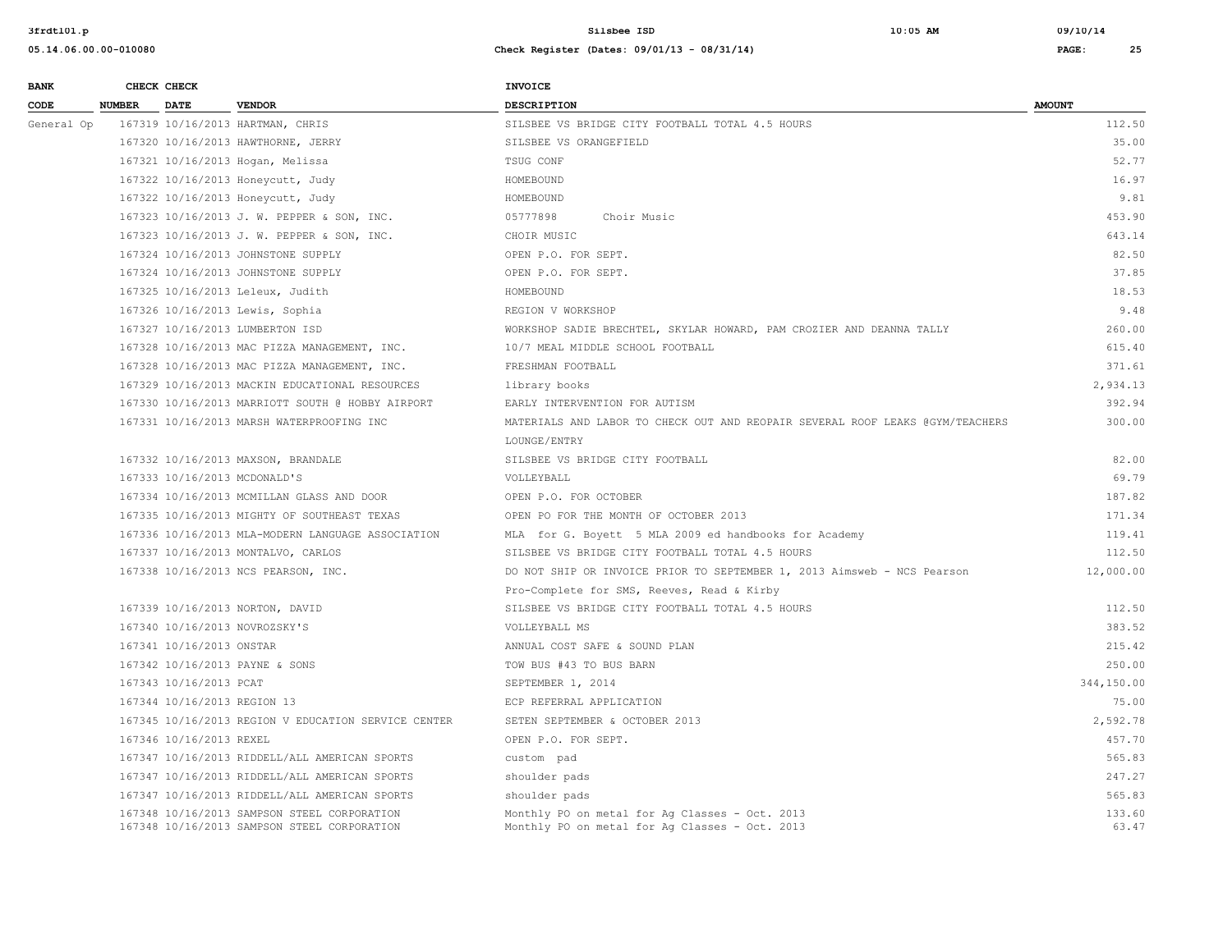| BANK CODE | CHECK NUMBER | CHECK DATE | VENDOR | INVOICE DESCRIPTION | AMOUNT |
|---|---|---|---|---|---|
| General Op | 167319 | 10/16/2013 | HARTMAN, CHRIS | SILSBEE VS BRIDGE CITY FOOTBALL TOTAL 4.5 HOURS | 112.50 |
| | 167320 | 10/16/2013 | HAWTHORNE, JERRY | SILSBEE VS ORANGEFIELD | 35.00 |
| | 167321 | 10/16/2013 | Hogan, Melissa | TSUG CONF | 52.77 |
| | 167322 | 10/16/2013 | Honeycutt, Judy | HOMEBOUND | 16.97 |
| | 167322 | 10/16/2013 | Honeycutt, Judy | HOMEBOUND | 9.81 |
| | 167323 | 10/16/2013 | J. W. PEPPER & SON, INC. | 05777898 Choir Music | 453.90 |
| | 167323 | 10/16/2013 | J. W. PEPPER & SON, INC. | CHOIR MUSIC | 643.14 |
| | 167324 | 10/16/2013 | JOHNSTONE SUPPLY | OPEN P.O. FOR SEPT. | 82.50 |
| | 167324 | 10/16/2013 | JOHNSTONE SUPPLY | OPEN P.O. FOR SEPT. | 37.85 |
| | 167325 | 10/16/2013 | Leleux, Judith | HOMEBOUND | 18.53 |
| | 167326 | 10/16/2013 | Lewis, Sophia | REGION V WORKSHOP | 9.48 |
| | 167327 | 10/16/2013 | LUMBERTON ISD | WORKSHOP SADIE BRECHTEL, SKYLAR HOWARD, PAM CROZIER AND DEANNA TALLY | 260.00 |
| | 167328 | 10/16/2013 | MAC PIZZA MANAGEMENT, INC. | 10/7 MEAL MIDDLE SCHOOL FOOTBALL | 615.40 |
| | 167328 | 10/16/2013 | MAC PIZZA MANAGEMENT, INC. | FRESHMAN FOOTBALL | 371.61 |
| | 167329 | 10/16/2013 | MACKIN EDUCATIONAL RESOURCES | library books | 2,934.13 |
| | 167330 | 10/16/2013 | MARRIOTT SOUTH @ HOBBY AIRPORT | EARLY INTERVENTION FOR AUTISM | 392.94 |
| | 167331 | 10/16/2013 | MARSH WATERPROOFING INC | MATERIALS AND LABOR TO CHECK OUT AND REOPAIR SEVERAL ROOF LEAKS @GYM/TEACHERS LOUNGE/ENTRY | 300.00 |
| | 167332 | 10/16/2013 | MAXSON, BRANDALE | SILSBEE VS BRIDGE CITY FOOTBALL | 82.00 |
| | 167333 | 10/16/2013 | MCDONALD'S | VOLLEYBALL | 69.79 |
| | 167334 | 10/16/2013 | MCMILLAN GLASS AND DOOR | OPEN P.O. FOR OCTOBER | 187.82 |
| | 167335 | 10/16/2013 | MIGHTY OF SOUTHEAST TEXAS | OPEN PO FOR THE MONTH OF OCTOBER 2013 | 171.34 |
| | 167336 | 10/16/2013 | MLA-MODERN LANGUAGE ASSOCIATION | MLA for G. Boyett 5 MLA 2009 ed handbooks for Academy | 119.41 |
| | 167337 | 10/16/2013 | MONTALVO, CARLOS | SILSBEE VS BRIDGE CITY FOOTBALL TOTAL 4.5 HOURS | 112.50 |
| | 167338 | 10/16/2013 | NCS PEARSON, INC. | DO NOT SHIP OR INVOICE PRIOR TO SEPTEMBER 1, 2013 Aimsweb - NCS Pearson Pro-Complete for SMS, Reeves, Read & Kirby | 12,000.00 |
| | 167339 | 10/16/2013 | NORTON, DAVID | SILSBEE VS BRIDGE CITY FOOTBALL TOTAL 4.5 HOURS | 112.50 |
| | 167340 | 10/16/2013 | NOVROZSKY'S | VOLLEYBALL MS | 383.52 |
| | 167341 | 10/16/2013 | ONSTAR | ANNUAL COST SAFE & SOUND PLAN | 215.42 |
| | 167342 | 10/16/2013 | PAYNE & SONS | TOW BUS #43 TO BUS BARN | 250.00 |
| | 167343 | 10/16/2013 | PCAT | SEPTEMBER 1, 2014 | 344,150.00 |
| | 167344 | 10/16/2013 | REGION 13 | ECP REFERRAL APPLICATION | 75.00 |
| | 167345 | 10/16/2013 | REGION V EDUCATION SERVICE CENTER | SETEN SEPTEMBER & OCTOBER 2013 | 2,592.78 |
| | 167346 | 10/16/2013 | REXEL | OPEN P.O. FOR SEPT. | 457.70 |
| | 167347 | 10/16/2013 | RIDDELL/ALL AMERICAN SPORTS | custom pad | 565.83 |
| | 167347 | 10/16/2013 | RIDDELL/ALL AMERICAN SPORTS | shoulder pads | 247.27 |
| | 167347 | 10/16/2013 | RIDDELL/ALL AMERICAN SPORTS | shoulder pads | 565.83 |
| | 167348 | 10/16/2013 | SAMPSON STEEL CORPORATION | Monthly PO on metal for Ag Classes - Oct. 2013 | 133.60 |
| | 167348 | 10/16/2013 | SAMPSON STEEL CORPORATION | Monthly PO on metal for Ag Classes - Oct. 2013 | 63.47 |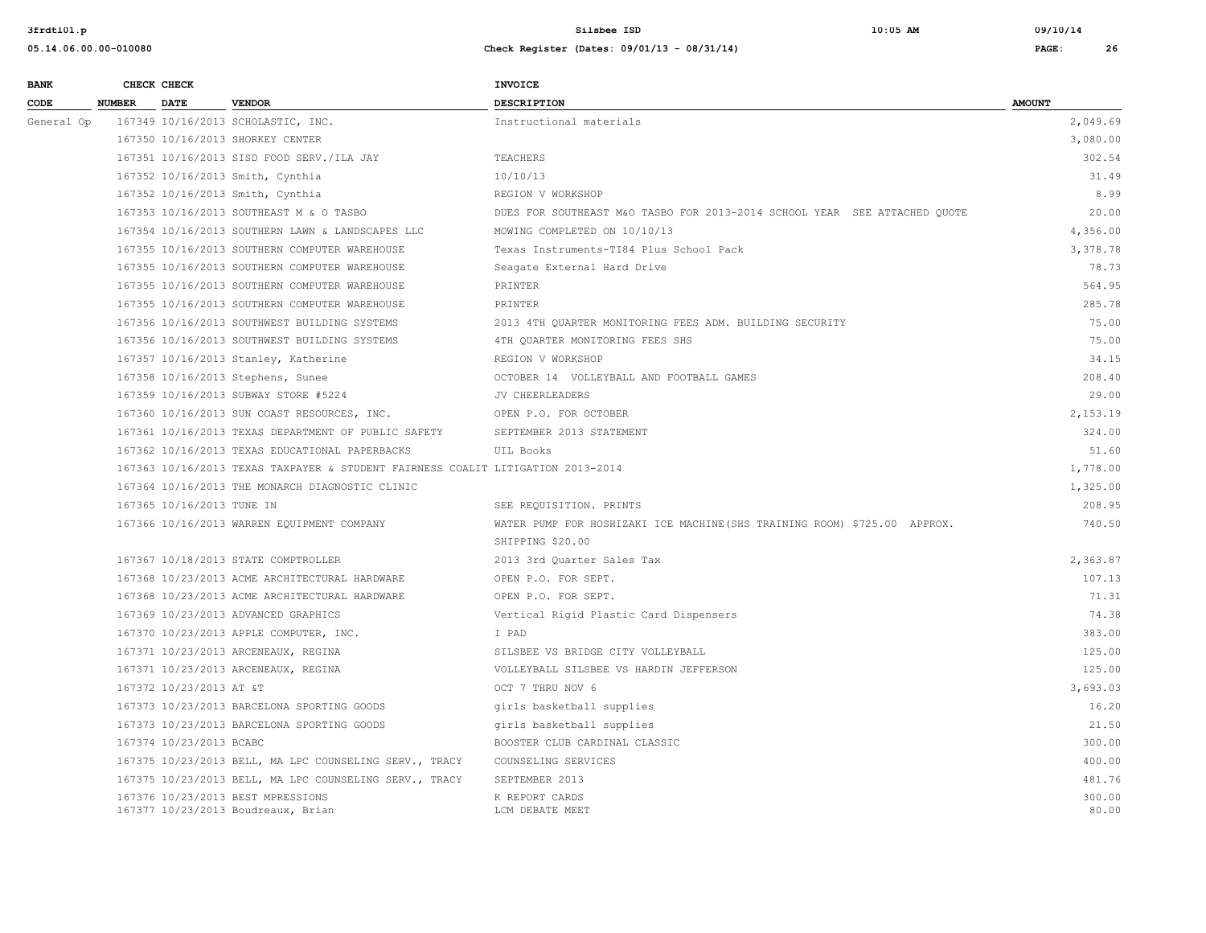| BANK CODE | CHECK NUMBER | CHECK DATE | VENDOR | INVOICE DESCRIPTION | AMOUNT |
|---|---|---|---|---|---|
| General Op | 167349 | 10/16/2013 | SCHOLASTIC, INC. | Instructional materials | 2,049.69 |
| | 167350 | 10/16/2013 | SHORKEY CENTER | | 3,080.00 |
| | 167351 | 10/16/2013 | SISD FOOD SERV./ILA JAY | TEACHERS | 302.54 |
| | 167352 | 10/16/2013 | Smith, Cynthia | 10/10/13 | 31.49 |
| | 167352 | 10/16/2013 | Smith, Cynthia | REGION V WORKSHOP | 8.99 |
| | 167353 | 10/16/2013 | SOUTHEAST M & O TASBO | DUES FOR SOUTHEAST M&O TASBO FOR 2013-2014 SCHOOL YEAR SEE ATTACHED QUOTE | 20.00 |
| | 167354 | 10/16/2013 | SOUTHERN LAWN & LANDSCAPES LLC | MOWING COMPLETED ON 10/10/13 | 4,356.00 |
| | 167355 | 10/16/2013 | SOUTHERN COMPUTER WAREHOUSE | Texas Instruments-TI84 Plus School Pack | 3,378.78 |
| | 167355 | 10/16/2013 | SOUTHERN COMPUTER WAREHOUSE | Seagate External Hard Drive | 78.73 |
| | 167355 | 10/16/2013 | SOUTHERN COMPUTER WAREHOUSE | PRINTER | 564.95 |
| | 167355 | 10/16/2013 | SOUTHERN COMPUTER WAREHOUSE | PRINTER | 285.78 |
| | 167356 | 10/16/2013 | SOUTHWEST BUILDING SYSTEMS | 2013 4TH QUARTER MONITORING FEES ADM. BUILDING SECURITY | 75.00 |
| | 167356 | 10/16/2013 | SOUTHWEST BUILDING SYSTEMS | 4TH QUARTER MONITORING FEES SHS | 75.00 |
| | 167357 | 10/16/2013 | Stanley, Katherine | REGION V WORKSHOP | 34.15 |
| | 167358 | 10/16/2013 | Stephens, Sunee | OCTOBER 14 VOLLEYBALL AND FOOTBALL GAMES | 208.40 |
| | 167359 | 10/16/2013 | SUBWAY STORE #5224 | JV CHEERLEADERS | 29.00 |
| | 167360 | 10/16/2013 | SUN COAST RESOURCES, INC. | OPEN P.O. FOR OCTOBER | 2,153.19 |
| | 167361 | 10/16/2013 | TEXAS DEPARTMENT OF PUBLIC SAFETY | SEPTEMBER 2013 STATEMENT | 324.00 |
| | 167362 | 10/16/2013 | TEXAS EDUCATIONAL PAPERBACKS | UIL Books | 51.60 |
| | 167363 | 10/16/2013 | TEXAS TAXPAYER & STUDENT FAIRNESS COALIT | LITIGATION 2013-2014 | 1,778.00 |
| | 167364 | 10/16/2013 | THE MONARCH DIAGNOSTIC CLINIC | | 1,325.00 |
| | 167365 | 10/16/2013 | TUNE IN | SEE REQUISITION. PRINTS | 208.95 |
| | 167366 | 10/16/2013 | WARREN EQUIPMENT COMPANY | WATER PUMP FOR HOSHIZAKI ICE MACHINE(SHS TRAINING ROOM) $725.00 APPROX. SHIPPING $20.00 | 740.50 |
| | 167367 | 10/18/2013 | STATE COMPTROLLER | 2013 3rd Quarter Sales Tax | 2,363.87 |
| | 167368 | 10/23/2013 | ACME ARCHITECTURAL HARDWARE | OPEN P.O. FOR SEPT. | 107.13 |
| | 167368 | 10/23/2013 | ACME ARCHITECTURAL HARDWARE | OPEN P.O. FOR SEPT. | 71.31 |
| | 167369 | 10/23/2013 | ADVANCED GRAPHICS | Vertical Rigid Plastic Card Dispensers | 74.38 |
| | 167370 | 10/23/2013 | APPLE COMPUTER, INC. | I PAD | 383.00 |
| | 167371 | 10/23/2013 | ARCENEAUX, REGINA | SILSBEE VS BRIDGE CITY VOLLEYBALL | 125.00 |
| | 167371 | 10/23/2013 | ARCENEAUX, REGINA | VOLLEYBALL SILSBEE VS HARDIN JEFFERSON | 125.00 |
| | 167372 | 10/23/2013 | AT &T | OCT 7 THRU NOV 6 | 3,693.03 |
| | 167373 | 10/23/2013 | BARCELONA SPORTING GOODS | girls basketball supplies | 16.20 |
| | 167373 | 10/23/2013 | BARCELONA SPORTING GOODS | girls basketball supplies | 21.50 |
| | 167374 | 10/23/2013 | BCABC | BOOSTER CLUB CARDINAL CLASSIC | 300.00 |
| | 167375 | 10/23/2013 | BELL, MA LPC COUNSELING SERV., TRACY | COUNSELING SERVICES | 400.00 |
| | 167375 | 10/23/2013 | BELL, MA LPC COUNSELING SERV., TRACY | SEPTEMBER 2013 | 481.76 |
| | 167376 | 10/23/2013 | BEST MPRESSIONS | K REPORT CARDS | 300.00 |
| | 167377 | 10/23/2013 | Boudreaux, Brian | LCM DEBATE MEET | 80.00 |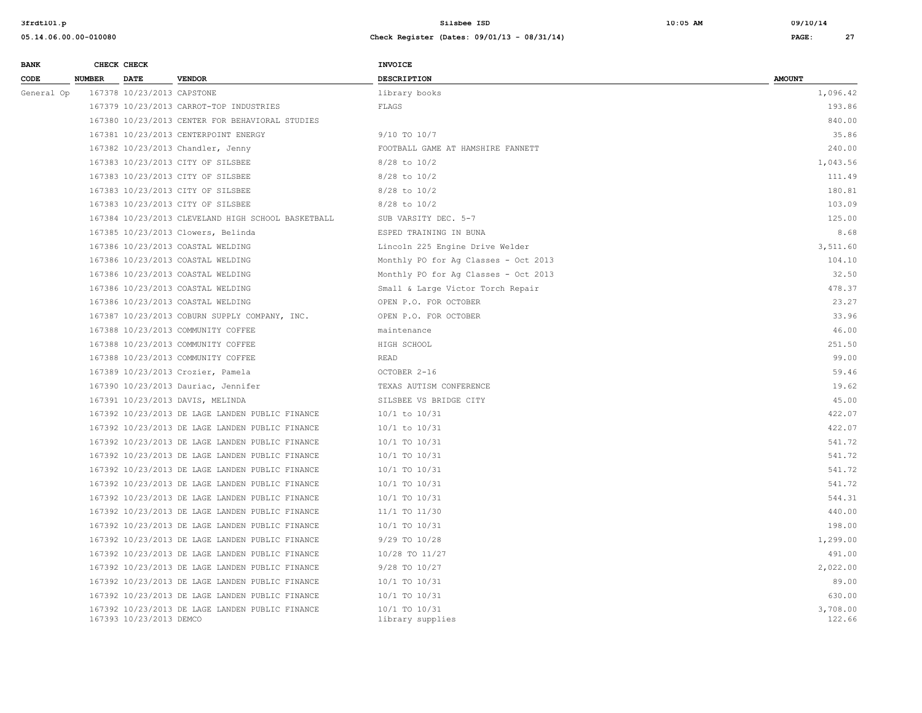| BANK CODE | CHECK NUMBER | CHECK DATE | VENDOR | INVOICE DESCRIPTION | AMOUNT |
|---|---|---|---|---|---|
| General Op | 167378 | 10/23/2013 | CAPSTONE | library books | 1,096.42 |
| | 167379 | 10/23/2013 | CARROT-TOP INDUSTRIES | FLAGS | 193.86 |
| | 167380 | 10/23/2013 | CENTER FOR BEHAVIORAL STUDIES | | 840.00 |
| | 167381 | 10/23/2013 | CENTERPOINT ENERGY | 9/10 TO 10/7 | 35.86 |
| | 167382 | 10/23/2013 | Chandler, Jenny | FOOTBALL GAME AT HAMSHIRE FANNETT | 240.00 |
| | 167383 | 10/23/2013 | CITY OF SILSBEE | 8/28 to 10/2 | 1,043.56 |
| | 167383 | 10/23/2013 | CITY OF SILSBEE | 8/28 to 10/2 | 111.49 |
| | 167383 | 10/23/2013 | CITY OF SILSBEE | 8/28 to 10/2 | 180.81 |
| | 167383 | 10/23/2013 | CITY OF SILSBEE | 8/28 to 10/2 | 103.09 |
| | 167384 | 10/23/2013 | CLEVELAND HIGH SCHOOL BASKETBALL | SUB VARSITY DEC. 5-7 | 125.00 |
| | 167385 | 10/23/2013 | Clowers, Belinda | ESPED TRAINING IN BUNA | 8.68 |
| | 167386 | 10/23/2013 | COASTAL WELDING | Lincoln 225 Engine Drive Welder | 3,511.60 |
| | 167386 | 10/23/2013 | COASTAL WELDING | Monthly PO for Ag Classes - Oct 2013 | 104.10 |
| | 167386 | 10/23/2013 | COASTAL WELDING | Monthly PO for Ag Classes - Oct 2013 | 32.50 |
| | 167386 | 10/23/2013 | COASTAL WELDING | Small & Large Victor Torch Repair | 478.37 |
| | 167386 | 10/23/2013 | COASTAL WELDING | OPEN P.O. FOR OCTOBER | 23.27 |
| | 167387 | 10/23/2013 | COBURN SUPPLY COMPANY, INC. | OPEN P.O. FOR OCTOBER | 33.96 |
| | 167388 | 10/23/2013 | COMMUNITY COFFEE | maintenance | 46.00 |
| | 167388 | 10/23/2013 | COMMUNITY COFFEE | HIGH SCHOOL | 251.50 |
| | 167388 | 10/23/2013 | COMMUNITY COFFEE | READ | 99.00 |
| | 167389 | 10/23/2013 | Crozier, Pamela | OCTOBER 2-16 | 59.46 |
| | 167390 | 10/23/2013 | Dauriac, Jennifer | TEXAS AUTISM CONFERENCE | 19.62 |
| | 167391 | 10/23/2013 | DAVIS, MELINDA | SILSBEE VS BRIDGE CITY | 45.00 |
| | 167392 | 10/23/2013 | DE LAGE LANDEN PUBLIC FINANCE | 10/1 to 10/31 | 422.07 |
| | 167392 | 10/23/2013 | DE LAGE LANDEN PUBLIC FINANCE | 10/1 to 10/31 | 422.07 |
| | 167392 | 10/23/2013 | DE LAGE LANDEN PUBLIC FINANCE | 10/1 TO 10/31 | 541.72 |
| | 167392 | 10/23/2013 | DE LAGE LANDEN PUBLIC FINANCE | 10/1 TO 10/31 | 541.72 |
| | 167392 | 10/23/2013 | DE LAGE LANDEN PUBLIC FINANCE | 10/1 TO 10/31 | 541.72 |
| | 167392 | 10/23/2013 | DE LAGE LANDEN PUBLIC FINANCE | 10/1 TO 10/31 | 541.72 |
| | 167392 | 10/23/2013 | DE LAGE LANDEN PUBLIC FINANCE | 10/1 TO 10/31 | 544.31 |
| | 167392 | 10/23/2013 | DE LAGE LANDEN PUBLIC FINANCE | 11/1 TO 11/30 | 440.00 |
| | 167392 | 10/23/2013 | DE LAGE LANDEN PUBLIC FINANCE | 10/1 TO 10/31 | 198.00 |
| | 167392 | 10/23/2013 | DE LAGE LANDEN PUBLIC FINANCE | 9/29 TO 10/28 | 1,299.00 |
| | 167392 | 10/23/2013 | DE LAGE LANDEN PUBLIC FINANCE | 10/28 TO 11/27 | 491.00 |
| | 167392 | 10/23/2013 | DE LAGE LANDEN PUBLIC FINANCE | 9/28 TO 10/27 | 2,022.00 |
| | 167392 | 10/23/2013 | DE LAGE LANDEN PUBLIC FINANCE | 10/1 TO 10/31 | 89.00 |
| | 167392 | 10/23/2013 | DE LAGE LANDEN PUBLIC FINANCE | 10/1 TO 10/31 | 630.00 |
| | 167392 | 10/23/2013 | DE LAGE LANDEN PUBLIC FINANCE | 10/1 TO 10/31 | 3,708.00 |
| | 167393 | 10/23/2013 | DEMCO | library supplies | 122.66 |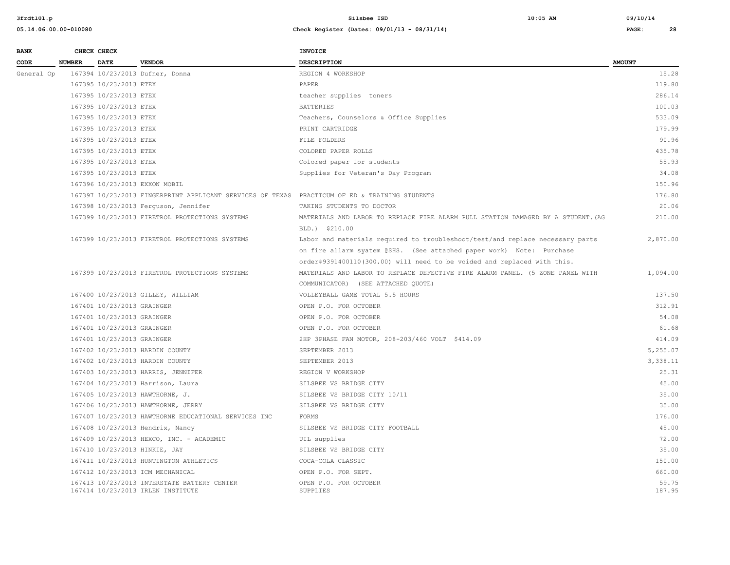| BANK CODE | CHECK NUMBER | CHECK DATE | VENDOR | INVOICE DESCRIPTION | AMOUNT |
|---|---|---|---|---|---|
| General Op | 167394 | 10/23/2013 | Dufner, Donna | REGION 4 WORKSHOP | 15.28 |
| | 167395 | 10/23/2013 | ETEX | PAPER | 119.80 |
| | 167395 | 10/23/2013 | ETEX | teacher supplies toners | 286.14 |
| | 167395 | 10/23/2013 | ETEX | BATTERIES | 100.03 |
| | 167395 | 10/23/2013 | ETEX | Teachers, Counselors & Office Supplies | 533.09 |
| | 167395 | 10/23/2013 | ETEX | PRINT CARTRIDGE | 179.99 |
| | 167395 | 10/23/2013 | ETEX | FILE FOLDERS | 90.96 |
| | 167395 | 10/23/2013 | ETEX | COLORED PAPER ROLLS | 435.78 |
| | 167395 | 10/23/2013 | ETEX | Colored paper for students | 55.93 |
| | 167395 | 10/23/2013 | ETEX | Supplies for Veteran's Day Program | 34.08 |
| | 167396 | 10/23/2013 | EXXON MOBIL | | 150.96 |
| | 167397 | 10/23/2013 | FINGERPRINT APPLICANT SERVICES OF TEXAS | PRACTICUM OF ED & TRAINING STUDENTS | 176.80 |
| | 167398 | 10/23/2013 | Ferguson, Jennifer | TAKING STUDENTS TO DOCTOR | 20.06 |
| | 167399 | 10/23/2013 | FIRETROL PROTECTIONS SYSTEMS | MATERIALS AND LABOR TO REPLACE FIRE ALARM PULL STATION DAMAGED BY A STUDENT.(AG BLD.) $210.00 | 210.00 |
| | 167399 | 10/23/2013 | FIRETROL PROTECTIONS SYSTEMS | Labor and materials required to troubleshoot/test/and replace necessary parts on fire allarm syatem @SHS. (See attached paper work) Note: Purchase order#9391400110(300.00) will need to be voided and replaced with this. | 2,870.00 |
| | 167399 | 10/23/2013 | FIRETROL PROTECTIONS SYSTEMS | MATERIALS AND LABOR TO REPLACE DEFECTIVE FIRE ALARM PANEL. (5 ZONE PANEL WITH COMMUNICATOR) (SEE ATTACHED QUOTE) | 1,094.00 |
| | 167400 | 10/23/2013 | GILLEY, WILLIAM | VOLLEYBALL GAME TOTAL 5.5 HOURS | 137.50 |
| | 167401 | 10/23/2013 | GRAINGER | OPEN P.O. FOR OCTOBER | 312.91 |
| | 167401 | 10/23/2013 | GRAINGER | OPEN P.O. FOR OCTOBER | 54.08 |
| | 167401 | 10/23/2013 | GRAINGER | OPEN P.O. FOR OCTOBER | 61.68 |
| | 167401 | 10/23/2013 | GRAINGER | 2HP 3PHASE FAN MOTOR, 208-203/460 VOLT $414.09 | 414.09 |
| | 167402 | 10/23/2013 | HARDIN COUNTY | SEPTEMBER 2013 | 5,255.07 |
| | 167402 | 10/23/2013 | HARDIN COUNTY | SEPTEMBER 2013 | 3,338.11 |
| | 167403 | 10/23/2013 | HARRIS, JENNIFER | REGION V WORKSHOP | 25.31 |
| | 167404 | 10/23/2013 | Harrison, Laura | SILSBEE VS BRIDGE CITY | 45.00 |
| | 167405 | 10/23/2013 | HAWTHORNE, J. | SILSBEE VS BRIDGE CITY 10/11 | 35.00 |
| | 167406 | 10/23/2013 | HAWTHORNE, JERRY | SILSBEE VS BRIDGE CITY | 35.00 |
| | 167407 | 10/23/2013 | HAWTHORNE EDUCATIONAL SERVICES INC | FORMS | 176.00 |
| | 167408 | 10/23/2013 | Hendrix, Nancy | SILSBEE VS BRIDGE CITY FOOTBALL | 45.00 |
| | 167409 | 10/23/2013 | HEXCO, INC. - ACADEMIC | UIL supplies | 72.00 |
| | 167410 | 10/23/2013 | HINKIE, JAY | SILSBEE VS BRIDGE CITY | 35.00 |
| | 167411 | 10/23/2013 | HUNTINGTON ATHLETICS | COCA-COLA CLASSIC | 150.00 |
| | 167412 | 10/23/2013 | ICM MECHANICAL | OPEN P.O. FOR SEPT. | 660.00 |
| | 167413 | 10/23/2013 | INTERSTATE BATTERY CENTER | OPEN P.O. FOR OCTOBER | 59.75 |
| | 167414 | 10/23/2013 | IRLEN INSTITUTE | SUPPLIES | 187.95 |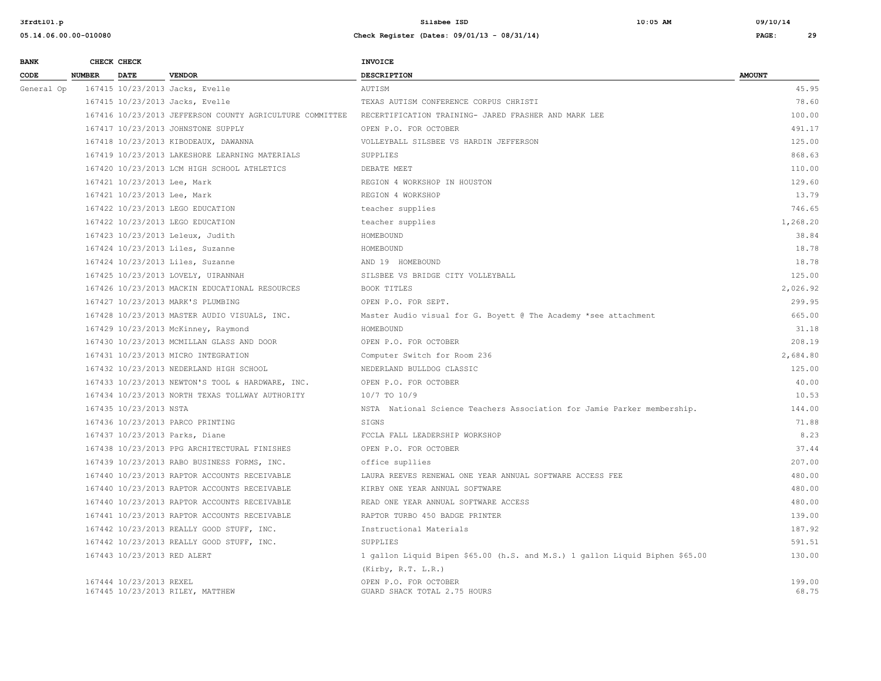| BANK CODE | CHECK NUMBER | CHECK DATE | VENDOR | INVOICE DESCRIPTION | AMOUNT |
|---|---|---|---|---|---|
| General Op | 167415 | 10/23/2013 | Jacks, Evelle | AUTISM | 45.95 |
| | 167415 | 10/23/2013 | Jacks, Evelle | TEXAS AUTISM CONFERENCE CORPUS CHRISTI | 78.60 |
| | 167416 | 10/23/2013 | JEFFERSON COUNTY AGRICULTURE COMMITTEE | RECERTIFICATION TRAINING- JARED FRASHER AND MARK LEE | 100.00 |
| | 167417 | 10/23/2013 | JOHNSTONE SUPPLY | OPEN P.O. FOR OCTOBER | 491.17 |
| | 167418 | 10/23/2013 | KIBODEAUX, DAWANNA | VOLLEYBALL SILSBEE VS HARDIN JEFFERSON | 125.00 |
| | 167419 | 10/23/2013 | LAKESHORE LEARNING MATERIALS | SUPPLIES | 868.63 |
| | 167420 | 10/23/2013 | LCM HIGH SCHOOL ATHLETICS | DEBATE MEET | 110.00 |
| | 167421 | 10/23/2013 | Lee, Mark | REGION 4 WORKSHOP IN HOUSTON | 129.60 |
| | 167421 | 10/23/2013 | Lee, Mark | REGION 4 WORKSHOP | 13.79 |
| | 167422 | 10/23/2013 | LEGO EDUCATION | teacher supplies | 746.65 |
| | 167422 | 10/23/2013 | LEGO EDUCATION | teacher supplies | 1,268.20 |
| | 167423 | 10/23/2013 | Leleux, Judith | HOMEBOUND | 38.84 |
| | 167424 | 10/23/2013 | Liles, Suzanne | HOMEBOUND | 18.78 |
| | 167424 | 10/23/2013 | Liles, Suzanne | AND 19 HOMEBOUND | 18.78 |
| | 167425 | 10/23/2013 | LOVELY, UIRANNAH | SILSBEE VS BRIDGE CITY VOLLEYBALL | 125.00 |
| | 167426 | 10/23/2013 | MACKIN EDUCATIONAL RESOURCES | BOOK TITLES | 2,026.92 |
| | 167427 | 10/23/2013 | MARK'S PLUMBING | OPEN P.O. FOR SEPT. | 299.95 |
| | 167428 | 10/23/2013 | MASTER AUDIO VISUALS, INC. | Master Audio visual for G. Boyett @ The Academy *see attachment | 665.00 |
| | 167429 | 10/23/2013 | McKinney, Raymond | HOMEBOUND | 31.18 |
| | 167430 | 10/23/2013 | MCMILLAN GLASS AND DOOR | OPEN P.O. FOR OCTOBER | 208.19 |
| | 167431 | 10/23/2013 | MICRO INTEGRATION | Computer Switch for Room 236 | 2,684.80 |
| | 167432 | 10/23/2013 | NEDERLAND HIGH SCHOOL | NEDERLAND BULLDOG CLASSIC | 125.00 |
| | 167433 | 10/23/2013 | NEWTON'S TOOL & HARDWARE, INC. | OPEN P.O. FOR OCTOBER | 40.00 |
| | 167434 | 10/23/2013 | NORTH TEXAS TOLLWAY AUTHORITY | 10/7 TO 10/9 | 10.53 |
| | 167435 | 10/23/2013 | NSTA | NSTA National Science Teachers Association for Jamie Parker membership. | 144.00 |
| | 167436 | 10/23/2013 | PARCO PRINTING | SIGNS | 71.88 |
| | 167437 | 10/23/2013 | Parks, Diane | FCCLA FALL LEADERSHIP WORKSHOP | 8.23 |
| | 167438 | 10/23/2013 | PPG ARCHITECTURAL FINISHES | OPEN P.O. FOR OCTOBER | 37.44 |
| | 167439 | 10/23/2013 | RABO BUSINESS FORMS, INC. | office supllies | 207.00 |
| | 167440 | 10/23/2013 | RAPTOR ACCOUNTS RECEIVABLE | LAURA REEVES RENEWAL ONE YEAR ANNUAL SOFTWARE ACCESS FEE | 480.00 |
| | 167440 | 10/23/2013 | RAPTOR ACCOUNTS RECEIVABLE | KIRBY ONE YEAR ANNUAL SOFTWARE | 480.00 |
| | 167440 | 10/23/2013 | RAPTOR ACCOUNTS RECEIVABLE | READ ONE YEAR ANNUAL SOFTWARE ACCESS | 480.00 |
| | 167441 | 10/23/2013 | RAPTOR ACCOUNTS RECEIVABLE | RAPTOR TURBO 450 BADGE PRINTER | 139.00 |
| | 167442 | 10/23/2013 | REALLY GOOD STUFF, INC. | Instructional Materials | 187.92 |
| | 167442 | 10/23/2013 | REALLY GOOD STUFF, INC. | SUPPLIES | 591.51 |
| | 167443 | 10/23/2013 | RED ALERT | 1 gallon Liquid Bipen $65.00 (h.S. and M.S.) 1 gallon Liquid Biphen $65.00 (Kirby, R.T. L.R.) | 130.00 |
| | 167444 | 10/23/2013 | REXEL | OPEN P.O. FOR OCTOBER | 199.00 |
| | 167445 | 10/23/2013 | RILEY, MATTHEW | GUARD SHACK TOTAL 2.75 HOURS | 68.75 |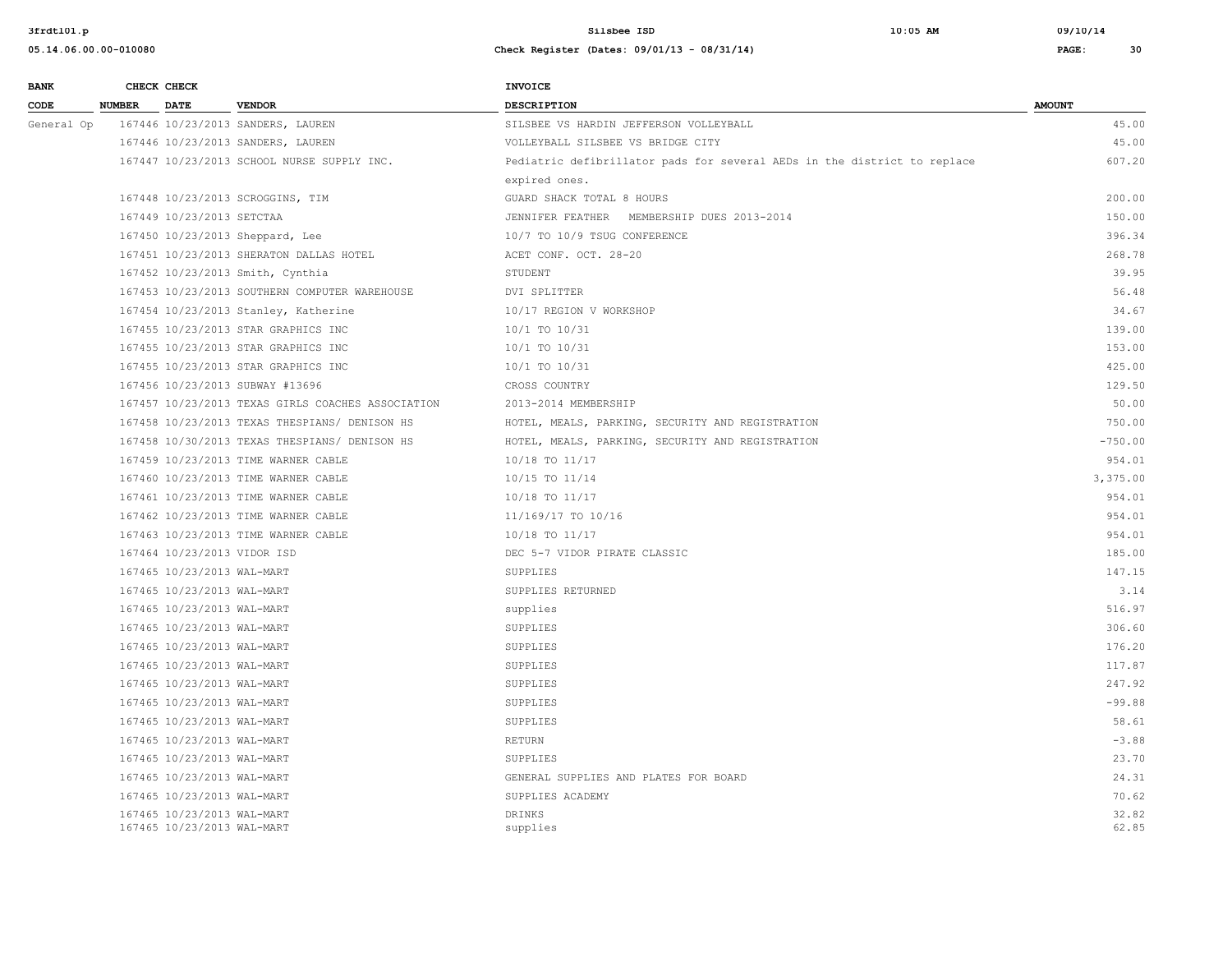| BANK CODE | CHECK NUMBER | CHECK DATE | VENDOR | INVOICE DESCRIPTION | AMOUNT |
|---|---|---|---|---|---|
| General Op | 167446 | 10/23/2013 | SANDERS, LAUREN | SILSBEE VS HARDIN JEFFERSON VOLLEYBALL | 45.00 |
| | 167446 | 10/23/2013 | SANDERS, LAUREN | VOLLEYBALL SILSBEE VS BRIDGE CITY | 45.00 |
| | 167447 | 10/23/2013 | SCHOOL NURSE SUPPLY INC. | Pediatric defibrillator pads for several AEDs in the district to replace expired ones. | 607.20 |
| | 167448 | 10/23/2013 | SCROGGINS, TIM | GUARD SHACK TOTAL 8 HOURS | 200.00 |
| | 167449 | 10/23/2013 | SETCTAA | JENNIFER FEATHER MEMBERSHIP DUES 2013-2014 | 150.00 |
| | 167450 | 10/23/2013 | Sheppard, Lee | 10/7 TO 10/9 TSUG CONFERENCE | 396.34 |
| | 167451 | 10/23/2013 | SHERATON DALLAS HOTEL | ACET CONF. OCT. 28-20 | 268.78 |
| | 167452 | 10/23/2013 | Smith, Cynthia | STUDENT | 39.95 |
| | 167453 | 10/23/2013 | SOUTHERN COMPUTER WAREHOUSE | DVI SPLITTER | 56.48 |
| | 167454 | 10/23/2013 | Stanley, Katherine | 10/17 REGION V WORKSHOP | 34.67 |
| | 167455 | 10/23/2013 | STAR GRAPHICS INC | 10/1 TO 10/31 | 139.00 |
| | 167455 | 10/23/2013 | STAR GRAPHICS INC | 10/1 TO 10/31 | 153.00 |
| | 167455 | 10/23/2013 | STAR GRAPHICS INC | 10/1 TO 10/31 | 425.00 |
| | 167456 | 10/23/2013 | SUBWAY #13696 | CROSS COUNTRY | 129.50 |
| | 167457 | 10/23/2013 | TEXAS GIRLS COACHES ASSOCIATION | 2013-2014 MEMBERSHIP | 50.00 |
| | 167458 | 10/23/2013 | TEXAS THESPIANS/ DENISON HS | HOTEL, MEALS, PARKING, SECURITY AND REGISTRATION | 750.00 |
| | 167458 | 10/30/2013 | TEXAS THESPIANS/ DENISON HS | HOTEL, MEALS, PARKING, SECURITY AND REGISTRATION | -750.00 |
| | 167459 | 10/23/2013 | TIME WARNER CABLE | 10/18 TO 11/17 | 954.01 |
| | 167460 | 10/23/2013 | TIME WARNER CABLE | 10/15 TO 11/14 | 3,375.00 |
| | 167461 | 10/23/2013 | TIME WARNER CABLE | 10/18 TO 11/17 | 954.01 |
| | 167462 | 10/23/2013 | TIME WARNER CABLE | 11/169/17 TO 10/16 | 954.01 |
| | 167463 | 10/23/2013 | TIME WARNER CABLE | 10/18 TO 11/17 | 954.01 |
| | 167464 | 10/23/2013 | VIDOR ISD | DEC 5-7 VIDOR PIRATE CLASSIC | 185.00 |
| | 167465 | 10/23/2013 | WAL-MART | SUPPLIES | 147.15 |
| | 167465 | 10/23/2013 | WAL-MART | SUPPLIES RETURNED | 3.14 |
| | 167465 | 10/23/2013 | WAL-MART | supplies | 516.97 |
| | 167465 | 10/23/2013 | WAL-MART | SUPPLIES | 306.60 |
| | 167465 | 10/23/2013 | WAL-MART | SUPPLIES | 176.20 |
| | 167465 | 10/23/2013 | WAL-MART | SUPPLIES | 117.87 |
| | 167465 | 10/23/2013 | WAL-MART | SUPPLIES | 247.92 |
| | 167465 | 10/23/2013 | WAL-MART | SUPPLIES | -99.88 |
| | 167465 | 10/23/2013 | WAL-MART | SUPPLIES | 58.61 |
| | 167465 | 10/23/2013 | WAL-MART | RETURN | -3.88 |
| | 167465 | 10/23/2013 | WAL-MART | SUPPLIES | 23.70 |
| | 167465 | 10/23/2013 | WAL-MART | GENERAL SUPPLIES AND PLATES FOR BOARD | 24.31 |
| | 167465 | 10/23/2013 | WAL-MART | SUPPLIES ACADEMY | 70.62 |
| | 167465 | 10/23/2013 | WAL-MART | DRINKS | 32.82 |
| | 167465 | 10/23/2013 | WAL-MART | supplies | 62.85 |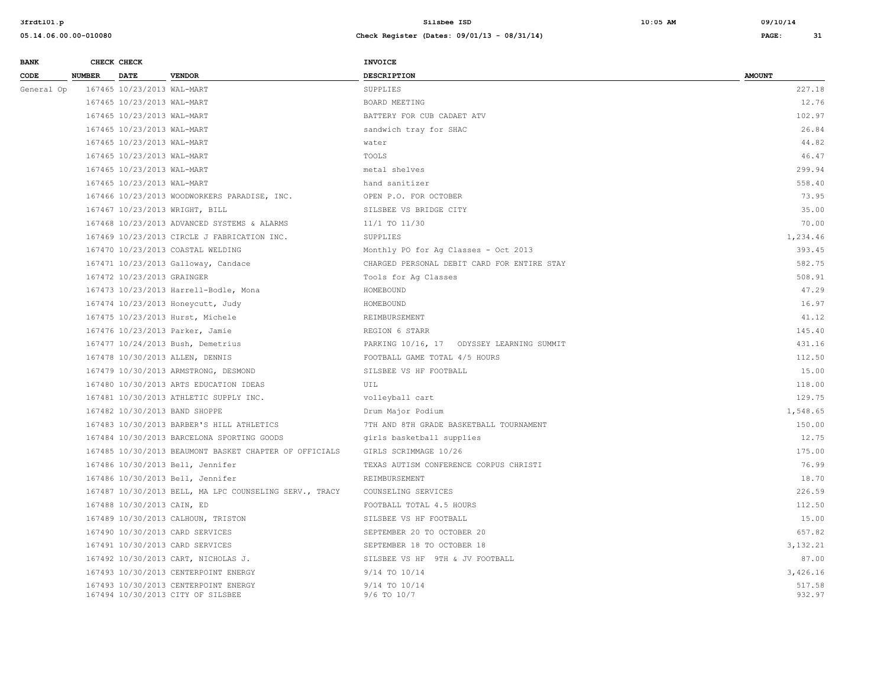| BANK CODE | CHECK NUMBER | CHECK DATE | VENDOR | INVOICE DESCRIPTION | AMOUNT |
|---|---|---|---|---|---|
| General Op | 167465 | 10/23/2013 | WAL-MART | SUPPLIES | 227.18 |
| | 167465 | 10/23/2013 | WAL-MART | BOARD MEETING | 12.76 |
| | 167465 | 10/23/2013 | WAL-MART | BATTERY FOR CUB CADAET ATV | 102.97 |
| | 167465 | 10/23/2013 | WAL-MART | sandwich tray for SHAC | 26.84 |
| | 167465 | 10/23/2013 | WAL-MART | water | 44.82 |
| | 167465 | 10/23/2013 | WAL-MART | TOOLS | 46.47 |
| | 167465 | 10/23/2013 | WAL-MART | metal shelves | 299.94 |
| | 167465 | 10/23/2013 | WAL-MART | hand sanitizer | 558.40 |
| | 167466 | 10/23/2013 | WOODWORKERS PARADISE, INC. | OPEN P.O. FOR OCTOBER | 73.95 |
| | 167467 | 10/23/2013 | WRIGHT, BILL | SILSBEE VS BRIDGE CITY | 35.00 |
| | 167468 | 10/23/2013 | ADVANCED SYSTEMS & ALARMS | 11/1 TO 11/30 | 70.00 |
| | 167469 | 10/23/2013 | CIRCLE J FABRICATION INC. | SUPPLIES | 1,234.46 |
| | 167470 | 10/23/2013 | COASTAL WELDING | Monthly PO for Ag Classes - Oct 2013 | 393.45 |
| | 167471 | 10/23/2013 | Galloway, Candace | CHARGED PERSONAL DEBIT CARD FOR ENTIRE STAY | 582.75 |
| | 167472 | 10/23/2013 | GRAINGER | Tools for Ag Classes | 508.91 |
| | 167473 | 10/23/2013 | Harrell-Bodle, Mona | HOMEBOUND | 47.29 |
| | 167474 | 10/23/2013 | Honeycutt, Judy | HOMEBOUND | 16.97 |
| | 167475 | 10/23/2013 | Hurst, Michele | REIMBURSEMENT | 41.12 |
| | 167476 | 10/23/2013 | Parker, Jamie | REGION 6 STARR | 145.40 |
| | 167477 | 10/24/2013 | Bush, Demetrius | PARKING 10/16, 17 ODYSSEY LEARNING SUMMIT | 431.16 |
| | 167478 | 10/30/2013 | ALLEN, DENNIS | FOOTBALL GAME TOTAL 4/5 HOURS | 112.50 |
| | 167479 | 10/30/2013 | ARMSTRONG, DESMOND | SILSBEE VS HF FOOTBALL | 15.00 |
| | 167480 | 10/30/2013 | ARTS EDUCATION IDEAS | UIL | 118.00 |
| | 167481 | 10/30/2013 | ATHLETIC SUPPLY INC. | volleyball cart | 129.75 |
| | 167482 | 10/30/2013 | BAND SHOPPE | Drum Major Podium | 1,548.65 |
| | 167483 | 10/30/2013 | BARBER'S HILL ATHLETICS | 7TH AND 8TH GRADE BASKETBALL TOURNAMENT | 150.00 |
| | 167484 | 10/30/2013 | BARCELONA SPORTING GOODS | girls basketball supplies | 12.75 |
| | 167485 | 10/30/2013 | BEAUMONT BASKET CHAPTER OF OFFICIALS | GIRLS SCRIMMAGE 10/26 | 175.00 |
| | 167486 | 10/30/2013 | Bell, Jennifer | TEXAS AUTISM CONFERENCE CORPUS CHRISTI | 76.99 |
| | 167486 | 10/30/2013 | Bell, Jennifer | REIMBURSEMENT | 18.70 |
| | 167487 | 10/30/2013 | BELL, MA LPC COUNSELING SERV., TRACY | COUNSELING SERVICES | 226.59 |
| | 167488 | 10/30/2013 | CAIN, ED | FOOTBALL TOTAL 4.5 HOURS | 112.50 |
| | 167489 | 10/30/2013 | CALHOUN, TRISTON | SILSBEE VS HF FOOTBALL | 15.00 |
| | 167490 | 10/30/2013 | CARD SERVICES | SEPTEMBER 20 TO OCTOBER 20 | 657.82 |
| | 167491 | 10/30/2013 | CARD SERVICES | SEPTEMBER 18 TO OCTOBER 18 | 3,132.21 |
| | 167492 | 10/30/2013 | CART, NICHOLAS J. | SILSBEE VS HF 9TH & JV FOOTBALL | 87.00 |
| | 167493 | 10/30/2013 | CENTERPOINT ENERGY | 9/14 TO 10/14 | 3,426.16 |
| | 167493 | 10/30/2013 | CENTERPOINT ENERGY | 9/14 TO 10/14 | 517.58 |
| | 167494 | 10/30/2013 | CITY OF SILSBEE | 9/6 TO 10/7 | 932.97 |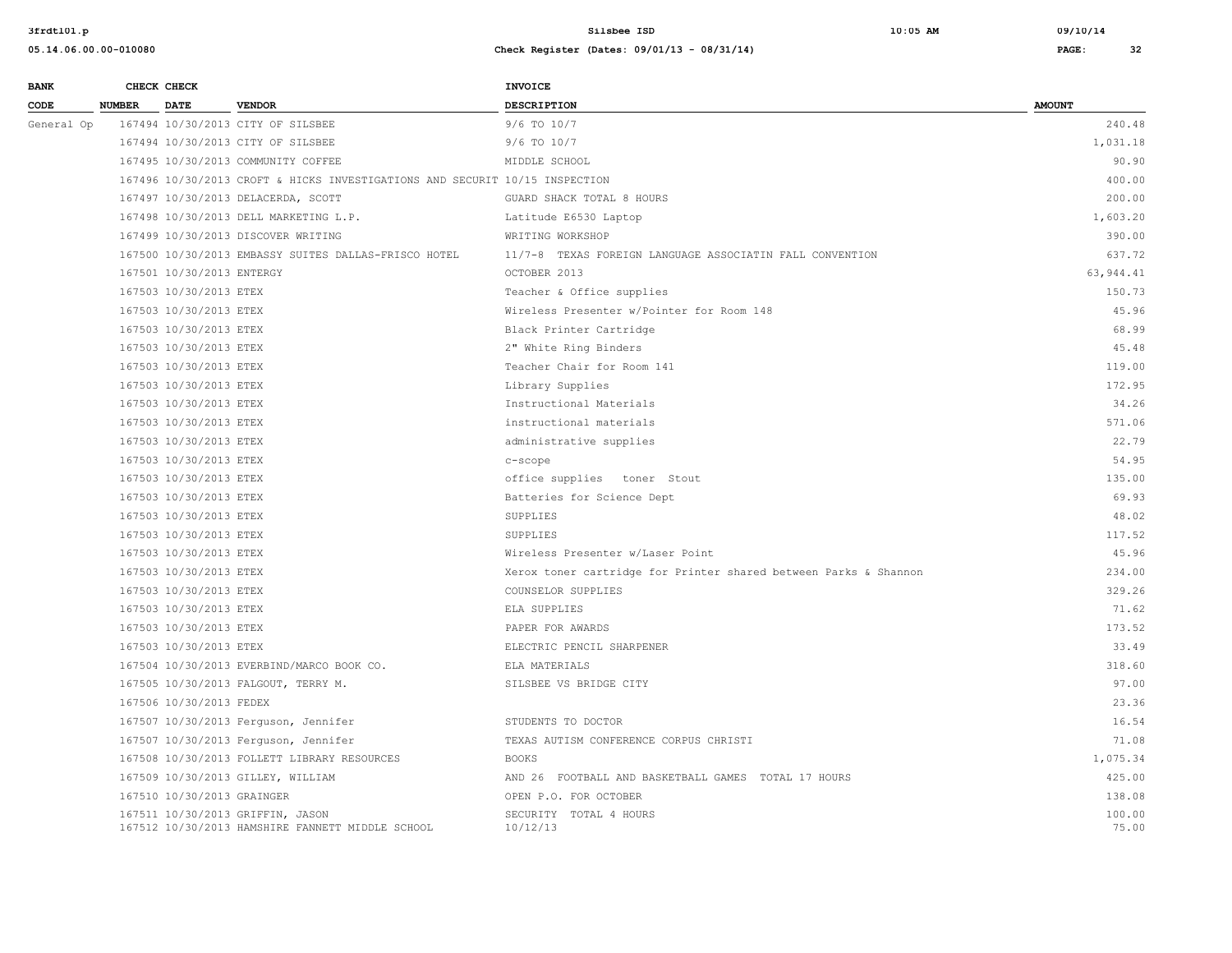| BANK CODE | CHECK NUMBER | CHECK DATE | VENDOR | INVOICE DESCRIPTION | AMOUNT |
|---|---|---|---|---|---|
| General Op | 167494 | 10/30/2013 | CITY OF SILSBEE | 9/6 TO 10/7 | 240.48 |
| | 167494 | 10/30/2013 | CITY OF SILSBEE | 9/6 TO 10/7 | 1,031.18 |
| | 167495 | 10/30/2013 | COMMUNITY COFFEE | MIDDLE SCHOOL | 90.90 |
| | 167496 | 10/30/2013 | CROFT & HICKS INVESTIGATIONS AND SECURIT | 10/15 INSPECTION | 400.00 |
| | 167497 | 10/30/2013 | DELACERDA, SCOTT | GUARD SHACK TOTAL 8 HOURS | 200.00 |
| | 167498 | 10/30/2013 | DELL MARKETING L.P. | Latitude E6530 Laptop | 1,603.20 |
| | 167499 | 10/30/2013 | DISCOVER WRITING | WRITING WORKSHOP | 390.00 |
| | 167500 | 10/30/2013 | EMBASSY SUITES DALLAS-FRISCO HOTEL | 11/7-8 TEXAS FOREIGN LANGUAGE ASSOCIATIN FALL CONVENTION | 637.72 |
| | 167501 | 10/30/2013 | ENTERGY | OCTOBER 2013 | 63,944.41 |
| | 167503 | 10/30/2013 | ETEX | Teacher & Office supplies | 150.73 |
| | 167503 | 10/30/2013 | ETEX | Wireless Presenter w/Pointer for Room 148 | 45.96 |
| | 167503 | 10/30/2013 | ETEX | Black Printer Cartridge | 68.99 |
| | 167503 | 10/30/2013 | ETEX | 2" White Ring Binders | 45.48 |
| | 167503 | 10/30/2013 | ETEX | Teacher Chair for Room 141 | 119.00 |
| | 167503 | 10/30/2013 | ETEX | Library Supplies | 172.95 |
| | 167503 | 10/30/2013 | ETEX | Instructional Materials | 34.26 |
| | 167503 | 10/30/2013 | ETEX | instructional materials | 571.06 |
| | 167503 | 10/30/2013 | ETEX | administrative supplies | 22.79 |
| | 167503 | 10/30/2013 | ETEX | c-scope | 54.95 |
| | 167503 | 10/30/2013 | ETEX | office supplies toner Stout | 135.00 |
| | 167503 | 10/30/2013 | ETEX | Batteries for Science Dept | 69.93 |
| | 167503 | 10/30/2013 | ETEX | SUPPLIES | 48.02 |
| | 167503 | 10/30/2013 | ETEX | SUPPLIES | 117.52 |
| | 167503 | 10/30/2013 | ETEX | Wireless Presenter w/Laser Point | 45.96 |
| | 167503 | 10/30/2013 | ETEX | Xerox toner cartridge for Printer shared between Parks & Shannon | 234.00 |
| | 167503 | 10/30/2013 | ETEX | COUNSELOR SUPPLIES | 329.26 |
| | 167503 | 10/30/2013 | ETEX | ELA SUPPLIES | 71.62 |
| | 167503 | 10/30/2013 | ETEX | PAPER FOR AWARDS | 173.52 |
| | 167503 | 10/30/2013 | ETEX | ELECTRIC PENCIL SHARPENER | 33.49 |
| | 167504 | 10/30/2013 | EVERBIND/MARCO BOOK CO. | ELA MATERIALS | 318.60 |
| | 167505 | 10/30/2013 | FALGOUT, TERRY M. | SILSBEE VS BRIDGE CITY | 97.00 |
| | 167506 | 10/30/2013 | FEDEX | | 23.36 |
| | 167507 | 10/30/2013 | Ferguson, Jennifer | STUDENTS TO DOCTOR | 16.54 |
| | 167507 | 10/30/2013 | Ferguson, Jennifer | TEXAS AUTISM CONFERENCE CORPUS CHRISTI | 71.08 |
| | 167508 | 10/30/2013 | FOLLETT LIBRARY RESOURCES | BOOKS | 1,075.34 |
| | 167509 | 10/30/2013 | GILLEY, WILLIAM | AND 26 FOOTBALL AND BASKETBALL GAMES TOTAL 17 HOURS | 425.00 |
| | 167510 | 10/30/2013 | GRAINGER | OPEN P.O. FOR OCTOBER | 138.08 |
| | 167511 | 10/30/2013 | GRIFFIN, JASON | SECURITY TOTAL 4 HOURS | 100.00 |
| | 167512 | 10/30/2013 | HAMSHIRE FANNETT MIDDLE SCHOOL | 10/12/13 | 75.00 |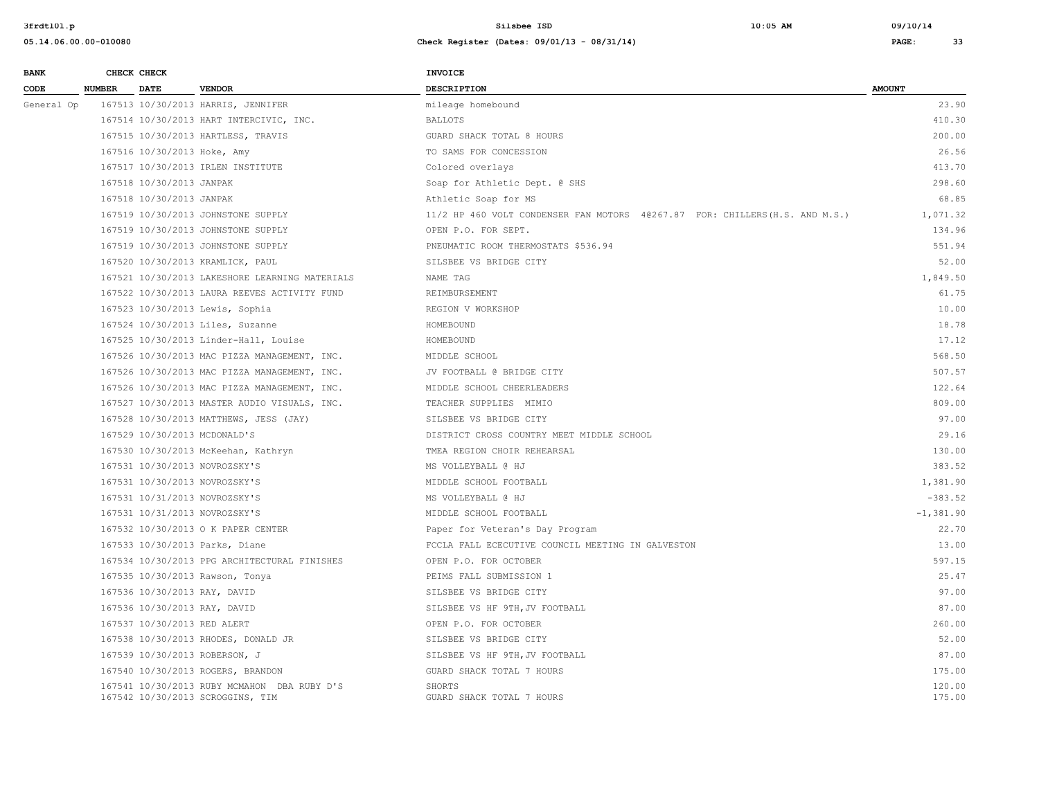| BANK CODE | CHECK NUMBER | CHECK DATE | VENDOR | INVOICE DESCRIPTION | AMOUNT |
|---|---|---|---|---|---|
| General Op | 167513 | 10/30/2013 | HARRIS, JENNIFER | mileage homebound | 23.90 |
| | 167514 | 10/30/2013 | HART INTERCIVIC, INC. | BALLOTS | 410.30 |
| | 167515 | 10/30/2013 | HARTLESS, TRAVIS | GUARD SHACK TOTAL 8 HOURS | 200.00 |
| | 167516 | 10/30/2013 | Hoke, Amy | TO SAMS FOR CONCESSION | 26.56 |
| | 167517 | 10/30/2013 | IRLEN INSTITUTE | Colored overlays | 413.70 |
| | 167518 | 10/30/2013 | JANPAK | Soap for Athletic Dept. @ SHS | 298.60 |
| | 167518 | 10/30/2013 | JANPAK | Athletic Soap for MS | 68.85 |
| | 167519 | 10/30/2013 | JOHNSTONE SUPPLY | 11/2 HP 460 VOLT CONDENSER FAN MOTORS 4@267.87 FOR: CHILLERS(H.S. AND M.S.) | 1,071.32 |
| | 167519 | 10/30/2013 | JOHNSTONE SUPPLY | OPEN P.O. FOR SEPT. | 134.96 |
| | 167519 | 10/30/2013 | JOHNSTONE SUPPLY | PNEUMATIC ROOM THERMOSTATS $536.94 | 551.94 |
| | 167520 | 10/30/2013 | KRAMLICK, PAUL | SILSBEE VS BRIDGE CITY | 52.00 |
| | 167521 | 10/30/2013 | LAKESHORE LEARNING MATERIALS | NAME TAG | 1,849.50 |
| | 167522 | 10/30/2013 | LAURA REEVES ACTIVITY FUND | REIMBURSEMENT | 61.75 |
| | 167523 | 10/30/2013 | Lewis, Sophia | REGION V WORKSHOP | 10.00 |
| | 167524 | 10/30/2013 | Liles, Suzanne | HOMEBOUND | 18.78 |
| | 167525 | 10/30/2013 | Linder-Hall, Louise | HOMEBOUND | 17.12 |
| | 167526 | 10/30/2013 | MAC PIZZA MANAGEMENT, INC. | MIDDLE SCHOOL | 568.50 |
| | 167526 | 10/30/2013 | MAC PIZZA MANAGEMENT, INC. | JV FOOTBALL @ BRIDGE CITY | 507.57 |
| | 167526 | 10/30/2013 | MAC PIZZA MANAGEMENT, INC. | MIDDLE SCHOOL CHEERLEADERS | 122.64 |
| | 167527 | 10/30/2013 | MASTER AUDIO VISUALS, INC. | TEACHER SUPPLIES MIMIO | 809.00 |
| | 167528 | 10/30/2013 | MATTHEWS, JESS (JAY) | SILSBEE VS BRIDGE CITY | 97.00 |
| | 167529 | 10/30/2013 | MCDONALD'S | DISTRICT CROSS COUNTRY MEET MIDDLE SCHOOL | 29.16 |
| | 167530 | 10/30/2013 | McKeehan, Kathryn | TMEA REGION CHOIR REHEARSAL | 130.00 |
| | 167531 | 10/30/2013 | NOVROZSKY'S | MS VOLLEYBALL @ HJ | 383.52 |
| | 167531 | 10/30/2013 | NOVROZSKY'S | MIDDLE SCHOOL FOOTBALL | 1,381.90 |
| | 167531 | 10/31/2013 | NOVROZSKY'S | MS VOLLEYBALL @ HJ | -383.52 |
| | 167531 | 10/31/2013 | NOVROZSKY'S | MIDDLE SCHOOL FOOTBALL | -1,381.90 |
| | 167532 | 10/30/2013 | O K PAPER CENTER | Paper for Veteran's Day Program | 22.70 |
| | 167533 | 10/30/2013 | Parks, Diane | FCCLA FALL ECECUTIVE COUNCIL MEETING IN GALVESTON | 13.00 |
| | 167534 | 10/30/2013 | PPG ARCHITECTURAL FINISHES | OPEN P.O. FOR OCTOBER | 597.15 |
| | 167535 | 10/30/2013 | Rawson, Tonya | PEIMS FALL SUBMISSION 1 | 25.47 |
| | 167536 | 10/30/2013 | RAY, DAVID | SILSBEE VS BRIDGE CITY | 97.00 |
| | 167536 | 10/30/2013 | RAY, DAVID | SILSBEE VS HF 9TH,JV FOOTBALL | 87.00 |
| | 167537 | 10/30/2013 | RED ALERT | OPEN P.O. FOR OCTOBER | 260.00 |
| | 167538 | 10/30/2013 | RHODES, DONALD JR | SILSBEE VS BRIDGE CITY | 52.00 |
| | 167539 | 10/30/2013 | ROBERSON, J | SILSBEE VS HF 9TH,JV FOOTBALL | 87.00 |
| | 167540 | 10/30/2013 | ROGERS, BRANDON | GUARD SHACK TOTAL 7 HOURS | 175.00 |
| | 167541 | 10/30/2013 | RUBY MCMAHON DBA RUBY D'S | SHORTS | 120.00 |
| | 167542 | 10/30/2013 | SCROGGINS, TIM | GUARD SHACK TOTAL 7 HOURS | 175.00 |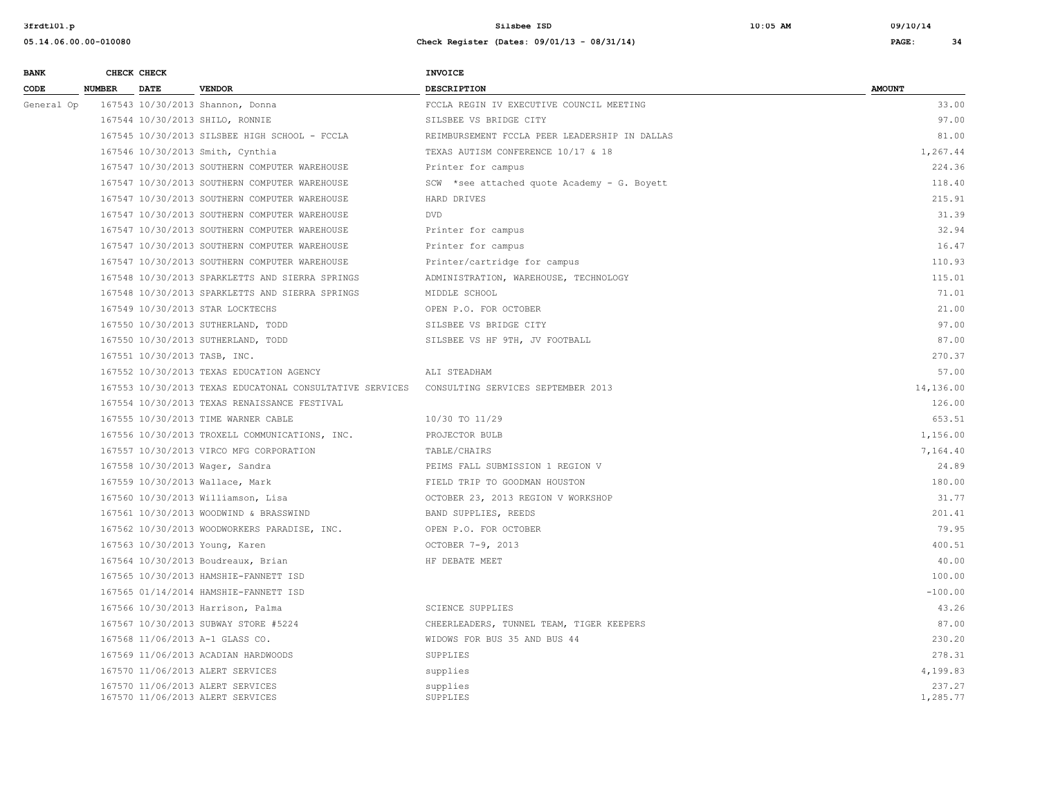| BANK CODE | CHECK NUMBER | CHECK DATE | VENDOR | INVOICE DESCRIPTION | AMOUNT |
|---|---|---|---|---|---|
| General Op | 167543 | 10/30/2013 | Shannon, Donna | FCCLA REGIN IV EXECUTIVE COUNCIL MEETING | 33.00 |
| | 167544 | 10/30/2013 | SHILO, RONNIE | SILSBEE VS BRIDGE CITY | 97.00 |
| | 167545 | 10/30/2013 | SILSBEE HIGH SCHOOL - FCCLA | REIMBURSEMENT FCCLA PEER LEADERSHIP IN DALLAS | 81.00 |
| | 167546 | 10/30/2013 | Smith, Cynthia | TEXAS AUTISM CONFERENCE 10/17 & 18 | 1,267.44 |
| | 167547 | 10/30/2013 | SOUTHERN COMPUTER WAREHOUSE | Printer for campus | 224.36 |
| | 167547 | 10/30/2013 | SOUTHERN COMPUTER WAREHOUSE | SCW *see attached quote Academy - G. Boyett | 118.40 |
| | 167547 | 10/30/2013 | SOUTHERN COMPUTER WAREHOUSE | HARD DRIVES | 215.91 |
| | 167547 | 10/30/2013 | SOUTHERN COMPUTER WAREHOUSE | DVD | 31.39 |
| | 167547 | 10/30/2013 | SOUTHERN COMPUTER WAREHOUSE | Printer for campus | 32.94 |
| | 167547 | 10/30/2013 | SOUTHERN COMPUTER WAREHOUSE | Printer for campus | 16.47 |
| | 167547 | 10/30/2013 | SOUTHERN COMPUTER WAREHOUSE | Printer/cartridge for campus | 110.93 |
| | 167548 | 10/30/2013 | SPARKLETTS AND SIERRA SPRINGS | ADMINISTRATION, WAREHOUSE, TECHNOLOGY | 115.01 |
| | 167548 | 10/30/2013 | SPARKLETTS AND SIERRA SPRINGS | MIDDLE SCHOOL | 71.01 |
| | 167549 | 10/30/2013 | STAR LOCKTECHS | OPEN P.O. FOR OCTOBER | 21.00 |
| | 167550 | 10/30/2013 | SUTHERLAND, TODD | SILSBEE VS BRIDGE CITY | 97.00 |
| | 167550 | 10/30/2013 | SUTHERLAND, TODD | SILSBEE VS HF 9TH, JV FOOTBALL | 87.00 |
| | 167551 | 10/30/2013 | TASB, INC. | | 270.37 |
| | 167552 | 10/30/2013 | TEXAS EDUCATION AGENCY | ALI STEADHAM | 57.00 |
| | 167553 | 10/30/2013 | TEXAS EDUCATONAL CONSULTATIVE SERVICES | CONSULTING SERVICES SEPTEMBER 2013 | 14,136.00 |
| | 167554 | 10/30/2013 | TEXAS RENAISSANCE FESTIVAL | | 126.00 |
| | 167555 | 10/30/2013 | TIME WARNER CABLE | 10/30 TO 11/29 | 653.51 |
| | 167556 | 10/30/2013 | TROXELL COMMUNICATIONS, INC. | PROJECTOR BULB | 1,156.00 |
| | 167557 | 10/30/2013 | VIRCO MFG CORPORATION | TABLE/CHAIRS | 7,164.40 |
| | 167558 | 10/30/2013 | Wager, Sandra | PEIMS FALL SUBMISSION 1 REGION V | 24.89 |
| | 167559 | 10/30/2013 | Wallace, Mark | FIELD TRIP TO GOODMAN HOUSTON | 180.00 |
| | 167560 | 10/30/2013 | Williamson, Lisa | OCTOBER 23, 2013 REGION V WORKSHOP | 31.77 |
| | 167561 | 10/30/2013 | WOODWIND & BRASSWIND | BAND SUPPLIES, REEDS | 201.41 |
| | 167562 | 10/30/2013 | WOODWORKERS PARADISE, INC. | OPEN P.O. FOR OCTOBER | 79.95 |
| | 167563 | 10/30/2013 | Young, Karen | OCTOBER 7-9, 2013 | 400.51 |
| | 167564 | 10/30/2013 | Boudreaux, Brian | HF DEBATE MEET | 40.00 |
| | 167565 | 10/30/2013 | HAMSHIE-FANNETT ISD | | 100.00 |
| | 167565 | 01/14/2014 | HAMSHIE-FANNETT ISD | | -100.00 |
| | 167566 | 10/30/2013 | Harrison, Palma | SCIENCE SUPPLIES | 43.26 |
| | 167567 | 10/30/2013 | SUBWAY STORE #5224 | CHEERLEADERS, TUNNEL TEAM, TIGER KEEPERS | 87.00 |
| | 167568 | 11/06/2013 | A-1 GLASS CO. | WIDOWS FOR BUS 35 AND BUS 44 | 230.20 |
| | 167569 | 11/06/2013 | ACADIAN HARDWOODS | SUPPLIES | 278.31 |
| | 167570 | 11/06/2013 | ALERT SERVICES | supplies | 4,199.83 |
| | 167570 | 11/06/2013 | ALERT SERVICES | supplies | 237.27 |
| | 167570 | 11/06/2013 | ALERT SERVICES | SUPPLIES | 1,285.77 |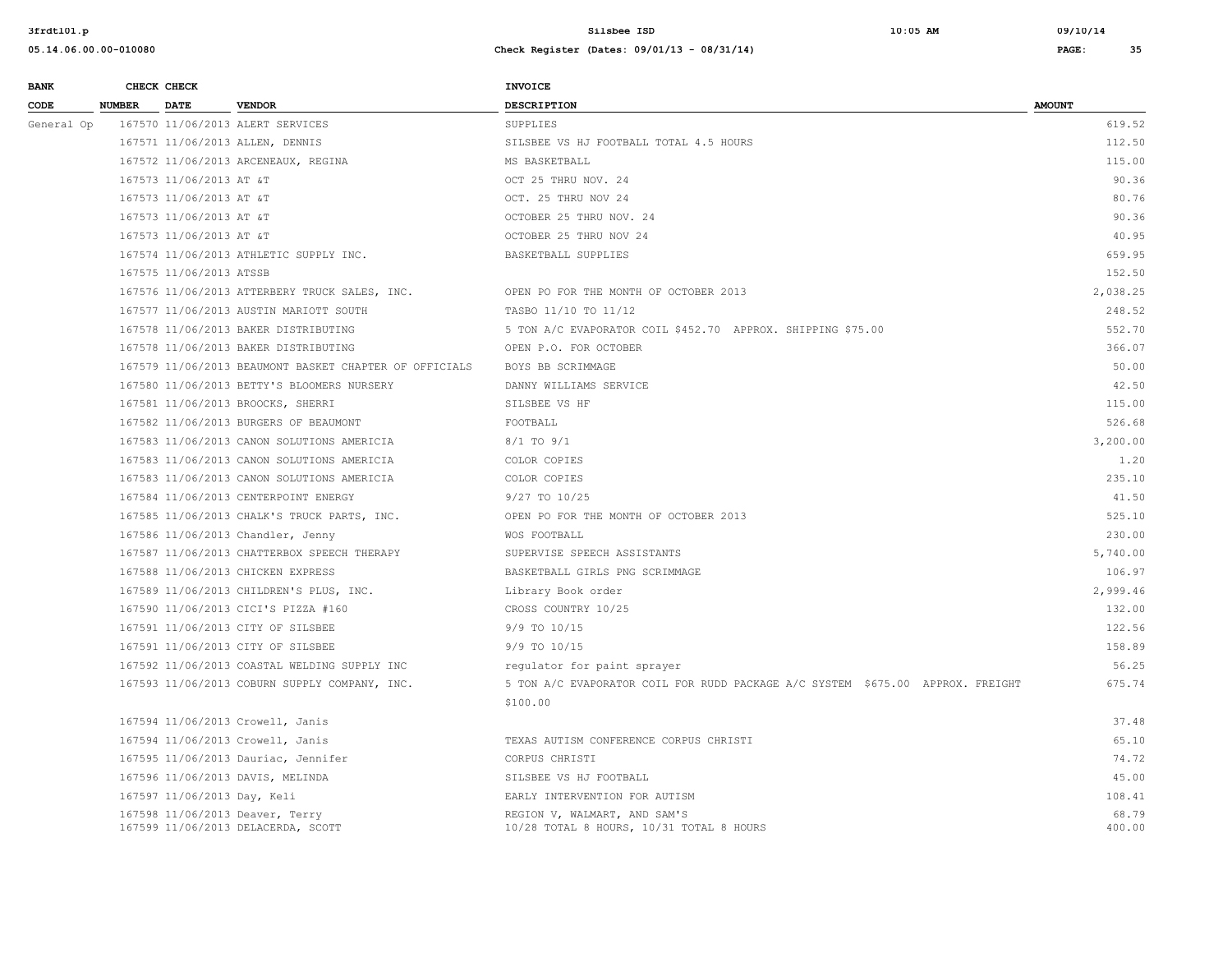| BANK CODE | CHECK NUMBER | CHECK DATE | VENDOR | INVOICE DESCRIPTION | AMOUNT |
|---|---|---|---|---|---|
| General Op | 167570 | 11/06/2013 | ALERT SERVICES | SUPPLIES | 619.52 |
| | 167571 | 11/06/2013 | ALLEN, DENNIS | SILSBEE VS HJ FOOTBALL TOTAL 4.5 HOURS | 112.50 |
| | 167572 | 11/06/2013 | ARCENEAUX, REGINA | MS BASKETBALL | 115.00 |
| | 167573 | 11/06/2013 | AT &T | OCT 25 THRU NOV. 24 | 90.36 |
| | 167573 | 11/06/2013 | AT &T | OCT. 25 THRU NOV 24 | 80.76 |
| | 167573 | 11/06/2013 | AT &T | OCTOBER 25 THRU NOV. 24 | 90.36 |
| | 167573 | 11/06/2013 | AT &T | OCTOBER 25 THRU NOV 24 | 40.95 |
| | 167574 | 11/06/2013 | ATHLETIC SUPPLY INC. | BASKETBALL SUPPLIES | 659.95 |
| | 167575 | 11/06/2013 | ATSSB | | 152.50 |
| | 167576 | 11/06/2013 | ATTERBERY TRUCK SALES, INC. | OPEN PO FOR THE MONTH OF OCTOBER 2013 | 2,038.25 |
| | 167577 | 11/06/2013 | AUSTIN MARIOTT SOUTH | TASBO 11/10 TO 11/12 | 248.52 |
| | 167578 | 11/06/2013 | BAKER DISTRIBUTING | 5 TON A/C EVAPORATOR COIL $452.70 APPROX. SHIPPING $75.00 | 552.70 |
| | 167578 | 11/06/2013 | BAKER DISTRIBUTING | OPEN P.O. FOR OCTOBER | 366.07 |
| | 167579 | 11/06/2013 | BEAUMONT BASKET CHAPTER OF OFFICIALS | BOYS BB SCRIMMAGE | 50.00 |
| | 167580 | 11/06/2013 | BETTY'S BLOOMERS NURSERY | DANNY WILLIAMS SERVICE | 42.50 |
| | 167581 | 11/06/2013 | BROOCKS, SHERRI | SILSBEE VS HF | 115.00 |
| | 167582 | 11/06/2013 | BURGERS OF BEAUMONT | FOOTBALL | 526.68 |
| | 167583 | 11/06/2013 | CANON SOLUTIONS AMERICIA | 8/1 TO 9/1 | 3,200.00 |
| | 167583 | 11/06/2013 | CANON SOLUTIONS AMERICIA | COLOR COPIES | 1.20 |
| | 167583 | 11/06/2013 | CANON SOLUTIONS AMERICIA | COLOR COPIES | 235.10 |
| | 167584 | 11/06/2013 | CENTERPOINT ENERGY | 9/27 TO 10/25 | 41.50 |
| | 167585 | 11/06/2013 | CHALK'S TRUCK PARTS, INC. | OPEN PO FOR THE MONTH OF OCTOBER 2013 | 525.10 |
| | 167586 | 11/06/2013 | Chandler, Jenny | WOS FOOTBALL | 230.00 |
| | 167587 | 11/06/2013 | CHATTERBOX SPEECH THERAPY | SUPERVISE SPEECH ASSISTANTS | 5,740.00 |
| | 167588 | 11/06/2013 | CHICKEN EXPRESS | BASKETBALL GIRLS PNG SCRIMMAGE | 106.97 |
| | 167589 | 11/06/2013 | CHILDREN'S PLUS, INC. | Library Book order | 2,999.46 |
| | 167590 | 11/06/2013 | CICI'S PIZZA #160 | CROSS COUNTRY 10/25 | 132.00 |
| | 167591 | 11/06/2013 | CITY OF SILSBEE | 9/9 TO 10/15 | 122.56 |
| | 167591 | 11/06/2013 | CITY OF SILSBEE | 9/9 TO 10/15 | 158.89 |
| | 167592 | 11/06/2013 | COASTAL WELDING SUPPLY INC | regulator for paint sprayer | 56.25 |
| | 167593 | 11/06/2013 | COBURN SUPPLY COMPANY, INC. | 5 TON A/C EVAPORATOR COIL FOR RUDD PACKAGE A/C SYSTEM $675.00 APPROX. FREIGHT $100.00 | 675.74 |
| | 167594 | 11/06/2013 | Crowell, Janis | | 37.48 |
| | 167594 | 11/06/2013 | Crowell, Janis | TEXAS AUTISM CONFERENCE CORPUS CHRISTI | 65.10 |
| | 167595 | 11/06/2013 | Dauriac, Jennifer | CORPUS CHRISTI | 74.72 |
| | 167596 | 11/06/2013 | DAVIS, MELINDA | SILSBEE VS HJ FOOTBALL | 45.00 |
| | 167597 | 11/06/2013 | Day, Keli | EARLY INTERVENTION FOR AUTISM | 108.41 |
| | 167598 | 11/06/2013 | Deaver, Terry | REGION V, WALMART, AND SAM'S | 68.79 |
| | 167599 | 11/06/2013 | DELACERDA, SCOTT | 10/28 TOTAL 8 HOURS, 10/31 TOTAL 8 HOURS | 400.00 |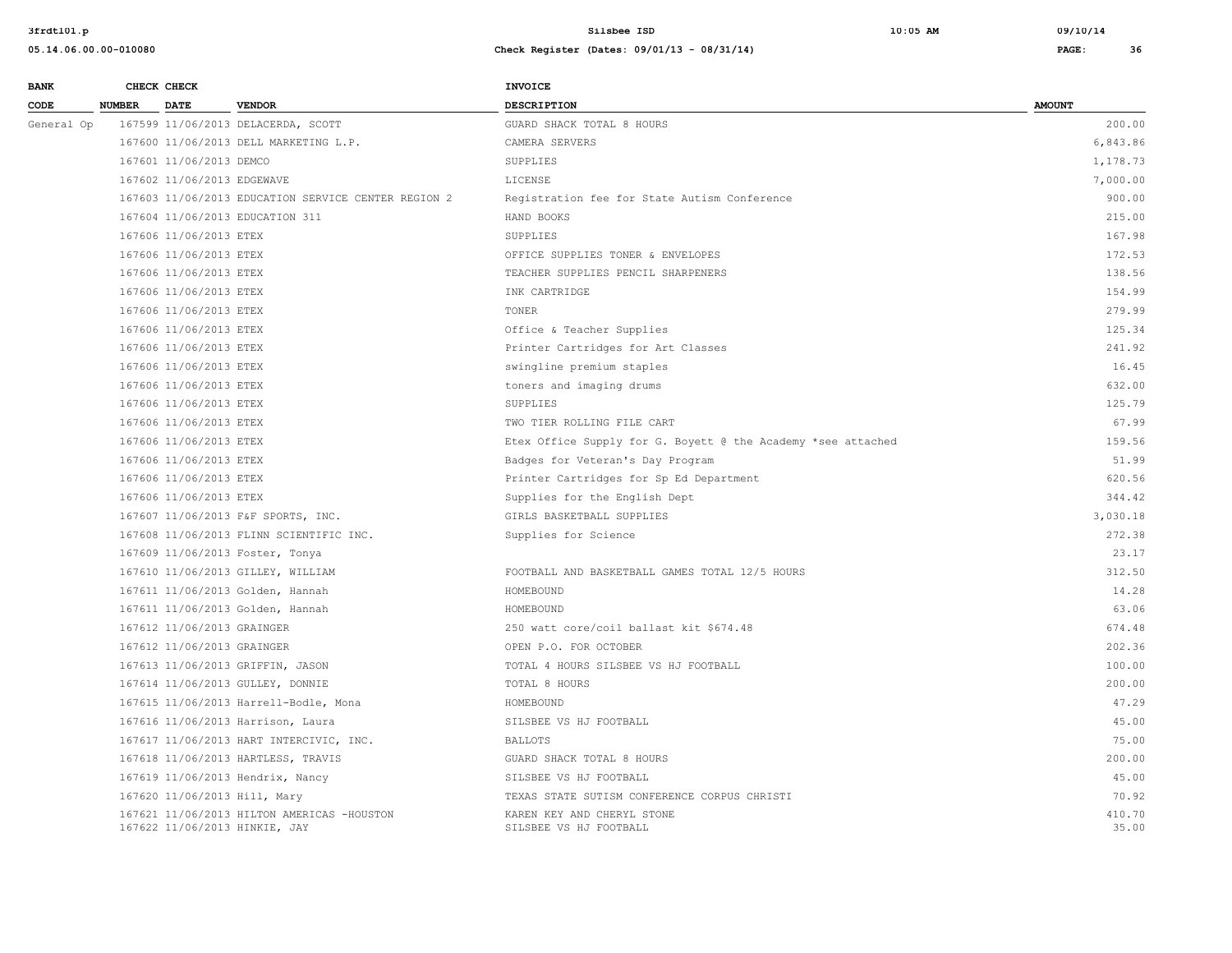| BANK CODE | CHECK NUMBER | CHECK DATE | VENDOR | INVOICE DESCRIPTION | AMOUNT |
|---|---|---|---|---|---|
| General Op | 167599 | 11/06/2013 | DELACERDA, SCOTT | GUARD SHACK TOTAL 8 HOURS | 200.00 |
| | 167600 | 11/06/2013 | DELL MARKETING L.P. | CAMERA SERVERS | 6,843.86 |
| | 167601 | 11/06/2013 | DEMCO | SUPPLIES | 1,178.73 |
| | 167602 | 11/06/2013 | EDGEWAVE | LICENSE | 7,000.00 |
| | 167603 | 11/06/2013 | EDUCATION SERVICE CENTER REGION 2 | Registration fee for State Autism Conference | 900.00 |
| | 167604 | 11/06/2013 | EDUCATION 311 | HAND BOOKS | 215.00 |
| | 167606 | 11/06/2013 | ETEX | SUPPLIES | 167.98 |
| | 167606 | 11/06/2013 | ETEX | OFFICE SUPPLIES TONER & ENVELOPES | 172.53 |
| | 167606 | 11/06/2013 | ETEX | TEACHER SUPPLIES PENCIL SHARPENERS | 138.56 |
| | 167606 | 11/06/2013 | ETEX | INK CARTRIDGE | 154.99 |
| | 167606 | 11/06/2013 | ETEX | TONER | 279.99 |
| | 167606 | 11/06/2013 | ETEX | Office & Teacher Supplies | 125.34 |
| | 167606 | 11/06/2013 | ETEX | Printer Cartridges for Art Classes | 241.92 |
| | 167606 | 11/06/2013 | ETEX | swingline premium staples | 16.45 |
| | 167606 | 11/06/2013 | ETEX | toners and imaging drums | 632.00 |
| | 167606 | 11/06/2013 | ETEX | SUPPLIES | 125.79 |
| | 167606 | 11/06/2013 | ETEX | TWO TIER ROLLING FILE CART | 67.99 |
| | 167606 | 11/06/2013 | ETEX | Etex Office Supply for G. Boyett @ the Academy *see attached | 159.56 |
| | 167606 | 11/06/2013 | ETEX | Badges for Veteran's Day Program | 51.99 |
| | 167606 | 11/06/2013 | ETEX | Printer Cartridges for Sp Ed Department | 620.56 |
| | 167606 | 11/06/2013 | ETEX | Supplies for the English Dept | 344.42 |
| | 167607 | 11/06/2013 | F&F SPORTS, INC. | GIRLS BASKETBALL SUPPLIES | 3,030.18 |
| | 167608 | 11/06/2013 | FLINN SCIENTIFIC INC. | Supplies for Science | 272.38 |
| | 167609 | 11/06/2013 | Foster, Tonya | | 23.17 |
| | 167610 | 11/06/2013 | GILLEY, WILLIAM | FOOTBALL AND BASKETBALL GAMES TOTAL 12/5 HOURS | 312.50 |
| | 167611 | 11/06/2013 | Golden, Hannah | HOMEBOUND | 14.28 |
| | 167611 | 11/06/2013 | Golden, Hannah | HOMEBOUND | 63.06 |
| | 167612 | 11/06/2013 | GRAINGER | 250 watt core/coil ballast kit $674.48 | 674.48 |
| | 167612 | 11/06/2013 | GRAINGER | OPEN P.O. FOR OCTOBER | 202.36 |
| | 167613 | 11/06/2013 | GRIFFIN, JASON | TOTAL 4 HOURS SILSBEE VS HJ FOOTBALL | 100.00 |
| | 167614 | 11/06/2013 | GULLEY, DONNIE | TOTAL 8 HOURS | 200.00 |
| | 167615 | 11/06/2013 | Harrell-Bodle, Mona | HOMEBOUND | 47.29 |
| | 167616 | 11/06/2013 | Harrison, Laura | SILSBEE VS HJ FOOTBALL | 45.00 |
| | 167617 | 11/06/2013 | HART INTERCIVIC, INC. | BALLOTS | 75.00 |
| | 167618 | 11/06/2013 | HARTLESS, TRAVIS | GUARD SHACK TOTAL 8 HOURS | 200.00 |
| | 167619 | 11/06/2013 | Hendrix, Nancy | SILSBEE VS HJ FOOTBALL | 45.00 |
| | 167620 | 11/06/2013 | Hill, Mary | TEXAS STATE SUTISM CONFERENCE CORPUS CHRISTI | 70.92 |
| | 167621 | 11/06/2013 | HILTON AMERICAS -HOUSTON | KAREN KEY AND CHERYL STONE | 410.70 |
| | 167622 | 11/06/2013 | HINKIE, JAY | SILSBEE VS HJ FOOTBALL | 35.00 |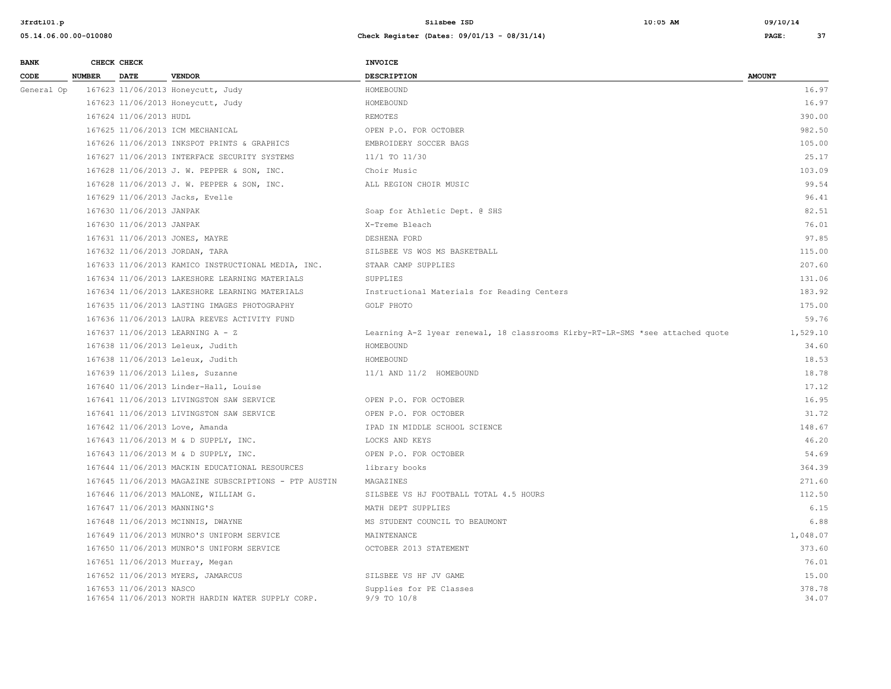| BANK CODE | CHECK NUMBER | CHECK DATE | VENDOR | INVOICE DESCRIPTION | AMOUNT |
|---|---|---|---|---|---|
| General Op | 167623 | 11/06/2013 | Honeycutt, Judy | HOMEBOUND | 16.97 |
| | 167623 | 11/06/2013 | Honeycutt, Judy | HOMEBOUND | 16.97 |
| | 167624 | 11/06/2013 | HUDL | REMOTES | 390.00 |
| | 167625 | 11/06/2013 | ICM MECHANICAL | OPEN P.O. FOR OCTOBER | 982.50 |
| | 167626 | 11/06/2013 | INKSPOT PRINTS & GRAPHICS | EMBROIDERY SOCCER BAGS | 105.00 |
| | 167627 | 11/06/2013 | INTERFACE SECURITY SYSTEMS | 11/1 TO 11/30 | 25.17 |
| | 167628 | 11/06/2013 | J. W. PEPPER & SON, INC. | Choir Music | 103.09 |
| | 167628 | 11/06/2013 | J. W. PEPPER & SON, INC. | ALL REGION CHOIR MUSIC | 99.54 |
| | 167629 | 11/06/2013 | Jacks, Evelle | | 96.41 |
| | 167630 | 11/06/2013 | JANPAK | Soap for Athletic Dept. @ SHS | 82.51 |
| | 167630 | 11/06/2013 | JANPAK | X-Treme Bleach | 76.01 |
| | 167631 | 11/06/2013 | JONES, MAYRE | DESHENA FORD | 97.85 |
| | 167632 | 11/06/2013 | JORDAN, TARA | SILSBEE VS WOS MS BASKETBALL | 115.00 |
| | 167633 | 11/06/2013 | KAMICO INSTRUCTIONAL MEDIA, INC. | STAAR CAMP SUPPLIES | 207.60 |
| | 167634 | 11/06/2013 | LAKESHORE LEARNING MATERIALS | SUPPLIES | 131.06 |
| | 167634 | 11/06/2013 | LAKESHORE LEARNING MATERIALS | Instructional Materials for Reading Centers | 183.92 |
| | 167635 | 11/06/2013 | LASTING IMAGES PHOTOGRAPHY | GOLF PHOTO | 175.00 |
| | 167636 | 11/06/2013 | LAURA REEVES ACTIVITY FUND | | 59.76 |
| | 167637 | 11/06/2013 | LEARNING A - Z | Learning A-Z 1year renewal, 18 classrooms Kirby-RT-LR-SMS *see attached quote | 1,529.10 |
| | 167638 | 11/06/2013 | Leleux, Judith | HOMEBOUND | 34.60 |
| | 167638 | 11/06/2013 | Leleux, Judith | HOMEBOUND | 18.53 |
| | 167639 | 11/06/2013 | Liles, Suzanne | 11/1 AND 11/2 HOMEBOUND | 18.78 |
| | 167640 | 11/06/2013 | Linder-Hall, Louise | | 17.12 |
| | 167641 | 11/06/2013 | LIVINGSTON SAW SERVICE | OPEN P.O. FOR OCTOBER | 16.95 |
| | 167641 | 11/06/2013 | LIVINGSTON SAW SERVICE | OPEN P.O. FOR OCTOBER | 31.72 |
| | 167642 | 11/06/2013 | Love, Amanda | IPAD IN MIDDLE SCHOOL SCIENCE | 148.67 |
| | 167643 | 11/06/2013 | M & D SUPPLY, INC. | LOCKS AND KEYS | 46.20 |
| | 167643 | 11/06/2013 | M & D SUPPLY, INC. | OPEN P.O. FOR OCTOBER | 54.69 |
| | 167644 | 11/06/2013 | MACKIN EDUCATIONAL RESOURCES | library books | 364.39 |
| | 167645 | 11/06/2013 | MAGAZINE SUBSCRIPTIONS - PTP AUSTIN | MAGAZINES | 271.60 |
| | 167646 | 11/06/2013 | MALONE, WILLIAM G. | SILSBEE VS HJ FOOTBALL TOTAL 4.5 HOURS | 112.50 |
| | 167647 | 11/06/2013 | MANNING'S | MATH DEPT SUPPLIES | 6.15 |
| | 167648 | 11/06/2013 | MCINNIS, DWAYNE | MS STUDENT COUNCIL TO BEAUMONT | 6.88 |
| | 167649 | 11/06/2013 | MUNRO'S UNIFORM SERVICE | MAINTENANCE | 1,048.07 |
| | 167650 | 11/06/2013 | MUNRO'S UNIFORM SERVICE | OCTOBER 2013 STATEMENT | 373.60 |
| | 167651 | 11/06/2013 | Murray, Megan | | 76.01 |
| | 167652 | 11/06/2013 | MYERS, JAMARCUS | SILSBEE VS HF JV GAME | 15.00 |
| | 167653 | 11/06/2013 | NASCO | Supplies for PE Classes | 378.78 |
| | 167654 | 11/06/2013 | NORTH HARDIN WATER SUPPLY CORP. | 9/9 TO 10/8 | 34.07 |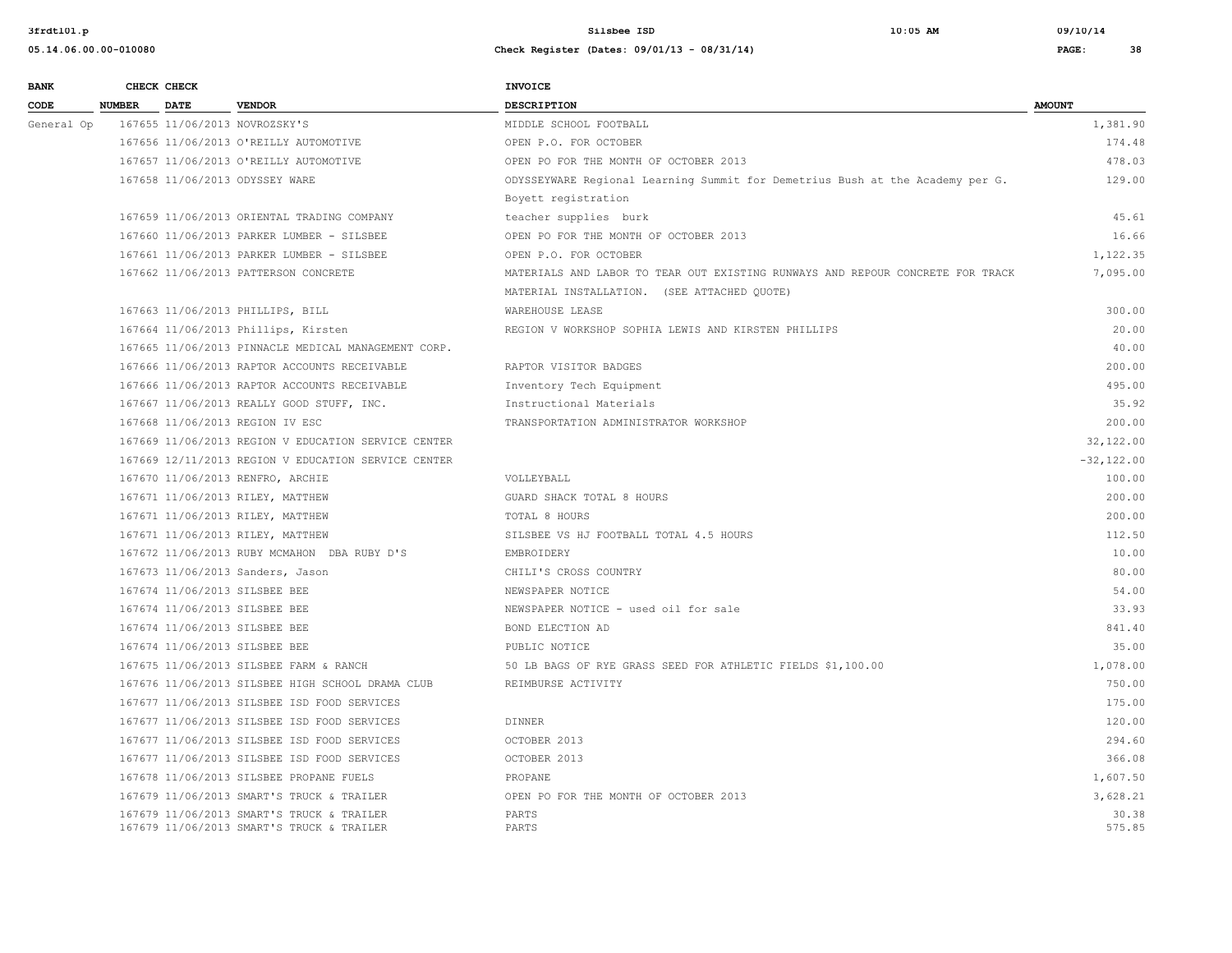| BANK CODE | CHECK NUMBER | CHECK DATE | VENDOR | INVOICE DESCRIPTION | AMOUNT |
|---|---|---|---|---|---|
| General Op | 167655 | 11/06/2013 | NOVROZSKY'S | MIDDLE SCHOOL FOOTBALL | 1,381.90 |
| | 167656 | 11/06/2013 | O'REILLY AUTOMOTIVE | OPEN P.O. FOR OCTOBER | 174.48 |
| | 167657 | 11/06/2013 | O'REILLY AUTOMOTIVE | OPEN PO FOR THE MONTH OF OCTOBER 2013 | 478.03 |
| | 167658 | 11/06/2013 | ODYSSEY WARE | ODYSSEYWARE Regional Learning Summit for Demetrius Bush at the Academy per G. Boyett registration | 129.00 |
| | 167659 | 11/06/2013 | ORIENTAL TRADING COMPANY | teacher supplies burk | 45.61 |
| | 167660 | 11/06/2013 | PARKER LUMBER - SILSBEE | OPEN PO FOR THE MONTH OF OCTOBER 2013 | 16.66 |
| | 167661 | 11/06/2013 | PARKER LUMBER - SILSBEE | OPEN P.O. FOR OCTOBER | 1,122.35 |
| | 167662 | 11/06/2013 | PATTERSON CONCRETE | MATERIALS AND LABOR TO TEAR OUT EXISTING RUNWAYS AND REPOUR CONCRETE FOR TRACK MATERIAL INSTALLATION. (SEE ATTACHED QUOTE) | 7,095.00 |
| | 167663 | 11/06/2013 | PHILLIPS, BILL | WAREHOUSE LEASE | 300.00 |
| | 167664 | 11/06/2013 | Phillips, Kirsten | REGION V WORKSHOP SOPHIA LEWIS AND KIRSTEN PHILLIPS | 20.00 |
| | 167665 | 11/06/2013 | PINNACLE MEDICAL MANAGEMENT CORP. | | 40.00 |
| | 167666 | 11/06/2013 | RAPTOR ACCOUNTS RECEIVABLE | RAPTOR VISITOR BADGES | 200.00 |
| | 167666 | 11/06/2013 | RAPTOR ACCOUNTS RECEIVABLE | Inventory Tech Equipment | 495.00 |
| | 167667 | 11/06/2013 | REALLY GOOD STUFF, INC. | Instructional Materials | 35.92 |
| | 167668 | 11/06/2013 | REGION IV ESC | TRANSPORTATION ADMINISTRATOR WORKSHOP | 200.00 |
| | 167669 | 11/06/2013 | REGION V EDUCATION SERVICE CENTER | | 32,122.00 |
| | 167669 | 12/11/2013 | REGION V EDUCATION SERVICE CENTER | | -32,122.00 |
| | 167670 | 11/06/2013 | RENFRO, ARCHIE | VOLLEYBALL | 100.00 |
| | 167671 | 11/06/2013 | RILEY, MATTHEW | GUARD SHACK TOTAL 8 HOURS | 200.00 |
| | 167671 | 11/06/2013 | RILEY, MATTHEW | TOTAL 8 HOURS | 200.00 |
| | 167671 | 11/06/2013 | RILEY, MATTHEW | SILSBEE VS HJ FOOTBALL TOTAL 4.5 HOURS | 112.50 |
| | 167672 | 11/06/2013 | RUBY MCMAHON DBA RUBY D'S | EMBROIDERY | 10.00 |
| | 167673 | 11/06/2013 | Sanders, Jason | CHILI'S CROSS COUNTRY | 80.00 |
| | 167674 | 11/06/2013 | SILSBEE BEE | NEWSPAPER NOTICE | 54.00 |
| | 167674 | 11/06/2013 | SILSBEE BEE | NEWSPAPER NOTICE - used oil for sale | 33.93 |
| | 167674 | 11/06/2013 | SILSBEE BEE | BOND ELECTION AD | 841.40 |
| | 167674 | 11/06/2013 | SILSBEE BEE | PUBLIC NOTICE | 35.00 |
| | 167675 | 11/06/2013 | SILSBEE FARM & RANCH | 50 LB BAGS OF RYE GRASS SEED FOR ATHLETIC FIELDS $1,100.00 | 1,078.00 |
| | 167676 | 11/06/2013 | SILSBEE HIGH SCHOOL DRAMA CLUB | REIMBURSE ACTIVITY | 750.00 |
| | 167677 | 11/06/2013 | SILSBEE ISD FOOD SERVICES | | 175.00 |
| | 167677 | 11/06/2013 | SILSBEE ISD FOOD SERVICES | DINNER | 120.00 |
| | 167677 | 11/06/2013 | SILSBEE ISD FOOD SERVICES | OCTOBER 2013 | 294.60 |
| | 167677 | 11/06/2013 | SILSBEE ISD FOOD SERVICES | OCTOBER 2013 | 366.08 |
| | 167678 | 11/06/2013 | SILSBEE PROPANE FUELS | PROPANE | 1,607.50 |
| | 167679 | 11/06/2013 | SMART'S TRUCK & TRAILER | OPEN PO FOR THE MONTH OF OCTOBER 2013 | 3,628.21 |
| | 167679 | 11/06/2013 | SMART'S TRUCK & TRAILER | PARTS | 30.38 |
| | 167679 | 11/06/2013 | SMART'S TRUCK & TRAILER | PARTS | 575.85 |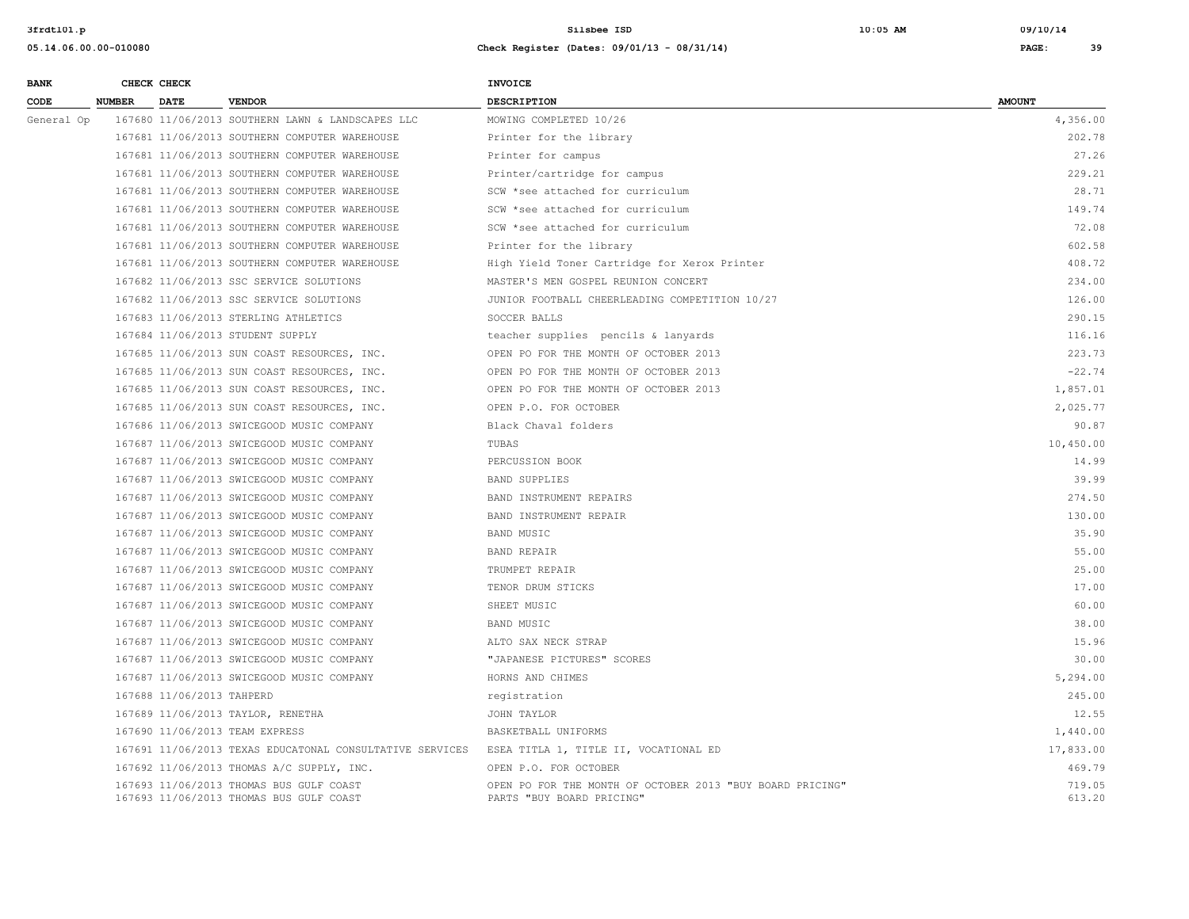| BANK CODE | CHECK NUMBER | CHECK DATE | VENDOR | INVOICE DESCRIPTION | AMOUNT |
|---|---|---|---|---|---|
| General Op | 167680 | 11/06/2013 | SOUTHERN LAWN & LANDSCAPES LLC | MOWING COMPLETED 10/26 | 4,356.00 |
| | 167681 | 11/06/2013 | SOUTHERN COMPUTER WAREHOUSE | Printer for the library | 202.78 |
| | 167681 | 11/06/2013 | SOUTHERN COMPUTER WAREHOUSE | Printer for campus | 27.26 |
| | 167681 | 11/06/2013 | SOUTHERN COMPUTER WAREHOUSE | Printer/cartridge for campus | 229.21 |
| | 167681 | 11/06/2013 | SOUTHERN COMPUTER WAREHOUSE | SCW *see attached for curriculum | 28.71 |
| | 167681 | 11/06/2013 | SOUTHERN COMPUTER WAREHOUSE | SCW *see attached for curriculum | 149.74 |
| | 167681 | 11/06/2013 | SOUTHERN COMPUTER WAREHOUSE | SCW *see attached for curriculum | 72.08 |
| | 167681 | 11/06/2013 | SOUTHERN COMPUTER WAREHOUSE | Printer for the library | 602.58 |
| | 167681 | 11/06/2013 | SOUTHERN COMPUTER WAREHOUSE | High Yield Toner Cartridge for Xerox Printer | 408.72 |
| | 167682 | 11/06/2013 | SSC SERVICE SOLUTIONS | MASTER'S MEN GOSPEL REUNION CONCERT | 234.00 |
| | 167682 | 11/06/2013 | SSC SERVICE SOLUTIONS | JUNIOR FOOTBALL CHEERLEADING COMPETITION 10/27 | 126.00 |
| | 167683 | 11/06/2013 | STERLING ATHLETICS | SOCCER BALLS | 290.15 |
| | 167684 | 11/06/2013 | STUDENT SUPPLY | teacher supplies pencils & lanyards | 116.16 |
| | 167685 | 11/06/2013 | SUN COAST RESOURCES, INC. | OPEN PO FOR THE MONTH OF OCTOBER 2013 | 223.73 |
| | 167685 | 11/06/2013 | SUN COAST RESOURCES, INC. | OPEN PO FOR THE MONTH OF OCTOBER 2013 | -22.74 |
| | 167685 | 11/06/2013 | SUN COAST RESOURCES, INC. | OPEN PO FOR THE MONTH OF OCTOBER 2013 | 1,857.01 |
| | 167685 | 11/06/2013 | SUN COAST RESOURCES, INC. | OPEN P.O. FOR OCTOBER | 2,025.77 |
| | 167686 | 11/06/2013 | SWICEGOOD MUSIC COMPANY | Black Chaval folders | 90.87 |
| | 167687 | 11/06/2013 | SWICEGOOD MUSIC COMPANY | TUBAS | 10,450.00 |
| | 167687 | 11/06/2013 | SWICEGOOD MUSIC COMPANY | PERCUSSION BOOK | 14.99 |
| | 167687 | 11/06/2013 | SWICEGOOD MUSIC COMPANY | BAND SUPPLIES | 39.99 |
| | 167687 | 11/06/2013 | SWICEGOOD MUSIC COMPANY | BAND INSTRUMENT REPAIRS | 274.50 |
| | 167687 | 11/06/2013 | SWICEGOOD MUSIC COMPANY | BAND INSTRUMENT REPAIR | 130.00 |
| | 167687 | 11/06/2013 | SWICEGOOD MUSIC COMPANY | BAND MUSIC | 35.90 |
| | 167687 | 11/06/2013 | SWICEGOOD MUSIC COMPANY | BAND REPAIR | 55.00 |
| | 167687 | 11/06/2013 | SWICEGOOD MUSIC COMPANY | TRUMPET REPAIR | 25.00 |
| | 167687 | 11/06/2013 | SWICEGOOD MUSIC COMPANY | TENOR DRUM STICKS | 17.00 |
| | 167687 | 11/06/2013 | SWICEGOOD MUSIC COMPANY | SHEET MUSIC | 60.00 |
| | 167687 | 11/06/2013 | SWICEGOOD MUSIC COMPANY | BAND MUSIC | 38.00 |
| | 167687 | 11/06/2013 | SWICEGOOD MUSIC COMPANY | ALTO SAX NECK STRAP | 15.96 |
| | 167687 | 11/06/2013 | SWICEGOOD MUSIC COMPANY | "JAPANESE PICTURES" SCORES | 30.00 |
| | 167687 | 11/06/2013 | SWICEGOOD MUSIC COMPANY | HORNS AND CHIMES | 5,294.00 |
| | 167688 | 11/06/2013 | TAHPERD | registration | 245.00 |
| | 167689 | 11/06/2013 | TAYLOR, RENETHA | JOHN TAYLOR | 12.55 |
| | 167690 | 11/06/2013 | TEAM EXPRESS | BASKETBALL UNIFORMS | 1,440.00 |
| | 167691 | 11/06/2013 | TEXAS EDUCATONAL CONSULTATIVE SERVICES | ESEA TITLA 1, TITLE II, VOCATIONAL ED | 17,833.00 |
| | 167692 | 11/06/2013 | THOMAS A/C SUPPLY, INC. | OPEN P.O. FOR OCTOBER | 469.79 |
| | 167693 | 11/06/2013 | THOMAS BUS GULF COAST | OPEN PO FOR THE MONTH OF OCTOBER 2013 "BUY BOARD PRICING" | 719.05 |
| | 167693 | 11/06/2013 | THOMAS BUS GULF COAST | PARTS "BUY BOARD PRICING" | 613.20 |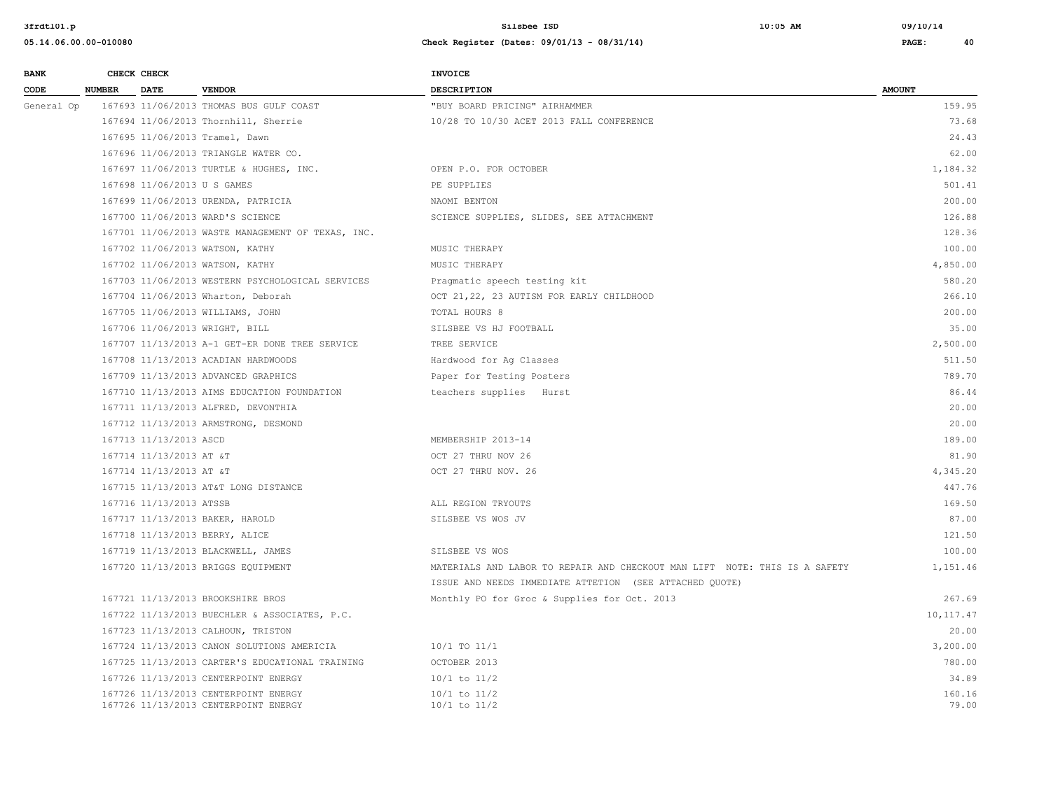| BANK CODE | CHECK NUMBER | CHECK DATE | VENDOR | INVOICE DESCRIPTION | AMOUNT |
|---|---|---|---|---|---|
| General Op | 167693 | 11/06/2013 | THOMAS BUS GULF COAST | "BUY BOARD PRICING" AIRHAMMER | 159.95 |
| | 167694 | 11/06/2013 | Thornhill, Sherrie | 10/28 TO 10/30 ACET 2013 FALL CONFERENCE | 73.68 |
| | 167695 | 11/06/2013 | Tramel, Dawn | | 24.43 |
| | 167696 | 11/06/2013 | TRIANGLE WATER CO. | | 62.00 |
| | 167697 | 11/06/2013 | TURTLE & HUGHES, INC. | OPEN P.O. FOR OCTOBER | 1,184.32 |
| | 167698 | 11/06/2013 | U S GAMES | PE SUPPLIES | 501.41 |
| | 167699 | 11/06/2013 | URENDA, PATRICIA | NAOMI BENTON | 200.00 |
| | 167700 | 11/06/2013 | WARD'S SCIENCE | SCIENCE SUPPLIES, SLIDES, SEE ATTACHMENT | 126.88 |
| | 167701 | 11/06/2013 | WASTE MANAGEMENT OF TEXAS, INC. | | 128.36 |
| | 167702 | 11/06/2013 | WATSON, KATHY | MUSIC THERAPY | 100.00 |
| | 167702 | 11/06/2013 | WATSON, KATHY | MUSIC THERAPY | 4,850.00 |
| | 167703 | 11/06/2013 | WESTERN PSYCHOLOGICAL SERVICES | Pragmatic speech testing kit | 580.20 |
| | 167704 | 11/06/2013 | Wharton, Deborah | OCT 21,22, 23 AUTISM FOR EARLY CHILDHOOD | 266.10 |
| | 167705 | 11/06/2013 | WILLIAMS, JOHN | TOTAL HOURS 8 | 200.00 |
| | 167706 | 11/06/2013 | WRIGHT, BILL | SILSBEE VS HJ FOOTBALL | 35.00 |
| | 167707 | 11/13/2013 | A-1 GET-ER DONE TREE SERVICE | TREE SERVICE | 2,500.00 |
| | 167708 | 11/13/2013 | ACADIAN HARDWOODS | Hardwood for Ag Classes | 511.50 |
| | 167709 | 11/13/2013 | ADVANCED GRAPHICS | Paper for Testing Posters | 789.70 |
| | 167710 | 11/13/2013 | AIMS EDUCATION FOUNDATION | teachers supplies Hurst | 86.44 |
| | 167711 | 11/13/2013 | ALFRED, DEVONTHIA | | 20.00 |
| | 167712 | 11/13/2013 | ARMSTRONG, DESMOND | | 20.00 |
| | 167713 | 11/13/2013 | ASCD | MEMBERSHIP 2013-14 | 189.00 |
| | 167714 | 11/13/2013 | AT &T | OCT 27 THRU NOV 26 | 81.90 |
| | 167714 | 11/13/2013 | AT &T | OCT 27 THRU NOV. 26 | 4,345.20 |
| | 167715 | 11/13/2013 | AT&T LONG DISTANCE | | 447.76 |
| | 167716 | 11/13/2013 | ATSSB | ALL REGION TRYOUTS | 169.50 |
| | 167717 | 11/13/2013 | BAKER, HAROLD | SILSBEE VS WOS JV | 87.00 |
| | 167718 | 11/13/2013 | BERRY, ALICE | | 121.50 |
| | 167719 | 11/13/2013 | BLACKWELL, JAMES | SILSBEE VS WOS | 100.00 |
| | 167720 | 11/13/2013 | BRIGGS EQUIPMENT | MATERIALS AND LABOR TO REPAIR AND CHECKOUT MAN LIFT NOTE: THIS IS A SAFETY ISSUE AND NEEDS IMMEDIATE ATTETION (SEE ATTACHED QUOTE) | 1,151.46 |
| | 167721 | 11/13/2013 | BROOKSHIRE BROS | Monthly PO for Groc & Supplies for Oct. 2013 | 267.69 |
| | 167722 | 11/13/2013 | BUECHLER & ASSOCIATES, P.C. | | 10,117.47 |
| | 167723 | 11/13/2013 | CALHOUN, TRISTON | | 20.00 |
| | 167724 | 11/13/2013 | CANON SOLUTIONS AMERICIA | 10/1 TO 11/1 | 3,200.00 |
| | 167725 | 11/13/2013 | CARTER'S EDUCATIONAL TRAINING | OCTOBER 2013 | 780.00 |
| | 167726 | 11/13/2013 | CENTERPOINT ENERGY | 10/1 to 11/2 | 34.89 |
| | 167726 | 11/13/2013 | CENTERPOINT ENERGY | 10/1 to 11/2 | 160.16 |
| | 167726 | 11/13/2013 | CENTERPOINT ENERGY | 10/1 to 11/2 | 79.00 |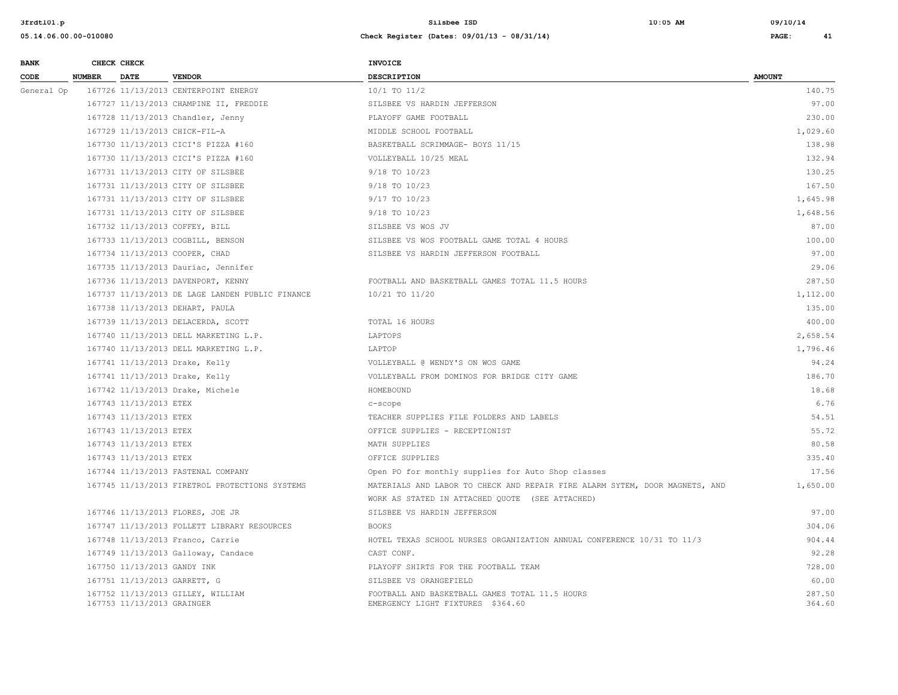| BANK CODE | CHECK NUMBER | CHECK DATE | VENDOR | INVOICE DESCRIPTION | AMOUNT |
|---|---|---|---|---|---|
| General Op | 167726 | 11/13/2013 | CENTERPOINT ENERGY | 10/1 TO 11/2 | 140.75 |
| | 167727 | 11/13/2013 | CHAMPINE II, FREDDIE | SILSBEE VS HARDIN JEFFERSON | 97.00 |
| | 167728 | 11/13/2013 | Chandler, Jenny | PLAYOFF GAME FOOTBALL | 230.00 |
| | 167729 | 11/13/2013 | CHICK-FIL-A | MIDDLE SCHOOL FOOTBALL | 1,029.60 |
| | 167730 | 11/13/2013 | CICI'S PIZZA #160 | BASKETBALL SCRIMMAGE- BOYS 11/15 | 138.98 |
| | 167730 | 11/13/2013 | CICI'S PIZZA #160 | VOLLEYBALL 10/25 MEAL | 132.94 |
| | 167731 | 11/13/2013 | CITY OF SILSBEE | 9/18 TO 10/23 | 130.25 |
| | 167731 | 11/13/2013 | CITY OF SILSBEE | 9/18 TO 10/23 | 167.50 |
| | 167731 | 11/13/2013 | CITY OF SILSBEE | 9/17 TO 10/23 | 1,645.98 |
| | 167731 | 11/13/2013 | CITY OF SILSBEE | 9/18 TO 10/23 | 1,648.56 |
| | 167732 | 11/13/2013 | COFFEY, BILL | SILSBEE VS WOS JV | 87.00 |
| | 167733 | 11/13/2013 | COGBILL, BENSON | SILSBEE VS WOS FOOTBALL GAME TOTAL 4 HOURS | 100.00 |
| | 167734 | 11/13/2013 | COOPER, CHAD | SILSBEE VS HARDIN JEFFERSON FOOTBALL | 97.00 |
| | 167735 | 11/13/2013 | Dauriac, Jennifer | | 29.06 |
| | 167736 | 11/13/2013 | DAVENPORT, KENNY | FOOTBALL AND BASKETBALL GAMES TOTAL 11.5 HOURS | 287.50 |
| | 167737 | 11/13/2013 | DE LAGE LANDEN PUBLIC FINANCE | 10/21 TO 11/20 | 1,112.00 |
| | 167738 | 11/13/2013 | DEHART, PAULA | | 135.00 |
| | 167739 | 11/13/2013 | DELACERDA, SCOTT | TOTAL 16 HOURS | 400.00 |
| | 167740 | 11/13/2013 | DELL MARKETING L.P. | LAPTOPS | 2,658.54 |
| | 167740 | 11/13/2013 | DELL MARKETING L.P. | LAPTOP | 1,796.46 |
| | 167741 | 11/13/2013 | Drake, Kelly | VOLLEYBALL @ WENDY'S ON WOS GAME | 94.24 |
| | 167741 | 11/13/2013 | Drake, Kelly | VOLLEYBALL FROM DOMINOS FOR BRIDGE CITY GAME | 186.70 |
| | 167742 | 11/13/2013 | Drake, Michele | HOMEBOUND | 18.68 |
| | 167743 | 11/13/2013 | ETEX | c-scope | 6.76 |
| | 167743 | 11/13/2013 | ETEX | TEACHER SUPPLIES FILE FOLDERS AND LABELS | 54.51 |
| | 167743 | 11/13/2013 | ETEX | OFFICE SUPPLIES - RECEPTIONIST | 55.72 |
| | 167743 | 11/13/2013 | ETEX | MATH SUPPLIES | 80.58 |
| | 167743 | 11/13/2013 | ETEX | OFFICE SUPPLIES | 335.40 |
| | 167744 | 11/13/2013 | FASTENAL COMPANY | Open PO for monthly supplies for Auto Shop classes | 17.56 |
| | 167745 | 11/13/2013 | FIRETROL PROTECTIONS SYSTEMS | MATERIALS AND LABOR TO CHECK AND REPAIR FIRE ALARM SYTEM, DOOR MAGNETS, AND WORK AS STATED IN ATTACHED QUOTE (SEE ATTACHED) | 1,650.00 |
| | 167746 | 11/13/2013 | FLORES, JOE JR | SILSBEE VS HARDIN JEFFERSON | 97.00 |
| | 167747 | 11/13/2013 | FOLLETT LIBRARY RESOURCES | BOOKS | 304.06 |
| | 167748 | 11/13/2013 | Franco, Carrie | HOTEL TEXAS SCHOOL NURSES ORGANIZATION ANNUAL CONFERENCE 10/31 TO 11/3 | 904.44 |
| | 167749 | 11/13/2013 | Galloway, Candace | CAST CONF. | 92.28 |
| | 167750 | 11/13/2013 | GANDY INK | PLAYOFF SHIRTS FOR THE FOOTBALL TEAM | 728.00 |
| | 167751 | 11/13/2013 | GARRETT, G | SILSBEE VS ORANGEFIELD | 60.00 |
| | 167752 | 11/13/2013 | GILLEY, WILLIAM | FOOTBALL AND BASKETBALL GAMES TOTAL 11.5 HOURS | 287.50 |
| | 167753 | 11/13/2013 | GRAINGER | EMERGENCY LIGHT FIXTURES $364.60 | 364.60 |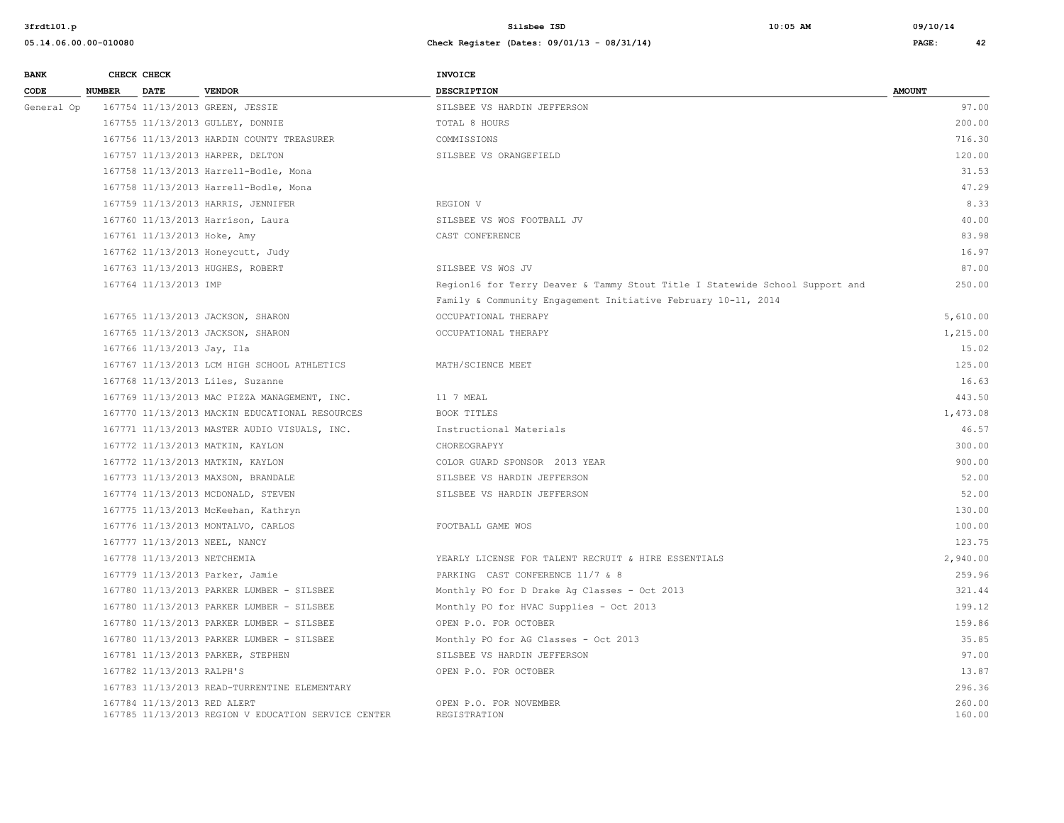| BANK CODE | CHECK NUMBER | CHECK DATE | VENDOR | INVOICE DESCRIPTION | AMOUNT |
|---|---|---|---|---|---|
| General Op | 167754 | 11/13/2013 | GREEN, JESSIE | SILSBEE VS HARDIN JEFFERSON | 97.00 |
| | 167755 | 11/13/2013 | GULLEY, DONNIE | TOTAL 8 HOURS | 200.00 |
| | 167756 | 11/13/2013 | HARDIN COUNTY TREASURER | COMMISSIONS | 716.30 |
| | 167757 | 11/13/2013 | HARPER, DELTON | SILSBEE VS ORANGEFIELD | 120.00 |
| | 167758 | 11/13/2013 | Harrell-Bodle, Mona | | 31.53 |
| | 167758 | 11/13/2013 | Harrell-Bodle, Mona | | 47.29 |
| | 167759 | 11/13/2013 | HARRIS, JENNIFER | REGION V | 8.33 |
| | 167760 | 11/13/2013 | Harrison, Laura | SILSBEE VS WOS FOOTBALL JV | 40.00 |
| | 167761 | 11/13/2013 | Hoke, Amy | CAST CONFERENCE | 83.98 |
| | 167762 | 11/13/2013 | Honeycutt, Judy | | 16.97 |
| | 167763 | 11/13/2013 | HUGHES, ROBERT | SILSBEE VS WOS JV | 87.00 |
| | 167764 | 11/13/2013 | IMP | Region16 for Terry Deaver & Tammy Stout Title I Statewide School Support and Family & Community Engagement Initiative February 10-11, 2014 | 250.00 |
| | 167765 | 11/13/2013 | JACKSON, SHARON | OCCUPATIONAL THERAPY | 5,610.00 |
| | 167765 | 11/13/2013 | JACKSON, SHARON | OCCUPATIONAL THERAPY | 1,215.00 |
| | 167766 | 11/13/2013 | Jay, Ila | | 15.02 |
| | 167767 | 11/13/2013 | LCM HIGH SCHOOL ATHLETICS | MATH/SCIENCE MEET | 125.00 |
| | 167768 | 11/13/2013 | Liles, Suzanne | | 16.63 |
| | 167769 | 11/13/2013 | MAC PIZZA MANAGEMENT, INC. | 11 7 MEAL | 443.50 |
| | 167770 | 11/13/2013 | MACKIN EDUCATIONAL RESOURCES | BOOK TITLES | 1,473.08 |
| | 167771 | 11/13/2013 | MASTER AUDIO VISUALS, INC. | Instructional Materials | 46.57 |
| | 167772 | 11/13/2013 | MATKIN, KAYLON | CHOREOGRAPYY | 300.00 |
| | 167772 | 11/13/2013 | MATKIN, KAYLON | COLOR GUARD SPONSOR 2013 YEAR | 900.00 |
| | 167773 | 11/13/2013 | MAXSON, BRANDALE | SILSBEE VS HARDIN JEFFERSON | 52.00 |
| | 167774 | 11/13/2013 | MCDONALD, STEVEN | SILSBEE VS HARDIN JEFFERSON | 52.00 |
| | 167775 | 11/13/2013 | McKeehan, Kathryn | | 130.00 |
| | 167776 | 11/13/2013 | MONTALVO, CARLOS | FOOTBALL GAME WOS | 100.00 |
| | 167777 | 11/13/2013 | NEEL, NANCY | | 123.75 |
| | 167778 | 11/13/2013 | NETCHEMIA | YEARLY LICENSE FOR TALENT RECRUIT & HIRE ESSENTIALS | 2,940.00 |
| | 167779 | 11/13/2013 | Parker, Jamie | PARKING CAST CONFERENCE 11/7 & 8 | 259.96 |
| | 167780 | 11/13/2013 | PARKER LUMBER - SILSBEE | Monthly PO for D Drake Ag Classes - Oct 2013 | 321.44 |
| | 167780 | 11/13/2013 | PARKER LUMBER - SILSBEE | Monthly PO for HVAC Supplies - Oct 2013 | 199.12 |
| | 167780 | 11/13/2013 | PARKER LUMBER - SILSBEE | OPEN P.O. FOR OCTOBER | 159.86 |
| | 167780 | 11/13/2013 | PARKER LUMBER - SILSBEE | Monthly PO for AG Classes - Oct 2013 | 35.85 |
| | 167781 | 11/13/2013 | PARKER, STEPHEN | SILSBEE VS HARDIN JEFFERSON | 97.00 |
| | 167782 | 11/13/2013 | RALPH'S | OPEN P.O. FOR OCTOBER | 13.87 |
| | 167783 | 11/13/2013 | READ-TURRENTINE ELEMENTARY | | 296.36 |
| | 167784 | 11/13/2013 | RED ALERT | OPEN P.O. FOR NOVEMBER | 260.00 |
| | 167785 | 11/13/2013 | REGION V EDUCATION SERVICE CENTER | REGISTRATION | 160.00 |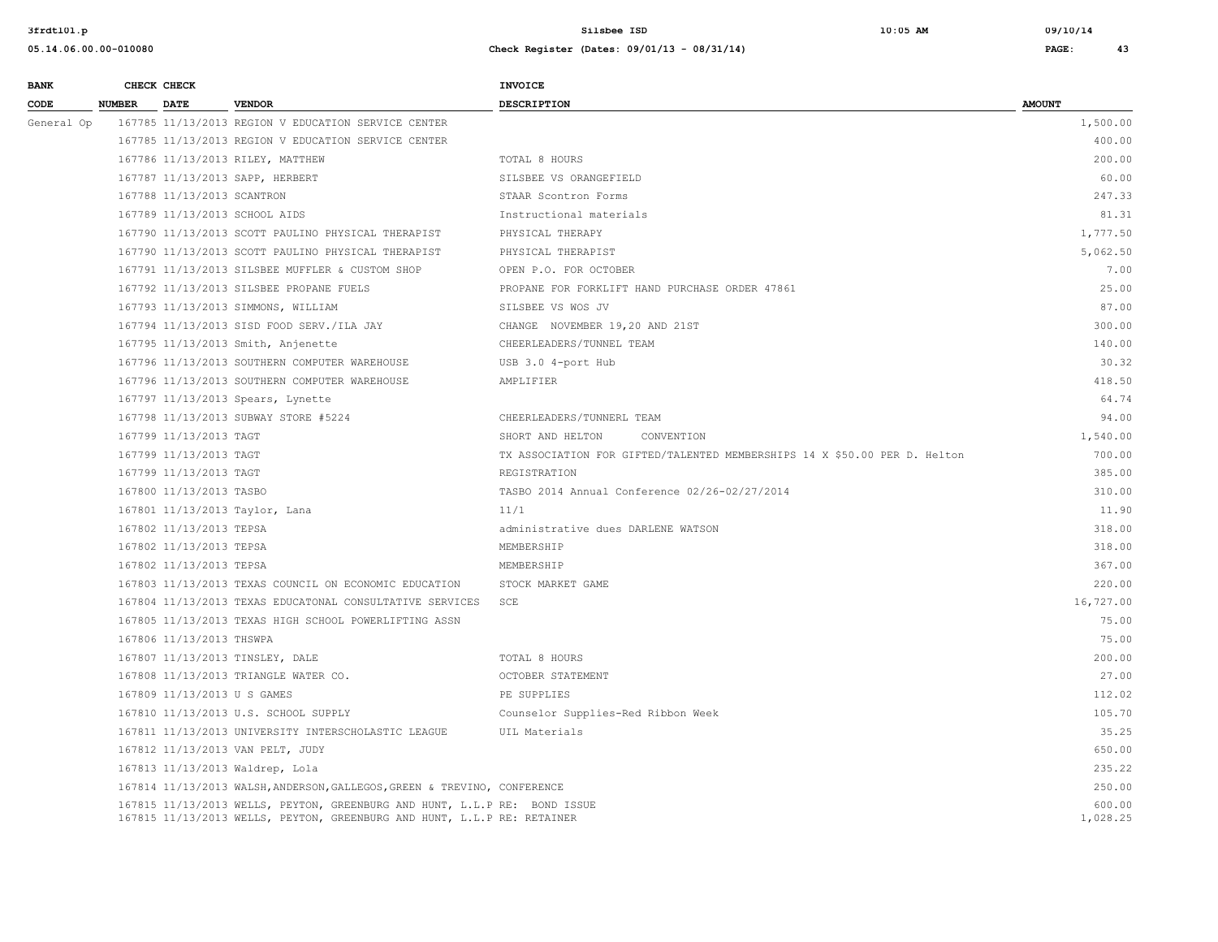| BANK CODE | CHECK NUMBER | CHECK DATE | VENDOR | INVOICE DESCRIPTION | AMOUNT |
|---|---|---|---|---|---|
| General Op | 167785 | 11/13/2013 | REGION V EDUCATION SERVICE CENTER | | 1,500.00 |
| | 167785 | 11/13/2013 | REGION V EDUCATION SERVICE CENTER | | 400.00 |
| | 167786 | 11/13/2013 | RILEY, MATTHEW | TOTAL 8 HOURS | 200.00 |
| | 167787 | 11/13/2013 | SAPP, HERBERT | SILSBEE VS ORANGEFIELD | 60.00 |
| | 167788 | 11/13/2013 | SCANTRON | STAAR Scontron Forms | 247.33 |
| | 167789 | 11/13/2013 | SCHOOL AIDS | Instructional materials | 81.31 |
| | 167790 | 11/13/2013 | SCOTT PAULINO PHYSICAL THERAPIST | PHYSICAL THERAPY | 1,777.50 |
| | 167790 | 11/13/2013 | SCOTT PAULINO PHYSICAL THERAPIST | PHYSICAL THERAPIST | 5,062.50 |
| | 167791 | 11/13/2013 | SILSBEE MUFFLER & CUSTOM SHOP | OPEN P.O. FOR OCTOBER | 7.00 |
| | 167792 | 11/13/2013 | SILSBEE PROPANE FUELS | PROPANE FOR FORKLIFT HAND PURCHASE ORDER 47861 | 25.00 |
| | 167793 | 11/13/2013 | SIMMONS, WILLIAM | SILSBEE VS WOS JV | 87.00 |
| | 167794 | 11/13/2013 | SISD FOOD SERV./ILA JAY | CHANGE NOVEMBER 19,20 AND 21ST | 300.00 |
| | 167795 | 11/13/2013 | Smith, Anjenette | CHEERLEADERS/TUNNEL TEAM | 140.00 |
| | 167796 | 11/13/2013 | SOUTHERN COMPUTER WAREHOUSE | USB 3.0 4-port Hub | 30.32 |
| | 167796 | 11/13/2013 | SOUTHERN COMPUTER WAREHOUSE | AMPLIFIER | 418.50 |
| | 167797 | 11/13/2013 | Spears, Lynette | | 64.74 |
| | 167798 | 11/13/2013 | SUBWAY STORE #5224 | CHEERLEADERS/TUNNERL TEAM | 94.00 |
| | 167799 | 11/13/2013 | TAGT | SHORT AND HELTON CONVENTION | 1,540.00 |
| | 167799 | 11/13/2013 | TAGT | TX ASSOCIATION FOR GIFTED/TALENTED MEMBERSHIPS 14 X $50.00 PER D. Helton | 700.00 |
| | 167799 | 11/13/2013 | TAGT | REGISTRATION | 385.00 |
| | 167800 | 11/13/2013 | TASBO | TASBO 2014 Annual Conference 02/26-02/27/2014 | 310.00 |
| | 167801 | 11/13/2013 | Taylor, Lana | 11/1 | 11.90 |
| | 167802 | 11/13/2013 | TEPSA | administrative dues DARLENE WATSON | 318.00 |
| | 167802 | 11/13/2013 | TEPSA | MEMBERSHIP | 318.00 |
| | 167802 | 11/13/2013 | TEPSA | MEMBERSHIP | 367.00 |
| | 167803 | 11/13/2013 | TEXAS COUNCIL ON ECONOMIC EDUCATION | STOCK MARKET GAME | 220.00 |
| | 167804 | 11/13/2013 | TEXAS EDUCATONAL CONSULTATIVE SERVICES | SCE | 16,727.00 |
| | 167805 | 11/13/2013 | TEXAS HIGH SCHOOL POWERLIFTING ASSN | | 75.00 |
| | 167806 | 11/13/2013 | THSWPA | | 75.00 |
| | 167807 | 11/13/2013 | TINSLEY, DALE | TOTAL 8 HOURS | 200.00 |
| | 167808 | 11/13/2013 | TRIANGLE WATER CO. | OCTOBER STATEMENT | 27.00 |
| | 167809 | 11/13/2013 | U S GAMES | PE SUPPLIES | 112.02 |
| | 167810 | 11/13/2013 | U.S. SCHOOL SUPPLY | Counselor Supplies-Red Ribbon Week | 105.70 |
| | 167811 | 11/13/2013 | UNIVERSITY INTERSCHOLASTIC LEAGUE | UIL Materials | 35.25 |
| | 167812 | 11/13/2013 | VAN PELT, JUDY | | 650.00 |
| | 167813 | 11/13/2013 | Waldrep, Lola | | 235.22 |
| | 167814 | 11/13/2013 | WALSH,ANDERSON,GALLEGOS,GREEN & TREVINO, | CONFERENCE | 250.00 |
| | 167815 | 11/13/2013 | WELLS, PEYTON, GREENBURG AND HUNT, L.L.P | RE: BOND ISSUE | 600.00 |
| | 167815 | 11/13/2013 | WELLS, PEYTON, GREENBURG AND HUNT, L.L.P | RE: RETAINER | 1,028.25 |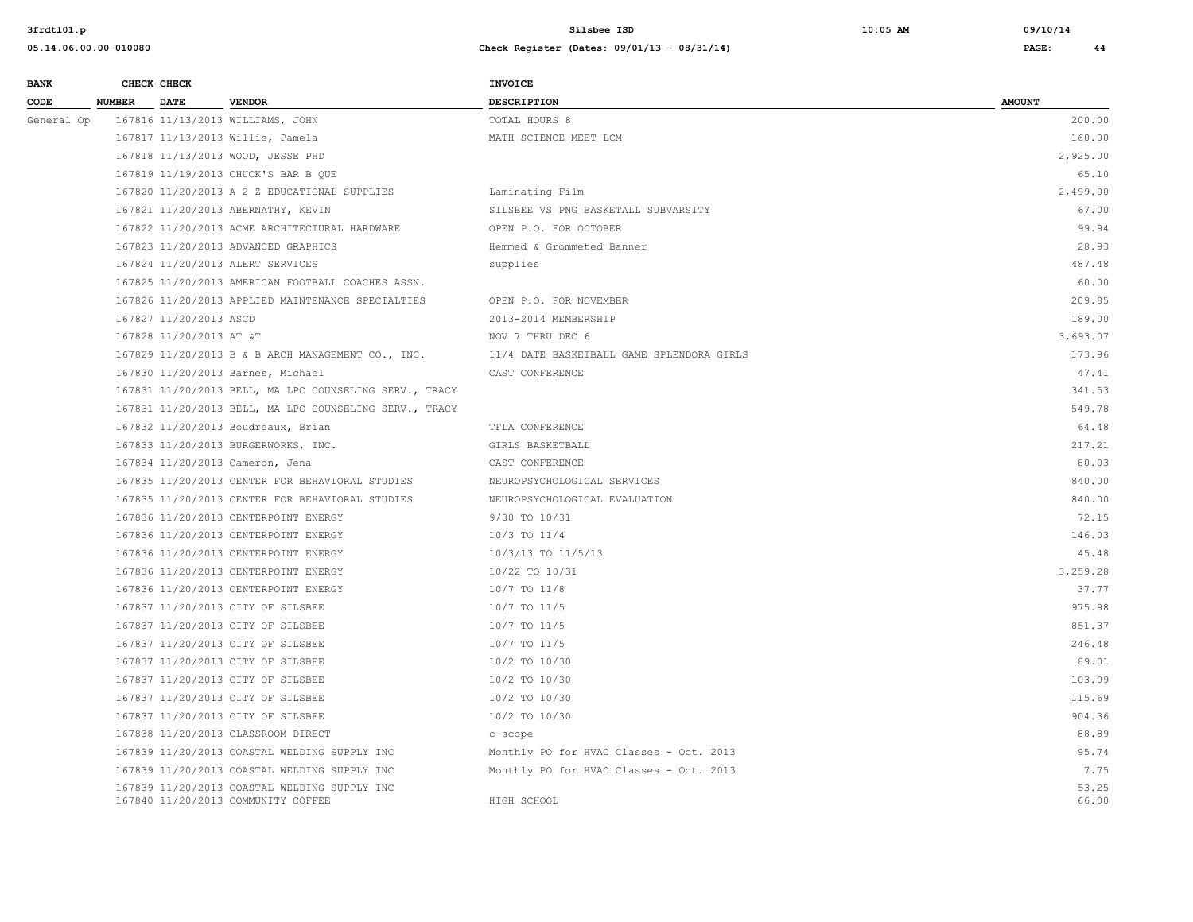| BANK CODE | CHECK NUMBER | CHECK DATE | VENDOR | INVOICE DESCRIPTION | AMOUNT |
|---|---|---|---|---|---|
| General Op | 167816 | 11/13/2013 | WILLIAMS, JOHN | TOTAL HOURS 8 | 200.00 |
| | 167817 | 11/13/2013 | Willis, Pamela | MATH SCIENCE MEET LCM | 160.00 |
| | 167818 | 11/13/2013 | WOOD, JESSE PHD | | 2,925.00 |
| | 167819 | 11/19/2013 | CHUCK'S BAR B QUE | | 65.10 |
| | 167820 | 11/20/2013 | A 2 Z EDUCATIONAL SUPPLIES | Laminating Film | 2,499.00 |
| | 167821 | 11/20/2013 | ABERNATHY, KEVIN | SILSBEE VS PNG BASKETALL SUBVARSITY | 67.00 |
| | 167822 | 11/20/2013 | ACME ARCHITECTURAL HARDWARE | OPEN P.O. FOR OCTOBER | 99.94 |
| | 167823 | 11/20/2013 | ADVANCED GRAPHICS | Hemmed & Grommeted Banner | 28.93 |
| | 167824 | 11/20/2013 | ALERT SERVICES | supplies | 487.48 |
| | 167825 | 11/20/2013 | AMERICAN FOOTBALL COACHES ASSN. | | 60.00 |
| | 167826 | 11/20/2013 | APPLIED MAINTENANCE SPECIALTIES | OPEN P.O. FOR NOVEMBER | 209.85 |
| | 167827 | 11/20/2013 | ASCD | 2013-2014 MEMBERSHIP | 189.00 |
| | 167828 | 11/20/2013 | AT &T | NOV 7 THRU DEC 6 | 3,693.07 |
| | 167829 | 11/20/2013 | B & B ARCH MANAGEMENT CO., INC. | 11/4 DATE BASKETBALL GAME SPLENDORA GIRLS | 173.96 |
| | 167830 | 11/20/2013 | Barnes, Michael | CAST CONFERENCE | 47.41 |
| | 167831 | 11/20/2013 | BELL, MA LPC COUNSELING SERV., TRACY | | 341.53 |
| | 167831 | 11/20/2013 | BELL, MA LPC COUNSELING SERV., TRACY | | 549.78 |
| | 167832 | 11/20/2013 | Boudreaux, Brian | TFLA CONFERENCE | 64.48 |
| | 167833 | 11/20/2013 | BURGERWORKS, INC. | GIRLS BASKETBALL | 217.21 |
| | 167834 | 11/20/2013 | Cameron, Jena | CAST CONFERENCE | 80.03 |
| | 167835 | 11/20/2013 | CENTER FOR BEHAVIORAL STUDIES | NEUROPSYCHOLOGICAL SERVICES | 840.00 |
| | 167835 | 11/20/2013 | CENTER FOR BEHAVIORAL STUDIES | NEUROPSYCHOLOGICAL EVALUATION | 840.00 |
| | 167836 | 11/20/2013 | CENTERPOINT ENERGY | 9/30 TO 10/31 | 72.15 |
| | 167836 | 11/20/2013 | CENTERPOINT ENERGY | 10/3 TO 11/4 | 146.03 |
| | 167836 | 11/20/2013 | CENTERPOINT ENERGY | 10/3/13 TO 11/5/13 | 45.48 |
| | 167836 | 11/20/2013 | CENTERPOINT ENERGY | 10/22 TO 10/31 | 3,259.28 |
| | 167836 | 11/20/2013 | CENTERPOINT ENERGY | 10/7 TO 11/8 | 37.77 |
| | 167837 | 11/20/2013 | CITY OF SILSBEE | 10/7 TO 11/5 | 975.98 |
| | 167837 | 11/20/2013 | CITY OF SILSBEE | 10/7 TO 11/5 | 851.37 |
| | 167837 | 11/20/2013 | CITY OF SILSBEE | 10/7 TO 11/5 | 246.48 |
| | 167837 | 11/20/2013 | CITY OF SILSBEE | 10/2 TO 10/30 | 89.01 |
| | 167837 | 11/20/2013 | CITY OF SILSBEE | 10/2 TO 10/30 | 103.09 |
| | 167837 | 11/20/2013 | CITY OF SILSBEE | 10/2 TO 10/30 | 115.69 |
| | 167837 | 11/20/2013 | CITY OF SILSBEE | 10/2 TO 10/30 | 904.36 |
| | 167838 | 11/20/2013 | CLASSROOM DIRECT | c-scope | 88.89 |
| | 167839 | 11/20/2013 | COASTAL WELDING SUPPLY INC | Monthly PO for HVAC Classes - Oct. 2013 | 95.74 |
| | 167839 | 11/20/2013 | COASTAL WELDING SUPPLY INC | Monthly PO for HVAC Classes - Oct. 2013 | 7.75 |
| | 167839 | 11/20/2013 | COASTAL WELDING SUPPLY INC | | 53.25 |
| | 167840 | 11/20/2013 | COMMUNITY COFFEE | HIGH SCHOOL | 66.00 |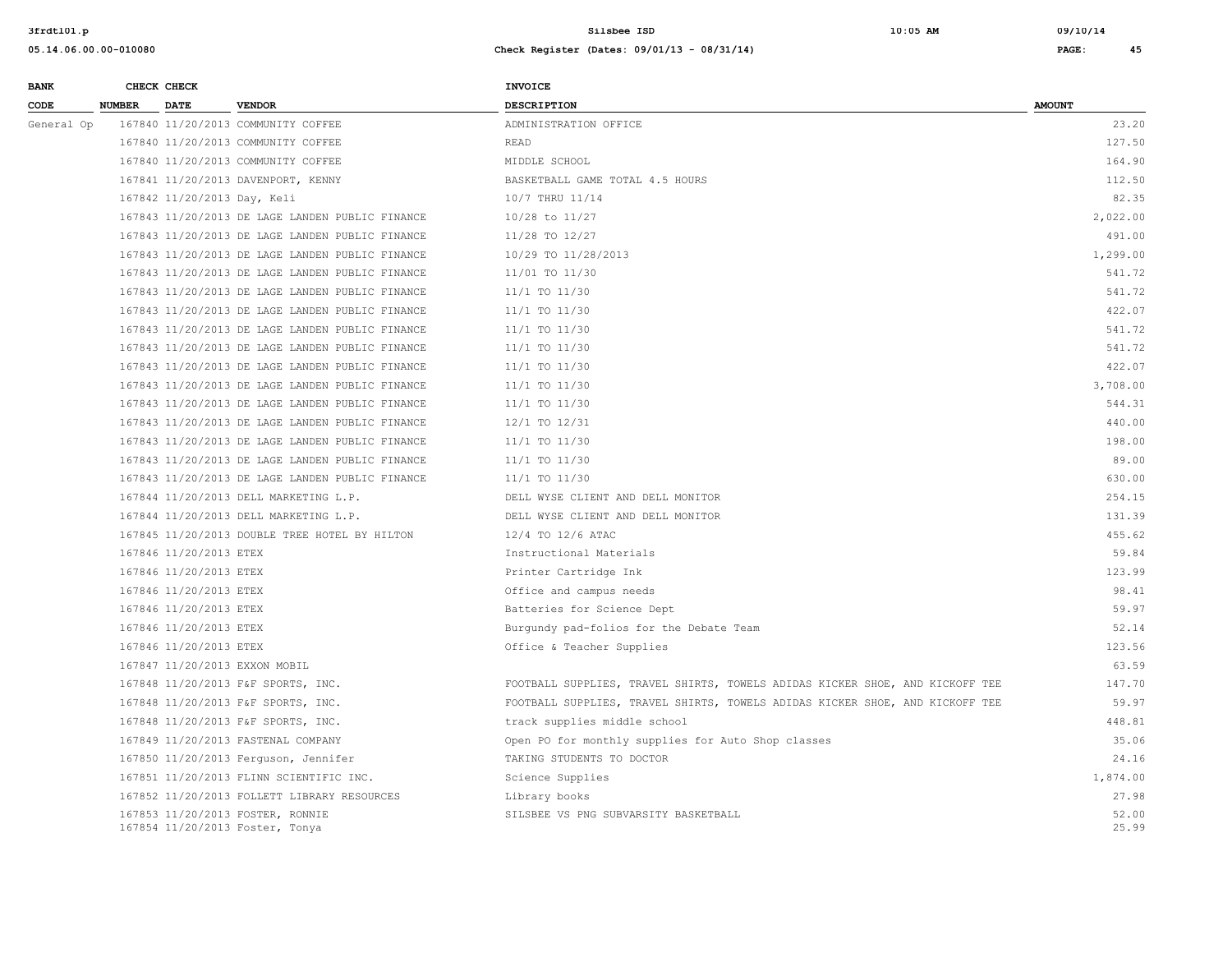| BANK CODE | CHECK NUMBER | CHECK DATE | VENDOR | INVOICE DESCRIPTION | AMOUNT |
|---|---|---|---|---|---|
| General Op | 167840 | 11/20/2013 | COMMUNITY COFFEE | ADMINISTRATION OFFICE | 23.20 |
| | 167840 | 11/20/2013 | COMMUNITY COFFEE | READ | 127.50 |
| | 167840 | 11/20/2013 | COMMUNITY COFFEE | MIDDLE SCHOOL | 164.90 |
| | 167841 | 11/20/2013 | DAVENPORT, KENNY | BASKETBALL GAME TOTAL 4.5 HOURS | 112.50 |
| | 167842 | 11/20/2013 | Day, Keli | 10/7 THRU 11/14 | 82.35 |
| | 167843 | 11/20/2013 | DE LAGE LANDEN PUBLIC FINANCE | 10/28 to 11/27 | 2,022.00 |
| | 167843 | 11/20/2013 | DE LAGE LANDEN PUBLIC FINANCE | 11/28 TO 12/27 | 491.00 |
| | 167843 | 11/20/2013 | DE LAGE LANDEN PUBLIC FINANCE | 10/29 TO 11/28/2013 | 1,299.00 |
| | 167843 | 11/20/2013 | DE LAGE LANDEN PUBLIC FINANCE | 11/01 TO 11/30 | 541.72 |
| | 167843 | 11/20/2013 | DE LAGE LANDEN PUBLIC FINANCE | 11/1 TO 11/30 | 541.72 |
| | 167843 | 11/20/2013 | DE LAGE LANDEN PUBLIC FINANCE | 11/1 TO 11/30 | 422.07 |
| | 167843 | 11/20/2013 | DE LAGE LANDEN PUBLIC FINANCE | 11/1 TO 11/30 | 541.72 |
| | 167843 | 11/20/2013 | DE LAGE LANDEN PUBLIC FINANCE | 11/1 TO 11/30 | 541.72 |
| | 167843 | 11/20/2013 | DE LAGE LANDEN PUBLIC FINANCE | 11/1 TO 11/30 | 422.07 |
| | 167843 | 11/20/2013 | DE LAGE LANDEN PUBLIC FINANCE | 11/1 TO 11/30 | 3,708.00 |
| | 167843 | 11/20/2013 | DE LAGE LANDEN PUBLIC FINANCE | 11/1 TO 11/30 | 544.31 |
| | 167843 | 11/20/2013 | DE LAGE LANDEN PUBLIC FINANCE | 12/1 TO 12/31 | 440.00 |
| | 167843 | 11/20/2013 | DE LAGE LANDEN PUBLIC FINANCE | 11/1 TO 11/30 | 198.00 |
| | 167843 | 11/20/2013 | DE LAGE LANDEN PUBLIC FINANCE | 11/1 TO 11/30 | 89.00 |
| | 167843 | 11/20/2013 | DE LAGE LANDEN PUBLIC FINANCE | 11/1 TO 11/30 | 630.00 |
| | 167844 | 11/20/2013 | DELL MARKETING L.P. | DELL WYSE CLIENT AND DELL MONITOR | 254.15 |
| | 167844 | 11/20/2013 | DELL MARKETING L.P. | DELL WYSE CLIENT AND DELL MONITOR | 131.39 |
| | 167845 | 11/20/2013 | DOUBLE TREE HOTEL BY HILTON | 12/4 TO 12/6 ATAC | 455.62 |
| | 167846 | 11/20/2013 | ETEX | Instructional Materials | 59.84 |
| | 167846 | 11/20/2013 | ETEX | Printer Cartridge Ink | 123.99 |
| | 167846 | 11/20/2013 | ETEX | Office and campus needs | 98.41 |
| | 167846 | 11/20/2013 | ETEX | Batteries for Science Dept | 59.97 |
| | 167846 | 11/20/2013 | ETEX | Burgundy pad-folios for the Debate Team | 52.14 |
| | 167846 | 11/20/2013 | ETEX | Office & Teacher Supplies | 123.56 |
| | 167847 | 11/20/2013 | EXXON MOBIL | | 63.59 |
| | 167848 | 11/20/2013 | F&F SPORTS, INC. | FOOTBALL SUPPLIES, TRAVEL SHIRTS, TOWELS ADIDAS KICKER SHOE, AND KICKOFF TEE | 147.70 |
| | 167848 | 11/20/2013 | F&F SPORTS, INC. | FOOTBALL SUPPLIES, TRAVEL SHIRTS, TOWELS ADIDAS KICKER SHOE, AND KICKOFF TEE | 59.97 |
| | 167848 | 11/20/2013 | F&F SPORTS, INC. | track supplies middle school | 448.81 |
| | 167849 | 11/20/2013 | FASTENAL COMPANY | Open PO for monthly supplies for Auto Shop classes | 35.06 |
| | 167850 | 11/20/2013 | Ferguson, Jennifer | TAKING STUDENTS TO DOCTOR | 24.16 |
| | 167851 | 11/20/2013 | FLINN SCIENTIFIC INC. | Science Supplies | 1,874.00 |
| | 167852 | 11/20/2013 | FOLLETT LIBRARY RESOURCES | Library books | 27.98 |
| | 167853 | 11/20/2013 | FOSTER, RONNIE | SILSBEE VS PNG SUBVARSITY BASKETBALL | 52.00 |
| | 167854 | 11/20/2013 | Foster, Tonya | | 25.99 |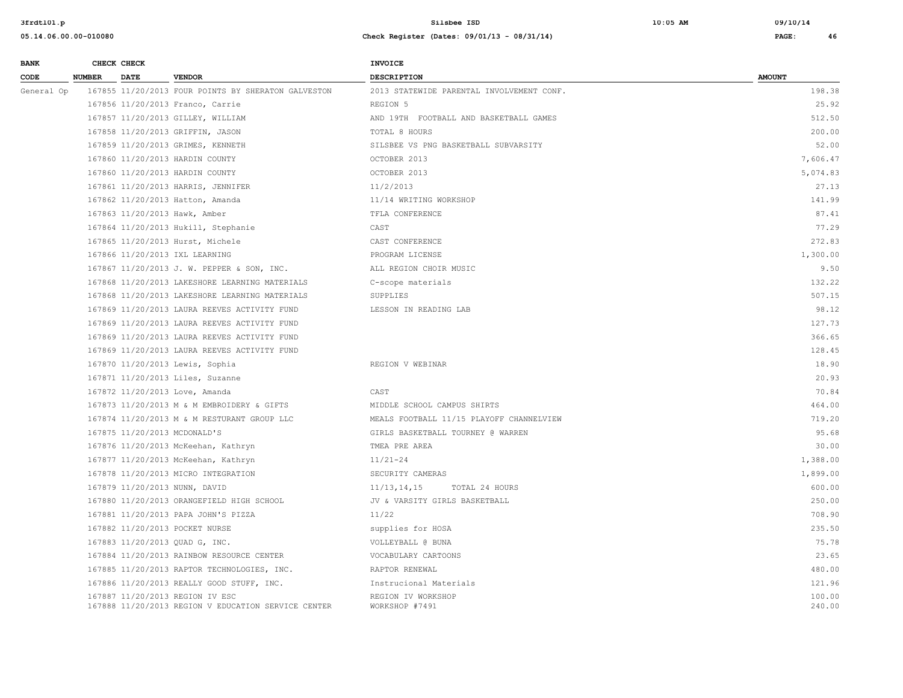| BANK CODE | CHECK NUMBER | CHECK DATE | VENDOR | INVOICE DESCRIPTION | AMOUNT |
|---|---|---|---|---|---|
| General Op | 167855 | 11/20/2013 | FOUR POINTS BY SHERATON GALVESTON | 2013 STATEWIDE PARENTAL INVOLVEMENT CONF. | 198.38 |
| | 167856 | 11/20/2013 | Franco, Carrie | REGION 5 | 25.92 |
| | 167857 | 11/20/2013 | GILLEY, WILLIAM | AND 19TH FOOTBALL AND BASKETBALL GAMES | 512.50 |
| | 167858 | 11/20/2013 | GRIFFIN, JASON | TOTAL 8 HOURS | 200.00 |
| | 167859 | 11/20/2013 | GRIMES, KENNETH | SILSBEE VS PNG BASKETBALL SUBVARSITY | 52.00 |
| | 167860 | 11/20/2013 | HARDIN COUNTY | OCTOBER 2013 | 7,606.47 |
| | 167860 | 11/20/2013 | HARDIN COUNTY | OCTOBER 2013 | 5,074.83 |
| | 167861 | 11/20/2013 | HARRIS, JENNIFER | 11/2/2013 | 27.13 |
| | 167862 | 11/20/2013 | Hatton, Amanda | 11/14 WRITING WORKSHOP | 141.99 |
| | 167863 | 11/20/2013 | Hawk, Amber | TFLA CONFERENCE | 87.41 |
| | 167864 | 11/20/2013 | Hukill, Stephanie | CAST | 77.29 |
| | 167865 | 11/20/2013 | Hurst, Michele | CAST CONFERENCE | 272.83 |
| | 167866 | 11/20/2013 | IXL LEARNING | PROGRAM LICENSE | 1,300.00 |
| | 167867 | 11/20/2013 | J. W. PEPPER & SON, INC. | ALL REGION CHOIR MUSIC | 9.50 |
| | 167868 | 11/20/2013 | LAKESHORE LEARNING MATERIALS | C-scope materials | 132.22 |
| | 167868 | 11/20/2013 | LAKESHORE LEARNING MATERIALS | SUPPLIES | 507.15 |
| | 167869 | 11/20/2013 | LAURA REEVES ACTIVITY FUND | LESSON IN READING LAB | 98.12 |
| | 167869 | 11/20/2013 | LAURA REEVES ACTIVITY FUND | | 127.73 |
| | 167869 | 11/20/2013 | LAURA REEVES ACTIVITY FUND | | 366.65 |
| | 167869 | 11/20/2013 | LAURA REEVES ACTIVITY FUND | | 128.45 |
| | 167870 | 11/20/2013 | Lewis, Sophia | REGION V WEBINAR | 18.90 |
| | 167871 | 11/20/2013 | Liles, Suzanne | | 20.93 |
| | 167872 | 11/20/2013 | Love, Amanda | CAST | 70.84 |
| | 167873 | 11/20/2013 | M & M EMBROIDERY & GIFTS | MIDDLE SCHOOL CAMPUS SHIRTS | 464.00 |
| | 167874 | 11/20/2013 | M & M RESTURANT GROUP LLC | MEALS FOOTBALL 11/15 PLAYOFF CHANNELVIEW | 719.20 |
| | 167875 | 11/20/2013 | MCDONALD'S | GIRLS BASKETBALL TOURNEY @ WARREN | 95.68 |
| | 167876 | 11/20/2013 | McKeehan, Kathryn | TMEA PRE AREA | 30.00 |
| | 167877 | 11/20/2013 | McKeehan, Kathryn | 11/21-24 | 1,388.00 |
| | 167878 | 11/20/2013 | MICRO INTEGRATION | SECURITY CAMERAS | 1,899.00 |
| | 167879 | 11/20/2013 | NUNN, DAVID | 11/13,14,15 TOTAL 24 HOURS | 600.00 |
| | 167880 | 11/20/2013 | ORANGEFIELD HIGH SCHOOL | JV & VARSITY GIRLS BASKETBALL | 250.00 |
| | 167881 | 11/20/2013 | PAPA JOHN'S PIZZA | 11/22 | 708.90 |
| | 167882 | 11/20/2013 | POCKET NURSE | supplies for HOSA | 235.50 |
| | 167883 | 11/20/2013 | QUAD G, INC. | VOLLEYBALL @ BUNA | 75.78 |
| | 167884 | 11/20/2013 | RAINBOW RESOURCE CENTER | VOCABULARY CARTOONS | 23.65 |
| | 167885 | 11/20/2013 | RAPTOR TECHNOLOGIES, INC. | RAPTOR RENEWAL | 480.00 |
| | 167886 | 11/20/2013 | REALLY GOOD STUFF, INC. | Instrucional Materials | 121.96 |
| | 167887 | 11/20/2013 | REGION IV ESC | REGION IV WORKSHOP | 100.00 |
| | 167888 | 11/20/2013 | REGION V EDUCATION SERVICE CENTER | WORKSHOP #7491 | 240.00 |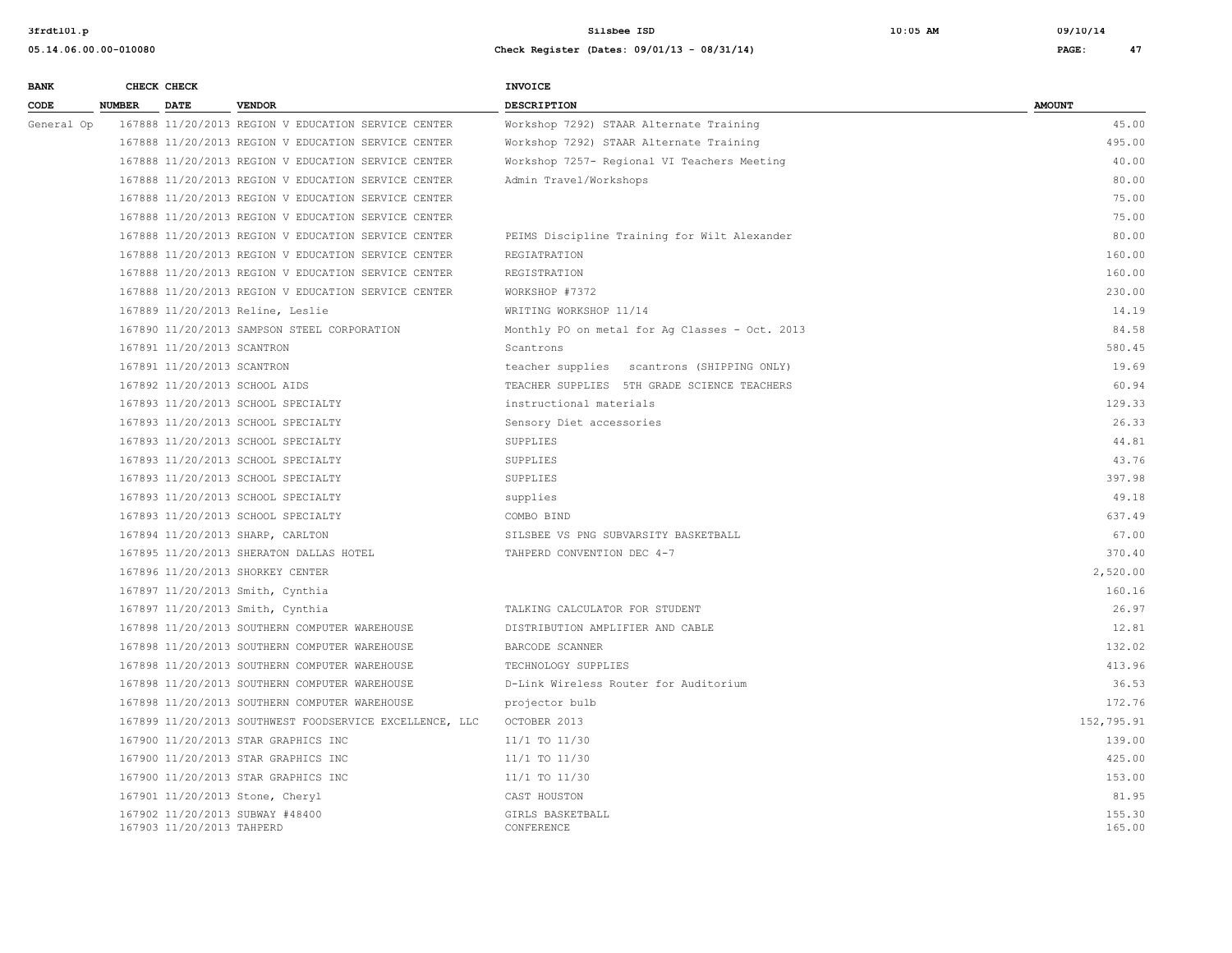| BANK CODE | CHECK NUMBER | CHECK DATE | VENDOR | INVOICE DESCRIPTION | AMOUNT |
|---|---|---|---|---|---|
| General Op | 167888 | 11/20/2013 | REGION V EDUCATION SERVICE CENTER | Workshop 7292) STAAR Alternate Training | 45.00 |
| | 167888 | 11/20/2013 | REGION V EDUCATION SERVICE CENTER | Workshop 7292) STAAR Alternate Training | 495.00 |
| | 167888 | 11/20/2013 | REGION V EDUCATION SERVICE CENTER | Workshop 7257- Regional VI Teachers Meeting | 40.00 |
| | 167888 | 11/20/2013 | REGION V EDUCATION SERVICE CENTER | Admin Travel/Workshops | 80.00 |
| | 167888 | 11/20/2013 | REGION V EDUCATION SERVICE CENTER | | 75.00 |
| | 167888 | 11/20/2013 | REGION V EDUCATION SERVICE CENTER | | 75.00 |
| | 167888 | 11/20/2013 | REGION V EDUCATION SERVICE CENTER | PEIMS Discipline Training for Wilt Alexander | 80.00 |
| | 167888 | 11/20/2013 | REGION V EDUCATION SERVICE CENTER | REGIATRATION | 160.00 |
| | 167888 | 11/20/2013 | REGION V EDUCATION SERVICE CENTER | REGISTRATION | 160.00 |
| | 167888 | 11/20/2013 | REGION V EDUCATION SERVICE CENTER | WORKSHOP #7372 | 230.00 |
| | 167889 | 11/20/2013 | Reline, Leslie | WRITING WORKSHOP 11/14 | 14.19 |
| | 167890 | 11/20/2013 | SAMPSON STEEL CORPORATION | Monthly PO on metal for Ag Classes - Oct. 2013 | 84.58 |
| | 167891 | 11/20/2013 | SCANTRON | Scantrons | 580.45 |
| | 167891 | 11/20/2013 | SCANTRON | teacher supplies scantrons (SHIPPING ONLY) | 19.69 |
| | 167892 | 11/20/2013 | SCHOOL AIDS | TEACHER SUPPLIES 5TH GRADE SCIENCE TEACHERS | 60.94 |
| | 167893 | 11/20/2013 | SCHOOL SPECIALTY | instructional materials | 129.33 |
| | 167893 | 11/20/2013 | SCHOOL SPECIALTY | Sensory Diet accessories | 26.33 |
| | 167893 | 11/20/2013 | SCHOOL SPECIALTY | SUPPLIES | 44.81 |
| | 167893 | 11/20/2013 | SCHOOL SPECIALTY | SUPPLIES | 43.76 |
| | 167893 | 11/20/2013 | SCHOOL SPECIALTY | SUPPLIES | 397.98 |
| | 167893 | 11/20/2013 | SCHOOL SPECIALTY | supplies | 49.18 |
| | 167893 | 11/20/2013 | SCHOOL SPECIALTY | COMBO BIND | 637.49 |
| | 167894 | 11/20/2013 | SHARP, CARLTON | SILSBEE VS PNG SUBVARSITY BASKETBALL | 67.00 |
| | 167895 | 11/20/2013 | SHERATON DALLAS HOTEL | TAHPERD CONVENTION DEC 4-7 | 370.40 |
| | 167896 | 11/20/2013 | SHORKEY CENTER | | 2,520.00 |
| | 167897 | 11/20/2013 | Smith, Cynthia | | 160.16 |
| | 167897 | 11/20/2013 | Smith, Cynthia | TALKING CALCULATOR FOR STUDENT | 26.97 |
| | 167898 | 11/20/2013 | SOUTHERN COMPUTER WAREHOUSE | DISTRIBUTION AMPLIFIER AND CABLE | 12.81 |
| | 167898 | 11/20/2013 | SOUTHERN COMPUTER WAREHOUSE | BARCODE SCANNER | 132.02 |
| | 167898 | 11/20/2013 | SOUTHERN COMPUTER WAREHOUSE | TECHNOLOGY SUPPLIES | 413.96 |
| | 167898 | 11/20/2013 | SOUTHERN COMPUTER WAREHOUSE | D-Link Wireless Router for Auditorium | 36.53 |
| | 167898 | 11/20/2013 | SOUTHERN COMPUTER WAREHOUSE | projector bulb | 172.76 |
| | 167899 | 11/20/2013 | SOUTHWEST FOODSERVICE EXCELLENCE, LLC | OCTOBER 2013 | 152,795.91 |
| | 167900 | 11/20/2013 | STAR GRAPHICS INC | 11/1 TO 11/30 | 139.00 |
| | 167900 | 11/20/2013 | STAR GRAPHICS INC | 11/1 TO 11/30 | 425.00 |
| | 167900 | 11/20/2013 | STAR GRAPHICS INC | 11/1 TO 11/30 | 153.00 |
| | 167901 | 11/20/2013 | Stone, Cheryl | CAST HOUSTON | 81.95 |
| | 167902 | 11/20/2013 | SUBWAY #48400 | GIRLS BASKETBALL | 155.30 |
| | 167903 | 11/20/2013 | TAHPERD | CONFERENCE | 165.00 |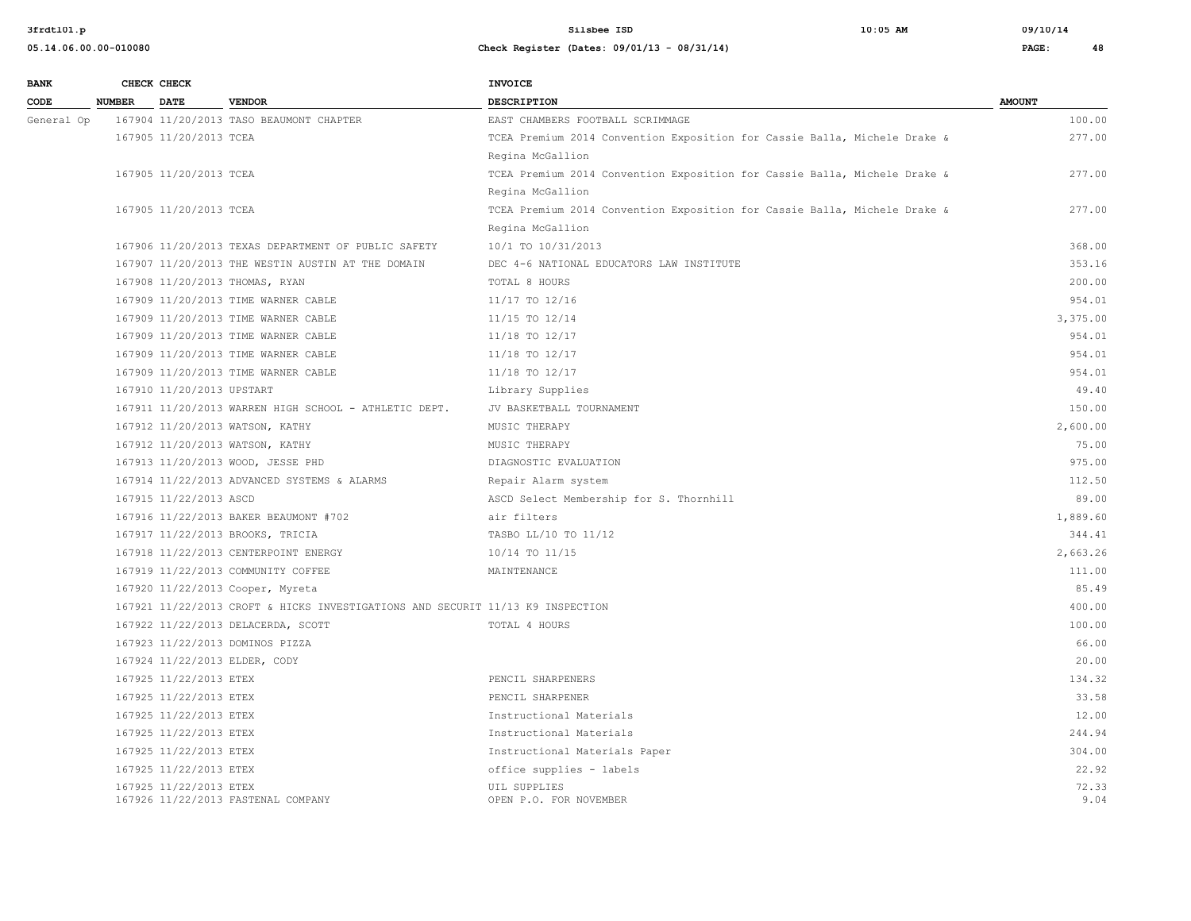| BANK CODE | CHECK NUMBER | CHECK DATE | VENDOR | INVOICE DESCRIPTION | AMOUNT |
|---|---|---|---|---|---|
| General Op | 167904 | 11/20/2013 | TASO BEAUMONT CHAPTER | EAST CHAMBERS FOOTBALL SCRIMMAGE | 100.00 |
| | 167905 | 11/20/2013 | TCEA | TCEA Premium 2014 Convention Exposition for Cassie Balla, Michele Drake & Regina McGallion | 277.00 |
| | 167905 | 11/20/2013 | TCEA | TCEA Premium 2014 Convention Exposition for Cassie Balla, Michele Drake & Regina McGallion | 277.00 |
| | 167905 | 11/20/2013 | TCEA | TCEA Premium 2014 Convention Exposition for Cassie Balla, Michele Drake & Regina McGallion | 277.00 |
| | 167906 | 11/20/2013 | TEXAS DEPARTMENT OF PUBLIC SAFETY | 10/1 TO 10/31/2013 | 368.00 |
| | 167907 | 11/20/2013 | THE WESTIN AUSTIN AT THE DOMAIN | DEC 4-6 NATIONAL EDUCATORS LAW INSTITUTE | 353.16 |
| | 167908 | 11/20/2013 | THOMAS, RYAN | TOTAL 8 HOURS | 200.00 |
| | 167909 | 11/20/2013 | TIME WARNER CABLE | 11/17 TO 12/16 | 954.01 |
| | 167909 | 11/20/2013 | TIME WARNER CABLE | 11/15 TO 12/14 | 3,375.00 |
| | 167909 | 11/20/2013 | TIME WARNER CABLE | 11/18 TO 12/17 | 954.01 |
| | 167909 | 11/20/2013 | TIME WARNER CABLE | 11/18 TO 12/17 | 954.01 |
| | 167909 | 11/20/2013 | TIME WARNER CABLE | 11/18 TO 12/17 | 954.01 |
| | 167910 | 11/20/2013 | UPSTART | Library Supplies | 49.40 |
| | 167911 | 11/20/2013 | WARREN HIGH SCHOOL - ATHLETIC DEPT. | JV BASKETBALL TOURNAMENT | 150.00 |
| | 167912 | 11/20/2013 | WATSON, KATHY | MUSIC THERAPY | 2,600.00 |
| | 167912 | 11/20/2013 | WATSON, KATHY | MUSIC THERAPY | 75.00 |
| | 167913 | 11/20/2013 | WOOD, JESSE PHD | DIAGNOSTIC EVALUATION | 975.00 |
| | 167914 | 11/22/2013 | ADVANCED SYSTEMS & ALARMS | Repair Alarm system | 112.50 |
| | 167915 | 11/22/2013 | ASCD | ASCD Select Membership for S. Thornhill | 89.00 |
| | 167916 | 11/22/2013 | BAKER BEAUMONT #702 | air filters | 1,889.60 |
| | 167917 | 11/22/2013 | BROOKS, TRICIA | TASBO LL/10 TO 11/12 | 344.41 |
| | 167918 | 11/22/2013 | CENTERPOINT ENERGY | 10/14 TO 11/15 | 2,663.26 |
| | 167919 | 11/22/2013 | COMMUNITY COFFEE | MAINTENANCE | 111.00 |
| | 167920 | 11/22/2013 | Cooper, Myreta | | 85.49 |
| | 167921 | 11/22/2013 | CROFT & HICKS INVESTIGATIONS AND SECURIT | 11/13 K9 INSPECTION | 400.00 |
| | 167922 | 11/22/2013 | DELACERDA, SCOTT | TOTAL 4 HOURS | 100.00 |
| | 167923 | 11/22/2013 | DOMINOS PIZZA | | 66.00 |
| | 167924 | 11/22/2013 | ELDER, CODY | | 20.00 |
| | 167925 | 11/22/2013 | ETEX | PENCIL SHARPENERS | 134.32 |
| | 167925 | 11/22/2013 | ETEX | PENCIL SHARPENER | 33.58 |
| | 167925 | 11/22/2013 | ETEX | Instructional Materials | 12.00 |
| | 167925 | 11/22/2013 | ETEX | Instructional Materials | 244.94 |
| | 167925 | 11/22/2013 | ETEX | Instructional Materials Paper | 304.00 |
| | 167925 | 11/22/2013 | ETEX | office supplies - labels | 22.92 |
| | 167925 | 11/22/2013 | ETEX | UIL SUPPLIES | 72.33 |
| | 167926 | 11/22/2013 | FASTENAL COMPANY | OPEN P.O. FOR NOVEMBER | 9.04 |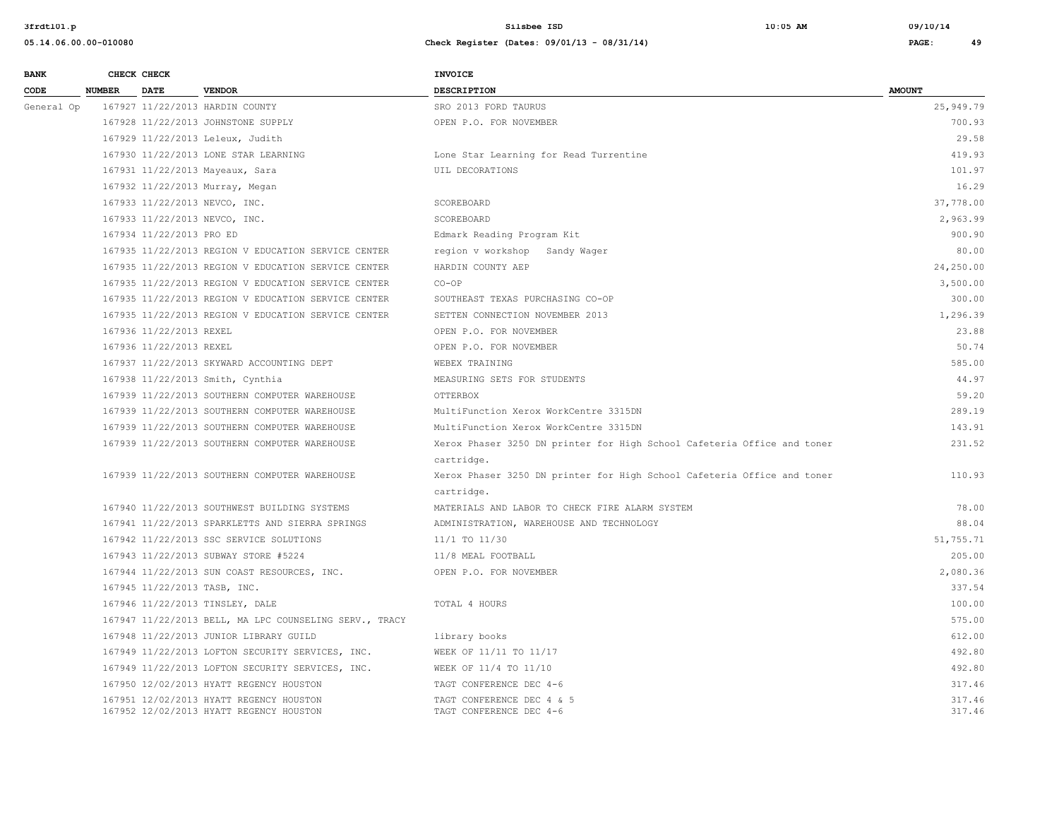| BANK CODE | CHECK NUMBER | CHECK DATE | VENDOR | INVOICE DESCRIPTION | AMOUNT |
|---|---|---|---|---|---|
| General Op | 167927 | 11/22/2013 | HARDIN COUNTY | SRO 2013 FORD TAURUS | 25,949.79 |
| | 167928 | 11/22/2013 | JOHNSTONE SUPPLY | OPEN P.O. FOR NOVEMBER | 700.93 |
| | 167929 | 11/22/2013 | Leleux, Judith | | 29.58 |
| | 167930 | 11/22/2013 | LONE STAR LEARNING | Lone Star Learning for Read Turrentine | 419.93 |
| | 167931 | 11/22/2013 | Mayeaux, Sara | UIL DECORATIONS | 101.97 |
| | 167932 | 11/22/2013 | Murray, Megan | | 16.29 |
| | 167933 | 11/22/2013 | NEVCO, INC. | SCOREBOARD | 37,778.00 |
| | 167933 | 11/22/2013 | NEVCO, INC. | SCOREBOARD | 2,963.99 |
| | 167934 | 11/22/2013 | PRO ED | Edmark Reading Program Kit | 900.90 |
| | 167935 | 11/22/2013 | REGION V EDUCATION SERVICE CENTER | region v workshop Sandy Wager | 80.00 |
| | 167935 | 11/22/2013 | REGION V EDUCATION SERVICE CENTER | HARDIN COUNTY AEP | 24,250.00 |
| | 167935 | 11/22/2013 | REGION V EDUCATION SERVICE CENTER | CO-OP | 3,500.00 |
| | 167935 | 11/22/2013 | REGION V EDUCATION SERVICE CENTER | SOUTHEAST TEXAS PURCHASING CO-OP | 300.00 |
| | 167935 | 11/22/2013 | REGION V EDUCATION SERVICE CENTER | SETTEN CONNECTION NOVEMBER 2013 | 1,296.39 |
| | 167936 | 11/22/2013 | REXEL | OPEN P.O. FOR NOVEMBER | 23.88 |
| | 167936 | 11/22/2013 | REXEL | OPEN P.O. FOR NOVEMBER | 50.74 |
| | 167937 | 11/22/2013 | SKYWARD ACCOUNTING DEPT | WEBEX TRAINING | 585.00 |
| | 167938 | 11/22/2013 | Smith, Cynthia | MEASURING SETS FOR STUDENTS | 44.97 |
| | 167939 | 11/22/2013 | SOUTHERN COMPUTER WAREHOUSE | OTTERBOX | 59.20 |
| | 167939 | 11/22/2013 | SOUTHERN COMPUTER WAREHOUSE | MultiFunction Xerox WorkCentre 3315DN | 289.19 |
| | 167939 | 11/22/2013 | SOUTHERN COMPUTER WAREHOUSE | MultiFunction Xerox WorkCentre 3315DN | 143.91 |
| | 167939 | 11/22/2013 | SOUTHERN COMPUTER WAREHOUSE | Xerox Phaser 3250 DN printer for High School Cafeteria Office and toner cartridge. | 231.52 |
| | 167939 | 11/22/2013 | SOUTHERN COMPUTER WAREHOUSE | Xerox Phaser 3250 DN printer for High School Cafeteria Office and toner cartridge. | 110.93 |
| | 167940 | 11/22/2013 | SOUTHWEST BUILDING SYSTEMS | MATERIALS AND LABOR TO CHECK FIRE ALARM SYSTEM | 78.00 |
| | 167941 | 11/22/2013 | SPARKLETTS AND SIERRA SPRINGS | ADMINISTRATION, WAREHOUSE AND TECHNOLOGY | 88.04 |
| | 167942 | 11/22/2013 | SSC SERVICE SOLUTIONS | 11/1 TO 11/30 | 51,755.71 |
| | 167943 | 11/22/2013 | SUBWAY STORE #5224 | 11/8 MEAL FOOTBALL | 205.00 |
| | 167944 | 11/22/2013 | SUN COAST RESOURCES, INC. | OPEN P.O. FOR NOVEMBER | 2,080.36 |
| | 167945 | 11/22/2013 | TASB, INC. | | 337.54 |
| | 167946 | 11/22/2013 | TINSLEY, DALE | TOTAL 4 HOURS | 100.00 |
| | 167947 | 11/22/2013 | BELL, MA LPC COUNSELING SERV., TRACY | | 575.00 |
| | 167948 | 11/22/2013 | JUNIOR LIBRARY GUILD | library books | 612.00 |
| | 167949 | 11/22/2013 | LOFTON SECURITY SERVICES, INC. | WEEK OF 11/11 TO 11/17 | 492.80 |
| | 167949 | 11/22/2013 | LOFTON SECURITY SERVICES, INC. | WEEK OF 11/4 TO 11/10 | 492.80 |
| | 167950 | 12/02/2013 | HYATT REGENCY HOUSTON | TAGT CONFERENCE DEC 4-6 | 317.46 |
| | 167951 | 12/02/2013 | HYATT REGENCY HOUSTON | TAGT CONFERENCE DEC 4 & 5 | 317.46 |
| | 167952 | 12/02/2013 | HYATT REGENCY HOUSTON | TAGT CONFERENCE DEC 4-6 | 317.46 |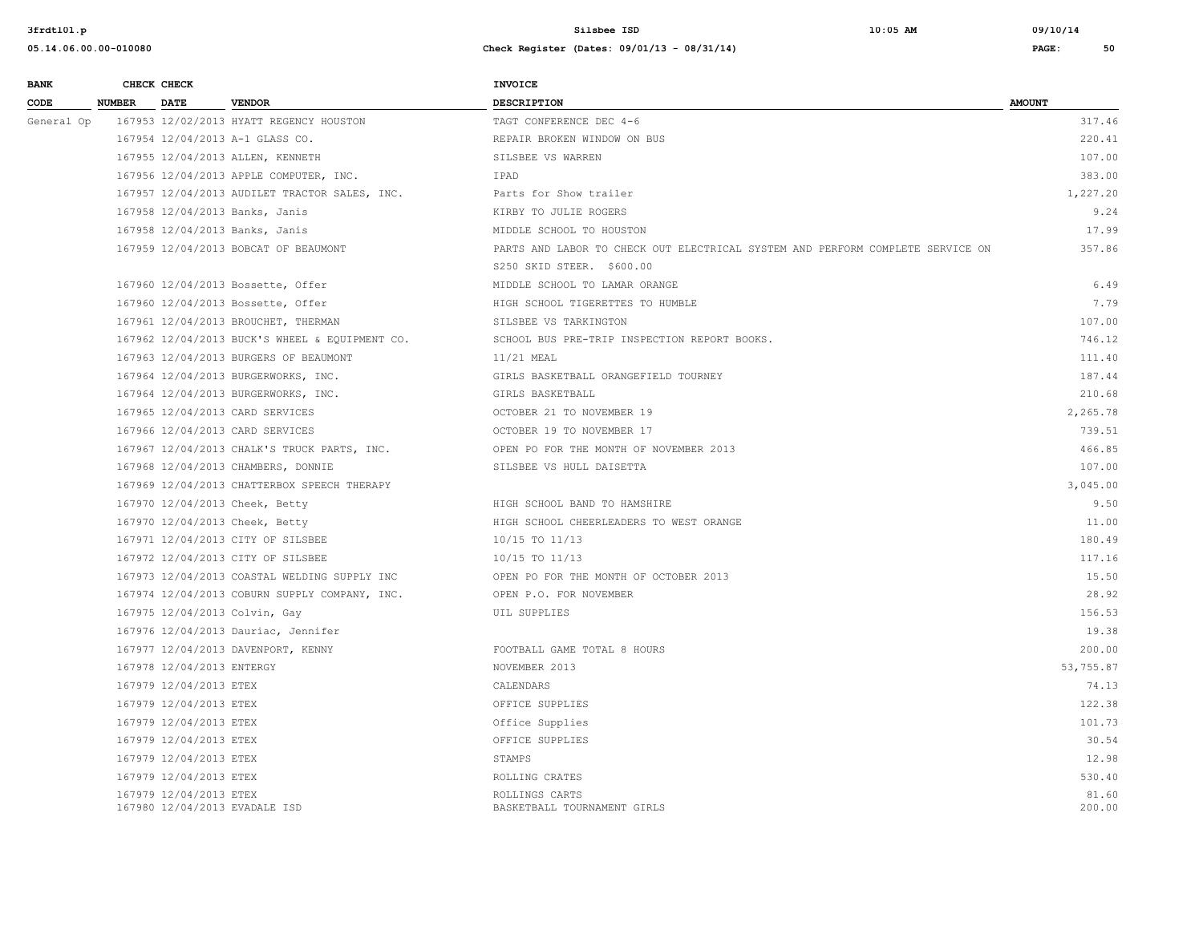| BANK CODE | CHECK NUMBER | CHECK DATE | VENDOR | INVOICE DESCRIPTION | AMOUNT |
|---|---|---|---|---|---|
| General Op | 167953 | 12/02/2013 | HYATT REGENCY HOUSTON | TAGT CONFERENCE DEC 4-6 | 317.46 |
| | 167954 | 12/04/2013 | A-1 GLASS CO. | REPAIR BROKEN WINDOW ON BUS | 220.41 |
| | 167955 | 12/04/2013 | ALLEN, KENNETH | SILSBEE VS WARREN | 107.00 |
| | 167956 | 12/04/2013 | APPLE COMPUTER, INC. | IPAD | 383.00 |
| | 167957 | 12/04/2013 | AUDILET TRACTOR SALES, INC. | Parts for Show trailer | 1,227.20 |
| | 167958 | 12/04/2013 | Banks, Janis | KIRBY TO JULIE ROGERS | 9.24 |
| | 167958 | 12/04/2013 | Banks, Janis | MIDDLE SCHOOL TO HOUSTON | 17.99 |
| | 167959 | 12/04/2013 | BOBCAT OF BEAUMONT | PARTS AND LABOR TO CHECK OUT ELECTRICAL SYSTEM AND PERFORM COMPLETE SERVICE ON S250 SKID STEER. $600.00 | 357.86 |
| | 167960 | 12/04/2013 | Bossette, Offer | MIDDLE SCHOOL TO LAMAR ORANGE | 6.49 |
| | 167960 | 12/04/2013 | Bossette, Offer | HIGH SCHOOL TIGERETTES TO HUMBLE | 7.79 |
| | 167961 | 12/04/2013 | BROUCHET, THERMAN | SILSBEE VS TARKINGTON | 107.00 |
| | 167962 | 12/04/2013 | BUCK'S WHEEL & EQUIPMENT CO. | SCHOOL BUS PRE-TRIP INSPECTION REPORT BOOKS. | 746.12 |
| | 167963 | 12/04/2013 | BURGERS OF BEAUMONT | 11/21 MEAL | 111.40 |
| | 167964 | 12/04/2013 | BURGERWORKS, INC. | GIRLS BASKETBALL ORANGEFIELD TOURNEY | 187.44 |
| | 167964 | 12/04/2013 | BURGERWORKS, INC. | GIRLS BASKETBALL | 210.68 |
| | 167965 | 12/04/2013 | CARD SERVICES | OCTOBER 21 TO NOVEMBER 19 | 2,265.78 |
| | 167966 | 12/04/2013 | CARD SERVICES | OCTOBER 19 TO NOVEMBER 17 | 739.51 |
| | 167967 | 12/04/2013 | CHALK'S TRUCK PARTS, INC. | OPEN PO FOR THE MONTH OF NOVEMBER 2013 | 466.85 |
| | 167968 | 12/04/2013 | CHAMBERS, DONNIE | SILSBEE VS HULL DAISETTA | 107.00 |
| | 167969 | 12/04/2013 | CHATTERBOX SPEECH THERAPY | | 3,045.00 |
| | 167970 | 12/04/2013 | Cheek, Betty | HIGH SCHOOL BAND TO HAMSHIRE | 9.50 |
| | 167970 | 12/04/2013 | Cheek, Betty | HIGH SCHOOL CHEERLEADERS TO WEST ORANGE | 11.00 |
| | 167971 | 12/04/2013 | CITY OF SILSBEE | 10/15 TO 11/13 | 180.49 |
| | 167972 | 12/04/2013 | CITY OF SILSBEE | 10/15 TO 11/13 | 117.16 |
| | 167973 | 12/04/2013 | COASTAL WELDING SUPPLY INC | OPEN PO FOR THE MONTH OF OCTOBER 2013 | 15.50 |
| | 167974 | 12/04/2013 | COBURN SUPPLY COMPANY, INC. | OPEN P.O. FOR NOVEMBER | 28.92 |
| | 167975 | 12/04/2013 | Colvin, Gay | UIL SUPPLIES | 156.53 |
| | 167976 | 12/04/2013 | Dauriac, Jennifer | | 19.38 |
| | 167977 | 12/04/2013 | DAVENPORT, KENNY | FOOTBALL GAME TOTAL 8 HOURS | 200.00 |
| | 167978 | 12/04/2013 | ENTERGY | NOVEMBER 2013 | 53,755.87 |
| | 167979 | 12/04/2013 | ETEX | CALENDARS | 74.13 |
| | 167979 | 12/04/2013 | ETEX | OFFICE SUPPLIES | 122.38 |
| | 167979 | 12/04/2013 | ETEX | Office Supplies | 101.73 |
| | 167979 | 12/04/2013 | ETEX | OFFICE SUPPLIES | 30.54 |
| | 167979 | 12/04/2013 | ETEX | STAMPS | 12.98 |
| | 167979 | 12/04/2013 | ETEX | ROLLING CRATES | 530.40 |
| | 167979 | 12/04/2013 | ETEX | ROLLINGS CARTS | 81.60 |
| | 167980 | 12/04/2013 | EVADALE ISD | BASKETBALL TOURNAMENT GIRLS | 200.00 |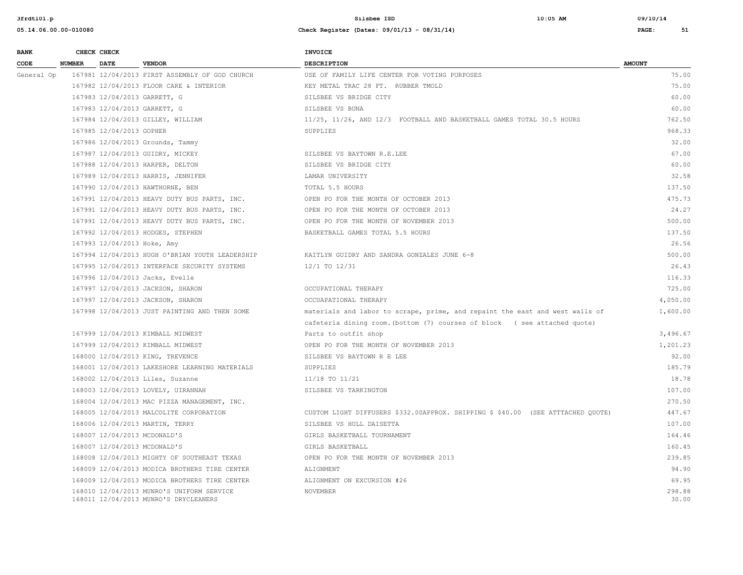| BANK CODE | CHECK NUMBER | CHECK DATE | VENDOR | INVOICE DESCRIPTION | AMOUNT |
|---|---|---|---|---|---|
| General Op | 167981 | 12/04/2013 | FIRST ASSEMBLY OF GOD CHURCH | USE OF FAMILY LIFE CENTER FOR VOTING PURPOSES | 75.00 |
| | 167982 | 12/04/2013 | FLOOR CARE & INTERIOR | KEY METAL TRAC 28 FT. RUBBER TMOLD | 75.00 |
| | 167983 | 12/04/2013 | GARRETT, G | SILSBEE VS BRIDGE CITY | 60.00 |
| | 167983 | 12/04/2013 | GARRETT, G | SILSBEE VS BUNA | 60.00 |
| | 167984 | 12/04/2013 | GILLEY, WILLIAM | 11/25, 11/26, AND 12/3 FOOTBALL AND BASKETBALL GAMES TOTAL 30.5 HOURS | 762.50 |
| | 167985 | 12/04/2013 | GOPHER | SUPPLIES | 968.33 |
| | 167986 | 12/04/2013 | Grounds, Tammy | | 32.00 |
| | 167987 | 12/04/2013 | GUIDRY, MICKEY | SILSBEE VS BAYTOWN R.E.LEE | 67.00 |
| | 167988 | 12/04/2013 | HARPER, DELTON | SILSBEE VS BRIDGE CITY | 60.00 |
| | 167989 | 12/04/2013 | HARRIS, JENNIFER | LAMAR UNIVERSITY | 32.58 |
| | 167990 | 12/04/2013 | HAWTHORNE, BEN | TOTAL 5.5 HOURS | 137.50 |
| | 167991 | 12/04/2013 | HEAVY DUTY BUS PARTS, INC. | OPEN PO FOR THE MONTH OF OCTOBER 2013 | 475.73 |
| | 167991 | 12/04/2013 | HEAVY DUTY BUS PARTS, INC. | OPEN PO FOR THE MONTH OF OCTOBER 2013 | 24.27 |
| | 167991 | 12/04/2013 | HEAVY DUTY BUS PARTS, INC. | OPEN PO FOR THE MONTH OF NOVEMBER 2013 | 500.00 |
| | 167992 | 12/04/2013 | HODGES, STEPHEN | BASKETBALL GAMES TOTAL 5.5 HOURS | 137.50 |
| | 167993 | 12/04/2013 | Hoke, Amy | | 26.56 |
| | 167994 | 12/04/2013 | HUGH O'BRIAN YOUTH LEADERSHIP | KAITLYN GUIDRY AND SANDRA GONZALES JUNE 6-8 | 500.00 |
| | 167995 | 12/04/2013 | INTERFACE SECURITY SYSTEMS | 12/1 TO 12/31 | 26.43 |
| | 167996 | 12/04/2013 | Jacks, Evelle | | 116.33 |
| | 167997 | 12/04/2013 | JACKSON, SHARON | OCCUPATIONAL THERAPY | 725.00 |
| | 167997 | 12/04/2013 | JACKSON, SHARON | OCCUAPATIONAL THERAPY | 4,050.00 |
| | 167998 | 12/04/2013 | JUST PAINTING AND THEN SOME | materials and labor to scrape, prime, and repaint the east and west walls of cafeteria dining room.(bottom (7) courses of block ( see attached quote) | 1,600.00 |
| | 167999 | 12/04/2013 | KIMBALL MIDWEST | Parts to outfit shop | 3,496.67 |
| | 167999 | 12/04/2013 | KIMBALL MIDWEST | OPEN PO FOR THE MONTH OF NOVEMBER 2013 | 1,201.23 |
| | 168000 | 12/04/2013 | KING, TREVENCE | SILSBEE VS BAYTOWN R E LEE | 92.00 |
| | 168001 | 12/04/2013 | LAKESHORE LEARNING MATERIALS | SUPPLIES | 185.79 |
| | 168002 | 12/04/2013 | Liles, Suzanne | 11/18 TO 11/21 | 18.78 |
| | 168003 | 12/04/2013 | LOVELY, UIRANNAH | SILSBEE VS TARKINGTON | 107.00 |
| | 168004 | 12/04/2013 | MAC PIZZA MANAGEMENT, INC. | | 270.50 |
| | 168005 | 12/04/2013 | MALCOLITE CORPORATION | CUSTOM LIGHT DIFFUSERS $332.00APPROX. SHIPPING $ $40.00 (SEE ATTTACHED QUOTE) | 447.67 |
| | 168006 | 12/04/2013 | MARTIN, TERRY | SILSBEE VS HULL DAISETTA | 107.00 |
| | 168007 | 12/04/2013 | MCDONALD'S | GIRLS BASKETBALL TOURNAMENT | 164.46 |
| | 168007 | 12/04/2013 | MCDONALD'S | GIRLS BASKETBALL | 160.45 |
| | 168008 | 12/04/2013 | MIGHTY OF SOUTHEAST TEXAS | OPEN PO FOR THE MONTH OF NOVEMBER 2013 | 239.85 |
| | 168009 | 12/04/2013 | MODICA BROTHERS TIRE CENTER | ALIGNMENT | 94.90 |
| | 168009 | 12/04/2013 | MODICA BROTHERS TIRE CENTER | ALIGNMENT ON EXCURSION #26 | 69.95 |
| | 168010 | 12/04/2013 | MUNRO'S UNIFORM SERVICE | NOVEMBER | 298.88 |
| | 168011 | 12/04/2013 | MUNRO'S DRYCLEANERS | | 30.00 |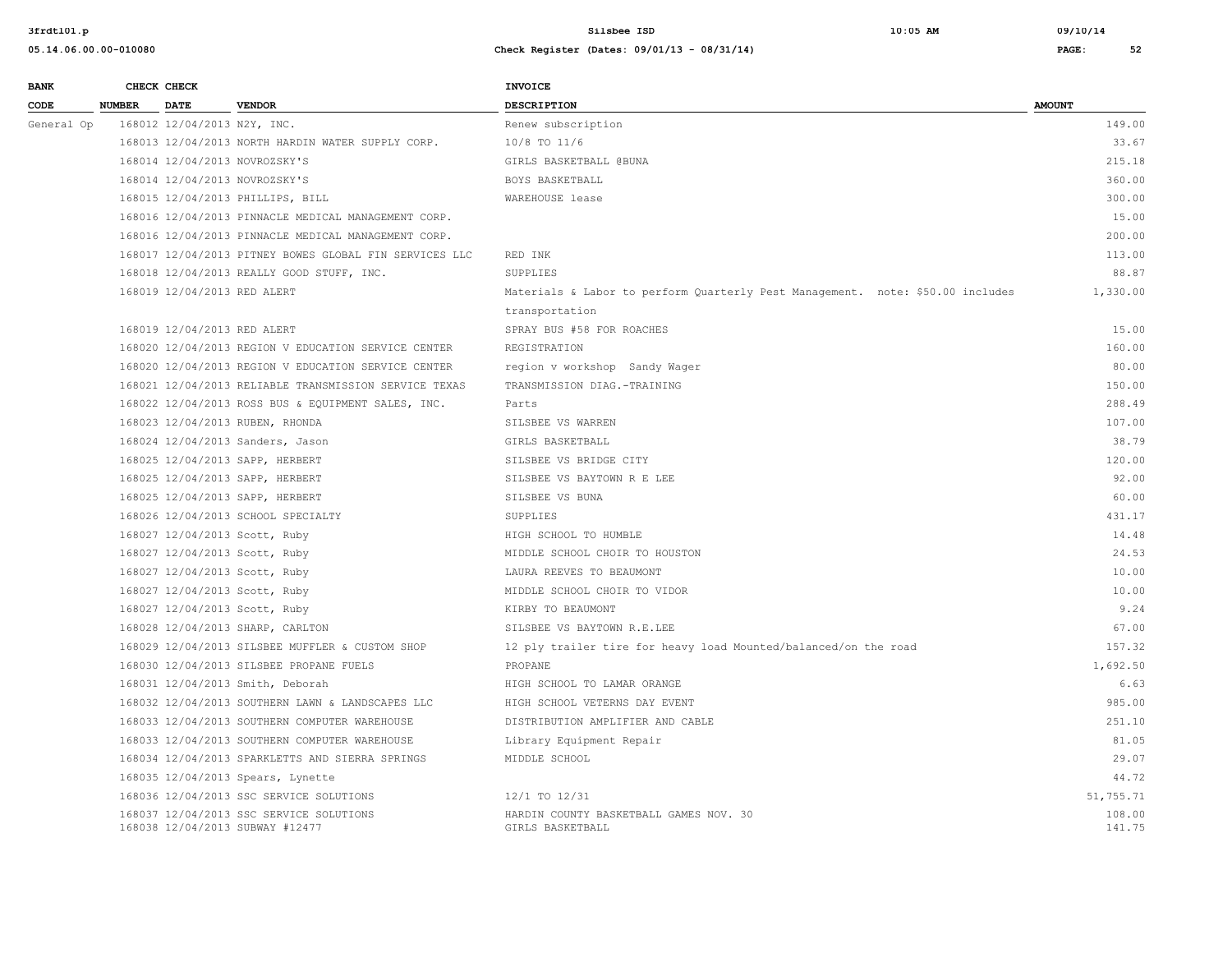| BANK CODE | CHECK NUMBER | CHECK DATE | VENDOR | INVOICE DESCRIPTION | AMOUNT |
|---|---|---|---|---|---|
| General Op | 168012 | 12/04/2013 | N2Y, INC. | Renew subscription | 149.00 |
| | 168013 | 12/04/2013 | NORTH HARDIN WATER SUPPLY CORP. | 10/8 TO 11/6 | 33.67 |
| | 168014 | 12/04/2013 | NOVROZSKY'S | GIRLS BASKETBALL @BUNA | 215.18 |
| | 168014 | 12/04/2013 | NOVROZSKY'S | BOYS BASKETBALL | 360.00 |
| | 168015 | 12/04/2013 | PHILLIPS, BILL | WAREHOUSE lease | 300.00 |
| | 168016 | 12/04/2013 | PINNACLE MEDICAL MANAGEMENT CORP. | | 15.00 |
| | 168016 | 12/04/2013 | PINNACLE MEDICAL MANAGEMENT CORP. | | 200.00 |
| | 168017 | 12/04/2013 | PITNEY BOWES GLOBAL FIN SERVICES LLC | RED INK | 113.00 |
| | 168018 | 12/04/2013 | REALLY GOOD STUFF, INC. | SUPPLIES | 88.87 |
| | 168019 | 12/04/2013 | RED ALERT | Materials & Labor to perform Quarterly Pest Management. note: $50.00 includes transportation | 1,330.00 |
| | 168019 | 12/04/2013 | RED ALERT | SPRAY BUS #58 FOR ROACHES | 15.00 |
| | 168020 | 12/04/2013 | REGION V EDUCATION SERVICE CENTER | REGISTRATION | 160.00 |
| | 168020 | 12/04/2013 | REGION V EDUCATION SERVICE CENTER | region v workshop Sandy Wager | 80.00 |
| | 168021 | 12/04/2013 | RELIABLE TRANSMISSION SERVICE TEXAS | TRANSMISSION DIAG.-TRAINING | 150.00 |
| | 168022 | 12/04/2013 | ROSS BUS & EQUIPMENT SALES, INC. | Parts | 288.49 |
| | 168023 | 12/04/2013 | RUBEN, RHONDA | SILSBEE VS WARREN | 107.00 |
| | 168024 | 12/04/2013 | Sanders, Jason | GIRLS BASKETBALL | 38.79 |
| | 168025 | 12/04/2013 | SAPP, HERBERT | SILSBEE VS BRIDGE CITY | 120.00 |
| | 168025 | 12/04/2013 | SAPP, HERBERT | SILSBEE VS BAYTOWN R E LEE | 92.00 |
| | 168025 | 12/04/2013 | SAPP, HERBERT | SILSBEE VS BUNA | 60.00 |
| | 168026 | 12/04/2013 | SCHOOL SPECIALTY | SUPPLIES | 431.17 |
| | 168027 | 12/04/2013 | Scott, Ruby | HIGH SCHOOL TO HUMBLE | 14.48 |
| | 168027 | 12/04/2013 | Scott, Ruby | MIDDLE SCHOOL CHOIR TO HOUSTON | 24.53 |
| | 168027 | 12/04/2013 | Scott, Ruby | LAURA REEVES TO BEAUMONT | 10.00 |
| | 168027 | 12/04/2013 | Scott, Ruby | MIDDLE SCHOOL CHOIR TO VIDOR | 10.00 |
| | 168027 | 12/04/2013 | Scott, Ruby | KIRBY TO BEAUMONT | 9.24 |
| | 168028 | 12/04/2013 | SHARP, CARLTON | SILSBEE VS BAYTOWN R.E.LEE | 67.00 |
| | 168029 | 12/04/2013 | SILSBEE MUFFLER & CUSTOM SHOP | 12 ply trailer tire for heavy load Mounted/balanced/on the road | 157.32 |
| | 168030 | 12/04/2013 | SILSBEE PROPANE FUELS | PROPANE | 1,692.50 |
| | 168031 | 12/04/2013 | Smith, Deborah | HIGH SCHOOL TO LAMAR ORANGE | 6.63 |
| | 168032 | 12/04/2013 | SOUTHERN LAWN & LANDSCAPES LLC | HIGH SCHOOL VETERNS DAY EVENT | 985.00 |
| | 168033 | 12/04/2013 | SOUTHERN COMPUTER WAREHOUSE | DISTRIBUTION AMPLIFIER AND CABLE | 251.10 |
| | 168033 | 12/04/2013 | SOUTHERN COMPUTER WAREHOUSE | Library Equipment Repair | 81.05 |
| | 168034 | 12/04/2013 | SPARKLETTS AND SIERRA SPRINGS | MIDDLE SCHOOL | 29.07 |
| | 168035 | 12/04/2013 | Spears, Lynette | | 44.72 |
| | 168036 | 12/04/2013 | SSC SERVICE SOLUTIONS | 12/1 TO 12/31 | 51,755.71 |
| | 168037 | 12/04/2013 | SSC SERVICE SOLUTIONS | HARDIN COUNTY BASKETBALL GAMES NOV. 30 | 108.00 |
| | 168038 | 12/04/2013 | SUBWAY #12477 | GIRLS BASKETBALL | 141.75 |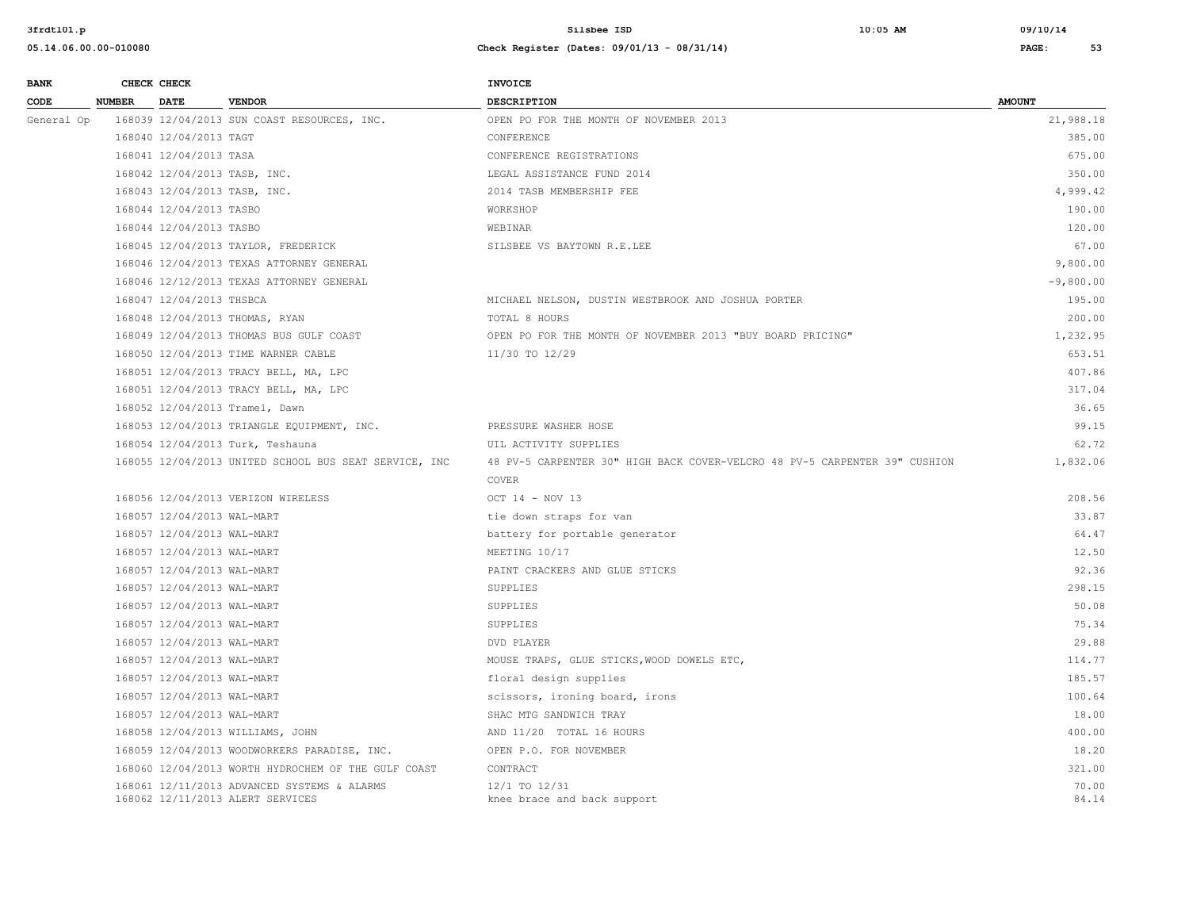| BANK CODE | CHECK NUMBER | CHECK DATE | VENDOR | INVOICE DESCRIPTION | AMOUNT |
|---|---|---|---|---|---|
| General Op | 168039 | 12/04/2013 | SUN COAST RESOURCES, INC. | OPEN PO FOR THE MONTH OF NOVEMBER 2013 | 21,988.18 |
| | 168040 | 12/04/2013 | TAGT | CONFERENCE | 385.00 |
| | 168041 | 12/04/2013 | TASA | CONFERENCE REGISTRATIONS | 675.00 |
| | 168042 | 12/04/2013 | TASB, INC. | LEGAL ASSISTANCE FUND 2014 | 350.00 |
| | 168043 | 12/04/2013 | TASB, INC. | 2014 TASB MEMBERSHIP FEE | 4,999.42 |
| | 168044 | 12/04/2013 | TASBO | WORKSHOP | 190.00 |
| | 168044 | 12/04/2013 | TASBO | WEBINAR | 120.00 |
| | 168045 | 12/04/2013 | TAYLOR, FREDERICK | SILSBEE VS BAYTOWN R.E.LEE | 67.00 |
| | 168046 | 12/04/2013 | TEXAS ATTORNEY GENERAL | | 9,800.00 |
| | 168046 | 12/12/2013 | TEXAS ATTORNEY GENERAL | | -9,800.00 |
| | 168047 | 12/04/2013 | THSBCA | MICHAEL NELSON, DUSTIN WESTBROOK AND JOSHUA PORTER | 195.00 |
| | 168048 | 12/04/2013 | THOMAS, RYAN | TOTAL 8 HOURS | 200.00 |
| | 168049 | 12/04/2013 | THOMAS BUS GULF COAST | OPEN PO FOR THE MONTH OF NOVEMBER 2013 "BUY BOARD PRICING" | 1,232.95 |
| | 168050 | 12/04/2013 | TIME WARNER CABLE | 11/30 TO 12/29 | 653.51 |
| | 168051 | 12/04/2013 | TRACY BELL, MA, LPC | | 407.86 |
| | 168051 | 12/04/2013 | TRACY BELL, MA, LPC | | 317.04 |
| | 168052 | 12/04/2013 | Tramel, Dawn | | 36.65 |
| | 168053 | 12/04/2013 | TRIANGLE EQUIPMENT, INC. | PRESSURE WASHER HOSE | 99.15 |
| | 168054 | 12/04/2013 | Turk, Teshauna | UIL ACTIVITY SUPPLIES | 62.72 |
| | 168055 | 12/04/2013 | UNITED SCHOOL BUS SEAT SERVICE, INC | 48 PV-5 CARPENTER 30" HIGH BACK COVER-VELCRO 48 PV-5 CARPENTER 39" CUSHION COVER | 1,832.06 |
| | 168056 | 12/04/2013 | VERIZON WIRELESS | OCT 14 - NOV 13 | 208.56 |
| | 168057 | 12/04/2013 | WAL-MART | tie down straps for van | 33.87 |
| | 168057 | 12/04/2013 | WAL-MART | battery for portable generator | 64.47 |
| | 168057 | 12/04/2013 | WAL-MART | MEETING 10/17 | 12.50 |
| | 168057 | 12/04/2013 | WAL-MART | PAINT CRACKERS AND GLUE STICKS | 92.36 |
| | 168057 | 12/04/2013 | WAL-MART | SUPPLIES | 298.15 |
| | 168057 | 12/04/2013 | WAL-MART | SUPPLIES | 50.08 |
| | 168057 | 12/04/2013 | WAL-MART | SUPPLIES | 75.34 |
| | 168057 | 12/04/2013 | WAL-MART | DVD PLAYER | 29.88 |
| | 168057 | 12/04/2013 | WAL-MART | MOUSE TRAPS, GLUE STICKS,WOOD DOWELS ETC, | 114.77 |
| | 168057 | 12/04/2013 | WAL-MART | floral design supplies | 185.57 |
| | 168057 | 12/04/2013 | WAL-MART | scissors, ironing board, irons | 100.64 |
| | 168057 | 12/04/2013 | WAL-MART | SHAC MTG SANDWICH TRAY | 18.00 |
| | 168058 | 12/04/2013 | WILLIAMS, JOHN | AND 11/20 TOTAL 16 HOURS | 400.00 |
| | 168059 | 12/04/2013 | WOODWORKERS PARADISE, INC. | OPEN P.O. FOR NOVEMBER | 18.20 |
| | 168060 | 12/04/2013 | WORTH HYDROCHEM OF THE GULF COAST | CONTRACT | 321.00 |
| | 168061 | 12/11/2013 | ADVANCED SYSTEMS & ALARMS | 12/1 TO 12/31 | 70.00 |
| | 168062 | 12/11/2013 | ALERT SERVICES | knee brace and back support | 84.14 |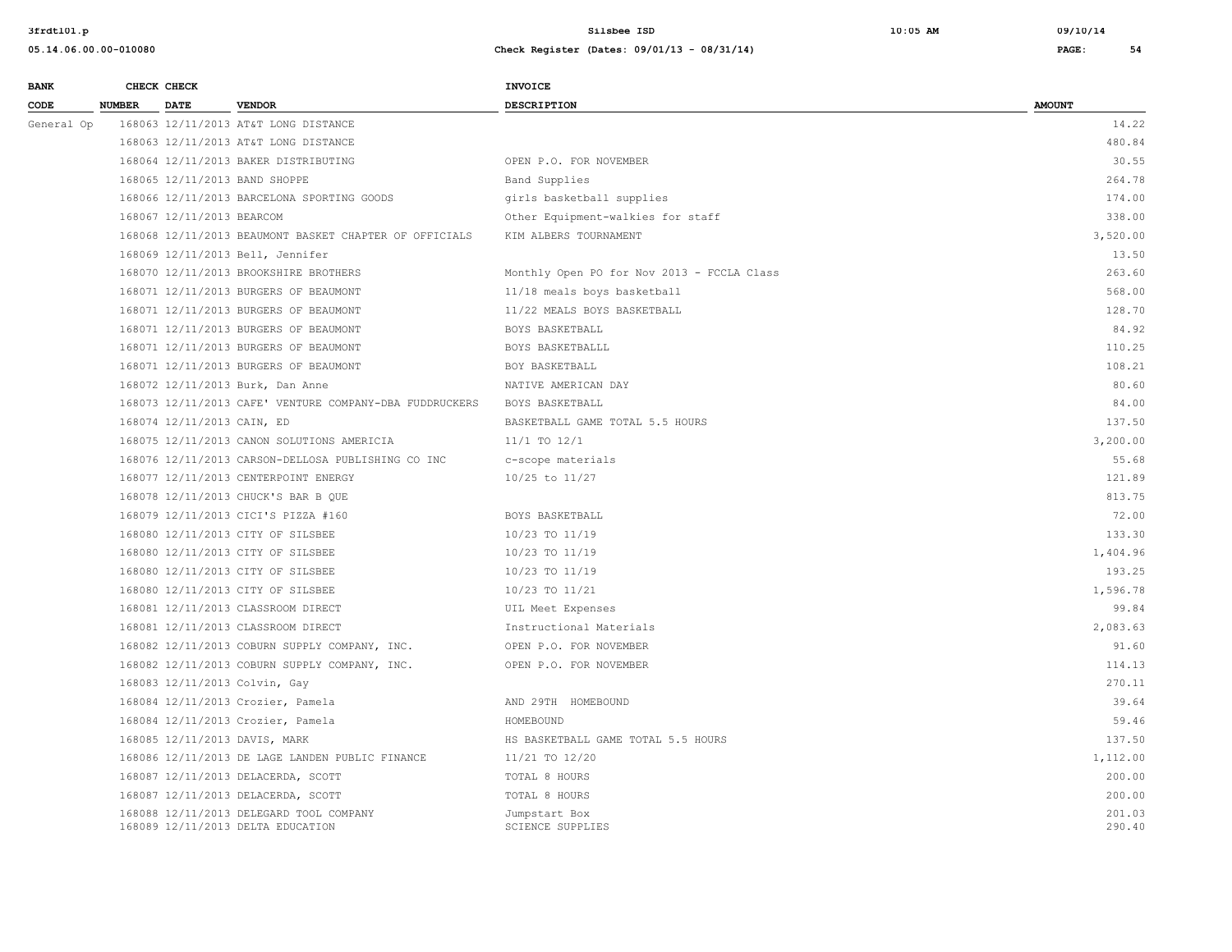| BANK CODE | CHECK NUMBER | CHECK DATE | VENDOR | INVOICE DESCRIPTION | AMOUNT |
|---|---|---|---|---|---|
| General Op | 168063 | 12/11/2013 | AT&T LONG DISTANCE | | 14.22 |
| | 168063 | 12/11/2013 | AT&T LONG DISTANCE | | 480.84 |
| | 168064 | 12/11/2013 | BAKER DISTRIBUTING | OPEN P.O. FOR NOVEMBER | 30.55 |
| | 168065 | 12/11/2013 | BAND SHOPPE | Band Supplies | 264.78 |
| | 168066 | 12/11/2013 | BARCELONA SPORTING GOODS | girls basketball supplies | 174.00 |
| | 168067 | 12/11/2013 | BEARCOM | Other Equipment-walkies for staff | 338.00 |
| | 168068 | 12/11/2013 | BEAUMONT BASKET CHAPTER OF OFFICIALS | KIM ALBERS TOURNAMENT | 3,520.00 |
| | 168069 | 12/11/2013 | Bell, Jennifer | | 13.50 |
| | 168070 | 12/11/2013 | BROOKSHIRE BROTHERS | Monthly Open PO for Nov 2013 - FCCLA Class | 263.60 |
| | 168071 | 12/11/2013 | BURGERS OF BEAUMONT | 11/18 meals boys basketball | 568.00 |
| | 168071 | 12/11/2013 | BURGERS OF BEAUMONT | 11/22 MEALS BOYS BASKETBALL | 128.70 |
| | 168071 | 12/11/2013 | BURGERS OF BEAUMONT | BOYS BASKETBALL | 84.92 |
| | 168071 | 12/11/2013 | BURGERS OF BEAUMONT | BOYS BASKETBALLL | 110.25 |
| | 168071 | 12/11/2013 | BURGERS OF BEAUMONT | BOY BASKETBALL | 108.21 |
| | 168072 | 12/11/2013 | Burk, Dan Anne | NATIVE AMERICAN DAY | 80.60 |
| | 168073 | 12/11/2013 | CAFE' VENTURE COMPANY-DBA FUDDRUCKERS | BOYS BASKETBALL | 84.00 |
| | 168074 | 12/11/2013 | CAIN, ED | BASKETBALL GAME TOTAL 5.5 HOURS | 137.50 |
| | 168075 | 12/11/2013 | CANON SOLUTIONS AMERICIA | 11/1 TO 12/1 | 3,200.00 |
| | 168076 | 12/11/2013 | CARSON-DELLOSA PUBLISHING CO INC | c-scope materials | 55.68 |
| | 168077 | 12/11/2013 | CENTERPOINT ENERGY | 10/25 to 11/27 | 121.89 |
| | 168078 | 12/11/2013 | CHUCK'S BAR B QUE | | 813.75 |
| | 168079 | 12/11/2013 | CICI'S PIZZA #160 | BOYS BASKETBALL | 72.00 |
| | 168080 | 12/11/2013 | CITY OF SILSBEE | 10/23 TO 11/19 | 133.30 |
| | 168080 | 12/11/2013 | CITY OF SILSBEE | 10/23 TO 11/19 | 1,404.96 |
| | 168080 | 12/11/2013 | CITY OF SILSBEE | 10/23 TO 11/19 | 193.25 |
| | 168080 | 12/11/2013 | CITY OF SILSBEE | 10/23 TO 11/21 | 1,596.78 |
| | 168081 | 12/11/2013 | CLASSROOM DIRECT | UIL Meet Expenses | 99.84 |
| | 168081 | 12/11/2013 | CLASSROOM DIRECT | Instructional Materials | 2,083.63 |
| | 168082 | 12/11/2013 | COBURN SUPPLY COMPANY, INC. | OPEN P.O. FOR NOVEMBER | 91.60 |
| | 168082 | 12/11/2013 | COBURN SUPPLY COMPANY, INC. | OPEN P.O. FOR NOVEMBER | 114.13 |
| | 168083 | 12/11/2013 | Colvin, Gay | | 270.11 |
| | 168084 | 12/11/2013 | Crozier, Pamela | AND 29TH HOMEBOUND | 39.64 |
| | 168084 | 12/11/2013 | Crozier, Pamela | HOMEBOUND | 59.46 |
| | 168085 | 12/11/2013 | DAVIS, MARK | HS BASKETBALL GAME TOTAL 5.5 HOURS | 137.50 |
| | 168086 | 12/11/2013 | DE LAGE LANDEN PUBLIC FINANCE | 11/21 TO 12/20 | 1,112.00 |
| | 168087 | 12/11/2013 | DELACERDA, SCOTT | TOTAL 8 HOURS | 200.00 |
| | 168087 | 12/11/2013 | DELACERDA, SCOTT | TOTAL 8 HOURS | 200.00 |
| | 168088 | 12/11/2013 | DELEGARD TOOL COMPANY | Jumpstart Box | 201.03 |
| | 168089 | 12/11/2013 | DELTA EDUCATION | SCIENCE SUPPLIES | 290.40 |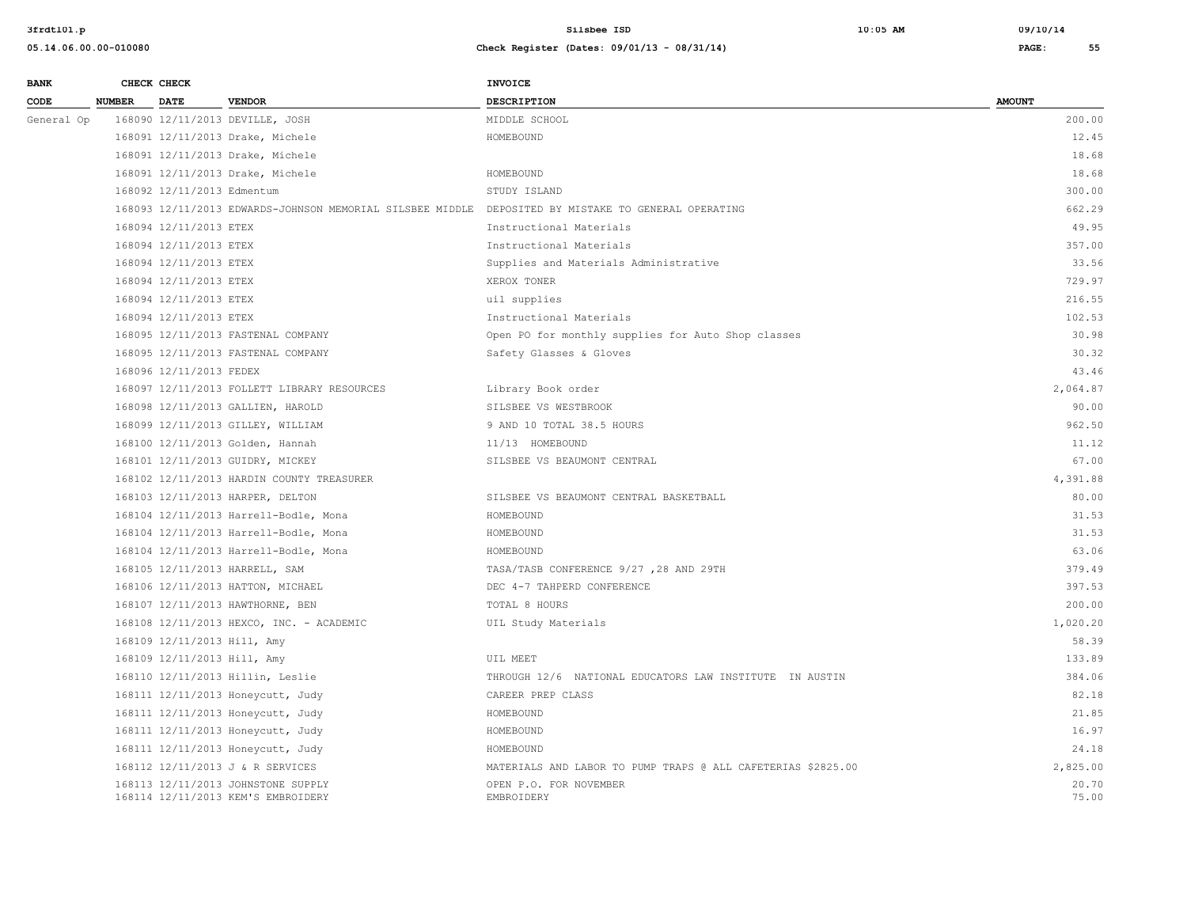| BANK CODE | CHECK NUMBER | CHECK DATE | VENDOR | INVOICE DESCRIPTION | AMOUNT |
|---|---|---|---|---|---|
| General Op | 168090 | 12/11/2013 | DEVILLE, JOSH | MIDDLE SCHOOL | 200.00 |
| | 168091 | 12/11/2013 | Drake, Michele | HOMEBOUND | 12.45 |
| | 168091 | 12/11/2013 | Drake, Michele | | 18.68 |
| | 168091 | 12/11/2013 | Drake, Michele | HOMEBOUND | 18.68 |
| | 168092 | 12/11/2013 | Edmentum | STUDY ISLAND | 300.00 |
| | 168093 | 12/11/2013 | EDWARDS-JOHNSON MEMORIAL SILSBEE MIDDLE | DEPOSITED BY MISTAKE TO GENERAL OPERATING | 662.29 |
| | 168094 | 12/11/2013 | ETEX | Instructional Materials | 49.95 |
| | 168094 | 12/11/2013 | ETEX | Instructional Materials | 357.00 |
| | 168094 | 12/11/2013 | ETEX | Supplies and Materials Administrative | 33.56 |
| | 168094 | 12/11/2013 | ETEX | XEROX TONER | 729.97 |
| | 168094 | 12/11/2013 | ETEX | uil supplies | 216.55 |
| | 168094 | 12/11/2013 | ETEX | Instructional Materials | 102.53 |
| | 168095 | 12/11/2013 | FASTENAL COMPANY | Open PO for monthly supplies for Auto Shop classes | 30.98 |
| | 168095 | 12/11/2013 | FASTENAL COMPANY | Safety Glasses & Gloves | 30.32 |
| | 168096 | 12/11/2013 | FEDEX | | 43.46 |
| | 168097 | 12/11/2013 | FOLLETT LIBRARY RESOURCES | Library Book order | 2,064.87 |
| | 168098 | 12/11/2013 | GALLIEN, HAROLD | SILSBEE VS WESTBROOK | 90.00 |
| | 168099 | 12/11/2013 | GILLEY, WILLIAM | 9 AND 10 TOTAL 38.5 HOURS | 962.50 |
| | 168100 | 12/11/2013 | Golden, Hannah | 11/13 HOMEBOUND | 11.12 |
| | 168101 | 12/11/2013 | GUIDRY, MICKEY | SILSBEE VS BEAUMONT CENTRAL | 67.00 |
| | 168102 | 12/11/2013 | HARDIN COUNTY TREASURER | | 4,391.88 |
| | 168103 | 12/11/2013 | HARPER, DELTON | SILSBEE VS BEAUMONT CENTRAL BASKETBALL | 80.00 |
| | 168104 | 12/11/2013 | Harrell-Bodle, Mona | HOMEBOUND | 31.53 |
| | 168104 | 12/11/2013 | Harrell-Bodle, Mona | HOMEBOUND | 31.53 |
| | 168104 | 12/11/2013 | Harrell-Bodle, Mona | HOMEBOUND | 63.06 |
| | 168105 | 12/11/2013 | HARRELL, SAM | TASA/TASB CONFERENCE 9/27 ,28 AND 29TH | 379.49 |
| | 168106 | 12/11/2013 | HATTON, MICHAEL | DEC 4-7 TAHPERD CONFERENCE | 397.53 |
| | 168107 | 12/11/2013 | HAWTHORNE, BEN | TOTAL 8 HOURS | 200.00 |
| | 168108 | 12/11/2013 | HEXCO, INC. - ACADEMIC | UIL Study Materials | 1,020.20 |
| | 168109 | 12/11/2013 | Hill, Amy | | 58.39 |
| | 168109 | 12/11/2013 | Hill, Amy | UIL MEET | 133.89 |
| | 168110 | 12/11/2013 | Hillin, Leslie | THROUGH 12/6 NATIONAL EDUCATORS LAW INSTITUTE IN AUSTIN | 384.06 |
| | 168111 | 12/11/2013 | Honeycutt, Judy | CAREER PREP CLASS | 82.18 |
| | 168111 | 12/11/2013 | Honeycutt, Judy | HOMEBOUND | 21.85 |
| | 168111 | 12/11/2013 | Honeycutt, Judy | HOMEBOUND | 16.97 |
| | 168111 | 12/11/2013 | Honeycutt, Judy | HOMEBOUND | 24.18 |
| | 168112 | 12/11/2013 | J & R SERVICES | MATERIALS AND LABOR TO PUMP TRAPS @ ALL CAFETERIAS $2825.00 | 2,825.00 |
| | 168113 | 12/11/2013 | JOHNSTONE SUPPLY | OPEN P.O. FOR NOVEMBER | 20.70 |
| | 168114 | 12/11/2013 | KEM'S EMBROIDERY | EMBROIDERY | 75.00 |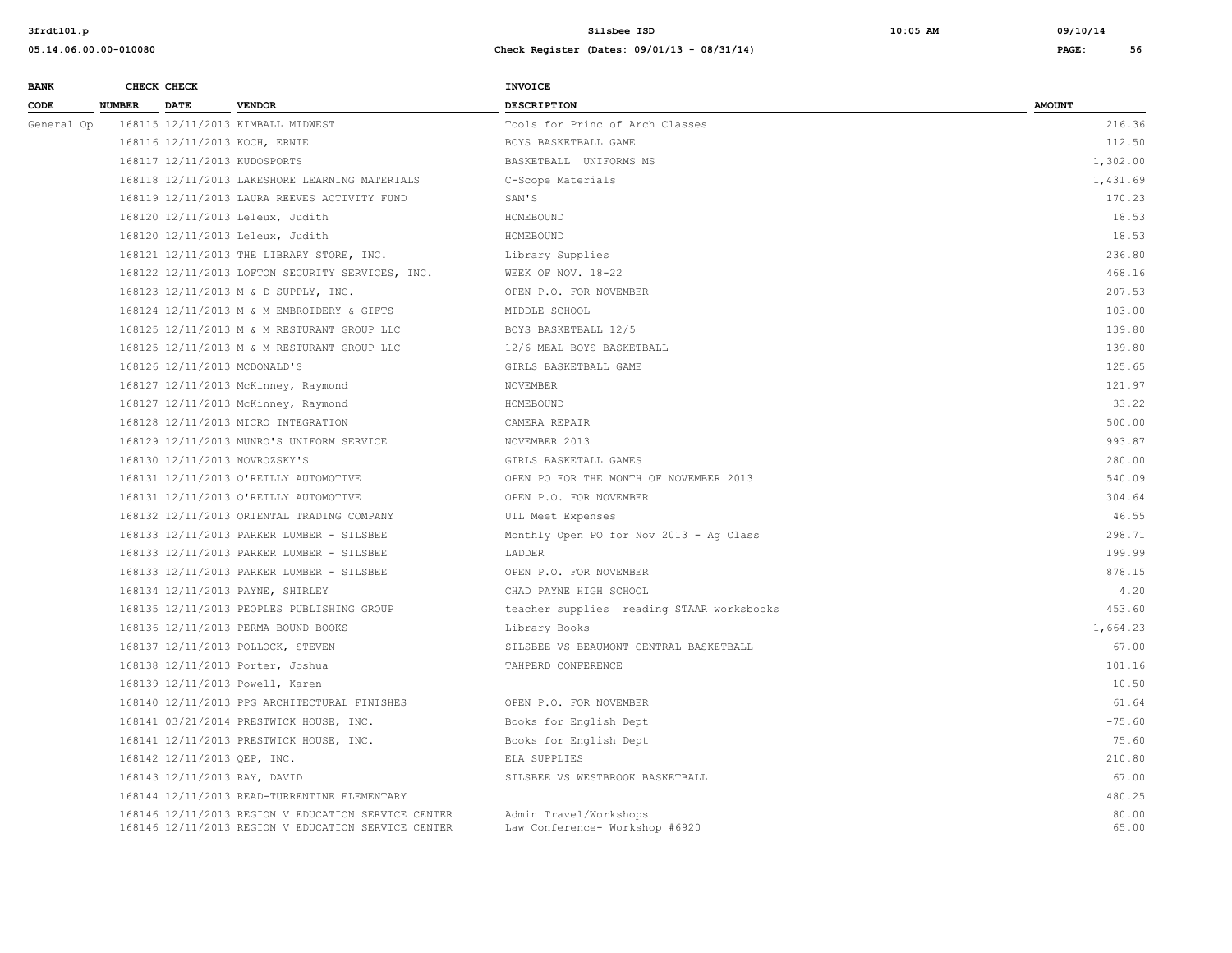| BANK CODE | CHECK NUMBER | CHECK DATE | VENDOR | INVOICE DESCRIPTION | AMOUNT |
|---|---|---|---|---|---|
| General Op | 168115 | 12/11/2013 | KIMBALL MIDWEST | Tools for Princ of Arch Classes | 216.36 |
| | 168116 | 12/11/2013 | KOCH, ERNIE | BOYS BASKETBALL GAME | 112.50 |
| | 168117 | 12/11/2013 | KUDOSPORTS | BASKETBALL UNIFORMS MS | 1,302.00 |
| | 168118 | 12/11/2013 | LAKESHORE LEARNING MATERIALS | C-Scope Materials | 1,431.69 |
| | 168119 | 12/11/2013 | LAURA REEVES ACTIVITY FUND | SAM'S | 170.23 |
| | 168120 | 12/11/2013 | Leleux, Judith | HOMEBOUND | 18.53 |
| | 168120 | 12/11/2013 | Leleux, Judith | HOMEBOUND | 18.53 |
| | 168121 | 12/11/2013 | THE LIBRARY STORE, INC. | Library Supplies | 236.80 |
| | 168122 | 12/11/2013 | LOFTON SECURITY SERVICES, INC. | WEEK OF NOV. 18-22 | 468.16 |
| | 168123 | 12/11/2013 | M & D SUPPLY, INC. | OPEN P.O. FOR NOVEMBER | 207.53 |
| | 168124 | 12/11/2013 | M & M EMBROIDERY & GIFTS | MIDDLE SCHOOL | 103.00 |
| | 168125 | 12/11/2013 | M & M RESTURANT GROUP LLC | BOYS BASKETBALL 12/5 | 139.80 |
| | 168125 | 12/11/2013 | M & M RESTURANT GROUP LLC | 12/6 MEAL BOYS BASKETBALL | 139.80 |
| | 168126 | 12/11/2013 | MCDONALD'S | GIRLS BASKETBALL GAME | 125.65 |
| | 168127 | 12/11/2013 | McKinney, Raymond | NOVEMBER | 121.97 |
| | 168127 | 12/11/2013 | McKinney, Raymond | HOMEBOUND | 33.22 |
| | 168128 | 12/11/2013 | MICRO INTEGRATION | CAMERA REPAIR | 500.00 |
| | 168129 | 12/11/2013 | MUNRO'S UNIFORM SERVICE | NOVEMBER 2013 | 993.87 |
| | 168130 | 12/11/2013 | NOVROZSKY'S | GIRLS BASKETALL GAMES | 280.00 |
| | 168131 | 12/11/2013 | O'REILLY AUTOMOTIVE | OPEN PO FOR THE MONTH OF NOVEMBER 2013 | 540.09 |
| | 168131 | 12/11/2013 | O'REILLY AUTOMOTIVE | OPEN P.O. FOR NOVEMBER | 304.64 |
| | 168132 | 12/11/2013 | ORIENTAL TRADING COMPANY | UIL Meet Expenses | 46.55 |
| | 168133 | 12/11/2013 | PARKER LUMBER - SILSBEE | Monthly Open PO for Nov 2013 - Ag Class | 298.71 |
| | 168133 | 12/11/2013 | PARKER LUMBER - SILSBEE | LADDER | 199.99 |
| | 168133 | 12/11/2013 | PARKER LUMBER - SILSBEE | OPEN P.O. FOR NOVEMBER | 878.15 |
| | 168134 | 12/11/2013 | PAYNE, SHIRLEY | CHAD PAYNE HIGH SCHOOL | 4.20 |
| | 168135 | 12/11/2013 | PEOPLES PUBLISHING GROUP | teacher supplies reading STAAR worksbooks | 453.60 |
| | 168136 | 12/11/2013 | PERMA BOUND BOOKS | Library Books | 1,664.23 |
| | 168137 | 12/11/2013 | POLLOCK, STEVEN | SILSBEE VS BEAUMONT CENTRAL BASKETBALL | 67.00 |
| | 168138 | 12/11/2013 | Porter, Joshua | TAHPERD CONFERENCE | 101.16 |
| | 168139 | 12/11/2013 | Powell, Karen | | 10.50 |
| | 168140 | 12/11/2013 | PPG ARCHITECTURAL FINISHES | OPEN P.O. FOR NOVEMBER | 61.64 |
| | 168141 | 03/21/2014 | PRESTWICK HOUSE, INC. | Books for English Dept | -75.60 |
| | 168141 | 12/11/2013 | PRESTWICK HOUSE, INC. | Books for English Dept | 75.60 |
| | 168142 | 12/11/2013 | QEP, INC. | ELA SUPPLIES | 210.80 |
| | 168143 | 12/11/2013 | RAY, DAVID | SILSBEE VS WESTBROOK BASKETBALL | 67.00 |
| | 168144 | 12/11/2013 | READ-TURRENTINE ELEMENTARY | | 480.25 |
| | 168146 | 12/11/2013 | REGION V EDUCATION SERVICE CENTER | Admin Travel/Workshops | 80.00 |
| | 168146 | 12/11/2013 | REGION V EDUCATION SERVICE CENTER | Law Conference- Workshop #6920 | 65.00 |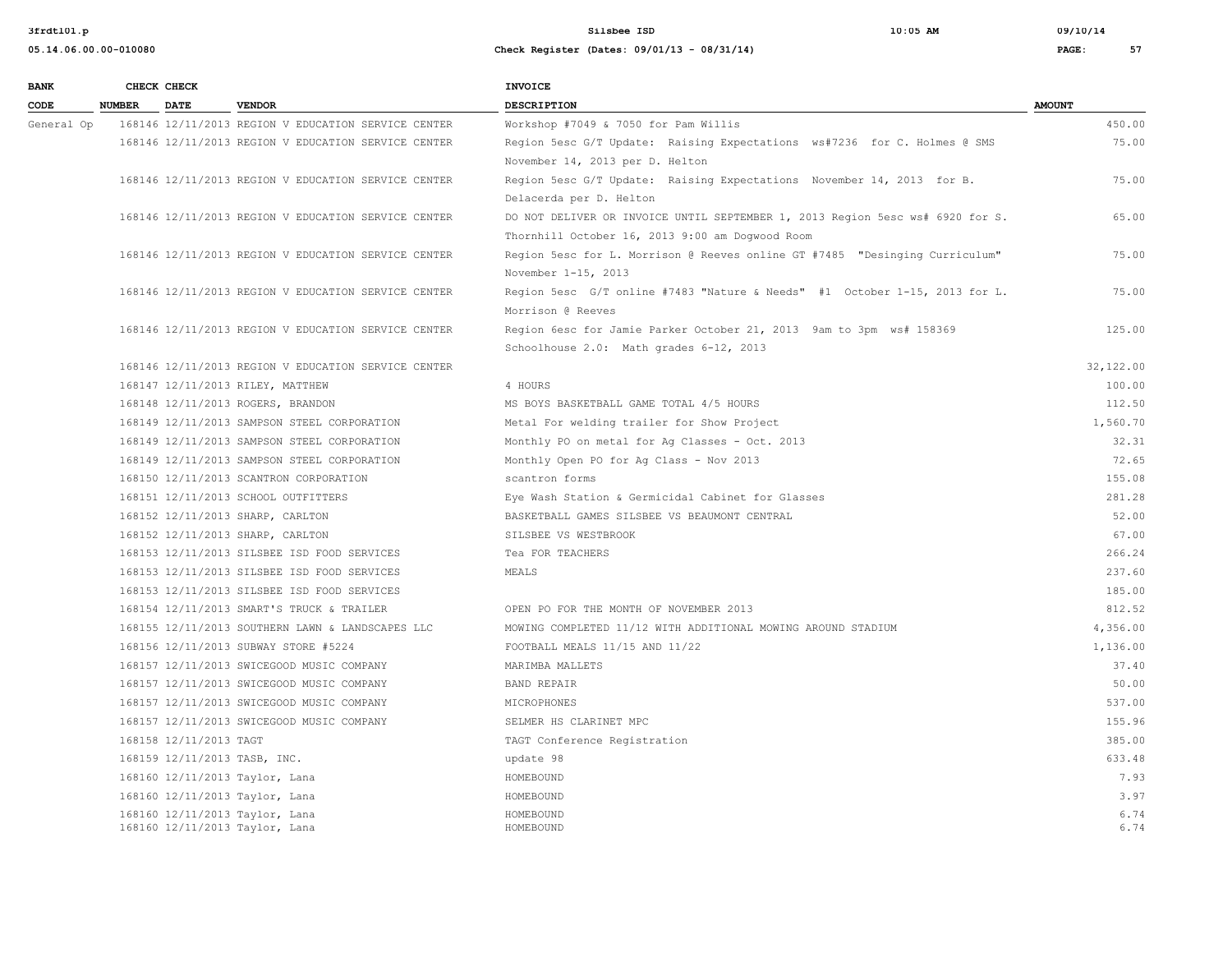| BANK CODE | CHECK NUMBER | CHECK DATE | VENDOR | INVOICE DESCRIPTION | AMOUNT |
|---|---|---|---|---|---|
| General Op | 168146 | 12/11/2013 | REGION V EDUCATION SERVICE CENTER | Workshop #7049 & 7050 for Pam Willis | 450.00 |
| | 168146 | 12/11/2013 | REGION V EDUCATION SERVICE CENTER | Region 5esc G/T Update: Raising Expectations ws#7236 for C. Holmes @ SMS November 14, 2013 per D. Helton | 75.00 |
| | 168146 | 12/11/2013 | REGION V EDUCATION SERVICE CENTER | Region 5esc G/T Update: Raising Expectations November 14, 2013 for B. Delacerda per D. Helton | 75.00 |
| | 168146 | 12/11/2013 | REGION V EDUCATION SERVICE CENTER | DO NOT DELIVER OR INVOICE UNTIL SEPTEMBER 1, 2013 Region 5esc ws# 6920 for S. Thornhill October 16, 2013 9:00 am Dogwood Room | 65.00 |
| | 168146 | 12/11/2013 | REGION V EDUCATION SERVICE CENTER | Region 5esc for L. Morrison @ Reeves online GT #7485 "Desinging Curriculum" November 1-15, 2013 | 75.00 |
| | 168146 | 12/11/2013 | REGION V EDUCATION SERVICE CENTER | Region 5esc G/T online #7483 "Nature & Needs" #1 October 1-15, 2013 for L. Morrison @ Reeves | 75.00 |
| | 168146 | 12/11/2013 | REGION V EDUCATION SERVICE CENTER | Region 6esc for Jamie Parker October 21, 2013 9am to 3pm ws# 158369 Schoolhouse 2.0: Math grades 6-12, 2013 | 125.00 |
| | 168146 | 12/11/2013 | REGION V EDUCATION SERVICE CENTER | | 32,122.00 |
| | 168147 | 12/11/2013 | RILEY, MATTHEW | 4 HOURS | 100.00 |
| | 168148 | 12/11/2013 | ROGERS, BRANDON | MS BOYS BASKETBALL GAME TOTAL 4/5 HOURS | 112.50 |
| | 168149 | 12/11/2013 | SAMPSON STEEL CORPORATION | Metal For welding trailer for Show Project | 1,560.70 |
| | 168149 | 12/11/2013 | SAMPSON STEEL CORPORATION | Monthly PO on metal for Ag Classes - Oct. 2013 | 32.31 |
| | 168149 | 12/11/2013 | SAMPSON STEEL CORPORATION | Monthly Open PO for Ag Class - Nov 2013 | 72.65 |
| | 168150 | 12/11/2013 | SCANTRON CORPORATION | scantron forms | 155.08 |
| | 168151 | 12/11/2013 | SCHOOL OUTFITTERS | Eye Wash Station & Germicidal Cabinet for Glasses | 281.28 |
| | 168152 | 12/11/2013 | SHARP, CARLTON | BASKETBALL GAMES SILSBEE VS BEAUMONT CENTRAL | 52.00 |
| | 168152 | 12/11/2013 | SHARP, CARLTON | SILSBEE VS WESTBROOK | 67.00 |
| | 168153 | 12/11/2013 | SILSBEE ISD FOOD SERVICES | Tea FOR TEACHERS | 266.24 |
| | 168153 | 12/11/2013 | SILSBEE ISD FOOD SERVICES | MEALS | 237.60 |
| | 168153 | 12/11/2013 | SILSBEE ISD FOOD SERVICES | | 185.00 |
| | 168154 | 12/11/2013 | SMART'S TRUCK & TRAILER | OPEN PO FOR THE MONTH OF NOVEMBER 2013 | 812.52 |
| | 168155 | 12/11/2013 | SOUTHERN LAWN & LANDSCAPES LLC | MOWING COMPLETED 11/12 WITH ADDITIONAL MOWING AROUND STADIUM | 4,356.00 |
| | 168156 | 12/11/2013 | SUBWAY STORE #5224 | FOOTBALL MEALS 11/15 AND 11/22 | 1,136.00 |
| | 168157 | 12/11/2013 | SWICEGOOD MUSIC COMPANY | MARIMBA MALLETS | 37.40 |
| | 168157 | 12/11/2013 | SWICEGOOD MUSIC COMPANY | BAND REPAIR | 50.00 |
| | 168157 | 12/11/2013 | SWICEGOOD MUSIC COMPANY | MICROPHONES | 537.00 |
| | 168157 | 12/11/2013 | SWICEGOOD MUSIC COMPANY | SELMER HS CLARINET MPC | 155.96 |
| | 168158 | 12/11/2013 | TAGT | TAGT Conference Registration | 385.00 |
| | 168159 | 12/11/2013 | TASB, INC. | update 98 | 633.48 |
| | 168160 | 12/11/2013 | Taylor, Lana | HOMEBOUND | 7.93 |
| | 168160 | 12/11/2013 | Taylor, Lana | HOMEBOUND | 3.97 |
| | 168160 | 12/11/2013 | Taylor, Lana | HOMEBOUND | 6.74 |
| | 168160 | 12/11/2013 | Taylor, Lana | HOMEBOUND | 6.74 |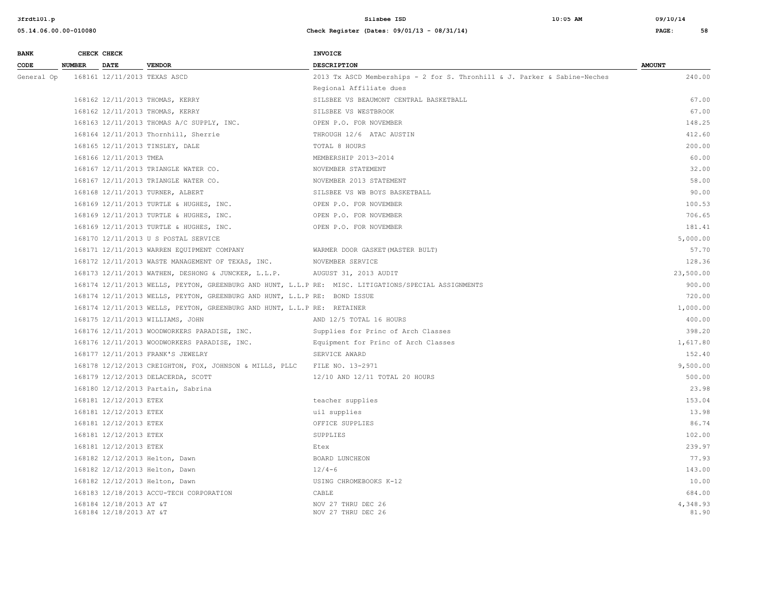| BANK CODE | CHECK NUMBER | CHECK DATE | VENDOR | INVOICE DESCRIPTION | AMOUNT |
|---|---|---|---|---|---|
| General Op | 168161 | 12/11/2013 | TEXAS ASCD | 2013 Tx ASCD Memberships - 2 for S. Thronhill & J. Parker & Sabine-Neches Regional Affiliate dues | 240.00 |
| | 168162 | 12/11/2013 | THOMAS, KERRY | SILSBEE VS BEAUMONT CENTRAL BASKETBALL | 67.00 |
| | 168162 | 12/11/2013 | THOMAS, KERRY | SILSBEE VS WESTBROOK | 67.00 |
| | 168163 | 12/11/2013 | THOMAS A/C SUPPLY, INC. | OPEN P.O. FOR NOVEMBER | 148.25 |
| | 168164 | 12/11/2013 | Thornhill, Sherrie | THROUGH 12/6 ATAC AUSTIN | 412.60 |
| | 168165 | 12/11/2013 | TINSLEY, DALE | TOTAL 8 HOURS | 200.00 |
| | 168166 | 12/11/2013 | TMEA | MEMBERSHIP 2013-2014 | 60.00 |
| | 168167 | 12/11/2013 | TRIANGLE WATER CO. | NOVEMBER STATEMENT | 32.00 |
| | 168167 | 12/11/2013 | TRIANGLE WATER CO. | NOVEMBER 2013 STATEMENT | 58.00 |
| | 168168 | 12/11/2013 | TURNER, ALBERT | SILSBEE VS WB BOYS BASKETBALL | 90.00 |
| | 168169 | 12/11/2013 | TURTLE & HUGHES, INC. | OPEN P.O. FOR NOVEMBER | 100.53 |
| | 168169 | 12/11/2013 | TURTLE & HUGHES, INC. | OPEN P.O. FOR NOVEMBER | 706.65 |
| | 168169 | 12/11/2013 | TURTLE & HUGHES, INC. | OPEN P.O. FOR NOVEMBER | 181.41 |
| | 168170 | 12/11/2013 | U S POSTAL SERVICE | | 5,000.00 |
| | 168171 | 12/11/2013 | WARREN EQUIPMENT COMPANY | WARMER DOOR GASKET(MASTER BULT) | 57.70 |
| | 168172 | 12/11/2013 | WASTE MANAGEMENT OF TEXAS, INC. | NOVEMBER SERVICE | 128.36 |
| | 168173 | 12/11/2013 | WATHEN, DESHONG & JUNCKER, L.L.P. | AUGUST 31, 2013 AUDIT | 23,500.00 |
| | 168174 | 12/11/2013 | WELLS, PEYTON, GREENBURG AND HUNT, L.L.P | RE: MISC. LITIGATIONS/SPECIAL ASSIGNMENTS | 900.00 |
| | 168174 | 12/11/2013 | WELLS, PEYTON, GREENBURG AND HUNT, L.L.P | RE: BOND ISSUE | 720.00 |
| | 168174 | 12/11/2013 | WELLS, PEYTON, GREENBURG AND HUNT, L.L.P | RE: RETAINER | 1,000.00 |
| | 168175 | 12/11/2013 | WILLIAMS, JOHN | AND 12/5 TOTAL 16 HOURS | 400.00 |
| | 168176 | 12/11/2013 | WOODWORKERS PARADISE, INC. | Supplies for Princ of Arch Classes | 398.20 |
| | 168176 | 12/11/2013 | WOODWORKERS PARADISE, INC. | Equipment for Princ of Arch Classes | 1,617.80 |
| | 168177 | 12/11/2013 | FRANK'S JEWELRY | SERVICE AWARD | 152.40 |
| | 168178 | 12/12/2013 | CREIGHTON, FOX, JOHNSON & MILLS, PLLC | FILE NO. 13-2971 | 9,500.00 |
| | 168179 | 12/12/2013 | DELACERDA, SCOTT | 12/10 AND 12/11 TOTAL 20 HOURS | 500.00 |
| | 168180 | 12/12/2013 | Partain, Sabrina | | 23.98 |
| | 168181 | 12/12/2013 | ETEX | teacher supplies | 153.04 |
| | 168181 | 12/12/2013 | ETEX | uil supplies | 13.98 |
| | 168181 | 12/12/2013 | ETEX | OFFICE SUPPLIES | 86.74 |
| | 168181 | 12/12/2013 | ETEX | SUPPLIES | 102.00 |
| | 168181 | 12/12/2013 | ETEX | Etex | 239.97 |
| | 168182 | 12/12/2013 | Helton, Dawn | BOARD LUNCHEON | 77.93 |
| | 168182 | 12/12/2013 | Helton, Dawn | 12/4-6 | 143.00 |
| | 168182 | 12/12/2013 | Helton, Dawn | USING CHROMEBOOKS K-12 | 10.00 |
| | 168183 | 12/18/2013 | ACCU-TECH CORPORATION | CABLE | 684.00 |
| | 168184 | 12/18/2013 | AT &T | NOV 27 THRU DEC 26 | 4,348.93 |
| | 168184 | 12/18/2013 | AT &T | NOV 27 THRU DEC 26 | 81.90 |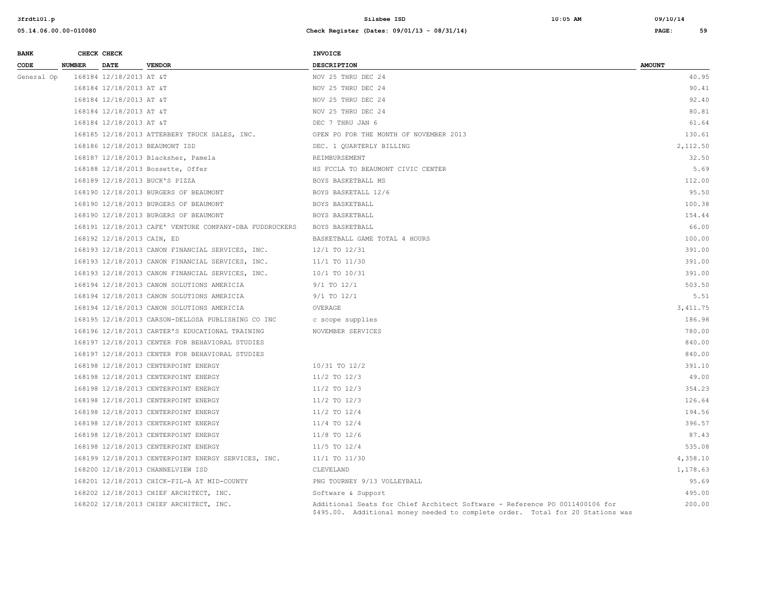| BANK CODE | CHECK NUMBER | CHECK DATE | VENDOR | INVOICE DESCRIPTION | AMOUNT |
|---|---|---|---|---|---|
| General Op | 168184 | 12/18/2013 | AT &T | NOV 25 THRU DEC 24 | 40.95 |
| | 168184 | 12/18/2013 | AT &T | NOV 25 THRU DEC 24 | 90.41 |
| | 168184 | 12/18/2013 | AT &T | NOV 25 THRU DEC 24 | 92.40 |
| | 168184 | 12/18/2013 | AT &T | NOV 25 THRU DEC 24 | 80.81 |
| | 168184 | 12/18/2013 | AT &T | DEC 7 THRU JAN 6 | 61.64 |
| | 168185 | 12/18/2013 | ATTERBERY TRUCK SALES, INC. | OPEN PO FOR THE MONTH OF NOVEMBER 2013 | 130.61 |
| | 168186 | 12/18/2013 | BEAUMONT ISD | DEC. 1 QUARTERLY BILLING | 2,112.50 |
| | 168187 | 12/18/2013 | Blacksher, Pamela | REIMBURSEMENT | 32.50 |
| | 168188 | 12/18/2013 | Bossette, Offer | HS FCCLA TO BEAUMONT CIVIC CENTER | 5.69 |
| | 168189 | 12/18/2013 | BUCK'S PIZZA | BOYS BASKETBALL MS | 112.00 |
| | 168190 | 12/18/2013 | BURGERS OF BEAUMONT | BOYS BASKETALL 12/6 | 95.50 |
| | 168190 | 12/18/2013 | BURGERS OF BEAUMONT | BOYS BASKETBALL | 100.38 |
| | 168190 | 12/18/2013 | BURGERS OF BEAUMONT | BOYS BASKETBALL | 154.44 |
| | 168191 | 12/18/2013 | CAFE' VENTURE COMPANY-DBA FUDDRUCKERS | BOYS BASKETBALL | 66.00 |
| | 168192 | 12/18/2013 | CAIN, ED | BASKETBALL GAME TOTAL 4 HOURS | 100.00 |
| | 168193 | 12/18/2013 | CANON FINANCIAL SERVICES, INC. | 12/1 TO 12/31 | 391.00 |
| | 168193 | 12/18/2013 | CANON FINANCIAL SERVICES, INC. | 11/1 TO 11/30 | 391.00 |
| | 168193 | 12/18/2013 | CANON FINANCIAL SERVICES, INC. | 10/1 TO 10/31 | 391.00 |
| | 168194 | 12/18/2013 | CANON SOLUTIONS AMERICIA | 9/1 TO 12/1 | 503.50 |
| | 168194 | 12/18/2013 | CANON SOLUTIONS AMERICIA | 9/1 TO 12/1 | 5.51 |
| | 168194 | 12/18/2013 | CANON SOLUTIONS AMERICIA | OVERAGE | 3,411.75 |
| | 168195 | 12/18/2013 | CARSON-DELLOSA PUBLISHING CO INC | c scope supplies | 186.98 |
| | 168196 | 12/18/2013 | CARTER'S EDUCATIONAL TRAINING | NOVEMBER SERVICES | 780.00 |
| | 168197 | 12/18/2013 | CENTER FOR BEHAVIORAL STUDIES | | 840.00 |
| | 168197 | 12/18/2013 | CENTER FOR BEHAVIORAL STUDIES | | 840.00 |
| | 168198 | 12/18/2013 | CENTERPOINT ENERGY | 10/31 TO 12/2 | 391.10 |
| | 168198 | 12/18/2013 | CENTERPOINT ENERGY | 11/2 TO 12/3 | 49.00 |
| | 168198 | 12/18/2013 | CENTERPOINT ENERGY | 11/2 TO 12/3 | 354.23 |
| | 168198 | 12/18/2013 | CENTERPOINT ENERGY | 11/2 TO 12/3 | 126.64 |
| | 168198 | 12/18/2013 | CENTERPOINT ENERGY | 11/2 TO 12/4 | 194.56 |
| | 168198 | 12/18/2013 | CENTERPOINT ENERGY | 11/4 TO 12/4 | 396.57 |
| | 168198 | 12/18/2013 | CENTERPOINT ENERGY | 11/8 TO 12/6 | 87.43 |
| | 168198 | 12/18/2013 | CENTERPOINT ENERGY | 11/5 TO 12/4 | 535.08 |
| | 168199 | 12/18/2013 | CENTERPOINT ENERGY SERVICES, INC. | 11/1 TO 11/30 | 4,358.10 |
| | 168200 | 12/18/2013 | CHANNELVIEW ISD | CLEVELAND | 1,178.63 |
| | 168201 | 12/18/2013 | CHICK-FIL-A AT MID-COUNTY | PNG TOURNEY 9/13 VOLLEYBALL | 95.69 |
| | 168202 | 12/18/2013 | CHIEF ARCHITECT, INC. | Software & Support | 495.00 |
| | 168202 | 12/18/2013 | CHIEF ARCHITECT, INC. | Additional Seats for Chief Architect Software - Reference PO 0011400106 for $495.00. Additional money needed to complete order. Total for 20 Stations was | 200.00 |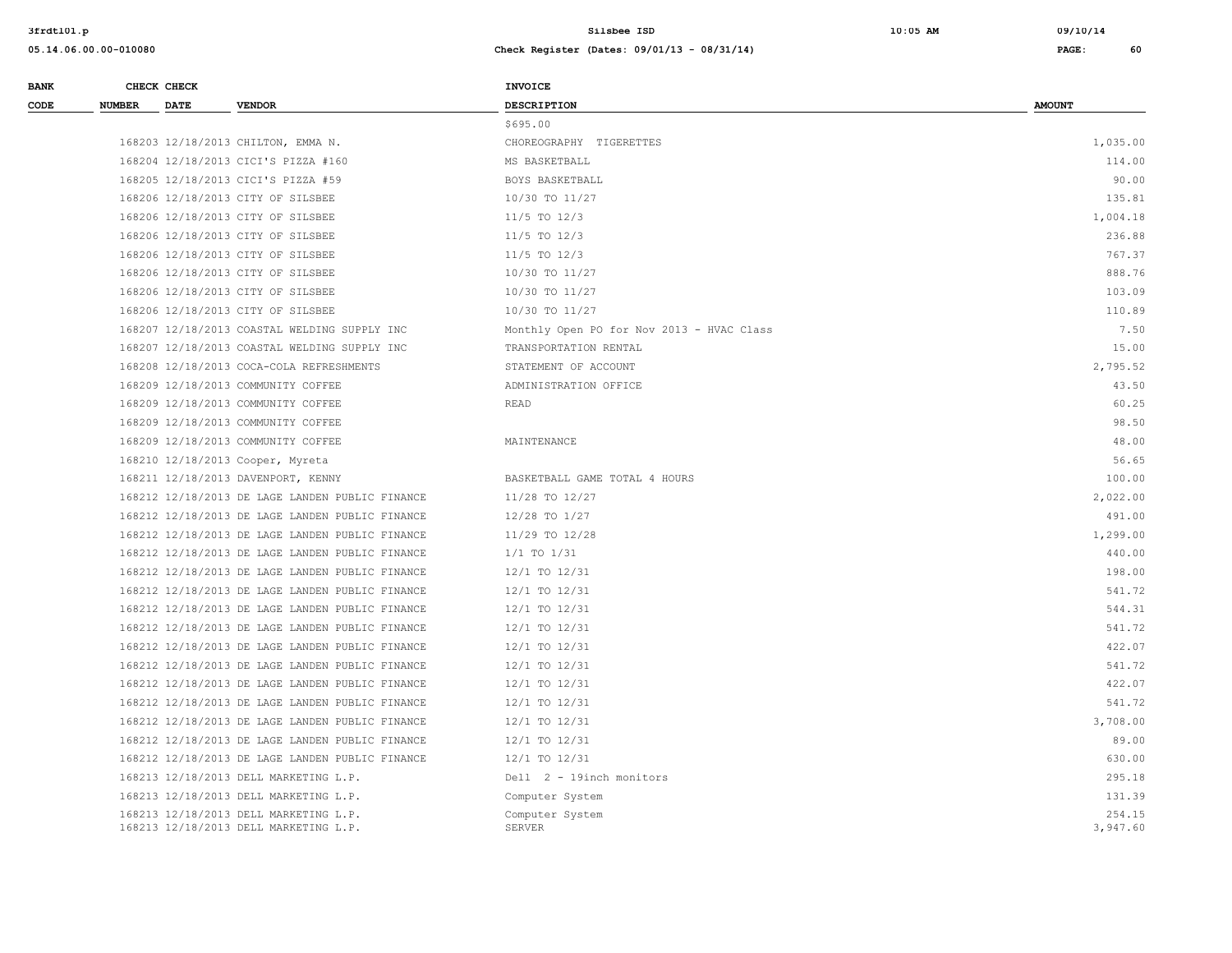| BANK CODE | CHECK NUMBER | CHECK DATE | VENDOR | INVOICE DESCRIPTION | AMOUNT |
|---|---|---|---|---|---|
| | | | | $695.00 | |
| | 168203 | 12/18/2013 | CHILTON, EMMA N. | CHOREOGRAPHY TIGERETTES | 1,035.00 |
| | 168204 | 12/18/2013 | CICI'S PIZZA #160 | MS BASKETBALL | 114.00 |
| | 168205 | 12/18/2013 | CICI'S PIZZA #59 | BOYS BASKETBALL | 90.00 |
| | 168206 | 12/18/2013 | CITY OF SILSBEE | 10/30 TO 11/27 | 135.81 |
| | 168206 | 12/18/2013 | CITY OF SILSBEE | 11/5 TO 12/3 | 1,004.18 |
| | 168206 | 12/18/2013 | CITY OF SILSBEE | 11/5 TO 12/3 | 236.88 |
| | 168206 | 12/18/2013 | CITY OF SILSBEE | 11/5 TO 12/3 | 767.37 |
| | 168206 | 12/18/2013 | CITY OF SILSBEE | 10/30 TO 11/27 | 888.76 |
| | 168206 | 12/18/2013 | CITY OF SILSBEE | 10/30 TO 11/27 | 103.09 |
| | 168206 | 12/18/2013 | CITY OF SILSBEE | 10/30 TO 11/27 | 110.89 |
| | 168207 | 12/18/2013 | COASTAL WELDING SUPPLY INC | Monthly Open PO for Nov 2013 - HVAC Class | 7.50 |
| | 168207 | 12/18/2013 | COASTAL WELDING SUPPLY INC | TRANSPORTATION RENTAL | 15.00 |
| | 168208 | 12/18/2013 | COCA-COLA REFRESHMENTS | STATEMENT OF ACCOUNT | 2,795.52 |
| | 168209 | 12/18/2013 | COMMUNITY COFFEE | ADMINISTRATION OFFICE | 43.50 |
| | 168209 | 12/18/2013 | COMMUNITY COFFEE | READ | 60.25 |
| | 168209 | 12/18/2013 | COMMUNITY COFFEE | | 98.50 |
| | 168209 | 12/18/2013 | COMMUNITY COFFEE | MAINTENANCE | 48.00 |
| | 168210 | 12/18/2013 | Cooper, Myreta | | 56.65 |
| | 168211 | 12/18/2013 | DAVENPORT, KENNY | BASKETBALL GAME TOTAL 4 HOURS | 100.00 |
| | 168212 | 12/18/2013 | DE LAGE LANDEN PUBLIC FINANCE | 11/28 TO 12/27 | 2,022.00 |
| | 168212 | 12/18/2013 | DE LAGE LANDEN PUBLIC FINANCE | 12/28 TO 1/27 | 491.00 |
| | 168212 | 12/18/2013 | DE LAGE LANDEN PUBLIC FINANCE | 11/29 TO 12/28 | 1,299.00 |
| | 168212 | 12/18/2013 | DE LAGE LANDEN PUBLIC FINANCE | 1/1 TO 1/31 | 440.00 |
| | 168212 | 12/18/2013 | DE LAGE LANDEN PUBLIC FINANCE | 12/1 TO 12/31 | 198.00 |
| | 168212 | 12/18/2013 | DE LAGE LANDEN PUBLIC FINANCE | 12/1 TO 12/31 | 541.72 |
| | 168212 | 12/18/2013 | DE LAGE LANDEN PUBLIC FINANCE | 12/1 TO 12/31 | 544.31 |
| | 168212 | 12/18/2013 | DE LAGE LANDEN PUBLIC FINANCE | 12/1 TO 12/31 | 541.72 |
| | 168212 | 12/18/2013 | DE LAGE LANDEN PUBLIC FINANCE | 12/1 TO 12/31 | 422.07 |
| | 168212 | 12/18/2013 | DE LAGE LANDEN PUBLIC FINANCE | 12/1 TO 12/31 | 541.72 |
| | 168212 | 12/18/2013 | DE LAGE LANDEN PUBLIC FINANCE | 12/1 TO 12/31 | 422.07 |
| | 168212 | 12/18/2013 | DE LAGE LANDEN PUBLIC FINANCE | 12/1 TO 12/31 | 541.72 |
| | 168212 | 12/18/2013 | DE LAGE LANDEN PUBLIC FINANCE | 12/1 TO 12/31 | 3,708.00 |
| | 168212 | 12/18/2013 | DE LAGE LANDEN PUBLIC FINANCE | 12/1 TO 12/31 | 89.00 |
| | 168212 | 12/18/2013 | DE LAGE LANDEN PUBLIC FINANCE | 12/1 TO 12/31 | 630.00 |
| | 168213 | 12/18/2013 | DELL MARKETING L.P. | Dell 2 - 19inch monitors | 295.18 |
| | 168213 | 12/18/2013 | DELL MARKETING L.P. | Computer System | 131.39 |
| | 168213 | 12/18/2013 | DELL MARKETING L.P. | Computer System | 254.15 |
| | 168213 | 12/18/2013 | DELL MARKETING L.P. | SERVER | 3,947.60 |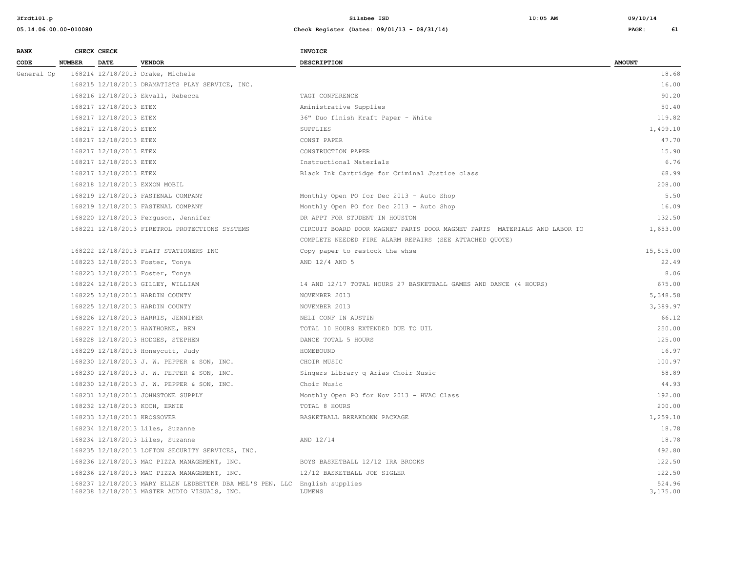| BANK CODE | CHECK NUMBER | CHECK DATE | VENDOR | INVOICE DESCRIPTION | AMOUNT |
|---|---|---|---|---|---|
| General Op | 168214 | 12/18/2013 | Drake, Michele | | 18.68 |
| | 168215 | 12/18/2013 | DRAMATISTS PLAY SERVICE, INC. | | 16.00 |
| | 168216 | 12/18/2013 | Ekvall, Rebecca | TAGT CONFERENCE | 90.20 |
| | 168217 | 12/18/2013 | ETEX | Aministrative Supplies | 50.40 |
| | 168217 | 12/18/2013 | ETEX | 36" Duo finish Kraft Paper - White | 119.82 |
| | 168217 | 12/18/2013 | ETEX | SUPPLIES | 1,409.10 |
| | 168217 | 12/18/2013 | ETEX | CONST PAPER | 47.70 |
| | 168217 | 12/18/2013 | ETEX | CONSTRUCTION PAPER | 15.90 |
| | 168217 | 12/18/2013 | ETEX | Instructional Materials | 6.76 |
| | 168217 | 12/18/2013 | ETEX | Black Ink Cartridge for Criminal Justice class | 68.99 |
| | 168218 | 12/18/2013 | EXXON MOBIL | | 208.00 |
| | 168219 | 12/18/2013 | FASTENAL COMPANY | Monthly Open PO for Dec 2013 - Auto Shop | 5.50 |
| | 168219 | 12/18/2013 | FASTENAL COMPANY | Monthly Open PO for Dec 2013 - Auto Shop | 16.09 |
| | 168220 | 12/18/2013 | Ferguson, Jennifer | DR APPT FOR STUDENT IN HOUSTON | 132.50 |
| | 168221 | 12/18/2013 | FIRETROL PROTECTIONS SYSTEMS | CIRCUIT BOARD DOOR MAGNET PARTS DOOR MAGNET PARTS MATERIALS AND LABOR TO COMPLETE NEEDED FIRE ALARM REPAIRS (SEE ATTACHED QUOTE) | 1,653.00 |
| | 168222 | 12/18/2013 | FLATT STATIONERS INC | Copy paper to restock the whse | 15,515.00 |
| | 168223 | 12/18/2013 | Foster, Tonya | AND 12/4 AND 5 | 22.49 |
| | 168223 | 12/18/2013 | Foster, Tonya | | 8.06 |
| | 168224 | 12/18/2013 | GILLEY, WILLIAM | 14 AND 12/17 TOTAL HOURS 27 BASKETBALL GAMES AND DANCE (4 HOURS) | 675.00 |
| | 168225 | 12/18/2013 | HARDIN COUNTY | NOVEMBER 2013 | 5,348.58 |
| | 168225 | 12/18/2013 | HARDIN COUNTY | NOVEMBER 2013 | 3,389.97 |
| | 168226 | 12/18/2013 | HARRIS, JENNIFER | NELI CONF IN AUSTIN | 66.12 |
| | 168227 | 12/18/2013 | HAWTHORNE, BEN | TOTAL 10 HOURS EXTENDED DUE TO UIL | 250.00 |
| | 168228 | 12/18/2013 | HODGES, STEPHEN | DANCE TOTAL 5 HOURS | 125.00 |
| | 168229 | 12/18/2013 | Honeycutt, Judy | HOMEBOUND | 16.97 |
| | 168230 | 12/18/2013 | J. W. PEPPER & SON, INC. | CHOIR MUSIC | 100.97 |
| | 168230 | 12/18/2013 | J. W. PEPPER & SON, INC. | Singers Library q Arias Choir Music | 58.89 |
| | 168230 | 12/18/2013 | J. W. PEPPER & SON, INC. | Choir Music | 44.93 |
| | 168231 | 12/18/2013 | JOHNSTONE SUPPLY | Monthly Open PO for Nov 2013 - HVAC Class | 192.00 |
| | 168232 | 12/18/2013 | KOCH, ERNIE | TOTAL 8 HOURS | 200.00 |
| | 168233 | 12/18/2013 | KROSSOVER | BASKETBALL BREAKDOWN PACKAGE | 1,259.10 |
| | 168234 | 12/18/2013 | Liles, Suzanne | | 18.78 |
| | 168234 | 12/18/2013 | Liles, Suzanne | AND 12/14 | 18.78 |
| | 168235 | 12/18/2013 | LOFTON SECURITY SERVICES, INC. | | 492.80 |
| | 168236 | 12/18/2013 | MAC PIZZA MANAGEMENT, INC. | BOYS BASKETBALL 12/12 IRA BROOKS | 122.50 |
| | 168236 | 12/18/2013 | MAC PIZZA MANAGEMENT, INC. | 12/12 BASKETBALL JOE SIGLER | 122.50 |
| | 168237 | 12/18/2013 | MARY ELLEN LEDBETTER DBA MEL'S PEN, LLC | English supplies | 524.96 |
| | 168238 | 12/18/2013 | MASTER AUDIO VISUALS, INC. | LUMENS | 3,175.00 |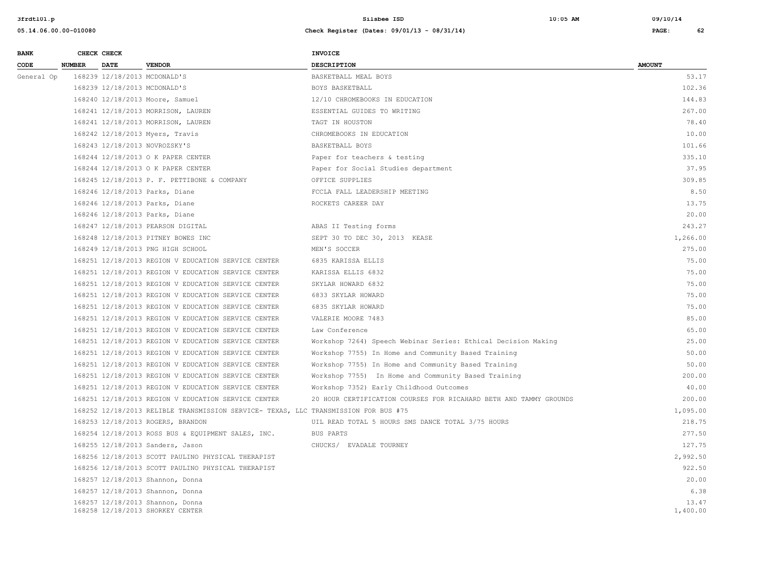| BANK CODE | CHECK NUMBER | CHECK DATE | VENDOR | INVOICE DESCRIPTION | AMOUNT |
|---|---|---|---|---|---|
| General Op | 168239 | 12/18/2013 | MCDONALD'S | BASKETBALL MEAL BOYS | 53.17 |
| | 168239 | 12/18/2013 | MCDONALD'S | BOYS BASKETBALL | 102.36 |
| | 168240 | 12/18/2013 | Moore, Samuel | 12/10 CHROMEBOOKS IN EDUCATION | 144.83 |
| | 168241 | 12/18/2013 | MORRISON, LAUREN | ESSENTIAL GUIDES TO WRITING | 267.00 |
| | 168241 | 12/18/2013 | MORRISON, LAUREN | TAGT IN HOUSTON | 78.40 |
| | 168242 | 12/18/2013 | Myers, Travis | CHROMEBOOKS IN EDUCATION | 10.00 |
| | 168243 | 12/18/2013 | NOVROZSKY'S | BASKETBALL BOYS | 101.66 |
| | 168244 | 12/18/2013 | O K PAPER CENTER | Paper for teachers & testing | 335.10 |
| | 168244 | 12/18/2013 | O K PAPER CENTER | Paper for Social Studies department | 37.95 |
| | 168245 | 12/18/2013 | P. F. PETTIBONE & COMPANY | OFFICE SUPPLIES | 309.85 |
| | 168246 | 12/18/2013 | Parks, Diane | FCCLA FALL LEADERSHIP MEETING | 8.50 |
| | 168246 | 12/18/2013 | Parks, Diane | ROCKETS CAREER DAY | 13.75 |
| | 168246 | 12/18/2013 | Parks, Diane | | 20.00 |
| | 168247 | 12/18/2013 | PEARSON DIGITAL | ABAS II Testing forms | 243.27 |
| | 168248 | 12/18/2013 | PITNEY BOWES INC | SEPT 30 TO DEC 30, 2013 KEASE | 1,266.00 |
| | 168249 | 12/18/2013 | PNG HIGH SCHOOL | MEN'S SOCCER | 275.00 |
| | 168251 | 12/18/2013 | REGION V EDUCATION SERVICE CENTER | 6835 KARISSA ELLIS | 75.00 |
| | 168251 | 12/18/2013 | REGION V EDUCATION SERVICE CENTER | KARISSA ELLIS 6832 | 75.00 |
| | 168251 | 12/18/2013 | REGION V EDUCATION SERVICE CENTER | SKYLAR HOWARD 6832 | 75.00 |
| | 168251 | 12/18/2013 | REGION V EDUCATION SERVICE CENTER | 6833 SKYLAR HOWARD | 75.00 |
| | 168251 | 12/18/2013 | REGION V EDUCATION SERVICE CENTER | 6835 SKYLAR HOWARD | 75.00 |
| | 168251 | 12/18/2013 | REGION V EDUCATION SERVICE CENTER | VALERIE MOORE 7483 | 85.00 |
| | 168251 | 12/18/2013 | REGION V EDUCATION SERVICE CENTER | Law Conference | 65.00 |
| | 168251 | 12/18/2013 | REGION V EDUCATION SERVICE CENTER | Workshop 7264) Speech Webinar Series: Ethical Decision Making | 25.00 |
| | 168251 | 12/18/2013 | REGION V EDUCATION SERVICE CENTER | Workshop 7755) In Home and Community Based Training | 50.00 |
| | 168251 | 12/18/2013 | REGION V EDUCATION SERVICE CENTER | Workshop 7755) In Home and Community Based Training | 50.00 |
| | 168251 | 12/18/2013 | REGION V EDUCATION SERVICE CENTER | Workshop 7755) In Home and Community Based Training | 200.00 |
| | 168251 | 12/18/2013 | REGION V EDUCATION SERVICE CENTER | Workshop 7352) Early Childhood Outcomes | 40.00 |
| | 168251 | 12/18/2013 | REGION V EDUCATION SERVICE CENTER | 20 HOUR CERTIFICATION COURSES FOR RICAHARD BETH AND TAMMY GROUNDS | 200.00 |
| | 168252 | 12/18/2013 | RELIBLE TRANSMISSION SERVICE- TEXAS, LLC | TRANSMISSION FOR BUS #75 | 1,095.00 |
| | 168253 | 12/18/2013 | ROGERS, BRANDON | UIL READ TOTAL 5 HOURS SMS DANCE TOTAL 3/75 HOURS | 218.75 |
| | 168254 | 12/18/2013 | ROSS BUS & EQUIPMENT SALES, INC. | BUS PARTS | 277.50 |
| | 168255 | 12/18/2013 | Sanders, Jason | CHUCKS/ EVADALE TOURNEY | 127.75 |
| | 168256 | 12/18/2013 | SCOTT PAULINO PHYSICAL THERAPIST | | 2,992.50 |
| | 168256 | 12/18/2013 | SCOTT PAULINO PHYSICAL THERAPIST | | 922.50 |
| | 168257 | 12/18/2013 | Shannon, Donna | | 20.00 |
| | 168257 | 12/18/2013 | Shannon, Donna | | 6.38 |
| | 168257 | 12/18/2013 | Shannon, Donna | | 13.47 |
| | 168258 | 12/18/2013 | SHORKEY CENTER | | 1,400.00 |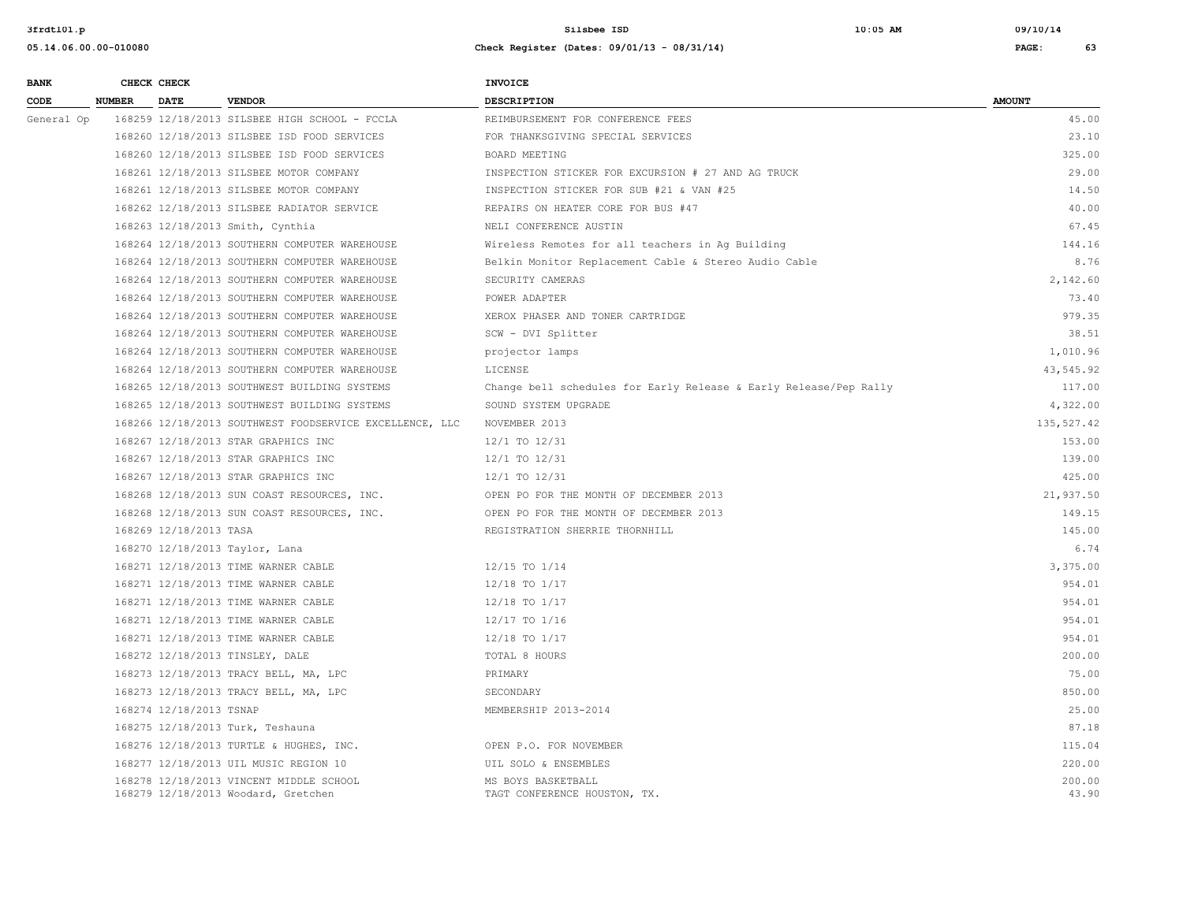| BANK CODE | CHECK NUMBER | CHECK DATE | VENDOR | INVOICE DESCRIPTION | AMOUNT |
|---|---|---|---|---|---|
| General Op | 168259 | 12/18/2013 | SILSBEE HIGH SCHOOL - FCCLA | REIMBURSEMENT FOR CONFERENCE FEES | 45.00 |
| | 168260 | 12/18/2013 | SILSBEE ISD FOOD SERVICES | FOR THANKSGIVING SPECIAL SERVICES | 23.10 |
| | 168260 | 12/18/2013 | SILSBEE ISD FOOD SERVICES | BOARD MEETING | 325.00 |
| | 168261 | 12/18/2013 | SILSBEE MOTOR COMPANY | INSPECTION STICKER FOR EXCURSION # 27 AND AG TRUCK | 29.00 |
| | 168261 | 12/18/2013 | SILSBEE MOTOR COMPANY | INSPECTION STICKER FOR SUB #21 & VAN #25 | 14.50 |
| | 168262 | 12/18/2013 | SILSBEE RADIATOR SERVICE | REPAIRS ON HEATER CORE FOR BUS #47 | 40.00 |
| | 168263 | 12/18/2013 | Smith, Cynthia | NELI CONFERENCE AUSTIN | 67.45 |
| | 168264 | 12/18/2013 | SOUTHERN COMPUTER WAREHOUSE | Wireless Remotes for all teachers in Ag Building | 144.16 |
| | 168264 | 12/18/2013 | SOUTHERN COMPUTER WAREHOUSE | Belkin Monitor Replacement Cable & Stereo Audio Cable | 8.76 |
| | 168264 | 12/18/2013 | SOUTHERN COMPUTER WAREHOUSE | SECURITY CAMERAS | 2,142.60 |
| | 168264 | 12/18/2013 | SOUTHERN COMPUTER WAREHOUSE | POWER ADAPTER | 73.40 |
| | 168264 | 12/18/2013 | SOUTHERN COMPUTER WAREHOUSE | XEROX PHASER AND TONER CARTRIDGE | 979.35 |
| | 168264 | 12/18/2013 | SOUTHERN COMPUTER WAREHOUSE | SCW - DVI Splitter | 38.51 |
| | 168264 | 12/18/2013 | SOUTHERN COMPUTER WAREHOUSE | projector lamps | 1,010.96 |
| | 168264 | 12/18/2013 | SOUTHERN COMPUTER WAREHOUSE | LICENSE | 43,545.92 |
| | 168265 | 12/18/2013 | SOUTHWEST BUILDING SYSTEMS | Change bell schedules for Early Release & Early Release/Pep Rally | 117.00 |
| | 168265 | 12/18/2013 | SOUTHWEST BUILDING SYSTEMS | SOUND SYSTEM UPGRADE | 4,322.00 |
| | 168266 | 12/18/2013 | SOUTHWEST FOODSERVICE EXCELLENCE, LLC | NOVEMBER 2013 | 135,527.42 |
| | 168267 | 12/18/2013 | STAR GRAPHICS INC | 12/1 TO 12/31 | 153.00 |
| | 168267 | 12/18/2013 | STAR GRAPHICS INC | 12/1 TO 12/31 | 139.00 |
| | 168267 | 12/18/2013 | STAR GRAPHICS INC | 12/1 TO 12/31 | 425.00 |
| | 168268 | 12/18/2013 | SUN COAST RESOURCES, INC. | OPEN PO FOR THE MONTH OF DECEMBER 2013 | 21,937.50 |
| | 168268 | 12/18/2013 | SUN COAST RESOURCES, INC. | OPEN PO FOR THE MONTH OF DECEMBER 2013 | 149.15 |
| | 168269 | 12/18/2013 | TASA | REGISTRATION SHERRIE THORNHILL | 145.00 |
| | 168270 | 12/18/2013 | Taylor, Lana | | 6.74 |
| | 168271 | 12/18/2013 | TIME WARNER CABLE | 12/15 TO 1/14 | 3,375.00 |
| | 168271 | 12/18/2013 | TIME WARNER CABLE | 12/18 TO 1/17 | 954.01 |
| | 168271 | 12/18/2013 | TIME WARNER CABLE | 12/18 TO 1/17 | 954.01 |
| | 168271 | 12/18/2013 | TIME WARNER CABLE | 12/17 TO 1/16 | 954.01 |
| | 168271 | 12/18/2013 | TIME WARNER CABLE | 12/18 TO 1/17 | 954.01 |
| | 168272 | 12/18/2013 | TINSLEY, DALE | TOTAL 8 HOURS | 200.00 |
| | 168273 | 12/18/2013 | TRACY BELL, MA, LPC | PRIMARY | 75.00 |
| | 168273 | 12/18/2013 | TRACY BELL, MA, LPC | SECONDARY | 850.00 |
| | 168274 | 12/18/2013 | TSNAP | MEMBERSHIP 2013-2014 | 25.00 |
| | 168275 | 12/18/2013 | Turk, Teshauna | | 87.18 |
| | 168276 | 12/18/2013 | TURTLE & HUGHES, INC. | OPEN P.O. FOR NOVEMBER | 115.04 |
| | 168277 | 12/18/2013 | UIL MUSIC REGION 10 | UIL SOLO & ENSEMBLES | 220.00 |
| | 168278 | 12/18/2013 | VINCENT MIDDLE SCHOOL | MS BOYS BASKETBALL | 200.00 |
| | 168279 | 12/18/2013 | Woodard, Gretchen | TAGT CONFERENCE HOUSTON, TX. | 43.90 |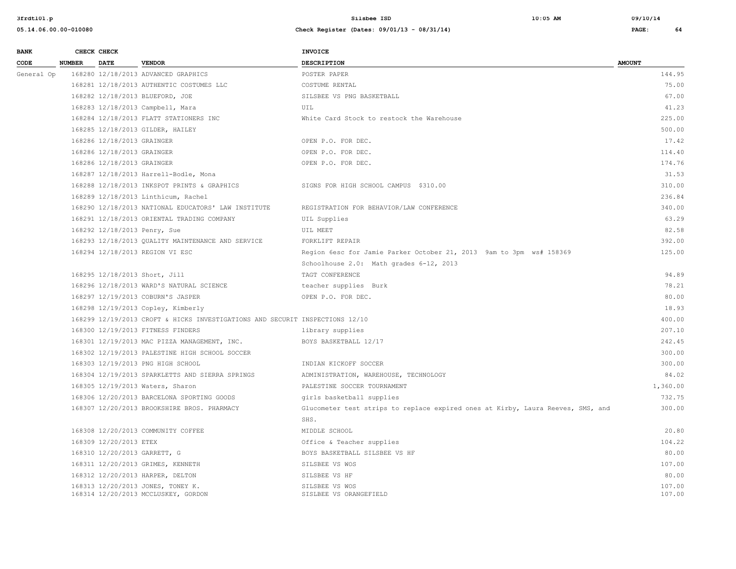| BANK CODE | CHECK NUMBER | CHECK DATE | VENDOR | INVOICE DESCRIPTION | AMOUNT |
|---|---|---|---|---|---|
| General Op | 168280 | 12/18/2013 | ADVANCED GRAPHICS | POSTER PAPER | 144.95 |
| | 168281 | 12/18/2013 | AUTHENTIC COSTUMES LLC | COSTUME RENTAL | 75.00 |
| | 168282 | 12/18/2013 | BLUEFORD, JOE | SILSBEE VS PNG BASKETBALL | 67.00 |
| | 168283 | 12/18/2013 | Campbell, Mara | UIL | 41.23 |
| | 168284 | 12/18/2013 | FLATT STATIONERS INC | White Card Stock to restock the Warehouse | 225.00 |
| | 168285 | 12/18/2013 | GILDER, HAILEY | | 500.00 |
| | 168286 | 12/18/2013 | GRAINGER | OPEN P.O. FOR DEC. | 17.42 |
| | 168286 | 12/18/2013 | GRAINGER | OPEN P.O. FOR DEC. | 114.40 |
| | 168286 | 12/18/2013 | GRAINGER | OPEN P.O. FOR DEC. | 174.76 |
| | 168287 | 12/18/2013 | Harrell-Bodle, Mona | | 31.53 |
| | 168288 | 12/18/2013 | INKSPOT PRINTS & GRAPHICS | SIGNS FOR HIGH SCHOOL CAMPUS $310.00 | 310.00 |
| | 168289 | 12/18/2013 | Linthicum, Rachel | | 236.84 |
| | 168290 | 12/18/2013 | NATIONAL EDUCATORS' LAW INSTITUTE | REGISTRATION FOR BEHAVIOR/LAW CONFERENCE | 340.00 |
| | 168291 | 12/18/2013 | ORIENTAL TRADING COMPANY | UIL Supplies | 63.29 |
| | 168292 | 12/18/2013 | Penry, Sue | UIL MEET | 82.58 |
| | 168293 | 12/18/2013 | QUALITY MAINTENANCE AND SERVICE | FORKLIFT REPAIR | 392.00 |
| | 168294 | 12/18/2013 | REGION VI ESC | Region 6esc for Jamie Parker October 21, 2013 9am to 3pm ws# 158369 Schoolhouse 2.0: Math grades 6-12, 2013 | 125.00 |
| | 168295 | 12/18/2013 | Short, Jill | TAGT CONFERENCE | 94.89 |
| | 168296 | 12/18/2013 | WARD'S NATURAL SCIENCE | teacher supplies Burk | 78.21 |
| | 168297 | 12/19/2013 | COBURN'S JASPER | OPEN P.O. FOR DEC. | 80.00 |
| | 168298 | 12/19/2013 | Copley, Kimberly | | 18.93 |
| | 168299 | 12/19/2013 | CROFT & HICKS INVESTIGATIONS AND SECURIT | INSPECTIONS 12/10 | 400.00 |
| | 168300 | 12/19/2013 | FITNESS FINDERS | library supplies | 207.10 |
| | 168301 | 12/19/2013 | MAC PIZZA MANAGEMENT, INC. | BOYS BASKETBALL 12/17 | 242.45 |
| | 168302 | 12/19/2013 | PALESTINE HIGH SCHOOL SOCCER | | 300.00 |
| | 168303 | 12/19/2013 | PNG HIGH SCHOOL | INDIAN KICKOFF SOCCER | 300.00 |
| | 168304 | 12/19/2013 | SPARKLETTS AND SIERRA SPRINGS | ADMINISTRATION, WAREHOUSE, TECHNOLOGY | 84.02 |
| | 168305 | 12/19/2013 | Waters, Sharon | PALESTINE SOCCER TOURNAMENT | 1,360.00 |
| | 168306 | 12/20/2013 | BARCELONA SPORTING GOODS | girls basketball supplies | 732.75 |
| | 168307 | 12/20/2013 | BROOKSHIRE BROS. PHARMACY | Glucometer test strips to replace expired ones at Kirby, Laura Reeves, SMS, and SHS. | 300.00 |
| | 168308 | 12/20/2013 | COMMUNITY COFFEE | MIDDLE SCHOOL | 20.80 |
| | 168309 | 12/20/2013 | ETEX | Office & Teacher supplies | 104.22 |
| | 168310 | 12/20/2013 | GARRETT, G | BOYS BASKETBALL SILSBEE VS HF | 80.00 |
| | 168311 | 12/20/2013 | GRIMES, KENNETH | SILSBEE VS WOS | 107.00 |
| | 168312 | 12/20/2013 | HARPER, DELTON | SILSBEE VS HF | 80.00 |
| | 168313 | 12/20/2013 | JONES, TONEY K. | SILSBEE VS WOS | 107.00 |
| | 168314 | 12/20/2013 | MCCLUSKEY, GORDON | SISLBEE VS ORANGEFIELD | 107.00 |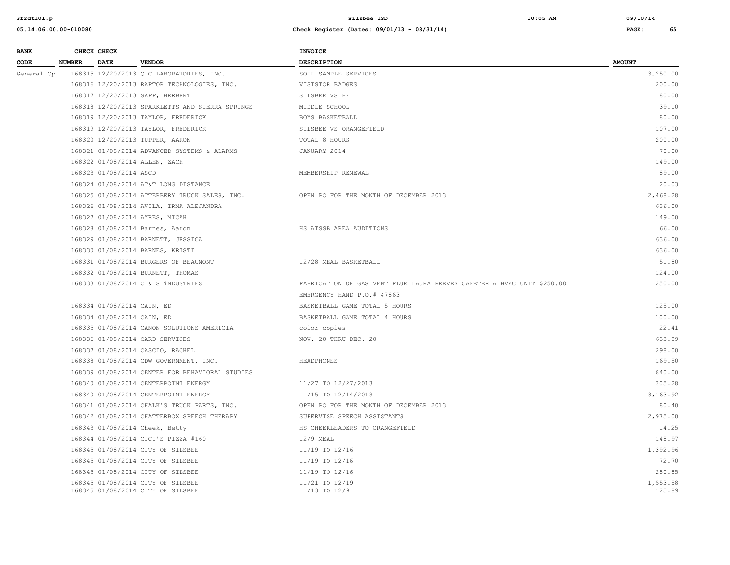| BANK CODE | CHECK NUMBER | CHECK DATE | VENDOR | INVOICE DESCRIPTION | AMOUNT |
|---|---|---|---|---|---|
| General Op | 168315 | 12/20/2013 | Q C LABORATORIES, INC. | SOIL SAMPLE SERVICES | 3,250.00 |
| | 168316 | 12/20/2013 | RAPTOR TECHNOLOGIES, INC. | VISITOR BADGES | 200.00 |
| | 168317 | 12/20/2013 | SAPP, HERBERT | SILSBEE VS HF | 80.00 |
| | 168318 | 12/20/2013 | SPARKLETTS AND SIERRA SPRINGS | MIDDLE SCHOOL | 39.10 |
| | 168319 | 12/20/2013 | TAYLOR, FREDERICK | BOYS BASKETBALL | 80.00 |
| | 168319 | 12/20/2013 | TAYLOR, FREDERICK | SILSBEE VS ORANGEFIELD | 107.00 |
| | 168320 | 12/20/2013 | TUPPER, AARON | TOTAL 8 HOURS | 200.00 |
| | 168321 | 01/08/2014 | ADVANCED SYSTEMS & ALARMS | JANUARY 2014 | 70.00 |
| | 168322 | 01/08/2014 | ALLEN, ZACH | | 149.00 |
| | 168323 | 01/08/2014 | ASCD | MEMBERSHIP RENEWAL | 89.00 |
| | 168324 | 01/08/2014 | AT&T LONG DISTANCE | | 20.03 |
| | 168325 | 01/08/2014 | ATTERBERY TRUCK SALES, INC. | OPEN PO FOR THE MONTH OF DECEMBER 2013 | 2,468.28 |
| | 168326 | 01/08/2014 | AVILA, IRMA ALEJANDRA | | 636.00 |
| | 168327 | 01/08/2014 | AYRES, MICAH | | 149.00 |
| | 168328 | 01/08/2014 | Barnes, Aaron | HS ATSSB AREA AUDITIONS | 66.00 |
| | 168329 | 01/08/2014 | BARNETT, JESSICA | | 636.00 |
| | 168330 | 01/08/2014 | BARNES, KRISTI | | 636.00 |
| | 168331 | 01/08/2014 | BURGERS OF BEAUMONT | 12/28 MEAL BASKETBALL | 51.80 |
| | 168332 | 01/08/2014 | BURNETT, THOMAS | | 124.00 |
| | 168333 | 01/08/2014 | C & S iNDUSTRIES | FABRICATION OF GAS VENT FLUE LAURA REEVES CAFETERIA HVAC UNIT $250.00 EMERGENCY HAND P.O.# 47863 | 250.00 |
| | 168334 | 01/08/2014 | CAIN, ED | BASKETBALL GAME TOTAL 5 HOURS | 125.00 |
| | 168334 | 01/08/2014 | CAIN, ED | BASKETBALL GAME TOTAL 4 HOURS | 100.00 |
| | 168335 | 01/08/2014 | CANON SOLUTIONS AMERICIA | color copies | 22.41 |
| | 168336 | 01/08/2014 | CARD SERVICES | NOV. 20 THRU DEC. 20 | 633.89 |
| | 168337 | 01/08/2014 | CASCIO, RACHEL | | 298.00 |
| | 168338 | 01/08/2014 | CDW GOVERNMENT, INC. | HEADPHONES | 169.50 |
| | 168339 | 01/08/2014 | CENTER FOR BEHAVIORAL STUDIES | | 840.00 |
| | 168340 | 01/08/2014 | CENTERPOINT ENERGY | 11/27 TO 12/27/2013 | 305.28 |
| | 168340 | 01/08/2014 | CENTERPOINT ENERGY | 11/15 TO 12/14/2013 | 3,163.92 |
| | 168341 | 01/08/2014 | CHALK'S TRUCK PARTS, INC. | OPEN PO FOR THE MONTH OF DECEMBER 2013 | 80.40 |
| | 168342 | 01/08/2014 | CHATTERBOX SPEECH THERAPY | SUPERVISE SPEECH ASSISTANTS | 2,975.00 |
| | 168343 | 01/08/2014 | Cheek, Betty | HS CHEERLEADERS TO ORANGEFIELD | 14.25 |
| | 168344 | 01/08/2014 | CICI'S PIZZA #160 | 12/9 MEAL | 148.97 |
| | 168345 | 01/08/2014 | CITY OF SILSBEE | 11/19 TO 12/16 | 1,392.96 |
| | 168345 | 01/08/2014 | CITY OF SILSBEE | 11/19 TO 12/16 | 72.70 |
| | 168345 | 01/08/2014 | CITY OF SILSBEE | 11/19 TO 12/16 | 280.85 |
| | 168345 | 01/08/2014 | CITY OF SILSBEE | 11/21 TO 12/19 | 1,553.58 |
| | 168345 | 01/08/2014 | CITY OF SILSBEE | 11/13 TO 12/9 | 125.89 |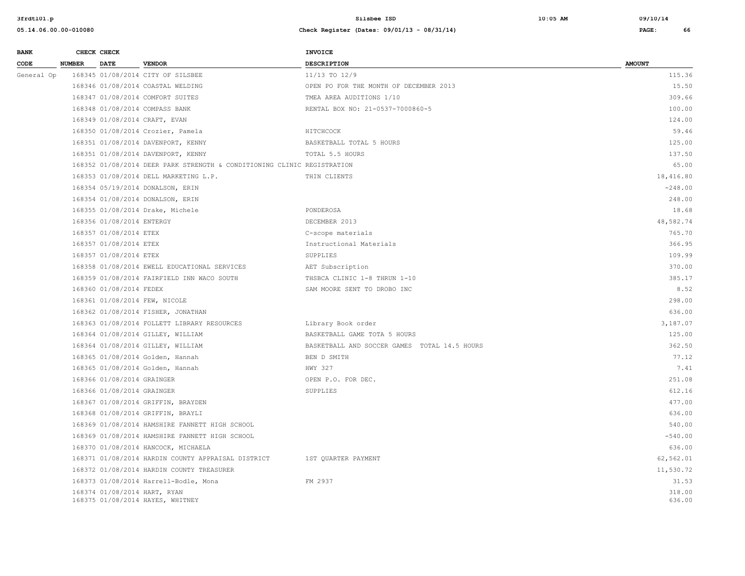| BANK CODE | CHECK NUMBER | CHECK DATE | VENDOR | INVOICE DESCRIPTION | AMOUNT |
|---|---|---|---|---|---|
| General Op | 168345 | 01/08/2014 | CITY OF SILSBEE | 11/13 TO 12/9 | 115.36 |
| | 168346 | 01/08/2014 | COASTAL WELDING | OPEN PO FOR THE MONTH OF DECEMBER 2013 | 15.50 |
| | 168347 | 01/08/2014 | COMFORT SUITES | TMEA AREA AUDITIONS 1/10 | 309.66 |
| | 168348 | 01/08/2014 | COMPASS BANK | RENTAL BOX NO: 21-0537-7000860-5 | 100.00 |
| | 168349 | 01/08/2014 | CRAFT, EVAN | | 124.00 |
| | 168350 | 01/08/2014 | Crozier, Pamela | HITCHCOCK | 59.46 |
| | 168351 | 01/08/2014 | DAVENPORT, KENNY | BASKETBALL TOTAL 5 HOURS | 125.00 |
| | 168351 | 01/08/2014 | DAVENPORT, KENNY | TOTAL 5.5 HOURS | 137.50 |
| | 168352 | 01/08/2014 | DEER PARK STRENGTH & CONDITIONING CLINIC | REGISTRATION | 65.00 |
| | 168353 | 01/08/2014 | DELL MARKETING L.P. | THIN CLIENTS | 18,416.80 |
| | 168354 | 05/19/2014 | DONALSON, ERIN | | -248.00 |
| | 168354 | 01/08/2014 | DONALSON, ERIN | | 248.00 |
| | 168355 | 01/08/2014 | Drake, Michele | PONDEROSA | 18.68 |
| | 168356 | 01/08/2014 | ENTERGY | DECEMBER 2013 | 48,582.74 |
| | 168357 | 01/08/2014 | ETEX | C-scope materials | 765.70 |
| | 168357 | 01/08/2014 | ETEX | Instructional Materials | 366.95 |
| | 168357 | 01/08/2014 | ETEX | SUPPLIES | 109.99 |
| | 168358 | 01/08/2014 | EWELL EDUCATIONAL SERVICES | AET Subscription | 370.00 |
| | 168359 | 01/08/2014 | FAIRFIELD INN WACO SOUTH | THSBCA CLINIC 1-8 THRUN 1-10 | 385.17 |
| | 168360 | 01/08/2014 | FEDEX | SAM MOORE SENT TO DROBO INC | 8.52 |
| | 168361 | 01/08/2014 | FEW, NICOLE | | 298.00 |
| | 168362 | 01/08/2014 | FISHER, JONATHAN | | 636.00 |
| | 168363 | 01/08/2014 | FOLLETT LIBRARY RESOURCES | Library Book order | 3,187.07 |
| | 168364 | 01/08/2014 | GILLEY, WILLIAM | BASKETBALL GAME TOTA 5 HOURS | 125.00 |
| | 168364 | 01/08/2014 | GILLEY, WILLIAM | BASKETBALL AND SOCCER GAMES TOTAL 14.5 HOURS | 362.50 |
| | 168365 | 01/08/2014 | Golden, Hannah | BEN D SMITH | 77.12 |
| | 168365 | 01/08/2014 | Golden, Hannah | HWY 327 | 7.41 |
| | 168366 | 01/08/2014 | GRAINGER | OPEN P.O. FOR DEC. | 251.08 |
| | 168366 | 01/08/2014 | GRAINGER | SUPPLIES | 612.16 |
| | 168367 | 01/08/2014 | GRIFFIN, BRAYDEN | | 477.00 |
| | 168368 | 01/08/2014 | GRIFFIN, BRAYLI | | 636.00 |
| | 168369 | 01/08/2014 | HAMSHIRE FANNETT HIGH SCHOOL | | 540.00 |
| | 168369 | 01/08/2014 | HAMSHIRE FANNETT HIGH SCHOOL | | -540.00 |
| | 168370 | 01/08/2014 | HANCOCK, MICHAELA | | 636.00 |
| | 168371 | 01/08/2014 | HARDIN COUNTY APPRAISAL DISTRICT | 1ST QUARTER PAYMENT | 62,562.01 |
| | 168372 | 01/08/2014 | HARDIN COUNTY TREASURER | | 11,530.72 |
| | 168373 | 01/08/2014 | Harrell-Bodle, Mona | FM 2937 | 31.53 |
| | 168374 | 01/08/2014 | HART, RYAN | | 318.00 |
| | 168375 | 01/08/2014 | HAYES, WHITNEY | | 636.00 |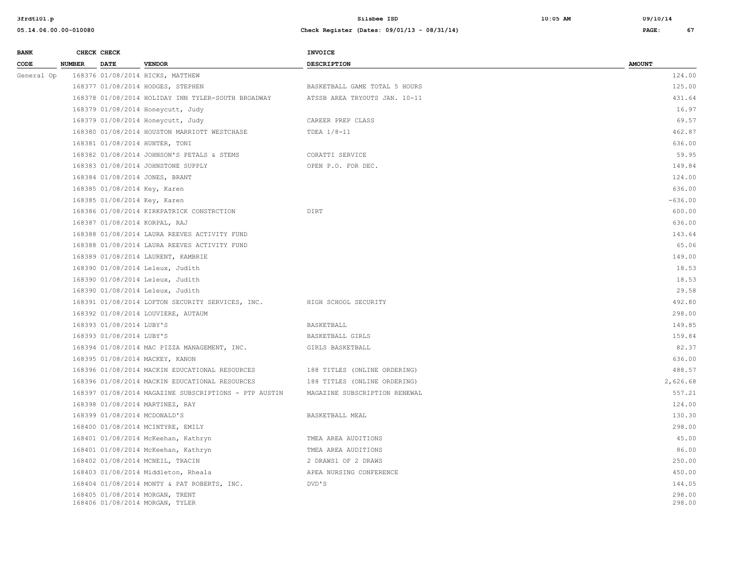| BANK CODE | CHECK NUMBER | CHECK DATE | VENDOR | INVOICE DESCRIPTION | AMOUNT |
|---|---|---|---|---|---|
| General Op | 168376 | 01/08/2014 | HICKS, MATTHEW | | 124.00 |
| | 168377 | 01/08/2014 | HODGES, STEPHEN | BASKETBALL GAME TOTAL 5 HOURS | 125.00 |
| | 168378 | 01/08/2014 | HOLIDAY INN TYLER-SOUTH BROADWAY | ATSSB AREA TRYOUTS JAN. 10-11 | 431.64 |
| | 168379 | 01/08/2014 | Honeycutt, Judy | | 16.97 |
| | 168379 | 01/08/2014 | Honeycutt, Judy | CAREER PREP CLASS | 69.57 |
| | 168380 | 01/08/2014 | HOUSTON MARRIOTT WESTCHASE | TDEA 1/8-11 | 462.87 |
| | 168381 | 01/08/2014 | HUNTER, TONI | | 636.00 |
| | 168382 | 01/08/2014 | JOHNSON'S PETALS & STEMS | CORATTI SERVICE | 59.95 |
| | 168383 | 01/08/2014 | JOHNSTONE SUPPLY | OPEN P.O. FOR DEC. | 149.84 |
| | 168384 | 01/08/2014 | JONES, BRANT | | 124.00 |
| | 168385 | 01/08/2014 | Key, Karen | | 636.00 |
| | 168385 | 01/08/2014 | Key, Karen | | -636.00 |
| | 168386 | 01/08/2014 | KIRKPATRICK CONSTRCTION | DIRT | 600.00 |
| | 168387 | 01/08/2014 | KORPAL, RAJ | | 636.00 |
| | 168388 | 01/08/2014 | LAURA REEVES ACTIVITY FUND | | 143.64 |
| | 168388 | 01/08/2014 | LAURA REEVES ACTIVITY FUND | | 65.06 |
| | 168389 | 01/08/2014 | LAURENT, KAMBRIE | | 149.00 |
| | 168390 | 01/08/2014 | Leleux, Judith | | 18.53 |
| | 168390 | 01/08/2014 | Leleux, Judith | | 18.53 |
| | 168390 | 01/08/2014 | Leleux, Judith | | 29.58 |
| | 168391 | 01/08/2014 | LOFTON SECURITY SERVICES, INC. | HIGH SCHOOL SECURITY | 492.80 |
| | 168392 | 01/08/2014 | LOUVIERE, AUTAUM | | 298.00 |
| | 168393 | 01/08/2014 | LUBY'S | BASKETBALL | 149.85 |
| | 168393 | 01/08/2014 | LUBY'S | BASKETBALL GIRLS | 159.84 |
| | 168394 | 01/08/2014 | MAC PIZZA MANAGEMENT, INC. | GIRLS BASKETBALL | 82.37 |
| | 168395 | 01/08/2014 | MACKEY, KANON | | 636.00 |
| | 168396 | 01/08/2014 | MACKIN EDUCATIONAL RESOURCES | 188 TITLES (ONLINE ORDERING) | 488.57 |
| | 168396 | 01/08/2014 | MACKIN EDUCATIONAL RESOURCES | 188 TITLES (ONLINE ORDERING) | 2,626.68 |
| | 168397 | 01/08/2014 | MAGAZINE SUBSCRIPTIONS - PTP AUSTIN | MAGAZINE SUBSCRIPTION RENEWAL | 557.21 |
| | 168398 | 01/08/2014 | MARTINEZ, RAY | | 124.00 |
| | 168399 | 01/08/2014 | MCDONALD'S | BASKETBALL MEAL | 130.30 |
| | 168400 | 01/08/2014 | MCINTYRE, EMILY | | 298.00 |
| | 168401 | 01/08/2014 | McKeehan, Kathryn | TMEA AREA AUDITIONS | 45.00 |
| | 168401 | 01/08/2014 | McKeehan, Kathryn | TMEA AREA AUDITIONS | 86.00 |
| | 168402 | 01/08/2014 | MCNEIL, TRACIN | 2 DRAWS1 OF 2 DRAWS | 250.00 |
| | 168403 | 01/08/2014 | Middleton, Rheala | APEA NURSING CONFERENCE | 450.00 |
| | 168404 | 01/08/2014 | MONTY & PAT ROBERTS, INC. | DVD'S | 144.05 |
| | 168405 | 01/08/2014 | MORGAN, TRENT | | 298.00 |
| | 168406 | 01/08/2014 | MORGAN, TYLER | | 298.00 |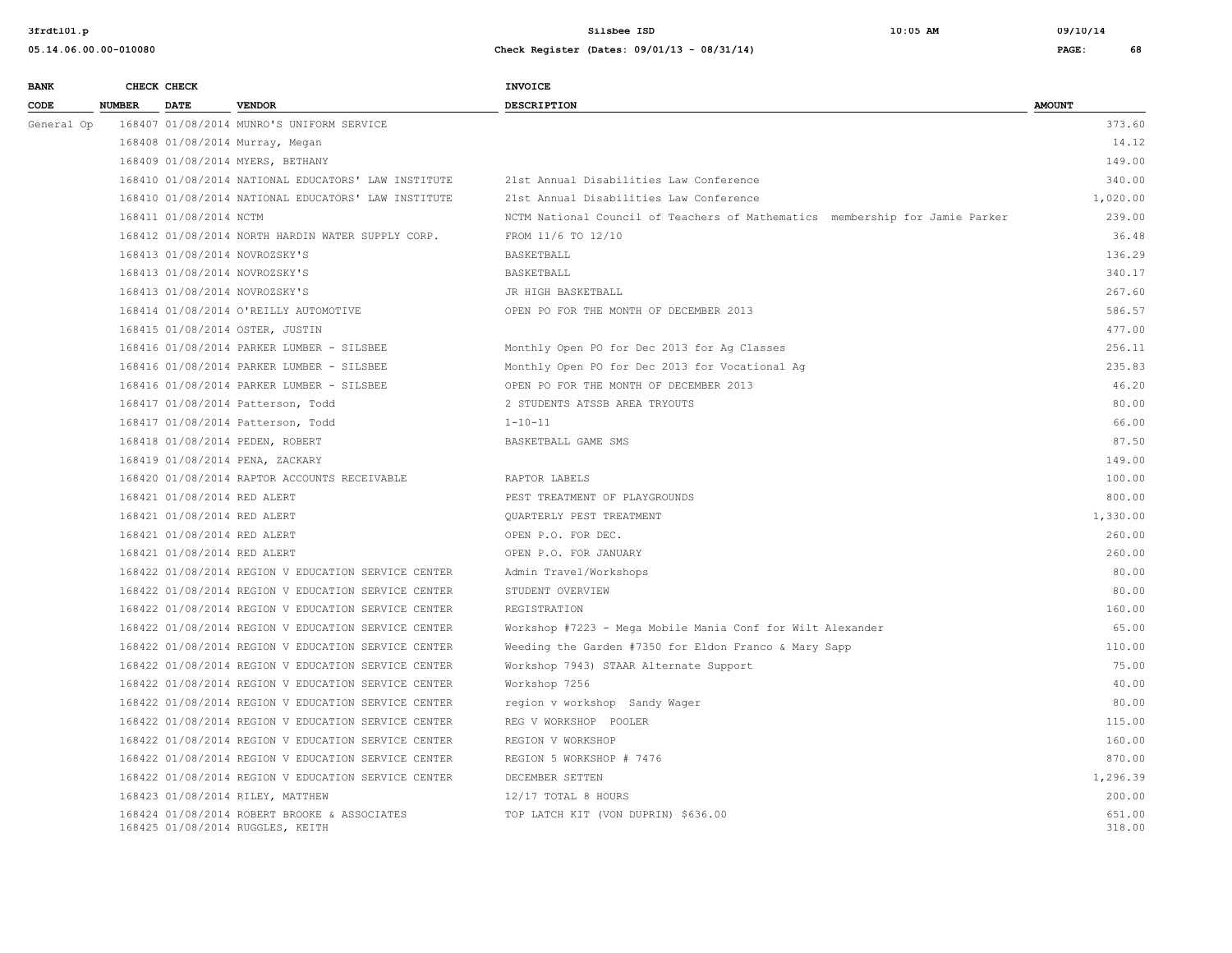| BANK CODE | CHECK NUMBER | CHECK DATE | VENDOR | INVOICE DESCRIPTION | AMOUNT |
|---|---|---|---|---|---|
| General Op | 168407 | 01/08/2014 | MUNRO'S UNIFORM SERVICE | | 373.60 |
| | 168408 | 01/08/2014 | Murray, Megan | | 14.12 |
| | 168409 | 01/08/2014 | MYERS, BETHANY | | 149.00 |
| | 168410 | 01/08/2014 | NATIONAL EDUCATORS' LAW INSTITUTE | 21st Annual Disabilities Law Conference | 340.00 |
| | 168410 | 01/08/2014 | NATIONAL EDUCATORS' LAW INSTITUTE | 21st Annual Disabilities Law Conference | 1,020.00 |
| | 168411 | 01/08/2014 | NCTM | NCTM National Council of Teachers of Mathematics membership for Jamie Parker | 239.00 |
| | 168412 | 01/08/2014 | NORTH HARDIN WATER SUPPLY CORP. | FROM 11/6 TO 12/10 | 36.48 |
| | 168413 | 01/08/2014 | NOVROZSKY'S | BASKETBALL | 136.29 |
| | 168413 | 01/08/2014 | NOVROZSKY'S | BASKETBALL | 340.17 |
| | 168413 | 01/08/2014 | NOVROZSKY'S | JR HIGH BASKETBALL | 267.60 |
| | 168414 | 01/08/2014 | O'REILLY AUTOMOTIVE | OPEN PO FOR THE MONTH OF DECEMBER 2013 | 586.57 |
| | 168415 | 01/08/2014 | OSTER, JUSTIN | | 477.00 |
| | 168416 | 01/08/2014 | PARKER LUMBER - SILSBEE | Monthly Open PO for Dec 2013 for Ag Classes | 256.11 |
| | 168416 | 01/08/2014 | PARKER LUMBER - SILSBEE | Monthly Open PO for Dec 2013 for Vocational Ag | 235.83 |
| | 168416 | 01/08/2014 | PARKER LUMBER - SILSBEE | OPEN PO FOR THE MONTH OF DECEMBER 2013 | 46.20 |
| | 168417 | 01/08/2014 | Patterson, Todd | 2 STUDENTS ATSSB AREA TRYOUTS | 80.00 |
| | 168417 | 01/08/2014 | Patterson, Todd | 1-10-11 | 66.00 |
| | 168418 | 01/08/2014 | PEDEN, ROBERT | BASKETBALL GAME SMS | 87.50 |
| | 168419 | 01/08/2014 | PENA, ZACKARY | | 149.00 |
| | 168420 | 01/08/2014 | RAPTOR ACCOUNTS RECEIVABLE | RAPTOR LABELS | 100.00 |
| | 168421 | 01/08/2014 | RED ALERT | PEST TREATMENT OF PLAYGROUNDS | 800.00 |
| | 168421 | 01/08/2014 | RED ALERT | QUARTERLY PEST TREATMENT | 1,330.00 |
| | 168421 | 01/08/2014 | RED ALERT | OPEN P.O. FOR DEC. | 260.00 |
| | 168421 | 01/08/2014 | RED ALERT | OPEN P.O. FOR JANUARY | 260.00 |
| | 168422 | 01/08/2014 | REGION V EDUCATION SERVICE CENTER | Admin Travel/Workshops | 80.00 |
| | 168422 | 01/08/2014 | REGION V EDUCATION SERVICE CENTER | STUDENT OVERVIEW | 80.00 |
| | 168422 | 01/08/2014 | REGION V EDUCATION SERVICE CENTER | REGISTRATION | 160.00 |
| | 168422 | 01/08/2014 | REGION V EDUCATION SERVICE CENTER | Workshop #7223 - Mega Mobile Mania Conf for Wilt Alexander | 65.00 |
| | 168422 | 01/08/2014 | REGION V EDUCATION SERVICE CENTER | Weeding the Garden #7350 for Eldon Franco & Mary Sapp | 110.00 |
| | 168422 | 01/08/2014 | REGION V EDUCATION SERVICE CENTER | Workshop 7943) STAAR Alternate Support | 75.00 |
| | 168422 | 01/08/2014 | REGION V EDUCATION SERVICE CENTER | Workshop 7256 | 40.00 |
| | 168422 | 01/08/2014 | REGION V EDUCATION SERVICE CENTER | region v workshop Sandy Wager | 80.00 |
| | 168422 | 01/08/2014 | REGION V EDUCATION SERVICE CENTER | REG V WORKSHOP POOLER | 115.00 |
| | 168422 | 01/08/2014 | REGION V EDUCATION SERVICE CENTER | REGION V WORKSHOP | 160.00 |
| | 168422 | 01/08/2014 | REGION V EDUCATION SERVICE CENTER | REGION 5 WORKSHOP # 7476 | 870.00 |
| | 168422 | 01/08/2014 | REGION V EDUCATION SERVICE CENTER | DECEMBER SETTEN | 1,296.39 |
| | 168423 | 01/08/2014 | RILEY, MATTHEW | 12/17 TOTAL 8 HOURS | 200.00 |
| | 168424 | 01/08/2014 | ROBERT BROOKE & ASSOCIATES | TOP LATCH KIT (VON DUPRIN) $636.00 | 651.00 |
| | 168425 | 01/08/2014 | RUGGLES, KEITH | | 318.00 |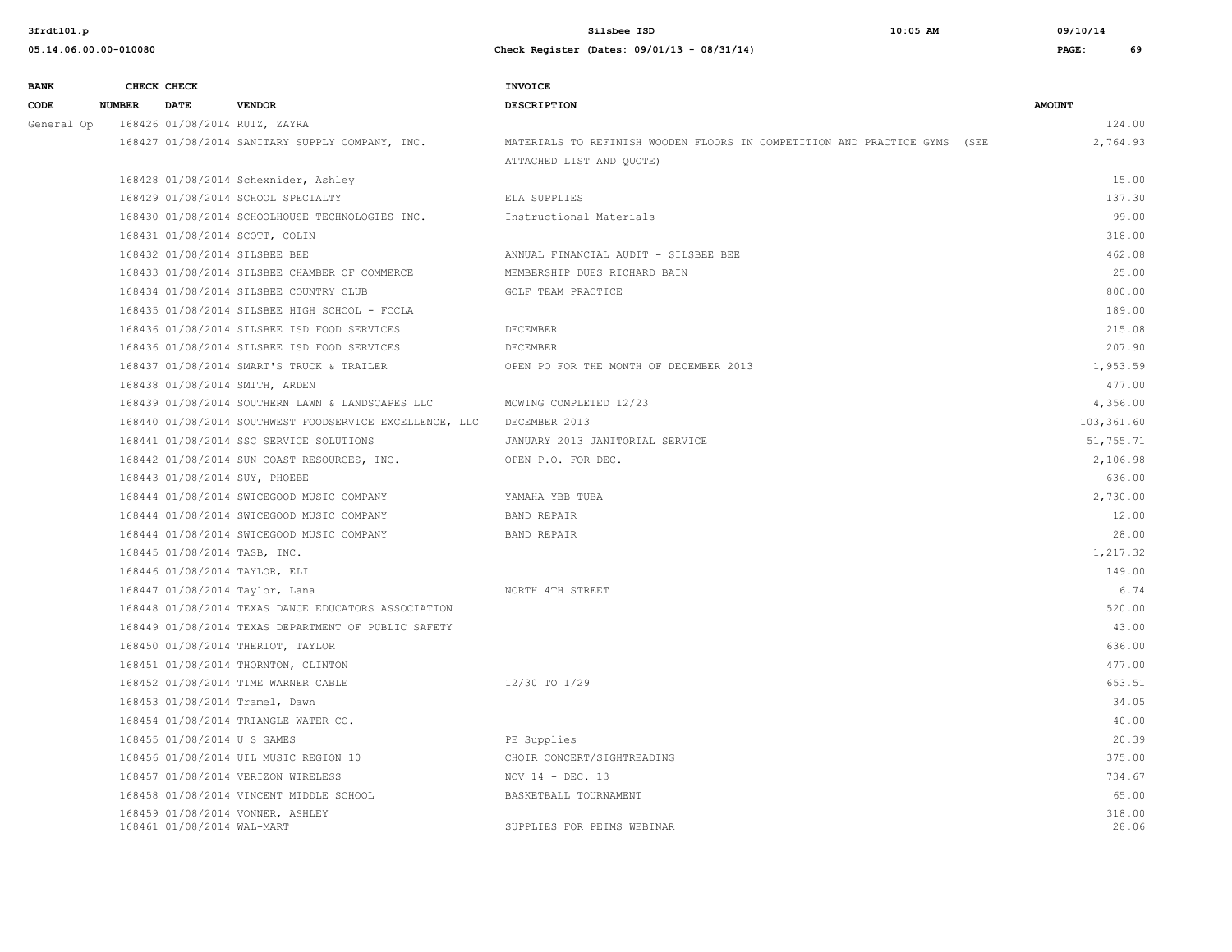| BANK CODE | CHECK NUMBER | CHECK DATE | VENDOR | INVOICE DESCRIPTION | AMOUNT |
|---|---|---|---|---|---|
| General Op | 168426 | 01/08/2014 | RUIZ, ZAYRA | | 124.00 |
| | 168427 | 01/08/2014 | SANITARY SUPPLY COMPANY, INC. | MATERIALS TO REFINISH WOODEN FLOORS IN COMPETITION AND PRACTICE GYMS (SEE ATTACHED LIST AND QUOTE) | 2,764.93 |
| | 168428 | 01/08/2014 | Schexnider, Ashley | | 15.00 |
| | 168429 | 01/08/2014 | SCHOOL SPECIALTY | ELA SUPPLIES | 137.30 |
| | 168430 | 01/08/2014 | SCHOOLHOUSE TECHNOLOGIES INC. | Instructional Materials | 99.00 |
| | 168431 | 01/08/2014 | SCOTT, COLIN | | 318.00 |
| | 168432 | 01/08/2014 | SILSBEE BEE | ANNUAL FINANCIAL AUDIT - SILSBEE BEE | 462.08 |
| | 168433 | 01/08/2014 | SILSBEE CHAMBER OF COMMERCE | MEMBERSHIP DUES RICHARD BAIN | 25.00 |
| | 168434 | 01/08/2014 | SILSBEE COUNTRY CLUB | GOLF TEAM PRACTICE | 800.00 |
| | 168435 | 01/08/2014 | SILSBEE HIGH SCHOOL - FCCLA | | 189.00 |
| | 168436 | 01/08/2014 | SILSBEE ISD FOOD SERVICES | DECEMBER | 215.08 |
| | 168436 | 01/08/2014 | SILSBEE ISD FOOD SERVICES | DECEMBER | 207.90 |
| | 168437 | 01/08/2014 | SMART'S TRUCK & TRAILER | OPEN PO FOR THE MONTH OF DECEMBER 2013 | 1,953.59 |
| | 168438 | 01/08/2014 | SMITH, ARDEN | | 477.00 |
| | 168439 | 01/08/2014 | SOUTHERN LAWN & LANDSCAPES LLC | MOWING COMPLETED 12/23 | 4,356.00 |
| | 168440 | 01/08/2014 | SOUTHWEST FOODSERVICE EXCELLENCE, LLC | DECEMBER 2013 | 103,361.60 |
| | 168441 | 01/08/2014 | SSC SERVICE SOLUTIONS | JANUARY 2013 JANITORIAL SERVICE | 51,755.71 |
| | 168442 | 01/08/2014 | SUN COAST RESOURCES, INC. | OPEN P.O. FOR DEC. | 2,106.98 |
| | 168443 | 01/08/2014 | SUY, PHOEBE | | 636.00 |
| | 168444 | 01/08/2014 | SWICEGOOD MUSIC COMPANY | YAMAHA YBB TUBA | 2,730.00 |
| | 168444 | 01/08/2014 | SWICEGOOD MUSIC COMPANY | BAND REPAIR | 12.00 |
| | 168444 | 01/08/2014 | SWICEGOOD MUSIC COMPANY | BAND REPAIR | 28.00 |
| | 168445 | 01/08/2014 | TASB, INC. | | 1,217.32 |
| | 168446 | 01/08/2014 | TAYLOR, ELI | | 149.00 |
| | 168447 | 01/08/2014 | Taylor, Lana | NORTH 4TH STREET | 6.74 |
| | 168448 | 01/08/2014 | TEXAS DANCE EDUCATORS ASSOCIATION | | 520.00 |
| | 168449 | 01/08/2014 | TEXAS DEPARTMENT OF PUBLIC SAFETY | | 43.00 |
| | 168450 | 01/08/2014 | THERIOT, TAYLOR | | 636.00 |
| | 168451 | 01/08/2014 | THORNTON, CLINTON | | 477.00 |
| | 168452 | 01/08/2014 | TIME WARNER CABLE | 12/30 TO 1/29 | 653.51 |
| | 168453 | 01/08/2014 | Tramel, Dawn | | 34.05 |
| | 168454 | 01/08/2014 | TRIANGLE WATER CO. | | 40.00 |
| | 168455 | 01/08/2014 | U S GAMES | PE Supplies | 20.39 |
| | 168456 | 01/08/2014 | UIL MUSIC REGION 10 | CHOIR CONCERT/SIGHTREADING | 375.00 |
| | 168457 | 01/08/2014 | VERIZON WIRELESS | NOV 14 - DEC. 13 | 734.67 |
| | 168458 | 01/08/2014 | VINCENT MIDDLE SCHOOL | BASKETBALL TOURNAMENT | 65.00 |
| | 168459 | 01/08/2014 | VONNER, ASHLEY | | 318.00 |
| | 168461 | 01/08/2014 | WAL-MART | SUPPLIES FOR PEIMS WEBINAR | 28.06 |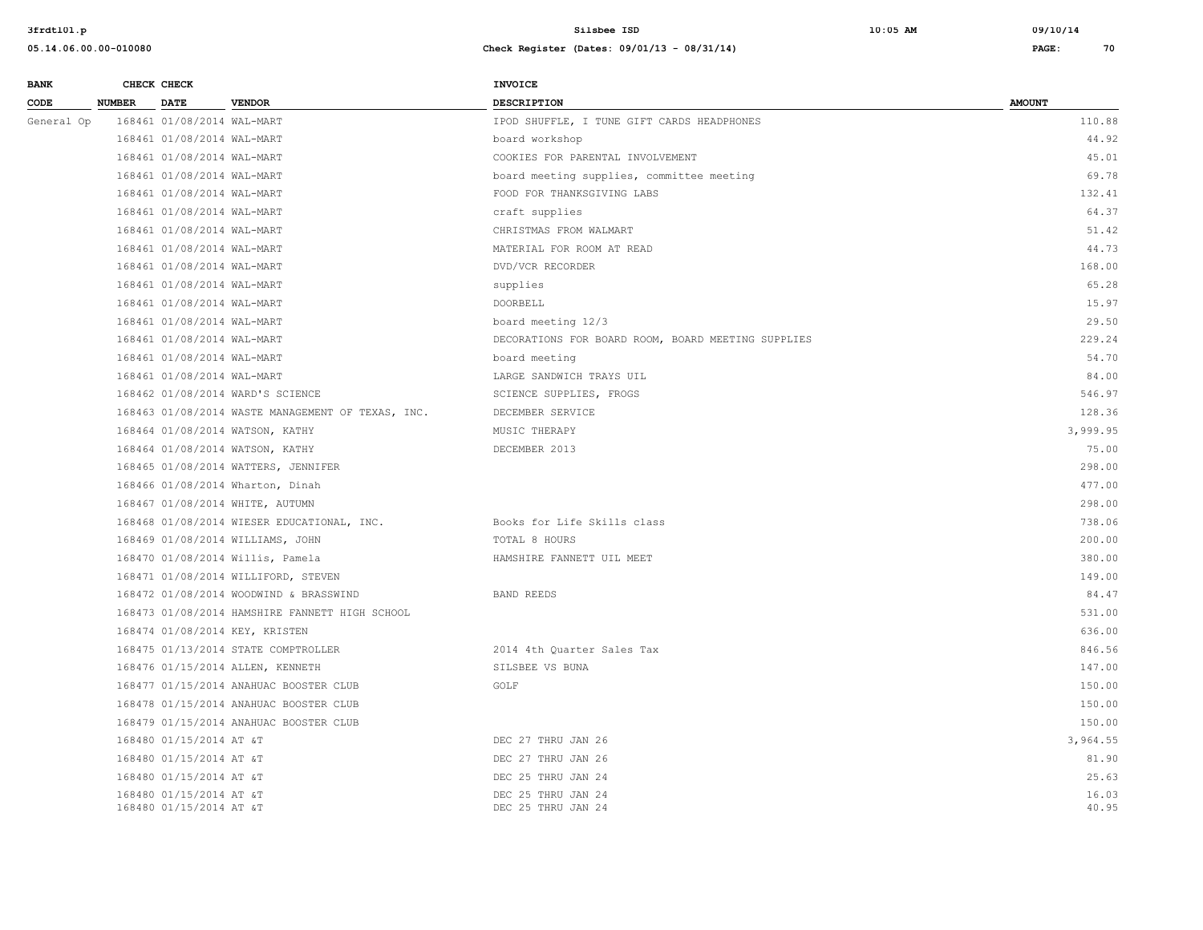| BANK CODE | CHECK NUMBER | CHECK DATE | VENDOR | INVOICE DESCRIPTION | AMOUNT |
|---|---|---|---|---|---|
| General Op | 168461 | 01/08/2014 | WAL-MART | IPOD SHUFFLE, I TUNE GIFT CARDS HEADPHONES | 110.88 |
| | 168461 | 01/08/2014 | WAL-MART | board workshop | 44.92 |
| | 168461 | 01/08/2014 | WAL-MART | COOKIES FOR PARENTAL INVOLVEMENT | 45.01 |
| | 168461 | 01/08/2014 | WAL-MART | board meeting supplies, committee meeting | 69.78 |
| | 168461 | 01/08/2014 | WAL-MART | FOOD FOR THANKSGIVING LABS | 132.41 |
| | 168461 | 01/08/2014 | WAL-MART | craft supplies | 64.37 |
| | 168461 | 01/08/2014 | WAL-MART | CHRISTMAS FROM WALMART | 51.42 |
| | 168461 | 01/08/2014 | WAL-MART | MATERIAL FOR ROOM AT READ | 44.73 |
| | 168461 | 01/08/2014 | WAL-MART | DVD/VCR RECORDER | 168.00 |
| | 168461 | 01/08/2014 | WAL-MART | supplies | 65.28 |
| | 168461 | 01/08/2014 | WAL-MART | DOORBELL | 15.97 |
| | 168461 | 01/08/2014 | WAL-MART | board meeting 12/3 | 29.50 |
| | 168461 | 01/08/2014 | WAL-MART | DECORATIONS FOR BOARD ROOM, BOARD MEETING SUPPLIES | 229.24 |
| | 168461 | 01/08/2014 | WAL-MART | board meeting | 54.70 |
| | 168461 | 01/08/2014 | WAL-MART | LARGE SANDWICH TRAYS UIL | 84.00 |
| | 168462 | 01/08/2014 | WARD'S SCIENCE | SCIENCE SUPPLIES, FROGS | 546.97 |
| | 168463 | 01/08/2014 | WASTE MANAGEMENT OF TEXAS, INC. | DECEMBER SERVICE | 128.36 |
| | 168464 | 01/08/2014 | WATSON, KATHY | MUSIC THERAPY | 3,999.95 |
| | 168464 | 01/08/2014 | WATSON, KATHY | DECEMBER 2013 | 75.00 |
| | 168465 | 01/08/2014 | WATTERS, JENNIFER | | 298.00 |
| | 168466 | 01/08/2014 | Wharton, Dinah | | 477.00 |
| | 168467 | 01/08/2014 | WHITE, AUTUMN | | 298.00 |
| | 168468 | 01/08/2014 | WIESER EDUCATIONAL, INC. | Books for Life Skills class | 738.06 |
| | 168469 | 01/08/2014 | WILLIAMS, JOHN | TOTAL 8 HOURS | 200.00 |
| | 168470 | 01/08/2014 | Willis, Pamela | HAMSHIRE FANNETT UIL MEET | 380.00 |
| | 168471 | 01/08/2014 | WILLIFORD, STEVEN | | 149.00 |
| | 168472 | 01/08/2014 | WOODWIND & BRASSWIND | BAND REEDS | 84.47 |
| | 168473 | 01/08/2014 | HAMSHIRE FANNETT HIGH SCHOOL | | 531.00 |
| | 168474 | 01/08/2014 | KEY, KRISTEN | | 636.00 |
| | 168475 | 01/13/2014 | STATE COMPTROLLER | 2014 4th Quarter Sales Tax | 846.56 |
| | 168476 | 01/15/2014 | ALLEN, KENNETH | SILSBEE VS BUNA | 147.00 |
| | 168477 | 01/15/2014 | ANAHUAC BOOSTER CLUB | GOLF | 150.00 |
| | 168478 | 01/15/2014 | ANAHUAC BOOSTER CLUB | | 150.00 |
| | 168479 | 01/15/2014 | ANAHUAC BOOSTER CLUB | | 150.00 |
| | 168480 | 01/15/2014 | AT &T | DEC 27 THRU JAN 26 | 3,964.55 |
| | 168480 | 01/15/2014 | AT &T | DEC 27 THRU JAN 26 | 81.90 |
| | 168480 | 01/15/2014 | AT &T | DEC 25 THRU JAN 24 | 25.63 |
| | 168480 | 01/15/2014 | AT &T | DEC 25 THRU JAN 24 | 16.03 |
| | 168480 | 01/15/2014 | AT &T | DEC 25 THRU JAN 24 | 40.95 |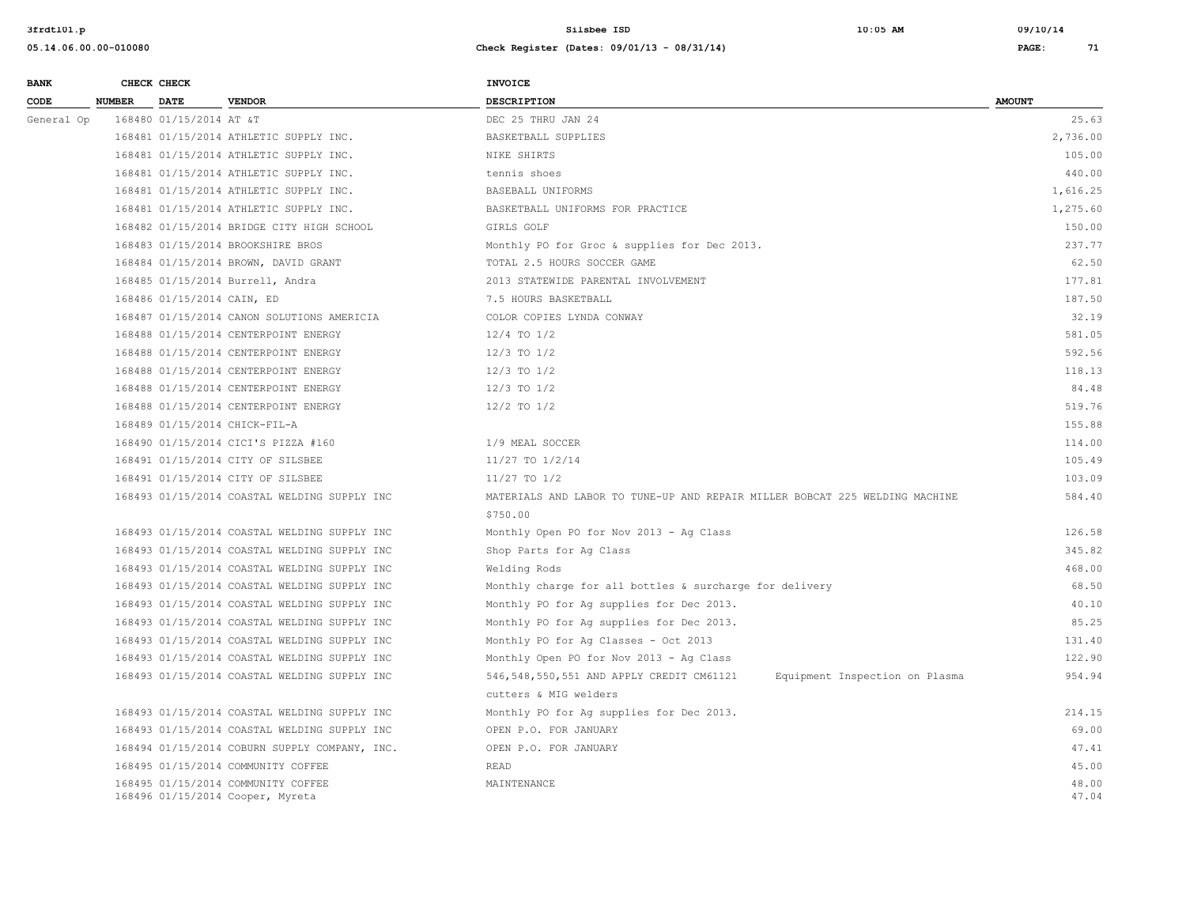**Check Register (Dates: 09/01/13 - 08/31/14)**

| BANK CODE | CHECK NUMBER | CHECK DATE | VENDOR | INVOICE DESCRIPTION | AMOUNT |
|---|---|---|---|---|---|
| General Op | 168480 | 01/15/2014 | AT &T | DEC 25 THRU JAN 24 | 25.63 |
| | 168481 | 01/15/2014 | ATHLETIC SUPPLY INC. | BASKETBALL SUPPLIES | 2,736.00 |
| | 168481 | 01/15/2014 | ATHLETIC SUPPLY INC. | NIKE SHIRTS | 105.00 |
| | 168481 | 01/15/2014 | ATHLETIC SUPPLY INC. | tennis shoes | 440.00 |
| | 168481 | 01/15/2014 | ATHLETIC SUPPLY INC. | BASEBALL UNIFORMS | 1,616.25 |
| | 168481 | 01/15/2014 | ATHLETIC SUPPLY INC. | BASKETBALL UNIFORMS FOR PRACTICE | 1,275.60 |
| | 168482 | 01/15/2014 | BRIDGE CITY HIGH SCHOOL | GIRLS GOLF | 150.00 |
| | 168483 | 01/15/2014 | BROOKSHIRE BROS | Monthly PO for Groc & supplies for Dec 2013. | 237.77 |
| | 168484 | 01/15/2014 | BROWN, DAVID GRANT | TOTAL 2.5 HOURS SOCCER GAME | 62.50 |
| | 168485 | 01/15/2014 | Burrell, Andra | 2013 STATEWIDE PARENTAL INVOLVEMENT | 177.81 |
| | 168486 | 01/15/2014 | CAIN, ED | 7.5 HOURS BASKETBALL | 187.50 |
| | 168487 | 01/15/2014 | CANON SOLUTIONS AMERICIA | COLOR COPIES LYNDA CONWAY | 32.19 |
| | 168488 | 01/15/2014 | CENTERPOINT ENERGY | 12/4 TO 1/2 | 581.05 |
| | 168488 | 01/15/2014 | CENTERPOINT ENERGY | 12/3 TO 1/2 | 592.56 |
| | 168488 | 01/15/2014 | CENTERPOINT ENERGY | 12/3 TO 1/2 | 118.13 |
| | 168488 | 01/15/2014 | CENTERPOINT ENERGY | 12/3 TO 1/2 | 84.48 |
| | 168488 | 01/15/2014 | CENTERPOINT ENERGY | 12/2 TO 1/2 | 519.76 |
| | 168489 | 01/15/2014 | CHICK-FIL-A | | 155.88 |
| | 168490 | 01/15/2014 | CICI'S PIZZA #160 | 1/9 MEAL SOCCER | 114.00 |
| | 168491 | 01/15/2014 | CITY OF SILSBEE | 11/27 TO 1/2/14 | 105.49 |
| | 168491 | 01/15/2014 | CITY OF SILSBEE | 11/27 TO 1/2 | 103.09 |
| | 168493 | 01/15/2014 | COASTAL WELDING SUPPLY INC | MATERIALS AND LABOR TO TUNE-UP AND REPAIR MILLER BOBCAT 225 WELDING MACHINE $750.00 | 584.40 |
| | 168493 | 01/15/2014 | COASTAL WELDING SUPPLY INC | Monthly Open PO for Nov 2013 - Ag Class | 126.58 |
| | 168493 | 01/15/2014 | COASTAL WELDING SUPPLY INC | Shop Parts for Ag Class | 345.82 |
| | 168493 | 01/15/2014 | COASTAL WELDING SUPPLY INC | Welding Rods | 468.00 |
| | 168493 | 01/15/2014 | COASTAL WELDING SUPPLY INC | Monthly charge for all bottles & surcharge for delivery | 68.50 |
| | 168493 | 01/15/2014 | COASTAL WELDING SUPPLY INC | Monthly PO for Ag supplies for Dec 2013. | 40.10 |
| | 168493 | 01/15/2014 | COASTAL WELDING SUPPLY INC | Monthly PO for Ag supplies for Dec 2013. | 85.25 |
| | 168493 | 01/15/2014 | COASTAL WELDING SUPPLY INC | Monthly PO for Ag Classes - Oct 2013 | 131.40 |
| | 168493 | 01/15/2014 | COASTAL WELDING SUPPLY INC | Monthly Open PO for Nov 2013 - Ag Class | 122.90 |
| | 168493 | 01/15/2014 | COASTAL WELDING SUPPLY INC | 546,548,550,551 AND APPLY CREDIT CM61121 Equipment Inspection on Plasma cutters & MIG welders | 954.94 |
| | 168493 | 01/15/2014 | COASTAL WELDING SUPPLY INC | Monthly PO for Ag supplies for Dec 2013. | 214.15 |
| | 168493 | 01/15/2014 | COASTAL WELDING SUPPLY INC | OPEN P.O. FOR JANUARY | 69.00 |
| | 168494 | 01/15/2014 | COBURN SUPPLY COMPANY, INC. | OPEN P.O. FOR JANUARY | 47.41 |
| | 168495 | 01/15/2014 | COMMUNITY COFFEE | READ | 45.00 |
| | 168495 | 01/15/2014 | COMMUNITY COFFEE | MAINTENANCE | 48.00 |
| | 168496 | 01/15/2014 | Cooper, Myreta | | 47.04 |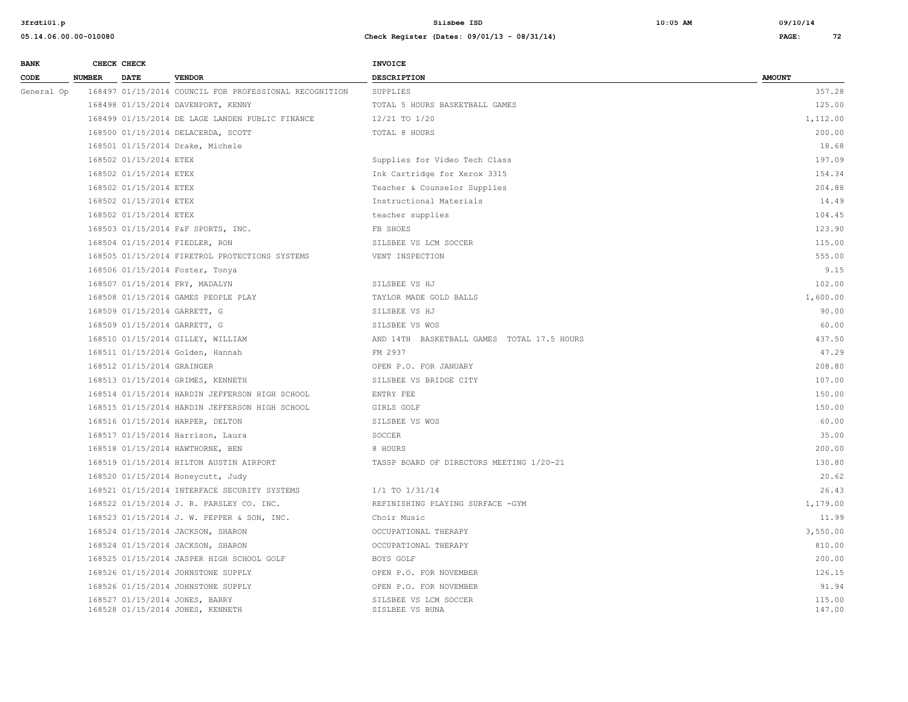| BANK CODE | CHECK NUMBER | CHECK DATE | VENDOR | INVOICE DESCRIPTION | AMOUNT |
|---|---|---|---|---|---|
| General Op | 168497 | 01/15/2014 | COUNCIL FOR PROFESSIONAL RECOGNITION | SUPPLIES | 357.28 |
| | 168498 | 01/15/2014 | DAVENPORT, KENNY | TOTAL 5 HOURS BASKETBALL GAMES | 125.00 |
| | 168499 | 01/15/2014 | DE LAGE LANDEN PUBLIC FINANCE | 12/21 TO 1/20 | 1,112.00 |
| | 168500 | 01/15/2014 | DELACERDA, SCOTT | TOTAL 8 HOURS | 200.00 |
| | 168501 | 01/15/2014 | Drake, Michele | | 18.68 |
| | 168502 | 01/15/2014 | ETEX | Supplies for Video Tech Class | 197.09 |
| | 168502 | 01/15/2014 | ETEX | Ink Cartridge for Xerox 3315 | 154.34 |
| | 168502 | 01/15/2014 | ETEX | Teacher & Counselor Supplies | 204.88 |
| | 168502 | 01/15/2014 | ETEX | Instructional Materials | 14.49 |
| | 168502 | 01/15/2014 | ETEX | teacher supplies | 104.45 |
| | 168503 | 01/15/2014 | F&F SPORTS, INC. | FB SHOES | 123.90 |
| | 168504 | 01/15/2014 | FIEDLER, RON | SILSBEE VS LCM SOCCER | 115.00 |
| | 168505 | 01/15/2014 | FIRETROL PROTECTIONS SYSTEMS | VENT INSPECTION | 555.00 |
| | 168506 | 01/15/2014 | Foster, Tonya | | 9.15 |
| | 168507 | 01/15/2014 | FRY, MADALYN | SILSBEE VS HJ | 102.00 |
| | 168508 | 01/15/2014 | GAMES PEOPLE PLAY | TAYLOR MADE GOLD BALLS | 1,600.00 |
| | 168509 | 01/15/2014 | GARRETT, G | SILSBEE VS HJ | 90.00 |
| | 168509 | 01/15/2014 | GARRETT, G | SILSBEE VS WOS | 60.00 |
| | 168510 | 01/15/2014 | GILLEY, WILLIAM | AND 14TH BASKETBALL GAMES TOTAL 17.5 HOURS | 437.50 |
| | 168511 | 01/15/2014 | Golden, Hannah | FM 2937 | 47.29 |
| | 168512 | 01/15/2014 | GRAINGER | OPEN P.O. FOR JANUARY | 208.80 |
| | 168513 | 01/15/2014 | GRIMES, KENNETH | SILSBEE VS BRIDGE CITY | 107.00 |
| | 168514 | 01/15/2014 | HARDIN JEFFERSON HIGH SCHOOL | ENTRY FEE | 150.00 |
| | 168515 | 01/15/2014 | HARDIN JEFFERSON HIGH SCHOOL | GIRLS GOLF | 150.00 |
| | 168516 | 01/15/2014 | HARPER, DELTON | SILSBEE VS WOS | 60.00 |
| | 168517 | 01/15/2014 | Harrison, Laura | SOCCER | 35.00 |
| | 168518 | 01/15/2014 | HAWTHORNE, BEN | 8 HOURS | 200.00 |
| | 168519 | 01/15/2014 | HILTON AUSTIN AIRPORT | TASSP BOARD OF DIRECTORS MEETING 1/20-21 | 130.80 |
| | 168520 | 01/15/2014 | Honeycutt, Judy | | 20.62 |
| | 168521 | 01/15/2014 | INTERFACE SECURITY SYSTEMS | 1/1 TO 1/31/14 | 26.43 |
| | 168522 | 01/15/2014 | J. R. PARSLEY CO. INC. | REFINISHING PLAYING SURFACE -GYM | 1,179.00 |
| | 168523 | 01/15/2014 | J. W. PEPPER & SON, INC. | Choir Music | 11.99 |
| | 168524 | 01/15/2014 | JACKSON, SHARON | OCCUPATIONAL THERAPY | 3,550.00 |
| | 168524 | 01/15/2014 | JACKSON, SHARON | OCCUPATIONAL THERAPY | 810.00 |
| | 168525 | 01/15/2014 | JASPER HIGH SCHOOL GOLF | BOYS GOLF | 200.00 |
| | 168526 | 01/15/2014 | JOHNSTONE SUPPLY | OPEN P.O. FOR NOVEMBER | 126.15 |
| | 168526 | 01/15/2014 | JOHNSTONE SUPPLY | OPEN P.O. FOR NOVEMBER | 91.94 |
| | 168527 | 01/15/2014 | JONES, BARRY | SILSBEE VS LCM SOCCER | 115.00 |
| | 168528 | 01/15/2014 | JONES, KENNETH | SISLBEE VS BUNA | 147.00 |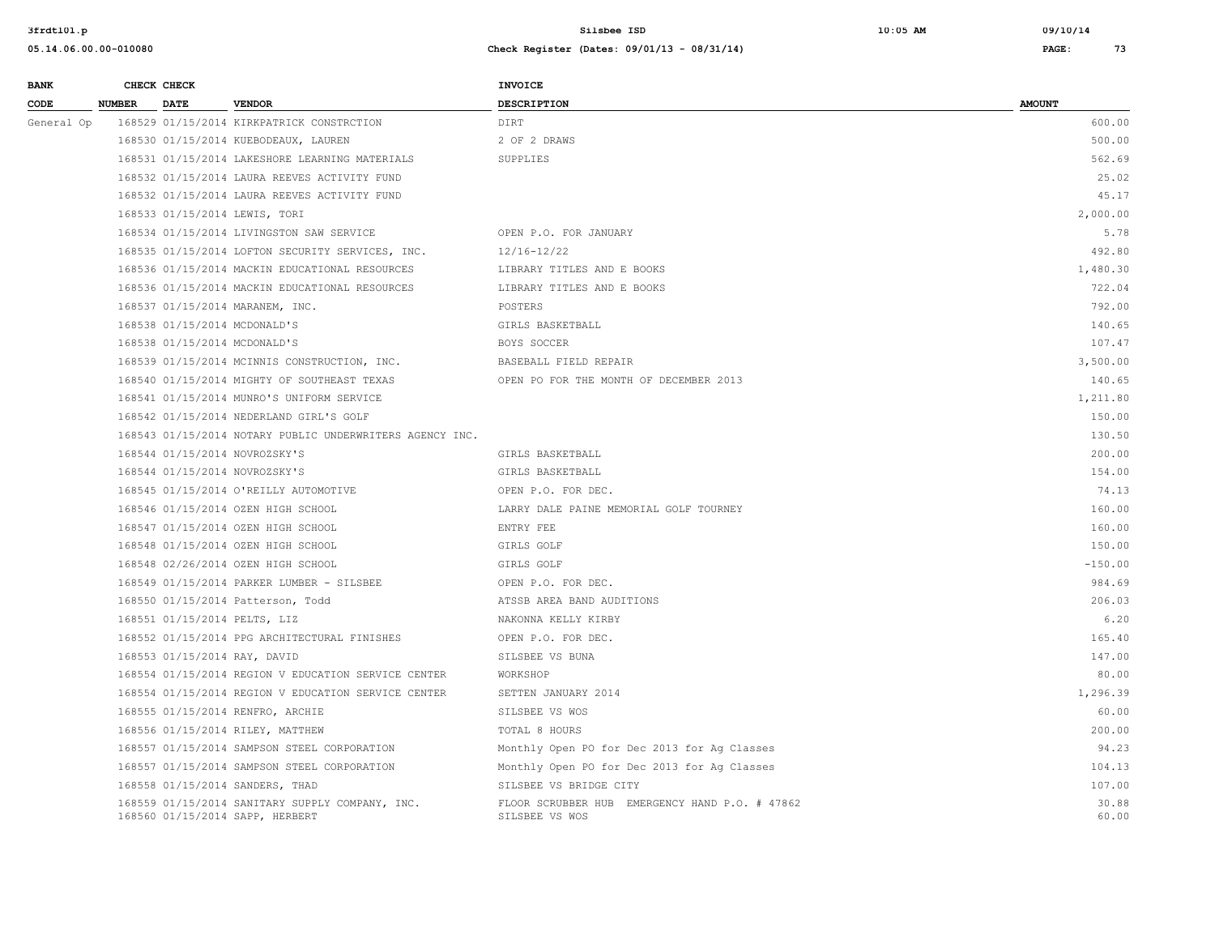| BANK CODE | CHECK NUMBER | CHECK DATE | VENDOR | INVOICE DESCRIPTION | AMOUNT |
|---|---|---|---|---|---|
| General Op | 168529 | 01/15/2014 | KIRKPATRICK CONSTRCTION | DIRT | 600.00 |
| | 168530 | 01/15/2014 | KUEBODEAUX, LAUREN | 2 OF 2 DRAWS | 500.00 |
| | 168531 | 01/15/2014 | LAKESHORE LEARNING MATERIALS | SUPPLIES | 562.69 |
| | 168532 | 01/15/2014 | LAURA REEVES ACTIVITY FUND | | 25.02 |
| | 168532 | 01/15/2014 | LAURA REEVES ACTIVITY FUND | | 45.17 |
| | 168533 | 01/15/2014 | LEWIS, TORI | | 2,000.00 |
| | 168534 | 01/15/2014 | LIVINGSTON SAW SERVICE | OPEN P.O. FOR JANUARY | 5.78 |
| | 168535 | 01/15/2014 | LOFTON SECURITY SERVICES, INC. | 12/16-12/22 | 492.80 |
| | 168536 | 01/15/2014 | MACKIN EDUCATIONAL RESOURCES | LIBRARY TITLES AND E BOOKS | 1,480.30 |
| | 168536 | 01/15/2014 | MACKIN EDUCATIONAL RESOURCES | LIBRARY TITLES AND E BOOKS | 722.04 |
| | 168537 | 01/15/2014 | MARANEM, INC. | POSTERS | 792.00 |
| | 168538 | 01/15/2014 | MCDONALD'S | GIRLS BASKETBALL | 140.65 |
| | 168538 | 01/15/2014 | MCDONALD'S | BOYS SOCCER | 107.47 |
| | 168539 | 01/15/2014 | MCINNIS CONSTRUCTION, INC. | BASEBALL FIELD REPAIR | 3,500.00 |
| | 168540 | 01/15/2014 | MIGHTY OF SOUTHEAST TEXAS | OPEN PO FOR THE MONTH OF DECEMBER 2013 | 140.65 |
| | 168541 | 01/15/2014 | MUNRO'S UNIFORM SERVICE | | 1,211.80 |
| | 168542 | 01/15/2014 | NEDERLAND GIRL'S GOLF | | 150.00 |
| | 168543 | 01/15/2014 | NOTARY PUBLIC UNDERWRITERS AGENCY INC. | | 130.50 |
| | 168544 | 01/15/2014 | NOVROZSKY'S | GIRLS BASKETBALL | 200.00 |
| | 168544 | 01/15/2014 | NOVROZSKY'S | GIRLS BASKETBALL | 154.00 |
| | 168545 | 01/15/2014 | O'REILLY AUTOMOTIVE | OPEN P.O. FOR DEC. | 74.13 |
| | 168546 | 01/15/2014 | OZEN HIGH SCHOOL | LARRY DALE PAINE MEMORIAL GOLF TOURNEY | 160.00 |
| | 168547 | 01/15/2014 | OZEN HIGH SCHOOL | ENTRY FEE | 160.00 |
| | 168548 | 01/15/2014 | OZEN HIGH SCHOOL | GIRLS GOLF | 150.00 |
| | 168548 | 02/26/2014 | OZEN HIGH SCHOOL | GIRLS GOLF | -150.00 |
| | 168549 | 01/15/2014 | PARKER LUMBER - SILSBEE | OPEN P.O. FOR DEC. | 984.69 |
| | 168550 | 01/15/2014 | Patterson, Todd | ATSSB AREA BAND AUDITIONS | 206.03 |
| | 168551 | 01/15/2014 | PELTS, LIZ | NAKONNA KELLY KIRBY | 6.20 |
| | 168552 | 01/15/2014 | PPG ARCHITECTURAL FINISHES | OPEN P.O. FOR DEC. | 165.40 |
| | 168553 | 01/15/2014 | RAY, DAVID | SILSBEE VS BUNA | 147.00 |
| | 168554 | 01/15/2014 | REGION V EDUCATION SERVICE CENTER | WORKSHOP | 80.00 |
| | 168554 | 01/15/2014 | REGION V EDUCATION SERVICE CENTER | SETTEN JANUARY 2014 | 1,296.39 |
| | 168555 | 01/15/2014 | RENFRO, ARCHIE | SILSBEE VS WOS | 60.00 |
| | 168556 | 01/15/2014 | RILEY, MATTHEW | TOTAL 8 HOURS | 200.00 |
| | 168557 | 01/15/2014 | SAMPSON STEEL CORPORATION | Monthly Open PO for Dec 2013 for Ag Classes | 94.23 |
| | 168557 | 01/15/2014 | SAMPSON STEEL CORPORATION | Monthly Open PO for Dec 2013 for Ag Classes | 104.13 |
| | 168558 | 01/15/2014 | SANDERS, THAD | SILSBEE VS BRIDGE CITY | 107.00 |
| | 168559 | 01/15/2014 | SANITARY SUPPLY COMPANY, INC. | FLOOR SCRUBBER HUB EMERGENCY HAND P.O. # 47862 | 30.88 |
| | 168560 | 01/15/2014 | SAPP, HERBERT | SILSBEE VS WOS | 60.00 |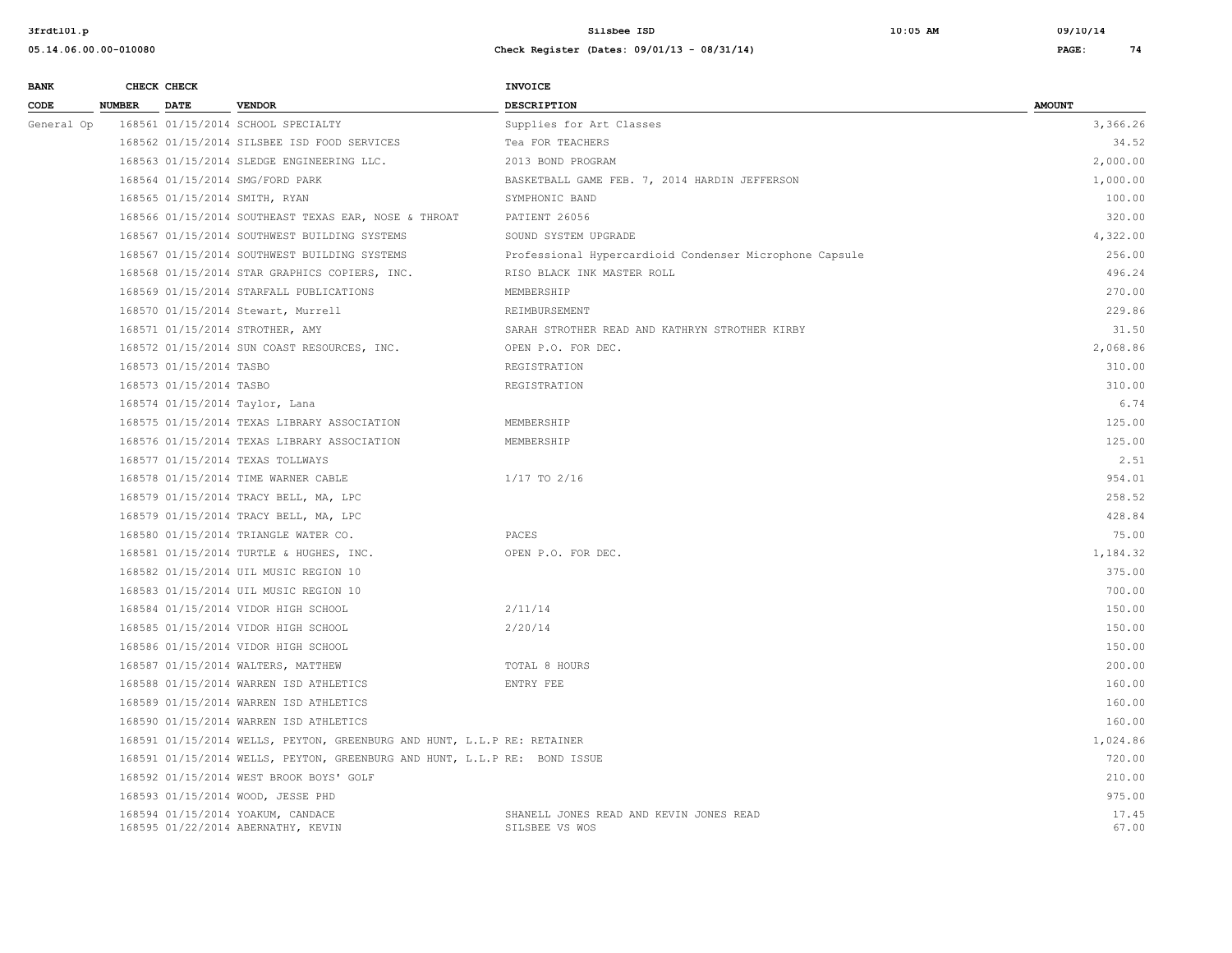| BANK CODE | CHECK NUMBER | CHECK DATE | VENDOR | INVOICE DESCRIPTION | AMOUNT |
|---|---|---|---|---|---|
| General Op | 168561 | 01/15/2014 | SCHOOL SPECIALTY | Supplies for Art Classes | 3,366.26 |
| | 168562 | 01/15/2014 | SILSBEE ISD FOOD SERVICES | Tea FOR TEACHERS | 34.52 |
| | 168563 | 01/15/2014 | SLEDGE ENGINEERING LLC. | 2013 BOND PROGRAM | 2,000.00 |
| | 168564 | 01/15/2014 | SMG/FORD PARK | BASKETBALL GAME FEB. 7, 2014 HARDIN JEFFERSON | 1,000.00 |
| | 168565 | 01/15/2014 | SMITH, RYAN | SYMPHONIC BAND | 100.00 |
| | 168566 | 01/15/2014 | SOUTHEAST TEXAS EAR, NOSE & THROAT | PATIENT 26056 | 320.00 |
| | 168567 | 01/15/2014 | SOUTHWEST BUILDING SYSTEMS | SOUND SYSTEM UPGRADE | 4,322.00 |
| | 168567 | 01/15/2014 | SOUTHWEST BUILDING SYSTEMS | Professional Hypercardioid Condenser Microphone Capsule | 256.00 |
| | 168568 | 01/15/2014 | STAR GRAPHICS COPIERS, INC. | RISO BLACK INK MASTER ROLL | 496.24 |
| | 168569 | 01/15/2014 | STARFALL PUBLICATIONS | MEMBERSHIP | 270.00 |
| | 168570 | 01/15/2014 | Stewart, Murrell | REIMBURSEMENT | 229.86 |
| | 168571 | 01/15/2014 | STROTHER, AMY | SARAH STROTHER READ AND KATHRYN STROTHER KIRBY | 31.50 |
| | 168572 | 01/15/2014 | SUN COAST RESOURCES, INC. | OPEN P.O. FOR DEC. | 2,068.86 |
| | 168573 | 01/15/2014 | TASBO | REGISTRATION | 310.00 |
| | 168573 | 01/15/2014 | TASBO | REGISTRATION | 310.00 |
| | 168574 | 01/15/2014 | Taylor, Lana | | 6.74 |
| | 168575 | 01/15/2014 | TEXAS LIBRARY ASSOCIATION | MEMBERSHIP | 125.00 |
| | 168576 | 01/15/2014 | TEXAS LIBRARY ASSOCIATION | MEMBERSHIP | 125.00 |
| | 168577 | 01/15/2014 | TEXAS TOLLWAYS | | 2.51 |
| | 168578 | 01/15/2014 | TIME WARNER CABLE | 1/17 TO 2/16 | 954.01 |
| | 168579 | 01/15/2014 | TRACY BELL, MA, LPC | | 258.52 |
| | 168579 | 01/15/2014 | TRACY BELL, MA, LPC | | 428.84 |
| | 168580 | 01/15/2014 | TRIANGLE WATER CO. | PACES | 75.00 |
| | 168581 | 01/15/2014 | TURTLE & HUGHES, INC. | OPEN P.O. FOR DEC. | 1,184.32 |
| | 168582 | 01/15/2014 | UIL MUSIC REGION 10 | | 375.00 |
| | 168583 | 01/15/2014 | UIL MUSIC REGION 10 | | 700.00 |
| | 168584 | 01/15/2014 | VIDOR HIGH SCHOOL | 2/11/14 | 150.00 |
| | 168585 | 01/15/2014 | VIDOR HIGH SCHOOL | 2/20/14 | 150.00 |
| | 168586 | 01/15/2014 | VIDOR HIGH SCHOOL | | 150.00 |
| | 168587 | 01/15/2014 | WALTERS, MATTHEW | TOTAL 8 HOURS | 200.00 |
| | 168588 | 01/15/2014 | WARREN ISD ATHLETICS | ENTRY FEE | 160.00 |
| | 168589 | 01/15/2014 | WARREN ISD ATHLETICS | | 160.00 |
| | 168590 | 01/15/2014 | WARREN ISD ATHLETICS | | 160.00 |
| | 168591 | 01/15/2014 | WELLS, PEYTON, GREENBURG AND HUNT, L.L.P | RE: RETAINER | 1,024.86 |
| | 168591 | 01/15/2014 | WELLS, PEYTON, GREENBURG AND HUNT, L.L.P | RE: BOND ISSUE | 720.00 |
| | 168592 | 01/15/2014 | WEST BROOK BOYS' GOLF | | 210.00 |
| | 168593 | 01/15/2014 | WOOD, JESSE PHD | | 975.00 |
| | 168594 | 01/15/2014 | YOAKUM, CANDACE | SHANELL JONES READ AND KEVIN JONES READ | 17.45 |
| | 168595 | 01/22/2014 | ABERNATHY, KEVIN | SILSBEE VS WOS | 67.00 |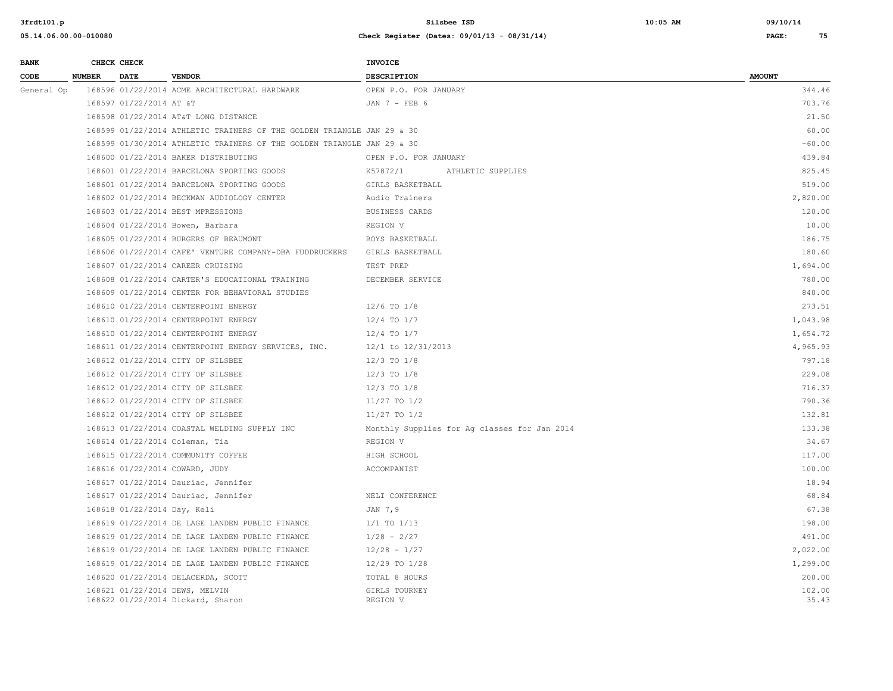| BANK CODE | CHECK NUMBER | CHECK DATE | VENDOR | INVOICE DESCRIPTION | AMOUNT |
|---|---|---|---|---|---|
| General Op | 168596 | 01/22/2014 | ACME ARCHITECTURAL HARDWARE | OPEN P.O. FOR JANUARY | 344.46 |
| | 168597 | 01/22/2014 | AT &T | JAN 7 - FEB 6 | 703.76 |
| | 168598 | 01/22/2014 | AT&T LONG DISTANCE | | 21.50 |
| | 168599 | 01/22/2014 | ATHLETIC TRAINERS OF THE GOLDEN TRIANGLE | JAN 29 & 30 | 60.00 |
| | 168599 | 01/30/2014 | ATHLETIC TRAINERS OF THE GOLDEN TRIANGLE | JAN 29 & 30 | -60.00 |
| | 168600 | 01/22/2014 | BAKER DISTRIBUTING | OPEN P.O. FOR JANUARY | 439.84 |
| | 168601 | 01/22/2014 | BARCELONA SPORTING GOODS | K57872/1 ATHLETIC SUPPLIES | 825.45 |
| | 168601 | 01/22/2014 | BARCELONA SPORTING GOODS | GIRLS BASKETBALL | 519.00 |
| | 168602 | 01/22/2014 | BECKMAN AUDIOLOGY CENTER | Audio Trainers | 2,820.00 |
| | 168603 | 01/22/2014 | BEST MPRESSIONS | BUSINESS CARDS | 120.00 |
| | 168604 | 01/22/2014 | Bowen, Barbara | REGION V | 10.00 |
| | 168605 | 01/22/2014 | BURGERS OF BEAUMONT | BOYS BASKETBALL | 186.75 |
| | 168606 | 01/22/2014 | CAFE' VENTURE COMPANY-DBA FUDDRUCKERS | GIRLS BASKETBALL | 180.60 |
| | 168607 | 01/22/2014 | CAREER CRUISING | TEST PREP | 1,694.00 |
| | 168608 | 01/22/2014 | CARTER'S EDUCATIONAL TRAINING | DECEMBER SERVICE | 780.00 |
| | 168609 | 01/22/2014 | CENTER FOR BEHAVIORAL STUDIES | | 840.00 |
| | 168610 | 01/22/2014 | CENTERPOINT ENERGY | 12/6 TO 1/8 | 273.51 |
| | 168610 | 01/22/2014 | CENTERPOINT ENERGY | 12/4 TO 1/7 | 1,043.98 |
| | 168610 | 01/22/2014 | CENTERPOINT ENERGY | 12/4 TO 1/7 | 1,654.72 |
| | 168611 | 01/22/2014 | CENTERPOINT ENERGY SERVICES, INC. | 12/1 to 12/31/2013 | 4,965.93 |
| | 168612 | 01/22/2014 | CITY OF SILSBEE | 12/3 TO 1/8 | 797.18 |
| | 168612 | 01/22/2014 | CITY OF SILSBEE | 12/3 TO 1/8 | 229.08 |
| | 168612 | 01/22/2014 | CITY OF SILSBEE | 12/3 TO 1/8 | 716.37 |
| | 168612 | 01/22/2014 | CITY OF SILSBEE | 11/27 TO 1/2 | 790.36 |
| | 168612 | 01/22/2014 | CITY OF SILSBEE | 11/27 TO 1/2 | 132.81 |
| | 168613 | 01/22/2014 | COASTAL WELDING SUPPLY INC | Monthly Supplies for Ag classes for Jan 2014 | 133.38 |
| | 168614 | 01/22/2014 | Coleman, Tia | REGION V | 34.67 |
| | 168615 | 01/22/2014 | COMMUNITY COFFEE | HIGH SCHOOL | 117.00 |
| | 168616 | 01/22/2014 | COWARD, JUDY | ACCOMPANIST | 100.00 |
| | 168617 | 01/22/2014 | Dauriac, Jennifer | | 18.94 |
| | 168617 | 01/22/2014 | Dauriac, Jennifer | NELI CONFERENCE | 68.84 |
| | 168618 | 01/22/2014 | Day, Keli | JAN 7,9 | 67.38 |
| | 168619 | 01/22/2014 | DE LAGE LANDEN PUBLIC FINANCE | 1/1 TO 1/13 | 198.00 |
| | 168619 | 01/22/2014 | DE LAGE LANDEN PUBLIC FINANCE | 1/28 - 2/27 | 491.00 |
| | 168619 | 01/22/2014 | DE LAGE LANDEN PUBLIC FINANCE | 12/28 - 1/27 | 2,022.00 |
| | 168619 | 01/22/2014 | DE LAGE LANDEN PUBLIC FINANCE | 12/29 TO 1/28 | 1,299.00 |
| | 168620 | 01/22/2014 | DELACERDA, SCOTT | TOTAL 8 HOURS | 200.00 |
| | 168621 | 01/22/2014 | DEWS, MELVIN | GIRLS TOURNEY | 102.00 |
| | 168622 | 01/22/2014 | Dickard, Sharon | REGION V | 35.43 |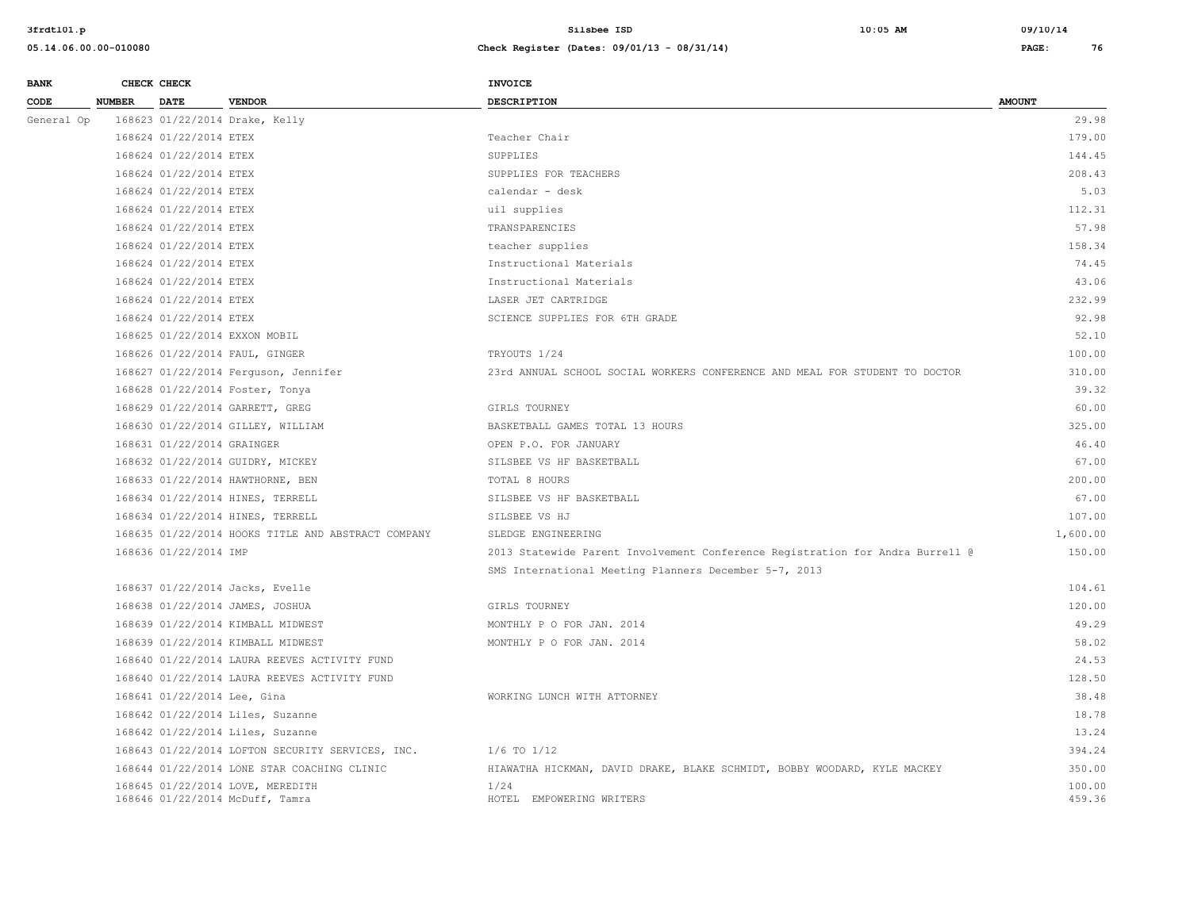| BANK CODE | CHECK NUMBER | CHECK DATE | VENDOR | INVOICE DESCRIPTION | AMOUNT |
|---|---|---|---|---|---|
| General Op | 168623 | 01/22/2014 | Drake, Kelly | | 29.98 |
| | 168624 | 01/22/2014 | ETEX | Teacher Chair | 179.00 |
| | 168624 | 01/22/2014 | ETEX | SUPPLIES | 144.45 |
| | 168624 | 01/22/2014 | ETEX | SUPPLIES FOR TEACHERS | 208.43 |
| | 168624 | 01/22/2014 | ETEX | calendar - desk | 5.03 |
| | 168624 | 01/22/2014 | ETEX | uil supplies | 112.31 |
| | 168624 | 01/22/2014 | ETEX | TRANSPARENCIES | 57.98 |
| | 168624 | 01/22/2014 | ETEX | teacher supplies | 158.34 |
| | 168624 | 01/22/2014 | ETEX | Instructional Materials | 74.45 |
| | 168624 | 01/22/2014 | ETEX | Instructional Materials | 43.06 |
| | 168624 | 01/22/2014 | ETEX | LASER JET CARTRIDGE | 232.99 |
| | 168624 | 01/22/2014 | ETEX | SCIENCE SUPPLIES FOR 6TH GRADE | 92.98 |
| | 168625 | 01/22/2014 | EXXON MOBIL | | 52.10 |
| | 168626 | 01/22/2014 | FAUL, GINGER | TRYOUTS 1/24 | 100.00 |
| | 168627 | 01/22/2014 | Ferguson, Jennifer | 23rd ANNUAL SCHOOL SOCIAL WORKERS CONFERENCE AND MEAL FOR STUDENT TO DOCTOR | 310.00 |
| | 168628 | 01/22/2014 | Foster, Tonya | | 39.32 |
| | 168629 | 01/22/2014 | GARRETT, GREG | GIRLS TOURNEY | 60.00 |
| | 168630 | 01/22/2014 | GILLEY, WILLIAM | BASKETBALL GAMES TOTAL 13 HOURS | 325.00 |
| | 168631 | 01/22/2014 | GRAINGER | OPEN P.O. FOR JANUARY | 46.40 |
| | 168632 | 01/22/2014 | GUIDRY, MICKEY | SILSBEE VS HF BASKETBALL | 67.00 |
| | 168633 | 01/22/2014 | HAWTHORNE, BEN | TOTAL 8 HOURS | 200.00 |
| | 168634 | 01/22/2014 | HINES, TERRELL | SILSBEE VS HF BASKETBALL | 67.00 |
| | 168634 | 01/22/2014 | HINES, TERRELL | SILSBEE VS HJ | 107.00 |
| | 168635 | 01/22/2014 | HOOKS TITLE AND ABSTRACT COMPANY | SLEDGE ENGINEERING | 1,600.00 |
| | 168636 | 01/22/2014 | IMP | 2013 Statewide Parent Involvement Conference Registration for Andra Burrell @ SMS International Meeting Planners December 5-7, 2013 | 150.00 |
| | 168637 | 01/22/2014 | Jacks, Evelle | | 104.61 |
| | 168638 | 01/22/2014 | JAMES, JOSHUA | GIRLS TOURNEY | 120.00 |
| | 168639 | 01/22/2014 | KIMBALL MIDWEST | MONTHLY P O FOR JAN. 2014 | 49.29 |
| | 168639 | 01/22/2014 | KIMBALL MIDWEST | MONTHLY P O FOR JAN. 2014 | 58.02 |
| | 168640 | 01/22/2014 | LAURA REEVES ACTIVITY FUND | | 24.53 |
| | 168640 | 01/22/2014 | LAURA REEVES ACTIVITY FUND | | 128.50 |
| | 168641 | 01/22/2014 | Lee, Gina | WORKING LUNCH WITH ATTORNEY | 38.48 |
| | 168642 | 01/22/2014 | Liles, Suzanne | | 18.78 |
| | 168642 | 01/22/2014 | Liles, Suzanne | | 13.24 |
| | 168643 | 01/22/2014 | LOFTON SECURITY SERVICES, INC. | 1/6 TO 1/12 | 394.24 |
| | 168644 | 01/22/2014 | LONE STAR COACHING CLINIC | HIAWATHA HICKMAN, DAVID DRAKE, BLAKE SCHMIDT, BOBBY WOODARD, KYLE MACKEY | 350.00 |
| | 168645 | 01/22/2014 | LOVE, MEREDITH | 1/24 | 100.00 |
| | 168646 | 01/22/2014 | McDuff, Tamra | HOTEL EMPOWERING WRITERS | 459.36 |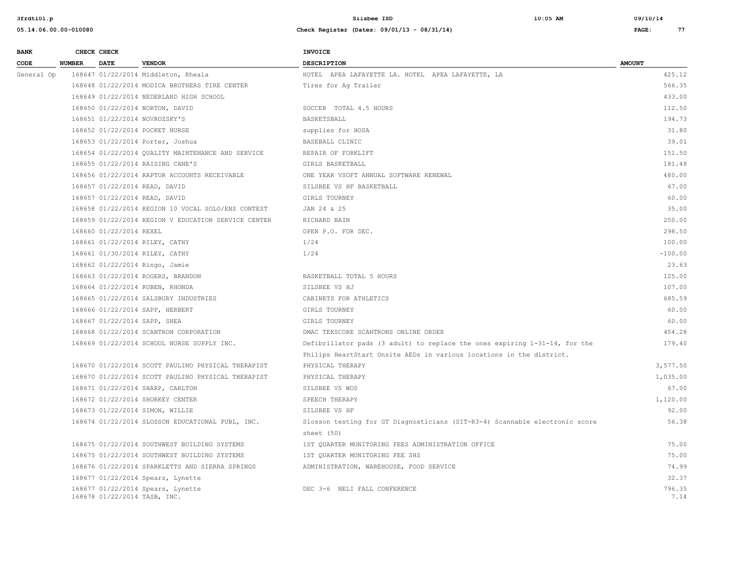| BANK CODE | CHECK NUMBER | CHECK DATE | VENDOR | INVOICE DESCRIPTION | AMOUNT |
|---|---|---|---|---|---|
| General Op | 168647 | 01/22/2014 | Middleton, Rheala | HOTEL APEA LAFAYETTE LA. HOTEL APEA LAFAYETTE, LA | 425.12 |
| | 168648 | 01/22/2014 | MODICA BROTHERS TIRE CENTER | Tires for Ag Trailer | 566.35 |
| | 168649 | 01/22/2014 | NEDERLAND HIGH SCHOOL | | 433.00 |
| | 168650 | 01/22/2014 | NORTON, DAVID | SOCCER TOTAL 4.5 HOURS | 112.50 |
| | 168651 | 01/22/2014 | NOVROZSKY'S | BASKETSBALL | 194.73 |
| | 168652 | 01/22/2014 | POCKET NURSE | supplies for HOSA | 31.80 |
| | 168653 | 01/22/2014 | Porter, Joshua | BASEBALL CLINIC | 39.01 |
| | 168654 | 01/22/2014 | QUALITY MAINTENANCE AND SERVICE | REPAIR OF FORKLIFT | 151.50 |
| | 168655 | 01/22/2014 | RAISING CANE'S | GIRLS BASKETBALL | 181.48 |
| | 168656 | 01/22/2014 | RAPTOR ACCOUNTS RECEIVABLE | ONE YEAR VSOFT ANNUAL SOFTWARE RENEWAL | 480.00 |
| | 168657 | 01/22/2014 | READ, DAVID | SILSBEE VS HF BASKETBALL | 67.00 |
| | 168657 | 01/22/2014 | READ, DAVID | GIRLS TOURNEY | 60.00 |
| | 168658 | 01/22/2014 | REGION 10 VOCAL SOLO/ENS CONTEST | JAN 24 & 25 | 35.00 |
| | 168659 | 01/22/2014 | REGION V EDUCATION SERVICE CENTER | RICHARD BAIN | 250.00 |
| | 168660 | 01/22/2014 | REXEL | OPEN P.O. FOR DEC. | 298.50 |
| | 168661 | 01/22/2014 | RILEY, CATHY | 1/24 | 100.00 |
| | 168661 | 01/30/2014 | RILEY, CATHY | 1/24 | -100.00 |
| | 168662 | 01/22/2014 | Ringo, Jamie | | 23.63 |
| | 168663 | 01/22/2014 | ROGERS, BRANDON | BASKETBALL TOTAL 5 HOURS | 125.00 |
| | 168664 | 01/22/2014 | RUBEN, RHONDA | SILSBEE VS HJ | 107.00 |
| | 168665 | 01/22/2014 | SALSBURY INDUSTRIES | CABINETS FOR ATHLETICS | 685.59 |
| | 168666 | 01/22/2014 | SAPP, HERBERT | GIRLS TOURNEY | 60.00 |
| | 168667 | 01/22/2014 | SAPP, SHEA | GIRLS TOURNEY | 60.00 |
| | 168668 | 01/22/2014 | SCANTRON CORPORATION | DMAC TEKSCORE SCANTRONS ONLINE ORDER | 454.28 |
| | 168669 | 01/22/2014 | SCHOOL NURSE SUPPLY INC. | Defibrillator pads (3 adult) to replace the ones expiring 1-31-14, for the Philips HeartStart Onsite AEDs in various locations in the district. | 179.40 |
| | 168670 | 01/22/2014 | SCOTT PAULINO PHYSICAL THERAPIST | PHYSICAL THERAPY | 3,577.50 |
| | 168670 | 01/22/2014 | SCOTT PAULINO PHYSICAL THERAPIST | PHYSICAL THERAPY | 1,035.00 |
| | 168671 | 01/22/2014 | SHARP, CARLTON | SILSBEE VS WOS | 67.00 |
| | 168672 | 01/22/2014 | SHORKEY CENTER | SPEECH THERAPY | 1,120.00 |
| | 168673 | 01/22/2014 | SIMON, WILLIE | SILSBEE VS HF | 92.00 |
| | 168674 | 01/22/2014 | SLOSSON EDUCATIONAL PUBL, INC. | Slosson testing for GT Diagnosticians (SIT-R3-4) Scannable electronic score sheet (50) | 56.38 |
| | 168675 | 01/22/2014 | SOUTHWEST BUILDING SYSTEMS | 1ST QUARTER MONITORING FEES ADMINISTRATION OFFICE | 75.00 |
| | 168675 | 01/22/2014 | SOUTHWEST BUILDING SYSTEMS | 1ST QUARTER MONITORING FEE SHS | 75.00 |
| | 168676 | 01/22/2014 | SPARKLETTS AND SIERRA SPRINGS | ADMINISTRATION, WAREHOUSE, FOOD SERVICE | 74.99 |
| | 168677 | 01/22/2014 | Spears, Lynette | | 32.37 |
| | 168677 | 01/22/2014 | Spears, Lynette | DEC 3-6 NELI FALL CONFERENCE | 796.35 |
| | 168678 | 01/22/2014 | TASB, INC. | | 7.14 |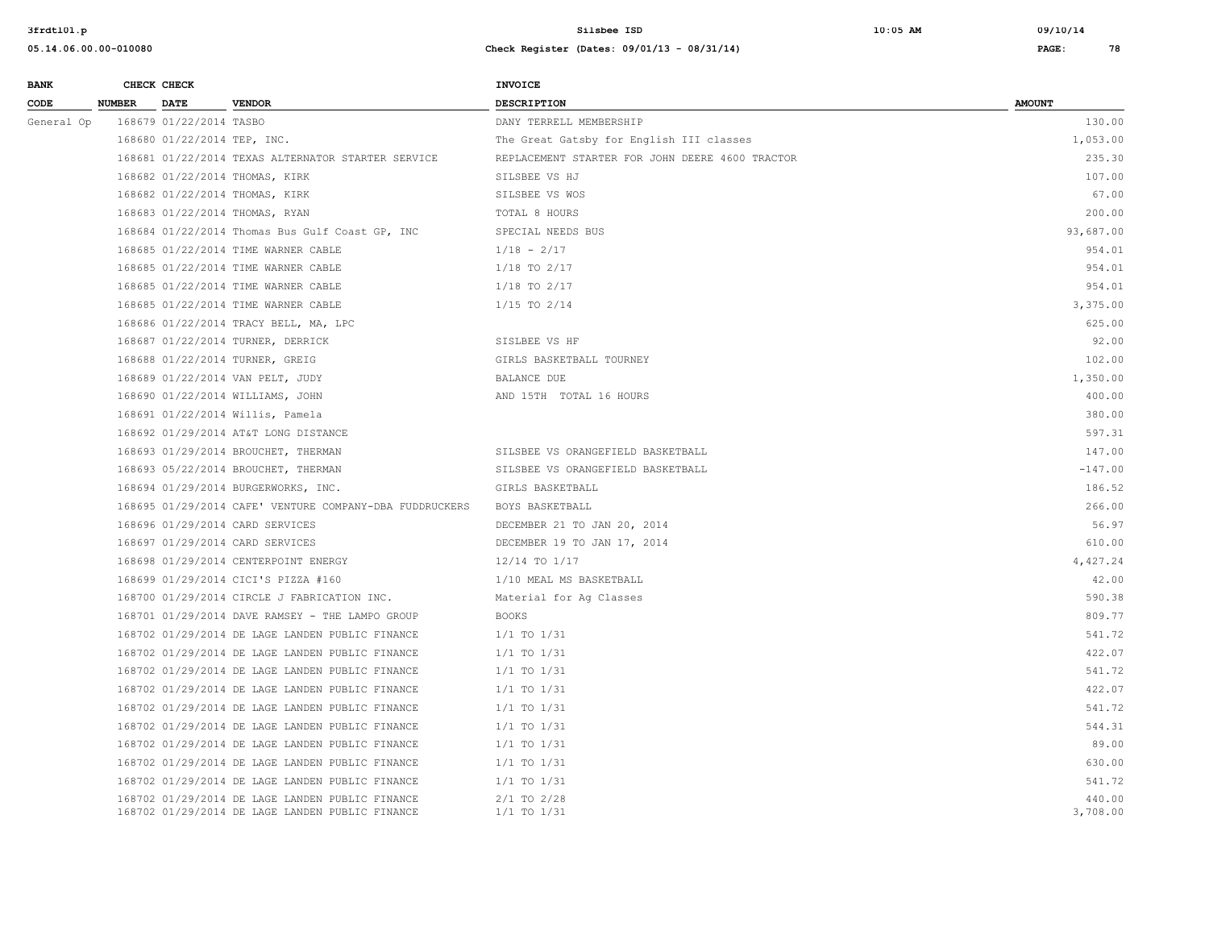| BANK CODE | CHECK NUMBER | CHECK DATE | VENDOR | INVOICE DESCRIPTION | AMOUNT |
|---|---|---|---|---|---|
| General Op | 168679 | 01/22/2014 | TASBO | DANY TERRELL MEMBERSHIP | 130.00 |
| | 168680 | 01/22/2014 | TEP, INC. | The Great Gatsby for English III classes | 1,053.00 |
| | 168681 | 01/22/2014 | TEXAS ALTERNATOR STARTER SERVICE | REPLACEMENT STARTER FOR JOHN DEERE 4600 TRACTOR | 235.30 |
| | 168682 | 01/22/2014 | THOMAS, KIRK | SILSBEE VS HJ | 107.00 |
| | 168682 | 01/22/2014 | THOMAS, KIRK | SILSBEE VS WOS | 67.00 |
| | 168683 | 01/22/2014 | THOMAS, RYAN | TOTAL 8 HOURS | 200.00 |
| | 168684 | 01/22/2014 | Thomas Bus Gulf Coast GP, INC | SPECIAL NEEDS BUS | 93,687.00 |
| | 168685 | 01/22/2014 | TIME WARNER CABLE | 1/18 - 2/17 | 954.01 |
| | 168685 | 01/22/2014 | TIME WARNER CABLE | 1/18 TO 2/17 | 954.01 |
| | 168685 | 01/22/2014 | TIME WARNER CABLE | 1/18 TO 2/17 | 954.01 |
| | 168685 | 01/22/2014 | TIME WARNER CABLE | 1/15 TO 2/14 | 3,375.00 |
| | 168686 | 01/22/2014 | TRACY BELL, MA, LPC | | 625.00 |
| | 168687 | 01/22/2014 | TURNER, DERRICK | SISLBEE VS HF | 92.00 |
| | 168688 | 01/22/2014 | TURNER, GREIG | GIRLS BASKETBALL TOURNEY | 102.00 |
| | 168689 | 01/22/2014 | VAN PELT, JUDY | BALANCE DUE | 1,350.00 |
| | 168690 | 01/22/2014 | WILLIAMS, JOHN | AND 15TH TOTAL 16 HOURS | 400.00 |
| | 168691 | 01/22/2014 | Willis, Pamela | | 380.00 |
| | 168692 | 01/29/2014 | AT&T LONG DISTANCE | | 597.31 |
| | 168693 | 01/29/2014 | BROUCHET, THERMAN | SILSBEE VS ORANGEFIELD BASKETBALL | 147.00 |
| | 168693 | 05/22/2014 | BROUCHET, THERMAN | SILSBEE VS ORANGEFIELD BASKETBALL | -147.00 |
| | 168694 | 01/29/2014 | BURGERWORKS, INC. | GIRLS BASKETBALL | 186.52 |
| | 168695 | 01/29/2014 | CAFE' VENTURE COMPANY-DBA FUDDRUCKERS | BOYS BASKETBALL | 266.00 |
| | 168696 | 01/29/2014 | CARD SERVICES | DECEMBER 21 TO JAN 20, 2014 | 56.97 |
| | 168697 | 01/29/2014 | CARD SERVICES | DECEMBER 19 TO JAN 17, 2014 | 610.00 |
| | 168698 | 01/29/2014 | CENTERPOINT ENERGY | 12/14 TO 1/17 | 4,427.24 |
| | 168699 | 01/29/2014 | CICI'S PIZZA #160 | 1/10 MEAL MS BASKETBALL | 42.00 |
| | 168700 | 01/29/2014 | CIRCLE J FABRICATION INC. | Material for Ag Classes | 590.38 |
| | 168701 | 01/29/2014 | DAVE RAMSEY - THE LAMPO GROUP | BOOKS | 809.77 |
| | 168702 | 01/29/2014 | DE LAGE LANDEN PUBLIC FINANCE | 1/1 TO 1/31 | 541.72 |
| | 168702 | 01/29/2014 | DE LAGE LANDEN PUBLIC FINANCE | 1/1 TO 1/31 | 422.07 |
| | 168702 | 01/29/2014 | DE LAGE LANDEN PUBLIC FINANCE | 1/1 TO 1/31 | 541.72 |
| | 168702 | 01/29/2014 | DE LAGE LANDEN PUBLIC FINANCE | 1/1 TO 1/31 | 422.07 |
| | 168702 | 01/29/2014 | DE LAGE LANDEN PUBLIC FINANCE | 1/1 TO 1/31 | 541.72 |
| | 168702 | 01/29/2014 | DE LAGE LANDEN PUBLIC FINANCE | 1/1 TO 1/31 | 544.31 |
| | 168702 | 01/29/2014 | DE LAGE LANDEN PUBLIC FINANCE | 1/1 TO 1/31 | 89.00 |
| | 168702 | 01/29/2014 | DE LAGE LANDEN PUBLIC FINANCE | 1/1 TO 1/31 | 630.00 |
| | 168702 | 01/29/2014 | DE LAGE LANDEN PUBLIC FINANCE | 1/1 TO 1/31 | 541.72 |
| | 168702 | 01/29/2014 | DE LAGE LANDEN PUBLIC FINANCE | 2/1 TO 2/28 | 440.00 |
| | 168702 | 01/29/2014 | DE LAGE LANDEN PUBLIC FINANCE | 1/1 TO 1/31 | 3,708.00 |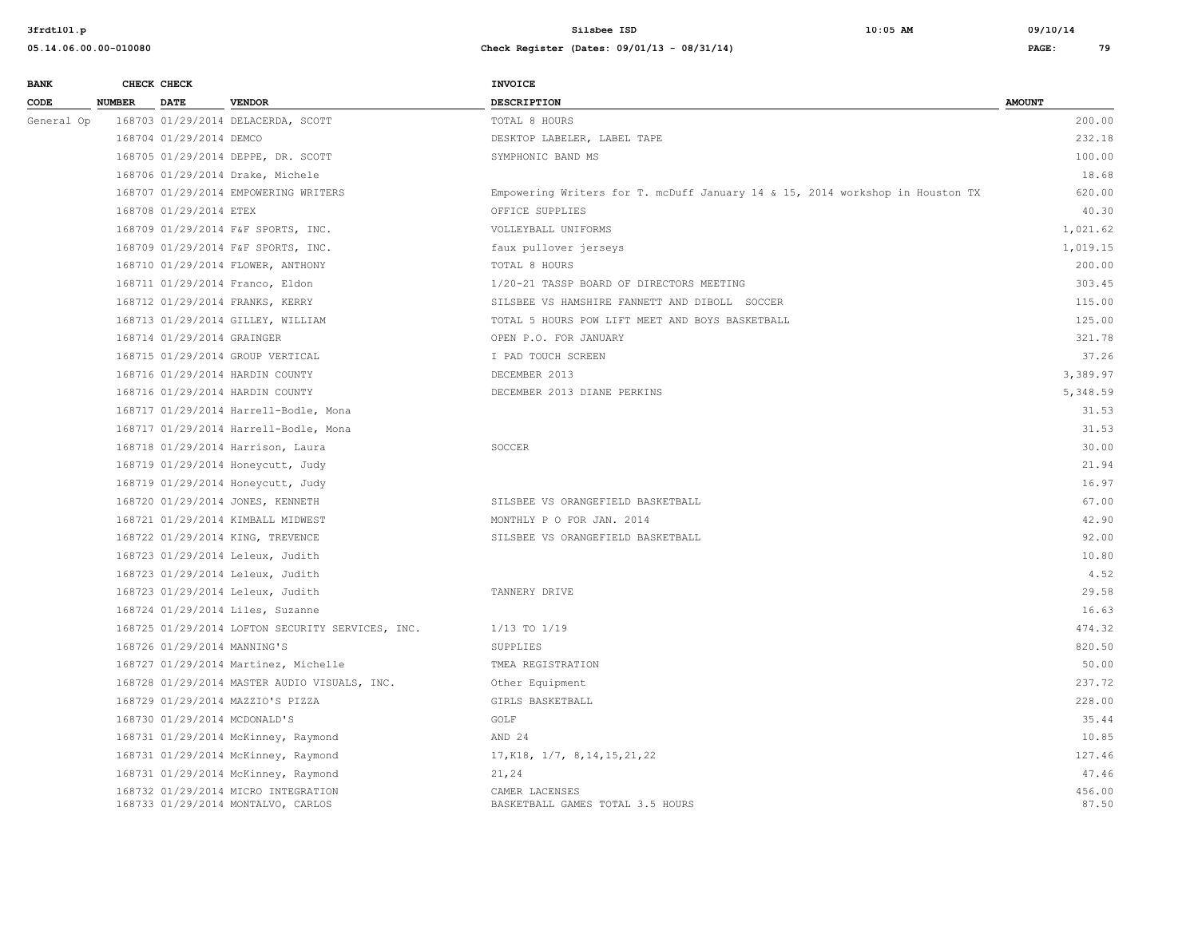| BANK CODE | CHECK NUMBER | CHECK DATE | VENDOR | INVOICE DESCRIPTION | AMOUNT |
|---|---|---|---|---|---|
| General Op | 168703 | 01/29/2014 | DELACERDA, SCOTT | TOTAL 8 HOURS | 200.00 |
| | 168704 | 01/29/2014 | DEMCO | DESKTOP LABELER, LABEL TAPE | 232.18 |
| | 168705 | 01/29/2014 | DEPPE, DR. SCOTT | SYMPHONIC BAND MS | 100.00 |
| | 168706 | 01/29/2014 | Drake, Michele | | 18.68 |
| | 168707 | 01/29/2014 | EMPOWERING WRITERS | Empowering Writers for T. mcDuff January 14 & 15, 2014 workshop in Houston TX | 620.00 |
| | 168708 | 01/29/2014 | ETEX | OFFICE SUPPLIES | 40.30 |
| | 168709 | 01/29/2014 | F&F SPORTS, INC. | VOLLEYBALL UNIFORMS | 1,021.62 |
| | 168709 | 01/29/2014 | F&F SPORTS, INC. | faux pullover jerseys | 1,019.15 |
| | 168710 | 01/29/2014 | FLOWER, ANTHONY | TOTAL 8 HOURS | 200.00 |
| | 168711 | 01/29/2014 | Franco, Eldon | 1/20-21 TASSP BOARD OF DIRECTORS MEETING | 303.45 |
| | 168712 | 01/29/2014 | FRANKS, KERRY | SILSBEE VS HAMSHIRE FANNETT AND DIBOLL SOCCER | 115.00 |
| | 168713 | 01/29/2014 | GILLEY, WILLIAM | TOTAL 5 HOURS POW LIFT MEET AND BOYS BASKETBALL | 125.00 |
| | 168714 | 01/29/2014 | GRAINGER | OPEN P.O. FOR JANUARY | 321.78 |
| | 168715 | 01/29/2014 | GROUP VERTICAL | I PAD TOUCH SCREEN | 37.26 |
| | 168716 | 01/29/2014 | HARDIN COUNTY | DECEMBER 2013 | 3,389.97 |
| | 168716 | 01/29/2014 | HARDIN COUNTY | DECEMBER 2013 DIANE PERKINS | 5,348.59 |
| | 168717 | 01/29/2014 | Harrell-Bodle, Mona | | 31.53 |
| | 168717 | 01/29/2014 | Harrell-Bodle, Mona | | 31.53 |
| | 168718 | 01/29/2014 | Harrison, Laura | SOCCER | 30.00 |
| | 168719 | 01/29/2014 | Honeycutt, Judy | | 21.94 |
| | 168719 | 01/29/2014 | Honeycutt, Judy | | 16.97 |
| | 168720 | 01/29/2014 | JONES, KENNETH | SILSBEE VS ORANGEFIELD BASKETBALL | 67.00 |
| | 168721 | 01/29/2014 | KIMBALL MIDWEST | MONTHLY P O FOR JAN. 2014 | 42.90 |
| | 168722 | 01/29/2014 | KING, TREVENCE | SILSBEE VS ORANGEFIELD BASKETBALL | 92.00 |
| | 168723 | 01/29/2014 | Leleux, Judith | | 10.80 |
| | 168723 | 01/29/2014 | Leleux, Judith | | 4.52 |
| | 168723 | 01/29/2014 | Leleux, Judith | TANNERY DRIVE | 29.58 |
| | 168724 | 01/29/2014 | Liles, Suzanne | | 16.63 |
| | 168725 | 01/29/2014 | LOFTON SECURITY SERVICES, INC. | 1/13 TO 1/19 | 474.32 |
| | 168726 | 01/29/2014 | MANNING'S | SUPPLIES | 820.50 |
| | 168727 | 01/29/2014 | Martinez, Michelle | TMEA REGISTRATION | 50.00 |
| | 168728 | 01/29/2014 | MASTER AUDIO VISUALS, INC. | Other Equipment | 237.72 |
| | 168729 | 01/29/2014 | MAZZIO'S PIZZA | GIRLS BASKETBALL | 228.00 |
| | 168730 | 01/29/2014 | MCDONALD'S | GOLF | 35.44 |
| | 168731 | 01/29/2014 | McKinney, Raymond | AND 24 | 10.85 |
| | 168731 | 01/29/2014 | McKinney, Raymond | 17,K18, 1/7, 8,14,15,21,22 | 127.46 |
| | 168731 | 01/29/2014 | McKinney, Raymond | 21,24 | 47.46 |
| | 168732 | 01/29/2014 | MICRO INTEGRATION | CAMER LACENSES | 456.00 |
| | 168733 | 01/29/2014 | MONTALVO, CARLOS | BASKETBALL GAMES TOTAL 3.5 HOURS | 87.50 |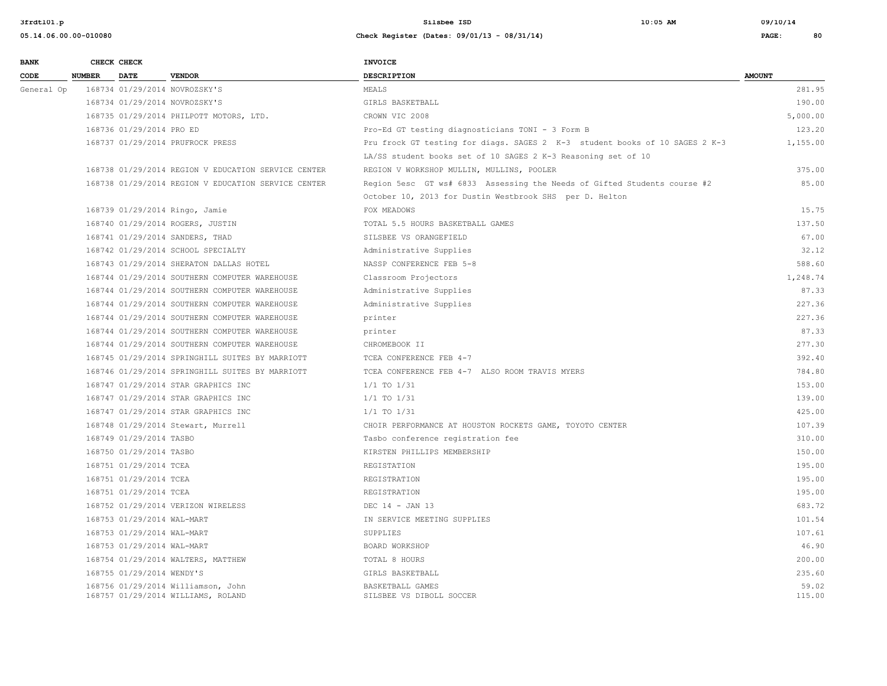| BANK CODE | CHECK NUMBER | CHECK DATE | VENDOR | INVOICE DESCRIPTION | AMOUNT |
|---|---|---|---|---|---|
| General Op | 168734 | 01/29/2014 | NOVROZSKY'S | MEALS | 281.95 |
| | 168734 | 01/29/2014 | NOVROZSKY'S | GIRLS BASKETBALL | 190.00 |
| | 168735 | 01/29/2014 | PHILPOTT MOTORS, LTD. | CROWN VIC 2008 | 5,000.00 |
| | 168736 | 01/29/2014 | PRO ED | Pro-Ed GT testing diagnosticians TONI - 3 Form B | 123.20 |
| | 168737 | 01/29/2014 | PRUFROCK PRESS | Pru frock GT testing for diags. SAGES 2 K-3 student books of 10 SAGES 2 K-3 LA/SS student books set of 10 SAGES 2 K-3 Reasoning set of 10 | 1,155.00 |
| | 168738 | 01/29/2014 | REGION V EDUCATION SERVICE CENTER | REGION V WORKSHOP MULLIN, MULLINS, POOLER | 375.00 |
| | 168738 | 01/29/2014 | REGION V EDUCATION SERVICE CENTER | Region 5esc GT ws# 6833 Assessing the Needs of Gifted Students course #2 October 10, 2013 for Dustin Westbrook SHS per D. Helton | 85.00 |
| | 168739 | 01/29/2014 | Ringo, Jamie | FOX MEADOWS | 15.75 |
| | 168740 | 01/29/2014 | ROGERS, JUSTIN | TOTAL 5.5 HOURS BASKETBALL GAMES | 137.50 |
| | 168741 | 01/29/2014 | SANDERS, THAD | SILSBEE VS ORANGEFIELD | 67.00 |
| | 168742 | 01/29/2014 | SCHOOL SPECIALTY | Administrative Supplies | 32.12 |
| | 168743 | 01/29/2014 | SHERATON DALLAS HOTEL | NASSP CONFERENCE FEB 5-8 | 588.60 |
| | 168744 | 01/29/2014 | SOUTHERN COMPUTER WAREHOUSE | Classroom Projectors | 1,248.74 |
| | 168744 | 01/29/2014 | SOUTHERN COMPUTER WAREHOUSE | Administrative Supplies | 87.33 |
| | 168744 | 01/29/2014 | SOUTHERN COMPUTER WAREHOUSE | Administrative Supplies | 227.36 |
| | 168744 | 01/29/2014 | SOUTHERN COMPUTER WAREHOUSE | printer | 227.36 |
| | 168744 | 01/29/2014 | SOUTHERN COMPUTER WAREHOUSE | printer | 87.33 |
| | 168744 | 01/29/2014 | SOUTHERN COMPUTER WAREHOUSE | CHROMEBOOK II | 277.30 |
| | 168745 | 01/29/2014 | SPRINGHILL SUITES BY MARRIOTT | TCEA CONFERENCE FEB 4-7 | 392.40 |
| | 168746 | 01/29/2014 | SPRINGHILL SUITES BY MARRIOTT | TCEA CONFERENCE FEB 4-7 ALSO ROOM TRAVIS MYERS | 784.80 |
| | 168747 | 01/29/2014 | STAR GRAPHICS INC | 1/1 TO 1/31 | 153.00 |
| | 168747 | 01/29/2014 | STAR GRAPHICS INC | 1/1 TO 1/31 | 139.00 |
| | 168747 | 01/29/2014 | STAR GRAPHICS INC | 1/1 TO 1/31 | 425.00 |
| | 168748 | 01/29/2014 | Stewart, Murrell | CHOIR PERFORMANCE AT HOUSTON ROCKETS GAME, TOYOTO CENTER | 107.39 |
| | 168749 | 01/29/2014 | TASBO | Tasbo conference registration fee | 310.00 |
| | 168750 | 01/29/2014 | TASBO | KIRSTEN PHILLIPS MEMBERSHIP | 150.00 |
| | 168751 | 01/29/2014 | TCEA | REGISTATION | 195.00 |
| | 168751 | 01/29/2014 | TCEA | REGISTRATION | 195.00 |
| | 168751 | 01/29/2014 | TCEA | REGISTRATION | 195.00 |
| | 168752 | 01/29/2014 | VERIZON WIRELESS | DEC 14 - JAN 13 | 683.72 |
| | 168753 | 01/29/2014 | WAL-MART | IN SERVICE MEETING SUPPLIES | 101.54 |
| | 168753 | 01/29/2014 | WAL-MART | SUPPLIES | 107.61 |
| | 168753 | 01/29/2014 | WAL-MART | BOARD WORKSHOP | 46.90 |
| | 168754 | 01/29/2014 | WALTERS, MATTHEW | TOTAL 8 HOURS | 200.00 |
| | 168755 | 01/29/2014 | WENDY'S | GIRLS BASKETBALL | 235.60 |
| | 168756 | 01/29/2014 | Williamson, John | BASKETBALL GAMES | 59.02 |
| | 168757 | 01/29/2014 | WILLIAMS, ROLAND | SILSBEE VS DIBOLL SOCCER | 115.00 |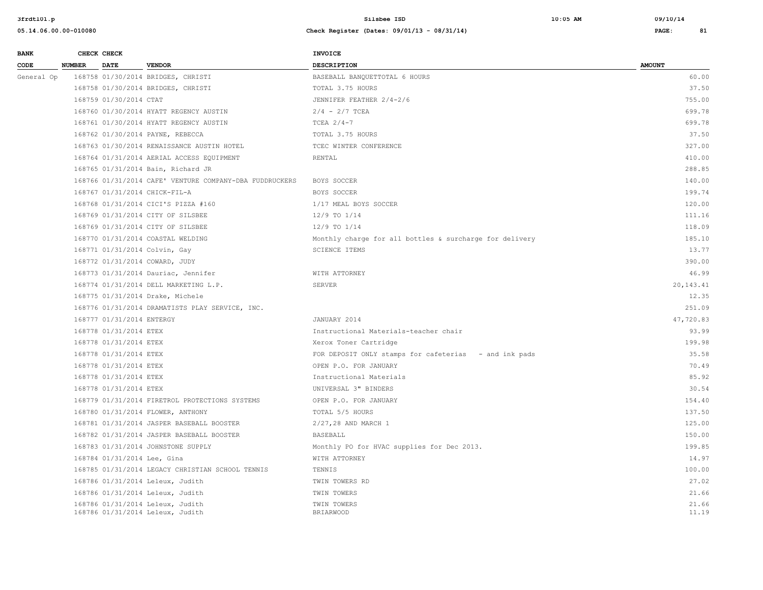| BANK CODE | CHECK NUMBER | CHECK DATE | VENDOR | INVOICE DESCRIPTION | AMOUNT |
|---|---|---|---|---|---|
| General Op | 168758 | 01/30/2014 | BRIDGES, CHRISTI | BASEBALL BANQUETTOTAL 6 HOURS | 60.00 |
| | 168758 | 01/30/2014 | BRIDGES, CHRISTI | TOTAL 3.75 HOURS | 37.50 |
| | 168759 | 01/30/2014 | CTAT | JENNIFER FEATHER 2/4-2/6 | 755.00 |
| | 168760 | 01/30/2014 | HYATT REGENCY AUSTIN | 2/4 - 2/7 TCEA | 699.78 |
| | 168761 | 01/30/2014 | HYATT REGENCY AUSTIN | TCEA 2/4-7 | 699.78 |
| | 168762 | 01/30/2014 | PAYNE, REBECCA | TOTAL 3.75 HOURS | 37.50 |
| | 168763 | 01/30/2014 | RENAISSANCE AUSTIN HOTEL | TCEC WINTER CONFERENCE | 327.00 |
| | 168764 | 01/31/2014 | AERIAL ACCESS EQUIPMENT | RENTAL | 410.00 |
| | 168765 | 01/31/2014 | Bain, Richard JR | | 288.85 |
| | 168766 | 01/31/2014 | CAFE' VENTURE COMPANY-DBA FUDDRUCKERS | BOYS SOCCER | 140.00 |
| | 168767 | 01/31/2014 | CHICK-FIL-A | BOYS SOCCER | 199.74 |
| | 168768 | 01/31/2014 | CICI'S PIZZA #160 | 1/17 MEAL BOYS SOCCER | 120.00 |
| | 168769 | 01/31/2014 | CITY OF SILSBEE | 12/9 TO 1/14 | 111.16 |
| | 168769 | 01/31/2014 | CITY OF SILSBEE | 12/9 TO 1/14 | 118.09 |
| | 168770 | 01/31/2014 | COASTAL WELDING | Monthly charge for all bottles & surcharge for delivery | 185.10 |
| | 168771 | 01/31/2014 | Colvin, Gay | SCIENCE ITEMS | 13.77 |
| | 168772 | 01/31/2014 | COWARD, JUDY | | 390.00 |
| | 168773 | 01/31/2014 | Dauriac, Jennifer | WITH ATTORNEY | 46.99 |
| | 168774 | 01/31/2014 | DELL MARKETING L.P. | SERVER | 20,143.41 |
| | 168775 | 01/31/2014 | Drake, Michele | | 12.35 |
| | 168776 | 01/31/2014 | DRAMATISTS PLAY SERVICE, INC. | | 251.09 |
| | 168777 | 01/31/2014 | ENTERGY | JANUARY 2014 | 47,720.83 |
| | 168778 | 01/31/2014 | ETEX | Instructional Materials-teacher chair | 93.99 |
| | 168778 | 01/31/2014 | ETEX | Xerox Toner Cartridge | 199.98 |
| | 168778 | 01/31/2014 | ETEX | FOR DEPOSIT ONLY stamps for cafeterias - and ink pads | 35.58 |
| | 168778 | 01/31/2014 | ETEX | OPEN P.O. FOR JANUARY | 70.49 |
| | 168778 | 01/31/2014 | ETEX | Instructional Materials | 85.92 |
| | 168778 | 01/31/2014 | ETEX | UNIVERSAL 3" BINDERS | 30.54 |
| | 168779 | 01/31/2014 | FIRETROL PROTECTIONS SYSTEMS | OPEN P.O. FOR JANUARY | 154.40 |
| | 168780 | 01/31/2014 | FLOWER, ANTHONY | TOTAL 5/5 HOURS | 137.50 |
| | 168781 | 01/31/2014 | JASPER BASEBALL BOOSTER | 2/27,28 AND MARCH 1 | 125.00 |
| | 168782 | 01/31/2014 | JASPER BASEBALL BOOSTER | BASEBALL | 150.00 |
| | 168783 | 01/31/2014 | JOHNSTONE SUPPLY | Monthly PO for HVAC supplies for Dec 2013. | 199.85 |
| | 168784 | 01/31/2014 | Lee, Gina | WITH ATTORNEY | 14.97 |
| | 168785 | 01/31/2014 | LEGACY CHRISTIAN SCHOOL TENNIS | TENNIS | 100.00 |
| | 168786 | 01/31/2014 | Leleux, Judith | TWIN TOWERS RD | 27.02 |
| | 168786 | 01/31/2014 | Leleux, Judith | TWIN TOWERS | 21.66 |
| | 168786 | 01/31/2014 | Leleux, Judith | TWIN TOWERS | 21.66 |
| | 168786 | 01/31/2014 | Leleux, Judith | BRIARWOOD | 11.19 |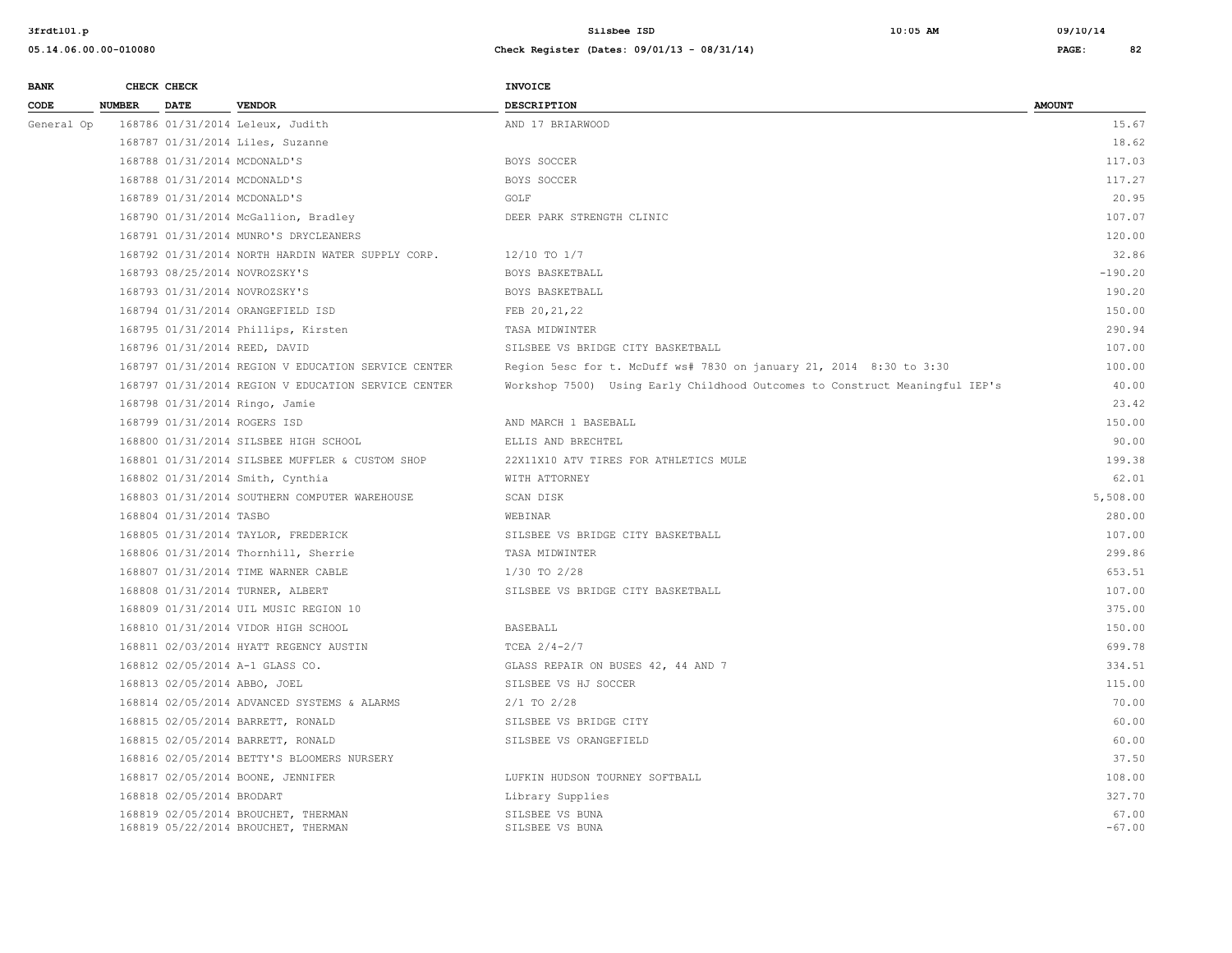| BANK CODE | CHECK NUMBER | CHECK DATE | VENDOR | INVOICE DESCRIPTION | AMOUNT |
|---|---|---|---|---|---|
| General Op | 168786 | 01/31/2014 | Leleux, Judith | AND 17 BRIARWOOD | 15.67 |
| | 168787 | 01/31/2014 | Liles, Suzanne | | 18.62 |
| | 168788 | 01/31/2014 | MCDONALD'S | BOYS SOCCER | 117.03 |
| | 168788 | 01/31/2014 | MCDONALD'S | BOYS SOCCER | 117.27 |
| | 168789 | 01/31/2014 | MCDONALD'S | GOLF | 20.95 |
| | 168790 | 01/31/2014 | McGallion, Bradley | DEER PARK STRENGTH CLINIC | 107.07 |
| | 168791 | 01/31/2014 | MUNRO'S DRYCLEANERS | | 120.00 |
| | 168792 | 01/31/2014 | NORTH HARDIN WATER SUPPLY CORP. | 12/10 TO 1/7 | 32.86 |
| | 168793 | 08/25/2014 | NOVROZSKY'S | BOYS BASKETBALL | -190.20 |
| | 168793 | 01/31/2014 | NOVROZSKY'S | BOYS BASKETBALL | 190.20 |
| | 168794 | 01/31/2014 | ORANGEFIELD ISD | FEB 20,21,22 | 150.00 |
| | 168795 | 01/31/2014 | Phillips, Kirsten | TASA MIDWINTER | 290.94 |
| | 168796 | 01/31/2014 | REED, DAVID | SILSBEE VS BRIDGE CITY BASKETBALL | 107.00 |
| | 168797 | 01/31/2014 | REGION V EDUCATION SERVICE CENTER | Region 5esc for t. McDuff ws# 7830 on january 21, 2014 8:30 to 3:30 | 100.00 |
| | 168797 | 01/31/2014 | REGION V EDUCATION SERVICE CENTER | Workshop 7500) Using Early Childhood Outcomes to Construct Meaningful IEP's | 40.00 |
| | 168798 | 01/31/2014 | Ringo, Jamie | | 23.42 |
| | 168799 | 01/31/2014 | ROGERS ISD | AND MARCH 1 BASEBALL | 150.00 |
| | 168800 | 01/31/2014 | SILSBEE HIGH SCHOOL | ELLIS AND BRECHTEL | 90.00 |
| | 168801 | 01/31/2014 | SILSBEE MUFFLER & CUSTOM SHOP | 22X11X10 ATV TIRES FOR ATHLETICS MULE | 199.38 |
| | 168802 | 01/31/2014 | Smith, Cynthia | WITH ATTORNEY | 62.01 |
| | 168803 | 01/31/2014 | SOUTHERN COMPUTER WAREHOUSE | SCAN DISK | 5,508.00 |
| | 168804 | 01/31/2014 | TASBO | WEBINAR | 280.00 |
| | 168805 | 01/31/2014 | TAYLOR, FREDERICK | SILSBEE VS BRIDGE CITY BASKETBALL | 107.00 |
| | 168806 | 01/31/2014 | Thornhill, Sherrie | TASA MIDWINTER | 299.86 |
| | 168807 | 01/31/2014 | TIME WARNER CABLE | 1/30 TO 2/28 | 653.51 |
| | 168808 | 01/31/2014 | TURNER, ALBERT | SILSBEE VS BRIDGE CITY BASKETBALL | 107.00 |
| | 168809 | 01/31/2014 | UIL MUSIC REGION 10 | | 375.00 |
| | 168810 | 01/31/2014 | VIDOR HIGH SCHOOL | BASEBALL | 150.00 |
| | 168811 | 02/03/2014 | HYATT REGENCY AUSTIN | TCEA 2/4-2/7 | 699.78 |
| | 168812 | 02/05/2014 | A-1 GLASS CO. | GLASS REPAIR ON BUSES 42, 44 AND 7 | 334.51 |
| | 168813 | 02/05/2014 | ABBO, JOEL | SILSBEE VS HJ SOCCER | 115.00 |
| | 168814 | 02/05/2014 | ADVANCED SYSTEMS & ALARMS | 2/1 TO 2/28 | 70.00 |
| | 168815 | 02/05/2014 | BARRETT, RONALD | SILSBEE VS BRIDGE CITY | 60.00 |
| | 168815 | 02/05/2014 | BARRETT, RONALD | SILSBEE VS ORANGEFIELD | 60.00 |
| | 168816 | 02/05/2014 | BETTY'S BLOOMERS NURSERY | | 37.50 |
| | 168817 | 02/05/2014 | BOONE, JENNIFER | LUFKIN HUDSON TOURNEY SOFTBALL | 108.00 |
| | 168818 | 02/05/2014 | BRODART | Library Supplies | 327.70 |
| | 168819 | 02/05/2014 | BROUCHET, THERMAN | SILSBEE VS BUNA | 67.00 |
| | 168819 | 05/22/2014 | BROUCHET, THERMAN | SILSBEE VS BUNA | -67.00 |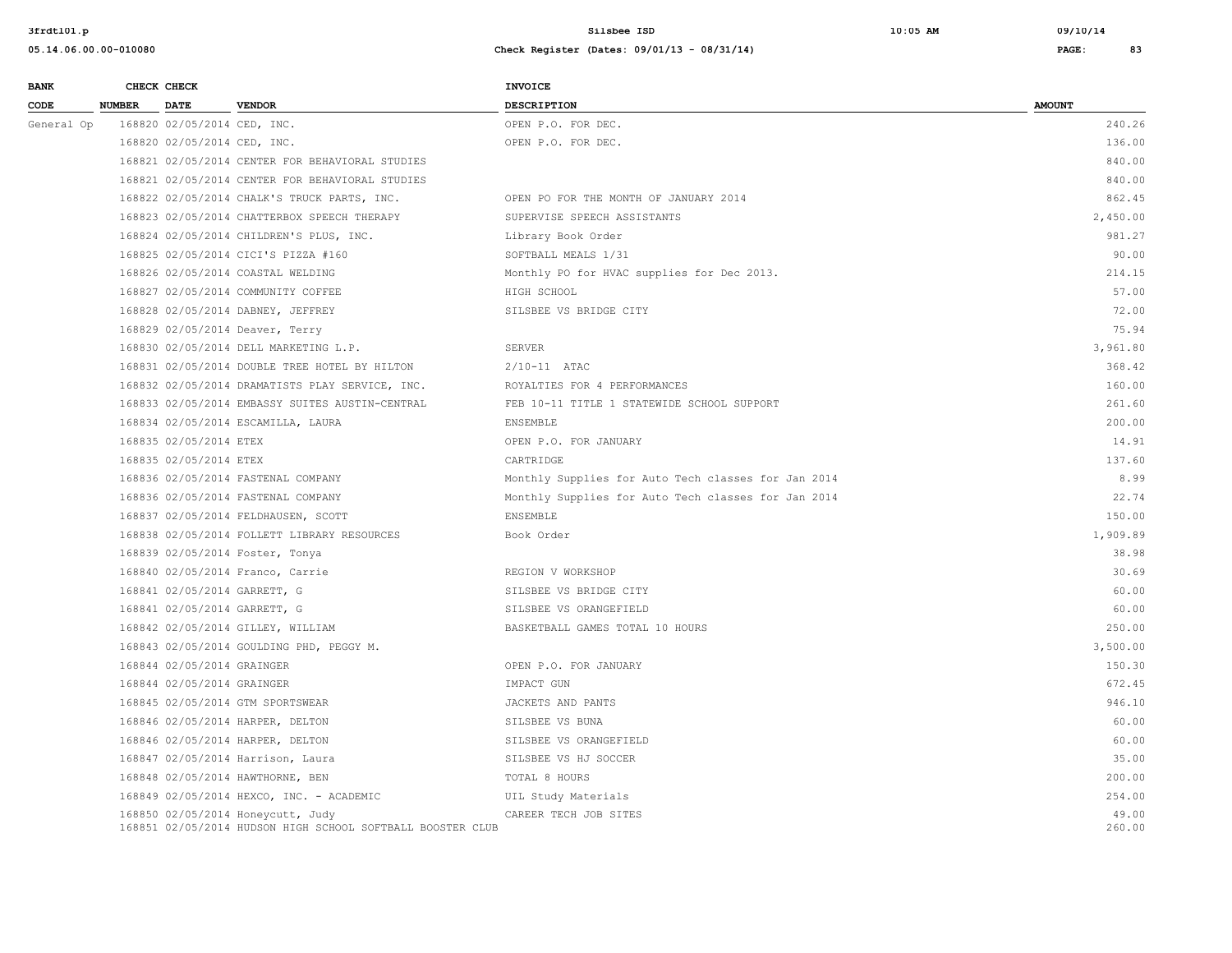| BANK CODE | CHECK NUMBER | CHECK DATE | VENDOR | INVOICE DESCRIPTION | AMOUNT |
|---|---|---|---|---|---|
| General Op | 168820 | 02/05/2014 | CED, INC. | OPEN P.O. FOR DEC. | 240.26 |
| | 168820 | 02/05/2014 | CED, INC. | OPEN P.O. FOR DEC. | 136.00 |
| | 168821 | 02/05/2014 | CENTER FOR BEHAVIORAL STUDIES | | 840.00 |
| | 168821 | 02/05/2014 | CENTER FOR BEHAVIORAL STUDIES | | 840.00 |
| | 168822 | 02/05/2014 | CHALK'S TRUCK PARTS, INC. | OPEN PO FOR THE MONTH OF JANUARY 2014 | 862.45 |
| | 168823 | 02/05/2014 | CHATTERBOX SPEECH THERAPY | SUPERVISE SPEECH ASSISTANTS | 2,450.00 |
| | 168824 | 02/05/2014 | CHILDREN'S PLUS, INC. | Library Book Order | 981.27 |
| | 168825 | 02/05/2014 | CICI'S PIZZA #160 | SOFTBALL MEALS 1/31 | 90.00 |
| | 168826 | 02/05/2014 | COASTAL WELDING | Monthly PO for HVAC supplies for Dec 2013. | 214.15 |
| | 168827 | 02/05/2014 | COMMUNITY COFFEE | HIGH SCHOOL | 57.00 |
| | 168828 | 02/05/2014 | DABNEY, JEFFREY | SILSBEE VS BRIDGE CITY | 72.00 |
| | 168829 | 02/05/2014 | Deaver, Terry | | 75.94 |
| | 168830 | 02/05/2014 | DELL MARKETING L.P. | SERVER | 3,961.80 |
| | 168831 | 02/05/2014 | DOUBLE TREE HOTEL BY HILTON | 2/10-11 ATAC | 368.42 |
| | 168832 | 02/05/2014 | DRAMATISTS PLAY SERVICE, INC. | ROYALTIES FOR 4 PERFORMANCES | 160.00 |
| | 168833 | 02/05/2014 | EMBASSY SUITES AUSTIN-CENTRAL | FEB 10-11 TITLE 1 STATEWIDE SCHOOL SUPPORT | 261.60 |
| | 168834 | 02/05/2014 | ESCAMILLA, LAURA | ENSEMBLE | 200.00 |
| | 168835 | 02/05/2014 | ETEX | OPEN P.O. FOR JANUARY | 14.91 |
| | 168835 | 02/05/2014 | ETEX | CARTRIDGE | 137.60 |
| | 168836 | 02/05/2014 | FASTENAL COMPANY | Monthly Supplies for Auto Tech classes for Jan 2014 | 8.99 |
| | 168836 | 02/05/2014 | FASTENAL COMPANY | Monthly Supplies for Auto Tech classes for Jan 2014 | 22.74 |
| | 168837 | 02/05/2014 | FELDHAUSEN, SCOTT | ENSEMBLE | 150.00 |
| | 168838 | 02/05/2014 | FOLLETT LIBRARY RESOURCES | Book Order | 1,909.89 |
| | 168839 | 02/05/2014 | Foster, Tonya | | 38.98 |
| | 168840 | 02/05/2014 | Franco, Carrie | REGION V WORKSHOP | 30.69 |
| | 168841 | 02/05/2014 | GARRETT, G | SILSBEE VS BRIDGE CITY | 60.00 |
| | 168841 | 02/05/2014 | GARRETT, G | SILSBEE VS ORANGEFIELD | 60.00 |
| | 168842 | 02/05/2014 | GILLEY, WILLIAM | BASKETBALL GAMES TOTAL 10 HOURS | 250.00 |
| | 168843 | 02/05/2014 | GOULDING PHD, PEGGY M. | | 3,500.00 |
| | 168844 | 02/05/2014 | GRAINGER | OPEN P.O. FOR JANUARY | 150.30 |
| | 168844 | 02/05/2014 | GRAINGER | IMPACT GUN | 672.45 |
| | 168845 | 02/05/2014 | GTM SPORTSWEAR | JACKETS AND PANTS | 946.10 |
| | 168846 | 02/05/2014 | HARPER, DELTON | SILSBEE VS BUNA | 60.00 |
| | 168846 | 02/05/2014 | HARPER, DELTON | SILSBEE VS ORANGEFIELD | 60.00 |
| | 168847 | 02/05/2014 | Harrison, Laura | SILSBEE VS HJ SOCCER | 35.00 |
| | 168848 | 02/05/2014 | HAWTHORNE, BEN | TOTAL 8 HOURS | 200.00 |
| | 168849 | 02/05/2014 | HEXCO, INC. - ACADEMIC | UIL Study Materials | 254.00 |
| | 168850 | 02/05/2014 | Honeycutt, Judy | CAREER TECH JOB SITES | 49.00 |
| | 168851 | 02/05/2014 | HUDSON HIGH SCHOOL SOFTBALL BOOSTER CLUB | | 260.00 |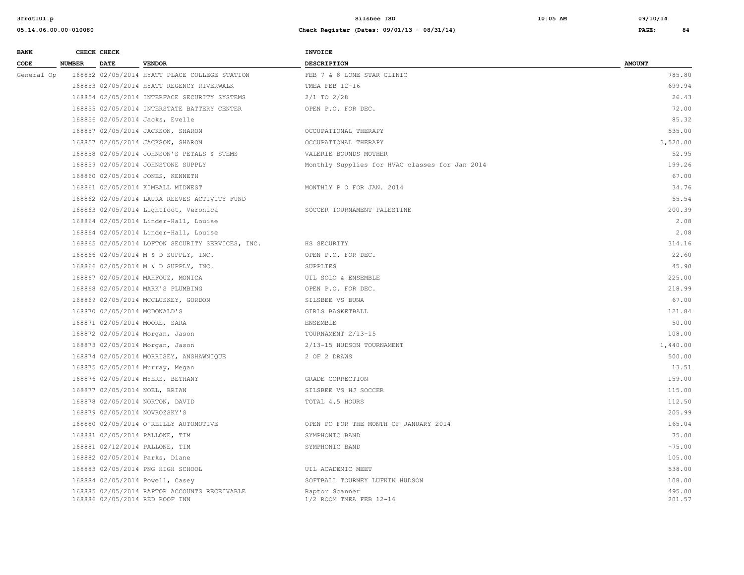| BANK CODE | CHECK NUMBER | CHECK DATE | VENDOR | INVOICE DESCRIPTION | AMOUNT |
|---|---|---|---|---|---|
| General Op | 168852 | 02/05/2014 | HYATT PLACE COLLEGE STATION | FEB 7 & 8 LONE STAR CLINIC | 785.80 |
| | 168853 | 02/05/2014 | HYATT REGENCY RIVERWALK | TMEA FEB 12-16 | 699.94 |
| | 168854 | 02/05/2014 | INTERFACE SECURITY SYSTEMS | 2/1 TO 2/28 | 26.43 |
| | 168855 | 02/05/2014 | INTERSTATE BATTERY CENTER | OPEN P.O. FOR DEC. | 72.00 |
| | 168856 | 02/05/2014 | Jacks, Evelle | | 85.32 |
| | 168857 | 02/05/2014 | JACKSON, SHARON | OCCUPATIONAL THERAPY | 535.00 |
| | 168857 | 02/05/2014 | JACKSON, SHARON | OCCUPATIONAL THERAPY | 3,520.00 |
| | 168858 | 02/05/2014 | JOHNSON'S PETALS & STEMS | VALERIE BOUNDS MOTHER | 52.95 |
| | 168859 | 02/05/2014 | JOHNSTONE SUPPLY | Monthly Supplies for HVAC classes for Jan 2014 | 199.26 |
| | 168860 | 02/05/2014 | JONES, KENNETH | | 67.00 |
| | 168861 | 02/05/2014 | KIMBALL MIDWEST | MONTHLY P O FOR JAN. 2014 | 34.76 |
| | 168862 | 02/05/2014 | LAURA REEVES ACTIVITY FUND | | 55.54 |
| | 168863 | 02/05/2014 | Lightfoot, Veronica | SOCCER TOURNAMENT PALESTINE | 200.39 |
| | 168864 | 02/05/2014 | Linder-Hall, Louise | | 2.08 |
| | 168864 | 02/05/2014 | Linder-Hall, Louise | | 2.08 |
| | 168865 | 02/05/2014 | LOFTON SECURITY SERVICES, INC. | HS SECURITY | 314.16 |
| | 168866 | 02/05/2014 | M & D SUPPLY, INC. | OPEN P.O. FOR DEC. | 22.60 |
| | 168866 | 02/05/2014 | M & D SUPPLY, INC. | SUPPLIES | 45.90 |
| | 168867 | 02/05/2014 | MAHFOUZ, MONICA | UIL SOLO & ENSEMBLE | 225.00 |
| | 168868 | 02/05/2014 | MARK'S PLUMBING | OPEN P.O. FOR DEC. | 218.99 |
| | 168869 | 02/05/2014 | MCCLUSKEY, GORDON | SILSBEE VS BUNA | 67.00 |
| | 168870 | 02/05/2014 | MCDONALD'S | GIRLS BASKETBALL | 121.84 |
| | 168871 | 02/05/2014 | MOORE, SARA | ENSEMBLE | 50.00 |
| | 168872 | 02/05/2014 | Morgan, Jason | TOURNAMENT 2/13-15 | 108.00 |
| | 168873 | 02/05/2014 | Morgan, Jason | 2/13-15 HUDSON TOURNAMENT | 1,440.00 |
| | 168874 | 02/05/2014 | MORRISEY, ANSHAWNIQUE | 2 OF 2 DRAWS | 500.00 |
| | 168875 | 02/05/2014 | Murray, Megan | | 13.51 |
| | 168876 | 02/05/2014 | MYERS, BETHANY | GRADE CORRECTION | 159.00 |
| | 168877 | 02/05/2014 | NOEL, BRIAN | SILSBEE VS HJ SOCCER | 115.00 |
| | 168878 | 02/05/2014 | NORTON, DAVID | TOTAL 4.5 HOURS | 112.50 |
| | 168879 | 02/05/2014 | NOVROZSKY'S | | 205.99 |
| | 168880 | 02/05/2014 | O'REILLY AUTOMOTIVE | OPEN PO FOR THE MONTH OF JANUARY 2014 | 165.04 |
| | 168881 | 02/05/2014 | PALLONE, TIM | SYMPHONIC BAND | 75.00 |
| | 168881 | 02/12/2014 | PALLONE, TIM | SYMPHONIC BAND | -75.00 |
| | 168882 | 02/05/2014 | Parks, Diane | | 105.00 |
| | 168883 | 02/05/2014 | PNG HIGH SCHOOL | UIL ACADEMIC MEET | 538.00 |
| | 168884 | 02/05/2014 | Powell, Casey | SOFTBALL TOURNEY LUFKIN HUDSON | 108.00 |
| | 168885 | 02/05/2014 | RAPTOR ACCOUNTS RECEIVABLE | Raptor Scanner | 495.00 |
| | 168886 | 02/05/2014 | RED ROOF INN | 1/2 ROOM TMEA FEB 12-16 | 201.57 |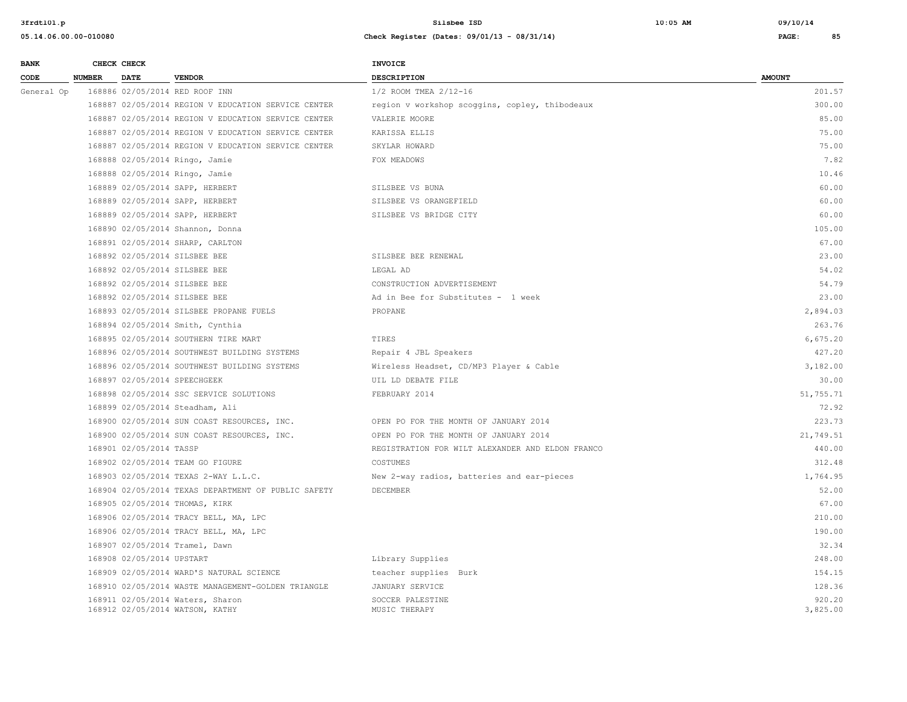| BANK CODE | CHECK NUMBER | CHECK DATE | VENDOR | INVOICE DESCRIPTION | AMOUNT |
|---|---|---|---|---|---|
| General Op | 168886 | 02/05/2014 | RED ROOF INN | 1/2 ROOM TMEA 2/12-16 | 201.57 |
| | 168887 | 02/05/2014 | REGION V EDUCATION SERVICE CENTER | region v workshop scoggins, copley, thibodeaux | 300.00 |
| | 168887 | 02/05/2014 | REGION V EDUCATION SERVICE CENTER | VALERIE MOORE | 85.00 |
| | 168887 | 02/05/2014 | REGION V EDUCATION SERVICE CENTER | KARISSA ELLIS | 75.00 |
| | 168887 | 02/05/2014 | REGION V EDUCATION SERVICE CENTER | SKYLAR HOWARD | 75.00 |
| | 168888 | 02/05/2014 | Ringo, Jamie | FOX MEADOWS | 7.82 |
| | 168888 | 02/05/2014 | Ringo, Jamie | | 10.46 |
| | 168889 | 02/05/2014 | SAPP, HERBERT | SILSBEE VS BUNA | 60.00 |
| | 168889 | 02/05/2014 | SAPP, HERBERT | SILSBEE VS ORANGEFIELD | 60.00 |
| | 168889 | 02/05/2014 | SAPP, HERBERT | SILSBEE VS BRIDGE CITY | 60.00 |
| | 168890 | 02/05/2014 | Shannon, Donna | | 105.00 |
| | 168891 | 02/05/2014 | SHARP, CARLTON | | 67.00 |
| | 168892 | 02/05/2014 | SILSBEE BEE | SILSBEE BEE RENEWAL | 23.00 |
| | 168892 | 02/05/2014 | SILSBEE BEE | LEGAL AD | 54.02 |
| | 168892 | 02/05/2014 | SILSBEE BEE | CONSTRUCTION ADVERTISEMENT | 54.79 |
| | 168892 | 02/05/2014 | SILSBEE BEE | Ad in Bee for Substitutes - 1 week | 23.00 |
| | 168893 | 02/05/2014 | SILSBEE PROPANE FUELS | PROPANE | 2,894.03 |
| | 168894 | 02/05/2014 | Smith, Cynthia | | 263.76 |
| | 168895 | 02/05/2014 | SOUTHERN TIRE MART | TIRES | 6,675.20 |
| | 168896 | 02/05/2014 | SOUTHWEST BUILDING SYSTEMS | Repair 4 JBL Speakers | 427.20 |
| | 168896 | 02/05/2014 | SOUTHWEST BUILDING SYSTEMS | Wireless Headset, CD/MP3 Player & Cable | 3,182.00 |
| | 168897 | 02/05/2014 | SPEECHGEEK | UIL LD DEBATE FILE | 30.00 |
| | 168898 | 02/05/2014 | SSC SERVICE SOLUTIONS | FEBRUARY 2014 | 51,755.71 |
| | 168899 | 02/05/2014 | Steadham, Ali | | 72.92 |
| | 168900 | 02/05/2014 | SUN COAST RESOURCES, INC. | OPEN PO FOR THE MONTH OF JANUARY 2014 | 223.73 |
| | 168900 | 02/05/2014 | SUN COAST RESOURCES, INC. | OPEN PO FOR THE MONTH OF JANUARY 2014 | 21,749.51 |
| | 168901 | 02/05/2014 | TASSP | REGISTRATION FOR WILT ALEXANDER AND ELDON FRANCO | 440.00 |
| | 168902 | 02/05/2014 | TEAM GO FIGURE | COSTUMES | 312.48 |
| | 168903 | 02/05/2014 | TEXAS 2-WAY L.L.C. | New 2-way radios, batteries and ear-pieces | 1,764.95 |
| | 168904 | 02/05/2014 | TEXAS DEPARTMENT OF PUBLIC SAFETY | DECEMBER | 52.00 |
| | 168905 | 02/05/2014 | THOMAS, KIRK | | 67.00 |
| | 168906 | 02/05/2014 | TRACY BELL, MA, LPC | | 210.00 |
| | 168906 | 02/05/2014 | TRACY BELL, MA, LPC | | 190.00 |
| | 168907 | 02/05/2014 | Tramel, Dawn | | 32.34 |
| | 168908 | 02/05/2014 | UPSTART | Library Supplies | 248.00 |
| | 168909 | 02/05/2014 | WARD'S NATURAL SCIENCE | teacher supplies Burk | 154.15 |
| | 168910 | 02/05/2014 | WASTE MANAGEMENT-GOLDEN TRIANGLE | JANUARY SERVICE | 128.36 |
| | 168911 | 02/05/2014 | Waters, Sharon | SOCCER PALESTINE | 920.20 |
| | 168912 | 02/05/2014 | WATSON, KATHY | MUSIC THERAPY | 3,825.00 |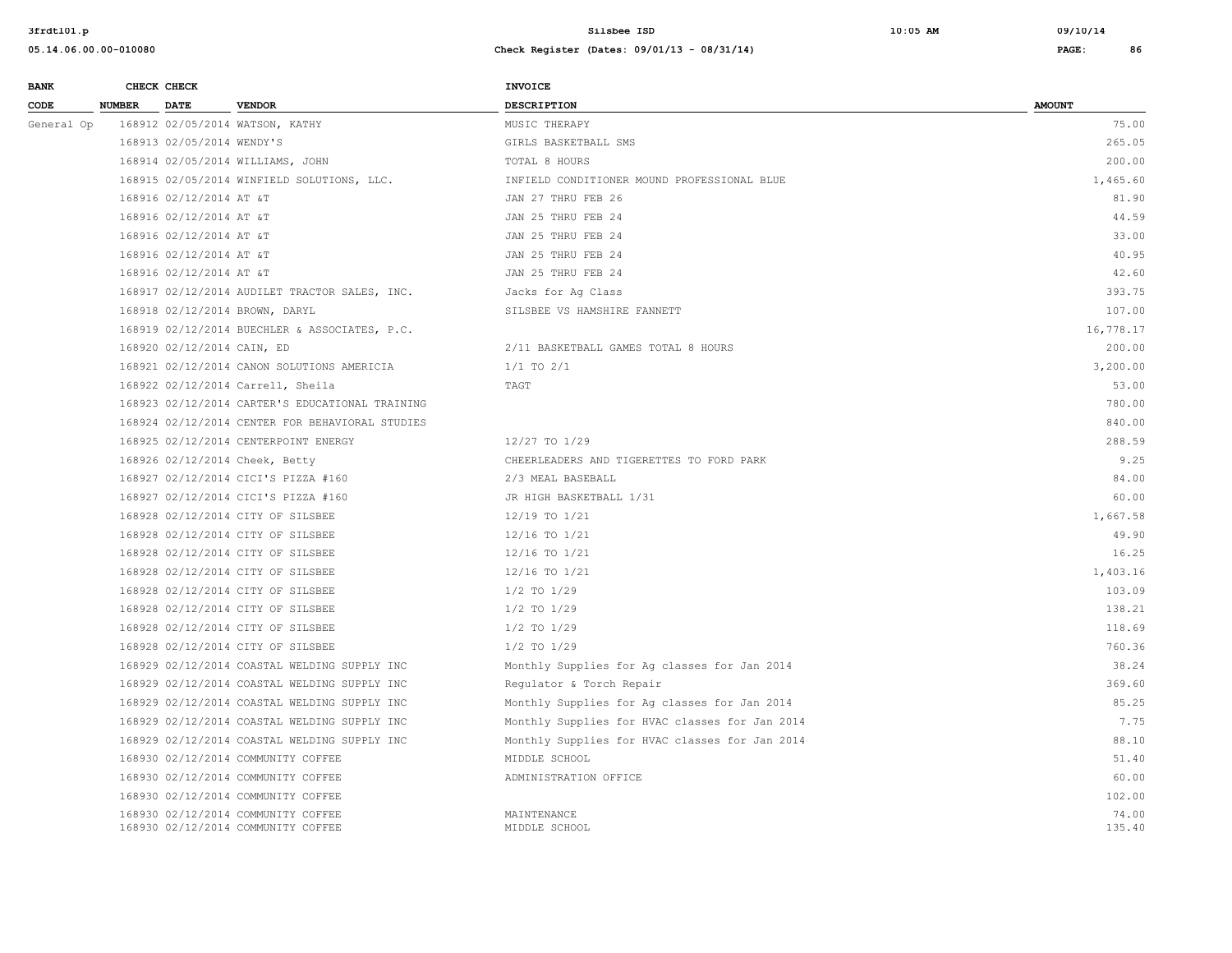| BANK CODE | CHECK NUMBER | CHECK DATE | VENDOR | INVOICE DESCRIPTION | AMOUNT |
|---|---|---|---|---|---|
| General Op | 168912 | 02/05/2014 | WATSON, KATHY | MUSIC THERAPY | 75.00 |
| | 168913 | 02/05/2014 | WENDY'S | GIRLS BASKETBALL SMS | 265.05 |
| | 168914 | 02/05/2014 | WILLIAMS, JOHN | TOTAL 8 HOURS | 200.00 |
| | 168915 | 02/05/2014 | WINFIELD SOLUTIONS, LLC. | INFIELD CONDITIONER MOUND PROFESSIONAL BLUE | 1,465.60 |
| | 168916 | 02/12/2014 | AT &T | JAN 27 THRU FEB 26 | 81.90 |
| | 168916 | 02/12/2014 | AT &T | JAN 25 THRU FEB 24 | 44.59 |
| | 168916 | 02/12/2014 | AT &T | JAN 25 THRU FEB 24 | 33.00 |
| | 168916 | 02/12/2014 | AT &T | JAN 25 THRU FEB 24 | 40.95 |
| | 168916 | 02/12/2014 | AT &T | JAN 25 THRU FEB 24 | 42.60 |
| | 168917 | 02/12/2014 | AUDILET TRACTOR SALES, INC. | Jacks for Ag Class | 393.75 |
| | 168918 | 02/12/2014 | BROWN, DARYL | SILSBEE VS HAMSHIRE FANNETT | 107.00 |
| | 168919 | 02/12/2014 | BUECHLER & ASSOCIATES, P.C. | | 16,778.17 |
| | 168920 | 02/12/2014 | CAIN, ED | 2/11 BASKETBALL GAMES TOTAL 8 HOURS | 200.00 |
| | 168921 | 02/12/2014 | CANON SOLUTIONS AMERICIA | 1/1 TO 2/1 | 3,200.00 |
| | 168922 | 02/12/2014 | Carrell, Sheila | TAGT | 53.00 |
| | 168923 | 02/12/2014 | CARTER'S EDUCATIONAL TRAINING | | 780.00 |
| | 168924 | 02/12/2014 | CENTER FOR BEHAVIORAL STUDIES | | 840.00 |
| | 168925 | 02/12/2014 | CENTERPOINT ENERGY | 12/27 TO 1/29 | 288.59 |
| | 168926 | 02/12/2014 | Cheek, Betty | CHEERLEADERS AND TIGERETTES TO FORD PARK | 9.25 |
| | 168927 | 02/12/2014 | CICI'S PIZZA #160 | 2/3 MEAL BASEBALL | 84.00 |
| | 168927 | 02/12/2014 | CICI'S PIZZA #160 | JR HIGH BASKETBALL 1/31 | 60.00 |
| | 168928 | 02/12/2014 | CITY OF SILSBEE | 12/19 TO 1/21 | 1,667.58 |
| | 168928 | 02/12/2014 | CITY OF SILSBEE | 12/16 TO 1/21 | 49.90 |
| | 168928 | 02/12/2014 | CITY OF SILSBEE | 12/16 TO 1/21 | 16.25 |
| | 168928 | 02/12/2014 | CITY OF SILSBEE | 12/16 TO 1/21 | 1,403.16 |
| | 168928 | 02/12/2014 | CITY OF SILSBEE | 1/2 TO 1/29 | 103.09 |
| | 168928 | 02/12/2014 | CITY OF SILSBEE | 1/2 TO 1/29 | 138.21 |
| | 168928 | 02/12/2014 | CITY OF SILSBEE | 1/2 TO 1/29 | 118.69 |
| | 168928 | 02/12/2014 | CITY OF SILSBEE | 1/2 TO 1/29 | 760.36 |
| | 168929 | 02/12/2014 | COASTAL WELDING SUPPLY INC | Monthly Supplies for Ag classes for Jan 2014 | 38.24 |
| | 168929 | 02/12/2014 | COASTAL WELDING SUPPLY INC | Regulator & Torch Repair | 369.60 |
| | 168929 | 02/12/2014 | COASTAL WELDING SUPPLY INC | Monthly Supplies for Ag classes for Jan 2014 | 85.25 |
| | 168929 | 02/12/2014 | COASTAL WELDING SUPPLY INC | Monthly Supplies for HVAC classes for Jan 2014 | 7.75 |
| | 168929 | 02/12/2014 | COASTAL WELDING SUPPLY INC | Monthly Supplies for HVAC classes for Jan 2014 | 88.10 |
| | 168930 | 02/12/2014 | COMMUNITY COFFEE | MIDDLE SCHOOL | 51.40 |
| | 168930 | 02/12/2014 | COMMUNITY COFFEE | ADMINISTRATION OFFICE | 60.00 |
| | 168930 | 02/12/2014 | COMMUNITY COFFEE | | 102.00 |
| | 168930 | 02/12/2014 | COMMUNITY COFFEE | MAINTENANCE | 74.00 |
| | 168930 | 02/12/2014 | COMMUNITY COFFEE | MIDDLE SCHOOL | 135.40 |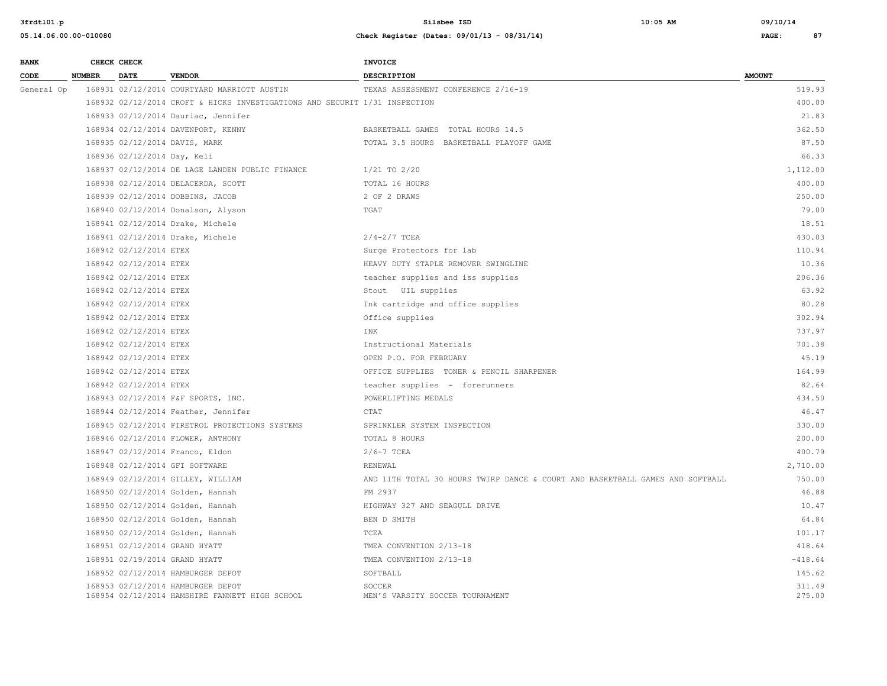| BANK CODE | CHECK NUMBER | CHECK DATE | VENDOR | INVOICE DESCRIPTION | AMOUNT |
|---|---|---|---|---|---|
| General Op | 168931 | 02/12/2014 | COURTYARD MARRIOTT AUSTIN | TEXAS ASSESSMENT CONFERENCE 2/16-19 | 519.93 |
| | 168932 | 02/12/2014 | CROFT & HICKS INVESTIGATIONS AND SECURIT | 1/31 INSPECTION | 400.00 |
| | 168933 | 02/12/2014 | Dauriac, Jennifer | | 21.83 |
| | 168934 | 02/12/2014 | DAVENPORT, KENNY | BASKETBALL GAMES TOTAL HOURS 14.5 | 362.50 |
| | 168935 | 02/12/2014 | DAVIS, MARK | TOTAL 3.5 HOURS BASKETBALL PLAYOFF GAME | 87.50 |
| | 168936 | 02/12/2014 | Day, Keli | | 66.33 |
| | 168937 | 02/12/2014 | DE LAGE LANDEN PUBLIC FINANCE | 1/21 TO 2/20 | 1,112.00 |
| | 168938 | 02/12/2014 | DELACERDA, SCOTT | TOTAL 16 HOURS | 400.00 |
| | 168939 | 02/12/2014 | DOBBINS, JACOB | 2 OF 2 DRAWS | 250.00 |
| | 168940 | 02/12/2014 | Donalson, Alyson | TGAT | 79.00 |
| | 168941 | 02/12/2014 | Drake, Michele | | 18.51 |
| | 168941 | 02/12/2014 | Drake, Michele | 2/4-2/7 TCEA | 430.03 |
| | 168942 | 02/12/2014 | ETEX | Surge Protectors for lab | 110.94 |
| | 168942 | 02/12/2014 | ETEX | HEAVY DUTY STAPLE REMOVER SWINGLINE | 10.36 |
| | 168942 | 02/12/2014 | ETEX | teacher supplies and iss supplies | 206.36 |
| | 168942 | 02/12/2014 | ETEX | Stout UIL supplies | 63.92 |
| | 168942 | 02/12/2014 | ETEX | Ink cartridge and office supplies | 80.28 |
| | 168942 | 02/12/2014 | ETEX | Office supplies | 302.94 |
| | 168942 | 02/12/2014 | ETEX | INK | 737.97 |
| | 168942 | 02/12/2014 | ETEX | Instructional Materials | 701.38 |
| | 168942 | 02/12/2014 | ETEX | OPEN P.O. FOR FEBRUARY | 45.19 |
| | 168942 | 02/12/2014 | ETEX | OFFICE SUPPLIES TONER & PENCIL SHARPENER | 164.99 |
| | 168942 | 02/12/2014 | ETEX | teacher supplies - forerunners | 82.64 |
| | 168943 | 02/12/2014 | F&F SPORTS, INC. | POWERLIFTING MEDALS | 434.50 |
| | 168944 | 02/12/2014 | Feather, Jennifer | CTAT | 46.47 |
| | 168945 | 02/12/2014 | FIRETROL PROTECTIONS SYSTEMS | SPRINKLER SYSTEM INSPECTION | 330.00 |
| | 168946 | 02/12/2014 | FLOWER, ANTHONY | TOTAL 8 HOURS | 200.00 |
| | 168947 | 02/12/2014 | Franco, Eldon | 2/6-7 TCEA | 400.79 |
| | 168948 | 02/12/2014 | GFI SOFTWARE | RENEWAL | 2,710.00 |
| | 168949 | 02/12/2014 | GILLEY, WILLIAM | AND 11TH TOTAL 30 HOURS TWIRP DANCE & COURT AND BASKETBALL GAMES AND SOFTBALL | 750.00 |
| | 168950 | 02/12/2014 | Golden, Hannah | FM 2937 | 46.88 |
| | 168950 | 02/12/2014 | Golden, Hannah | HIGHWAY 327 AND SEAGULL DRIVE | 10.47 |
| | 168950 | 02/12/2014 | Golden, Hannah | BEN D SMITH | 64.84 |
| | 168950 | 02/12/2014 | Golden, Hannah | TCEA | 101.17 |
| | 168951 | 02/12/2014 | GRAND HYATT | TMEA CONVENTION 2/13-18 | 418.64 |
| | 168951 | 02/19/2014 | GRAND HYATT | TMEA CONVENTION 2/13-18 | -418.64 |
| | 168952 | 02/12/2014 | HAMBURGER DEPOT | SOFTBALL | 145.62 |
| | 168953 | 02/12/2014 | HAMBURGER DEPOT | SOCCER | 311.49 |
| | 168954 | 02/12/2014 | HAMSHIRE FANNETT HIGH SCHOOL | MEN'S VARSITY SOCCER TOURNAMENT | 275.00 |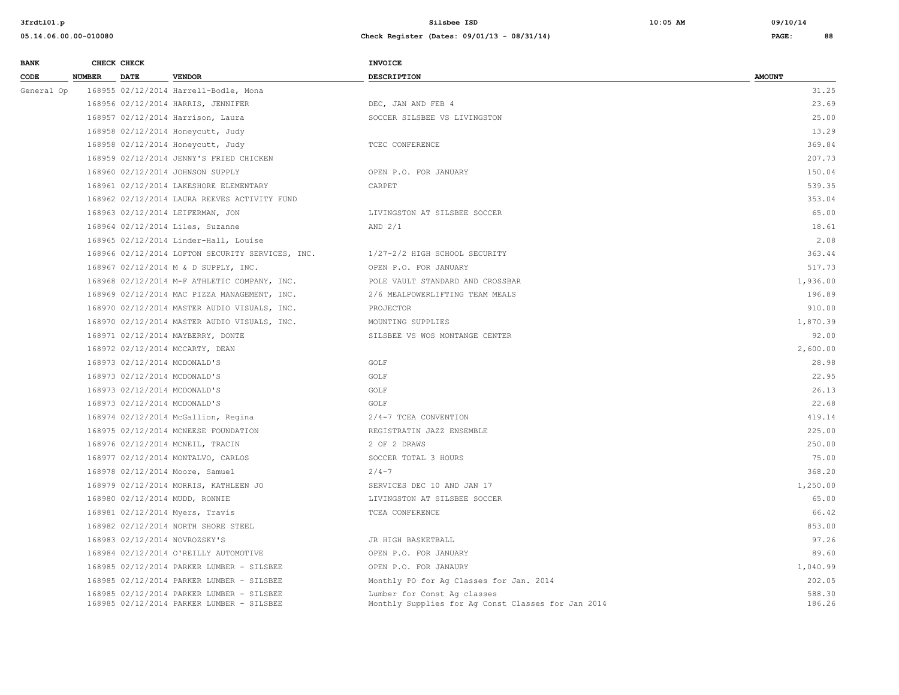| BANK CODE | CHECK NUMBER | CHECK DATE | VENDOR | INVOICE DESCRIPTION | AMOUNT |
|---|---|---|---|---|---|
| General Op | 168955 | 02/12/2014 | Harrell-Bodle, Mona | | 31.25 |
| | 168956 | 02/12/2014 | HARRIS, JENNIFER | DEC, JAN AND FEB 4 | 23.69 |
| | 168957 | 02/12/2014 | Harrison, Laura | SOCCER SILSBEE VS LIVINGSTON | 25.00 |
| | 168958 | 02/12/2014 | Honeycutt, Judy | | 13.29 |
| | 168958 | 02/12/2014 | Honeycutt, Judy | TCEC CONFERENCE | 369.84 |
| | 168959 | 02/12/2014 | JENNY'S FRIED CHICKEN | | 207.73 |
| | 168960 | 02/12/2014 | JOHNSON SUPPLY | OPEN P.O. FOR JANUARY | 150.04 |
| | 168961 | 02/12/2014 | LAKESHORE ELEMENTARY | CARPET | 539.35 |
| | 168962 | 02/12/2014 | LAURA REEVES ACTIVITY FUND | | 353.04 |
| | 168963 | 02/12/2014 | LEIFERMAN, JON | LIVINGSTON AT SILSBEE SOCCER | 65.00 |
| | 168964 | 02/12/2014 | Liles, Suzanne | AND 2/1 | 18.61 |
| | 168965 | 02/12/2014 | Linder-Hall, Louise | | 2.08 |
| | 168966 | 02/12/2014 | LOFTON SECURITY SERVICES, INC. | 1/27-2/2 HIGH SCHOOL SECURITY | 363.44 |
| | 168967 | 02/12/2014 | M & D SUPPLY, INC. | OPEN P.O. FOR JANUARY | 517.73 |
| | 168968 | 02/12/2014 | M-F ATHLETIC COMPANY, INC. | POLE VAULT STANDARD AND CROSSBAR | 1,936.00 |
| | 168969 | 02/12/2014 | MAC PIZZA MANAGEMENT, INC. | 2/6 MEALPOWERLIFTING TEAM MEALS | 196.89 |
| | 168970 | 02/12/2014 | MASTER AUDIO VISUALS, INC. | PROJECTOR | 910.00 |
| | 168970 | 02/12/2014 | MASTER AUDIO VISUALS, INC. | MOUNTING SUPPLIES | 1,870.39 |
| | 168971 | 02/12/2014 | MAYBERRY, DONTE | SILSBEE VS WOS MONTANGE CENTER | 92.00 |
| | 168972 | 02/12/2014 | MCCARTY, DEAN | | 2,600.00 |
| | 168973 | 02/12/2014 | MCDONALD'S | GOLF | 28.98 |
| | 168973 | 02/12/2014 | MCDONALD'S | GOLF | 22.95 |
| | 168973 | 02/12/2014 | MCDONALD'S | GOLF | 26.13 |
| | 168973 | 02/12/2014 | MCDONALD'S | GOLF | 22.68 |
| | 168974 | 02/12/2014 | McGallion, Regina | 2/4-7 TCEA CONVENTION | 419.14 |
| | 168975 | 02/12/2014 | MCNEESE FOUNDATION | REGISTRATIN JAZZ ENSEMBLE | 225.00 |
| | 168976 | 02/12/2014 | MCNEIL, TRACIN | 2 OF 2 DRAWS | 250.00 |
| | 168977 | 02/12/2014 | MONTALVO, CARLOS | SOCCER TOTAL 3 HOURS | 75.00 |
| | 168978 | 02/12/2014 | Moore, Samuel | 2/4-7 | 368.20 |
| | 168979 | 02/12/2014 | MORRIS, KATHLEEN JO | SERVICES DEC 10 AND JAN 17 | 1,250.00 |
| | 168980 | 02/12/2014 | MUDD, RONNIE | LIVINGSTON AT SILSBEE SOCCER | 65.00 |
| | 168981 | 02/12/2014 | Myers, Travis | TCEA CONFERENCE | 66.42 |
| | 168982 | 02/12/2014 | NORTH SHORE STEEL | | 853.00 |
| | 168983 | 02/12/2014 | NOVROZSKY'S | JR HIGH BASKETBALL | 97.26 |
| | 168984 | 02/12/2014 | O'REILLY AUTOMOTIVE | OPEN P.O. FOR JANUARY | 89.60 |
| | 168985 | 02/12/2014 | PARKER LUMBER - SILSBEE | OPEN P.O. FOR JANAURY | 1,040.99 |
| | 168985 | 02/12/2014 | PARKER LUMBER - SILSBEE | Monthly PO for Ag Classes for Jan. 2014 | 202.05 |
| | 168985 | 02/12/2014 | PARKER LUMBER - SILSBEE | Lumber for Const Ag classes | 588.30 |
| | 168985 | 02/12/2014 | PARKER LUMBER - SILSBEE | Monthly Supplies for Ag Const Classes for Jan 2014 | 186.26 |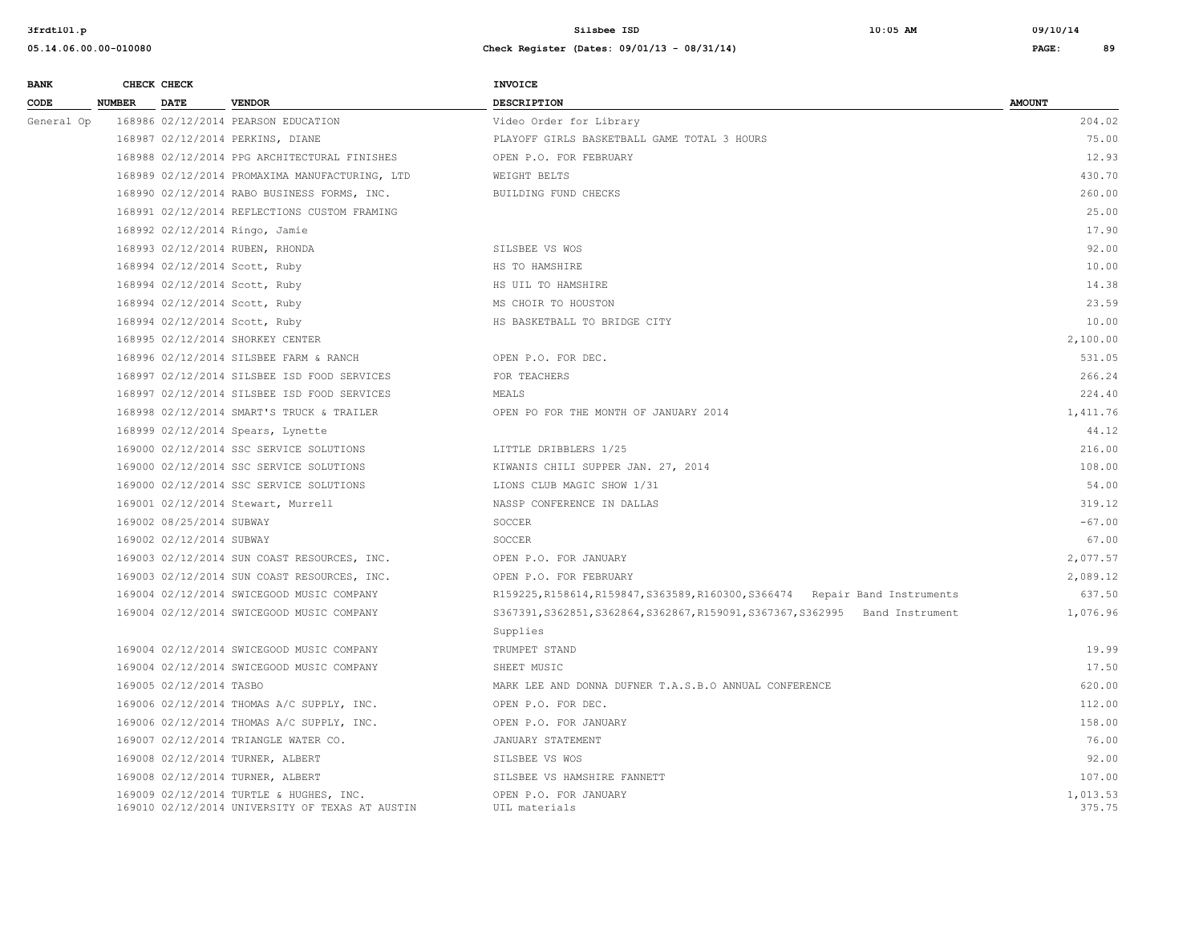| BANK CODE | CHECK NUMBER | CHECK DATE | VENDOR | INVOICE DESCRIPTION | AMOUNT |
|---|---|---|---|---|---|
| General Op | 168986 | 02/12/2014 | PEARSON EDUCATION | Video Order for Library | 204.02 |
| | 168987 | 02/12/2014 | PERKINS, DIANE | PLAYOFF GIRLS BASKETBALL GAME TOTAL 3 HOURS | 75.00 |
| | 168988 | 02/12/2014 | PPG ARCHITECTURAL FINISHES | OPEN P.O. FOR FEBRUARY | 12.93 |
| | 168989 | 02/12/2014 | PROMAXIMA MANUFACTURING, LTD | WEIGHT BELTS | 430.70 |
| | 168990 | 02/12/2014 | RABO BUSINESS FORMS, INC. | BUILDING FUND CHECKS | 260.00 |
| | 168991 | 02/12/2014 | REFLECTIONS CUSTOM FRAMING | | 25.00 |
| | 168992 | 02/12/2014 | Ringo, Jamie | | 17.90 |
| | 168993 | 02/12/2014 | RUBEN, RHONDA | SILSBEE VS WOS | 92.00 |
| | 168994 | 02/12/2014 | Scott, Ruby | HS TO HAMSHIRE | 10.00 |
| | 168994 | 02/12/2014 | Scott, Ruby | HS UIL TO HAMSHIRE | 14.38 |
| | 168994 | 02/12/2014 | Scott, Ruby | MS CHOIR TO HOUSTON | 23.59 |
| | 168994 | 02/12/2014 | Scott, Ruby | HS BASKETBALL TO BRIDGE CITY | 10.00 |
| | 168995 | 02/12/2014 | SHORKEY CENTER | | 2,100.00 |
| | 168996 | 02/12/2014 | SILSBEE FARM & RANCH | OPEN P.O. FOR DEC. | 531.05 |
| | 168997 | 02/12/2014 | SILSBEE ISD FOOD SERVICES | FOR TEACHERS | 266.24 |
| | 168997 | 02/12/2014 | SILSBEE ISD FOOD SERVICES | MEALS | 224.40 |
| | 168998 | 02/12/2014 | SMART'S TRUCK & TRAILER | OPEN PO FOR THE MONTH OF JANUARY 2014 | 1,411.76 |
| | 168999 | 02/12/2014 | Spears, Lynette | | 44.12 |
| | 169000 | 02/12/2014 | SSC SERVICE SOLUTIONS | LITTLE DRIBBLERS 1/25 | 216.00 |
| | 169000 | 02/12/2014 | SSC SERVICE SOLUTIONS | KIWANIS CHILI SUPPER JAN. 27, 2014 | 108.00 |
| | 169000 | 02/12/2014 | SSC SERVICE SOLUTIONS | LIONS CLUB MAGIC SHOW 1/31 | 54.00 |
| | 169001 | 02/12/2014 | Stewart, Murrell | NASSP CONFERENCE IN DALLAS | 319.12 |
| | 169002 | 08/25/2014 | SUBWAY | SOCCER | -67.00 |
| | 169002 | 02/12/2014 | SUBWAY | SOCCER | 67.00 |
| | 169003 | 02/12/2014 | SUN COAST RESOURCES, INC. | OPEN P.O. FOR JANUARY | 2,077.57 |
| | 169003 | 02/12/2014 | SUN COAST RESOURCES, INC. | OPEN P.O. FOR FEBRUARY | 2,089.12 |
| | 169004 | 02/12/2014 | SWICEGOOD MUSIC COMPANY | R159225,R158614,R159847,S363589,R160300,S366474 Repair Band Instruments | 637.50 |
| | 169004 | 02/12/2014 | SWICEGOOD MUSIC COMPANY | S367391,S362851,S362864,S362867,R159091,S367367,S362995 Band Instrument Supplies | 1,076.96 |
| | 169004 | 02/12/2014 | SWICEGOOD MUSIC COMPANY | TRUMPET STAND | 19.99 |
| | 169004 | 02/12/2014 | SWICEGOOD MUSIC COMPANY | SHEET MUSIC | 17.50 |
| | 169005 | 02/12/2014 | TASBO | MARK LEE AND DONNA DUFNER T.A.S.B.O ANNUAL CONFERENCE | 620.00 |
| | 169006 | 02/12/2014 | THOMAS A/C SUPPLY, INC. | OPEN P.O. FOR DEC. | 112.00 |
| | 169006 | 02/12/2014 | THOMAS A/C SUPPLY, INC. | OPEN P.O. FOR JANUARY | 158.00 |
| | 169007 | 02/12/2014 | TRIANGLE WATER CO. | JANUARY STATEMENT | 76.00 |
| | 169008 | 02/12/2014 | TURNER, ALBERT | SILSBEE VS WOS | 92.00 |
| | 169008 | 02/12/2014 | TURNER, ALBERT | SILSBEE VS HAMSHIRE FANNETT | 107.00 |
| | 169009 | 02/12/2014 | TURTLE & HUGHES, INC. | OPEN P.O. FOR JANUARY | 1,013.53 |
| | 169010 | 02/12/2014 | UNIVERSITY OF TEXAS AT AUSTIN | UIL materials | 375.75 |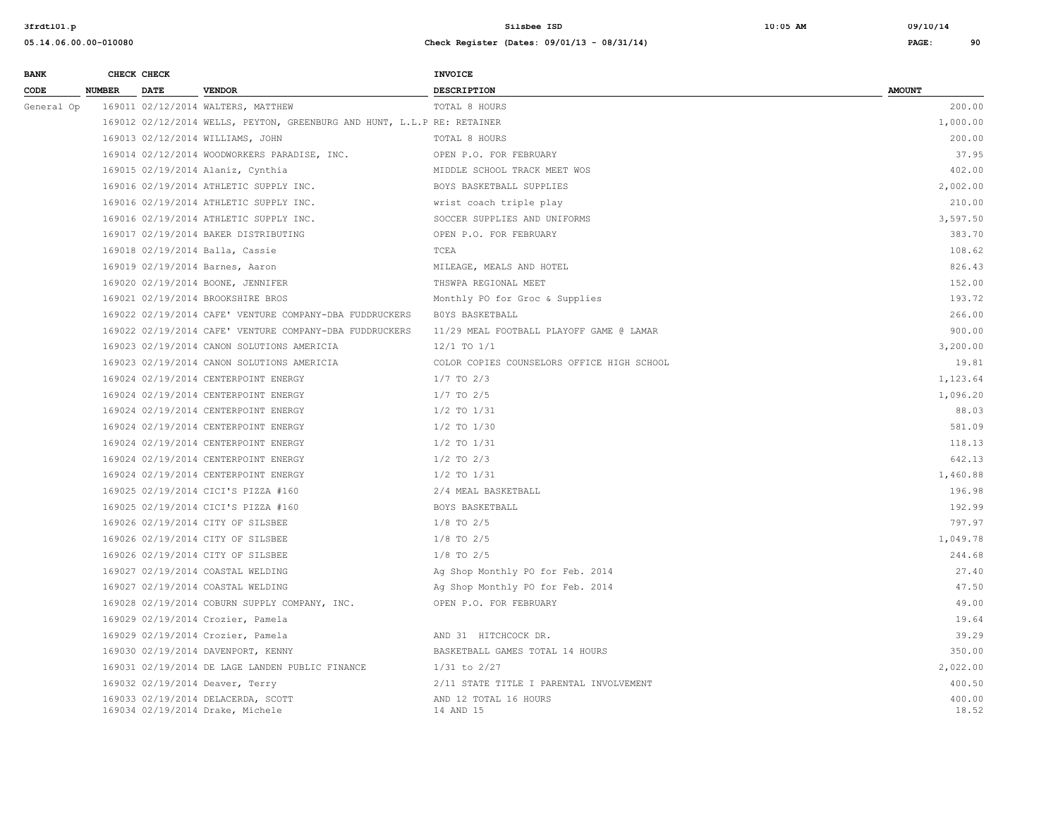| BANK CODE | CHECK NUMBER | CHECK DATE | VENDOR | INVOICE DESCRIPTION | AMOUNT |
|---|---|---|---|---|---|
| General Op | 169011 | 02/12/2014 | WALTERS, MATTHEW | TOTAL 8 HOURS | 200.00 |
| | 169012 | 02/12/2014 | WELLS, PEYTON, GREENBURG AND HUNT, L.L.P | RE: RETAINER | 1,000.00 |
| | 169013 | 02/12/2014 | WILLIAMS, JOHN | TOTAL 8 HOURS | 200.00 |
| | 169014 | 02/12/2014 | WOODWORKERS PARADISE, INC. | OPEN P.O. FOR FEBRUARY | 37.95 |
| | 169015 | 02/19/2014 | Alaniz, Cynthia | MIDDLE SCHOOL TRACK MEET WOS | 402.00 |
| | 169016 | 02/19/2014 | ATHLETIC SUPPLY INC. | BOYS BASKETBALL SUPPLIES | 2,002.00 |
| | 169016 | 02/19/2014 | ATHLETIC SUPPLY INC. | wrist coach triple play | 210.00 |
| | 169016 | 02/19/2014 | ATHLETIC SUPPLY INC. | SOCCER SUPPLIES AND UNIFORMS | 3,597.50 |
| | 169017 | 02/19/2014 | BAKER DISTRIBUTING | OPEN P.O. FOR FEBRUARY | 383.70 |
| | 169018 | 02/19/2014 | Balla, Cassie | TCEA | 108.62 |
| | 169019 | 02/19/2014 | Barnes, Aaron | MILEAGE, MEALS AND HOTEL | 826.43 |
| | 169020 | 02/19/2014 | BOONE, JENNIFER | THSWPA REGIONAL MEET | 152.00 |
| | 169021 | 02/19/2014 | BROOKSHIRE BROS | Monthly PO for Groc & Supplies | 193.72 |
| | 169022 | 02/19/2014 | CAFE' VENTURE COMPANY-DBA FUDDRUCKERS | BOYS BASKETBALL | 266.00 |
| | 169022 | 02/19/2014 | CAFE' VENTURE COMPANY-DBA FUDDRUCKERS | 11/29 MEAL FOOTBALL PLAYOFF GAME @ LAMAR | 900.00 |
| | 169023 | 02/19/2014 | CANON SOLUTIONS AMERICIA | 12/1 TO 1/1 | 3,200.00 |
| | 169023 | 02/19/2014 | CANON SOLUTIONS AMERICIA | COLOR COPIES COUNSELORS OFFICE HIGH SCHOOL | 19.81 |
| | 169024 | 02/19/2014 | CENTERPOINT ENERGY | 1/7 TO 2/3 | 1,123.64 |
| | 169024 | 02/19/2014 | CENTERPOINT ENERGY | 1/7 TO 2/5 | 1,096.20 |
| | 169024 | 02/19/2014 | CENTERPOINT ENERGY | 1/2 TO 1/31 | 88.03 |
| | 169024 | 02/19/2014 | CENTERPOINT ENERGY | 1/2 TO 1/30 | 581.09 |
| | 169024 | 02/19/2014 | CENTERPOINT ENERGY | 1/2 TO 1/31 | 118.13 |
| | 169024 | 02/19/2014 | CENTERPOINT ENERGY | 1/2 TO 2/3 | 642.13 |
| | 169024 | 02/19/2014 | CENTERPOINT ENERGY | 1/2 TO 1/31 | 1,460.88 |
| | 169025 | 02/19/2014 | CICI'S PIZZA #160 | 2/4 MEAL BASKETBALL | 196.98 |
| | 169025 | 02/19/2014 | CICI'S PIZZA #160 | BOYS BASKETBALL | 192.99 |
| | 169026 | 02/19/2014 | CITY OF SILSBEE | 1/8 TO 2/5 | 797.97 |
| | 169026 | 02/19/2014 | CITY OF SILSBEE | 1/8 TO 2/5 | 1,049.78 |
| | 169026 | 02/19/2014 | CITY OF SILSBEE | 1/8 TO 2/5 | 244.68 |
| | 169027 | 02/19/2014 | COASTAL WELDING | Ag Shop Monthly PO for Feb. 2014 | 27.40 |
| | 169027 | 02/19/2014 | COASTAL WELDING | Ag Shop Monthly PO for Feb. 2014 | 47.50 |
| | 169028 | 02/19/2014 | COBURN SUPPLY COMPANY, INC. | OPEN P.O. FOR FEBRUARY | 49.00 |
| | 169029 | 02/19/2014 | Crozier, Pamela | | 19.64 |
| | 169029 | 02/19/2014 | Crozier, Pamela | AND 31 HITCHCOCK DR. | 39.29 |
| | 169030 | 02/19/2014 | DAVENPORT, KENNY | BASKETBALL GAMES TOTAL 14 HOURS | 350.00 |
| | 169031 | 02/19/2014 | DE LAGE LANDEN PUBLIC FINANCE | 1/31 to 2/27 | 2,022.00 |
| | 169032 | 02/19/2014 | Deaver, Terry | 2/11 STATE TITLE I PARENTAL INVOLVEMENT | 400.50 |
| | 169033 | 02/19/2014 | DELACERDA, SCOTT | AND 12 TOTAL 16 HOURS | 400.00 |
| | 169034 | 02/19/2014 | Drake, Michele | 14 AND 15 | 18.52 |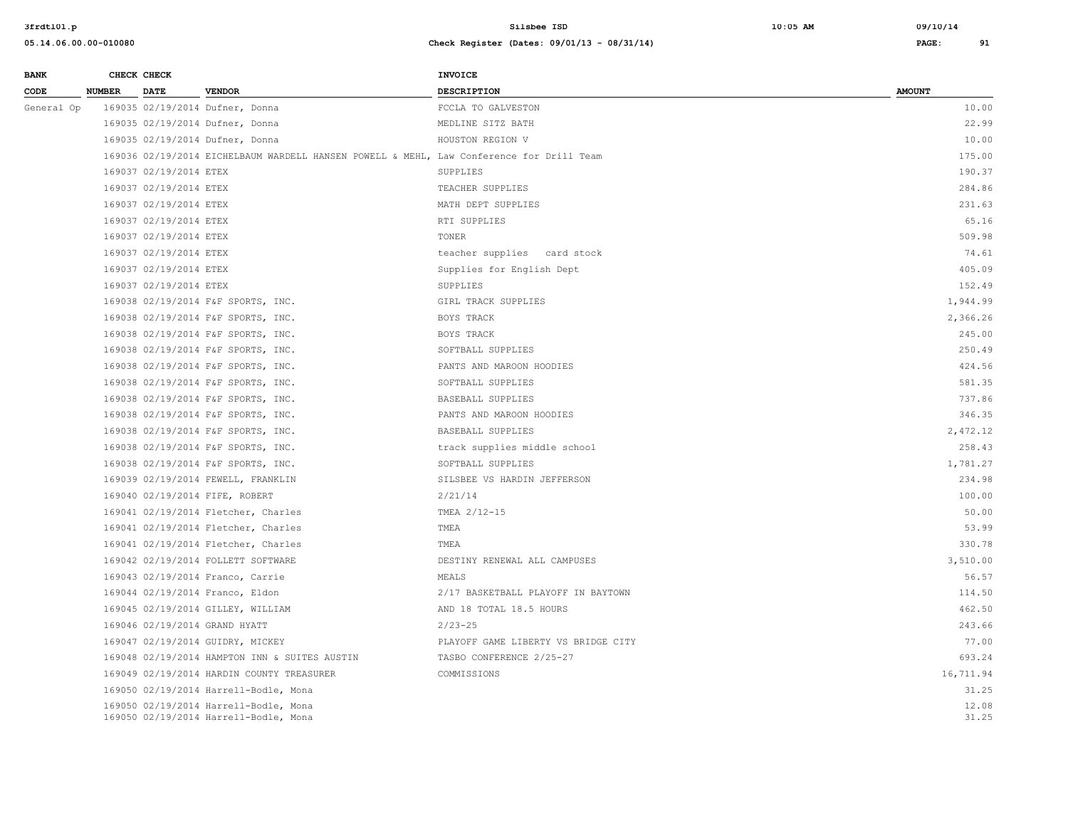| BANK CODE | CHECK NUMBER | CHECK DATE | VENDOR | INVOICE DESCRIPTION | AMOUNT |
|---|---|---|---|---|---|
| General Op | 169035 | 02/19/2014 | Dufner, Donna | FCCLA TO GALVESTON | 10.00 |
| | 169035 | 02/19/2014 | Dufner, Donna | MEDLINE SITZ BATH | 22.99 |
| | 169035 | 02/19/2014 | Dufner, Donna | HOUSTON REGION V | 10.00 |
| | 169036 | 02/19/2014 | EICHELBAUM WARDELL HANSEN POWELL & MEHL, | Law Conference for Drill Team | 175.00 |
| | 169037 | 02/19/2014 | ETEX | SUPPLIES | 190.37 |
| | 169037 | 02/19/2014 | ETEX | TEACHER SUPPLIES | 284.86 |
| | 169037 | 02/19/2014 | ETEX | MATH DEPT SUPPLIES | 231.63 |
| | 169037 | 02/19/2014 | ETEX | RTI SUPPLIES | 65.16 |
| | 169037 | 02/19/2014 | ETEX | TONER | 509.98 |
| | 169037 | 02/19/2014 | ETEX | teacher supplies card stock | 74.61 |
| | 169037 | 02/19/2014 | ETEX | Supplies for English Dept | 405.09 |
| | 169037 | 02/19/2014 | ETEX | SUPPLIES | 152.49 |
| | 169038 | 02/19/2014 | F&F SPORTS, INC. | GIRL TRACK SUPPLIES | 1,944.99 |
| | 169038 | 02/19/2014 | F&F SPORTS, INC. | BOYS TRACK | 2,366.26 |
| | 169038 | 02/19/2014 | F&F SPORTS, INC. | BOYS TRACK | 245.00 |
| | 169038 | 02/19/2014 | F&F SPORTS, INC. | SOFTBALL SUPPLIES | 250.49 |
| | 169038 | 02/19/2014 | F&F SPORTS, INC. | PANTS AND MAROON HOODIES | 424.56 |
| | 169038 | 02/19/2014 | F&F SPORTS, INC. | SOFTBALL SUPPLIES | 581.35 |
| | 169038 | 02/19/2014 | F&F SPORTS, INC. | BASEBALL SUPPLIES | 737.86 |
| | 169038 | 02/19/2014 | F&F SPORTS, INC. | PANTS AND MAROON HOODIES | 346.35 |
| | 169038 | 02/19/2014 | F&F SPORTS, INC. | BASEBALL SUPPLIES | 2,472.12 |
| | 169038 | 02/19/2014 | F&F SPORTS, INC. | track supplies middle school | 258.43 |
| | 169038 | 02/19/2014 | F&F SPORTS, INC. | SOFTBALL SUPPLIES | 1,781.27 |
| | 169039 | 02/19/2014 | FEWELL, FRANKLIN | SILSBEE VS HARDIN JEFFERSON | 234.98 |
| | 169040 | 02/19/2014 | FIFE, ROBERT | 2/21/14 | 100.00 |
| | 169041 | 02/19/2014 | Fletcher, Charles | TMEA 2/12-15 | 50.00 |
| | 169041 | 02/19/2014 | Fletcher, Charles | TMEA | 53.99 |
| | 169041 | 02/19/2014 | Fletcher, Charles | TMEA | 330.78 |
| | 169042 | 02/19/2014 | FOLLETT SOFTWARE | DESTINY RENEWAL ALL CAMPUSES | 3,510.00 |
| | 169043 | 02/19/2014 | Franco, Carrie | MEALS | 56.57 |
| | 169044 | 02/19/2014 | Franco, Eldon | 2/17 BASKETBALL PLAYOFF IN BAYTOWN | 114.50 |
| | 169045 | 02/19/2014 | GILLEY, WILLIAM | AND 18 TOTAL 18.5 HOURS | 462.50 |
| | 169046 | 02/19/2014 | GRAND HYATT | 2/23-25 | 243.66 |
| | 169047 | 02/19/2014 | GUIDRY, MICKEY | PLAYOFF GAME LIBERTY VS BRIDGE CITY | 77.00 |
| | 169048 | 02/19/2014 | HAMPTON INN & SUITES AUSTIN | TASBO CONFERENCE 2/25-27 | 693.24 |
| | 169049 | 02/19/2014 | HARDIN COUNTY TREASURER | COMMISSIONS | 16,711.94 |
| | 169050 | 02/19/2014 | Harrell-Bodle, Mona | | 31.25 |
| | 169050 | 02/19/2014 | Harrell-Bodle, Mona | | 12.08 |
| | 169050 | 02/19/2014 | Harrell-Bodle, Mona | | 31.25 |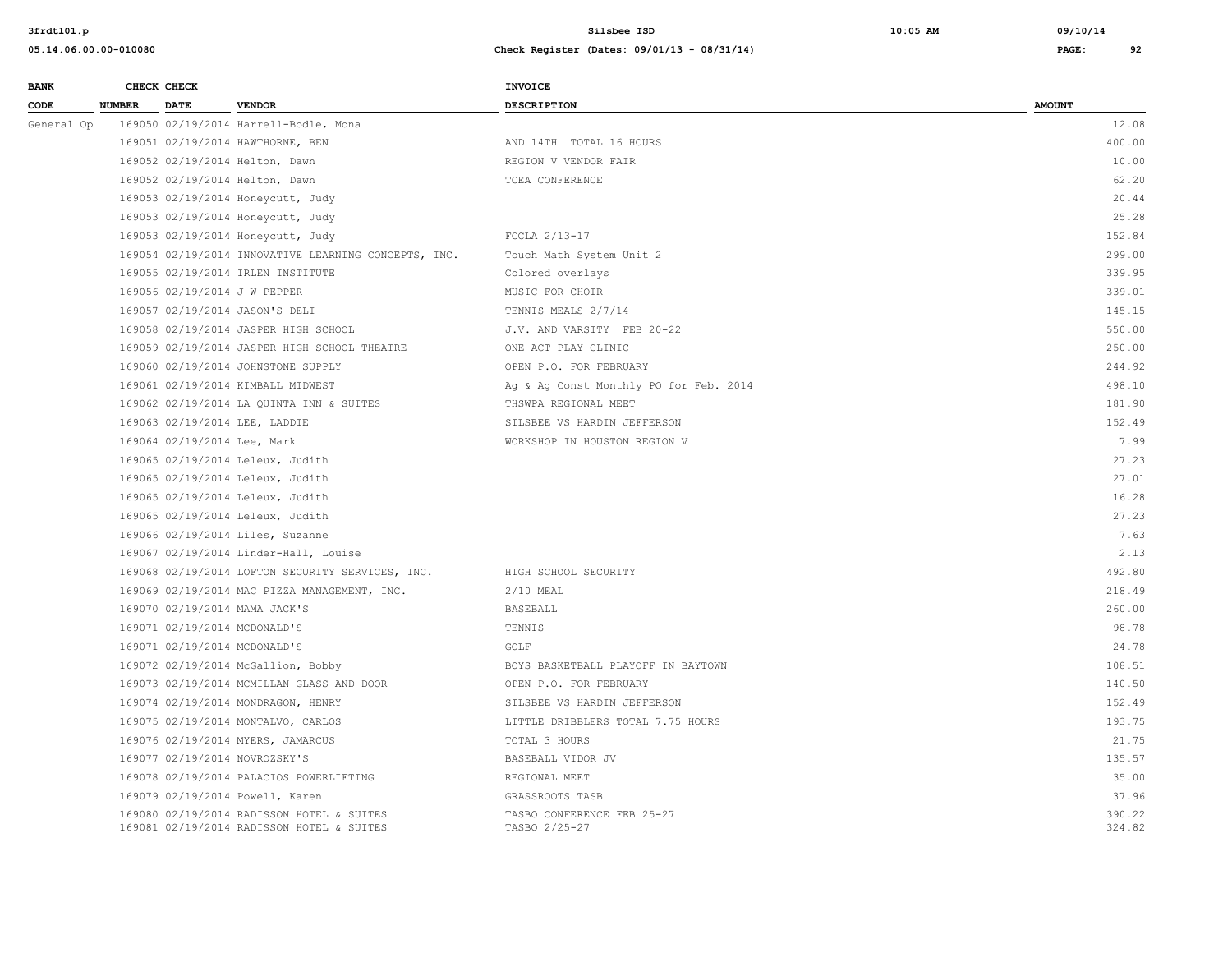| BANK CODE | CHECK NUMBER | CHECK DATE | VENDOR | INVOICE DESCRIPTION | AMOUNT |
|---|---|---|---|---|---|
| General Op | 169050 | 02/19/2014 | Harrell-Bodle, Mona | | 12.08 |
| | 169051 | 02/19/2014 | HAWTHORNE, BEN | AND 14TH TOTAL 16 HOURS | 400.00 |
| | 169052 | 02/19/2014 | Helton, Dawn | REGION V VENDOR FAIR | 10.00 |
| | 169052 | 02/19/2014 | Helton, Dawn | TCEA CONFERENCE | 62.20 |
| | 169053 | 02/19/2014 | Honeycutt, Judy | | 20.44 |
| | 169053 | 02/19/2014 | Honeycutt, Judy | | 25.28 |
| | 169053 | 02/19/2014 | Honeycutt, Judy | FCCLA 2/13-17 | 152.84 |
| | 169054 | 02/19/2014 | INNOVATIVE LEARNING CONCEPTS, INC. | Touch Math System Unit 2 | 299.00 |
| | 169055 | 02/19/2014 | IRLEN INSTITUTE | Colored overlays | 339.95 |
| | 169056 | 02/19/2014 | J W PEPPER | MUSIC FOR CHOIR | 339.01 |
| | 169057 | 02/19/2014 | JASON'S DELI | TENNIS MEALS 2/7/14 | 145.15 |
| | 169058 | 02/19/2014 | JASPER HIGH SCHOOL | J.V. AND VARSITY FEB 20-22 | 550.00 |
| | 169059 | 02/19/2014 | JASPER HIGH SCHOOL THEATRE | ONE ACT PLAY CLINIC | 250.00 |
| | 169060 | 02/19/2014 | JOHNSTONE SUPPLY | OPEN P.O. FOR FEBRUARY | 244.92 |
| | 169061 | 02/19/2014 | KIMBALL MIDWEST | Ag & Ag Const Monthly PO for Feb. 2014 | 498.10 |
| | 169062 | 02/19/2014 | LA QUINTA INN & SUITES | THSWPA REGIONAL MEET | 181.90 |
| | 169063 | 02/19/2014 | LEE, LADDIE | SILSBEE VS HARDIN JEFFERSON | 152.49 |
| | 169064 | 02/19/2014 | Lee, Mark | WORKSHOP IN HOUSTON REGION V | 7.99 |
| | 169065 | 02/19/2014 | Leleux, Judith | | 27.23 |
| | 169065 | 02/19/2014 | Leleux, Judith | | 27.01 |
| | 169065 | 02/19/2014 | Leleux, Judith | | 16.28 |
| | 169065 | 02/19/2014 | Leleux, Judith | | 27.23 |
| | 169066 | 02/19/2014 | Liles, Suzanne | | 7.63 |
| | 169067 | 02/19/2014 | Linder-Hall, Louise | | 2.13 |
| | 169068 | 02/19/2014 | LOFTON SECURITY SERVICES, INC. | HIGH SCHOOL SECURITY | 492.80 |
| | 169069 | 02/19/2014 | MAC PIZZA MANAGEMENT, INC. | 2/10 MEAL | 218.49 |
| | 169070 | 02/19/2014 | MAMA JACK'S | BASEBALL | 260.00 |
| | 169071 | 02/19/2014 | MCDONALD'S | TENNIS | 98.78 |
| | 169071 | 02/19/2014 | MCDONALD'S | GOLF | 24.78 |
| | 169072 | 02/19/2014 | McGallion, Bobby | BOYS BASKETBALL PLAYOFF IN BAYTOWN | 108.51 |
| | 169073 | 02/19/2014 | MCMILLAN GLASS AND DOOR | OPEN P.O. FOR FEBRUARY | 140.50 |
| | 169074 | 02/19/2014 | MONDRAGON, HENRY | SILSBEE VS HARDIN JEFFERSON | 152.49 |
| | 169075 | 02/19/2014 | MONTALVO, CARLOS | LITTLE DRIBBLERS TOTAL 7.75 HOURS | 193.75 |
| | 169076 | 02/19/2014 | MYERS, JAMARCUS | TOTAL 3 HOURS | 21.75 |
| | 169077 | 02/19/2014 | NOVROZSKY'S | BASEBALL VIDOR JV | 135.57 |
| | 169078 | 02/19/2014 | PALACIOS POWERLIFTING | REGIONAL MEET | 35.00 |
| | 169079 | 02/19/2014 | Powell, Karen | GRASSROOTS TASB | 37.96 |
| | 169080 | 02/19/2014 | RADISSON HOTEL & SUITES | TASBO CONFERENCE FEB 25-27 | 390.22 |
| | 169081 | 02/19/2014 | RADISSON HOTEL & SUITES | TASBO 2/25-27 | 324.82 |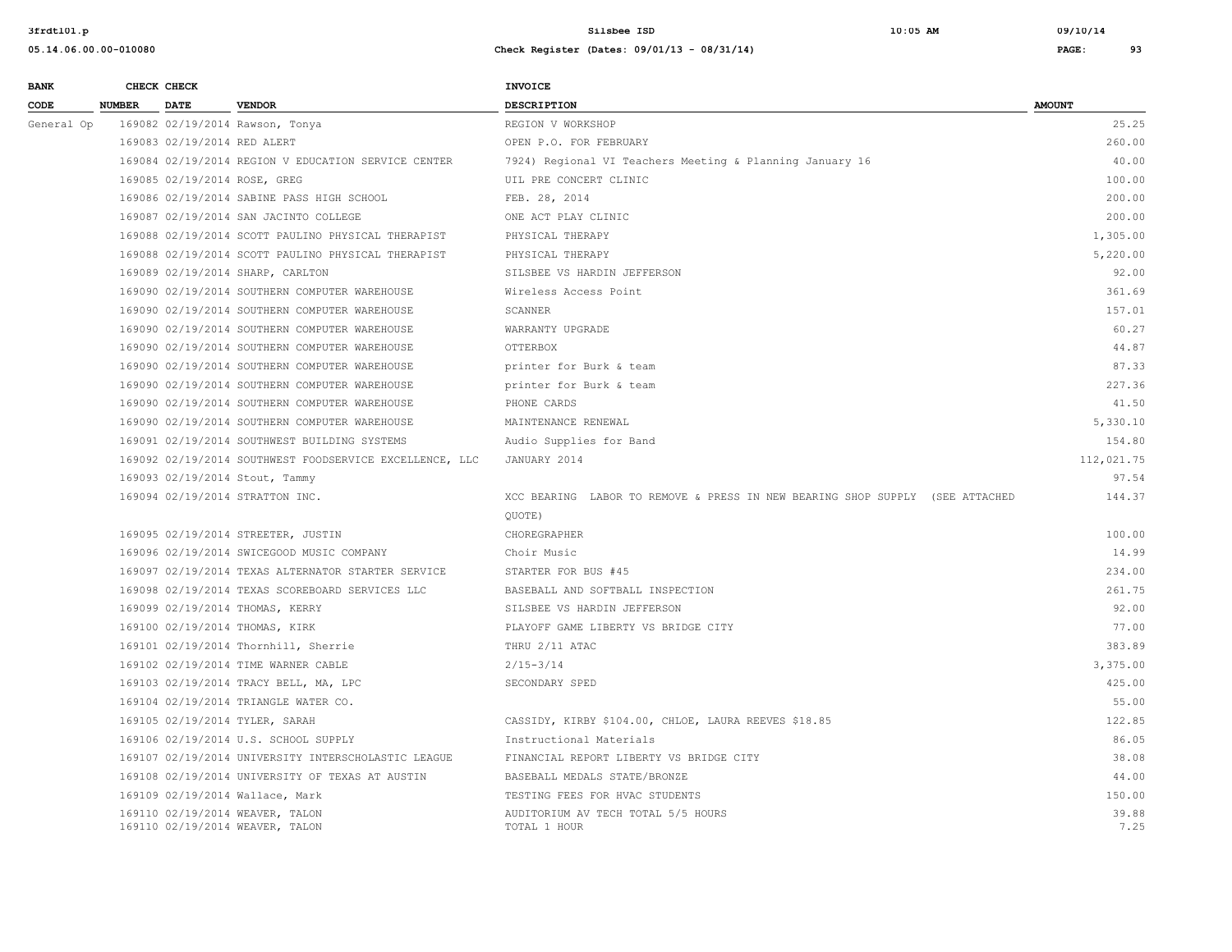| BANK CODE | CHECK NUMBER | CHECK DATE | VENDOR | INVOICE DESCRIPTION | AMOUNT |
|---|---|---|---|---|---|
| General Op | 169082 | 02/19/2014 | Rawson, Tonya | REGION V WORKSHOP | 25.25 |
| | 169083 | 02/19/2014 | RED ALERT | OPEN P.O. FOR FEBRUARY | 260.00 |
| | 169084 | 02/19/2014 | REGION V EDUCATION SERVICE CENTER | 7924) Regional VI Teachers Meeting & Planning January 16 | 40.00 |
| | 169085 | 02/19/2014 | ROSE, GREG | UIL PRE CONCERT CLINIC | 100.00 |
| | 169086 | 02/19/2014 | SABINE PASS HIGH SCHOOL | FEB. 28, 2014 | 200.00 |
| | 169087 | 02/19/2014 | SAN JACINTO COLLEGE | ONE ACT PLAY CLINIC | 200.00 |
| | 169088 | 02/19/2014 | SCOTT PAULINO PHYSICAL THERAPIST | PHYSICAL THERAPY | 1,305.00 |
| | 169088 | 02/19/2014 | SCOTT PAULINO PHYSICAL THERAPIST | PHYSICAL THERAPY | 5,220.00 |
| | 169089 | 02/19/2014 | SHARP, CARLTON | SILSBEE VS HARDIN JEFFERSON | 92.00 |
| | 169090 | 02/19/2014 | SOUTHERN COMPUTER WAREHOUSE | Wireless Access Point | 361.69 |
| | 169090 | 02/19/2014 | SOUTHERN COMPUTER WAREHOUSE | SCANNER | 157.01 |
| | 169090 | 02/19/2014 | SOUTHERN COMPUTER WAREHOUSE | WARRANTY UPGRADE | 60.27 |
| | 169090 | 02/19/2014 | SOUTHERN COMPUTER WAREHOUSE | OTTERBOX | 44.87 |
| | 169090 | 02/19/2014 | SOUTHERN COMPUTER WAREHOUSE | printer for Burk & team | 87.33 |
| | 169090 | 02/19/2014 | SOUTHERN COMPUTER WAREHOUSE | printer for Burk & team | 227.36 |
| | 169090 | 02/19/2014 | SOUTHERN COMPUTER WAREHOUSE | PHONE CARDS | 41.50 |
| | 169090 | 02/19/2014 | SOUTHERN COMPUTER WAREHOUSE | MAINTENANCE RENEWAL | 5,330.10 |
| | 169091 | 02/19/2014 | SOUTHWEST BUILDING SYSTEMS | Audio Supplies for Band | 154.80 |
| | 169092 | 02/19/2014 | SOUTHWEST FOODSERVICE EXCELLENCE, LLC | JANUARY 2014 | 112,021.75 |
| | 169093 | 02/19/2014 | Stout, Tammy | | 97.54 |
| | 169094 | 02/19/2014 | STRATTON INC. | XCC BEARING LABOR TO REMOVE & PRESS IN NEW BEARING SHOP SUPPLY (SEE ATTACHED QUOTE) | 144.37 |
| | 169095 | 02/19/2014 | STREETER, JUSTIN | CHOREGRAPHER | 100.00 |
| | 169096 | 02/19/2014 | SWICEGOOD MUSIC COMPANY | Choir Music | 14.99 |
| | 169097 | 02/19/2014 | TEXAS ALTERNATOR STARTER SERVICE | STARTER FOR BUS #45 | 234.00 |
| | 169098 | 02/19/2014 | TEXAS SCOREBOARD SERVICES LLC | BASEBALL AND SOFTBALL INSPECTION | 261.75 |
| | 169099 | 02/19/2014 | THOMAS, KERRY | SILSBEE VS HARDIN JEFFERSON | 92.00 |
| | 169100 | 02/19/2014 | THOMAS, KIRK | PLAYOFF GAME LIBERTY VS BRIDGE CITY | 77.00 |
| | 169101 | 02/19/2014 | Thornhill, Sherrie | THRU 2/11 ATAC | 383.89 |
| | 169102 | 02/19/2014 | TIME WARNER CABLE | 2/15-3/14 | 3,375.00 |
| | 169103 | 02/19/2014 | TRACY BELL, MA, LPC | SECONDARY SPED | 425.00 |
| | 169104 | 02/19/2014 | TRIANGLE WATER CO. | | 55.00 |
| | 169105 | 02/19/2014 | TYLER, SARAH | CASSIDY, KIRBY $104.00, CHLOE, LAURA REEVES $18.85 | 122.85 |
| | 169106 | 02/19/2014 | U.S. SCHOOL SUPPLY | Instructional Materials | 86.05 |
| | 169107 | 02/19/2014 | UNIVERSITY INTERSCHOLASTIC LEAGUE | FINANCIAL REPORT LIBERTY VS BRIDGE CITY | 38.08 |
| | 169108 | 02/19/2014 | UNIVERSITY OF TEXAS AT AUSTIN | BASEBALL MEDALS STATE/BRONZE | 44.00 |
| | 169109 | 02/19/2014 | Wallace, Mark | TESTING FEES FOR HVAC STUDENTS | 150.00 |
| | 169110 | 02/19/2014 | WEAVER, TALON | AUDITORIUM AV TECH TOTAL 5/5 HOURS | 39.88 |
| | 169110 | 02/19/2014 | WEAVER, TALON | TOTAL 1 HOUR | 7.25 |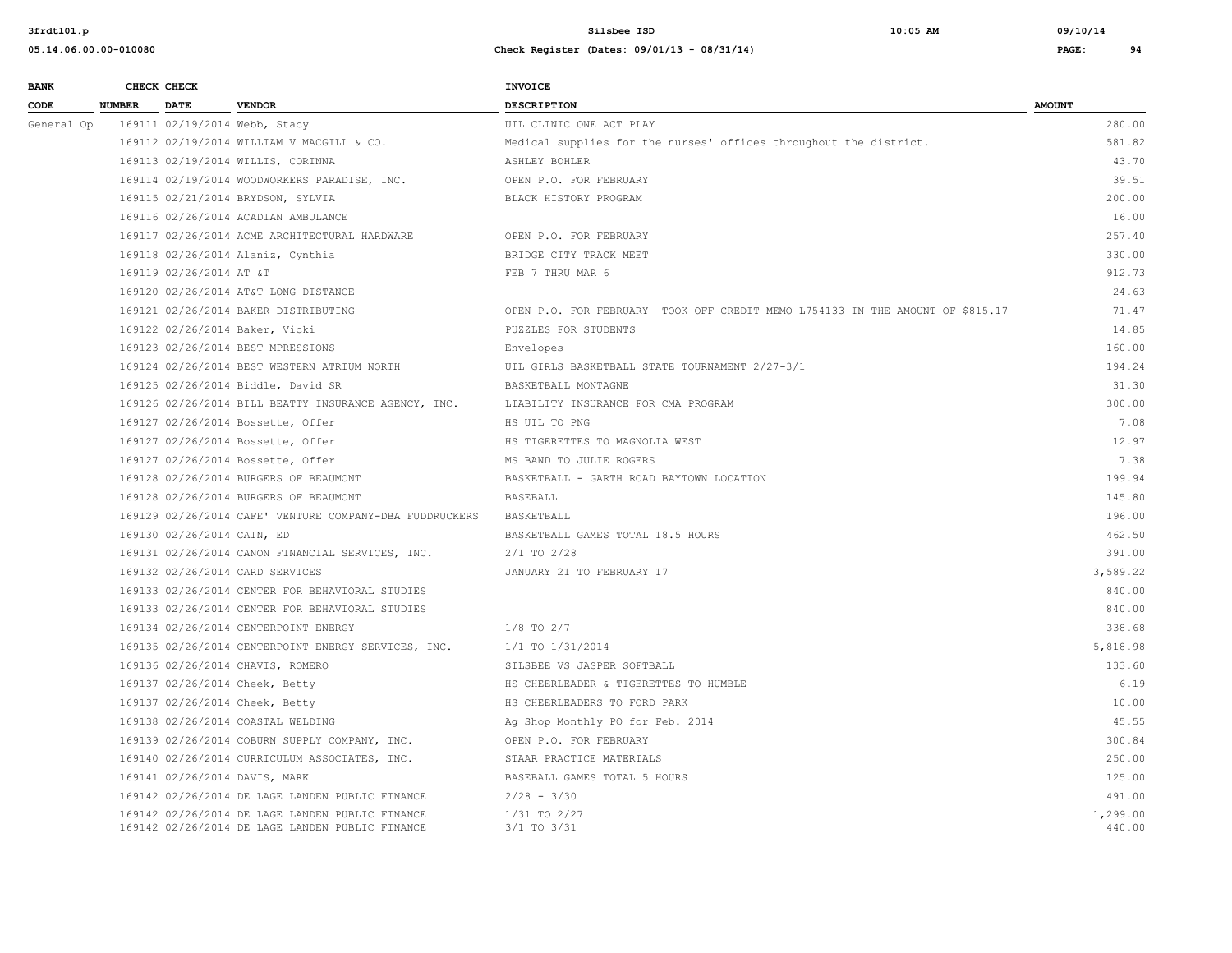| BANK CODE | CHECK NUMBER | CHECK DATE | VENDOR | INVOICE DESCRIPTION | AMOUNT |
|---|---|---|---|---|---|
| General Op | 169111 | 02/19/2014 | Webb, Stacy | UIL CLINIC ONE ACT PLAY | 280.00 |
| | 169112 | 02/19/2014 | WILLIAM V MACGILL & CO. | Medical supplies for the nurses' offices throughout the district. | 581.82 |
| | 169113 | 02/19/2014 | WILLIS, CORINNA | ASHLEY BOHLER | 43.70 |
| | 169114 | 02/19/2014 | WOODWORKERS PARADISE, INC. | OPEN P.O. FOR FEBRUARY | 39.51 |
| | 169115 | 02/21/2014 | BRYDSON, SYLVIA | BLACK HISTORY PROGRAM | 200.00 |
| | 169116 | 02/26/2014 | ACADIAN AMBULANCE | | 16.00 |
| | 169117 | 02/26/2014 | ACME ARCHITECTURAL HARDWARE | OPEN P.O. FOR FEBRUARY | 257.40 |
| | 169118 | 02/26/2014 | Alaniz, Cynthia | BRIDGE CITY TRACK MEET | 330.00 |
| | 169119 | 02/26/2014 | AT &T | FEB 7 THRU MAR 6 | 912.73 |
| | 169120 | 02/26/2014 | AT&T LONG DISTANCE | | 24.63 |
| | 169121 | 02/26/2014 | BAKER DISTRIBUTING | OPEN P.O. FOR FEBRUARY TOOK OFF CREDIT MEMO L754133 IN THE AMOUNT OF $815.17 | 71.47 |
| | 169122 | 02/26/2014 | Baker, Vicki | PUZZLES FOR STUDENTS | 14.85 |
| | 169123 | 02/26/2014 | BEST MPRESSIONS | Envelopes | 160.00 |
| | 169124 | 02/26/2014 | BEST WESTERN ATRIUM NORTH | UIL GIRLS BASKETBALL STATE TOURNAMENT 2/27-3/1 | 194.24 |
| | 169125 | 02/26/2014 | Biddle, David SR | BASKETBALL MONTAGNE | 31.30 |
| | 169126 | 02/26/2014 | BILL BEATTY INSURANCE AGENCY, INC. | LIABILITY INSURANCE FOR CMA PROGRAM | 300.00 |
| | 169127 | 02/26/2014 | Bossette, Offer | HS UIL TO PNG | 7.08 |
| | 169127 | 02/26/2014 | Bossette, Offer | HS TIGERETTES TO MAGNOLIA WEST | 12.97 |
| | 169127 | 02/26/2014 | Bossette, Offer | MS BAND TO JULIE ROGERS | 7.38 |
| | 169128 | 02/26/2014 | BURGERS OF BEAUMONT | BASKETBALL - GARTH ROAD BAYTOWN LOCATION | 199.94 |
| | 169128 | 02/26/2014 | BURGERS OF BEAUMONT | BASEBALL | 145.80 |
| | 169129 | 02/26/2014 | CAFE' VENTURE COMPANY-DBA FUDDRUCKERS | BASKETBALL | 196.00 |
| | 169130 | 02/26/2014 | CAIN, ED | BASKETBALL GAMES TOTAL 18.5 HOURS | 462.50 |
| | 169131 | 02/26/2014 | CANON FINANCIAL SERVICES, INC. | 2/1 TO 2/28 | 391.00 |
| | 169132 | 02/26/2014 | CARD SERVICES | JANUARY 21 TO FEBRUARY 17 | 3,589.22 |
| | 169133 | 02/26/2014 | CENTER FOR BEHAVIORAL STUDIES | | 840.00 |
| | 169133 | 02/26/2014 | CENTER FOR BEHAVIORAL STUDIES | | 840.00 |
| | 169134 | 02/26/2014 | CENTERPOINT ENERGY | 1/8 TO 2/7 | 338.68 |
| | 169135 | 02/26/2014 | CENTERPOINT ENERGY SERVICES, INC. | 1/1 TO 1/31/2014 | 5,818.98 |
| | 169136 | 02/26/2014 | CHAVIS, ROMERO | SILSBEE VS JASPER SOFTBALL | 133.60 |
| | 169137 | 02/26/2014 | Cheek, Betty | HS CHEERLEADER & TIGERETTES TO HUMBLE | 6.19 |
| | 169137 | 02/26/2014 | Cheek, Betty | HS CHEERLEADERS TO FORD PARK | 10.00 |
| | 169138 | 02/26/2014 | COASTAL WELDING | Ag Shop Monthly PO for Feb. 2014 | 45.55 |
| | 169139 | 02/26/2014 | COBURN SUPPLY COMPANY, INC. | OPEN P.O. FOR FEBRUARY | 300.84 |
| | 169140 | 02/26/2014 | CURRICULUM ASSOCIATES, INC. | STAAR PRACTICE MATERIALS | 250.00 |
| | 169141 | 02/26/2014 | DAVIS, MARK | BASEBALL GAMES TOTAL 5 HOURS | 125.00 |
| | 169142 | 02/26/2014 | DE LAGE LANDEN PUBLIC FINANCE | 2/28 - 3/30 | 491.00 |
| | 169142 | 02/26/2014 | DE LAGE LANDEN PUBLIC FINANCE | 1/31 TO 2/27 | 1,299.00 |
| | 169142 | 02/26/2014 | DE LAGE LANDEN PUBLIC FINANCE | 3/1 TO 3/31 | 440.00 |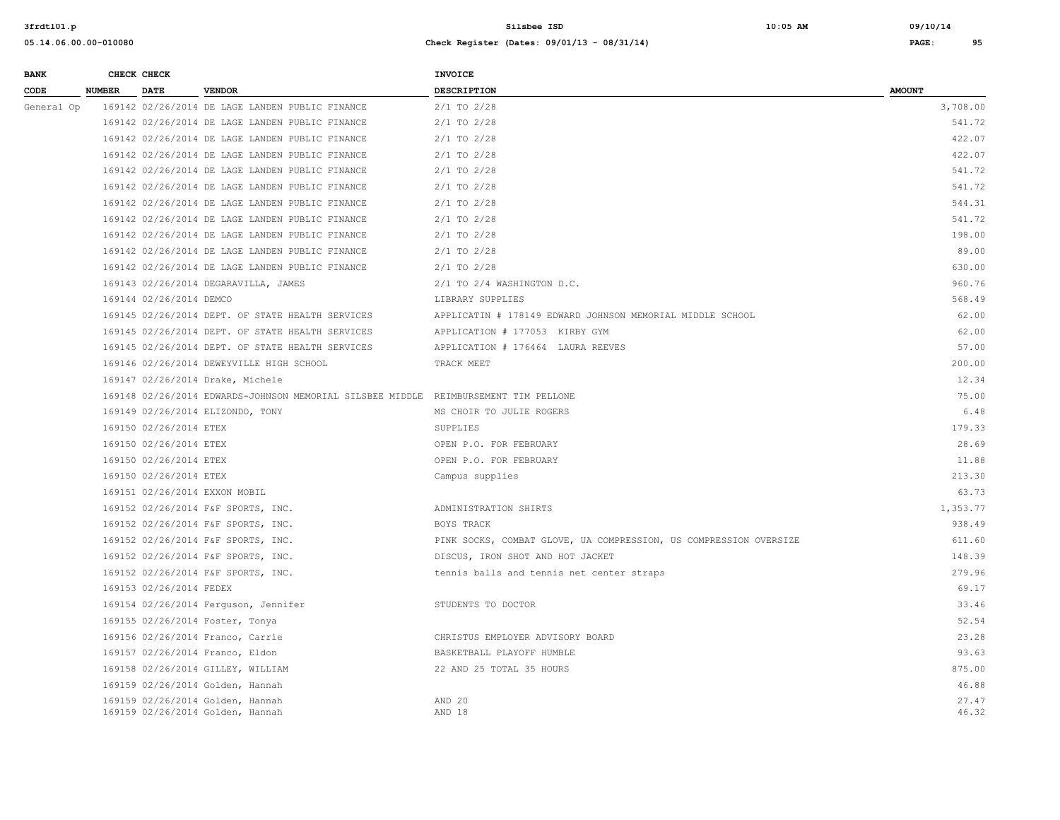| BANK CODE | CHECK NUMBER | CHECK DATE | VENDOR | INVOICE DESCRIPTION | AMOUNT |
|---|---|---|---|---|---|
| General Op | 169142 | 02/26/2014 | DE LAGE LANDEN PUBLIC FINANCE | 2/1 TO 2/28 | 3,708.00 |
| | 169142 | 02/26/2014 | DE LAGE LANDEN PUBLIC FINANCE | 2/1 TO 2/28 | 541.72 |
| | 169142 | 02/26/2014 | DE LAGE LANDEN PUBLIC FINANCE | 2/1 TO 2/28 | 422.07 |
| | 169142 | 02/26/2014 | DE LAGE LANDEN PUBLIC FINANCE | 2/1 TO 2/28 | 422.07 |
| | 169142 | 02/26/2014 | DE LAGE LANDEN PUBLIC FINANCE | 2/1 TO 2/28 | 541.72 |
| | 169142 | 02/26/2014 | DE LAGE LANDEN PUBLIC FINANCE | 2/1 TO 2/28 | 541.72 |
| | 169142 | 02/26/2014 | DE LAGE LANDEN PUBLIC FINANCE | 2/1 TO 2/28 | 544.31 |
| | 169142 | 02/26/2014 | DE LAGE LANDEN PUBLIC FINANCE | 2/1 TO 2/28 | 541.72 |
| | 169142 | 02/26/2014 | DE LAGE LANDEN PUBLIC FINANCE | 2/1 TO 2/28 | 198.00 |
| | 169142 | 02/26/2014 | DE LAGE LANDEN PUBLIC FINANCE | 2/1 TO 2/28 | 89.00 |
| | 169142 | 02/26/2014 | DE LAGE LANDEN PUBLIC FINANCE | 2/1 TO 2/28 | 630.00 |
| | 169143 | 02/26/2014 | DEGARAVILLA, JAMES | 2/1 TO 2/4 WASHINGTON D.C. | 960.76 |
| | 169144 | 02/26/2014 | DEMCO | LIBRARY SUPPLIES | 568.49 |
| | 169145 | 02/26/2014 | DEPT. OF STATE HEALTH SERVICES | APPLICATIN # 178149 EDWARD JOHNSON MEMORIAL MIDDLE SCHOOL | 62.00 |
| | 169145 | 02/26/2014 | DEPT. OF STATE HEALTH SERVICES | APPLICATION # 177053 KIRBY GYM | 62.00 |
| | 169145 | 02/26/2014 | DEPT. OF STATE HEALTH SERVICES | APPLICATION # 176464 LAURA REEVES | 57.00 |
| | 169146 | 02/26/2014 | DEWEYVILLE HIGH SCHOOL | TRACK MEET | 200.00 |
| | 169147 | 02/26/2014 | Drake, Michele | | 12.34 |
| | 169148 | 02/26/2014 | EDWARDS-JOHNSON MEMORIAL SILSBEE MIDDLE | REIMBURSEMENT TIM PELLONE | 75.00 |
| | 169149 | 02/26/2014 | ELIZONDO, TONY | MS CHOIR TO JULIE ROGERS | 6.48 |
| | 169150 | 02/26/2014 | ETEX | SUPPLIES | 179.33 |
| | 169150 | 02/26/2014 | ETEX | OPEN P.O. FOR FEBRUARY | 28.69 |
| | 169150 | 02/26/2014 | ETEX | OPEN P.O. FOR FEBRUARY | 11.88 |
| | 169150 | 02/26/2014 | ETEX | Campus supplies | 213.30 |
| | 169151 | 02/26/2014 | EXXON MOBIL | | 63.73 |
| | 169152 | 02/26/2014 | F&F SPORTS, INC. | ADMINISTRATION SHIRTS | 1,353.77 |
| | 169152 | 02/26/2014 | F&F SPORTS, INC. | BOYS TRACK | 938.49 |
| | 169152 | 02/26/2014 | F&F SPORTS, INC. | PINK SOCKS, COMBAT GLOVE, UA COMPRESSION, US COMPRESSION OVERSIZE | 611.60 |
| | 169152 | 02/26/2014 | F&F SPORTS, INC. | DISCUS, IRON SHOT AND HOT JACKET | 148.39 |
| | 169152 | 02/26/2014 | F&F SPORTS, INC. | tennis balls and tennis net center straps | 279.96 |
| | 169153 | 02/26/2014 | FEDEX | | 69.17 |
| | 169154 | 02/26/2014 | Ferguson, Jennifer | STUDENTS TO DOCTOR | 33.46 |
| | 169155 | 02/26/2014 | Foster, Tonya | | 52.54 |
| | 169156 | 02/26/2014 | Franco, Carrie | CHRISTUS EMPLOYER ADVISORY BOARD | 23.28 |
| | 169157 | 02/26/2014 | Franco, Eldon | BASKETBALL PLAYOFF HUMBLE | 93.63 |
| | 169158 | 02/26/2014 | GILLEY, WILLIAM | 22 AND 25 TOTAL 35 HOURS | 875.00 |
| | 169159 | 02/26/2014 | Golden, Hannah | | 46.88 |
| | 169159 | 02/26/2014 | Golden, Hannah | AND 20 | 27.47 |
| | 169159 | 02/26/2014 | Golden, Hannah | AND 18 | 46.32 |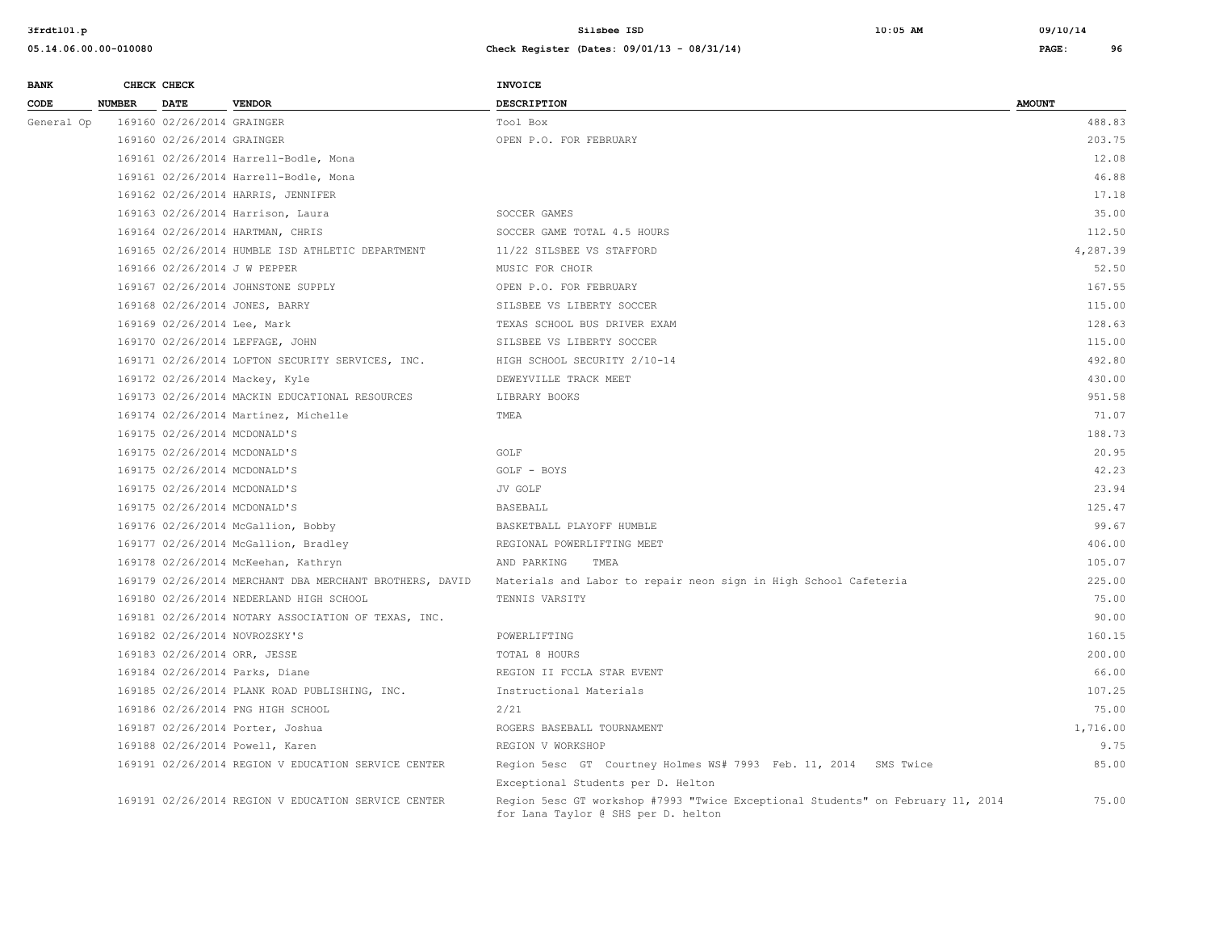| BANK CODE | CHECK NUMBER | CHECK DATE | VENDOR | INVOICE DESCRIPTION | AMOUNT |
|---|---|---|---|---|---|
| General Op | 169160 | 02/26/2014 | GRAINGER | Tool Box | 488.83 |
| | 169160 | 02/26/2014 | GRAINGER | OPEN P.O. FOR FEBRUARY | 203.75 |
| | 169161 | 02/26/2014 | Harrell-Bodle, Mona | | 12.08 |
| | 169161 | 02/26/2014 | Harrell-Bodle, Mona | | 46.88 |
| | 169162 | 02/26/2014 | HARRIS, JENNIFER | | 17.18 |
| | 169163 | 02/26/2014 | Harrison, Laura | SOCCER GAMES | 35.00 |
| | 169164 | 02/26/2014 | HARTMAN, CHRIS | SOCCER GAME TOTAL 4.5 HOURS | 112.50 |
| | 169165 | 02/26/2014 | HUMBLE ISD ATHLETIC DEPARTMENT | 11/22 SILSBEE VS STAFFORD | 4,287.39 |
| | 169166 | 02/26/2014 | J W PEPPER | MUSIC FOR CHOIR | 52.50 |
| | 169167 | 02/26/2014 | JOHNSTONE SUPPLY | OPEN P.O. FOR FEBRUARY | 167.55 |
| | 169168 | 02/26/2014 | JONES, BARRY | SILSBEE VS LIBERTY SOCCER | 115.00 |
| | 169169 | 02/26/2014 | Lee, Mark | TEXAS SCHOOL BUS DRIVER EXAM | 128.63 |
| | 169170 | 02/26/2014 | LEFFAGE, JOHN | SILSBEE VS LIBERTY SOCCER | 115.00 |
| | 169171 | 02/26/2014 | LOFTON SECURITY SERVICES, INC. | HIGH SCHOOL SECURITY 2/10-14 | 492.80 |
| | 169172 | 02/26/2014 | Mackey, Kyle | DEWEYVILLE TRACK MEET | 430.00 |
| | 169173 | 02/26/2014 | MACKIN EDUCATIONAL RESOURCES | LIBRARY BOOKS | 951.58 |
| | 169174 | 02/26/2014 | Martinez, Michelle | TMEA | 71.07 |
| | 169175 | 02/26/2014 | MCDONALD'S | | 188.73 |
| | 169175 | 02/26/2014 | MCDONALD'S | GOLF | 20.95 |
| | 169175 | 02/26/2014 | MCDONALD'S | GOLF - BOYS | 42.23 |
| | 169175 | 02/26/2014 | MCDONALD'S | JV GOLF | 23.94 |
| | 169175 | 02/26/2014 | MCDONALD'S | BASEBALL | 125.47 |
| | 169176 | 02/26/2014 | McGallion, Bobby | BASKETBALL PLAYOFF HUMBLE | 99.67 |
| | 169177 | 02/26/2014 | McGallion, Bradley | REGIONAL POWERLIFTING MEET | 406.00 |
| | 169178 | 02/26/2014 | McKeehan, Kathryn | AND PARKING TMEA | 105.07 |
| | 169179 | 02/26/2014 | MERCHANT DBA MERCHANT BROTHERS, DAVID | Materials and Labor to repair neon sign in High School Cafeteria | 225.00 |
| | 169180 | 02/26/2014 | NEDERLAND HIGH SCHOOL | TENNIS VARSITY | 75.00 |
| | 169181 | 02/26/2014 | NOTARY ASSOCIATION OF TEXAS, INC. | | 90.00 |
| | 169182 | 02/26/2014 | NOVROZSKY'S | POWERLIFTING | 160.15 |
| | 169183 | 02/26/2014 | ORR, JESSE | TOTAL 8 HOURS | 200.00 |
| | 169184 | 02/26/2014 | Parks, Diane | REGION II FCCLA STAR EVENT | 66.00 |
| | 169185 | 02/26/2014 | PLANK ROAD PUBLISHING, INC. | Instructional Materials | 107.25 |
| | 169186 | 02/26/2014 | PNG HIGH SCHOOL | 2/21 | 75.00 |
| | 169187 | 02/26/2014 | Porter, Joshua | ROGERS BASEBALL TOURNAMENT | 1,716.00 |
| | 169188 | 02/26/2014 | Powell, Karen | REGION V WORKSHOP | 9.75 |
| | 169191 | 02/26/2014 | REGION V EDUCATION SERVICE CENTER | Region 5esc GT Courtney Holmes WS# 7993 Feb. 11, 2014 SMS Twice Exceptional Students per D. Helton | 85.00 |
| | 169191 | 02/26/2014 | REGION V EDUCATION SERVICE CENTER | Region 5esc GT workshop #7993 "Twice Exceptional Students" on February 11, 2014 for Lana Taylor @ SHS per D. helton | 75.00 |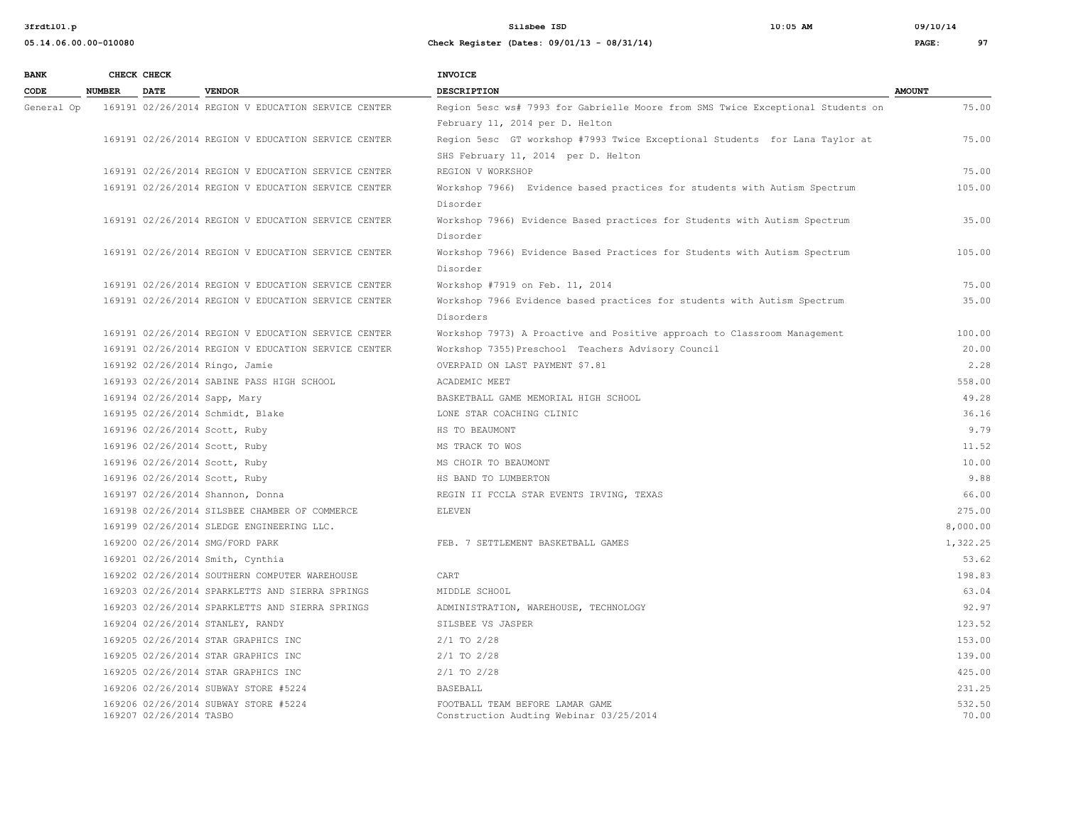| BANK CODE | CHECK NUMBER | CHECK DATE | VENDOR | INVOICE DESCRIPTION | AMOUNT |
|---|---|---|---|---|---|
| General Op | 169191 | 02/26/2014 | REGION V EDUCATION SERVICE CENTER | Region 5esc ws# 7993 for Gabrielle Moore from SMS Twice Exceptional Students on February 11, 2014 per D. Helton | 75.00 |
| | 169191 | 02/26/2014 | REGION V EDUCATION SERVICE CENTER | Region 5esc GT workshop #7993 Twice Exceptional Students for Lana Taylor at SHS February 11, 2014 per D. Helton | 75.00 |
| | 169191 | 02/26/2014 | REGION V EDUCATION SERVICE CENTER | REGION V WORKSHOP | 75.00 |
| | 169191 | 02/26/2014 | REGION V EDUCATION SERVICE CENTER | Workshop 7966) Evidence based practices for students with Autism Spectrum Disorder | 105.00 |
| | 169191 | 02/26/2014 | REGION V EDUCATION SERVICE CENTER | Workshop 7966) Evidence Based practices for Students with Autism Spectrum Disorder | 35.00 |
| | 169191 | 02/26/2014 | REGION V EDUCATION SERVICE CENTER | Workshop 7966) Evidence Based Practices for Students with Autism Spectrum Disorder | 105.00 |
| | 169191 | 02/26/2014 | REGION V EDUCATION SERVICE CENTER | Workshop #7919 on Feb. 11, 2014 | 75.00 |
| | 169191 | 02/26/2014 | REGION V EDUCATION SERVICE CENTER | Workshop 7966 Evidence based practices for students with Autism Spectrum Disorders | 35.00 |
| | 169191 | 02/26/2014 | REGION V EDUCATION SERVICE CENTER | Workshop 7973) A Proactive and Positive approach to Classroom Management | 100.00 |
| | 169191 | 02/26/2014 | REGION V EDUCATION SERVICE CENTER | Workshop 7355)Preschool Teachers Advisory Council | 20.00 |
| | 169192 | 02/26/2014 | Ringo, Jamie | OVERPAID ON LAST PAYMENT $7.81 | 2.28 |
| | 169193 | 02/26/2014 | SABINE PASS HIGH SCHOOL | ACADEMIC MEET | 558.00 |
| | 169194 | 02/26/2014 | Sapp, Mary | BASKETBALL GAME MEMORIAL HIGH SCHOOL | 49.28 |
| | 169195 | 02/26/2014 | Schmidt, Blake | LONE STAR COACHING CLINIC | 36.16 |
| | 169196 | 02/26/2014 | Scott, Ruby | HS TO BEAUMONT | 9.79 |
| | 169196 | 02/26/2014 | Scott, Ruby | MS TRACK TO WOS | 11.52 |
| | 169196 | 02/26/2014 | Scott, Ruby | MS CHOIR TO BEAUMONT | 10.00 |
| | 169196 | 02/26/2014 | Scott, Ruby | HS BAND TO LUMBERTON | 9.88 |
| | 169197 | 02/26/2014 | Shannon, Donna | REGIN II FCCLA STAR EVENTS IRVING, TEXAS | 66.00 |
| | 169198 | 02/26/2014 | SILSBEE CHAMBER OF COMMERCE | ELEVEN | 275.00 |
| | 169199 | 02/26/2014 | SLEDGE ENGINEERING LLC. | | 8,000.00 |
| | 169200 | 02/26/2014 | SMG/FORD PARK | FEB. 7 SETTLEMENT BASKETBALL GAMES | 1,322.25 |
| | 169201 | 02/26/2014 | Smith, Cynthia | | 53.62 |
| | 169202 | 02/26/2014 | SOUTHERN COMPUTER WAREHOUSE | CART | 198.83 |
| | 169203 | 02/26/2014 | SPARKLETTS AND SIERRA SPRINGS | MIDDLE SCHOOL | 63.04 |
| | 169203 | 02/26/2014 | SPARKLETTS AND SIERRA SPRINGS | ADMINISTRATION, WAREHOUSE, TECHNOLOGY | 92.97 |
| | 169204 | 02/26/2014 | STANLEY, RANDY | SILSBEE VS JASPER | 123.52 |
| | 169205 | 02/26/2014 | STAR GRAPHICS INC | 2/1 TO 2/28 | 153.00 |
| | 169205 | 02/26/2014 | STAR GRAPHICS INC | 2/1 TO 2/28 | 139.00 |
| | 169205 | 02/26/2014 | STAR GRAPHICS INC | 2/1 TO 2/28 | 425.00 |
| | 169206 | 02/26/2014 | SUBWAY STORE #5224 | BASEBALL | 231.25 |
| | 169206 | 02/26/2014 | SUBWAY STORE #5224 | FOOTBALL TEAM BEFORE LAMAR GAME | 532.50 |
| | 169207 | 02/26/2014 | TASBO | Construction Audting Webinar 03/25/2014 | 70.00 |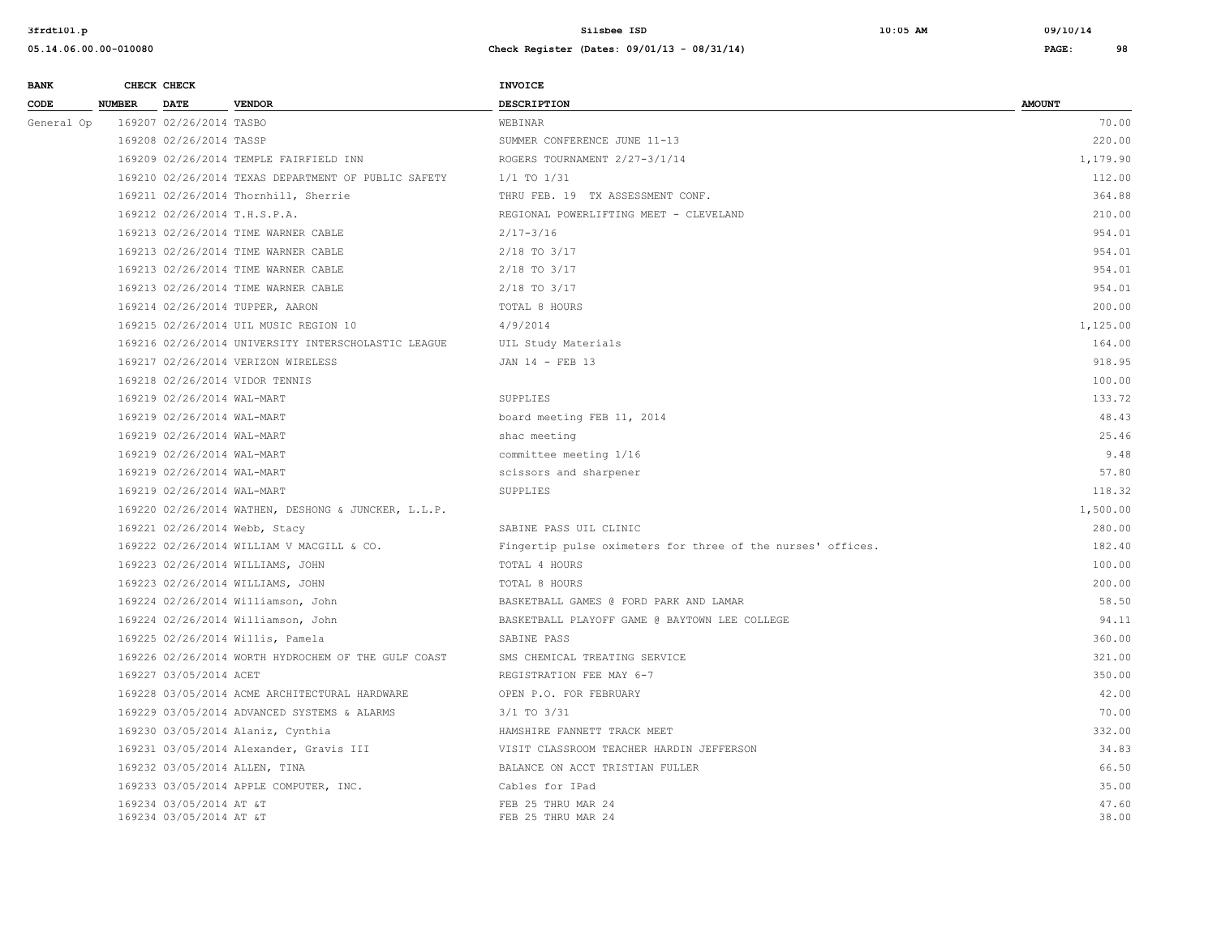| BANK CODE | CHECK NUMBER | CHECK DATE | VENDOR | INVOICE DESCRIPTION | AMOUNT |
|---|---|---|---|---|---|
| General Op | 169207 | 02/26/2014 | TASBO | WEBINAR | 70.00 |
| | 169208 | 02/26/2014 | TASSP | SUMMER CONFERENCE JUNE 11-13 | 220.00 |
| | 169209 | 02/26/2014 | TEMPLE FAIRFIELD INN | ROGERS TOURNAMENT 2/27-3/1/14 | 1,179.90 |
| | 169210 | 02/26/2014 | TEXAS DEPARTMENT OF PUBLIC SAFETY | 1/1 TO 1/31 | 112.00 |
| | 169211 | 02/26/2014 | Thornhill, Sherrie | THRU FEB. 19 TX ASSESSMENT CONF. | 364.88 |
| | 169212 | 02/26/2014 | T.H.S.P.A. | REGIONAL POWERLIFTING MEET - CLEVELAND | 210.00 |
| | 169213 | 02/26/2014 | TIME WARNER CABLE | 2/17-3/16 | 954.01 |
| | 169213 | 02/26/2014 | TIME WARNER CABLE | 2/18 TO 3/17 | 954.01 |
| | 169213 | 02/26/2014 | TIME WARNER CABLE | 2/18 TO 3/17 | 954.01 |
| | 169213 | 02/26/2014 | TIME WARNER CABLE | 2/18 TO 3/17 | 954.01 |
| | 169214 | 02/26/2014 | TUPPER, AARON | TOTAL 8 HOURS | 200.00 |
| | 169215 | 02/26/2014 | UIL MUSIC REGION 10 | 4/9/2014 | 1,125.00 |
| | 169216 | 02/26/2014 | UNIVERSITY INTERSCHOLASTIC LEAGUE | UIL Study Materials | 164.00 |
| | 169217 | 02/26/2014 | VERIZON WIRELESS | JAN 14 - FEB 13 | 918.95 |
| | 169218 | 02/26/2014 | VIDOR TENNIS | | 100.00 |
| | 169219 | 02/26/2014 | WAL-MART | SUPPLIES | 133.72 |
| | 169219 | 02/26/2014 | WAL-MART | board meeting FEB 11, 2014 | 48.43 |
| | 169219 | 02/26/2014 | WAL-MART | shac meeting | 25.46 |
| | 169219 | 02/26/2014 | WAL-MART | committee meeting 1/16 | 9.48 |
| | 169219 | 02/26/2014 | WAL-MART | scissors and sharpener | 57.80 |
| | 169219 | 02/26/2014 | WAL-MART | SUPPLIES | 118.32 |
| | 169220 | 02/26/2014 | WATHEN, DESHONG & JUNCKER, L.L.P. | | 1,500.00 |
| | 169221 | 02/26/2014 | Webb, Stacy | SABINE PASS UIL CLINIC | 280.00 |
| | 169222 | 02/26/2014 | WILLIAM V MACGILL & CO. | Fingertip pulse oximeters for three of the nurses' offices. | 182.40 |
| | 169223 | 02/26/2014 | WILLIAMS, JOHN | TOTAL 4 HOURS | 100.00 |
| | 169223 | 02/26/2014 | WILLIAMS, JOHN | TOTAL 8 HOURS | 200.00 |
| | 169224 | 02/26/2014 | Williamson, John | BASKETBALL GAMES @ FORD PARK AND LAMAR | 58.50 |
| | 169224 | 02/26/2014 | Williamson, John | BASKETBALL PLAYOFF GAME @ BAYTOWN LEE COLLEGE | 94.11 |
| | 169225 | 02/26/2014 | Willis, Pamela | SABINE PASS | 360.00 |
| | 169226 | 02/26/2014 | WORTH HYDROCHEM OF THE GULF COAST | SMS CHEMICAL TREATING SERVICE | 321.00 |
| | 169227 | 03/05/2014 | ACET | REGISTRATION FEE MAY 6-7 | 350.00 |
| | 169228 | 03/05/2014 | ACME ARCHITECTURAL HARDWARE | OPEN P.O. FOR FEBRUARY | 42.00 |
| | 169229 | 03/05/2014 | ADVANCED SYSTEMS & ALARMS | 3/1 TO 3/31 | 70.00 |
| | 169230 | 03/05/2014 | Alaniz, Cynthia | HAMSHIRE FANNETT TRACK MEET | 332.00 |
| | 169231 | 03/05/2014 | Alexander, Gravis III | VISIT CLASSROOM TEACHER HARDIN JEFFERSON | 34.83 |
| | 169232 | 03/05/2014 | ALLEN, TINA | BALANCE ON ACCT TRISTIAN FULLER | 66.50 |
| | 169233 | 03/05/2014 | APPLE COMPUTER, INC. | Cables for IPad | 35.00 |
| | 169234 | 03/05/2014 | AT &T | FEB 25 THRU MAR 24 | 47.60 |
| | 169234 | 03/05/2014 | AT &T | FEB 25 THRU MAR 24 | 38.00 |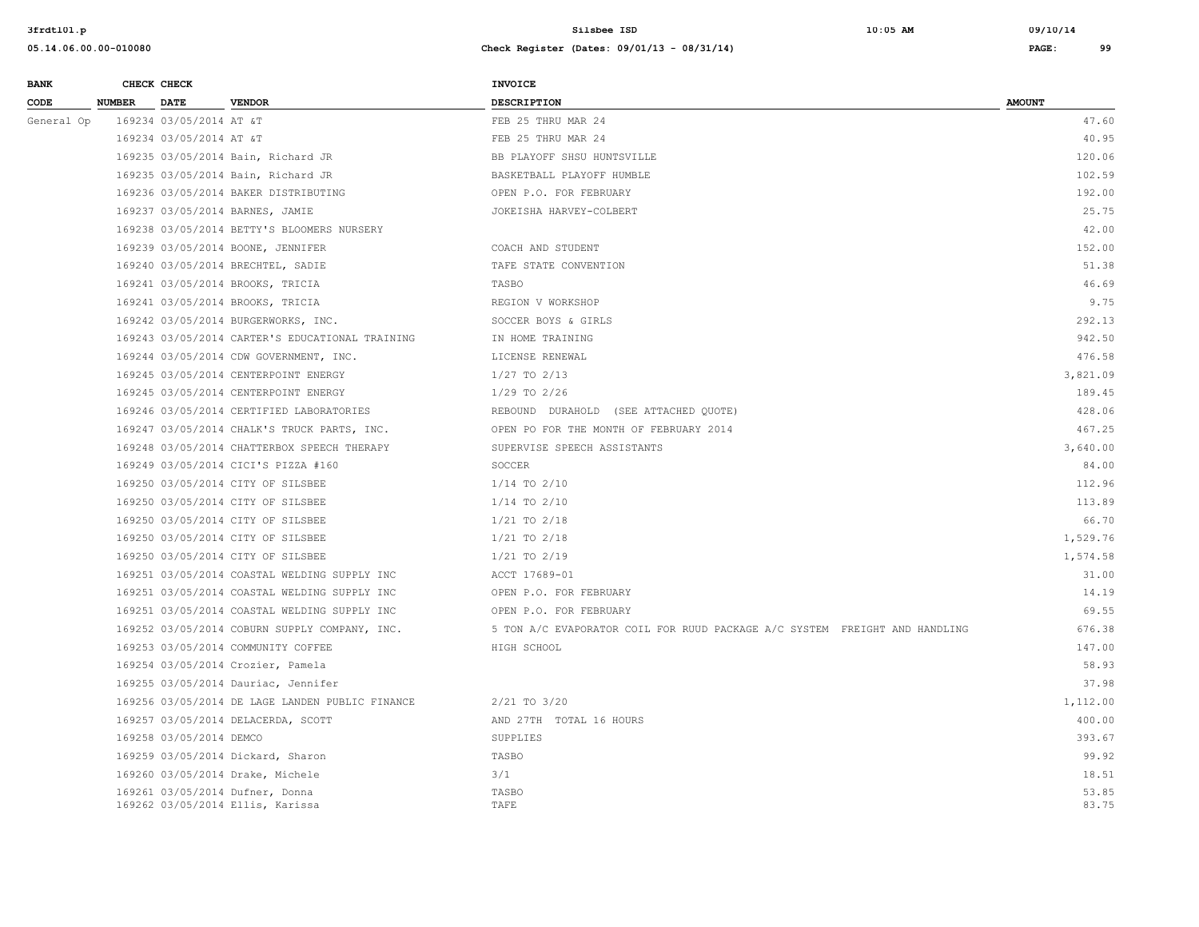| BANK CODE | CHECK NUMBER | CHECK DATE | VENDOR | INVOICE DESCRIPTION | AMOUNT |
|---|---|---|---|---|---|
| General Op | 169234 | 03/05/2014 | AT &T | FEB 25 THRU MAR 24 | 47.60 |
| | 169234 | 03/05/2014 | AT &T | FEB 25 THRU MAR 24 | 40.95 |
| | 169235 | 03/05/2014 | Bain, Richard JR | BB PLAYOFF SHSU HUNTSVILLE | 120.06 |
| | 169235 | 03/05/2014 | Bain, Richard JR | BASKETBALL PLAYOFF HUMBLE | 102.59 |
| | 169236 | 03/05/2014 | BAKER DISTRIBUTING | OPEN P.O. FOR FEBRUARY | 192.00 |
| | 169237 | 03/05/2014 | BARNES, JAMIE | JOKEISHA HARVEY-COLBERT | 25.75 |
| | 169238 | 03/05/2014 | BETTY'S BLOOMERS NURSERY | | 42.00 |
| | 169239 | 03/05/2014 | BOONE, JENNIFER | COACH AND STUDENT | 152.00 |
| | 169240 | 03/05/2014 | BRECHTEL, SADIE | TAFE STATE CONVENTION | 51.38 |
| | 169241 | 03/05/2014 | BROOKS, TRICIA | TASBO | 46.69 |
| | 169241 | 03/05/2014 | BROOKS, TRICIA | REGION V WORKSHOP | 9.75 |
| | 169242 | 03/05/2014 | BURGERWORKS, INC. | SOCCER BOYS & GIRLS | 292.13 |
| | 169243 | 03/05/2014 | CARTER'S EDUCATIONAL TRAINING | IN HOME TRAINING | 942.50 |
| | 169244 | 03/05/2014 | CDW GOVERNMENT, INC. | LICENSE RENEWAL | 476.58 |
| | 169245 | 03/05/2014 | CENTERPOINT ENERGY | 1/27 TO 2/13 | 3,821.09 |
| | 169245 | 03/05/2014 | CENTERPOINT ENERGY | 1/29 TO 2/26 | 189.45 |
| | 169246 | 03/05/2014 | CERTIFIED LABORATORIES | REBOUND DURAHOLD (SEE ATTACHED QUOTE) | 428.06 |
| | 169247 | 03/05/2014 | CHALK'S TRUCK PARTS, INC. | OPEN PO FOR THE MONTH OF FEBRUARY 2014 | 467.25 |
| | 169248 | 03/05/2014 | CHATTERBOX SPEECH THERAPY | SUPERVISE SPEECH ASSISTANTS | 3,640.00 |
| | 169249 | 03/05/2014 | CICI'S PIZZA #160 | SOCCER | 84.00 |
| | 169250 | 03/05/2014 | CITY OF SILSBEE | 1/14 TO 2/10 | 112.96 |
| | 169250 | 03/05/2014 | CITY OF SILSBEE | 1/14 TO 2/10 | 113.89 |
| | 169250 | 03/05/2014 | CITY OF SILSBEE | 1/21 TO 2/18 | 66.70 |
| | 169250 | 03/05/2014 | CITY OF SILSBEE | 1/21 TO 2/18 | 1,529.76 |
| | 169250 | 03/05/2014 | CITY OF SILSBEE | 1/21 TO 2/19 | 1,574.58 |
| | 169251 | 03/05/2014 | COASTAL WELDING SUPPLY INC | ACCT 17689-01 | 31.00 |
| | 169251 | 03/05/2014 | COASTAL WELDING SUPPLY INC | OPEN P.O. FOR FEBRUARY | 14.19 |
| | 169251 | 03/05/2014 | COASTAL WELDING SUPPLY INC | OPEN P.O. FOR FEBRUARY | 69.55 |
| | 169252 | 03/05/2014 | COBURN SUPPLY COMPANY, INC. | 5 TON A/C EVAPORATOR COIL FOR RUUD PACKAGE A/C SYSTEM FREIGHT AND HANDLING | 676.38 |
| | 169253 | 03/05/2014 | COMMUNITY COFFEE | HIGH SCHOOL | 147.00 |
| | 169254 | 03/05/2014 | Crozier, Pamela | | 58.93 |
| | 169255 | 03/05/2014 | Dauriac, Jennifer | | 37.98 |
| | 169256 | 03/05/2014 | DE LAGE LANDEN PUBLIC FINANCE | 2/21 TO 3/20 | 1,112.00 |
| | 169257 | 03/05/2014 | DELACERDA, SCOTT | AND 27TH TOTAL 16 HOURS | 400.00 |
| | 169258 | 03/05/2014 | DEMCO | SUPPLIES | 393.67 |
| | 169259 | 03/05/2014 | Dickard, Sharon | TASBO | 99.92 |
| | 169260 | 03/05/2014 | Drake, Michele | 3/1 | 18.51 |
| | 169261 | 03/05/2014 | Dufner, Donna | TASBO | 53.85 |
| | 169262 | 03/05/2014 | Ellis, Karissa | TAFE | 83.75 |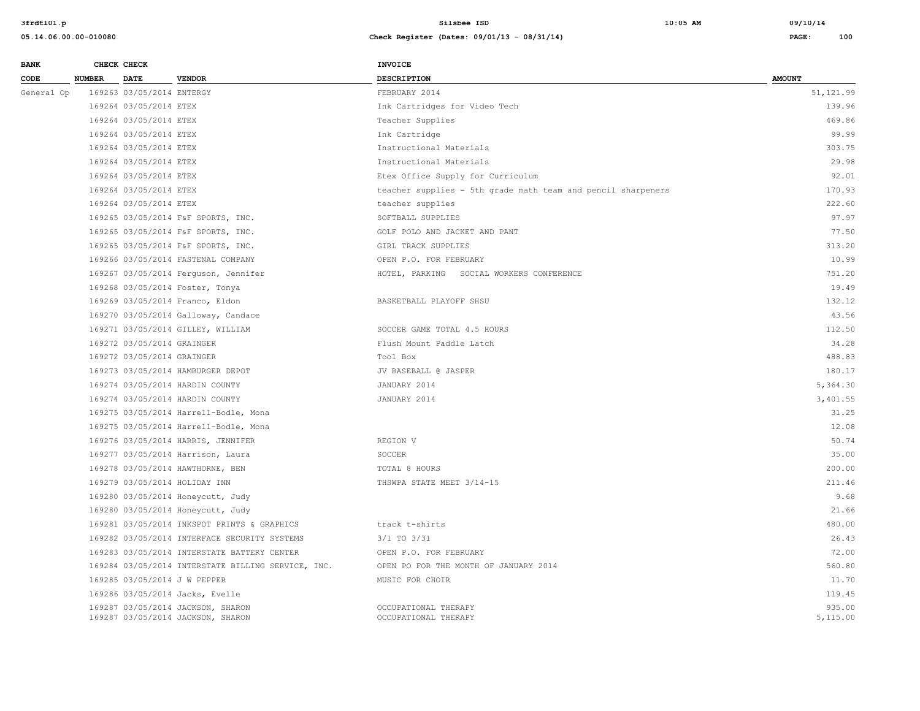| BANK CODE | CHECK NUMBER | CHECK DATE | VENDOR | INVOICE DESCRIPTION | AMOUNT |
|---|---|---|---|---|---|
| General Op | 169263 | 03/05/2014 | ENTERGY | FEBRUARY 2014 | 51,121.99 |
| | 169264 | 03/05/2014 | ETEX | Ink Cartridges for Video Tech | 139.96 |
| | 169264 | 03/05/2014 | ETEX | Teacher Supplies | 469.86 |
| | 169264 | 03/05/2014 | ETEX | Ink Cartridge | 99.99 |
| | 169264 | 03/05/2014 | ETEX | Instructional Materials | 303.75 |
| | 169264 | 03/05/2014 | ETEX | Instructional Materials | 29.98 |
| | 169264 | 03/05/2014 | ETEX | Etex Office Supply for Curriculum | 92.01 |
| | 169264 | 03/05/2014 | ETEX | teacher supplies - 5th grade math team and pencil sharpeners | 170.93 |
| | 169264 | 03/05/2014 | ETEX | teacher supplies | 222.60 |
| | 169265 | 03/05/2014 | F&F SPORTS, INC. | SOFTBALL SUPPLIES | 97.97 |
| | 169265 | 03/05/2014 | F&F SPORTS, INC. | GOLF POLO AND JACKET AND PANT | 77.50 |
| | 169265 | 03/05/2014 | F&F SPORTS, INC. | GIRL TRACK SUPPLIES | 313.20 |
| | 169266 | 03/05/2014 | FASTENAL COMPANY | OPEN P.O. FOR FEBRUARY | 10.99 |
| | 169267 | 03/05/2014 | Ferguson, Jennifer | HOTEL, PARKING SOCIAL WORKERS CONFERENCE | 751.20 |
| | 169268 | 03/05/2014 | Foster, Tonya | | 19.49 |
| | 169269 | 03/05/2014 | Franco, Eldon | BASKETBALL PLAYOFF SHSU | 132.12 |
| | 169270 | 03/05/2014 | Galloway, Candace | | 43.56 |
| | 169271 | 03/05/2014 | GILLEY, WILLIAM | SOCCER GAME TOTAL 4.5 HOURS | 112.50 |
| | 169272 | 03/05/2014 | GRAINGER | Flush Mount Paddle Latch | 34.28 |
| | 169272 | 03/05/2014 | GRAINGER | Tool Box | 488.83 |
| | 169273 | 03/05/2014 | HAMBURGER DEPOT | JV BASEBALL @ JASPER | 180.17 |
| | 169274 | 03/05/2014 | HARDIN COUNTY | JANUARY 2014 | 5,364.30 |
| | 169274 | 03/05/2014 | HARDIN COUNTY | JANUARY 2014 | 3,401.55 |
| | 169275 | 03/05/2014 | Harrell-Bodle, Mona | | 31.25 |
| | 169275 | 03/05/2014 | Harrell-Bodle, Mona | | 12.08 |
| | 169276 | 03/05/2014 | HARRIS, JENNIFER | REGION V | 50.74 |
| | 169277 | 03/05/2014 | Harrison, Laura | SOCCER | 35.00 |
| | 169278 | 03/05/2014 | HAWTHORNE, BEN | TOTAL 8 HOURS | 200.00 |
| | 169279 | 03/05/2014 | HOLIDAY INN | THSWPA STATE MEET 3/14-15 | 211.46 |
| | 169280 | 03/05/2014 | Honeycutt, Judy | | 9.68 |
| | 169280 | 03/05/2014 | Honeycutt, Judy | | 21.66 |
| | 169281 | 03/05/2014 | INKSPOT PRINTS & GRAPHICS | track t-shirts | 480.00 |
| | 169282 | 03/05/2014 | INTERFACE SECURITY SYSTEMS | 3/1 TO 3/31 | 26.43 |
| | 169283 | 03/05/2014 | INTERSTATE BATTERY CENTER | OPEN P.O. FOR FEBRUARY | 72.00 |
| | 169284 | 03/05/2014 | INTERSTATE BILLING SERVICE, INC. | OPEN PO FOR THE MONTH OF JANUARY 2014 | 560.80 |
| | 169285 | 03/05/2014 | J W PEPPER | MUSIC FOR CHOIR | 11.70 |
| | 169286 | 03/05/2014 | Jacks, Evelle | | 119.45 |
| | 169287 | 03/05/2014 | JACKSON, SHARON | OCCUPATIONAL THERAPY | 935.00 |
| | 169287 | 03/05/2014 | JACKSON, SHARON | OCCUPATIONAL THERAPY | 5,115.00 |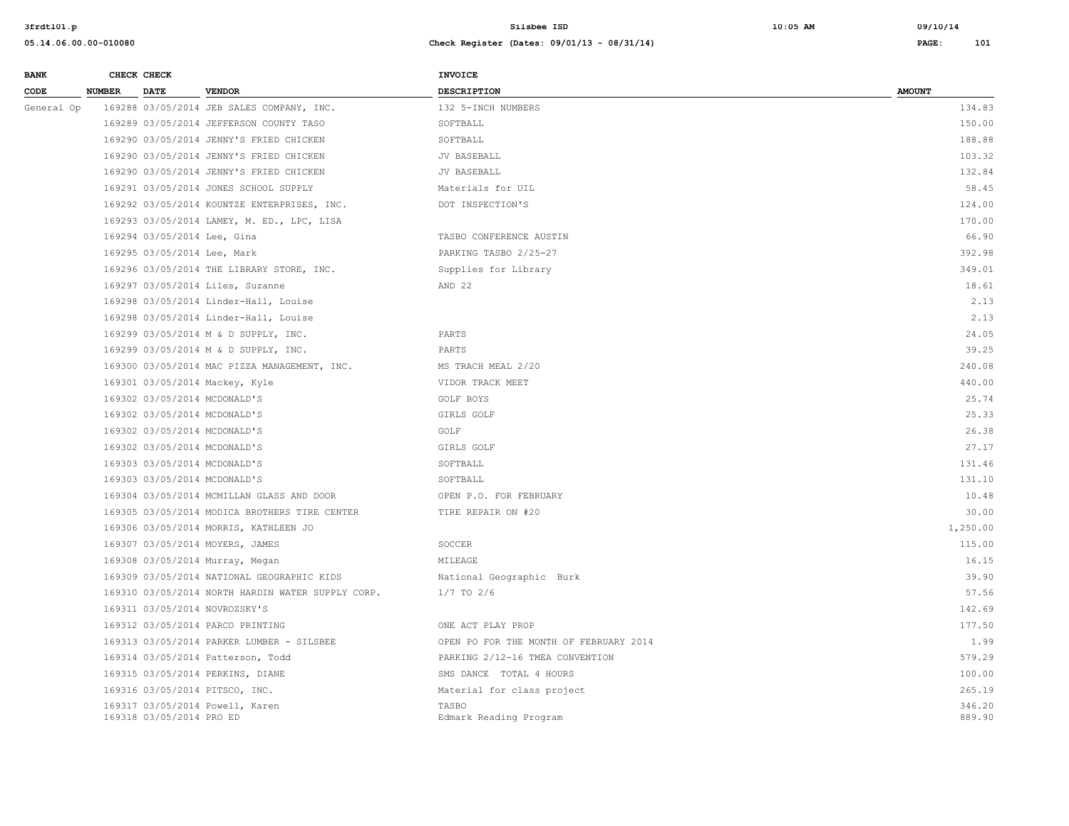| BANK CODE | CHECK NUMBER | CHECK DATE | VENDOR | INVOICE DESCRIPTION | AMOUNT |
|---|---|---|---|---|---|
| General Op | 169288 | 03/05/2014 | JEB SALES COMPANY, INC. | 132 5-INCH NUMBERS | 134.83 |
| | 169289 | 03/05/2014 | JEFFERSON COUNTY TASO | SOFTBALL | 150.00 |
| | 169290 | 03/05/2014 | JENNY'S FRIED CHICKEN | SOFTBALL | 188.88 |
| | 169290 | 03/05/2014 | JENNY'S FRIED CHICKEN | JV BASEBALL | 103.32 |
| | 169290 | 03/05/2014 | JENNY'S FRIED CHICKEN | JV BASEBALL | 132.84 |
| | 169291 | 03/05/2014 | JONES SCHOOL SUPPLY | Materials for UIL | 58.45 |
| | 169292 | 03/05/2014 | KOUNTZE ENTERPRISES, INC. | DOT INSPECTION'S | 124.00 |
| | 169293 | 03/05/2014 | LAMEY, M. ED., LPC, LISA | | 170.00 |
| | 169294 | 03/05/2014 | Lee, Gina | TASBO CONFERENCE AUSTIN | 66.90 |
| | 169295 | 03/05/2014 | Lee, Mark | PARKING TASBO 2/25-27 | 392.98 |
| | 169296 | 03/05/2014 | THE LIBRARY STORE, INC. | Supplies for Library | 349.01 |
| | 169297 | 03/05/2014 | Liles, Suzanne | AND 22 | 18.61 |
| | 169298 | 03/05/2014 | Linder-Hall, Louise | | 2.13 |
| | 169298 | 03/05/2014 | Linder-Hall, Louise | | 2.13 |
| | 169299 | 03/05/2014 | M & D SUPPLY, INC. | PARTS | 24.05 |
| | 169299 | 03/05/2014 | M & D SUPPLY, INC. | PARTS | 39.25 |
| | 169300 | 03/05/2014 | MAC PIZZA MANAGEMENT, INC. | MS TRACH MEAL 2/20 | 240.08 |
| | 169301 | 03/05/2014 | Mackey, Kyle | VIDOR TRACK MEET | 440.00 |
| | 169302 | 03/05/2014 | MCDONALD'S | GOLF BOYS | 25.74 |
| | 169302 | 03/05/2014 | MCDONALD'S | GIRLS GOLF | 25.33 |
| | 169302 | 03/05/2014 | MCDONALD'S | GOLF | 26.38 |
| | 169302 | 03/05/2014 | MCDONALD'S | GIRLS GOLF | 27.17 |
| | 169303 | 03/05/2014 | MCDONALD'S | SOFTBALL | 131.46 |
| | 169303 | 03/05/2014 | MCDONALD'S | SOFTBALL | 131.10 |
| | 169304 | 03/05/2014 | MCMILLAN GLASS AND DOOR | OPEN P.O. FOR FEBRUARY | 10.48 |
| | 169305 | 03/05/2014 | MODICA BROTHERS TIRE CENTER | TIRE REPAIR ON #20 | 30.00 |
| | 169306 | 03/05/2014 | MORRIS, KATHLEEN JO | | 1,250.00 |
| | 169307 | 03/05/2014 | MOYERS, JAMES | SOCCER | 115.00 |
| | 169308 | 03/05/2014 | Murray, Megan | MILEAGE | 16.15 |
| | 169309 | 03/05/2014 | NATIONAL GEOGRAPHIC KIDS | National Geographic Burk | 39.90 |
| | 169310 | 03/05/2014 | NORTH HARDIN WATER SUPPLY CORP. | 1/7 TO 2/6 | 57.56 |
| | 169311 | 03/05/2014 | NOVROZSKY'S | | 142.69 |
| | 169312 | 03/05/2014 | PARCO PRINTING | ONE ACT PLAY PROP | 177.50 |
| | 169313 | 03/05/2014 | PARKER LUMBER - SILSBEE | OPEN PO FOR THE MONTH OF FEBRUARY 2014 | 1.99 |
| | 169314 | 03/05/2014 | Patterson, Todd | PARKING 2/12-16 TMEA CONVENTION | 579.29 |
| | 169315 | 03/05/2014 | PERKINS, DIANE | SMS DANCE TOTAL 4 HOURS | 100.00 |
| | 169316 | 03/05/2014 | PITSCO, INC. | Material for class project | 265.19 |
| | 169317 | 03/05/2014 | Powell, Karen | TASBO | 346.20 |
| | 169318 | 03/05/2014 | PRO ED | Edmark Reading Program | 889.90 |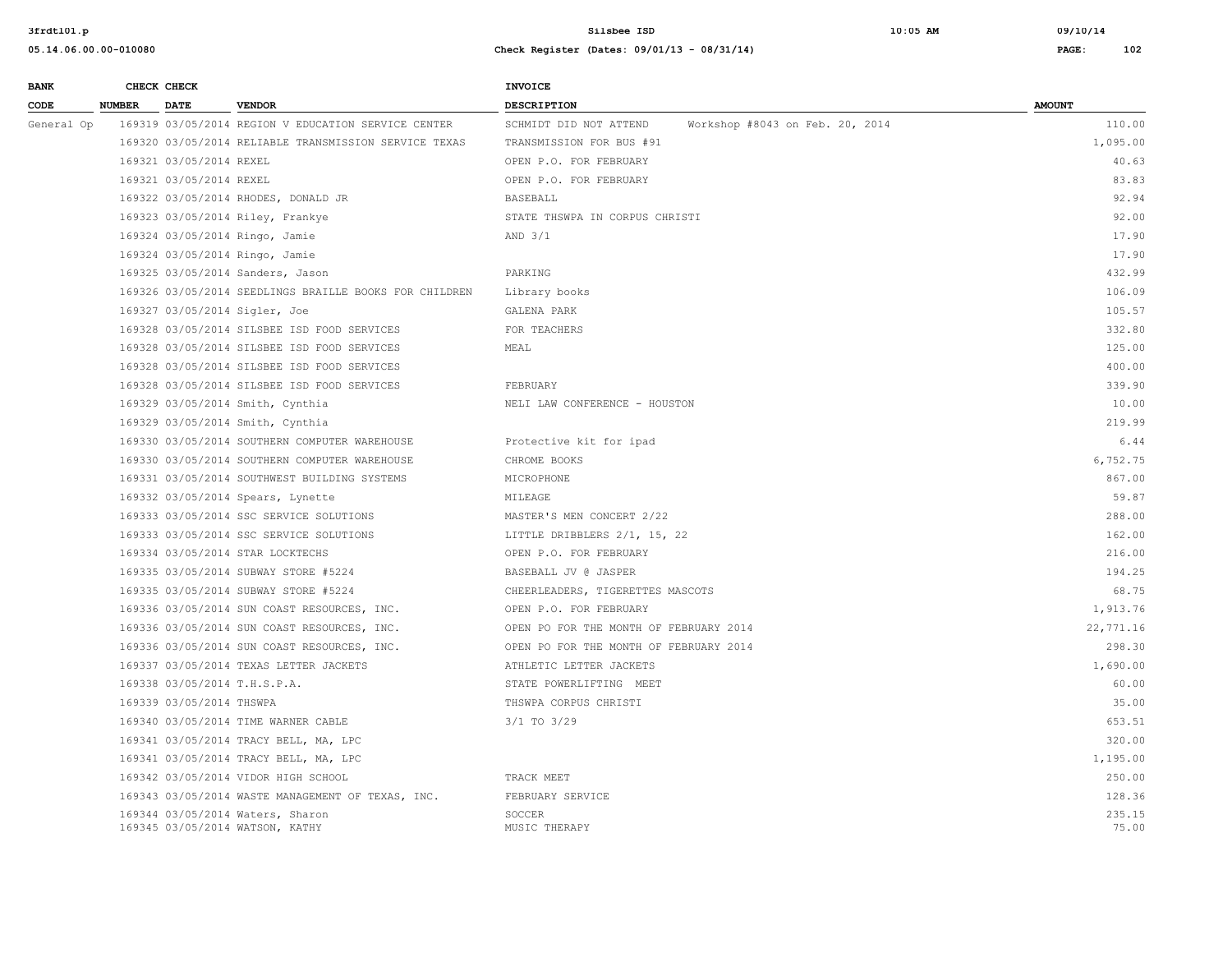| BANK CODE | CHECK NUMBER | CHECK DATE | VENDOR | INVOICE DESCRIPTION | AMOUNT |
|---|---|---|---|---|---|
| General Op | 169319 | 03/05/2014 | REGION V EDUCATION SERVICE CENTER | SCHMIDT DID NOT ATTEND Workshop #8043 on Feb. 20, 2014 | 110.00 |
| | 169320 | 03/05/2014 | RELIABLE TRANSMISSION SERVICE TEXAS | TRANSMISSION FOR BUS #91 | 1,095.00 |
| | 169321 | 03/05/2014 | REXEL | OPEN P.O. FOR FEBRUARY | 40.63 |
| | 169321 | 03/05/2014 | REXEL | OPEN P.O. FOR FEBRUARY | 83.83 |
| | 169322 | 03/05/2014 | RHODES, DONALD JR | BASEBALL | 92.94 |
| | 169323 | 03/05/2014 | Riley, Frankye | STATE THSWPA IN CORPUS CHRISTI | 92.00 |
| | 169324 | 03/05/2014 | Ringo, Jamie | AND 3/1 | 17.90 |
| | 169324 | 03/05/2014 | Ringo, Jamie | | 17.90 |
| | 169325 | 03/05/2014 | Sanders, Jason | PARKING | 432.99 |
| | 169326 | 03/05/2014 | SEEDLINGS BRAILLE BOOKS FOR CHILDREN | Library books | 106.09 |
| | 169327 | 03/05/2014 | Sigler, Joe | GALENA PARK | 105.57 |
| | 169328 | 03/05/2014 | SILSBEE ISD FOOD SERVICES | FOR TEACHERS | 332.80 |
| | 169328 | 03/05/2014 | SILSBEE ISD FOOD SERVICES | MEAL | 125.00 |
| | 169328 | 03/05/2014 | SILSBEE ISD FOOD SERVICES | | 400.00 |
| | 169328 | 03/05/2014 | SILSBEE ISD FOOD SERVICES | FEBRUARY | 339.90 |
| | 169329 | 03/05/2014 | Smith, Cynthia | NELI LAW CONFERENCE - HOUSTON | 10.00 |
| | 169329 | 03/05/2014 | Smith, Cynthia | | 219.99 |
| | 169330 | 03/05/2014 | SOUTHERN COMPUTER WAREHOUSE | Protective kit for ipad | 6.44 |
| | 169330 | 03/05/2014 | SOUTHERN COMPUTER WAREHOUSE | CHROME BOOKS | 6,752.75 |
| | 169331 | 03/05/2014 | SOUTHWEST BUILDING SYSTEMS | MICROPHONE | 867.00 |
| | 169332 | 03/05/2014 | Spears, Lynette | MILEAGE | 59.87 |
| | 169333 | 03/05/2014 | SSC SERVICE SOLUTIONS | MASTER'S MEN CONCERT 2/22 | 288.00 |
| | 169333 | 03/05/2014 | SSC SERVICE SOLUTIONS | LITTLE DRIBBLERS 2/1, 15, 22 | 162.00 |
| | 169334 | 03/05/2014 | STAR LOCKTECHS | OPEN P.O. FOR FEBRUARY | 216.00 |
| | 169335 | 03/05/2014 | SUBWAY STORE #5224 | BASEBALL JV @ JASPER | 194.25 |
| | 169335 | 03/05/2014 | SUBWAY STORE #5224 | CHEERLEADERS, TIGERETTES MASCOTS | 68.75 |
| | 169336 | 03/05/2014 | SUN COAST RESOURCES, INC. | OPEN P.O. FOR FEBRUARY | 1,913.76 |
| | 169336 | 03/05/2014 | SUN COAST RESOURCES, INC. | OPEN PO FOR THE MONTH OF FEBRUARY 2014 | 22,771.16 |
| | 169336 | 03/05/2014 | SUN COAST RESOURCES, INC. | OPEN PO FOR THE MONTH OF FEBRUARY 2014 | 298.30 |
| | 169337 | 03/05/2014 | TEXAS LETTER JACKETS | ATHLETIC LETTER JACKETS | 1,690.00 |
| | 169338 | 03/05/2014 | T.H.S.P.A. | STATE POWERLIFTING MEET | 60.00 |
| | 169339 | 03/05/2014 | THSWPA | THSWPA CORPUS CHRISTI | 35.00 |
| | 169340 | 03/05/2014 | TIME WARNER CABLE | 3/1 TO 3/29 | 653.51 |
| | 169341 | 03/05/2014 | TRACY BELL, MA, LPC | | 320.00 |
| | 169341 | 03/05/2014 | TRACY BELL, MA, LPC | | 1,195.00 |
| | 169342 | 03/05/2014 | VIDOR HIGH SCHOOL | TRACK MEET | 250.00 |
| | 169343 | 03/05/2014 | WASTE MANAGEMENT OF TEXAS, INC. | FEBRUARY SERVICE | 128.36 |
| | 169344 | 03/05/2014 | Waters, Sharon | SOCCER | 235.15 |
| | 169345 | 03/05/2014 | WATSON, KATHY | MUSIC THERAPY | 75.00 |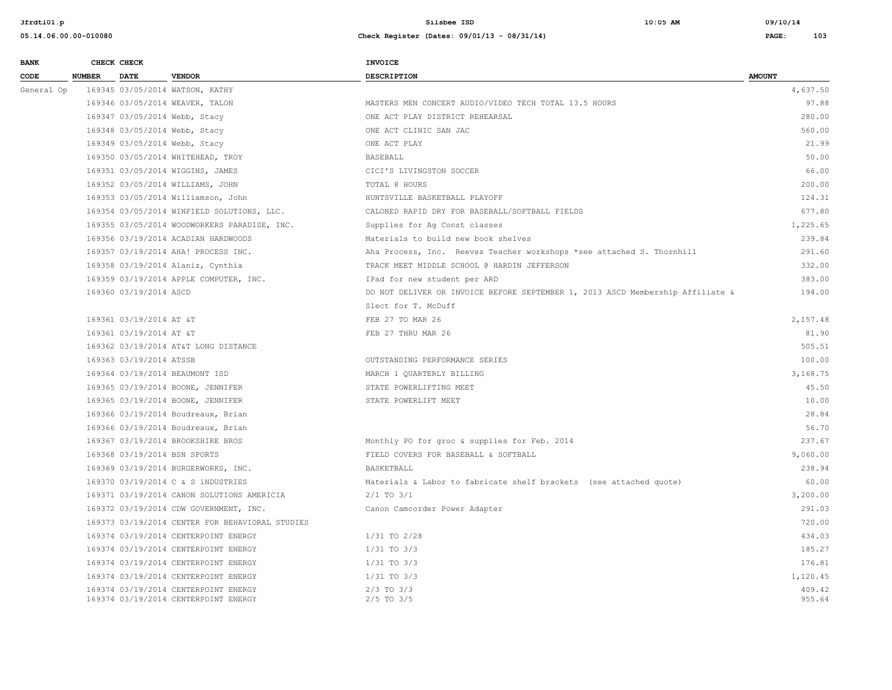| BANK CODE | CHECK NUMBER | CHECK DATE | VENDOR | INVOICE DESCRIPTION | AMOUNT |
|---|---|---|---|---|---|
| General Op | 169345 | 03/05/2014 | WATSON, KATHY | | 4,637.50 |
| | 169346 | 03/05/2014 | WEAVER, TALON | MASTERS MEN CONCERT AUDIO/VIDEO TECH TOTAL 13.5 HOURS | 97.88 |
| | 169347 | 03/05/2014 | Webb, Stacy | ONE ACT PLAY DISTRICT REHEARSAL | 280.00 |
| | 169348 | 03/05/2014 | Webb, Stacy | ONE ACT CLINIC SAN JAC | 560.00 |
| | 169349 | 03/05/2014 | Webb, Stacy | ONE ACT PLAY | 21.99 |
| | 169350 | 03/05/2014 | WHITEHEAD, TROY | BASEBALL | 50.00 |
| | 169351 | 03/05/2014 | WIGGINS, JAMES | CICI'S LIVINGSTON SOCCER | 66.00 |
| | 169352 | 03/05/2014 | WILLIAMS, JOHN | TOTAL 8 HOURS | 200.00 |
| | 169353 | 03/05/2014 | Williamson, John | HUNTSVILLE BASKETBALL PLAYOFF | 124.31 |
| | 169354 | 03/05/2014 | WINFIELD SOLUTIONS, LLC. | CALONED RAPID DRY FOR BASEBALL/SOFTBALL FIELDS | 677.80 |
| | 169355 | 03/05/2014 | WOODWORKERS PARADISE, INC. | Supplies for Ag Const classes | 1,225.65 |
| | 169356 | 03/19/2014 | ACADIAN HARDWOODS | Materials to build new book shelves | 239.84 |
| | 169357 | 03/19/2014 | AHA! PROCESS INC. | Aha Process, Inc. Reeves Teacher workshops *see attached S. Thornhill | 291.60 |
| | 169358 | 03/19/2014 | Alaniz, Cynthia | TRACK MEET MIDDLE SCHOOL @ HARDIN JEFFERSON | 332.00 |
| | 169359 | 03/19/2014 | APPLE COMPUTER, INC. | IPad for new student per ARD | 383.00 |
| | 169360 | 03/19/2014 | ASCD | DO NOT DELIVER OR INVOICE BEFORE SEPTEMBER 1, 2013 ASCD Membership Affiliate & Slect for T. McDuff | 194.00 |
| | 169361 | 03/19/2014 | AT &T | FEB 27 TO MAR 26 | 2,157.48 |
| | 169361 | 03/19/2014 | AT &T | FEB 27 THRU MAR 26 | 81.90 |
| | 169362 | 03/19/2014 | AT&T LONG DISTANCE | | 505.51 |
| | 169363 | 03/19/2014 | ATSSB | OUTSTANDING PERFORMANCE SERIES | 100.00 |
| | 169364 | 03/19/2014 | BEAUMONT ISD | MARCH 1 QUARTERLY BILLING | 3,168.75 |
| | 169365 | 03/19/2014 | BOONE, JENNIFER | STATE POWERLIFTING MEET | 45.50 |
| | 169365 | 03/19/2014 | BOONE, JENNIFER | STATE POWERLIFT MEET | 10.00 |
| | 169366 | 03/19/2014 | Boudreaux, Brian | | 28.84 |
| | 169366 | 03/19/2014 | Boudreaux, Brian | | 56.70 |
| | 169367 | 03/19/2014 | BROOKSHIRE BROS | Monthly PO for groc & supplies for Feb. 2014 | 237.67 |
| | 169368 | 03/19/2014 | BSN SPORTS | FIELD COVERS FOR BASEBALL & SOFTBALL | 9,060.00 |
| | 169369 | 03/19/2014 | BURGERWORKS, INC. | BASKETBALL | 238.94 |
| | 169370 | 03/19/2014 | C & S iNDUSTRIES | Materials & Labor to fabricate shelf brackets (see attached quote) | 60.00 |
| | 169371 | 03/19/2014 | CANON SOLUTIONS AMERICIA | 2/1 TO 3/1 | 3,200.00 |
| | 169372 | 03/19/2014 | CDW GOVERNMENT, INC. | Canon Camcorder Power Adapter | 291.03 |
| | 169373 | 03/19/2014 | CENTER FOR BEHAVIORAL STUDIES | | 720.00 |
| | 169374 | 03/19/2014 | CENTERPOINT ENERGY | 1/31 TO 2/28 | 434.03 |
| | 169374 | 03/19/2014 | CENTERPOINT ENERGY | 1/31 TO 3/3 | 185.27 |
| | 169374 | 03/19/2014 | CENTERPOINT ENERGY | 1/31 TO 3/3 | 176.81 |
| | 169374 | 03/19/2014 | CENTERPOINT ENERGY | 1/31 TO 3/3 | 1,120.45 |
| | 169374 | 03/19/2014 | CENTERPOINT ENERGY | 2/3 TO 3/3 | 409.42 |
| | 169374 | 03/19/2014 | CENTERPOINT ENERGY | 2/5 TO 3/5 | 955.64 |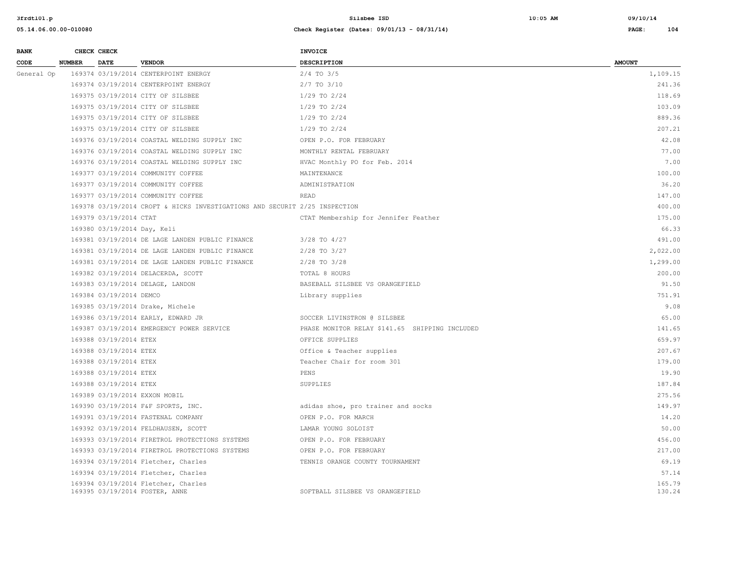| BANK CODE | CHECK NUMBER | CHECK DATE | VENDOR | INVOICE DESCRIPTION | AMOUNT |
|---|---|---|---|---|---|
| General Op | 169374 | 03/19/2014 | CENTERPOINT ENERGY | 2/4 TO 3/5 | 1,109.15 |
| | 169374 | 03/19/2014 | CENTERPOINT ENERGY | 2/7 TO 3/10 | 241.36 |
| | 169375 | 03/19/2014 | CITY OF SILSBEE | 1/29 TO 2/24 | 118.69 |
| | 169375 | 03/19/2014 | CITY OF SILSBEE | 1/29 TO 2/24 | 103.09 |
| | 169375 | 03/19/2014 | CITY OF SILSBEE | 1/29 TO 2/24 | 889.36 |
| | 169375 | 03/19/2014 | CITY OF SILSBEE | 1/29 TO 2/24 | 207.21 |
| | 169376 | 03/19/2014 | COASTAL WELDING SUPPLY INC | OPEN P.O. FOR FEBRUARY | 42.08 |
| | 169376 | 03/19/2014 | COASTAL WELDING SUPPLY INC | MONTHLY RENTAL FEBRUARY | 77.00 |
| | 169376 | 03/19/2014 | COASTAL WELDING SUPPLY INC | HVAC Monthly PO for Feb. 2014 | 7.00 |
| | 169377 | 03/19/2014 | COMMUNITY COFFEE | MAINTENANCE | 100.00 |
| | 169377 | 03/19/2014 | COMMUNITY COFFEE | ADMINISTRATION | 36.20 |
| | 169377 | 03/19/2014 | COMMUNITY COFFEE | READ | 147.00 |
| | 169378 | 03/19/2014 | CROFT & HICKS INVESTIGATIONS AND SECURIT | 2/25 INSPECTION | 400.00 |
| | 169379 | 03/19/2014 | CTAT | CTAT Membership for Jennifer Feather | 175.00 |
| | 169380 | 03/19/2014 | Day, Keli | | 66.33 |
| | 169381 | 03/19/2014 | DE LAGE LANDEN PUBLIC FINANCE | 3/28 TO 4/27 | 491.00 |
| | 169381 | 03/19/2014 | DE LAGE LANDEN PUBLIC FINANCE | 2/28 TO 3/27 | 2,022.00 |
| | 169381 | 03/19/2014 | DE LAGE LANDEN PUBLIC FINANCE | 2/28 TO 3/28 | 1,299.00 |
| | 169382 | 03/19/2014 | DELACERDA, SCOTT | TOTAL 8 HOURS | 200.00 |
| | 169383 | 03/19/2014 | DELAGE, LANDON | BASEBALL SILSBEE VS ORANGEFIELD | 91.50 |
| | 169384 | 03/19/2014 | DEMCO | Library supplies | 751.91 |
| | 169385 | 03/19/2014 | Drake, Michele | | 9.08 |
| | 169386 | 03/19/2014 | EARLY, EDWARD JR | SOCCER LIVINSTRON @ SILSBEE | 65.00 |
| | 169387 | 03/19/2014 | EMERGENCY POWER SERVICE | PHASE MONITOR RELAY $141.65 SHIPPING INCLUDED | 141.65 |
| | 169388 | 03/19/2014 | ETEX | OFFICE SUPPLIES | 659.97 |
| | 169388 | 03/19/2014 | ETEX | Office & Teacher supplies | 207.67 |
| | 169388 | 03/19/2014 | ETEX | Teacher Chair for room 301 | 179.00 |
| | 169388 | 03/19/2014 | ETEX | PENS | 19.90 |
| | 169388 | 03/19/2014 | ETEX | SUPPLIES | 187.84 |
| | 169389 | 03/19/2014 | EXXON MOBIL | | 275.56 |
| | 169390 | 03/19/2014 | F&F SPORTS, INC. | adidas shoe, pro trainer and socks | 149.97 |
| | 169391 | 03/19/2014 | FASTENAL COMPANY | OPEN P.O. FOR MARCH | 14.20 |
| | 169392 | 03/19/2014 | FELDHAUSEN, SCOTT | LAMAR YOUNG SOLOIST | 50.00 |
| | 169393 | 03/19/2014 | FIRETROL PROTECTIONS SYSTEMS | OPEN P.O. FOR FEBRUARY | 456.00 |
| | 169393 | 03/19/2014 | FIRETROL PROTECTIONS SYSTEMS | OPEN P.O. FOR FEBRUARY | 217.00 |
| | 169394 | 03/19/2014 | Fletcher, Charles | TENNIS ORANGE COUNTY TOURNAMENT | 69.19 |
| | 169394 | 03/19/2014 | Fletcher, Charles | | 57.14 |
| | 169394 | 03/19/2014 | Fletcher, Charles | | 165.79 |
| | 169395 | 03/19/2014 | FOSTER, ANNE | SOFTBALL SILSBEE VS ORANGEFIELD | 130.24 |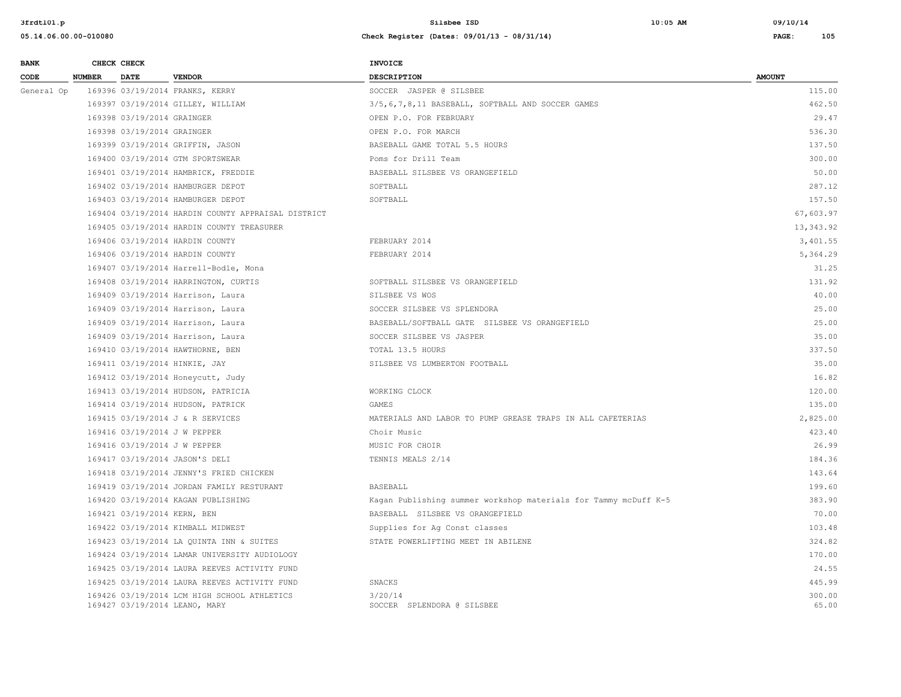| BANK CODE | CHECK NUMBER | CHECK DATE | VENDOR | INVOICE DESCRIPTION | AMOUNT |
|---|---|---|---|---|---|
| General Op | 169396 | 03/19/2014 | FRANKS, KERRY | SOCCER JASPER @ SILSBEE | 115.00 |
| | 169397 | 03/19/2014 | GILLEY, WILLIAM | 3/5,6,7,8,11 BASEBALL, SOFTBALL AND SOCCER GAMES | 462.50 |
| | 169398 | 03/19/2014 | GRAINGER | OPEN P.O. FOR FEBRUARY | 29.47 |
| | 169398 | 03/19/2014 | GRAINGER | OPEN P.O. FOR MARCH | 536.30 |
| | 169399 | 03/19/2014 | GRIFFIN, JASON | BASEBALL GAME TOTAL 5.5 HOURS | 137.50 |
| | 169400 | 03/19/2014 | GTM SPORTSWEAR | Poms for Drill Team | 300.00 |
| | 169401 | 03/19/2014 | HAMBRICK, FREDDIE | BASEBALL SILSBEE VS ORANGEFIELD | 50.00 |
| | 169402 | 03/19/2014 | HAMBURGER DEPOT | SOFTBALL | 287.12 |
| | 169403 | 03/19/2014 | HAMBURGER DEPOT | SOFTBALL | 157.50 |
| | 169404 | 03/19/2014 | HARDIN COUNTY APPRAISAL DISTRICT | | 67,603.97 |
| | 169405 | 03/19/2014 | HARDIN COUNTY TREASURER | | 13,343.92 |
| | 169406 | 03/19/2014 | HARDIN COUNTY | FEBRUARY 2014 | 3,401.55 |
| | 169406 | 03/19/2014 | HARDIN COUNTY | FEBRUARY 2014 | 5,364.29 |
| | 169407 | 03/19/2014 | Harrell-Bodle, Mona | | 31.25 |
| | 169408 | 03/19/2014 | HARRINGTON, CURTIS | SOFTBALL SILSBEE VS ORANGEFIELD | 131.92 |
| | 169409 | 03/19/2014 | Harrison, Laura | SILSBEE VS WOS | 40.00 |
| | 169409 | 03/19/2014 | Harrison, Laura | SOCCER SILSBEE VS SPLENDORA | 25.00 |
| | 169409 | 03/19/2014 | Harrison, Laura | BASEBALL/SOFTBALL GATE SILSBEE VS ORANGEFIELD | 25.00 |
| | 169409 | 03/19/2014 | Harrison, Laura | SOCCER SILSBEE VS JASPER | 35.00 |
| | 169410 | 03/19/2014 | HAWTHORNE, BEN | TOTAL 13.5 HOURS | 337.50 |
| | 169411 | 03/19/2014 | HINKIE, JAY | SILSBEE VS LUMBERTON FOOTBALL | 35.00 |
| | 169412 | 03/19/2014 | Honeycutt, Judy | | 16.82 |
| | 169413 | 03/19/2014 | HUDSON, PATRICIA | WORKING CLOCK | 120.00 |
| | 169414 | 03/19/2014 | HUDSON, PATRICK | GAMES | 135.00 |
| | 169415 | 03/19/2014 | J & R SERVICES | MATERIALS AND LABOR TO PUMP GREASE TRAPS IN ALL CAFETERIAS | 2,825.00 |
| | 169416 | 03/19/2014 | J W PEPPER | Choir Music | 423.40 |
| | 169416 | 03/19/2014 | J W PEPPER | MUSIC FOR CHOIR | 26.99 |
| | 169417 | 03/19/2014 | JASON'S DELI | TENNIS MEALS 2/14 | 184.36 |
| | 169418 | 03/19/2014 | JENNY'S FRIED CHICKEN | | 143.64 |
| | 169419 | 03/19/2014 | JORDAN FAMILY RESTURANT | BASEBALL | 199.60 |
| | 169420 | 03/19/2014 | KAGAN PUBLISHING | Kagan Publishing summer workshop materials for Tammy mcDuff K-5 | 383.90 |
| | 169421 | 03/19/2014 | KERN, BEN | BASEBALL SILSBEE VS ORANGEFIELD | 70.00 |
| | 169422 | 03/19/2014 | KIMBALL MIDWEST | Supplies for Ag Const classes | 103.48 |
| | 169423 | 03/19/2014 | LA QUINTA INN & SUITES | STATE POWERLIFTING MEET IN ABILENE | 324.82 |
| | 169424 | 03/19/2014 | LAMAR UNIVERSITY AUDIOLOGY | | 170.00 |
| | 169425 | 03/19/2014 | LAURA REEVES ACTIVITY FUND | | 24.55 |
| | 169425 | 03/19/2014 | LAURA REEVES ACTIVITY FUND | SNACKS | 445.99 |
| | 169426 | 03/19/2014 | LCM HIGH SCHOOL ATHLETICS | 3/20/14 | 300.00 |
| | 169427 | 03/19/2014 | LEANO, MARY | SOCCER SPLENDORA @ SILSBEE | 65.00 |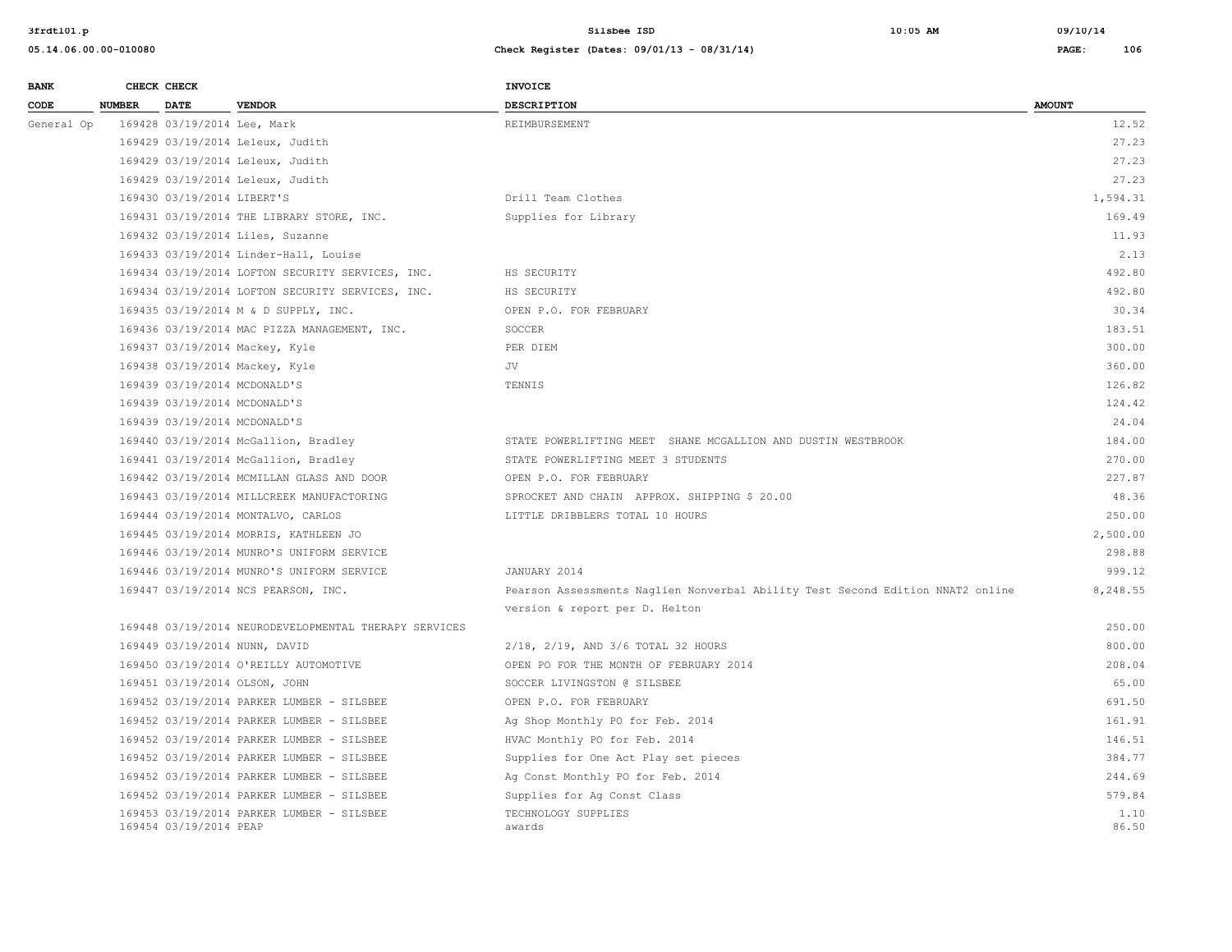| BANK CODE | CHECK NUMBER | CHECK DATE | VENDOR | INVOICE DESCRIPTION | AMOUNT |
|---|---|---|---|---|---|
| General Op | 169428 | 03/19/2014 | Lee, Mark | REIMBURSEMENT | 12.52 |
| | 169429 | 03/19/2014 | Leleux, Judith | | 27.23 |
| | 169429 | 03/19/2014 | Leleux, Judith | | 27.23 |
| | 169429 | 03/19/2014 | Leleux, Judith | | 27.23 |
| | 169430 | 03/19/2014 | LIBERT'S | Drill Team Clothes | 1,594.31 |
| | 169431 | 03/19/2014 | THE LIBRARY STORE, INC. | Supplies for Library | 169.49 |
| | 169432 | 03/19/2014 | Liles, Suzanne | | 11.93 |
| | 169433 | 03/19/2014 | Linder-Hall, Louise | | 2.13 |
| | 169434 | 03/19/2014 | LOFTON SECURITY SERVICES, INC. | HS SECURITY | 492.80 |
| | 169434 | 03/19/2014 | LOFTON SECURITY SERVICES, INC. | HS SECURITY | 492.80 |
| | 169435 | 03/19/2014 | M & D SUPPLY, INC. | OPEN P.O. FOR FEBRUARY | 30.34 |
| | 169436 | 03/19/2014 | MAC PIZZA MANAGEMENT, INC. | SOCCER | 183.51 |
| | 169437 | 03/19/2014 | Mackey, Kyle | PER DIEM | 300.00 |
| | 169438 | 03/19/2014 | Mackey, Kyle | JV | 360.00 |
| | 169439 | 03/19/2014 | MCDONALD'S | TENNIS | 126.82 |
| | 169439 | 03/19/2014 | MCDONALD'S | | 124.42 |
| | 169439 | 03/19/2014 | MCDONALD'S | | 24.04 |
| | 169440 | 03/19/2014 | McGallion, Bradley | STATE POWERLIFTING MEET SHANE MCGALLION AND DUSTIN WESTBROOK | 184.00 |
| | 169441 | 03/19/2014 | McGallion, Bradley | STATE POWERLIFTING MEET 3 STUDENTS | 270.00 |
| | 169442 | 03/19/2014 | MCMILLAN GLASS AND DOOR | OPEN P.O. FOR FEBRUARY | 227.87 |
| | 169443 | 03/19/2014 | MILLCREEK MANUFACTORING | SPROCKET AND CHAIN APPROX. SHIPPING $ 20.00 | 48.36 |
| | 169444 | 03/19/2014 | MONTALVO, CARLOS | LITTLE DRIBBLERS TOTAL 10 HOURS | 250.00 |
| | 169445 | 03/19/2014 | MORRIS, KATHLEEN JO | | 2,500.00 |
| | 169446 | 03/19/2014 | MUNRO'S UNIFORM SERVICE | | 298.88 |
| | 169446 | 03/19/2014 | MUNRO'S UNIFORM SERVICE | JANUARY 2014 | 999.12 |
| | 169447 | 03/19/2014 | NCS PEARSON, INC. | Pearson Assessments Naglien Nonverbal Ability Test Second Edition NNAT2 online version & report per D. Helton | 8,248.55 |
| | 169448 | 03/19/2014 | NEURODEVELOPMENTAL THERAPY SERVICES | | 250.00 |
| | 169449 | 03/19/2014 | NUNN, DAVID | 2/18, 2/19, AND 3/6 TOTAL 32 HOURS | 800.00 |
| | 169450 | 03/19/2014 | O'REILLY AUTOMOTIVE | OPEN PO FOR THE MONTH OF FEBRUARY 2014 | 208.04 |
| | 169451 | 03/19/2014 | OLSON, JOHN | SOCCER LIVINGSTON @ SILSBEE | 65.00 |
| | 169452 | 03/19/2014 | PARKER LUMBER - SILSBEE | OPEN P.O. FOR FEBRUARY | 691.50 |
| | 169452 | 03/19/2014 | PARKER LUMBER - SILSBEE | Ag Shop Monthly PO for Feb. 2014 | 161.91 |
| | 169452 | 03/19/2014 | PARKER LUMBER - SILSBEE | HVAC Monthly PO for Feb. 2014 | 146.51 |
| | 169452 | 03/19/2014 | PARKER LUMBER - SILSBEE | Supplies for One Act Play set pieces | 384.77 |
| | 169452 | 03/19/2014 | PARKER LUMBER - SILSBEE | Ag Const Monthly PO for Feb. 2014 | 244.69 |
| | 169452 | 03/19/2014 | PARKER LUMBER - SILSBEE | Supplies for Ag Const Class | 579.84 |
| | 169453 | 03/19/2014 | PARKER LUMBER - SILSBEE | TECHNOLOGY SUPPLIES | 1.10 |
| | 169454 | 03/19/2014 | PEAP | awards | 86.50 |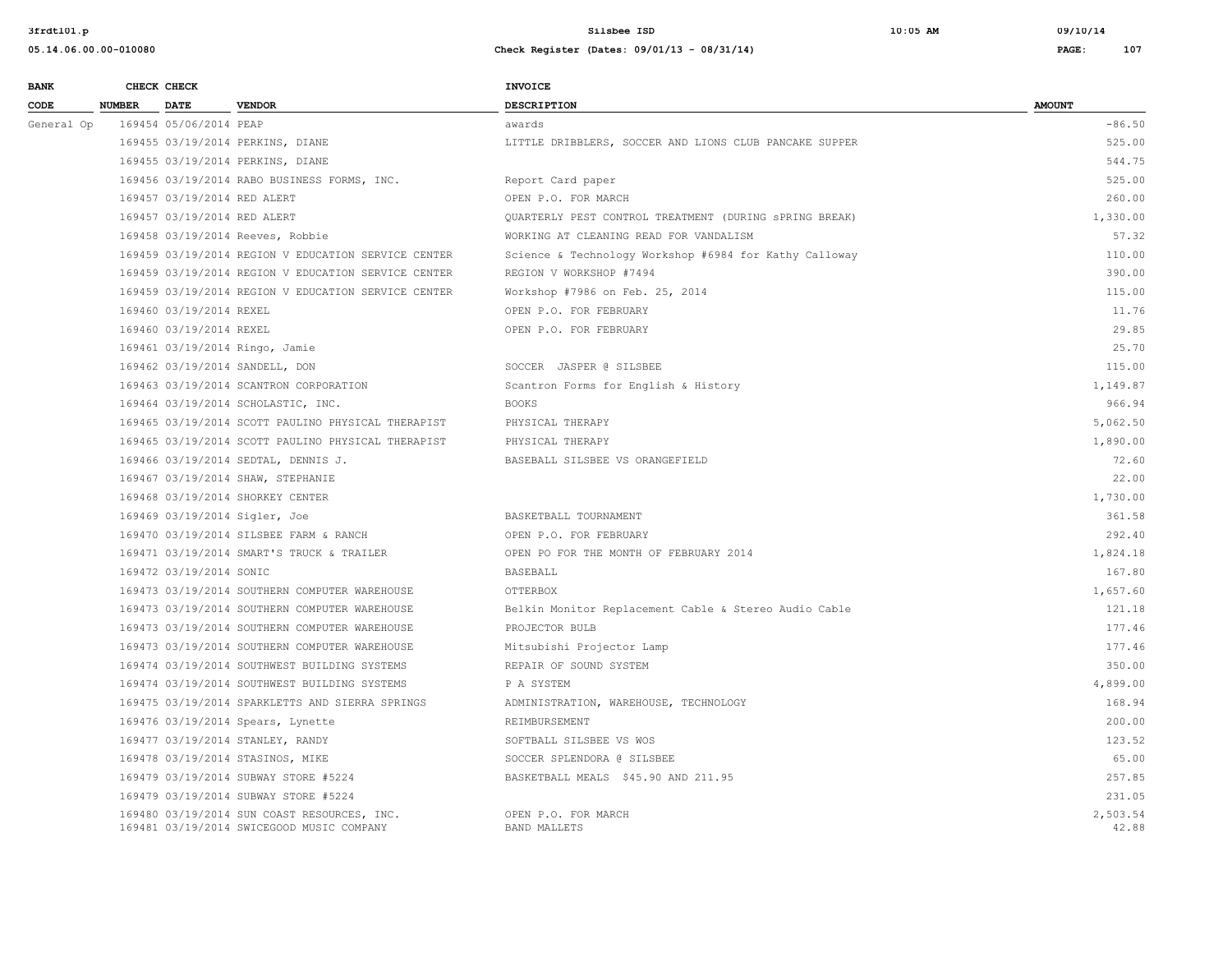| BANK CODE | CHECK NUMBER | CHECK DATE | VENDOR | INVOICE DESCRIPTION | AMOUNT |
|---|---|---|---|---|---|
| General Op | 169454 | 05/06/2014 | PEAP | awards | -86.50 |
| | 169455 | 03/19/2014 | PERKINS, DIANE | LITTLE DRIBBLERS, SOCCER AND LIONS CLUB PANCAKE SUPPER | 525.00 |
| | 169455 | 03/19/2014 | PERKINS, DIANE | | 544.75 |
| | 169456 | 03/19/2014 | RABO BUSINESS FORMS, INC. | Report Card paper | 525.00 |
| | 169457 | 03/19/2014 | RED ALERT | OPEN P.O. FOR MARCH | 260.00 |
| | 169457 | 03/19/2014 | RED ALERT | QUARTERLY PEST CONTROL TREATMENT (DURING sPRING BREAK) | 1,330.00 |
| | 169458 | 03/19/2014 | Reeves, Robbie | WORKING AT CLEANING READ FOR VANDALISM | 57.32 |
| | 169459 | 03/19/2014 | REGION V EDUCATION SERVICE CENTER | Science & Technology Workshop #6984 for Kathy Calloway | 110.00 |
| | 169459 | 03/19/2014 | REGION V EDUCATION SERVICE CENTER | REGION V WORKSHOP #7494 | 390.00 |
| | 169459 | 03/19/2014 | REGION V EDUCATION SERVICE CENTER | Workshop #7986 on Feb. 25, 2014 | 115.00 |
| | 169460 | 03/19/2014 | REXEL | OPEN P.O. FOR FEBRUARY | 11.76 |
| | 169460 | 03/19/2014 | REXEL | OPEN P.O. FOR FEBRUARY | 29.85 |
| | 169461 | 03/19/2014 | Ringo, Jamie | | 25.70 |
| | 169462 | 03/19/2014 | SANDELL, DON | SOCCER JASPER @ SILSBEE | 115.00 |
| | 169463 | 03/19/2014 | SCANTRON CORPORATION | Scantron Forms for English & History | 1,149.87 |
| | 169464 | 03/19/2014 | SCHOLASTIC, INC. | BOOKS | 966.94 |
| | 169465 | 03/19/2014 | SCOTT PAULINO PHYSICAL THERAPIST | PHYSICAL THERAPY | 5,062.50 |
| | 169465 | 03/19/2014 | SCOTT PAULINO PHYSICAL THERAPIST | PHYSICAL THERAPY | 1,890.00 |
| | 169466 | 03/19/2014 | SEDTAL, DENNIS J. | BASEBALL SILSBEE VS ORANGEFIELD | 72.60 |
| | 169467 | 03/19/2014 | SHAW, STEPHANIE | | 22.00 |
| | 169468 | 03/19/2014 | SHORKEY CENTER | | 1,730.00 |
| | 169469 | 03/19/2014 | Sigler, Joe | BASKETBALL TOURNAMENT | 361.58 |
| | 169470 | 03/19/2014 | SILSBEE FARM & RANCH | OPEN P.O. FOR FEBRUARY | 292.40 |
| | 169471 | 03/19/2014 | SMART'S TRUCK & TRAILER | OPEN PO FOR THE MONTH OF FEBRUARY 2014 | 1,824.18 |
| | 169472 | 03/19/2014 | SONIC | BASEBALL | 167.80 |
| | 169473 | 03/19/2014 | SOUTHERN COMPUTER WAREHOUSE | OTTERBOX | 1,657.60 |
| | 169473 | 03/19/2014 | SOUTHERN COMPUTER WAREHOUSE | Belkin Monitor Replacement Cable & Stereo Audio Cable | 121.18 |
| | 169473 | 03/19/2014 | SOUTHERN COMPUTER WAREHOUSE | PROJECTOR BULB | 177.46 |
| | 169473 | 03/19/2014 | SOUTHERN COMPUTER WAREHOUSE | Mitsubishi Projector Lamp | 177.46 |
| | 169474 | 03/19/2014 | SOUTHWEST BUILDING SYSTEMS | REPAIR OF SOUND SYSTEM | 350.00 |
| | 169474 | 03/19/2014 | SOUTHWEST BUILDING SYSTEMS | P A SYSTEM | 4,899.00 |
| | 169475 | 03/19/2014 | SPARKLETTS AND SIERRA SPRINGS | ADMINISTRATION, WAREHOUSE, TECHNOLOGY | 168.94 |
| | 169476 | 03/19/2014 | Spears, Lynette | REIMBURSEMENT | 200.00 |
| | 169477 | 03/19/2014 | STANLEY, RANDY | SOFTBALL SILSBEE VS WOS | 123.52 |
| | 169478 | 03/19/2014 | STASINOS, MIKE | SOCCER SPLENDORA @ SILSBEE | 65.00 |
| | 169479 | 03/19/2014 | SUBWAY STORE #5224 | BASKETBALL MEALS $45.90 AND 211.95 | 257.85 |
| | 169479 | 03/19/2014 | SUBWAY STORE #5224 | | 231.05 |
| | 169480 | 03/19/2014 | SUN COAST RESOURCES, INC. | OPEN P.O. FOR MARCH | 2,503.54 |
| | 169481 | 03/19/2014 | SWICEGOOD MUSIC COMPANY | BAND MALLETS | 42.88 |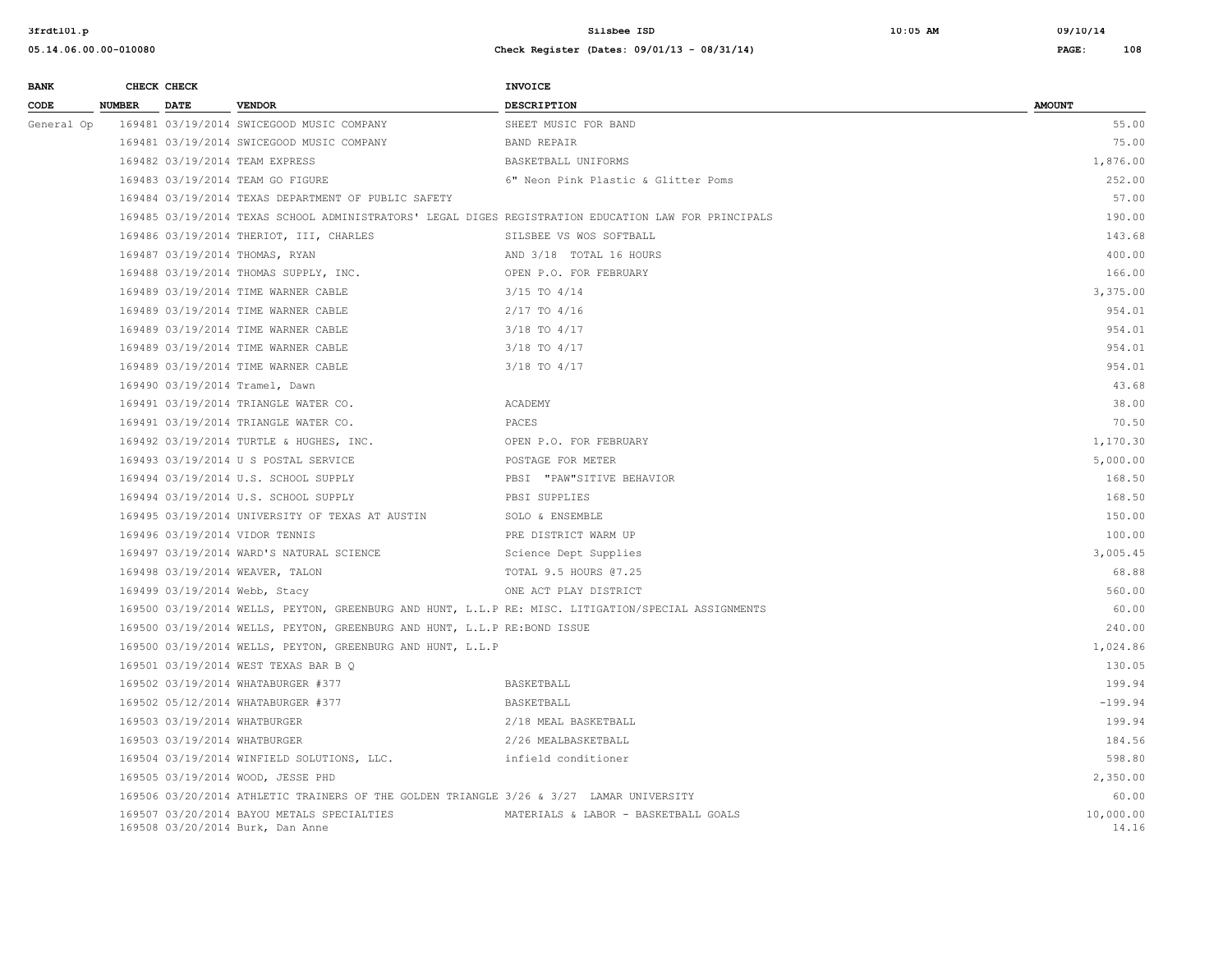| BANK CODE | CHECK NUMBER | CHECK DATE | VENDOR | INVOICE DESCRIPTION | AMOUNT |
|---|---|---|---|---|---|
| General Op | 169481 | 03/19/2014 | SWICEGOOD MUSIC COMPANY | SHEET MUSIC FOR BAND | 55.00 |
| | 169481 | 03/19/2014 | SWICEGOOD MUSIC COMPANY | BAND REPAIR | 75.00 |
| | 169482 | 03/19/2014 | TEAM EXPRESS | BASKETBALL UNIFORMS | 1,876.00 |
| | 169483 | 03/19/2014 | TEAM GO FIGURE | 6" Neon Pink Plastic & Glitter Poms | 252.00 |
| | 169484 | 03/19/2014 | TEXAS DEPARTMENT OF PUBLIC SAFETY | | 57.00 |
| | 169485 | 03/19/2014 | TEXAS SCHOOL ADMINISTRATORS' LEGAL DIGES | REGISTRATION EDUCATION LAW FOR PRINCIPALS | 190.00 |
| | 169486 | 03/19/2014 | THERIOT, III, CHARLES | SILSBEE VS WOS SOFTBALL | 143.68 |
| | 169487 | 03/19/2014 | THOMAS, RYAN | AND 3/18 TOTAL 16 HOURS | 400.00 |
| | 169488 | 03/19/2014 | THOMAS SUPPLY, INC. | OPEN P.O. FOR FEBRUARY | 166.00 |
| | 169489 | 03/19/2014 | TIME WARNER CABLE | 3/15 TO 4/14 | 3,375.00 |
| | 169489 | 03/19/2014 | TIME WARNER CABLE | 2/17 TO 4/16 | 954.01 |
| | 169489 | 03/19/2014 | TIME WARNER CABLE | 3/18 TO 4/17 | 954.01 |
| | 169489 | 03/19/2014 | TIME WARNER CABLE | 3/18 TO 4/17 | 954.01 |
| | 169489 | 03/19/2014 | TIME WARNER CABLE | 3/18 TO 4/17 | 954.01 |
| | 169490 | 03/19/2014 | Tramel, Dawn | | 43.68 |
| | 169491 | 03/19/2014 | TRIANGLE WATER CO. | ACADEMY | 38.00 |
| | 169491 | 03/19/2014 | TRIANGLE WATER CO. | PACES | 70.50 |
| | 169492 | 03/19/2014 | TURTLE & HUGHES, INC. | OPEN P.O. FOR FEBRUARY | 1,170.30 |
| | 169493 | 03/19/2014 | U S POSTAL SERVICE | POSTAGE FOR METER | 5,000.00 |
| | 169494 | 03/19/2014 | U.S. SCHOOL SUPPLY | PBSI "PAW"SITIVE BEHAVIOR | 168.50 |
| | 169494 | 03/19/2014 | U.S. SCHOOL SUPPLY | PBSI SUPPLIES | 168.50 |
| | 169495 | 03/19/2014 | UNIVERSITY OF TEXAS AT AUSTIN | SOLO & ENSEMBLE | 150.00 |
| | 169496 | 03/19/2014 | VIDOR TENNIS | PRE DISTRICT WARM UP | 100.00 |
| | 169497 | 03/19/2014 | WARD'S NATURAL SCIENCE | Science Dept Supplies | 3,005.45 |
| | 169498 | 03/19/2014 | WEAVER, TALON | TOTAL 9.5 HOURS @7.25 | 68.88 |
| | 169499 | 03/19/2014 | Webb, Stacy | ONE ACT PLAY DISTRICT | 560.00 |
| | 169500 | 03/19/2014 | WELLS, PEYTON, GREENBURG AND HUNT, L.L.P | RE: MISC. LITIGATION/SPECIAL ASSIGNMENTS | 60.00 |
| | 169500 | 03/19/2014 | WELLS, PEYTON, GREENBURG AND HUNT, L.L.P | RE:BOND ISSUE | 240.00 |
| | 169500 | 03/19/2014 | WELLS, PEYTON, GREENBURG AND HUNT, L.L.P | | 1,024.86 |
| | 169501 | 03/19/2014 | WEST TEXAS BAR B Q | | 130.05 |
| | 169502 | 03/19/2014 | WHATABURGER #377 | BASKETBALL | 199.94 |
| | 169502 | 05/12/2014 | WHATABURGER #377 | BASKETBALL | -199.94 |
| | 169503 | 03/19/2014 | WHATBURGER | 2/18 MEAL BASKETBALL | 199.94 |
| | 169503 | 03/19/2014 | WHATBURGER | 2/26 MEALBASKETBALL | 184.56 |
| | 169504 | 03/19/2014 | WINFIELD SOLUTIONS, LLC. | infield conditioner | 598.80 |
| | 169505 | 03/19/2014 | WOOD, JESSE PHD | | 2,350.00 |
| | 169506 | 03/20/2014 | ATHLETIC TRAINERS OF THE GOLDEN TRIANGLE | 3/26 & 3/27 LAMAR UNIVERSITY | 60.00 |
| | 169507 | 03/20/2014 | BAYOU METALS SPECIALTIES | MATERIALS & LABOR - BASKETBALL GOALS | 10,000.00 |
| | 169508 | 03/20/2014 | Burk, Dan Anne | | 14.16 |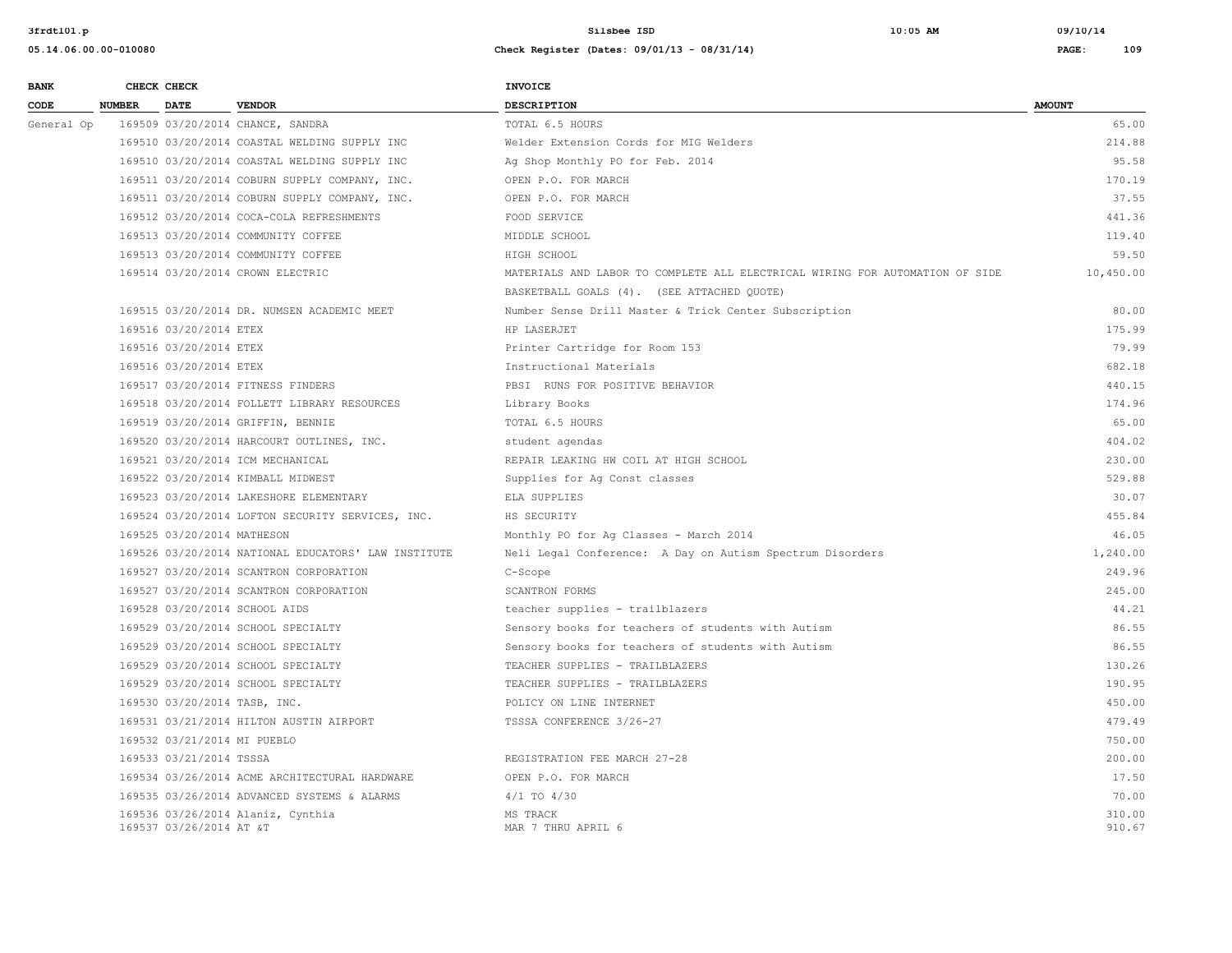| BANK CODE | CHECK NUMBER | CHECK DATE | VENDOR | INVOICE DESCRIPTION | AMOUNT |
|---|---|---|---|---|---|
| General Op | 169509 | 03/20/2014 | CHANCE, SANDRA | TOTAL 6.5 HOURS | 65.00 |
| | 169510 | 03/20/2014 | COASTAL WELDING SUPPLY INC | Welder Extension Cords for MIG Welders | 214.88 |
| | 169510 | 03/20/2014 | COASTAL WELDING SUPPLY INC | Ag Shop Monthly PO for Feb. 2014 | 95.58 |
| | 169511 | 03/20/2014 | COBURN SUPPLY COMPANY, INC. | OPEN P.O. FOR MARCH | 170.19 |
| | 169511 | 03/20/2014 | COBURN SUPPLY COMPANY, INC. | OPEN P.O. FOR MARCH | 37.55 |
| | 169512 | 03/20/2014 | COCA-COLA REFRESHMENTS | FOOD SERVICE | 441.36 |
| | 169513 | 03/20/2014 | COMMUNITY COFFEE | MIDDLE SCHOOL | 119.40 |
| | 169513 | 03/20/2014 | COMMUNITY COFFEE | HIGH SCHOOL | 59.50 |
| | 169514 | 03/20/2014 | CROWN ELECTRIC | MATERIALS AND LABOR TO COMPLETE ALL ELECTRICAL WIRING FOR AUTOMATION OF SIDE BASKETBALL GOALS (4). (SEE ATTACHED QUOTE) | 10,450.00 |
| | 169515 | 03/20/2014 | DR. NUMSEN ACADEMIC MEET | Number Sense Drill Master & Trick Center Subscription | 80.00 |
| | 169516 | 03/20/2014 | ETEX | HP LASERJET | 175.99 |
| | 169516 | 03/20/2014 | ETEX | Printer Cartridge for Room 153 | 79.99 |
| | 169516 | 03/20/2014 | ETEX | Instructional Materials | 682.18 |
| | 169517 | 03/20/2014 | FITNESS FINDERS | PBSI RUNS FOR POSITIVE BEHAVIOR | 440.15 |
| | 169518 | 03/20/2014 | FOLLETT LIBRARY RESOURCES | Library Books | 174.96 |
| | 169519 | 03/20/2014 | GRIFFIN, BENNIE | TOTAL 6.5 HOURS | 65.00 |
| | 169520 | 03/20/2014 | HARCOURT OUTLINES, INC. | student agendas | 404.02 |
| | 169521 | 03/20/2014 | ICM MECHANICAL | REPAIR LEAKING HW COIL AT HIGH SCHOOL | 230.00 |
| | 169522 | 03/20/2014 | KIMBALL MIDWEST | Supplies for Ag Const classes | 529.88 |
| | 169523 | 03/20/2014 | LAKESHORE ELEMENTARY | ELA SUPPLIES | 30.07 |
| | 169524 | 03/20/2014 | LOFTON SECURITY SERVICES, INC. | HS SECURITY | 455.84 |
| | 169525 | 03/20/2014 | MATHESON | Monthly PO for Ag Classes - March 2014 | 46.05 |
| | 169526 | 03/20/2014 | NATIONAL EDUCATORS' LAW INSTITUTE | Neli Legal Conference: A Day on Autism Spectrum Disorders | 1,240.00 |
| | 169527 | 03/20/2014 | SCANTRON CORPORATION | C-Scope | 249.96 |
| | 169527 | 03/20/2014 | SCANTRON CORPORATION | SCANTRON FORMS | 245.00 |
| | 169528 | 03/20/2014 | SCHOOL AIDS | teacher supplies - trailblazers | 44.21 |
| | 169529 | 03/20/2014 | SCHOOL SPECIALTY | Sensory books for teachers of students with Autism | 86.55 |
| | 169529 | 03/20/2014 | SCHOOL SPECIALTY | Sensory books for teachers of students with Autism | 86.55 |
| | 169529 | 03/20/2014 | SCHOOL SPECIALTY | TEACHER SUPPLIES - TRAILBLAZERS | 130.26 |
| | 169529 | 03/20/2014 | SCHOOL SPECIALTY | TEACHER SUPPLIES - TRAILBLAZERS | 190.95 |
| | 169530 | 03/20/2014 | TASB, INC. | POLICY ON LINE INTERNET | 450.00 |
| | 169531 | 03/21/2014 | HILTON AUSTIN AIRPORT | TSSSA CONFERENCE 3/26-27 | 479.49 |
| | 169532 | 03/21/2014 | MI PUEBLO | | 750.00 |
| | 169533 | 03/21/2014 | TSSSA | REGISTRATION FEE MARCH 27-28 | 200.00 |
| | 169534 | 03/26/2014 | ACME ARCHITECTURAL HARDWARE | OPEN P.O. FOR MARCH | 17.50 |
| | 169535 | 03/26/2014 | ADVANCED SYSTEMS & ALARMS | 4/1 TO 4/30 | 70.00 |
| | 169536 | 03/26/2014 | Alaniz, Cynthia | MS TRACK | 310.00 |
| | 169537 | 03/26/2014 | AT &T | MAR 7 THRU APRIL 6 | 910.67 |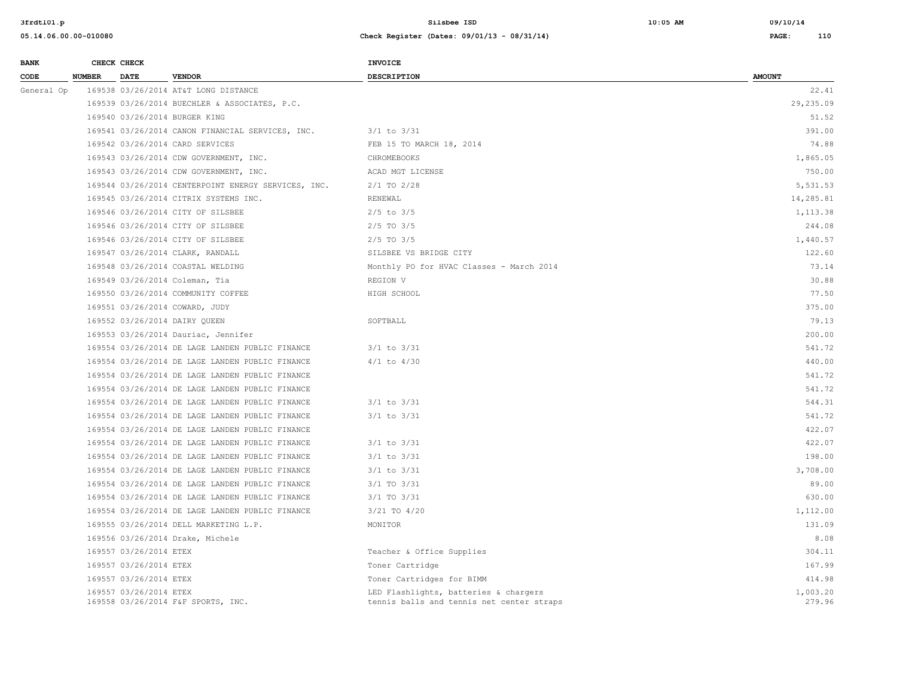| BANK CODE | CHECK NUMBER | CHECK DATE | VENDOR | INVOICE DESCRIPTION | AMOUNT |
|---|---|---|---|---|---|
| General Op | 169538 | 03/26/2014 | AT&T LONG DISTANCE | | 22.41 |
| | 169539 | 03/26/2014 | BUECHLER & ASSOCIATES, P.C. | | 29,235.09 |
| | 169540 | 03/26/2014 | BURGER KING | | 51.52 |
| | 169541 | 03/26/2014 | CANON FINANCIAL SERVICES, INC. | 3/1 to 3/31 | 391.00 |
| | 169542 | 03/26/2014 | CARD SERVICES | FEB 15 TO MARCH 18, 2014 | 74.88 |
| | 169543 | 03/26/2014 | CDW GOVERNMENT, INC. | CHROMEBOOKS | 1,865.05 |
| | 169543 | 03/26/2014 | CDW GOVERNMENT, INC. | ACAD MGT LICENSE | 750.00 |
| | 169544 | 03/26/2014 | CENTERPOINT ENERGY SERVICES, INC. | 2/1 TO 2/28 | 5,531.53 |
| | 169545 | 03/26/2014 | CITRIX SYSTEMS INC. | RENEWAL | 14,285.81 |
| | 169546 | 03/26/2014 | CITY OF SILSBEE | 2/5 to 3/5 | 1,113.38 |
| | 169546 | 03/26/2014 | CITY OF SILSBEE | 2/5 TO 3/5 | 244.08 |
| | 169546 | 03/26/2014 | CITY OF SILSBEE | 2/5 TO 3/5 | 1,440.57 |
| | 169547 | 03/26/2014 | CLARK, RANDALL | SILSBEE VS BRIDGE CITY | 122.60 |
| | 169548 | 03/26/2014 | COASTAL WELDING | Monthly PO for HVAC Classes - March 2014 | 73.14 |
| | 169549 | 03/26/2014 | Coleman, Tia | REGION V | 30.88 |
| | 169550 | 03/26/2014 | COMMUNITY COFFEE | HIGH SCHOOL | 77.50 |
| | 169551 | 03/26/2014 | COWARD, JUDY | | 375.00 |
| | 169552 | 03/26/2014 | DAIRY QUEEN | SOFTBALL | 79.13 |
| | 169553 | 03/26/2014 | Dauriac, Jennifer | | 200.00 |
| | 169554 | 03/26/2014 | DE LAGE LANDEN PUBLIC FINANCE | 3/1 to 3/31 | 541.72 |
| | 169554 | 03/26/2014 | DE LAGE LANDEN PUBLIC FINANCE | 4/1 to 4/30 | 440.00 |
| | 169554 | 03/26/2014 | DE LAGE LANDEN PUBLIC FINANCE | | 541.72 |
| | 169554 | 03/26/2014 | DE LAGE LANDEN PUBLIC FINANCE | | 541.72 |
| | 169554 | 03/26/2014 | DE LAGE LANDEN PUBLIC FINANCE | 3/1 to 3/31 | 544.31 |
| | 169554 | 03/26/2014 | DE LAGE LANDEN PUBLIC FINANCE | 3/1 to 3/31 | 541.72 |
| | 169554 | 03/26/2014 | DE LAGE LANDEN PUBLIC FINANCE | | 422.07 |
| | 169554 | 03/26/2014 | DE LAGE LANDEN PUBLIC FINANCE | 3/1 to 3/31 | 422.07 |
| | 169554 | 03/26/2014 | DE LAGE LANDEN PUBLIC FINANCE | 3/1 to 3/31 | 198.00 |
| | 169554 | 03/26/2014 | DE LAGE LANDEN PUBLIC FINANCE | 3/1 to 3/31 | 3,708.00 |
| | 169554 | 03/26/2014 | DE LAGE LANDEN PUBLIC FINANCE | 3/1 TO 3/31 | 89.00 |
| | 169554 | 03/26/2014 | DE LAGE LANDEN PUBLIC FINANCE | 3/1 TO 3/31 | 630.00 |
| | 169554 | 03/26/2014 | DE LAGE LANDEN PUBLIC FINANCE | 3/21 TO 4/20 | 1,112.00 |
| | 169555 | 03/26/2014 | DELL MARKETING L.P. | MONITOR | 131.09 |
| | 169556 | 03/26/2014 | Drake, Michele | | 8.08 |
| | 169557 | 03/26/2014 | ETEX | Teacher & Office Supplies | 304.11 |
| | 169557 | 03/26/2014 | ETEX | Toner Cartridge | 167.99 |
| | 169557 | 03/26/2014 | ETEX | Toner Cartridges for BIMM | 414.98 |
| | 169557 | 03/26/2014 | ETEX | LED Flashlights, batteries & chargers | 1,003.20 |
| | 169558 | 03/26/2014 | F&F SPORTS, INC. | tennis balls and tennis net center straps | 279.96 |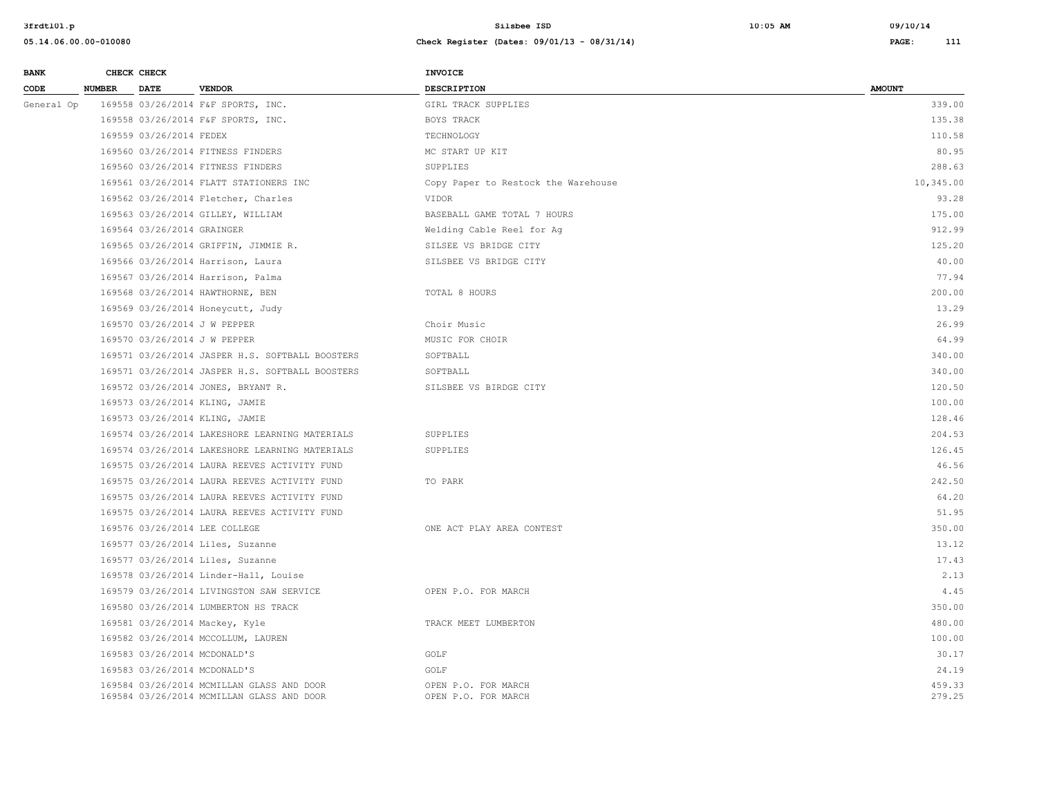| BANK CODE | CHECK NUMBER | CHECK DATE | VENDOR | INVOICE DESCRIPTION | AMOUNT |
|---|---|---|---|---|---|
| General Op | 169558 | 03/26/2014 | F&F SPORTS, INC. | GIRL TRACK SUPPLIES | 339.00 |
| | 169558 | 03/26/2014 | F&F SPORTS, INC. | BOYS TRACK | 135.38 |
| | 169559 | 03/26/2014 | FEDEX | TECHNOLOGY | 110.58 |
| | 169560 | 03/26/2014 | FITNESS FINDERS | MC START UP KIT | 80.95 |
| | 169560 | 03/26/2014 | FITNESS FINDERS | SUPPLIES | 288.63 |
| | 169561 | 03/26/2014 | FLATT STATIONERS INC | Copy Paper to Restock the Warehouse | 10,345.00 |
| | 169562 | 03/26/2014 | Fletcher, Charles | VIDOR | 93.28 |
| | 169563 | 03/26/2014 | GILLEY, WILLIAM | BASEBALL GAME TOTAL 7 HOURS | 175.00 |
| | 169564 | 03/26/2014 | GRAINGER | Welding Cable Reel for Ag | 912.99 |
| | 169565 | 03/26/2014 | GRIFFIN, JIMMIE R. | SILSEE VS BRIDGE CITY | 125.20 |
| | 169566 | 03/26/2014 | Harrison, Laura | SILSBEE VS BRIDGE CITY | 40.00 |
| | 169567 | 03/26/2014 | Harrison, Palma | | 77.94 |
| | 169568 | 03/26/2014 | HAWTHORNE, BEN | TOTAL 8 HOURS | 200.00 |
| | 169569 | 03/26/2014 | Honeycutt, Judy | | 13.29 |
| | 169570 | 03/26/2014 | J W PEPPER | Choir Music | 26.99 |
| | 169570 | 03/26/2014 | J W PEPPER | MUSIC FOR CHOIR | 64.99 |
| | 169571 | 03/26/2014 | JASPER H.S. SOFTBALL BOOSTERS | SOFTBALL | 340.00 |
| | 169571 | 03/26/2014 | JASPER H.S. SOFTBALL BOOSTERS | SOFTBALL | 340.00 |
| | 169572 | 03/26/2014 | JONES, BRYANT R. | SILSBEE VS BIRDGE CITY | 120.50 |
| | 169573 | 03/26/2014 | KLING, JAMIE | | 100.00 |
| | 169573 | 03/26/2014 | KLING, JAMIE | | 128.46 |
| | 169574 | 03/26/2014 | LAKESHORE LEARNING MATERIALS | SUPPLIES | 204.53 |
| | 169574 | 03/26/2014 | LAKESHORE LEARNING MATERIALS | SUPPLIES | 126.45 |
| | 169575 | 03/26/2014 | LAURA REEVES ACTIVITY FUND | | 46.56 |
| | 169575 | 03/26/2014 | LAURA REEVES ACTIVITY FUND | TO PARK | 242.50 |
| | 169575 | 03/26/2014 | LAURA REEVES ACTIVITY FUND | | 64.20 |
| | 169575 | 03/26/2014 | LAURA REEVES ACTIVITY FUND | | 51.95 |
| | 169576 | 03/26/2014 | LEE COLLEGE | ONE ACT PLAY AREA CONTEST | 350.00 |
| | 169577 | 03/26/2014 | Liles, Suzanne | | 13.12 |
| | 169577 | 03/26/2014 | Liles, Suzanne | | 17.43 |
| | 169578 | 03/26/2014 | Linder-Hall, Louise | | 2.13 |
| | 169579 | 03/26/2014 | LIVINGSTON SAW SERVICE | OPEN P.O. FOR MARCH | 4.45 |
| | 169580 | 03/26/2014 | LUMBERTON HS TRACK | | 350.00 |
| | 169581 | 03/26/2014 | Mackey, Kyle | TRACK MEET LUMBERTON | 480.00 |
| | 169582 | 03/26/2014 | MCCOLLUM, LAUREN | | 100.00 |
| | 169583 | 03/26/2014 | MCDONALD'S | GOLF | 30.17 |
| | 169583 | 03/26/2014 | MCDONALD'S | GOLF | 24.19 |
| | 169584 | 03/26/2014 | MCMILLAN GLASS AND DOOR | OPEN P.O. FOR MARCH | 459.33 |
| | 169584 | 03/26/2014 | MCMILLAN GLASS AND DOOR | OPEN P.O. FOR MARCH | 279.25 |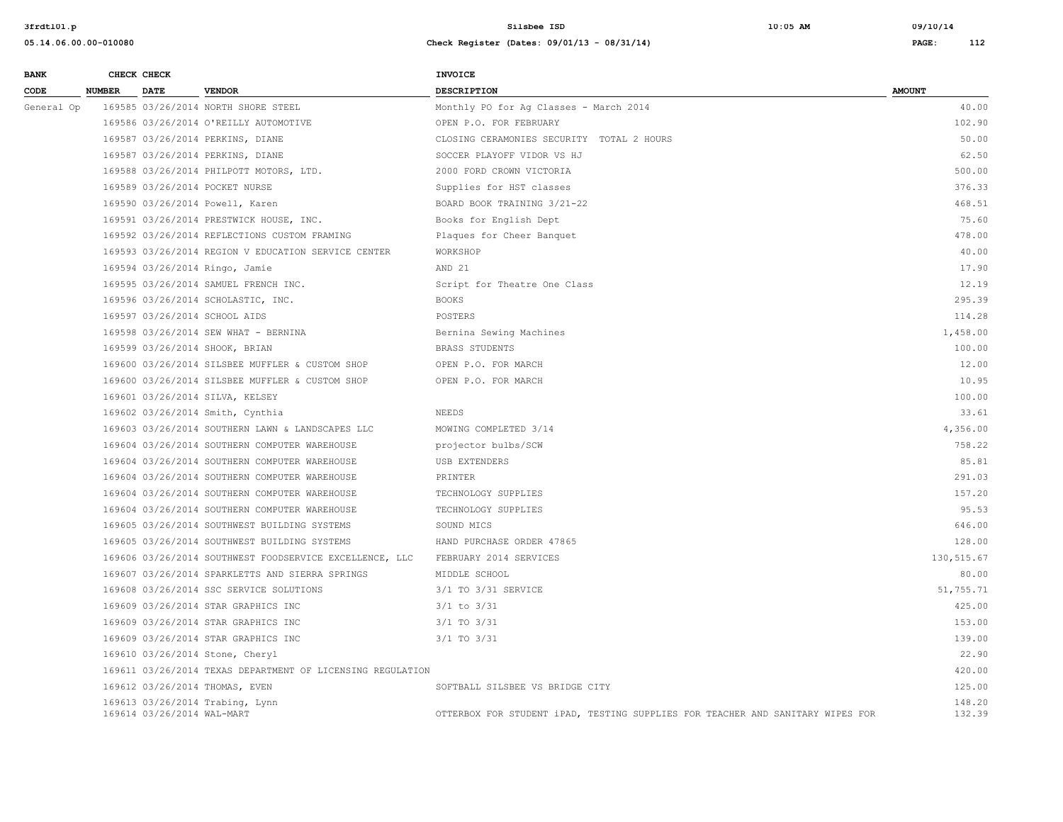| BANK CODE | CHECK NUMBER | CHECK DATE | VENDOR | INVOICE DESCRIPTION | AMOUNT |
|---|---|---|---|---|---|
| General Op | 169585 | 03/26/2014 | NORTH SHORE STEEL | Monthly PO for Ag Classes - March 2014 | 40.00 |
| | 169586 | 03/26/2014 | O'REILLY AUTOMOTIVE | OPEN P.O. FOR FEBRUARY | 102.90 |
| | 169587 | 03/26/2014 | PERKINS, DIANE | CLOSING CERAMONIES SECURITY TOTAL 2 HOURS | 50.00 |
| | 169587 | 03/26/2014 | PERKINS, DIANE | SOCCER PLAYOFF VIDOR VS HJ | 62.50 |
| | 169588 | 03/26/2014 | PHILPOTT MOTORS, LTD. | 2000 FORD CROWN VICTORIA | 500.00 |
| | 169589 | 03/26/2014 | POCKET NURSE | Supplies for HST classes | 376.33 |
| | 169590 | 03/26/2014 | Powell, Karen | BOARD BOOK TRAINING 3/21-22 | 468.51 |
| | 169591 | 03/26/2014 | PRESTWICK HOUSE, INC. | Books for English Dept | 75.60 |
| | 169592 | 03/26/2014 | REFLECTIONS CUSTOM FRAMING | Plaques for Cheer Banquet | 478.00 |
| | 169593 | 03/26/2014 | REGION V EDUCATION SERVICE CENTER | WORKSHOP | 40.00 |
| | 169594 | 03/26/2014 | Ringo, Jamie | AND 21 | 17.90 |
| | 169595 | 03/26/2014 | SAMUEL FRENCH INC. | Script for Theatre One Class | 12.19 |
| | 169596 | 03/26/2014 | SCHOLASTIC, INC. | BOOKS | 295.39 |
| | 169597 | 03/26/2014 | SCHOOL AIDS | POSTERS | 114.28 |
| | 169598 | 03/26/2014 | SEW WHAT - BERNINA | Bernina Sewing Machines | 1,458.00 |
| | 169599 | 03/26/2014 | SHOOK, BRIAN | BRASS STUDENTS | 100.00 |
| | 169600 | 03/26/2014 | SILSBEE MUFFLER & CUSTOM SHOP | OPEN P.O. FOR MARCH | 12.00 |
| | 169600 | 03/26/2014 | SILSBEE MUFFLER & CUSTOM SHOP | OPEN P.O. FOR MARCH | 10.95 |
| | 169601 | 03/26/2014 | SILVA, KELSEY | | 100.00 |
| | 169602 | 03/26/2014 | Smith, Cynthia | NEEDS | 33.61 |
| | 169603 | 03/26/2014 | SOUTHERN LAWN & LANDSCAPES LLC | MOWING COMPLETED 3/14 | 4,356.00 |
| | 169604 | 03/26/2014 | SOUTHERN COMPUTER WAREHOUSE | projector bulbs/SCW | 758.22 |
| | 169604 | 03/26/2014 | SOUTHERN COMPUTER WAREHOUSE | USB EXTENDERS | 85.81 |
| | 169604 | 03/26/2014 | SOUTHERN COMPUTER WAREHOUSE | PRINTER | 291.03 |
| | 169604 | 03/26/2014 | SOUTHERN COMPUTER WAREHOUSE | TECHNOLOGY SUPPLIES | 157.20 |
| | 169604 | 03/26/2014 | SOUTHERN COMPUTER WAREHOUSE | TECHNOLOGY SUPPLIES | 95.53 |
| | 169605 | 03/26/2014 | SOUTHWEST BUILDING SYSTEMS | SOUND MICS | 646.00 |
| | 169605 | 03/26/2014 | SOUTHWEST BUILDING SYSTEMS | HAND PURCHASE ORDER 47865 | 128.00 |
| | 169606 | 03/26/2014 | SOUTHWEST FOODSERVICE EXCELLENCE, LLC | FEBRUARY 2014 SERVICES | 130,515.67 |
| | 169607 | 03/26/2014 | SPARKLETTS AND SIERRA SPRINGS | MIDDLE SCHOOL | 80.00 |
| | 169608 | 03/26/2014 | SSC SERVICE SOLUTIONS | 3/1 TO 3/31 SERVICE | 51,755.71 |
| | 169609 | 03/26/2014 | STAR GRAPHICS INC | 3/1 to 3/31 | 425.00 |
| | 169609 | 03/26/2014 | STAR GRAPHICS INC | 3/1 TO 3/31 | 153.00 |
| | 169609 | 03/26/2014 | STAR GRAPHICS INC | 3/1 TO 3/31 | 139.00 |
| | 169610 | 03/26/2014 | Stone, Cheryl | | 22.90 |
| | 169611 | 03/26/2014 | TEXAS DEPARTMENT OF LICENSING REGULATION | | 420.00 |
| | 169612 | 03/26/2014 | THOMAS, EVEN | SOFTBALL SILSBEE VS BRIDGE CITY | 125.00 |
| | 169613 | 03/26/2014 | Trabing, Lynn | | 148.20 |
| | 169614 | 03/26/2014 | WAL-MART | OTTERBOX FOR STUDENT iPAD, TESTING SUPPLIES FOR TEACHER AND SANITARY WIPES FOR | 132.39 |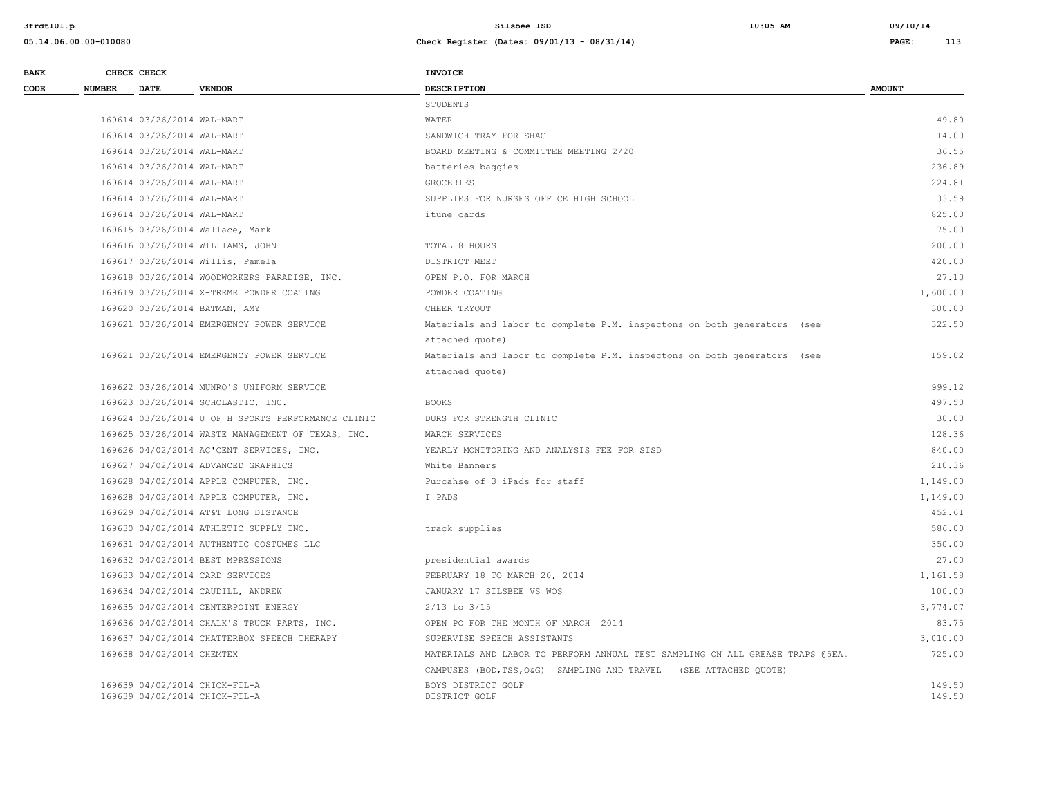| BANK CODE | CHECK NUMBER | CHECK DATE | VENDOR | INVOICE DESCRIPTION | AMOUNT |
|---|---|---|---|---|---|
| | | | | STUDENTS | |
| | 169614 | 03/26/2014 | WAL-MART | WATER | 49.80 |
| | 169614 | 03/26/2014 | WAL-MART | SANDWICH TRAY FOR SHAC | 14.00 |
| | 169614 | 03/26/2014 | WAL-MART | BOARD MEETING & COMMITTEE MEETING 2/20 | 36.55 |
| | 169614 | 03/26/2014 | WAL-MART | batteries baggies | 236.89 |
| | 169614 | 03/26/2014 | WAL-MART | GROCERIES | 224.81 |
| | 169614 | 03/26/2014 | WAL-MART | SUPPLIES FOR NURSES OFFICE HIGH SCHOOL | 33.59 |
| | 169614 | 03/26/2014 | WAL-MART | itune cards | 825.00 |
| | 169615 | 03/26/2014 | Wallace, Mark | | 75.00 |
| | 169616 | 03/26/2014 | WILLIAMS, JOHN | TOTAL 8 HOURS | 200.00 |
| | 169617 | 03/26/2014 | Willis, Pamela | DISTRICT MEET | 420.00 |
| | 169618 | 03/26/2014 | WOODWORKERS PARADISE, INC. | OPEN P.O. FOR MARCH | 27.13 |
| | 169619 | 03/26/2014 | X-TREME POWDER COATING | POWDER COATING | 1,600.00 |
| | 169620 | 03/26/2014 | BATMAN, AMY | CHEER TRYOUT | 300.00 |
| | 169621 | 03/26/2014 | EMERGENCY POWER SERVICE | Materials and labor to complete P.M. inspectons on both generators (see attached quote) | 322.50 |
| | 169621 | 03/26/2014 | EMERGENCY POWER SERVICE | Materials and labor to complete P.M. inspectons on both generators (see attached quote) | 159.02 |
| | 169622 | 03/26/2014 | MUNRO'S UNIFORM SERVICE | | 999.12 |
| | 169623 | 03/26/2014 | SCHOLASTIC, INC. | BOOKS | 497.50 |
| | 169624 | 03/26/2014 | U OF H SPORTS PERFORMANCE CLINIC | DURS FOR STRENGTH CLINIC | 30.00 |
| | 169625 | 03/26/2014 | WASTE MANAGEMENT OF TEXAS, INC. | MARCH SERVICES | 128.36 |
| | 169626 | 04/02/2014 | AC'CENT SERVICES, INC. | YEARLY MONITORING AND ANALYSIS FEE FOR SISD | 840.00 |
| | 169627 | 04/02/2014 | ADVANCED GRAPHICS | White Banners | 210.36 |
| | 169628 | 04/02/2014 | APPLE COMPUTER, INC. | Purcahse of 3 iPads for staff | 1,149.00 |
| | 169628 | 04/02/2014 | APPLE COMPUTER, INC. | I PADS | 1,149.00 |
| | 169629 | 04/02/2014 | AT&T LONG DISTANCE | | 452.61 |
| | 169630 | 04/02/2014 | ATHLETIC SUPPLY INC. | track supplies | 586.00 |
| | 169631 | 04/02/2014 | AUTHENTIC COSTUMES LLC | | 350.00 |
| | 169632 | 04/02/2014 | BEST MPRESSIONS | presidential awards | 27.00 |
| | 169633 | 04/02/2014 | CARD SERVICES | FEBRUARY 18 TO MARCH 20, 2014 | 1,161.58 |
| | 169634 | 04/02/2014 | CAUDILL, ANDREW | JANUARY 17 SILSBEE VS WOS | 100.00 |
| | 169635 | 04/02/2014 | CENTERPOINT ENERGY | 2/13 to 3/15 | 3,774.07 |
| | 169636 | 04/02/2014 | CHALK'S TRUCK PARTS, INC. | OPEN PO FOR THE MONTH OF MARCH 2014 | 83.75 |
| | 169637 | 04/02/2014 | CHATTERBOX SPEECH THERAPY | SUPERVISE SPEECH ASSISTANTS | 3,010.00 |
| | 169638 | 04/02/2014 | CHEMTEX | MATERIALS AND LABOR TO PERFORM ANNUAL TEST SAMPLING ON ALL GREASE TRAPS @5EA. CAMPUSES (BOD,TSS,O&G) SAMPLING AND TRAVEL (SEE ATTACHED QUOTE) | 725.00 |
| | 169639 | 04/02/2014 | CHICK-FIL-A | BOYS DISTRICT GOLF | 149.50 |
| | 169639 | 04/02/2014 | CHICK-FIL-A | DISTRICT GOLF | 149.50 |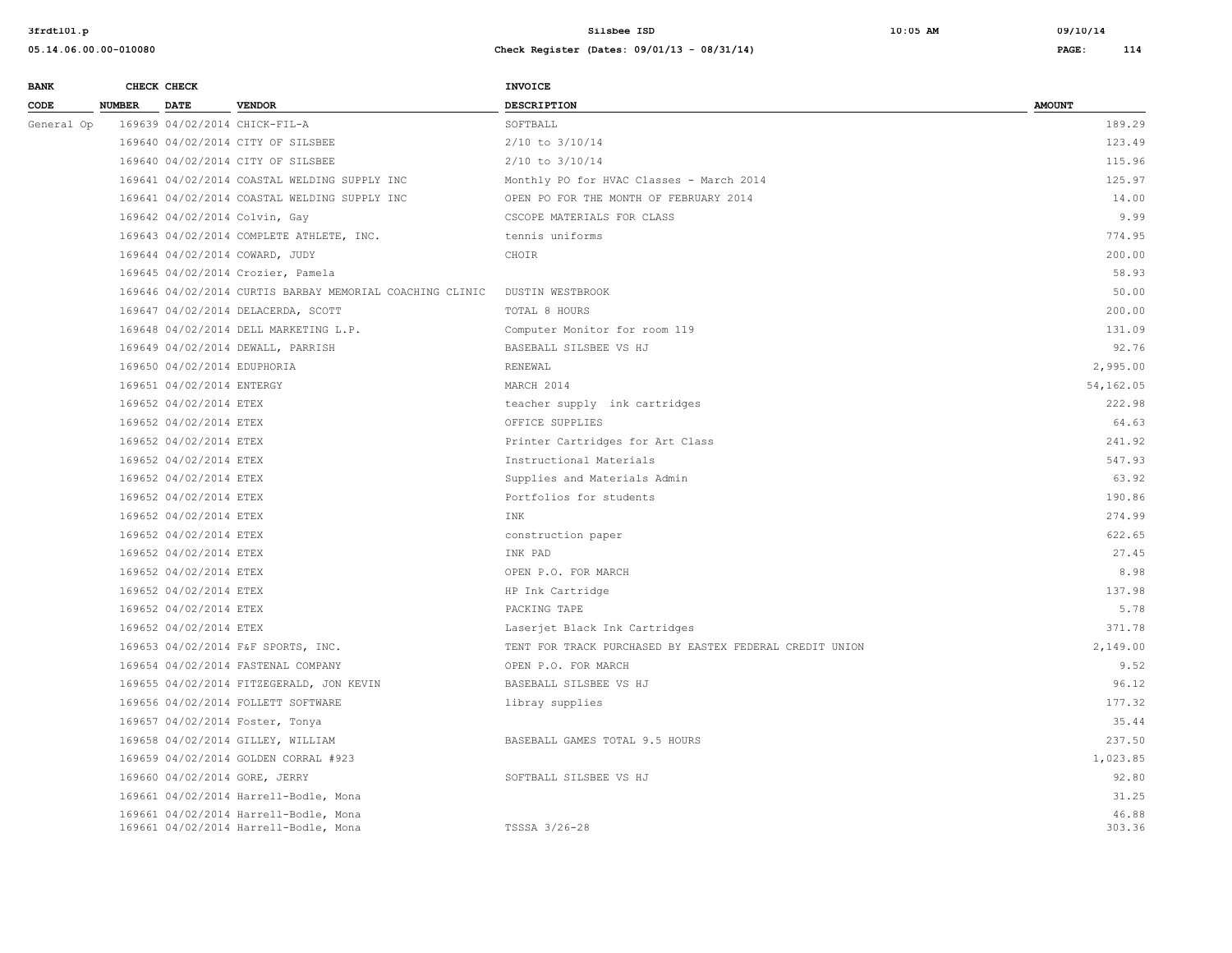| BANK CODE | CHECK NUMBER | CHECK DATE | VENDOR | INVOICE DESCRIPTION | AMOUNT |
|---|---|---|---|---|---|
| General Op | 169639 | 04/02/2014 | CHICK-FIL-A | SOFTBALL | 189.29 |
| | 169640 | 04/02/2014 | CITY OF SILSBEE | 2/10 to 3/10/14 | 123.49 |
| | 169640 | 04/02/2014 | CITY OF SILSBEE | 2/10 to 3/10/14 | 115.96 |
| | 169641 | 04/02/2014 | COASTAL WELDING SUPPLY INC | Monthly PO for HVAC Classes - March 2014 | 125.97 |
| | 169641 | 04/02/2014 | COASTAL WELDING SUPPLY INC | OPEN PO FOR THE MONTH OF FEBRUARY 2014 | 14.00 |
| | 169642 | 04/02/2014 | Colvin, Gay | CSCOPE MATERIALS FOR CLASS | 9.99 |
| | 169643 | 04/02/2014 | COMPLETE ATHLETE, INC. | tennis uniforms | 774.95 |
| | 169644 | 04/02/2014 | COWARD, JUDY | CHOIR | 200.00 |
| | 169645 | 04/02/2014 | Crozier, Pamela | | 58.93 |
| | 169646 | 04/02/2014 | CURTIS BARBAY MEMORIAL COACHING CLINIC | DUSTIN WESTBROOK | 50.00 |
| | 169647 | 04/02/2014 | DELACERDA, SCOTT | TOTAL 8 HOURS | 200.00 |
| | 169648 | 04/02/2014 | DELL MARKETING L.P. | Computer Monitor for room 119 | 131.09 |
| | 169649 | 04/02/2014 | DEWALL, PARRISH | BASEBALL SILSBEE VS HJ | 92.76 |
| | 169650 | 04/02/2014 | EDUPHORIA | RENEWAL | 2,995.00 |
| | 169651 | 04/02/2014 | ENTERGY | MARCH 2014 | 54,162.05 |
| | 169652 | 04/02/2014 | ETEX | teacher supply ink cartridges | 222.98 |
| | 169652 | 04/02/2014 | ETEX | OFFICE SUPPLIES | 64.63 |
| | 169652 | 04/02/2014 | ETEX | Printer Cartridges for Art Class | 241.92 |
| | 169652 | 04/02/2014 | ETEX | Instructional Materials | 547.93 |
| | 169652 | 04/02/2014 | ETEX | Supplies and Materials Admin | 63.92 |
| | 169652 | 04/02/2014 | ETEX | Portfolios for students | 190.86 |
| | 169652 | 04/02/2014 | ETEX | INK | 274.99 |
| | 169652 | 04/02/2014 | ETEX | construction paper | 622.65 |
| | 169652 | 04/02/2014 | ETEX | INK PAD | 27.45 |
| | 169652 | 04/02/2014 | ETEX | OPEN P.O. FOR MARCH | 8.98 |
| | 169652 | 04/02/2014 | ETEX | HP Ink Cartridge | 137.98 |
| | 169652 | 04/02/2014 | ETEX | PACKING TAPE | 5.78 |
| | 169652 | 04/02/2014 | ETEX | Laserjet Black Ink Cartridges | 371.78 |
| | 169653 | 04/02/2014 | F&F SPORTS, INC. | TENT FOR TRACK PURCHASED BY EASTEX FEDERAL CREDIT UNION | 2,149.00 |
| | 169654 | 04/02/2014 | FASTENAL COMPANY | OPEN P.O. FOR MARCH | 9.52 |
| | 169655 | 04/02/2014 | FITZEGERALD, JON KEVIN | BASEBALL SILSBEE VS HJ | 96.12 |
| | 169656 | 04/02/2014 | FOLLETT SOFTWARE | libray supplies | 177.32 |
| | 169657 | 04/02/2014 | Foster, Tonya | | 35.44 |
| | 169658 | 04/02/2014 | GILLEY, WILLIAM | BASEBALL GAMES TOTAL 9.5 HOURS | 237.50 |
| | 169659 | 04/02/2014 | GOLDEN CORRAL #923 | | 1,023.85 |
| | 169660 | 04/02/2014 | GORE, JERRY | SOFTBALL SILSBEE VS HJ | 92.80 |
| | 169661 | 04/02/2014 | Harrell-Bodle, Mona | | 31.25 |
| | 169661 | 04/02/2014 | Harrell-Bodle, Mona | | 46.88 |
| | 169661 | 04/02/2014 | Harrell-Bodle, Mona | TSSSA 3/26-28 | 303.36 |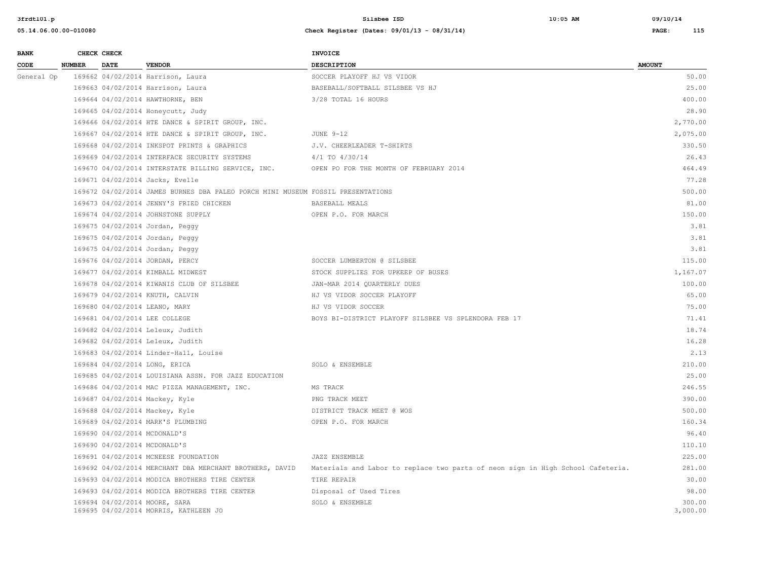| BANK CODE | CHECK NUMBER | CHECK DATE | VENDOR | INVOICE DESCRIPTION | AMOUNT |
|---|---|---|---|---|---|
| General Op | 169662 | 04/02/2014 | Harrison, Laura | SOCCER PLAYOFF HJ VS VIDOR | 50.00 |
| | 169663 | 04/02/2014 | Harrison, Laura | BASEBALL/SOFTBALL SILSBEE VS HJ | 25.00 |
| | 169664 | 04/02/2014 | HAWTHORNE, BEN | 3/28 TOTAL 16 HOURS | 400.00 |
| | 169665 | 04/02/2014 | Honeycutt, Judy | | 28.90 |
| | 169666 | 04/02/2014 | HTE DANCE & SPIRIT GROUP, INC. | | 2,770.00 |
| | 169667 | 04/02/2014 | HTE DANCE & SPIRIT GROUP, INC. | JUNE 9-12 | 2,075.00 |
| | 169668 | 04/02/2014 | INKSPOT PRINTS & GRAPHICS | J.V. CHEERLEADER T-SHIRTS | 330.50 |
| | 169669 | 04/02/2014 | INTERFACE SECURITY SYSTEMS | 4/1 TO 4/30/14 | 26.43 |
| | 169670 | 04/02/2014 | INTERSTATE BILLING SERVICE, INC. | OPEN PO FOR THE MONTH OF FEBRUARY 2014 | 464.49 |
| | 169671 | 04/02/2014 | Jacks, Evelle | | 77.28 |
| | 169672 | 04/02/2014 | JAMES BURNES DBA PALEO PORCH MINI MUSEUM | FOSSIL PRESENTATIONS | 500.00 |
| | 169673 | 04/02/2014 | JENNY'S FRIED CHICKEN | BASEBALL MEALS | 81.00 |
| | 169674 | 04/02/2014 | JOHNSTONE SUPPLY | OPEN P.O. FOR MARCH | 150.00 |
| | 169675 | 04/02/2014 | Jordan, Peggy | | 3.81 |
| | 169675 | 04/02/2014 | Jordan, Peggy | | 3.81 |
| | 169675 | 04/02/2014 | Jordan, Peggy | | 3.81 |
| | 169676 | 04/02/2014 | JORDAN, PERCY | SOCCER LUMBERTON @ SILSBEE | 115.00 |
| | 169677 | 04/02/2014 | KIMBALL MIDWEST | STOCK SUPPLIES FOR UPKEEP OF BUSES | 1,167.07 |
| | 169678 | 04/02/2014 | KIWANIS CLUB OF SILSBEE | JAN-MAR 2014 QUARTERLY DUES | 100.00 |
| | 169679 | 04/02/2014 | KNUTH, CALVIN | HJ VS VIDOR SOCCER PLAYOFF | 65.00 |
| | 169680 | 04/02/2014 | LEANO, MARY | HJ VS VIDOR SOCCER | 75.00 |
| | 169681 | 04/02/2014 | LEE COLLEGE | BOYS BI-DISTRICT PLAYOFF SILSBEE VS SPLENDORA FEB 17 | 71.41 |
| | 169682 | 04/02/2014 | Leleux, Judith | | 18.74 |
| | 169682 | 04/02/2014 | Leleux, Judith | | 16.28 |
| | 169683 | 04/02/2014 | Linder-Hall, Louise | | 2.13 |
| | 169684 | 04/02/2014 | LONG, ERICA | SOLO & ENSEMBLE | 210.00 |
| | 169685 | 04/02/2014 | LOUISIANA ASSN. FOR JAZZ EDUCATION | | 25.00 |
| | 169686 | 04/02/2014 | MAC PIZZA MANAGEMENT, INC. | MS TRACK | 246.55 |
| | 169687 | 04/02/2014 | Mackey, Kyle | PNG TRACK MEET | 390.00 |
| | 169688 | 04/02/2014 | Mackey, Kyle | DISTRICT TRACK MEET @ WOS | 500.00 |
| | 169689 | 04/02/2014 | MARK'S PLUMBING | OPEN P.O. FOR MARCH | 160.34 |
| | 169690 | 04/02/2014 | MCDONALD'S | | 96.40 |
| | 169690 | 04/02/2014 | MCDONALD'S | | 110.10 |
| | 169691 | 04/02/2014 | MCNEESE FOUNDATION | JAZZ ENSEMBLE | 225.00 |
| | 169692 | 04/02/2014 | MERCHANT DBA MERCHANT BROTHERS, DAVID | Materials and Labor to replace two parts of neon sign in High School Cafeteria. | 281.00 |
| | 169693 | 04/02/2014 | MODICA BROTHERS TIRE CENTER | TIRE REPAIR | 30.00 |
| | 169693 | 04/02/2014 | MODICA BROTHERS TIRE CENTER | Disposal of Used Tires | 98.00 |
| | 169694 | 04/02/2014 | MOORE, SARA | SOLO & ENSEMBLE | 300.00 |
| | 169695 | 04/02/2014 | MORRIS, KATHLEEN JO | | 3,000.00 |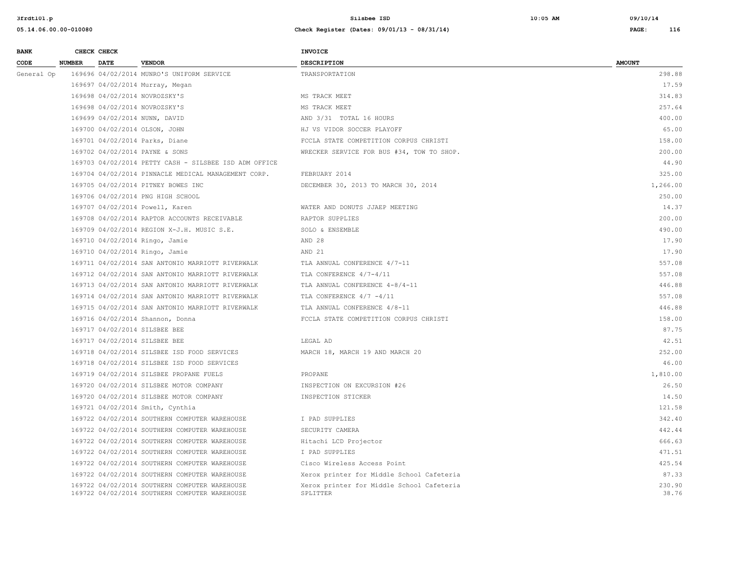| BANK CODE | CHECK NUMBER | CHECK DATE | VENDOR | INVOICE DESCRIPTION | AMOUNT |
|---|---|---|---|---|---|
| General Op | 169696 | 04/02/2014 | MUNRO'S UNIFORM SERVICE | TRANSPORTATION | 298.88 |
| | 169697 | 04/02/2014 | Murray, Megan | | 17.59 |
| | 169698 | 04/02/2014 | NOVROZSKY'S | MS TRACK MEET | 314.83 |
| | 169698 | 04/02/2014 | NOVROZSKY'S | MS TRACK MEET | 257.64 |
| | 169699 | 04/02/2014 | NUNN, DAVID | AND 3/31 TOTAL 16 HOURS | 400.00 |
| | 169700 | 04/02/2014 | OLSON, JOHN | HJ VS VIDOR SOCCER PLAYOFF | 65.00 |
| | 169701 | 04/02/2014 | Parks, Diane | FCCLA STATE COMPETITION CORPUS CHRISTI | 158.00 |
| | 169702 | 04/02/2014 | PAYNE & SONS | WRECKER SERVICE FOR BUS #34, TOW TO SHOP. | 200.00 |
| | 169703 | 04/02/2014 | PETTY CASH - SILSBEE ISD ADM OFFICE | | 44.90 |
| | 169704 | 04/02/2014 | PINNACLE MEDICAL MANAGEMENT CORP. | FEBRUARY 2014 | 325.00 |
| | 169705 | 04/02/2014 | PITNEY BOWES INC | DECEMBER 30, 2013 TO MARCH 30, 2014 | 1,266.00 |
| | 169706 | 04/02/2014 | PNG HIGH SCHOOL | | 250.00 |
| | 169707 | 04/02/2014 | Powell, Karen | WATER AND DONUTS JJAEP MEETING | 14.37 |
| | 169708 | 04/02/2014 | RAPTOR ACCOUNTS RECEIVABLE | RAPTOR SUPPLIES | 200.00 |
| | 169709 | 04/02/2014 | REGION X-J.H. MUSIC S.E. | SOLO & ENSEMBLE | 490.00 |
| | 169710 | 04/02/2014 | Ringo, Jamie | AND 28 | 17.90 |
| | 169710 | 04/02/2014 | Ringo, Jamie | AND 21 | 17.90 |
| | 169711 | 04/02/2014 | SAN ANTONIO MARRIOTT RIVERWALK | TLA ANNUAL CONFERENCE 4/7-11 | 557.08 |
| | 169712 | 04/02/2014 | SAN ANTONIO MARRIOTT RIVERWALK | TLA CONFERENCE 4/7-4/11 | 557.08 |
| | 169713 | 04/02/2014 | SAN ANTONIO MARRIOTT RIVERWALK | TLA ANNUAL CONFERENCE 4-8/4-11 | 446.88 |
| | 169714 | 04/02/2014 | SAN ANTONIO MARRIOTT RIVERWALK | TLA CONFERENCE 4/7 -4/11 | 557.08 |
| | 169715 | 04/02/2014 | SAN ANTONIO MARRIOTT RIVERWALK | TLA ANNUAL CONFERENCE 4/8-11 | 446.88 |
| | 169716 | 04/02/2014 | Shannon, Donna | FCCLA STATE COMPETITION CORPUS CHRISTI | 158.00 |
| | 169717 | 04/02/2014 | SILSBEE BEE | | 87.75 |
| | 169717 | 04/02/2014 | SILSBEE BEE | LEGAL AD | 42.51 |
| | 169718 | 04/02/2014 | SILSBEE ISD FOOD SERVICES | MARCH 18, MARCH 19 AND MARCH 20 | 252.00 |
| | 169718 | 04/02/2014 | SILSBEE ISD FOOD SERVICES | | 46.00 |
| | 169719 | 04/02/2014 | SILSBEE PROPANE FUELS | PROPANE | 1,810.00 |
| | 169720 | 04/02/2014 | SILSBEE MOTOR COMPANY | INSPECTION ON EXCURSION #26 | 26.50 |
| | 169720 | 04/02/2014 | SILSBEE MOTOR COMPANY | INSPECTION STICKER | 14.50 |
| | 169721 | 04/02/2014 | Smith, Cynthia | | 121.58 |
| | 169722 | 04/02/2014 | SOUTHERN COMPUTER WAREHOUSE | I PAD SUPPLIES | 342.40 |
| | 169722 | 04/02/2014 | SOUTHERN COMPUTER WAREHOUSE | SECURITY CAMERA | 442.44 |
| | 169722 | 04/02/2014 | SOUTHERN COMPUTER WAREHOUSE | Hitachi LCD Projector | 666.63 |
| | 169722 | 04/02/2014 | SOUTHERN COMPUTER WAREHOUSE | I PAD SUPPLIES | 471.51 |
| | 169722 | 04/02/2014 | SOUTHERN COMPUTER WAREHOUSE | Cisco Wireless Access Point | 425.54 |
| | 169722 | 04/02/2014 | SOUTHERN COMPUTER WAREHOUSE | Xerox printer for Middle School Cafeteria | 87.33 |
| | 169722 | 04/02/2014 | SOUTHERN COMPUTER WAREHOUSE | Xerox printer for Middle School Cafeteria | 230.90 |
| | 169722 | 04/02/2014 | SOUTHERN COMPUTER WAREHOUSE | SPLITTER | 38.76 |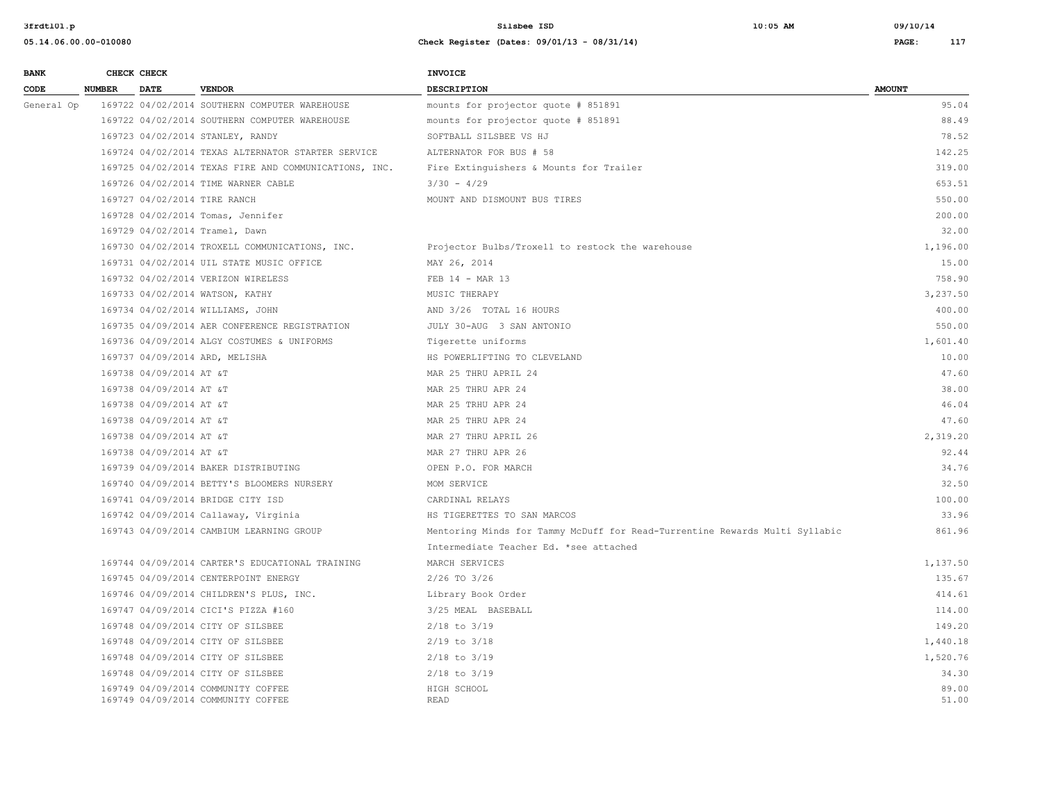| BANK CODE | CHECK NUMBER | CHECK DATE | VENDOR | INVOICE DESCRIPTION | AMOUNT |
|---|---|---|---|---|---|
| General Op | 169722 | 04/02/2014 | SOUTHERN COMPUTER WAREHOUSE | mounts for projector quote # 851891 | 95.04 |
| | 169722 | 04/02/2014 | SOUTHERN COMPUTER WAREHOUSE | mounts for projector quote # 851891 | 88.49 |
| | 169723 | 04/02/2014 | STANLEY, RANDY | SOFTBALL SILSBEE VS HJ | 78.52 |
| | 169724 | 04/02/2014 | TEXAS ALTERNATOR STARTER SERVICE | ALTERNATOR FOR BUS # 58 | 142.25 |
| | 169725 | 04/02/2014 | TEXAS FIRE AND COMMUNICATIONS, INC. | Fire Extinguishers & Mounts for Trailer | 319.00 |
| | 169726 | 04/02/2014 | TIME WARNER CABLE | 3/30 - 4/29 | 653.51 |
| | 169727 | 04/02/2014 | TIRE RANCH | MOUNT AND DISMOUNT BUS TIRES | 550.00 |
| | 169728 | 04/02/2014 | Tomas, Jennifer | | 200.00 |
| | 169729 | 04/02/2014 | Tramel, Dawn | | 32.00 |
| | 169730 | 04/02/2014 | TROXELL COMMUNICATIONS, INC. | Projector Bulbs/Troxell to restock the warehouse | 1,196.00 |
| | 169731 | 04/02/2014 | UIL STATE MUSIC OFFICE | MAY 26, 2014 | 15.00 |
| | 169732 | 04/02/2014 | VERIZON WIRELESS | FEB 14 - MAR 13 | 758.90 |
| | 169733 | 04/02/2014 | WATSON, KATHY | MUSIC THERAPY | 3,237.50 |
| | 169734 | 04/02/2014 | WILLIAMS, JOHN | AND 3/26 TOTAL 16 HOURS | 400.00 |
| | 169735 | 04/09/2014 | AER CONFERENCE REGISTRATION | JULY 30-AUG 3 SAN ANTONIO | 550.00 |
| | 169736 | 04/09/2014 | ALGY COSTUMES & UNIFORMS | Tigerette uniforms | 1,601.40 |
| | 169737 | 04/09/2014 | ARD, MELISHA | HS POWERLIFTING TO CLEVELAND | 10.00 |
| | 169738 | 04/09/2014 | AT &T | MAR 25 THRU APRIL 24 | 47.60 |
| | 169738 | 04/09/2014 | AT &T | MAR 25 THRU APR 24 | 38.00 |
| | 169738 | 04/09/2014 | AT &T | MAR 25 TRHU APR 24 | 46.04 |
| | 169738 | 04/09/2014 | AT &T | MAR 25 THRU APR 24 | 47.60 |
| | 169738 | 04/09/2014 | AT &T | MAR 27 THRU APRIL 26 | 2,319.20 |
| | 169738 | 04/09/2014 | AT &T | MAR 27 THRU APR 26 | 92.44 |
| | 169739 | 04/09/2014 | BAKER DISTRIBUTING | OPEN P.O. FOR MARCH | 34.76 |
| | 169740 | 04/09/2014 | BETTY'S BLOOMERS NURSERY | MOM SERVICE | 32.50 |
| | 169741 | 04/09/2014 | BRIDGE CITY ISD | CARDINAL RELAYS | 100.00 |
| | 169742 | 04/09/2014 | Callaway, Virginia | HS TIGERETTES TO SAN MARCOS | 33.96 |
| | 169743 | 04/09/2014 | CAMBIUM LEARNING GROUP | Mentoring Minds for Tammy McDuff for Read-Turrentine Rewards Multi Syllabic Intermediate Teacher Ed. *see attached | 861.96 |
| | 169744 | 04/09/2014 | CARTER'S EDUCATIONAL TRAINING | MARCH SERVICES | 1,137.50 |
| | 169745 | 04/09/2014 | CENTERPOINT ENERGY | 2/26 TO 3/26 | 135.67 |
| | 169746 | 04/09/2014 | CHILDREN'S PLUS, INC. | Library Book Order | 414.61 |
| | 169747 | 04/09/2014 | CICI'S PIZZA #160 | 3/25 MEAL BASEBALL | 114.00 |
| | 169748 | 04/09/2014 | CITY OF SILSBEE | 2/18 to 3/19 | 149.20 |
| | 169748 | 04/09/2014 | CITY OF SILSBEE | 2/19 to 3/18 | 1,440.18 |
| | 169748 | 04/09/2014 | CITY OF SILSBEE | 2/18 to 3/19 | 1,520.76 |
| | 169748 | 04/09/2014 | CITY OF SILSBEE | 2/18 to 3/19 | 34.30 |
| | 169749 | 04/09/2014 | COMMUNITY COFFEE | HIGH SCHOOL | 89.00 |
| | 169749 | 04/09/2014 | COMMUNITY COFFEE | READ | 51.00 |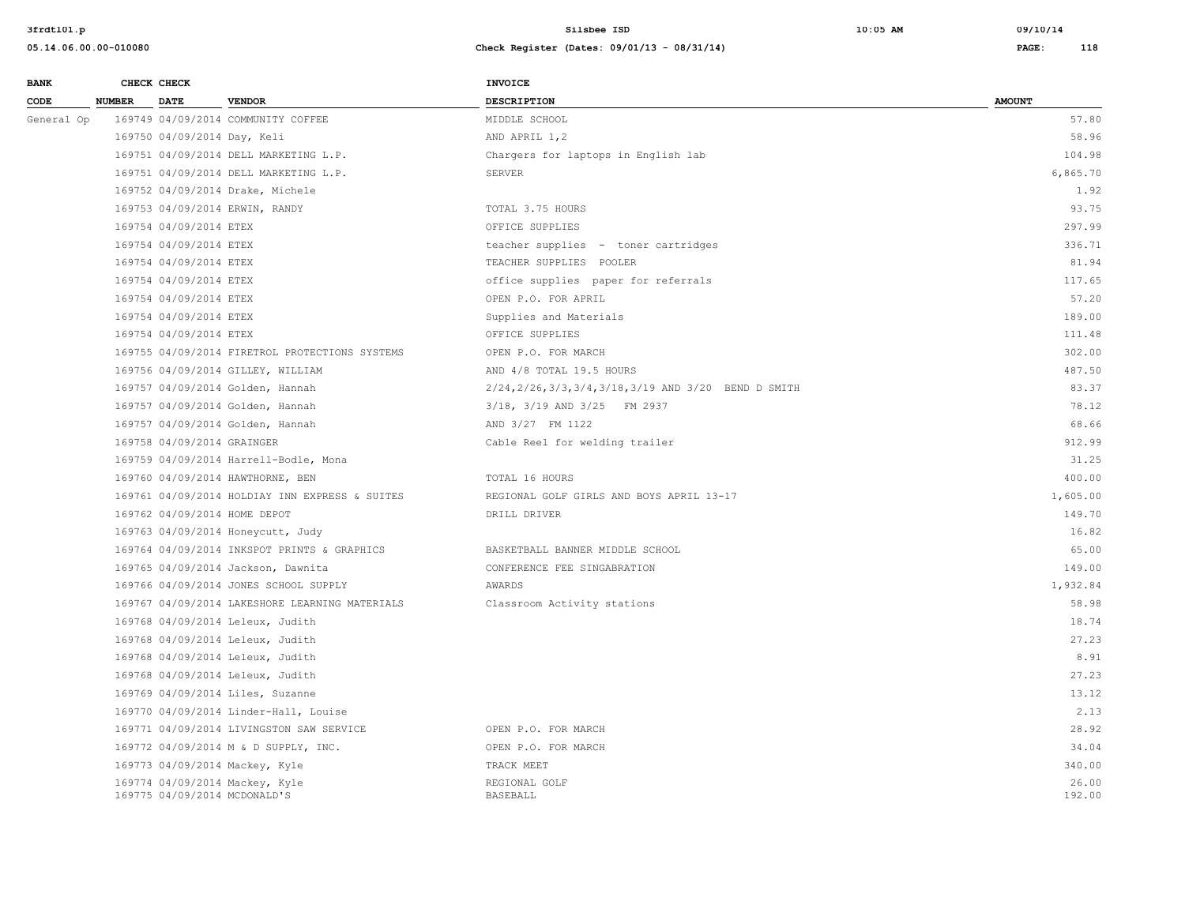| BANK CODE | CHECK NUMBER | CHECK DATE | VENDOR | INVOICE DESCRIPTION | AMOUNT |
|---|---|---|---|---|---|
| General Op | 169749 | 04/09/2014 | COMMUNITY COFFEE | MIDDLE SCHOOL | 57.80 |
| | 169750 | 04/09/2014 | Day, Keli | AND APRIL 1,2 | 58.96 |
| | 169751 | 04/09/2014 | DELL MARKETING L.P. | Chargers for laptops in English lab | 104.98 |
| | 169751 | 04/09/2014 | DELL MARKETING L.P. | SERVER | 6,865.70 |
| | 169752 | 04/09/2014 | Drake, Michele | | 1.92 |
| | 169753 | 04/09/2014 | ERWIN, RANDY | TOTAL 3.75 HOURS | 93.75 |
| | 169754 | 04/09/2014 | ETEX | OFFICE SUPPLIES | 297.99 |
| | 169754 | 04/09/2014 | ETEX | teacher supplies - toner cartridges | 336.71 |
| | 169754 | 04/09/2014 | ETEX | TEACHER SUPPLIES POOLER | 81.94 |
| | 169754 | 04/09/2014 | ETEX | office supplies paper for referrals | 117.65 |
| | 169754 | 04/09/2014 | ETEX | OPEN P.O. FOR APRIL | 57.20 |
| | 169754 | 04/09/2014 | ETEX | Supplies and Materials | 189.00 |
| | 169754 | 04/09/2014 | ETEX | OFFICE SUPPLIES | 111.48 |
| | 169755 | 04/09/2014 | FIRETROL PROTECTIONS SYSTEMS | OPEN P.O. FOR MARCH | 302.00 |
| | 169756 | 04/09/2014 | GILLEY, WILLIAM | AND 4/8 TOTAL 19.5 HOURS | 487.50 |
| | 169757 | 04/09/2014 | Golden, Hannah | 2/24,2/26,3/3,3/4,3/18,3/19 AND 3/20 BEND D SMITH | 83.37 |
| | 169757 | 04/09/2014 | Golden, Hannah | 3/18, 3/19 AND 3/25 FM 2937 | 78.12 |
| | 169757 | 04/09/2014 | Golden, Hannah | AND 3/27 FM 1122 | 68.66 |
| | 169758 | 04/09/2014 | GRAINGER | Cable Reel for welding trailer | 912.99 |
| | 169759 | 04/09/2014 | Harrell-Bodle, Mona | | 31.25 |
| | 169760 | 04/09/2014 | HAWTHORNE, BEN | TOTAL 16 HOURS | 400.00 |
| | 169761 | 04/09/2014 | HOLDIAY INN EXPRESS & SUITES | REGIONAL GOLF GIRLS AND BOYS APRIL 13-17 | 1,605.00 |
| | 169762 | 04/09/2014 | HOME DEPOT | DRILL DRIVER | 149.70 |
| | 169763 | 04/09/2014 | Honeycutt, Judy | | 16.82 |
| | 169764 | 04/09/2014 | INKSPOT PRINTS & GRAPHICS | BASKETBALL BANNER MIDDLE SCHOOL | 65.00 |
| | 169765 | 04/09/2014 | Jackson, Dawnita | CONFERENCE FEE SINGABRATION | 149.00 |
| | 169766 | 04/09/2014 | JONES SCHOOL SUPPLY | AWARDS | 1,932.84 |
| | 169767 | 04/09/2014 | LAKESHORE LEARNING MATERIALS | Classroom Activity stations | 58.98 |
| | 169768 | 04/09/2014 | Leleux, Judith | | 18.74 |
| | 169768 | 04/09/2014 | Leleux, Judith | | 27.23 |
| | 169768 | 04/09/2014 | Leleux, Judith | | 8.91 |
| | 169768 | 04/09/2014 | Leleux, Judith | | 27.23 |
| | 169769 | 04/09/2014 | Liles, Suzanne | | 13.12 |
| | 169770 | 04/09/2014 | Linder-Hall, Louise | | 2.13 |
| | 169771 | 04/09/2014 | LIVINGSTON SAW SERVICE | OPEN P.O. FOR MARCH | 28.92 |
| | 169772 | 04/09/2014 | M & D SUPPLY, INC. | OPEN P.O. FOR MARCH | 34.04 |
| | 169773 | 04/09/2014 | Mackey, Kyle | TRACK MEET | 340.00 |
| | 169774 | 04/09/2014 | Mackey, Kyle | REGIONAL GOLF | 26.00 |
| | 169775 | 04/09/2014 | MCDONALD'S | BASEBALL | 192.00 |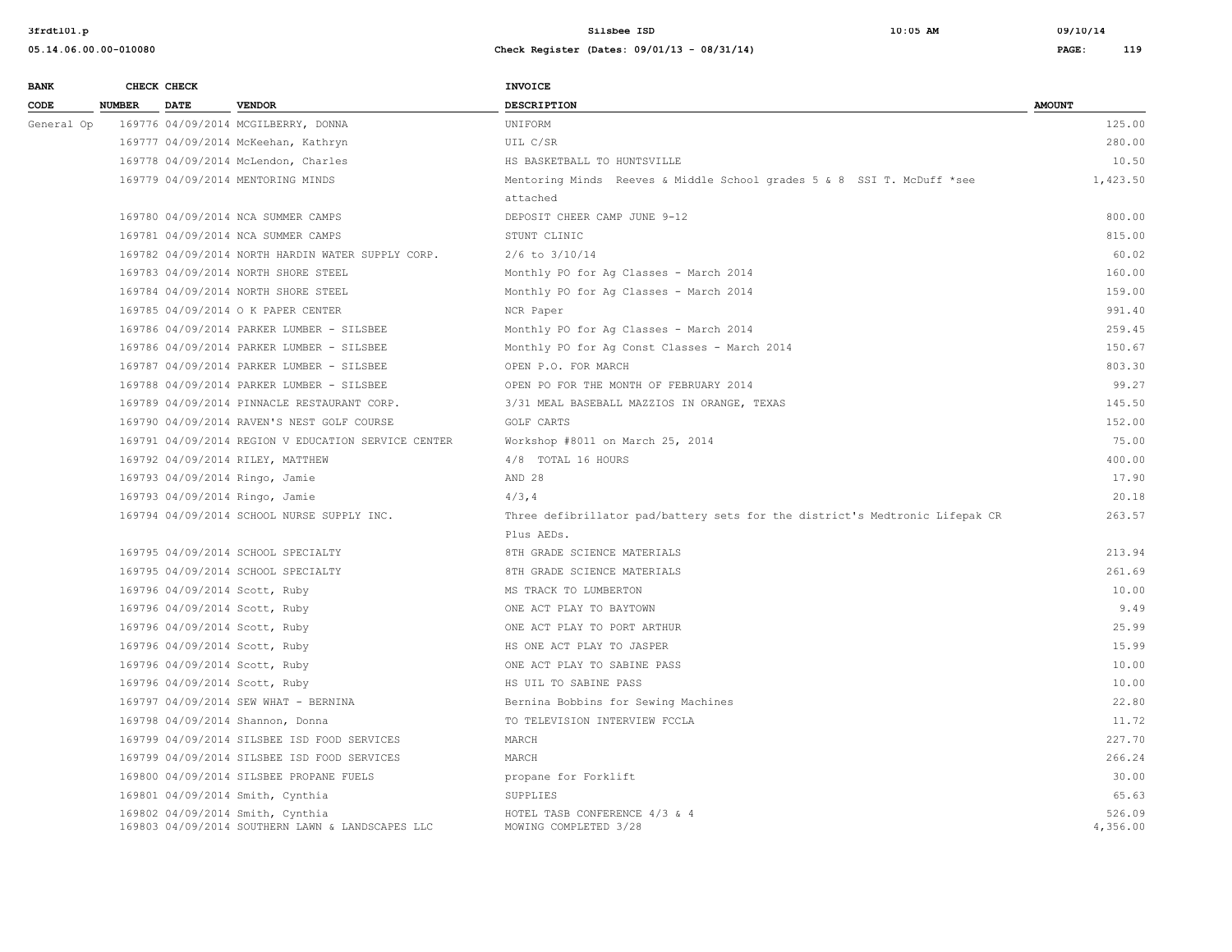| BANK CODE | CHECK NUMBER | CHECK DATE | VENDOR | INVOICE DESCRIPTION | AMOUNT |
|---|---|---|---|---|---|
| General Op | 169776 | 04/09/2014 | MCGILBERRY, DONNA | UNIFORM | 125.00 |
| | 169777 | 04/09/2014 | McKeehan, Kathryn | UIL C/SR | 280.00 |
| | 169778 | 04/09/2014 | McLendon, Charles | HS BASKETBALL TO HUNTSVILLE | 10.50 |
| | 169779 | 04/09/2014 | MENTORING MINDS | Mentoring Minds Reeves & Middle School grades 5 & 8 SSI T. McDuff *see attached | 1,423.50 |
| | 169780 | 04/09/2014 | NCA SUMMER CAMPS | DEPOSIT CHEER CAMP JUNE 9-12 | 800.00 |
| | 169781 | 04/09/2014 | NCA SUMMER CAMPS | STUNT CLINIC | 815.00 |
| | 169782 | 04/09/2014 | NORTH HARDIN WATER SUPPLY CORP. | 2/6 to 3/10/14 | 60.02 |
| | 169783 | 04/09/2014 | NORTH SHORE STEEL | Monthly PO for Ag Classes - March 2014 | 160.00 |
| | 169784 | 04/09/2014 | NORTH SHORE STEEL | Monthly PO for Ag Classes - March 2014 | 159.00 |
| | 169785 | 04/09/2014 | O K PAPER CENTER | NCR Paper | 991.40 |
| | 169786 | 04/09/2014 | PARKER LUMBER - SILSBEE | Monthly PO for Ag Classes - March 2014 | 259.45 |
| | 169786 | 04/09/2014 | PARKER LUMBER - SILSBEE | Monthly PO for Ag Const Classes - March 2014 | 150.67 |
| | 169787 | 04/09/2014 | PARKER LUMBER - SILSBEE | OPEN P.O. FOR MARCH | 803.30 |
| | 169788 | 04/09/2014 | PARKER LUMBER - SILSBEE | OPEN PO FOR THE MONTH OF FEBRUARY 2014 | 99.27 |
| | 169789 | 04/09/2014 | PINNACLE RESTAURANT CORP. | 3/31 MEAL BASEBALL MAZZIOS IN ORANGE, TEXAS | 145.50 |
| | 169790 | 04/09/2014 | RAVEN'S NEST GOLF COURSE | GOLF CARTS | 152.00 |
| | 169791 | 04/09/2014 | REGION V EDUCATION SERVICE CENTER | Workshop #8011 on March 25, 2014 | 75.00 |
| | 169792 | 04/09/2014 | RILEY, MATTHEW | 4/8 TOTAL 16 HOURS | 400.00 |
| | 169793 | 04/09/2014 | Ringo, Jamie | AND 28 | 17.90 |
| | 169793 | 04/09/2014 | Ringo, Jamie | 4/3,4 | 20.18 |
| | 169794 | 04/09/2014 | SCHOOL NURSE SUPPLY INC. | Three defibrillator pad/battery sets for the district's Medtronic Lifepak CR Plus AEDs. | 263.57 |
| | 169795 | 04/09/2014 | SCHOOL SPECIALTY | 8TH GRADE SCIENCE MATERIALS | 213.94 |
| | 169795 | 04/09/2014 | SCHOOL SPECIALTY | 8TH GRADE SCIENCE MATERIALS | 261.69 |
| | 169796 | 04/09/2014 | Scott, Ruby | MS TRACK TO LUMBERTON | 10.00 |
| | 169796 | 04/09/2014 | Scott, Ruby | ONE ACT PLAY TO BAYTOWN | 9.49 |
| | 169796 | 04/09/2014 | Scott, Ruby | ONE ACT PLAY TO PORT ARTHUR | 25.99 |
| | 169796 | 04/09/2014 | Scott, Ruby | HS ONE ACT PLAY TO JASPER | 15.99 |
| | 169796 | 04/09/2014 | Scott, Ruby | ONE ACT PLAY TO SABINE PASS | 10.00 |
| | 169796 | 04/09/2014 | Scott, Ruby | HS UIL TO SABINE PASS | 10.00 |
| | 169797 | 04/09/2014 | SEW WHAT - BERNINA | Bernina Bobbins for Sewing Machines | 22.80 |
| | 169798 | 04/09/2014 | Shannon, Donna | TO TELEVISION INTERVIEW FCCLA | 11.72 |
| | 169799 | 04/09/2014 | SILSBEE ISD FOOD SERVICES | MARCH | 227.70 |
| | 169799 | 04/09/2014 | SILSBEE ISD FOOD SERVICES | MARCH | 266.24 |
| | 169800 | 04/09/2014 | SILSBEE PROPANE FUELS | propane for Forklift | 30.00 |
| | 169801 | 04/09/2014 | Smith, Cynthia | SUPPLIES | 65.63 |
| | 169802 | 04/09/2014 | Smith, Cynthia | HOTEL TASB CONFERENCE 4/3 & 4 | 526.09 |
| | 169803 | 04/09/2014 | SOUTHERN LAWN & LANDSCAPES LLC | MOWING COMPLETED 3/28 | 4,356.00 |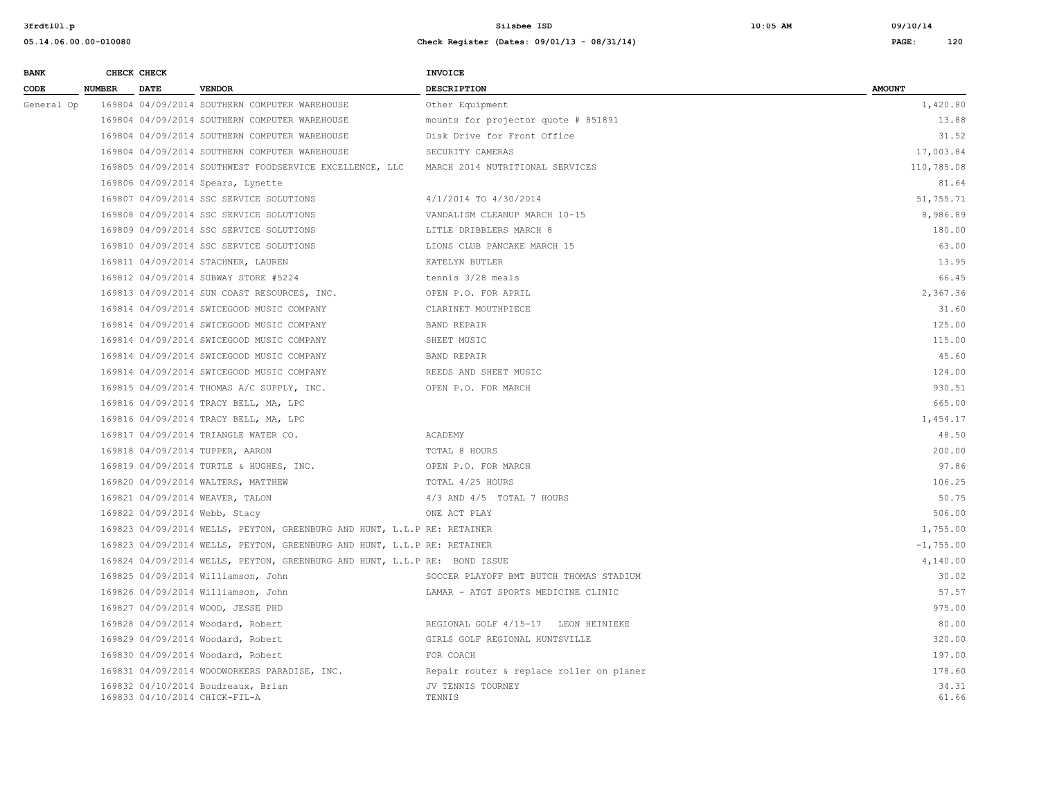| BANK CODE | CHECK NUMBER | CHECK DATE | VENDOR | INVOICE DESCRIPTION | AMOUNT |
|---|---|---|---|---|---|
| General Op | 169804 | 04/09/2014 | SOUTHERN COMPUTER WAREHOUSE | Other Equipment | 1,420.80 |
| | 169804 | 04/09/2014 | SOUTHERN COMPUTER WAREHOUSE | mounts for projector quote # 851891 | 13.88 |
| | 169804 | 04/09/2014 | SOUTHERN COMPUTER WAREHOUSE | Disk Drive for Front Office | 31.52 |
| | 169804 | 04/09/2014 | SOUTHERN COMPUTER WAREHOUSE | SECURITY CAMERAS | 17,003.84 |
| | 169805 | 04/09/2014 | SOUTHWEST FOODSERVICE EXCELLENCE, LLC | MARCH 2014 NUTRITIONAL SERVICES | 110,785.08 |
| | 169806 | 04/09/2014 | Spears, Lynette | | 81.64 |
| | 169807 | 04/09/2014 | SSC SERVICE SOLUTIONS | 4/1/2014 TO 4/30/2014 | 51,755.71 |
| | 169808 | 04/09/2014 | SSC SERVICE SOLUTIONS | VANDALISM CLEANUP MARCH 10-15 | 8,986.89 |
| | 169809 | 04/09/2014 | SSC SERVICE SOLUTIONS | LITLE DRIBBLERS MARCH 8 | 180.00 |
| | 169810 | 04/09/2014 | SSC SERVICE SOLUTIONS | LIONS CLUB PANCAKE MARCH 15 | 63.00 |
| | 169811 | 04/09/2014 | STACHNER, LAUREN | KATELYN BUTLER | 13.95 |
| | 169812 | 04/09/2014 | SUBWAY STORE #5224 | tennis 3/28 meals | 66.45 |
| | 169813 | 04/09/2014 | SUN COAST RESOURCES, INC. | OPEN P.O. FOR APRIL | 2,367.36 |
| | 169814 | 04/09/2014 | SWICEGOOD MUSIC COMPANY | CLARINET MOUTHPIECE | 31.60 |
| | 169814 | 04/09/2014 | SWICEGOOD MUSIC COMPANY | BAND REPAIR | 125.00 |
| | 169814 | 04/09/2014 | SWICEGOOD MUSIC COMPANY | SHEET MUSIC | 115.00 |
| | 169814 | 04/09/2014 | SWICEGOOD MUSIC COMPANY | BAND REPAIR | 45.60 |
| | 169814 | 04/09/2014 | SWICEGOOD MUSIC COMPANY | REEDS AND SHEET MUSIC | 124.00 |
| | 169815 | 04/09/2014 | THOMAS A/C SUPPLY, INC. | OPEN P.O. FOR MARCH | 930.51 |
| | 169816 | 04/09/2014 | TRACY BELL, MA, LPC | | 665.00 |
| | 169816 | 04/09/2014 | TRACY BELL, MA, LPC | | 1,454.17 |
| | 169817 | 04/09/2014 | TRIANGLE WATER CO. | ACADEMY | 48.50 |
| | 169818 | 04/09/2014 | TUPPER, AARON | TOTAL 8 HOURS | 200.00 |
| | 169819 | 04/09/2014 | TURTLE & HUGHES, INC. | OPEN P.O. FOR MARCH | 97.86 |
| | 169820 | 04/09/2014 | WALTERS, MATTHEW | TOTAL 4/25 HOURS | 106.25 |
| | 169821 | 04/09/2014 | WEAVER, TALON | 4/3 AND 4/5 TOTAL 7 HOURS | 50.75 |
| | 169822 | 04/09/2014 | Webb, Stacy | ONE ACT PLAY | 506.00 |
| | 169823 | 04/09/2014 | WELLS, PEYTON, GREENBURG AND HUNT, L.L.P | RE: RETAINER | 1,755.00 |
| | 169823 | 04/09/2014 | WELLS, PEYTON, GREENBURG AND HUNT, L.L.P | RE: RETAINER | -1,755.00 |
| | 169824 | 04/09/2014 | WELLS, PEYTON, GREENBURG AND HUNT, L.L.P | RE: BOND ISSUE | 4,140.00 |
| | 169825 | 04/09/2014 | Williamson, John | SOCCER PLAYOFF BMT BUTCH THOMAS STADIUM | 30.02 |
| | 169826 | 04/09/2014 | Williamson, John | LAMAR - ATGT SPORTS MEDICINE CLINIC | 57.57 |
| | 169827 | 04/09/2014 | WOOD, JESSE PHD | | 975.00 |
| | 169828 | 04/09/2014 | Woodard, Robert | REGIONAL GOLF 4/15-17 LEON HEINIEKE | 80.00 |
| | 169829 | 04/09/2014 | Woodard, Robert | GIRLS GOLF REGIONAL HUNTSVILLE | 320.00 |
| | 169830 | 04/09/2014 | Woodard, Robert | FOR COACH | 197.00 |
| | 169831 | 04/09/2014 | WOODWORKERS PARADISE, INC. | Repair router & replace roller on planer | 178.60 |
| | 169832 | 04/10/2014 | Boudreaux, Brian | JV TENNIS TOURNEY | 34.31 |
| | 169833 | 04/10/2014 | CHICK-FIL-A | TENNIS | 61.66 |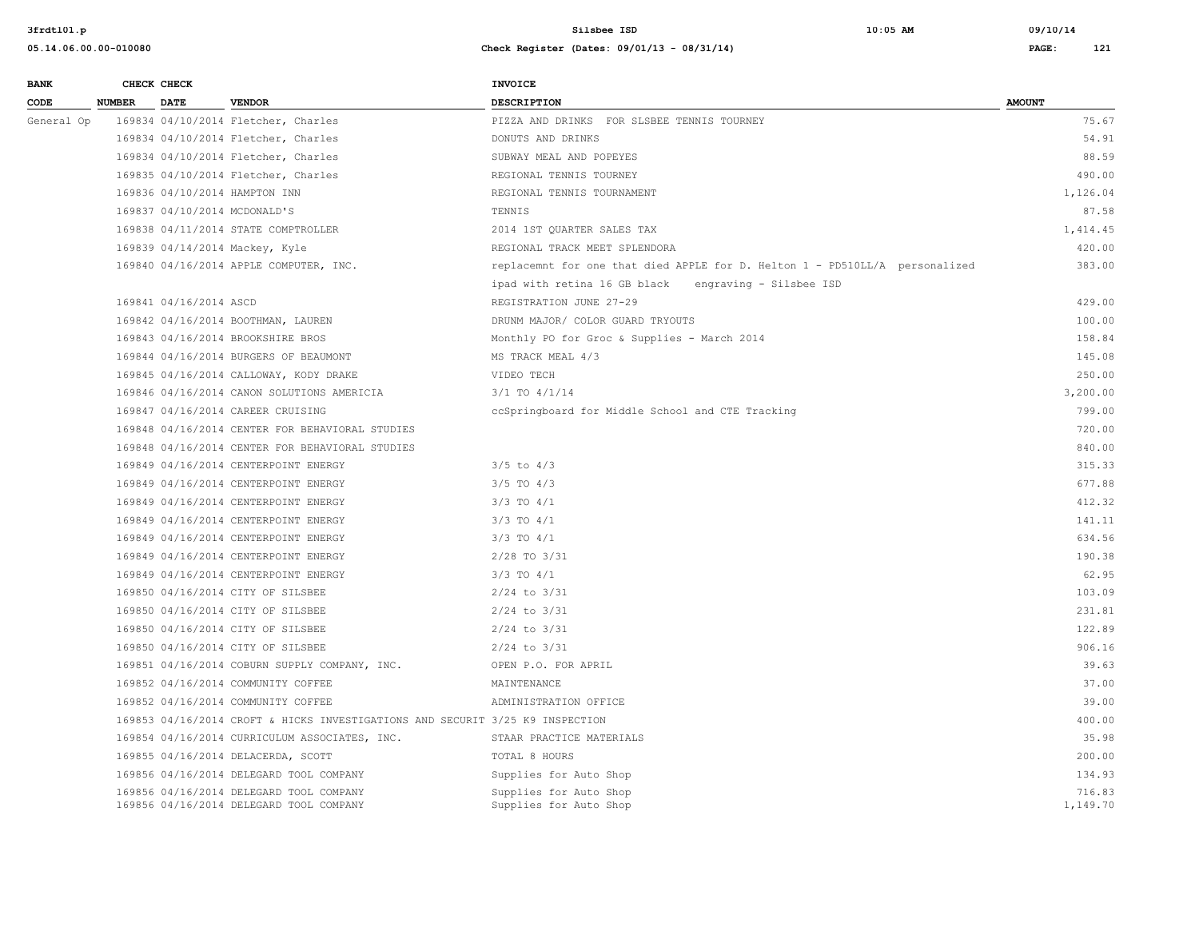| BANK CODE | CHECK NUMBER | CHECK DATE | VENDOR | INVOICE DESCRIPTION | AMOUNT |
|---|---|---|---|---|---|
| General Op | 169834 | 04/10/2014 | Fletcher, Charles | PIZZA AND DRINKS FOR SLSBEE TENNIS TOURNEY | 75.67 |
| | 169834 | 04/10/2014 | Fletcher, Charles | DONUTS AND DRINKS | 54.91 |
| | 169834 | 04/10/2014 | Fletcher, Charles | SUBWAY MEAL AND POPEYES | 88.59 |
| | 169835 | 04/10/2014 | Fletcher, Charles | REGIONAL TENNIS TOURNEY | 490.00 |
| | 169836 | 04/10/2014 | HAMPTON INN | REGIONAL TENNIS TOURNAMENT | 1,126.04 |
| | 169837 | 04/10/2014 | MCDONALD'S | TENNIS | 87.58 |
| | 169838 | 04/11/2014 | STATE COMPTROLLER | 2014 1ST QUARTER SALES TAX | 1,414.45 |
| | 169839 | 04/14/2014 | Mackey, Kyle | REGIONAL TRACK MEET SPLENDORA | 420.00 |
| | 169840 | 04/16/2014 | APPLE COMPUTER, INC. | replacemnt for one that died APPLE for D. Helton 1 - PD510LL/A personalized ipad with retina 16 GB black engraving - Silsbee ISD | 383.00 |
| | 169841 | 04/16/2014 | ASCD | REGISTRATION JUNE 27-29 | 429.00 |
| | 169842 | 04/16/2014 | BOOTHMAN, LAUREN | DRUNM MAJOR/ COLOR GUARD TRYOUTS | 100.00 |
| | 169843 | 04/16/2014 | BROOKSHIRE BROS | Monthly PO for Groc & Supplies - March 2014 | 158.84 |
| | 169844 | 04/16/2014 | BURGERS OF BEAUMONT | MS TRACK MEAL 4/3 | 145.08 |
| | 169845 | 04/16/2014 | CALLOWAY, KODY DRAKE | VIDEO TECH | 250.00 |
| | 169846 | 04/16/2014 | CANON SOLUTIONS AMERICIA | 3/1 TO 4/1/14 | 3,200.00 |
| | 169847 | 04/16/2014 | CAREER CRUISING | ccSpringboard for Middle School and CTE Tracking | 799.00 |
| | 169848 | 04/16/2014 | CENTER FOR BEHAVIORAL STUDIES | | 720.00 |
| | 169848 | 04/16/2014 | CENTER FOR BEHAVIORAL STUDIES | | 840.00 |
| | 169849 | 04/16/2014 | CENTERPOINT ENERGY | 3/5 to 4/3 | 315.33 |
| | 169849 | 04/16/2014 | CENTERPOINT ENERGY | 3/5 TO 4/3 | 677.88 |
| | 169849 | 04/16/2014 | CENTERPOINT ENERGY | 3/3 TO 4/1 | 412.32 |
| | 169849 | 04/16/2014 | CENTERPOINT ENERGY | 3/3 TO 4/1 | 141.11 |
| | 169849 | 04/16/2014 | CENTERPOINT ENERGY | 3/3 TO 4/1 | 634.56 |
| | 169849 | 04/16/2014 | CENTERPOINT ENERGY | 2/28 TO 3/31 | 190.38 |
| | 169849 | 04/16/2014 | CENTERPOINT ENERGY | 3/3 TO 4/1 | 62.95 |
| | 169850 | 04/16/2014 | CITY OF SILSBEE | 2/24 to 3/31 | 103.09 |
| | 169850 | 04/16/2014 | CITY OF SILSBEE | 2/24 to 3/31 | 231.81 |
| | 169850 | 04/16/2014 | CITY OF SILSBEE | 2/24 to 3/31 | 122.89 |
| | 169850 | 04/16/2014 | CITY OF SILSBEE | 2/24 to 3/31 | 906.16 |
| | 169851 | 04/16/2014 | COBURN SUPPLY COMPANY, INC. | OPEN P.O. FOR APRIL | 39.63 |
| | 169852 | 04/16/2014 | COMMUNITY COFFEE | MAINTENANCE | 37.00 |
| | 169852 | 04/16/2014 | COMMUNITY COFFEE | ADMINISTRATION OFFICE | 39.00 |
| | 169853 | 04/16/2014 | CROFT & HICKS INVESTIGATIONS AND SECURIT | 3/25 K9 INSPECTION | 400.00 |
| | 169854 | 04/16/2014 | CURRICULUM ASSOCIATES, INC. | STAAR PRACTICE MATERIALS | 35.98 |
| | 169855 | 04/16/2014 | DELACERDA, SCOTT | TOTAL 8 HOURS | 200.00 |
| | 169856 | 04/16/2014 | DELEGARD TOOL COMPANY | Supplies for Auto Shop | 134.93 |
| | 169856 | 04/16/2014 | DELEGARD TOOL COMPANY | Supplies for Auto Shop | 716.83 |
| | 169856 | 04/16/2014 | DELEGARD TOOL COMPANY | Supplies for Auto Shop | 1,149.70 |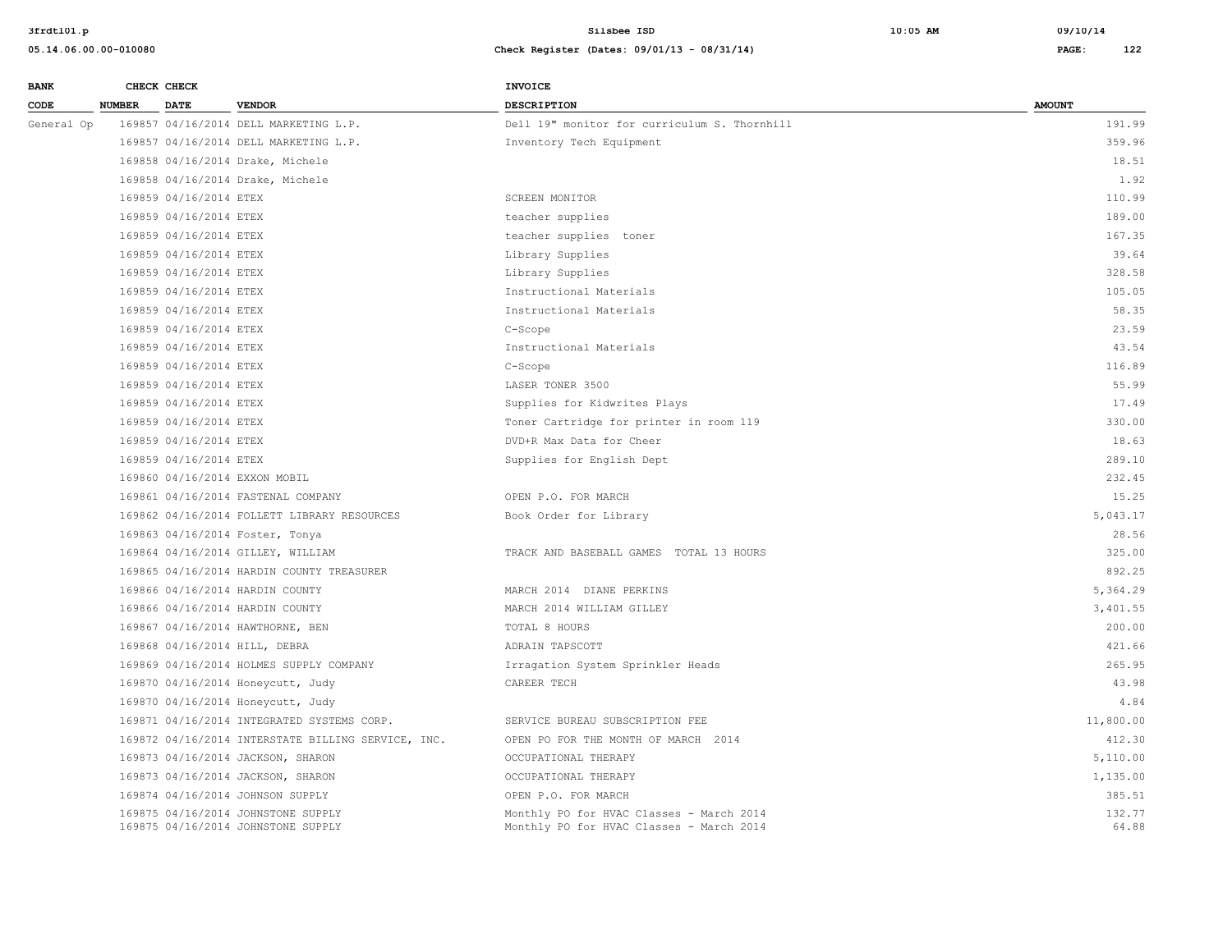| BANK CODE | CHECK NUMBER | CHECK DATE | VENDOR | INVOICE DESCRIPTION | AMOUNT |
|---|---|---|---|---|---|
| General Op | 169857 | 04/16/2014 | DELL MARKETING L.P. | Dell 19" monitor for curriculum S. Thornhill | 191.99 |
| | 169857 | 04/16/2014 | DELL MARKETING L.P. | Inventory Tech Equipment | 359.96 |
| | 169858 | 04/16/2014 | Drake, Michele | | 18.51 |
| | 169858 | 04/16/2014 | Drake, Michele | | 1.92 |
| | 169859 | 04/16/2014 | ETEX | SCREEN MONITOR | 110.99 |
| | 169859 | 04/16/2014 | ETEX | teacher supplies | 189.00 |
| | 169859 | 04/16/2014 | ETEX | teacher supplies toner | 167.35 |
| | 169859 | 04/16/2014 | ETEX | Library Supplies | 39.64 |
| | 169859 | 04/16/2014 | ETEX | Library Supplies | 328.58 |
| | 169859 | 04/16/2014 | ETEX | Instructional Materials | 105.05 |
| | 169859 | 04/16/2014 | ETEX | Instructional Materials | 58.35 |
| | 169859 | 04/16/2014 | ETEX | C-Scope | 23.59 |
| | 169859 | 04/16/2014 | ETEX | Instructional Materials | 43.54 |
| | 169859 | 04/16/2014 | ETEX | C-Scope | 116.89 |
| | 169859 | 04/16/2014 | ETEX | LASER TONER 3500 | 55.99 |
| | 169859 | 04/16/2014 | ETEX | Supplies for Kidwrites Plays | 17.49 |
| | 169859 | 04/16/2014 | ETEX | Toner Cartridge for printer in room 119 | 330.00 |
| | 169859 | 04/16/2014 | ETEX | DVD+R Max Data for Cheer | 18.63 |
| | 169859 | 04/16/2014 | ETEX | Supplies for English Dept | 289.10 |
| | 169860 | 04/16/2014 | EXXON MOBIL | | 232.45 |
| | 169861 | 04/16/2014 | FASTENAL COMPANY | OPEN P.O. FOR MARCH | 15.25 |
| | 169862 | 04/16/2014 | FOLLETT LIBRARY RESOURCES | Book Order for Library | 5,043.17 |
| | 169863 | 04/16/2014 | Foster, Tonya | | 28.56 |
| | 169864 | 04/16/2014 | GILLEY, WILLIAM | TRACK AND BASEBALL GAMES TOTAL 13 HOURS | 325.00 |
| | 169865 | 04/16/2014 | HARDIN COUNTY TREASURER | | 892.25 |
| | 169866 | 04/16/2014 | HARDIN COUNTY | MARCH 2014 DIANE PERKINS | 5,364.29 |
| | 169866 | 04/16/2014 | HARDIN COUNTY | MARCH 2014 WILLIAM GILLEY | 3,401.55 |
| | 169867 | 04/16/2014 | HAWTHORNE, BEN | TOTAL 8 HOURS | 200.00 |
| | 169868 | 04/16/2014 | HILL, DEBRA | ADRAIN TAPSCOTT | 421.66 |
| | 169869 | 04/16/2014 | HOLMES SUPPLY COMPANY | Irragation System Sprinkler Heads | 265.95 |
| | 169870 | 04/16/2014 | Honeycutt, Judy | CAREER TECH | 43.98 |
| | 169870 | 04/16/2014 | Honeycutt, Judy | | 4.84 |
| | 169871 | 04/16/2014 | INTEGRATED SYSTEMS CORP. | SERVICE BUREAU SUBSCRIPTION FEE | 11,800.00 |
| | 169872 | 04/16/2014 | INTERSTATE BILLING SERVICE, INC. | OPEN PO FOR THE MONTH OF MARCH 2014 | 412.30 |
| | 169873 | 04/16/2014 | JACKSON, SHARON | OCCUPATIONAL THERAPY | 5,110.00 |
| | 169873 | 04/16/2014 | JACKSON, SHARON | OCCUPATIONAL THERAPY | 1,135.00 |
| | 169874 | 04/16/2014 | JOHNSON SUPPLY | OPEN P.O. FOR MARCH | 385.51 |
| | 169875 | 04/16/2014 | JOHNSTONE SUPPLY | Monthly PO for HVAC Classes - March 2014 | 132.77 |
| | 169875 | 04/16/2014 | JOHNSTONE SUPPLY | Monthly PO for HVAC Classes - March 2014 | 64.88 |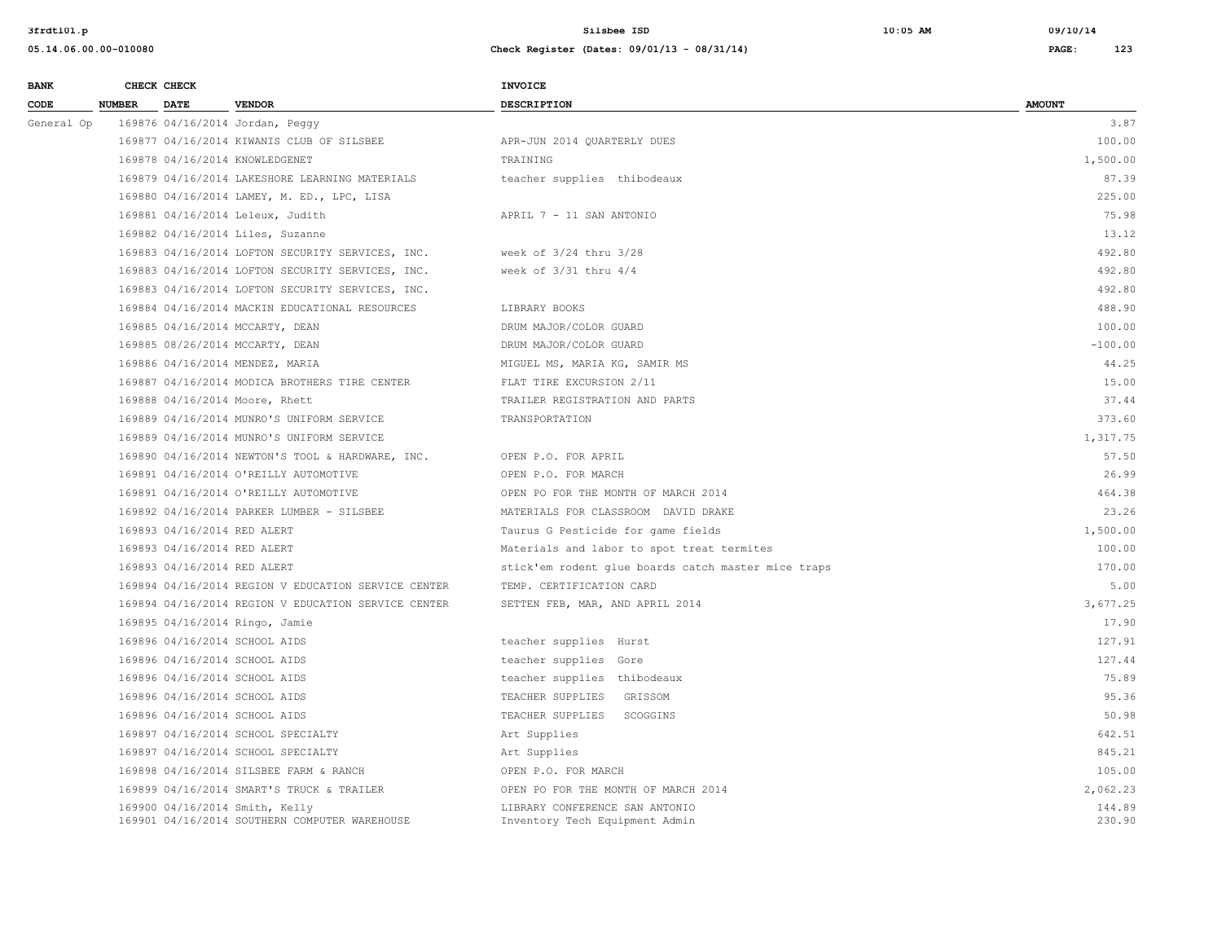| BANK CODE | CHECK NUMBER | CHECK DATE | VENDOR | INVOICE DESCRIPTION | AMOUNT |
|---|---|---|---|---|---|
| General Op | 169876 | 04/16/2014 | Jordan, Peggy | | 3.87 |
| | 169877 | 04/16/2014 | KIWANIS CLUB OF SILSBEE | APR-JUN 2014 QUARTERLY DUES | 100.00 |
| | 169878 | 04/16/2014 | KNOWLEDGENET | TRAINING | 1,500.00 |
| | 169879 | 04/16/2014 | LAKESHORE LEARNING MATERIALS | teacher supplies thibodeaux | 87.39 |
| | 169880 | 04/16/2014 | LAMEY, M. ED., LPC, LISA | | 225.00 |
| | 169881 | 04/16/2014 | Leleux, Judith | APRIL 7 - 11 SAN ANTONIO | 75.98 |
| | 169882 | 04/16/2014 | Liles, Suzanne | | 13.12 |
| | 169883 | 04/16/2014 | LOFTON SECURITY SERVICES, INC. | week of 3/24 thru 3/28 | 492.80 |
| | 169883 | 04/16/2014 | LOFTON SECURITY SERVICES, INC. | week of 3/31 thru 4/4 | 492.80 |
| | 169883 | 04/16/2014 | LOFTON SECURITY SERVICES, INC. | | 492.80 |
| | 169884 | 04/16/2014 | MACKIN EDUCATIONAL RESOURCES | LIBRARY BOOKS | 488.90 |
| | 169885 | 04/16/2014 | MCCARTY, DEAN | DRUM MAJOR/COLOR GUARD | 100.00 |
| | 169885 | 08/26/2014 | MCCARTY, DEAN | DRUM MAJOR/COLOR GUARD | -100.00 |
| | 169886 | 04/16/2014 | MENDEZ, MARIA | MIGUEL MS, MARIA KG, SAMIR MS | 44.25 |
| | 169887 | 04/16/2014 | MODICA BROTHERS TIRE CENTER | FLAT TIRE EXCURSION 2/11 | 15.00 |
| | 169888 | 04/16/2014 | Moore, Rhett | TRAILER REGISTRATION AND PARTS | 37.44 |
| | 169889 | 04/16/2014 | MUNRO'S UNIFORM SERVICE | TRANSPORTATION | 373.60 |
| | 169889 | 04/16/2014 | MUNRO'S UNIFORM SERVICE | | 1,317.75 |
| | 169890 | 04/16/2014 | NEWTON'S TOOL & HARDWARE, INC. | OPEN P.O. FOR APRIL | 57.50 |
| | 169891 | 04/16/2014 | O'REILLY AUTOMOTIVE | OPEN P.O. FOR MARCH | 26.99 |
| | 169891 | 04/16/2014 | O'REILLY AUTOMOTIVE | OPEN PO FOR THE MONTH OF MARCH 2014 | 464.38 |
| | 169892 | 04/16/2014 | PARKER LUMBER - SILSBEE | MATERIALS FOR CLASSROOM DAVID DRAKE | 23.26 |
| | 169893 | 04/16/2014 | RED ALERT | Taurus G Pesticide for game fields | 1,500.00 |
| | 169893 | 04/16/2014 | RED ALERT | Materials and labor to spot treat termites | 100.00 |
| | 169893 | 04/16/2014 | RED ALERT | stick'em rodent glue boards catch master mice traps | 170.00 |
| | 169894 | 04/16/2014 | REGION V EDUCATION SERVICE CENTER | TEMP. CERTIFICATION CARD | 5.00 |
| | 169894 | 04/16/2014 | REGION V EDUCATION SERVICE CENTER | SETTEN FEB, MAR, AND APRIL 2014 | 3,677.25 |
| | 169895 | 04/16/2014 | Ringo, Jamie | | 17.90 |
| | 169896 | 04/16/2014 | SCHOOL AIDS | teacher supplies Hurst | 127.91 |
| | 169896 | 04/16/2014 | SCHOOL AIDS | teacher supplies Gore | 127.44 |
| | 169896 | 04/16/2014 | SCHOOL AIDS | teacher supplies thibodeaux | 75.89 |
| | 169896 | 04/16/2014 | SCHOOL AIDS | TEACHER SUPPLIES GRISSOM | 95.36 |
| | 169896 | 04/16/2014 | SCHOOL AIDS | TEACHER SUPPLIES SCOGGINS | 50.98 |
| | 169897 | 04/16/2014 | SCHOOL SPECIALTY | Art Supplies | 642.51 |
| | 169897 | 04/16/2014 | SCHOOL SPECIALTY | Art Supplies | 845.21 |
| | 169898 | 04/16/2014 | SILSBEE FARM & RANCH | OPEN P.O. FOR MARCH | 105.00 |
| | 169899 | 04/16/2014 | SMART'S TRUCK & TRAILER | OPEN PO FOR THE MONTH OF MARCH 2014 | 2,062.23 |
| | 169900 | 04/16/2014 | Smith, Kelly | LIBRARY CONFERENCE SAN ANTONIO | 144.89 |
| | 169901 | 04/16/2014 | SOUTHERN COMPUTER WAREHOUSE | Inventory Tech Equipment Admin | 230.90 |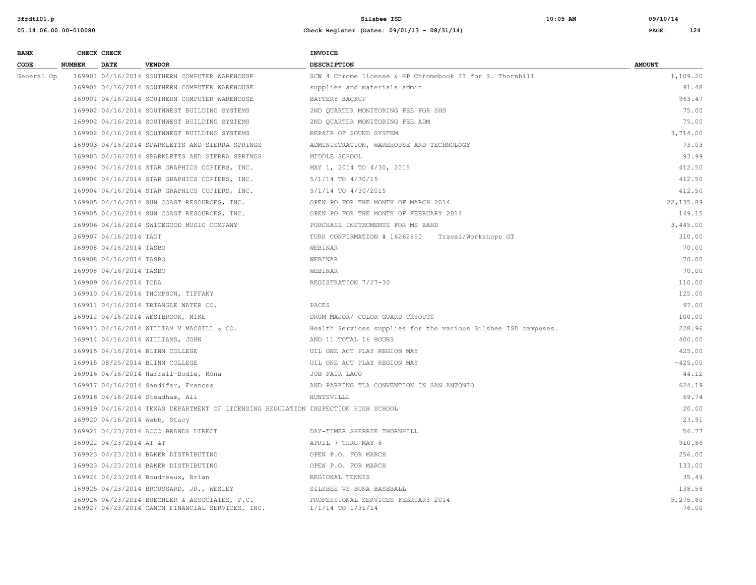| BANK CODE | CHECK NUMBER | CHECK DATE | VENDOR | INVOICE DESCRIPTION | AMOUNT |
|---|---|---|---|---|---|
| General Op | 169901 | 04/16/2014 | SOUTHERN COMPUTER WAREHOUSE | SCW 4 Chrome license & HP Chromebook II for S. Thornhill | 1,109.20 |
| | 169901 | 04/16/2014 | SOUTHERN COMPUTER WAREHOUSE | supplies and materials admin | 91.48 |
| | 169901 | 04/16/2014 | SOUTHERN COMPUTER WAREHOUSE | BATTERY BACKUP | 963.47 |
| | 169902 | 04/16/2014 | SOUTHWEST BUILDING SYSTEMS | 2ND QUARTER MONITORING FEE FOR SHS | 75.00 |
| | 169902 | 04/16/2014 | SOUTHWEST BUILDING SYSTEMS | 2ND QUARTER MONITORING FEE ADM | 75.00 |
| | 169902 | 04/16/2014 | SOUTHWEST BUILDING SYSTEMS | REPAIR OF SOUND SYSTEM | 3,714.00 |
| | 169903 | 04/16/2014 | SPARKLETTS AND SIERRA SPRINGS | ADMINISTRATION, WAREHOUSE AND TECHNOLOGY | 73.03 |
| | 169903 | 04/16/2014 | SPARKLETTS AND SIERRA SPRINGS | MIDDLE SCHOOL | 93.99 |
| | 169904 | 04/16/2014 | STAR GRAPHICS COPIERS, INC. | MAY 1, 2014 TO 4/30, 2015 | 412.50 |
| | 169904 | 04/16/2014 | STAR GRAPHICS COPIERS, INC. | 5/1/14 TO 4/30/15 | 412.50 |
| | 169904 | 04/16/2014 | STAR GRAPHICS COPIERS, INC. | 5/1/14 TO 4/30/2015 | 412.50 |
| | 169905 | 04/16/2014 | SUN COAST RESOURCES, INC. | OPEN PO FOR THE MONTH OF MARCH 2014 | 22,135.89 |
| | 169905 | 04/16/2014 | SUN COAST RESOURCES, INC. | OPEN PO FOR THE MONTH OF FEBRUARY 2014 | 149.15 |
| | 169906 | 04/16/2014 | SWICEGOOD MUSIC COMPANY | PURCHASE INSTRUMENTS FOR MS BAND | 3,445.00 |
| | 169907 | 04/16/2014 | TAGT | TURK CONFIRMATION # 16262650 Travel/Workshops GT | 310.00 |
| | 169908 | 04/16/2014 | TASBO | WEBINAR | 70.00 |
| | 169908 | 04/16/2014 | TASBO | WEBINAR | 70.00 |
| | 169908 | 04/16/2014 | TASBO | WEBINAR | 70.00 |
| | 169909 | 04/16/2014 | TCDA | REGISTRATION 7/27-30 | 110.00 |
| | 169910 | 04/16/2014 | THOMPSON, TIFFANY | | 125.00 |
| | 169911 | 04/16/2014 | TRIANGLE WATER CO. | PACES | 97.00 |
| | 169912 | 04/16/2014 | WESTBROOK, MIKE | DRUM MAJOR/ COLOR GUARD TRYOUTS | 100.00 |
| | 169913 | 04/16/2014 | WILLIAM V MACGILL & CO. | Health Services supplies for the various Silsbee ISD campuses. | 228.96 |
| | 169914 | 04/16/2014 | WILLIAMS, JOHN | AND 11 TOTAL 16 HOURS | 400.00 |
| | 169915 | 04/16/2014 | BLINN COLLEGE | UIL ONE ACT PLAY REGION MAY | 425.00 |
| | 169915 | 08/25/2014 | BLINN COLLEGE | UIL ONE ACT PLAY REGION MAY | -425.00 |
| | 169916 | 04/16/2014 | Harrell-Bodle, Mona | JOB FAIR LACO | 44.12 |
| | 169917 | 04/16/2014 | Sandifer, Frances | AND PARKING TLA CONVENTION IN SAN ANTONIO | 624.19 |
| | 169918 | 04/16/2014 | Steadham, Ali | HUNTSVILLE | 69.74 |
| | 169919 | 04/16/2014 | TEXAS DEPARTMENT OF LICENSING REGULATION | INSPECTION HIGH SCHOOL | 20.00 |
| | 169920 | 04/16/2014 | Webb, Stacy | | 23.91 |
| | 169921 | 04/23/2014 | ACCO BRANDS DIRECT | DAY-TIMER SHERRIE THORNHILL | 56.77 |
| | 169922 | 04/23/2014 | AT &T | APRIL 7 THRU MAY 6 | 910.86 |
| | 169923 | 04/23/2014 | BAKER DISTRIBUTING | OPEN P.O. FOR MARCH | 256.00 |
| | 169923 | 04/23/2014 | BAKER DISTRIBUTING | OPEN P.O. FOR MARCH | 133.00 |
| | 169924 | 04/23/2014 | Boudreaux, Brian | REGIONAL TENNIS | 35.49 |
| | 169925 | 04/23/2014 | BROUSSARD, JR., WESLEY | SILSBEE VS BUNA BASEBALL | 138.56 |
| | 169926 | 04/23/2014 | BUECHLER & ASSOCIATES, P.C. | PROFESSIONAL SERVICES FEBRUARY 2014 | 5,275.60 |
| | 169927 | 04/23/2014 | CANON FINANCIAL SERVICES, INC. | 1/1/14 TO 1/31/14 | 76.00 |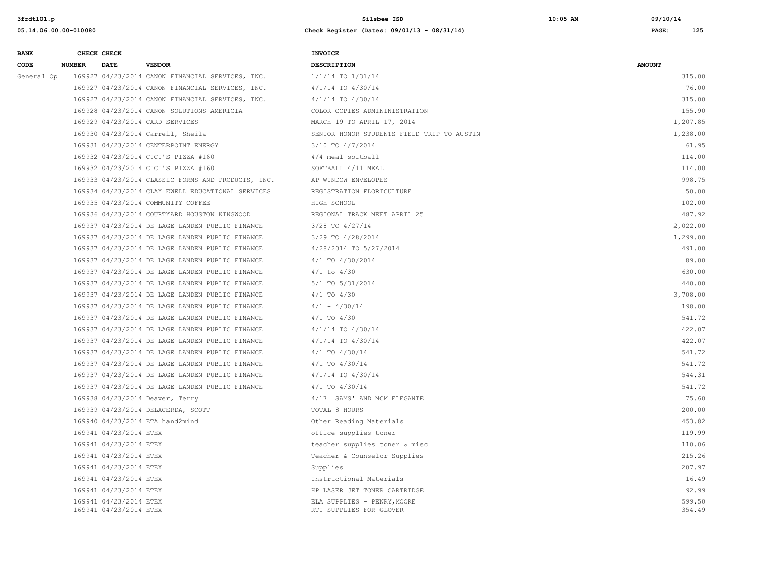| BANK CODE | CHECK NUMBER | CHECK DATE | VENDOR | INVOICE DESCRIPTION | AMOUNT |
|---|---|---|---|---|---|
| General Op | 169927 | 04/23/2014 | CANON FINANCIAL SERVICES, INC. | 1/1/14 TO 1/31/14 | 315.00 |
| | 169927 | 04/23/2014 | CANON FINANCIAL SERVICES, INC. | 4/1/14 TO 4/30/14 | 76.00 |
| | 169927 | 04/23/2014 | CANON FINANCIAL SERVICES, INC. | 4/1/14 TO 4/30/14 | 315.00 |
| | 169928 | 04/23/2014 | CANON SOLUTIONS AMERICIA | COLOR COPIES ADMININISTRATION | 155.90 |
| | 169929 | 04/23/2014 | CARD SERVICES | MARCH 19 TO APRIL 17, 2014 | 1,207.85 |
| | 169930 | 04/23/2014 | Carrell, Sheila | SENIOR HONOR STUDENTS FIELD TRIP TO AUSTIN | 1,238.00 |
| | 169931 | 04/23/2014 | CENTERPOINT ENERGY | 3/10 TO 4/7/2014 | 61.95 |
| | 169932 | 04/23/2014 | CICI'S PIZZA #160 | 4/4 meal softball | 114.00 |
| | 169932 | 04/23/2014 | CICI'S PIZZA #160 | SOFTBALL 4/11 MEAL | 114.00 |
| | 169933 | 04/23/2014 | CLASSIC FORMS AND PRODUCTS, INC. | AP WINDOW ENVELOPES | 998.75 |
| | 169934 | 04/23/2014 | CLAY EWELL EDUCATIONAL SERVICES | REGISTRATION FLORICULTURE | 50.00 |
| | 169935 | 04/23/2014 | COMMUNITY COFFEE | HIGH SCHOOL | 102.00 |
| | 169936 | 04/23/2014 | COURTYARD HOUSTON KINGWOOD | REGIONAL TRACK MEET APRIL 25 | 487.92 |
| | 169937 | 04/23/2014 | DE LAGE LANDEN PUBLIC FINANCE | 3/28 TO 4/27/14 | 2,022.00 |
| | 169937 | 04/23/2014 | DE LAGE LANDEN PUBLIC FINANCE | 3/29 TO 4/28/2014 | 1,299.00 |
| | 169937 | 04/23/2014 | DE LAGE LANDEN PUBLIC FINANCE | 4/28/2014 TO 5/27/2014 | 491.00 |
| | 169937 | 04/23/2014 | DE LAGE LANDEN PUBLIC FINANCE | 4/1 TO 4/30/2014 | 89.00 |
| | 169937 | 04/23/2014 | DE LAGE LANDEN PUBLIC FINANCE | 4/1 to 4/30 | 630.00 |
| | 169937 | 04/23/2014 | DE LAGE LANDEN PUBLIC FINANCE | 5/1 TO 5/31/2014 | 440.00 |
| | 169937 | 04/23/2014 | DE LAGE LANDEN PUBLIC FINANCE | 4/1 TO 4/30 | 3,708.00 |
| | 169937 | 04/23/2014 | DE LAGE LANDEN PUBLIC FINANCE | 4/1 - 4/30/14 | 198.00 |
| | 169937 | 04/23/2014 | DE LAGE LANDEN PUBLIC FINANCE | 4/1 TO 4/30 | 541.72 |
| | 169937 | 04/23/2014 | DE LAGE LANDEN PUBLIC FINANCE | 4/1/14 TO 4/30/14 | 422.07 |
| | 169937 | 04/23/2014 | DE LAGE LANDEN PUBLIC FINANCE | 4/1/14 TO 4/30/14 | 422.07 |
| | 169937 | 04/23/2014 | DE LAGE LANDEN PUBLIC FINANCE | 4/1 TO 4/30/14 | 541.72 |
| | 169937 | 04/23/2014 | DE LAGE LANDEN PUBLIC FINANCE | 4/1 TO 4/30/14 | 541.72 |
| | 169937 | 04/23/2014 | DE LAGE LANDEN PUBLIC FINANCE | 4/1/14 TO 4/30/14 | 544.31 |
| | 169937 | 04/23/2014 | DE LAGE LANDEN PUBLIC FINANCE | 4/1 TO 4/30/14 | 541.72 |
| | 169938 | 04/23/2014 | Deaver, Terry | 4/17 SAMS' AND MCM ELEGANTE | 75.60 |
| | 169939 | 04/23/2014 | DELACERDA, SCOTT | TOTAL 8 HOURS | 200.00 |
| | 169940 | 04/23/2014 | ETA hand2mind | Other Reading Materials | 453.82 |
| | 169941 | 04/23/2014 | ETEX | office supplies toner | 119.99 |
| | 169941 | 04/23/2014 | ETEX | teacher supplies toner & misc | 110.06 |
| | 169941 | 04/23/2014 | ETEX | Teacher & Counselor Supplies | 215.26 |
| | 169941 | 04/23/2014 | ETEX | Supplies | 207.97 |
| | 169941 | 04/23/2014 | ETEX | Instructional Materials | 16.49 |
| | 169941 | 04/23/2014 | ETEX | HP LASER JET TONER CARTRIDGE | 92.99 |
| | 169941 | 04/23/2014 | ETEX | ELA SUPPLIES - PENRY, MOORE | 599.50 |
| | 169941 | 04/23/2014 | ETEX | RTI SUPPLIES FOR GLOVER | 354.49 |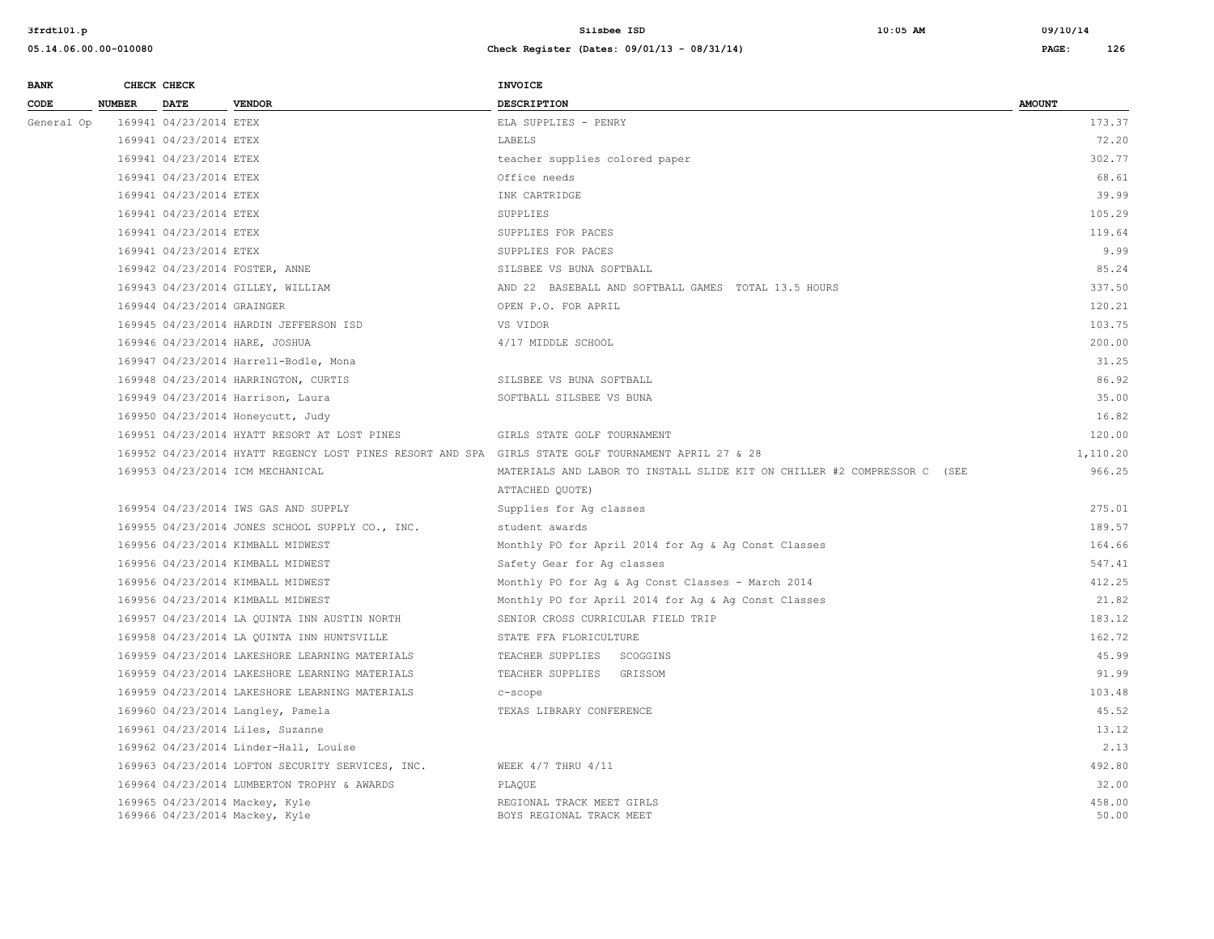| BANK CODE | CHECK NUMBER | CHECK DATE | VENDOR | INVOICE DESCRIPTION | AMOUNT |
|---|---|---|---|---|---|
| General Op | 169941 | 04/23/2014 | ETEX | ELA SUPPLIES - PENRY | 173.37 |
| | 169941 | 04/23/2014 | ETEX | LABELS | 72.20 |
| | 169941 | 04/23/2014 | ETEX | teacher supplies colored paper | 302.77 |
| | 169941 | 04/23/2014 | ETEX | Office needs | 68.61 |
| | 169941 | 04/23/2014 | ETEX | INK CARTRIDGE | 39.99 |
| | 169941 | 04/23/2014 | ETEX | SUPPLIES | 105.29 |
| | 169941 | 04/23/2014 | ETEX | SUPPLIES FOR PACES | 119.64 |
| | 169941 | 04/23/2014 | ETEX | SUPPLIES FOR PACES | 9.99 |
| | 169942 | 04/23/2014 | FOSTER, ANNE | SILSBEE VS BUNA SOFTBALL | 85.24 |
| | 169943 | 04/23/2014 | GILLEY, WILLIAM | AND 22 BASEBALL AND SOFTBALL GAMES TOTAL 13.5 HOURS | 337.50 |
| | 169944 | 04/23/2014 | GRAINGER | OPEN P.O. FOR APRIL | 120.21 |
| | 169945 | 04/23/2014 | HARDIN JEFFERSON ISD | VS VIDOR | 103.75 |
| | 169946 | 04/23/2014 | HARE, JOSHUA | 4/17 MIDDLE SCHOOL | 200.00 |
| | 169947 | 04/23/2014 | Harrell-Bodle, Mona | | 31.25 |
| | 169948 | 04/23/2014 | HARRINGTON, CURTIS | SILSBEE VS BUNA SOFTBALL | 86.92 |
| | 169949 | 04/23/2014 | Harrison, Laura | SOFTBALL SILSBEE VS BUNA | 35.00 |
| | 169950 | 04/23/2014 | Honeycutt, Judy | | 16.82 |
| | 169951 | 04/23/2014 | HYATT RESORT AT LOST PINES | GIRLS STATE GOLF TOURNAMENT | 120.00 |
| | 169952 | 04/23/2014 | HYATT REGENCY LOST PINES RESORT AND SPA | GIRLS STATE GOLF TOURNAMENT APRIL 27 & 28 | 1,110.20 |
| | 169953 | 04/23/2014 | ICM MECHANICAL | MATERIALS AND LABOR TO INSTALL SLIDE KIT ON CHILLER #2 COMPRESSOR C (SEE ATTACHED QUOTE) | 966.25 |
| | 169954 | 04/23/2014 | IWS GAS AND SUPPLY | Supplies for Ag classes | 275.01 |
| | 169955 | 04/23/2014 | JONES SCHOOL SUPPLY CO., INC. | student awards | 189.57 |
| | 169956 | 04/23/2014 | KIMBALL MIDWEST | Monthly PO for April 2014 for Ag & Ag Const Classes | 164.66 |
| | 169956 | 04/23/2014 | KIMBALL MIDWEST | Safety Gear for Ag classes | 547.41 |
| | 169956 | 04/23/2014 | KIMBALL MIDWEST | Monthly PO for Ag & Ag Const Classes - March 2014 | 412.25 |
| | 169956 | 04/23/2014 | KIMBALL MIDWEST | Monthly PO for April 2014 for Ag & Ag Const Classes | 21.82 |
| | 169957 | 04/23/2014 | LA QUINTA INN AUSTIN NORTH | SENIOR CROSS CURRICULAR FIELD TRIP | 183.12 |
| | 169958 | 04/23/2014 | LA QUINTA INN HUNTSVILLE | STATE FFA FLORICULTURE | 162.72 |
| | 169959 | 04/23/2014 | LAKESHORE LEARNING MATERIALS | TEACHER SUPPLIES SCOGGINS | 45.99 |
| | 169959 | 04/23/2014 | LAKESHORE LEARNING MATERIALS | TEACHER SUPPLIES GRISSOM | 91.99 |
| | 169959 | 04/23/2014 | LAKESHORE LEARNING MATERIALS | c-scope | 103.48 |
| | 169960 | 04/23/2014 | Langley, Pamela | TEXAS LIBRARY CONFERENCE | 45.52 |
| | 169961 | 04/23/2014 | Liles, Suzanne | | 13.12 |
| | 169962 | 04/23/2014 | Linder-Hall, Louise | | 2.13 |
| | 169963 | 04/23/2014 | LOFTON SECURITY SERVICES, INC. | WEEK 4/7 THRU 4/11 | 492.80 |
| | 169964 | 04/23/2014 | LUMBERTON TROPHY & AWARDS | PLAQUE | 32.00 |
| | 169965 | 04/23/2014 | Mackey, Kyle | REGIONAL TRACK MEET GIRLS | 458.00 |
| | 169966 | 04/23/2014 | Mackey, Kyle | BOYS REGIONAL TRACK MEET | 50.00 |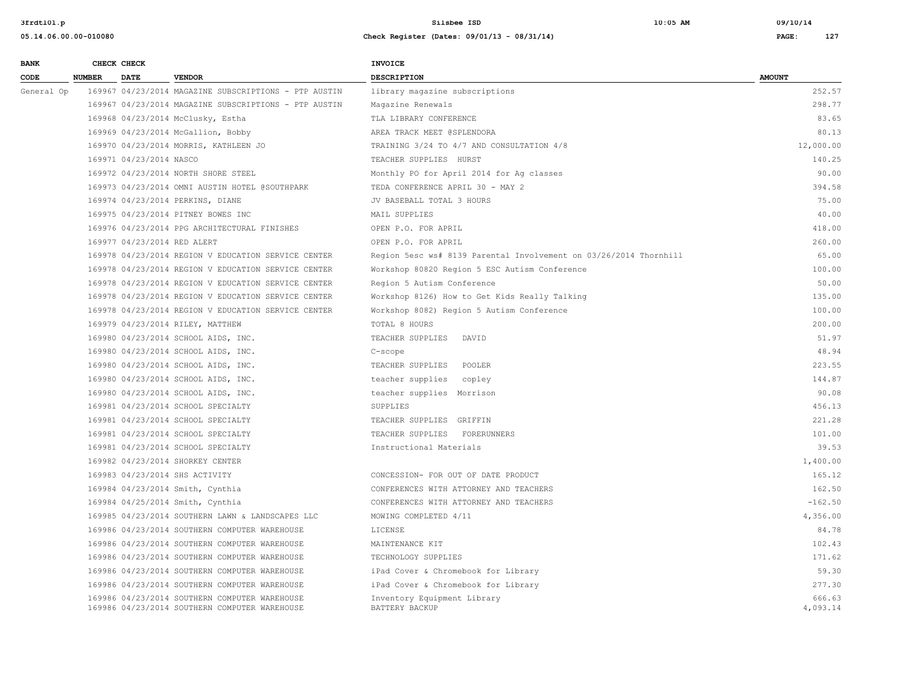| BANK CODE | CHECK NUMBER | CHECK DATE | VENDOR | INVOICE DESCRIPTION | AMOUNT |
|---|---|---|---|---|---|
| General Op | 169967 | 04/23/2014 | MAGAZINE SUBSCRIPTIONS - PTP AUSTIN | library magazine subscriptions | 252.57 |
| | 169967 | 04/23/2014 | MAGAZINE SUBSCRIPTIONS - PTP AUSTIN | Magazine Renewals | 298.77 |
| | 169968 | 04/23/2014 | McClusky, Estha | TLA LIBRARY CONFERENCE | 83.65 |
| | 169969 | 04/23/2014 | McGallion, Bobby | AREA TRACK MEET @SPLENDORA | 80.13 |
| | 169970 | 04/23/2014 | MORRIS, KATHLEEN JO | TRAINING 3/24 TO 4/7 AND CONSULTATION 4/8 | 12,000.00 |
| | 169971 | 04/23/2014 | NASCO | TEACHER SUPPLIES HURST | 140.25 |
| | 169972 | 04/23/2014 | NORTH SHORE STEEL | Monthly PO for April 2014 for Ag classes | 90.00 |
| | 169973 | 04/23/2014 | OMNI AUSTIN HOTEL @SOUTHPARK | TEDA CONFERENCE APRIL 30 - MAY 2 | 394.58 |
| | 169974 | 04/23/2014 | PERKINS, DIANE | JV BASEBALL TOTAL 3 HOURS | 75.00 |
| | 169975 | 04/23/2014 | PITNEY BOWES INC | MAIL SUPPLIES | 40.00 |
| | 169976 | 04/23/2014 | PPG ARCHITECTURAL FINISHES | OPEN P.O. FOR APRIL | 418.00 |
| | 169977 | 04/23/2014 | RED ALERT | OPEN P.O. FOR APRIL | 260.00 |
| | 169978 | 04/23/2014 | REGION V EDUCATION SERVICE CENTER | Region 5esc ws# 8139 Parental Involvement on 03/26/2014 Thornhill | 65.00 |
| | 169978 | 04/23/2014 | REGION V EDUCATION SERVICE CENTER | Workshop 80820 Region 5 ESC Autism Conference | 100.00 |
| | 169978 | 04/23/2014 | REGION V EDUCATION SERVICE CENTER | Region 5 Autism Conference | 50.00 |
| | 169978 | 04/23/2014 | REGION V EDUCATION SERVICE CENTER | Workshop 8126) How to Get Kids Really Talking | 135.00 |
| | 169978 | 04/23/2014 | REGION V EDUCATION SERVICE CENTER | Workshop 8082) Region 5 Autism Conference | 100.00 |
| | 169979 | 04/23/2014 | RILEY, MATTHEW | TOTAL 8 HOURS | 200.00 |
| | 169980 | 04/23/2014 | SCHOOL AIDS, INC. | TEACHER SUPPLIES DAVID | 51.97 |
| | 169980 | 04/23/2014 | SCHOOL AIDS, INC. | C-scope | 48.94 |
| | 169980 | 04/23/2014 | SCHOOL AIDS, INC. | TEACHER SUPPLIES POOLER | 223.55 |
| | 169980 | 04/23/2014 | SCHOOL AIDS, INC. | teacher supplies copley | 144.87 |
| | 169980 | 04/23/2014 | SCHOOL AIDS, INC. | teacher supplies Morrison | 90.08 |
| | 169981 | 04/23/2014 | SCHOOL SPECIALTY | SUPPLIES | 456.13 |
| | 169981 | 04/23/2014 | SCHOOL SPECIALTY | TEACHER SUPPLIES GRIFFIN | 221.28 |
| | 169981 | 04/23/2014 | SCHOOL SPECIALTY | TEACHER SUPPLIES FORERUNNERS | 101.00 |
| | 169981 | 04/23/2014 | SCHOOL SPECIALTY | Instructional Materials | 39.53 |
| | 169982 | 04/23/2014 | SHORKEY CENTER | | 1,400.00 |
| | 169983 | 04/23/2014 | SHS ACTIVITY | CONCESSION- FOR OUT OF DATE PRODUCT | 165.12 |
| | 169984 | 04/23/2014 | Smith, Cynthia | CONFERENCES WITH ATTORNEY AND TEACHERS | 162.50 |
| | 169984 | 04/25/2014 | Smith, Cynthia | CONFERENCES WITH ATTORNEY AND TEACHERS | -162.50 |
| | 169985 | 04/23/2014 | SOUTHERN LAWN & LANDSCAPES LLC | MOWING COMPLETED 4/11 | 4,356.00 |
| | 169986 | 04/23/2014 | SOUTHERN COMPUTER WAREHOUSE | LICENSE | 84.78 |
| | 169986 | 04/23/2014 | SOUTHERN COMPUTER WAREHOUSE | MAINTENANCE KIT | 102.43 |
| | 169986 | 04/23/2014 | SOUTHERN COMPUTER WAREHOUSE | TECHNOLOGY SUPPLIES | 171.62 |
| | 169986 | 04/23/2014 | SOUTHERN COMPUTER WAREHOUSE | iPad Cover & Chromebook for Library | 59.30 |
| | 169986 | 04/23/2014 | SOUTHERN COMPUTER WAREHOUSE | iPad Cover & Chromebook for Library | 277.30 |
| | 169986 | 04/23/2014 | SOUTHERN COMPUTER WAREHOUSE | Inventory Equipment Library | 666.63 |
| | 169986 | 04/23/2014 | SOUTHERN COMPUTER WAREHOUSE | BATTERY BACKUP | 4,093.14 |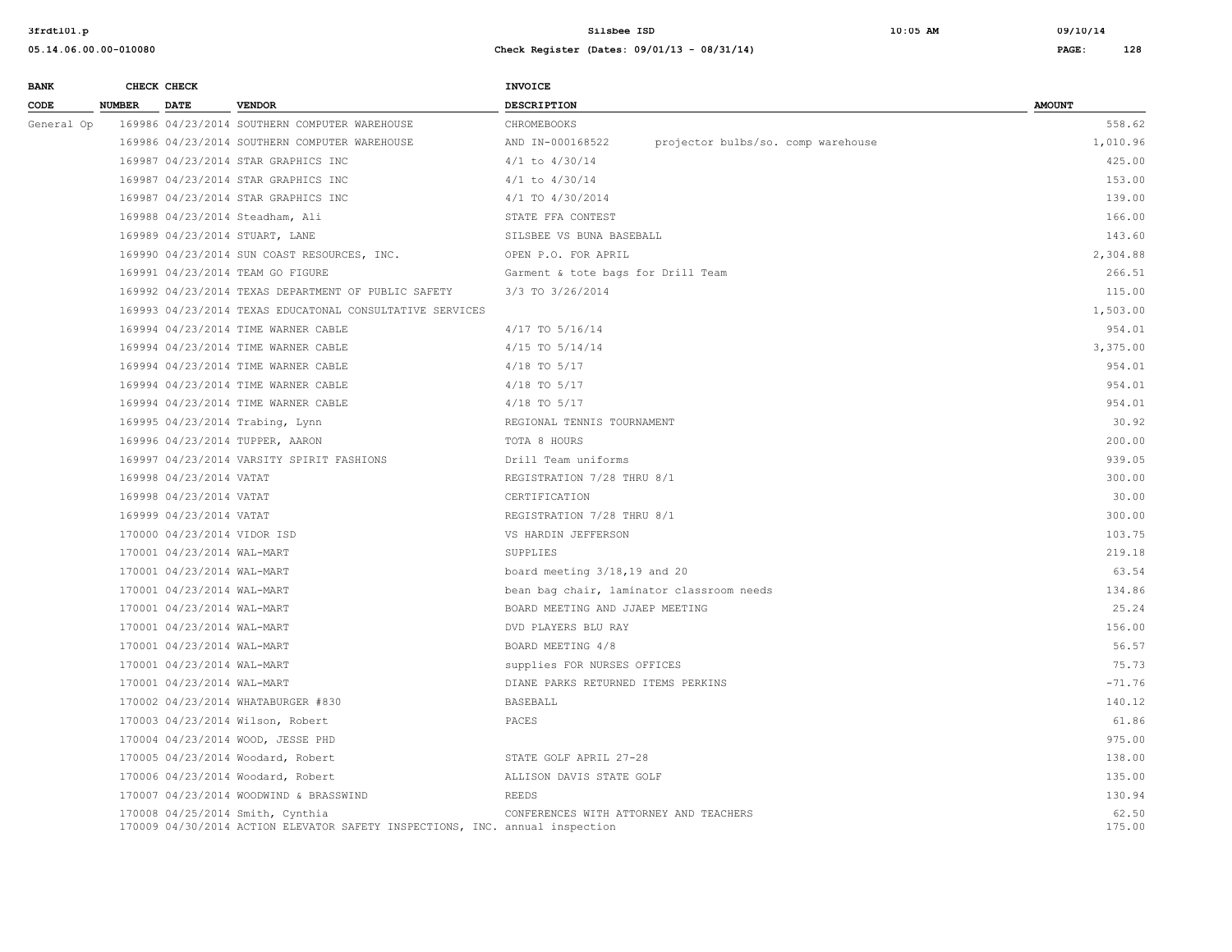| BANK CODE | CHECK NUMBER | CHECK DATE | VENDOR | INVOICE DESCRIPTION | AMOUNT |
|---|---|---|---|---|---|
| General Op | 169986 | 04/23/2014 | SOUTHERN COMPUTER WAREHOUSE | CHROMEBOOKS | 558.62 |
| | 169986 | 04/23/2014 | SOUTHERN COMPUTER WAREHOUSE | AND IN-000168522 projector bulbs/so. comp warehouse | 1,010.96 |
| | 169987 | 04/23/2014 | STAR GRAPHICS INC | 4/1 to 4/30/14 | 425.00 |
| | 169987 | 04/23/2014 | STAR GRAPHICS INC | 4/1 to 4/30/14 | 153.00 |
| | 169987 | 04/23/2014 | STAR GRAPHICS INC | 4/1 TO 4/30/2014 | 139.00 |
| | 169988 | 04/23/2014 | Steadham, Ali | STATE FFA CONTEST | 166.00 |
| | 169989 | 04/23/2014 | STUART, LANE | SILSBEE VS BUNA BASEBALL | 143.60 |
| | 169990 | 04/23/2014 | SUN COAST RESOURCES, INC. | OPEN P.O. FOR APRIL | 2,304.88 |
| | 169991 | 04/23/2014 | TEAM GO FIGURE | Garment & tote bags for Drill Team | 266.51 |
| | 169992 | 04/23/2014 | TEXAS DEPARTMENT OF PUBLIC SAFETY | 3/3 TO 3/26/2014 | 115.00 |
| | 169993 | 04/23/2014 | TEXAS EDUCATONAL CONSULTATIVE SERVICES | | 1,503.00 |
| | 169994 | 04/23/2014 | TIME WARNER CABLE | 4/17 TO 5/16/14 | 954.01 |
| | 169994 | 04/23/2014 | TIME WARNER CABLE | 4/15 TO 5/14/14 | 3,375.00 |
| | 169994 | 04/23/2014 | TIME WARNER CABLE | 4/18 TO 5/17 | 954.01 |
| | 169994 | 04/23/2014 | TIME WARNER CABLE | 4/18 TO 5/17 | 954.01 |
| | 169994 | 04/23/2014 | TIME WARNER CABLE | 4/18 TO 5/17 | 954.01 |
| | 169995 | 04/23/2014 | Trabing, Lynn | REGIONAL TENNIS TOURNAMENT | 30.92 |
| | 169996 | 04/23/2014 | TUPPER, AARON | TOTA 8 HOURS | 200.00 |
| | 169997 | 04/23/2014 | VARSITY SPIRIT FASHIONS | Drill Team uniforms | 939.05 |
| | 169998 | 04/23/2014 | VATAT | REGISTRATION 7/28 THRU 8/1 | 300.00 |
| | 169998 | 04/23/2014 | VATAT | CERTIFICATION | 30.00 |
| | 169999 | 04/23/2014 | VATAT | REGISTRATION 7/28 THRU 8/1 | 300.00 |
| | 170000 | 04/23/2014 | VIDOR ISD | VS HARDIN JEFFERSON | 103.75 |
| | 170001 | 04/23/2014 | WAL-MART | SUPPLIES | 219.18 |
| | 170001 | 04/23/2014 | WAL-MART | board meeting 3/18,19 and 20 | 63.54 |
| | 170001 | 04/23/2014 | WAL-MART | bean bag chair, laminator classroom needs | 134.86 |
| | 170001 | 04/23/2014 | WAL-MART | BOARD MEETING AND JJAEP MEETING | 25.24 |
| | 170001 | 04/23/2014 | WAL-MART | DVD PLAYERS BLU RAY | 156.00 |
| | 170001 | 04/23/2014 | WAL-MART | BOARD MEETING 4/8 | 56.57 |
| | 170001 | 04/23/2014 | WAL-MART | supplies FOR NURSES OFFICES | 75.73 |
| | 170001 | 04/23/2014 | WAL-MART | DIANE PARKS RETURNED ITEMS PERKINS | -71.76 |
| | 170002 | 04/23/2014 | WHATABURGER #830 | BASEBALL | 140.12 |
| | 170003 | 04/23/2014 | Wilson, Robert | PACES | 61.86 |
| | 170004 | 04/23/2014 | WOOD, JESSE PHD | | 975.00 |
| | 170005 | 04/23/2014 | Woodard, Robert | STATE GOLF APRIL 27-28 | 138.00 |
| | 170006 | 04/23/2014 | Woodard, Robert | ALLISON DAVIS STATE GOLF | 135.00 |
| | 170007 | 04/23/2014 | WOODWIND & BRASSWIND | REEDS | 130.94 |
| | 170008 | 04/25/2014 | Smith, Cynthia | CONFERENCES WITH ATTORNEY AND TEACHERS | 62.50 |
| | 170009 | 04/30/2014 | ACTION ELEVATOR SAFETY INSPECTIONS, INC. | annual inspection | 175.00 |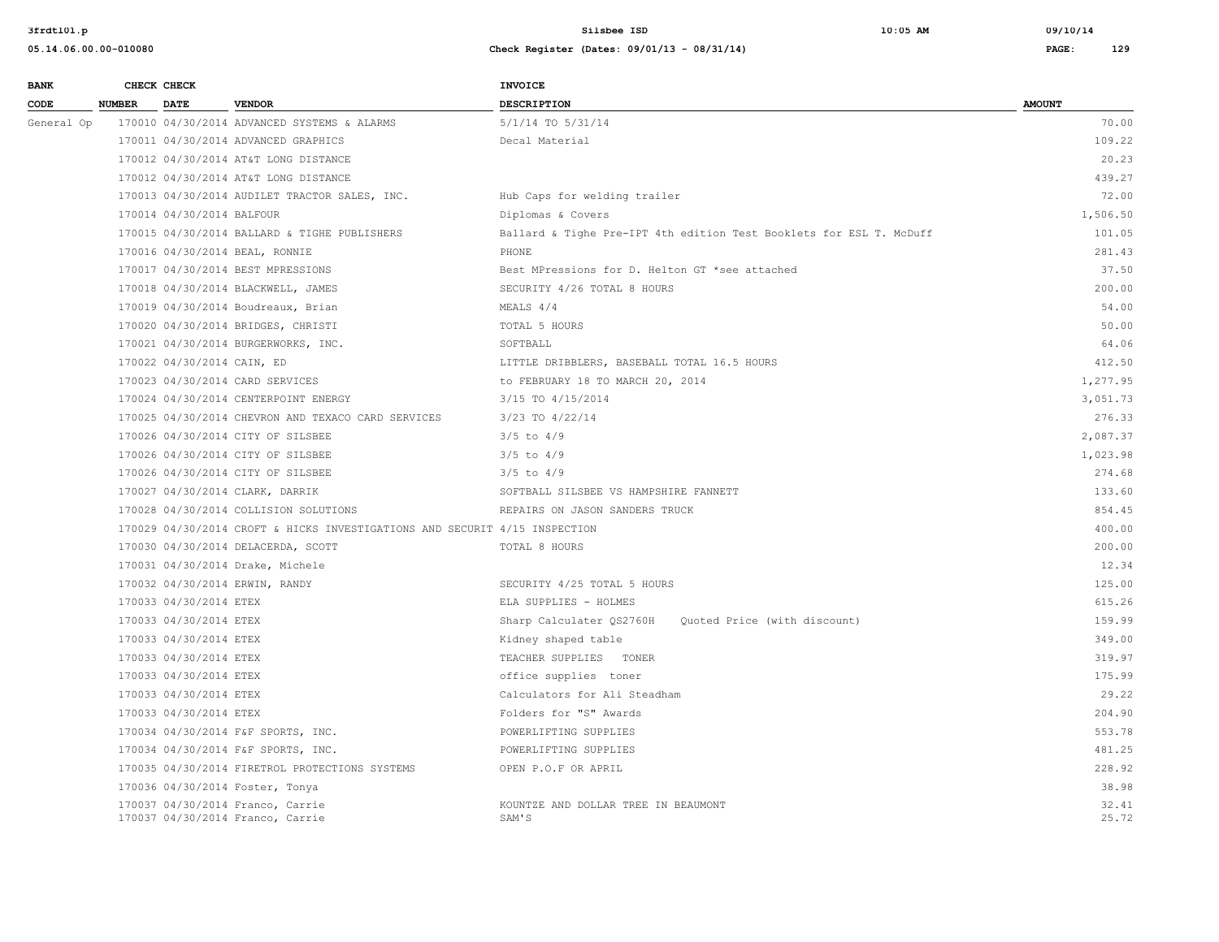| BANK CODE | CHECK NUMBER | CHECK DATE | VENDOR | INVOICE DESCRIPTION | AMOUNT |
|---|---|---|---|---|---|
| General Op | 170010 | 04/30/2014 | ADVANCED SYSTEMS & ALARMS | 5/1/14 TO 5/31/14 | 70.00 |
| | 170011 | 04/30/2014 | ADVANCED GRAPHICS | Decal Material | 109.22 |
| | 170012 | 04/30/2014 | AT&T LONG DISTANCE | | 20.23 |
| | 170012 | 04/30/2014 | AT&T LONG DISTANCE | | 439.27 |
| | 170013 | 04/30/2014 | AUDILET TRACTOR SALES, INC. | Hub Caps for welding trailer | 72.00 |
| | 170014 | 04/30/2014 | BALFOUR | Diplomas & Covers | 1,506.50 |
| | 170015 | 04/30/2014 | BALLARD & TIGHE PUBLISHERS | Ballard & Tighe Pre-IPT 4th edition Test Booklets for ESL T. McDuff | 101.05 |
| | 170016 | 04/30/2014 | BEAL, RONNIE | PHONE | 281.43 |
| | 170017 | 04/30/2014 | BEST MPRESSIONS | Best MPressions for D. Helton GT *see attached | 37.50 |
| | 170018 | 04/30/2014 | BLACKWELL, JAMES | SECURITY 4/26 TOTAL 8 HOURS | 200.00 |
| | 170019 | 04/30/2014 | Boudreaux, Brian | MEALS 4/4 | 54.00 |
| | 170020 | 04/30/2014 | BRIDGES, CHRISTI | TOTAL 5 HOURS | 50.00 |
| | 170021 | 04/30/2014 | BURGERWORKS, INC. | SOFTBALL | 64.06 |
| | 170022 | 04/30/2014 | CAIN, ED | LITTLE DRIBBLERS, BASEBALL TOTAL 16.5 HOURS | 412.50 |
| | 170023 | 04/30/2014 | CARD SERVICES | to FEBRUARY 18 TO MARCH 20, 2014 | 1,277.95 |
| | 170024 | 04/30/2014 | CENTERPOINT ENERGY | 3/15 TO 4/15/2014 | 3,051.73 |
| | 170025 | 04/30/2014 | CHEVRON AND TEXACO CARD SERVICES | 3/23 TO 4/22/14 | 276.33 |
| | 170026 | 04/30/2014 | CITY OF SILSBEE | 3/5 to 4/9 | 2,087.37 |
| | 170026 | 04/30/2014 | CITY OF SILSBEE | 3/5 to 4/9 | 1,023.98 |
| | 170026 | 04/30/2014 | CITY OF SILSBEE | 3/5 to 4/9 | 274.68 |
| | 170027 | 04/30/2014 | CLARK, DARRIK | SOFTBALL SILSBEE VS HAMPSHIRE FANNETT | 133.60 |
| | 170028 | 04/30/2014 | COLLISION SOLUTIONS | REPAIRS ON JASON SANDERS TRUCK | 854.45 |
| | 170029 | 04/30/2014 | CROFT & HICKS INVESTIGATIONS AND SECURIT | 4/15 INSPECTION | 400.00 |
| | 170030 | 04/30/2014 | DELACERDA, SCOTT | TOTAL 8 HOURS | 200.00 |
| | 170031 | 04/30/2014 | Drake, Michele | | 12.34 |
| | 170032 | 04/30/2014 | ERWIN, RANDY | SECURITY 4/25 TOTAL 5 HOURS | 125.00 |
| | 170033 | 04/30/2014 | ETEX | ELA SUPPLIES - HOLMES | 615.26 |
| | 170033 | 04/30/2014 | ETEX | Sharp Calculater QS2760H Quoted Price (with discount) | 159.99 |
| | 170033 | 04/30/2014 | ETEX | Kidney shaped table | 349.00 |
| | 170033 | 04/30/2014 | ETEX | TEACHER SUPPLIES TONER | 319.97 |
| | 170033 | 04/30/2014 | ETEX | office supplies toner | 175.99 |
| | 170033 | 04/30/2014 | ETEX | Calculators for Ali Steadham | 29.22 |
| | 170033 | 04/30/2014 | ETEX | Folders for "S" Awards | 204.90 |
| | 170034 | 04/30/2014 | F&F SPORTS, INC. | POWERLIFTING SUPPLIES | 553.78 |
| | 170034 | 04/30/2014 | F&F SPORTS, INC. | POWERLIFTING SUPPLIES | 481.25 |
| | 170035 | 04/30/2014 | FIRETROL PROTECTIONS SYSTEMS | OPEN P.O.F OR APRIL | 228.92 |
| | 170036 | 04/30/2014 | Foster, Tonya | | 38.98 |
| | 170037 | 04/30/2014 | Franco, Carrie | KOUNTZE AND DOLLAR TREE IN BEAUMONT | 32.41 |
| | 170037 | 04/30/2014 | Franco, Carrie | SAM'S | 25.72 |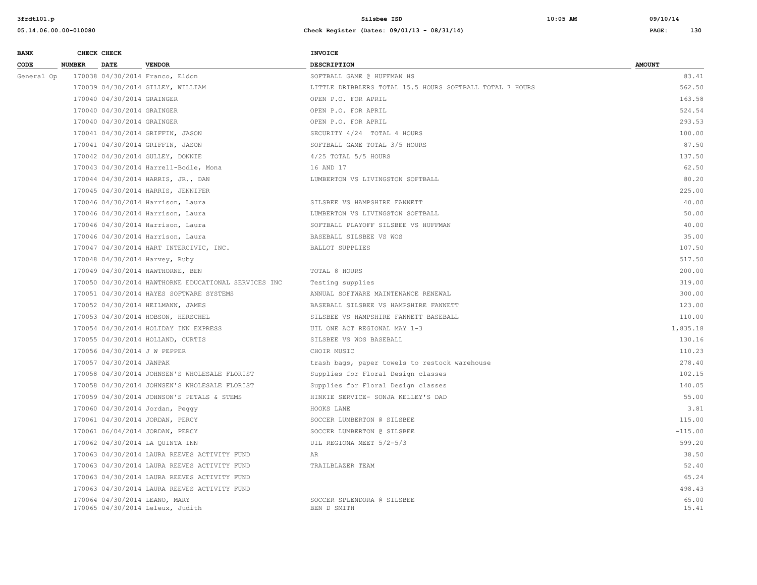| BANK CODE | CHECK NUMBER | CHECK DATE | VENDOR | INVOICE DESCRIPTION | AMOUNT |
|---|---|---|---|---|---|
| General Op | 170038 | 04/30/2014 | Franco, Eldon | SOFTBALL GAME @ HUFFMAN HS | 83.41 |
| | 170039 | 04/30/2014 | GILLEY, WILLIAM | LITTLE DRIBBLERS TOTAL 15.5 HOURS SOFTBALL TOTAL 7 HOURS | 562.50 |
| | 170040 | 04/30/2014 | GRAINGER | OPEN P.O. FOR APRIL | 163.58 |
| | 170040 | 04/30/2014 | GRAINGER | OPEN P.O. FOR APRIL | 524.54 |
| | 170040 | 04/30/2014 | GRAINGER | OPEN P.O. FOR APRIL | 293.53 |
| | 170041 | 04/30/2014 | GRIFFIN, JASON | SECURITY 4/24 TOTAL 4 HOURS | 100.00 |
| | 170041 | 04/30/2014 | GRIFFIN, JASON | SOFTBALL GAME TOTAL 3/5 HOURS | 87.50 |
| | 170042 | 04/30/2014 | GULLEY, DONNIE | 4/25 TOTAL 5/5 HOURS | 137.50 |
| | 170043 | 04/30/2014 | Harrell-Bodle, Mona | 16 AND 17 | 62.50 |
| | 170044 | 04/30/2014 | HARRIS, JR., DAN | LUMBERTON VS LIVINGSTON SOFTBALL | 80.20 |
| | 170045 | 04/30/2014 | HARRIS, JENNIFER | | 225.00 |
| | 170046 | 04/30/2014 | Harrison, Laura | SILSBEE VS HAMPSHIRE FANNETT | 40.00 |
| | 170046 | 04/30/2014 | Harrison, Laura | LUMBERTON VS LIVINGSTON SOFTBALL | 50.00 |
| | 170046 | 04/30/2014 | Harrison, Laura | SOFTBALL PLAYOFF SILSBEE VS HUFFMAN | 40.00 |
| | 170046 | 04/30/2014 | Harrison, Laura | BASEBALL SILSBEE VS WOS | 35.00 |
| | 170047 | 04/30/2014 | HART INTERCIVIC, INC. | BALLOT SUPPLIES | 107.50 |
| | 170048 | 04/30/2014 | Harvey, Ruby | | 517.50 |
| | 170049 | 04/30/2014 | HAWTHORNE, BEN | TOTAL 8 HOURS | 200.00 |
| | 170050 | 04/30/2014 | HAWTHORNE EDUCATIONAL SERVICES INC | Testing supplies | 319.00 |
| | 170051 | 04/30/2014 | HAYES SOFTWARE SYSTEMS | ANNUAL SOFTWARE MAINTENANCE RENEWAL | 300.00 |
| | 170052 | 04/30/2014 | HEILMANN, JAMES | BASEBALL SILSBEE VS HAMPSHIRE FANNETT | 123.00 |
| | 170053 | 04/30/2014 | HOBSON, HERSCHEL | SILSBEE VS HAMPSHIRE FANNETT BASEBALL | 110.00 |
| | 170054 | 04/30/2014 | HOLIDAY INN EXPRESS | UIL ONE ACT REGIONAL MAY 1-3 | 1,835.18 |
| | 170055 | 04/30/2014 | HOLLAND, CURTIS | SILSBEE VS WOS BASEBALL | 130.16 |
| | 170056 | 04/30/2014 | J W PEPPER | CHOIR MUSIC | 110.23 |
| | 170057 | 04/30/2014 | JANPAK | trash bags, paper towels to restock warehouse | 278.40 |
| | 170058 | 04/30/2014 | JOHNSEN'S WHOLESALE FLORIST | Supplies for Floral Design classes | 102.15 |
| | 170058 | 04/30/2014 | JOHNSEN'S WHOLESALE FLORIST | Supplies for Floral Design classes | 140.05 |
| | 170059 | 04/30/2014 | JOHNSON'S PETALS & STEMS | HINKIE SERVICE- SONJA KELLEY'S DAD | 55.00 |
| | 170060 | 04/30/2014 | Jordan, Peggy | HOOKS LANE | 3.81 |
| | 170061 | 04/30/2014 | JORDAN, PERCY | SOCCER LUMBERTON @ SILSBEE | 115.00 |
| | 170061 | 06/04/2014 | JORDAN, PERCY | SOCCER LUMBERTON @ SILSBEE | -115.00 |
| | 170062 | 04/30/2014 | LA QUINTA INN | UIL REGIONA MEET 5/2-5/3 | 599.20 |
| | 170063 | 04/30/2014 | LAURA REEVES ACTIVITY FUND | AR | 38.50 |
| | 170063 | 04/30/2014 | LAURA REEVES ACTIVITY FUND | TRAILBLAZER TEAM | 52.40 |
| | 170063 | 04/30/2014 | LAURA REEVES ACTIVITY FUND | | 65.24 |
| | 170063 | 04/30/2014 | LAURA REEVES ACTIVITY FUND | | 498.43 |
| | 170064 | 04/30/2014 | LEANO, MARY | SOCCER SPLENDORA @ SILSBEE | 65.00 |
| | 170065 | 04/30/2014 | Leleux, Judith | BEN D SMITH | 15.41 |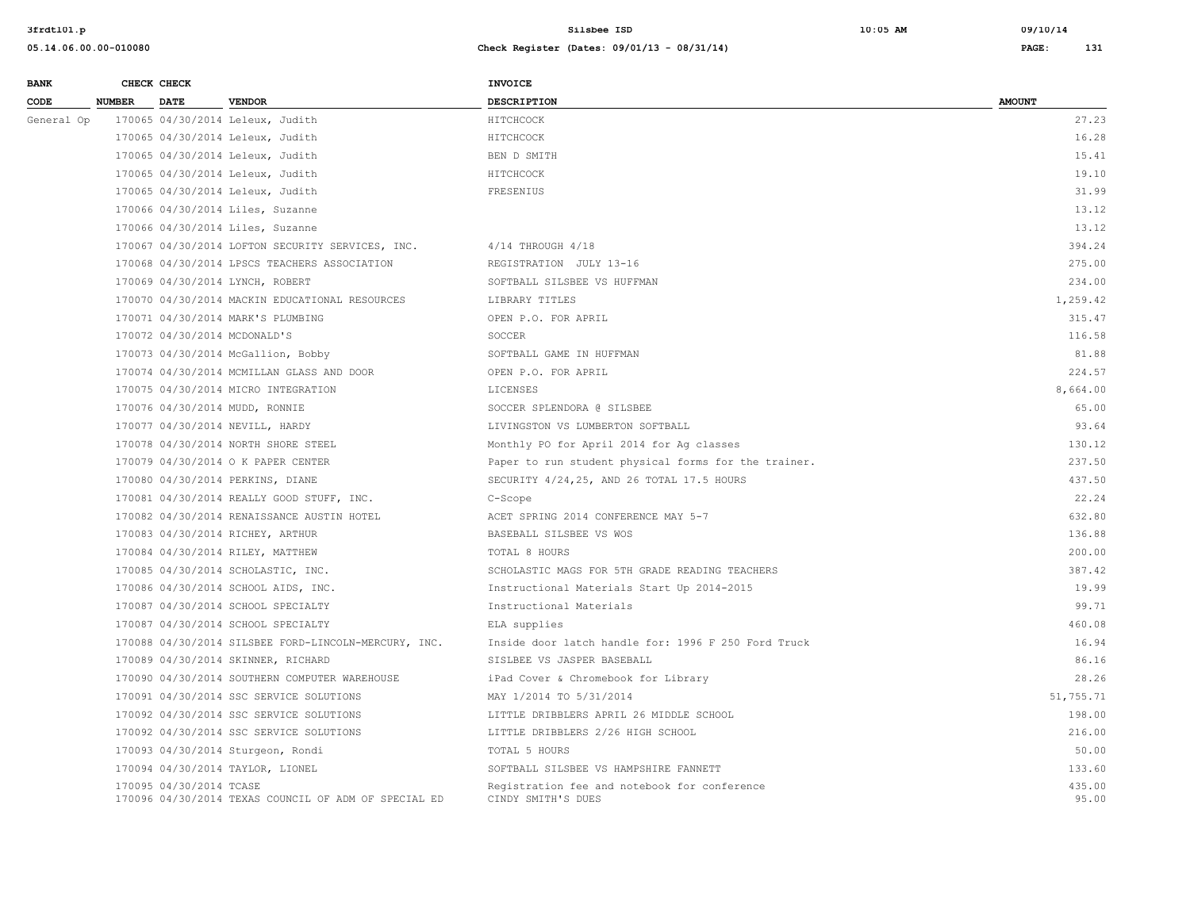| BANK CODE | CHECK NUMBER | CHECK DATE | VENDOR | INVOICE DESCRIPTION | AMOUNT |
|---|---|---|---|---|---|
| General Op | 170065 | 04/30/2014 | Leleux, Judith | HITCHCOCK | 27.23 |
| | 170065 | 04/30/2014 | Leleux, Judith | HITCHCOCK | 16.28 |
| | 170065 | 04/30/2014 | Leleux, Judith | BEN D SMITH | 15.41 |
| | 170065 | 04/30/2014 | Leleux, Judith | HITCHCOCK | 19.10 |
| | 170065 | 04/30/2014 | Leleux, Judith | FRESENIUS | 31.99 |
| | 170066 | 04/30/2014 | Liles, Suzanne | | 13.12 |
| | 170066 | 04/30/2014 | Liles, Suzanne | | 13.12 |
| | 170067 | 04/30/2014 | LOFTON SECURITY SERVICES, INC. | 4/14 THROUGH 4/18 | 394.24 |
| | 170068 | 04/30/2014 | LPSCS TEACHERS ASSOCIATION | REGISTRATION JULY 13-16 | 275.00 |
| | 170069 | 04/30/2014 | LYNCH, ROBERT | SOFTBALL SILSBEE VS HUFFMAN | 234.00 |
| | 170070 | 04/30/2014 | MACKIN EDUCATIONAL RESOURCES | LIBRARY TITLES | 1,259.42 |
| | 170071 | 04/30/2014 | MARK'S PLUMBING | OPEN P.O. FOR APRIL | 315.47 |
| | 170072 | 04/30/2014 | MCDONALD'S | SOCCER | 116.58 |
| | 170073 | 04/30/2014 | McGallion, Bobby | SOFTBALL GAME IN HUFFMAN | 81.88 |
| | 170074 | 04/30/2014 | MCMILLAN GLASS AND DOOR | OPEN P.O. FOR APRIL | 224.57 |
| | 170075 | 04/30/2014 | MICRO INTEGRATION | LICENSES | 8,664.00 |
| | 170076 | 04/30/2014 | MUDD, RONNIE | SOCCER SPLENDORA @ SILSBEE | 65.00 |
| | 170077 | 04/30/2014 | NEVILL, HARDY | LIVINGSTON VS LUMBERTON SOFTBALL | 93.64 |
| | 170078 | 04/30/2014 | NORTH SHORE STEEL | Monthly PO for April 2014 for Ag classes | 130.12 |
| | 170079 | 04/30/2014 | O K PAPER CENTER | Paper to run student physical forms for the trainer. | 237.50 |
| | 170080 | 04/30/2014 | PERKINS, DIANE | SECURITY 4/24,25, AND 26 TOTAL 17.5 HOURS | 437.50 |
| | 170081 | 04/30/2014 | REALLY GOOD STUFF, INC. | C-Scope | 22.24 |
| | 170082 | 04/30/2014 | RENAISSANCE AUSTIN HOTEL | ACET SPRING 2014 CONFERENCE MAY 5-7 | 632.80 |
| | 170083 | 04/30/2014 | RICHEY, ARTHUR | BASEBALL SILSBEE VS WOS | 136.88 |
| | 170084 | 04/30/2014 | RILEY, MATTHEW | TOTAL 8 HOURS | 200.00 |
| | 170085 | 04/30/2014 | SCHOLASTIC, INC. | SCHOLASTIC MAGS FOR 5TH GRADE READING TEACHERS | 387.42 |
| | 170086 | 04/30/2014 | SCHOOL AIDS, INC. | Instructional Materials Start Up 2014-2015 | 19.99 |
| | 170087 | 04/30/2014 | SCHOOL SPECIALTY | Instructional Materials | 99.71 |
| | 170087 | 04/30/2014 | SCHOOL SPECIALTY | ELA supplies | 460.08 |
| | 170088 | 04/30/2014 | SILSBEE FORD-LINCOLN-MERCURY, INC. | Inside door latch handle for: 1996 F 250 Ford Truck | 16.94 |
| | 170089 | 04/30/2014 | SKINNER, RICHARD | SISLBEE VS JASPER BASEBALL | 86.16 |
| | 170090 | 04/30/2014 | SOUTHERN COMPUTER WAREHOUSE | iPad Cover & Chromebook for Library | 28.26 |
| | 170091 | 04/30/2014 | SSC SERVICE SOLUTIONS | MAY 1/2014 TO 5/31/2014 | 51,755.71 |
| | 170092 | 04/30/2014 | SSC SERVICE SOLUTIONS | LITTLE DRIBBLERS APRIL 26 MIDDLE SCHOOL | 198.00 |
| | 170092 | 04/30/2014 | SSC SERVICE SOLUTIONS | LITTLE DRIBBLERS 2/26 HIGH SCHOOL | 216.00 |
| | 170093 | 04/30/2014 | Sturgeon, Rondi | TOTAL 5 HOURS | 50.00 |
| | 170094 | 04/30/2014 | TAYLOR, LIONEL | SOFTBALL SILSBEE VS HAMPSHIRE FANNETT | 133.60 |
| | 170095 | 04/30/2014 | TCASE | Registration fee and notebook for conference | 435.00 |
| | 170096 | 04/30/2014 | TEXAS COUNCIL OF ADM OF SPECIAL ED | CINDY SMITH'S DUES | 95.00 |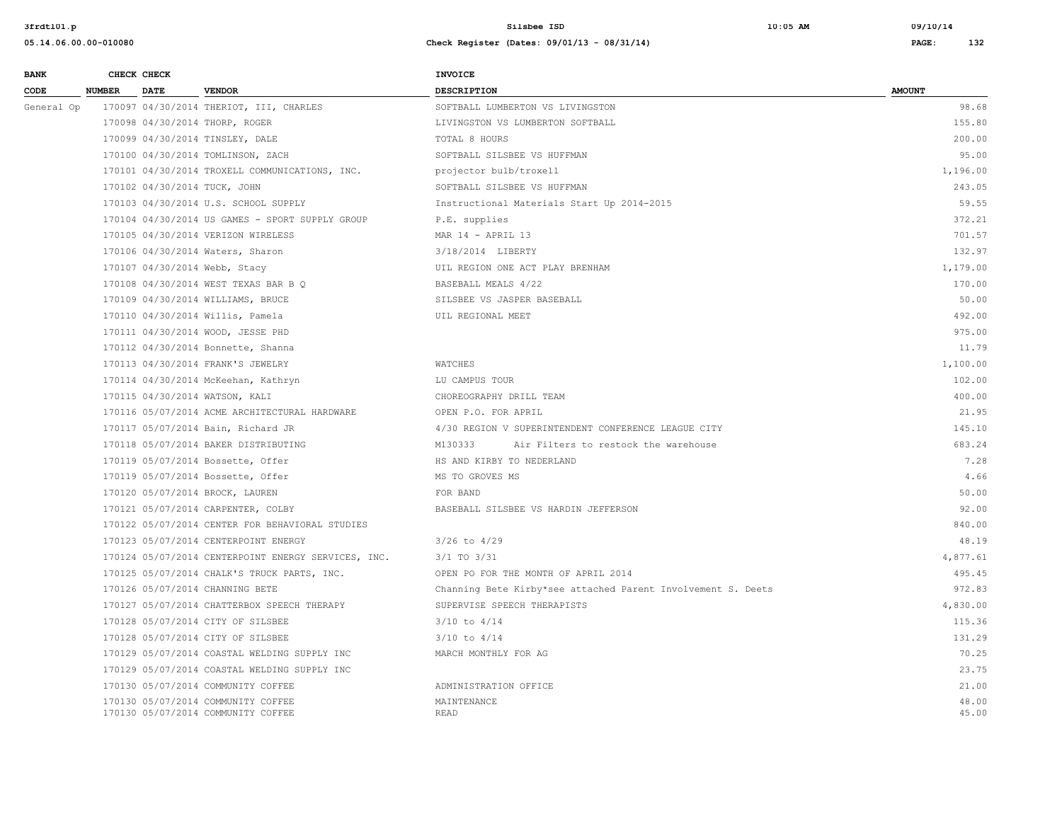| BANK CODE | CHECK NUMBER | CHECK DATE | VENDOR | INVOICE DESCRIPTION | AMOUNT |
|---|---|---|---|---|---|
| General Op | 170097 | 04/30/2014 | THERIOT, III, CHARLES | SOFTBALL LUMBERTON VS LIVINGSTON | 98.68 |
| | 170098 | 04/30/2014 | THORP, ROGER | LIVINGSTON VS LUMBERTON SOFTBALL | 155.80 |
| | 170099 | 04/30/2014 | TINSLEY, DALE | TOTAL 8 HOURS | 200.00 |
| | 170100 | 04/30/2014 | TOMLINSON, ZACH | SOFTBALL SILSBEE VS HUFFMAN | 95.00 |
| | 170101 | 04/30/2014 | TROXELL COMMUNICATIONS, INC. | projector bulb/troxell | 1,196.00 |
| | 170102 | 04/30/2014 | TUCK, JOHN | SOFTBALL SILSBEE VS HUFFMAN | 243.05 |
| | 170103 | 04/30/2014 | U.S. SCHOOL SUPPLY | Instructional Materials Start Up 2014-2015 | 59.55 |
| | 170104 | 04/30/2014 | US GAMES - SPORT SUPPLY GROUP | P.E. supplies | 372.21 |
| | 170105 | 04/30/2014 | VERIZON WIRELESS | MAR 14 - APRIL 13 | 701.57 |
| | 170106 | 04/30/2014 | Waters, Sharon | 3/18/2014 LIBERTY | 132.97 |
| | 170107 | 04/30/2014 | Webb, Stacy | UIL REGION ONE ACT PLAY BRENHAM | 1,179.00 |
| | 170108 | 04/30/2014 | WEST TEXAS BAR B Q | BASEBALL MEALS 4/22 | 170.00 |
| | 170109 | 04/30/2014 | WILLIAMS, BRUCE | SILSBEE VS JASPER BASEBALL | 50.00 |
| | 170110 | 04/30/2014 | Willis, Pamela | UIL REGIONAL MEET | 492.00 |
| | 170111 | 04/30/2014 | WOOD, JESSE PHD | | 975.00 |
| | 170112 | 04/30/2014 | Bonnette, Shanna | | 11.79 |
| | 170113 | 04/30/2014 | FRANK'S JEWELRY | WATCHES | 1,100.00 |
| | 170114 | 04/30/2014 | McKeehan, Kathryn | LU CAMPUS TOUR | 102.00 |
| | 170115 | 04/30/2014 | WATSON, KALI | CHOREOGRAPHY DRILL TEAM | 400.00 |
| | 170116 | 05/07/2014 | ACME ARCHITECTURAL HARDWARE | OPEN P.O. FOR APRIL | 21.95 |
| | 170117 | 05/07/2014 | Bain, Richard JR | 4/30 REGION V SUPERINTENDENT CONFERENCE LEAGUE CITY | 145.10 |
| | 170118 | 05/07/2014 | BAKER DISTRIBUTING | M130333 Air Filters to restock the warehouse | 683.24 |
| | 170119 | 05/07/2014 | Bossette, Offer | HS AND KIRBY TO NEDERLAND | 7.28 |
| | 170119 | 05/07/2014 | Bossette, Offer | MS TO GROVES MS | 4.66 |
| | 170120 | 05/07/2014 | BROCK, LAUREN | FOR BAND | 50.00 |
| | 170121 | 05/07/2014 | CARPENTER, COLBY | BASEBALL SILSBEE VS HARDIN JEFFERSON | 92.00 |
| | 170122 | 05/07/2014 | CENTER FOR BEHAVIORAL STUDIES | | 840.00 |
| | 170123 | 05/07/2014 | CENTERPOINT ENERGY | 3/26 to 4/29 | 48.19 |
| | 170124 | 05/07/2014 | CENTERPOINT ENERGY SERVICES, INC. | 3/1 TO 3/31 | 4,877.61 |
| | 170125 | 05/07/2014 | CHALK'S TRUCK PARTS, INC. | OPEN PO FOR THE MONTH OF APRIL 2014 | 495.45 |
| | 170126 | 05/07/2014 | CHANNING BETE | Channing Bete Kirby*see attached Parent Involvement S. Deets | 972.83 |
| | 170127 | 05/07/2014 | CHATTERBOX SPEECH THERAPY | SUPERVISE SPEECH THERAPISTS | 4,830.00 |
| | 170128 | 05/07/2014 | CITY OF SILSBEE | 3/10 to 4/14 | 115.36 |
| | 170128 | 05/07/2014 | CITY OF SILSBEE | 3/10 to 4/14 | 131.29 |
| | 170129 | 05/07/2014 | COASTAL WELDING SUPPLY INC | MARCH MONTHLY FOR AG | 70.25 |
| | 170129 | 05/07/2014 | COASTAL WELDING SUPPLY INC | | 23.75 |
| | 170130 | 05/07/2014 | COMMUNITY COFFEE | ADMINISTRATION OFFICE | 21.00 |
| | 170130 | 05/07/2014 | COMMUNITY COFFEE | MAINTENANCE | 48.00 |
| | 170130 | 05/07/2014 | COMMUNITY COFFEE | READ | 45.00 |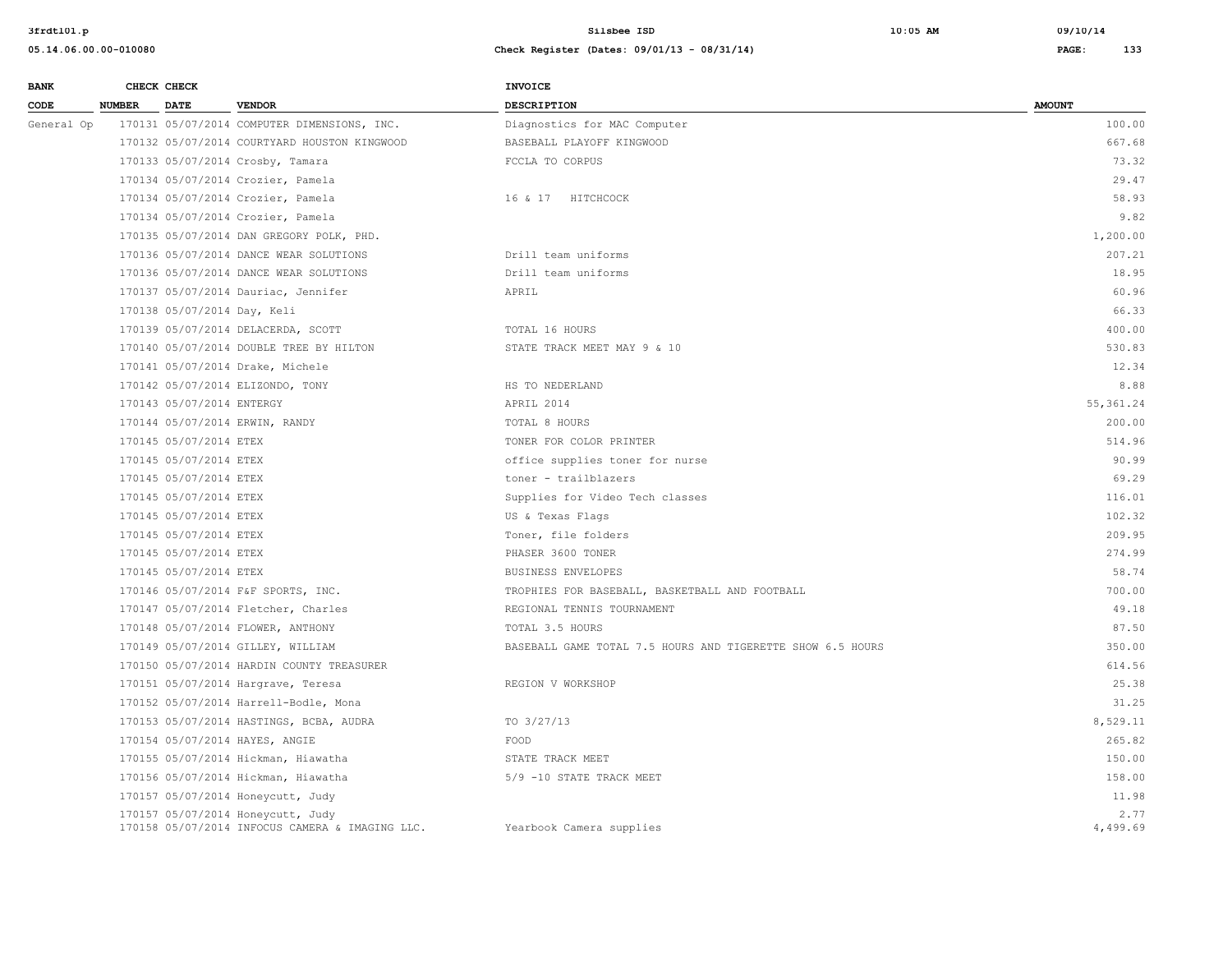| BANK CODE | CHECK NUMBER | CHECK DATE | VENDOR | INVOICE DESCRIPTION | AMOUNT |
|---|---|---|---|---|---|
| General Op | 170131 | 05/07/2014 | COMPUTER DIMENSIONS, INC. | Diagnostics for MAC Computer | 100.00 |
| | 170132 | 05/07/2014 | COURTYARD HOUSTON KINGWOOD | BASEBALL PLAYOFF KINGWOOD | 667.68 |
| | 170133 | 05/07/2014 | Crosby, Tamara | FCCLA TO CORPUS | 73.32 |
| | 170134 | 05/07/2014 | Crozier, Pamela | | 29.47 |
| | 170134 | 05/07/2014 | Crozier, Pamela | 16 & 17 HITCHCOCK | 58.93 |
| | 170134 | 05/07/2014 | Crozier, Pamela | | 9.82 |
| | 170135 | 05/07/2014 | DAN GREGORY POLK, PHD. | | 1,200.00 |
| | 170136 | 05/07/2014 | DANCE WEAR SOLUTIONS | Drill team uniforms | 207.21 |
| | 170136 | 05/07/2014 | DANCE WEAR SOLUTIONS | Drill team uniforms | 18.95 |
| | 170137 | 05/07/2014 | Dauriac, Jennifer | APRIL | 60.96 |
| | 170138 | 05/07/2014 | Day, Keli | | 66.33 |
| | 170139 | 05/07/2014 | DELACERDA, SCOTT | TOTAL 16 HOURS | 400.00 |
| | 170140 | 05/07/2014 | DOUBLE TREE BY HILTON | STATE TRACK MEET MAY 9 & 10 | 530.83 |
| | 170141 | 05/07/2014 | Drake, Michele | | 12.34 |
| | 170142 | 05/07/2014 | ELIZONDO, TONY | HS TO NEDERLAND | 8.88 |
| | 170143 | 05/07/2014 | ENTERGY | APRIL 2014 | 55,361.24 |
| | 170144 | 05/07/2014 | ERWIN, RANDY | TOTAL 8 HOURS | 200.00 |
| | 170145 | 05/07/2014 | ETEX | TONER FOR COLOR PRINTER | 514.96 |
| | 170145 | 05/07/2014 | ETEX | office supplies toner for nurse | 90.99 |
| | 170145 | 05/07/2014 | ETEX | toner - trailblazers | 69.29 |
| | 170145 | 05/07/2014 | ETEX | Supplies for Video Tech classes | 116.01 |
| | 170145 | 05/07/2014 | ETEX | US & Texas Flags | 102.32 |
| | 170145 | 05/07/2014 | ETEX | Toner, file folders | 209.95 |
| | 170145 | 05/07/2014 | ETEX | PHASER 3600 TONER | 274.99 |
| | 170145 | 05/07/2014 | ETEX | BUSINESS ENVELOPES | 58.74 |
| | 170146 | 05/07/2014 | F&F SPORTS, INC. | TROPHIES FOR BASEBALL, BASKETBALL AND FOOTBALL | 700.00 |
| | 170147 | 05/07/2014 | Fletcher, Charles | REGIONAL TENNIS TOURNAMENT | 49.18 |
| | 170148 | 05/07/2014 | FLOWER, ANTHONY | TOTAL 3.5 HOURS | 87.50 |
| | 170149 | 05/07/2014 | GILLEY, WILLIAM | BASEBALL GAME TOTAL 7.5 HOURS AND TIGERETTE SHOW 6.5 HOURS | 350.00 |
| | 170150 | 05/07/2014 | HARDIN COUNTY TREASURER | | 614.56 |
| | 170151 | 05/07/2014 | Hargrave, Teresa | REGION V WORKSHOP | 25.38 |
| | 170152 | 05/07/2014 | Harrell-Bodle, Mona | | 31.25 |
| | 170153 | 05/07/2014 | HASTINGS, BCBA, AUDRA | TO 3/27/13 | 8,529.11 |
| | 170154 | 05/07/2014 | HAYES, ANGIE | FOOD | 265.82 |
| | 170155 | 05/07/2014 | Hickman, Hiawatha | STATE TRACK MEET | 150.00 |
| | 170156 | 05/07/2014 | Hickman, Hiawatha | 5/9 -10 STATE TRACK MEET | 158.00 |
| | 170157 | 05/07/2014 | Honeycutt, Judy | | 11.98 |
| | 170157 | 05/07/2014 | Honeycutt, Judy | | 2.77 |
| | 170158 | 05/07/2014 | INFOCUS CAMERA & IMAGING LLC. | Yearbook Camera supplies | 4,499.69 |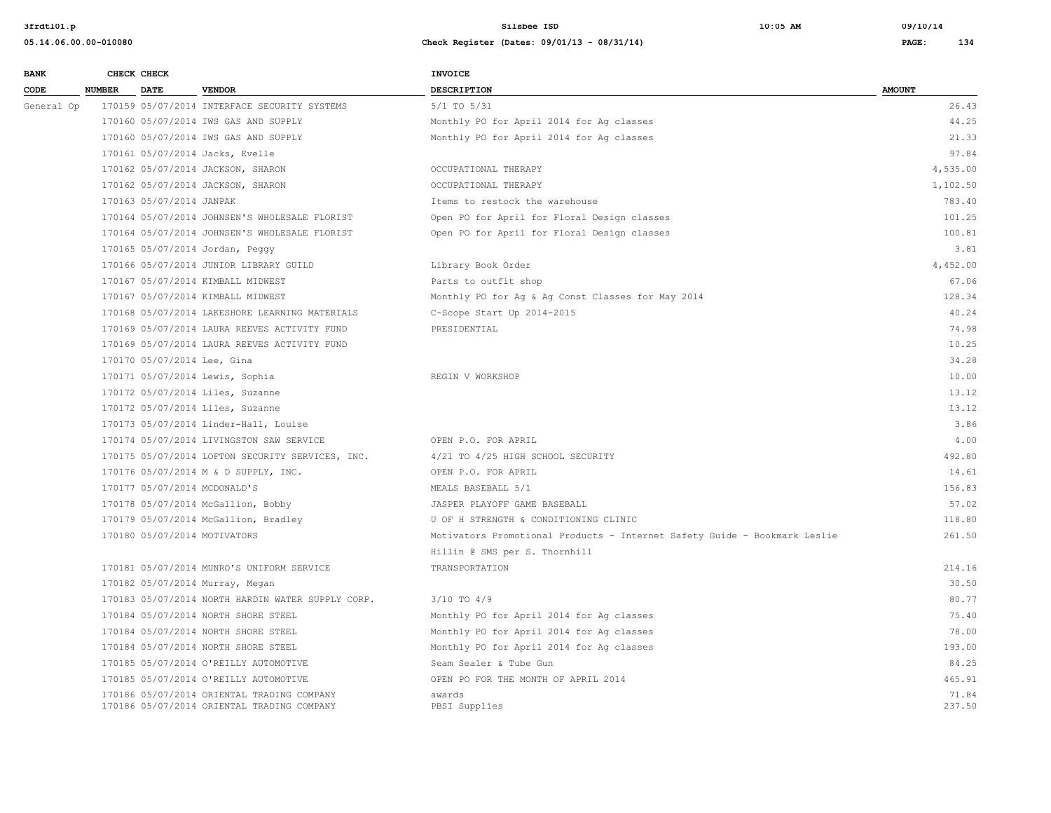| BANK CODE | CHECK NUMBER | CHECK DATE | VENDOR | INVOICE DESCRIPTION | AMOUNT |
|---|---|---|---|---|---|
| General Op | 170159 | 05/07/2014 | INTERFACE SECURITY SYSTEMS | 5/1 TO 5/31 | 26.43 |
| | 170160 | 05/07/2014 | IWS GAS AND SUPPLY | Monthly PO for April 2014 for Ag classes | 44.25 |
| | 170160 | 05/07/2014 | IWS GAS AND SUPPLY | Monthly PO for April 2014 for Ag classes | 21.33 |
| | 170161 | 05/07/2014 | Jacks, Evelle | | 97.84 |
| | 170162 | 05/07/2014 | JACKSON, SHARON | OCCUPATIONAL THERAPY | 4,535.00 |
| | 170162 | 05/07/2014 | JACKSON, SHARON | OCCUPATIONAL THERAPY | 1,102.50 |
| | 170163 | 05/07/2014 | JANPAK | Items to restock the warehouse | 783.40 |
| | 170164 | 05/07/2014 | JOHNSEN'S WHOLESALE FLORIST | Open PO for April for Floral Design classes | 101.25 |
| | 170164 | 05/07/2014 | JOHNSEN'S WHOLESALE FLORIST | Open PO for April for Floral Design classes | 100.81 |
| | 170165 | 05/07/2014 | Jordan, Peggy | | 3.81 |
| | 170166 | 05/07/2014 | JUNIOR LIBRARY GUILD | Library Book Order | 4,452.00 |
| | 170167 | 05/07/2014 | KIMBALL MIDWEST | Parts to outfit shop | 67.06 |
| | 170167 | 05/07/2014 | KIMBALL MIDWEST | Monthly PO for Ag & Ag Const Classes for May 2014 | 128.34 |
| | 170168 | 05/07/2014 | LAKESHORE LEARNING MATERIALS | C-Scope Start Up 2014-2015 | 40.24 |
| | 170169 | 05/07/2014 | LAURA REEVES ACTIVITY FUND | PRESIDENTIAL | 74.98 |
| | 170169 | 05/07/2014 | LAURA REEVES ACTIVITY FUND | | 10.25 |
| | 170170 | 05/07/2014 | Lee, Gina | | 34.28 |
| | 170171 | 05/07/2014 | Lewis, Sophia | REGIN V WORKSHOP | 10.00 |
| | 170172 | 05/07/2014 | Liles, Suzanne | | 13.12 |
| | 170172 | 05/07/2014 | Liles, Suzanne | | 13.12 |
| | 170173 | 05/07/2014 | Linder-Hall, Louise | | 3.86 |
| | 170174 | 05/07/2014 | LIVINGSTON SAW SERVICE | OPEN P.O. FOR APRIL | 4.00 |
| | 170175 | 05/07/2014 | LOFTON SECURITY SERVICES, INC. | 4/21 TO 4/25 HIGH SCHOOL SECURITY | 492.80 |
| | 170176 | 05/07/2014 | M & D SUPPLY, INC. | OPEN P.O. FOR APRIL | 14.61 |
| | 170177 | 05/07/2014 | MCDONALD'S | MEALS BASEBALL 5/1 | 156.83 |
| | 170178 | 05/07/2014 | McGallion, Bobby | JASPER PLAYOFF GAME BASEBALL | 57.02 |
| | 170179 | 05/07/2014 | McGallion, Bradley | U OF H STRENGTH & CONDITIONING CLINIC | 118.80 |
| | 170180 | 05/07/2014 | MOTIVATORS | Motivators Promotional Products - Internet Safety Guide - Bookmark Leslie Hillin @ SMS per S. Thornhill | 261.50 |
| | 170181 | 05/07/2014 | MUNRO'S UNIFORM SERVICE | TRANSPORTATION | 214.16 |
| | 170182 | 05/07/2014 | Murray, Megan | | 30.50 |
| | 170183 | 05/07/2014 | NORTH HARDIN WATER SUPPLY CORP. | 3/10 TO 4/9 | 80.77 |
| | 170184 | 05/07/2014 | NORTH SHORE STEEL | Monthly PO for April 2014 for Ag classes | 75.40 |
| | 170184 | 05/07/2014 | NORTH SHORE STEEL | Monthly PO for April 2014 for Ag classes | 78.00 |
| | 170184 | 05/07/2014 | NORTH SHORE STEEL | Monthly PO for April 2014 for Ag classes | 193.00 |
| | 170185 | 05/07/2014 | O'REILLY AUTOMOTIVE | Seam Sealer & Tube Gun | 84.25 |
| | 170185 | 05/07/2014 | O'REILLY AUTOMOTIVE | OPEN PO FOR THE MONTH OF APRIL 2014 | 465.91 |
| | 170186 | 05/07/2014 | ORIENTAL TRADING COMPANY | awards | 71.84 |
| | 170186 | 05/07/2014 | ORIENTAL TRADING COMPANY | PBSI Supplies | 237.50 |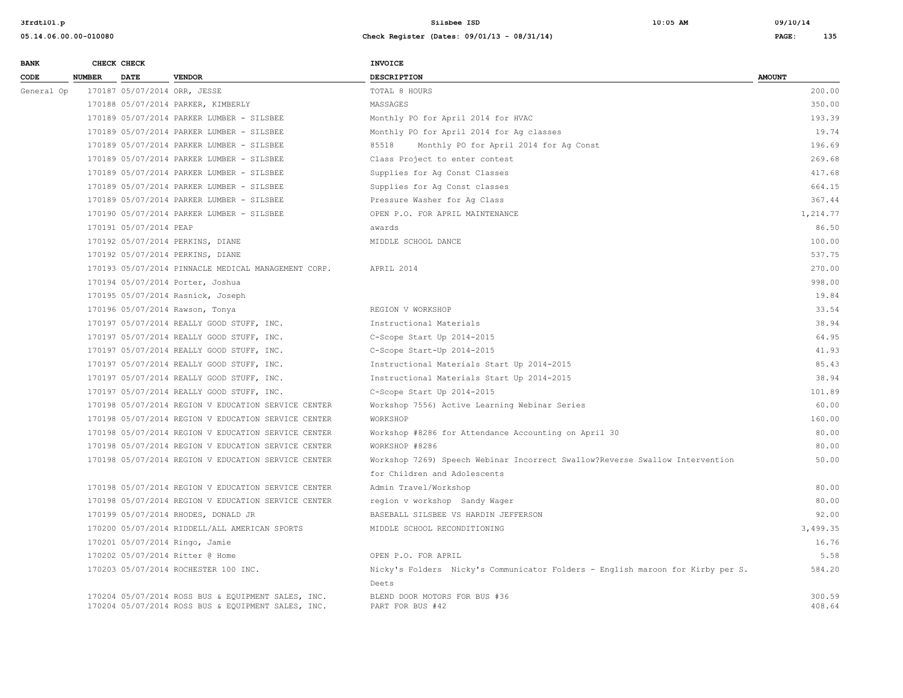| BANK CODE | CHECK NUMBER | CHECK DATE | VENDOR | INVOICE DESCRIPTION | AMOUNT |
|---|---|---|---|---|---|
| General Op | 170187 | 05/07/2014 | ORR, JESSE | TOTAL 8 HOURS | 200.00 |
| | 170188 | 05/07/2014 | PARKER, KIMBERLY | MASSAGES | 350.00 |
| | 170189 | 05/07/2014 | PARKER LUMBER - SILSBEE | Monthly PO for April 2014 for HVAC | 193.39 |
| | 170189 | 05/07/2014 | PARKER LUMBER - SILSBEE | Monthly PO for April 2014 for Ag classes | 19.74 |
| | 170189 | 05/07/2014 | PARKER LUMBER - SILSBEE | 85518 Monthly PO for April 2014 for Ag Const | 196.69 |
| | 170189 | 05/07/2014 | PARKER LUMBER - SILSBEE | Class Project to enter contest | 269.68 |
| | 170189 | 05/07/2014 | PARKER LUMBER - SILSBEE | Supplies for Ag Const Classes | 417.68 |
| | 170189 | 05/07/2014 | PARKER LUMBER - SILSBEE | Supplies for Ag Const classes | 664.15 |
| | 170189 | 05/07/2014 | PARKER LUMBER - SILSBEE | Pressure Washer for Ag Class | 367.44 |
| | 170190 | 05/07/2014 | PARKER LUMBER - SILSBEE | OPEN P.O. FOR APRIL MAINTENANCE | 1,214.77 |
| | 170191 | 05/07/2014 | PEAP | awards | 86.50 |
| | 170192 | 05/07/2014 | PERKINS, DIANE | MIDDLE SCHOOL DANCE | 100.00 |
| | 170192 | 05/07/2014 | PERKINS, DIANE | | 537.75 |
| | 170193 | 05/07/2014 | PINNACLE MEDICAL MANAGEMENT CORP. | APRIL 2014 | 270.00 |
| | 170194 | 05/07/2014 | Porter, Joshua | | 998.00 |
| | 170195 | 05/07/2014 | Rasnick, Joseph | | 19.84 |
| | 170196 | 05/07/2014 | Rawson, Tonya | REGION V WORKSHOP | 33.54 |
| | 170197 | 05/07/2014 | REALLY GOOD STUFF, INC. | Instructional Materials | 38.94 |
| | 170197 | 05/07/2014 | REALLY GOOD STUFF, INC. | C-Scope Start Up 2014-2015 | 64.95 |
| | 170197 | 05/07/2014 | REALLY GOOD STUFF, INC. | C-Scope Start-Up 2014-2015 | 41.93 |
| | 170197 | 05/07/2014 | REALLY GOOD STUFF, INC. | Instructional Materials Start Up 2014-2015 | 85.43 |
| | 170197 | 05/07/2014 | REALLY GOOD STUFF, INC. | Instructional Materials Start Up 2014-2015 | 38.94 |
| | 170197 | 05/07/2014 | REALLY GOOD STUFF, INC. | C-Scope Start Up 2014-2015 | 101.89 |
| | 170198 | 05/07/2014 | REGION V EDUCATION SERVICE CENTER | Workshop 7556) Active Learning Webinar Series | 60.00 |
| | 170198 | 05/07/2014 | REGION V EDUCATION SERVICE CENTER | WORKSHOP | 160.00 |
| | 170198 | 05/07/2014 | REGION V EDUCATION SERVICE CENTER | Workshop #8286 for Attendance Accounting on April 30 | 80.00 |
| | 170198 | 05/07/2014 | REGION V EDUCATION SERVICE CENTER | WORKSHOP #8286 | 80.00 |
| | 170198 | 05/07/2014 | REGION V EDUCATION SERVICE CENTER | Workshop 7269) Speech Webinar Incorrect Swallow?Reverse Swallow Intervention for Children and Adolescents | 50.00 |
| | 170198 | 05/07/2014 | REGION V EDUCATION SERVICE CENTER | Admin Travel/Workshop | 80.00 |
| | 170198 | 05/07/2014 | REGION V EDUCATION SERVICE CENTER | region v workshop Sandy Wager | 80.00 |
| | 170199 | 05/07/2014 | RHODES, DONALD JR | BASEBALL SILSBEE VS HARDIN JEFFERSON | 92.00 |
| | 170200 | 05/07/2014 | RIDDELL/ALL AMERICAN SPORTS | MIDDLE SCHOOL RECONDITIONING | 3,499.35 |
| | 170201 | 05/07/2014 | Ringo, Jamie | | 16.76 |
| | 170202 | 05/07/2014 | Ritter @ Home | OPEN P.O. FOR APRIL | 5.58 |
| | 170203 | 05/07/2014 | ROCHESTER 100 INC. | Nicky's Folders Nicky's Communicator Folders - English maroon for Kirby per S. Deets | 584.20 |
| | 170204 | 05/07/2014 | ROSS BUS & EQUIPMENT SALES, INC. | BLEND DOOR MOTORS FOR BUS #36 | 300.59 |
| | 170204 | 05/07/2014 | ROSS BUS & EQUIPMENT SALES, INC. | PART FOR BUS #42 | 408.64 |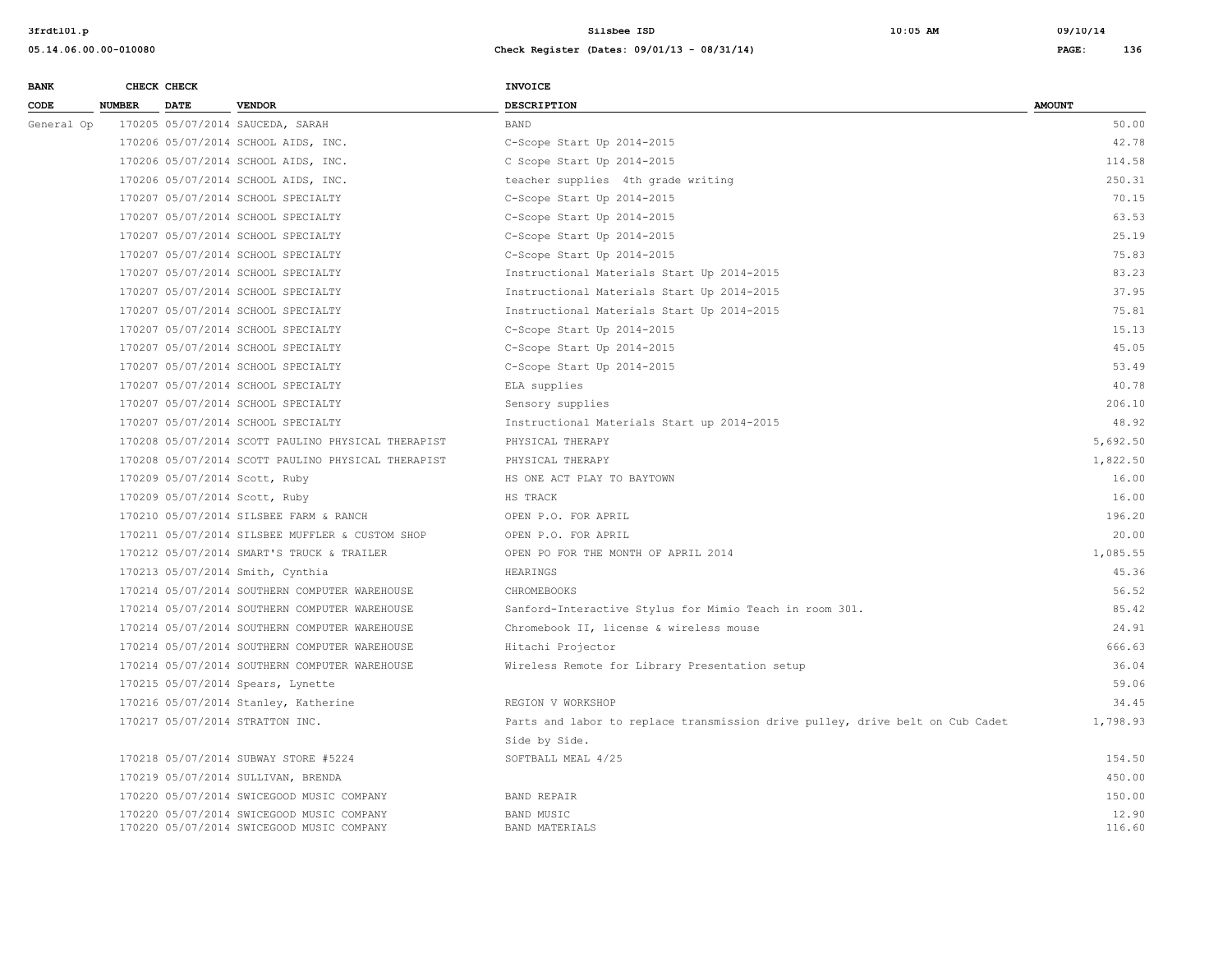| BANK CODE | CHECK NUMBER | CHECK DATE | VENDOR | INVOICE DESCRIPTION | AMOUNT |
|---|---|---|---|---|---|
| General Op | 170205 | 05/07/2014 | SAUCEDA, SARAH | BAND | 50.00 |
| | 170206 | 05/07/2014 | SCHOOL AIDS, INC. | C-Scope Start Up 2014-2015 | 42.78 |
| | 170206 | 05/07/2014 | SCHOOL AIDS, INC. | C Scope Start Up 2014-2015 | 114.58 |
| | 170206 | 05/07/2014 | SCHOOL AIDS, INC. | teacher supplies 4th grade writing | 250.31 |
| | 170207 | 05/07/2014 | SCHOOL SPECIALTY | C-Scope Start Up 2014-2015 | 70.15 |
| | 170207 | 05/07/2014 | SCHOOL SPECIALTY | C-Scope Start Up 2014-2015 | 63.53 |
| | 170207 | 05/07/2014 | SCHOOL SPECIALTY | C-Scope Start Up 2014-2015 | 25.19 |
| | 170207 | 05/07/2014 | SCHOOL SPECIALTY | C-Scope Start Up 2014-2015 | 75.83 |
| | 170207 | 05/07/2014 | SCHOOL SPECIALTY | Instructional Materials Start Up 2014-2015 | 83.23 |
| | 170207 | 05/07/2014 | SCHOOL SPECIALTY | Instructional Materials Start Up 2014-2015 | 37.95 |
| | 170207 | 05/07/2014 | SCHOOL SPECIALTY | Instructional Materials Start Up 2014-2015 | 75.81 |
| | 170207 | 05/07/2014 | SCHOOL SPECIALTY | C-Scope Start Up 2014-2015 | 15.13 |
| | 170207 | 05/07/2014 | SCHOOL SPECIALTY | C-Scope Start Up 2014-2015 | 45.05 |
| | 170207 | 05/07/2014 | SCHOOL SPECIALTY | C-Scope Start Up 2014-2015 | 53.49 |
| | 170207 | 05/07/2014 | SCHOOL SPECIALTY | ELA supplies | 40.78 |
| | 170207 | 05/07/2014 | SCHOOL SPECIALTY | Sensory supplies | 206.10 |
| | 170207 | 05/07/2014 | SCHOOL SPECIALTY | Instructional Materials Start up 2014-2015 | 48.92 |
| | 170208 | 05/07/2014 | SCOTT PAULINO PHYSICAL THERAPIST | PHYSICAL THERAPY | 5,692.50 |
| | 170208 | 05/07/2014 | SCOTT PAULINO PHYSICAL THERAPIST | PHYSICAL THERAPY | 1,822.50 |
| | 170209 | 05/07/2014 | Scott, Ruby | HS ONE ACT PLAY TO BAYTOWN | 16.00 |
| | 170209 | 05/07/2014 | Scott, Ruby | HS TRACK | 16.00 |
| | 170210 | 05/07/2014 | SILSBEE FARM & RANCH | OPEN P.O. FOR APRIL | 196.20 |
| | 170211 | 05/07/2014 | SILSBEE MUFFLER & CUSTOM SHOP | OPEN P.O. FOR APRIL | 20.00 |
| | 170212 | 05/07/2014 | SMART'S TRUCK & TRAILER | OPEN PO FOR THE MONTH OF APRIL 2014 | 1,085.55 |
| | 170213 | 05/07/2014 | Smith, Cynthia | HEARINGS | 45.36 |
| | 170214 | 05/07/2014 | SOUTHERN COMPUTER WAREHOUSE | CHROMEBOOKS | 56.52 |
| | 170214 | 05/07/2014 | SOUTHERN COMPUTER WAREHOUSE | Sanford-Interactive Stylus for Mimio Teach in room 301. | 85.42 |
| | 170214 | 05/07/2014 | SOUTHERN COMPUTER WAREHOUSE | Chromebook II, license & wireless mouse | 24.91 |
| | 170214 | 05/07/2014 | SOUTHERN COMPUTER WAREHOUSE | Hitachi Projector | 666.63 |
| | 170214 | 05/07/2014 | SOUTHERN COMPUTER WAREHOUSE | Wireless Remote for Library Presentation setup | 36.04 |
| | 170215 | 05/07/2014 | Spears, Lynette | | 59.06 |
| | 170216 | 05/07/2014 | Stanley, Katherine | REGION V WORKSHOP | 34.45 |
| | 170217 | 05/07/2014 | STRATTON INC. | Parts and labor to replace transmission drive pulley, drive belt on Cub Cadet Side by Side. | 1,798.93 |
| | 170218 | 05/07/2014 | SUBWAY STORE #5224 | SOFTBALL MEAL 4/25 | 154.50 |
| | 170219 | 05/07/2014 | SULLIVAN, BRENDA | | 450.00 |
| | 170220 | 05/07/2014 | SWICEGOOD MUSIC COMPANY | BAND REPAIR | 150.00 |
| | 170220 | 05/07/2014 | SWICEGOOD MUSIC COMPANY | BAND MUSIC | 12.90 |
| | 170220 | 05/07/2014 | SWICEGOOD MUSIC COMPANY | BAND MATERIALS | 116.60 |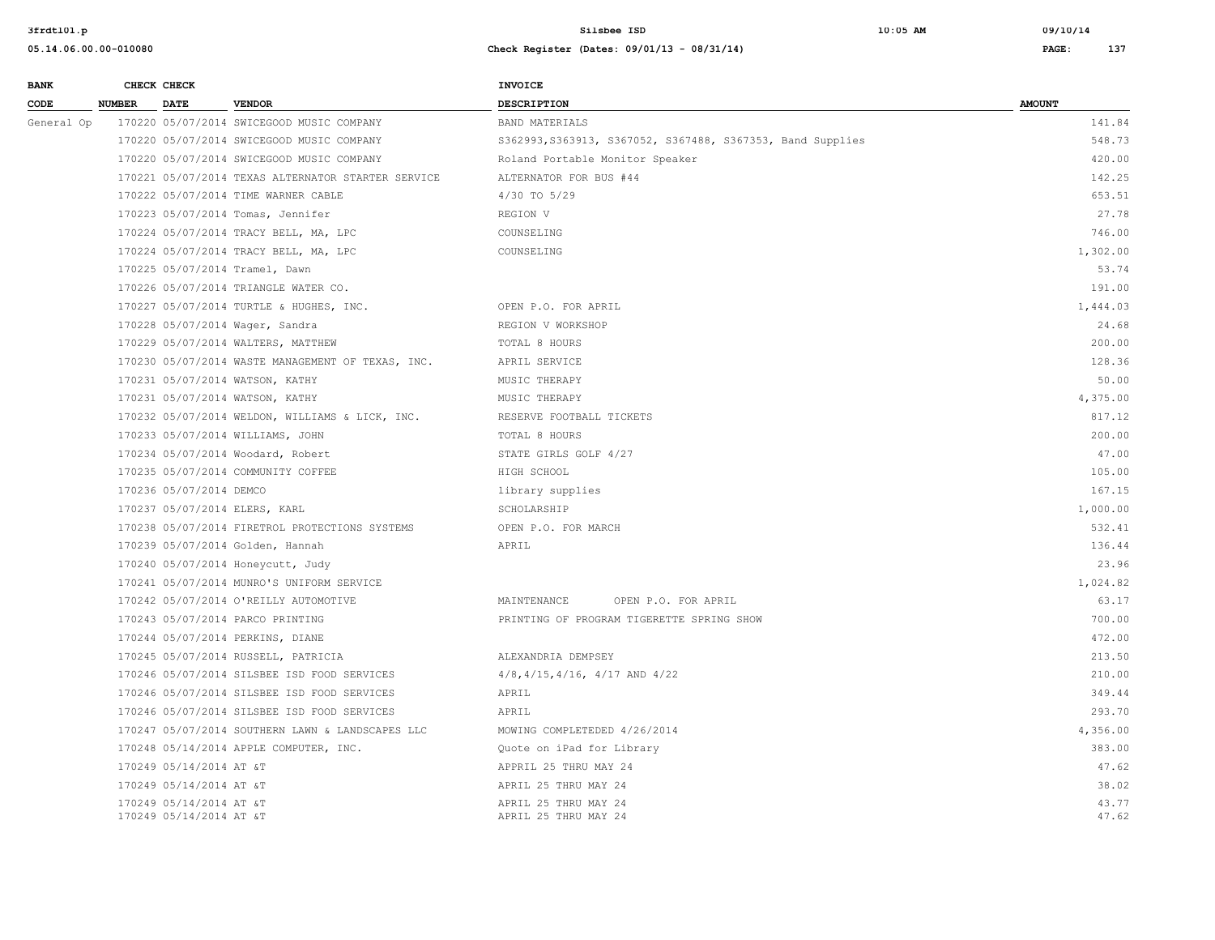| BANK CODE | CHECK NUMBER | CHECK DATE | VENDOR | INVOICE DESCRIPTION | AMOUNT |
|---|---|---|---|---|---|
| General Op | 170220 | 05/07/2014 | SWICEGOOD MUSIC COMPANY | BAND MATERIALS | 141.84 |
| | 170220 | 05/07/2014 | SWICEGOOD MUSIC COMPANY | S362993,S363913, S367052, S367488, S367353, Band Supplies | 548.73 |
| | 170220 | 05/07/2014 | SWICEGOOD MUSIC COMPANY | Roland Portable Monitor Speaker | 420.00 |
| | 170221 | 05/07/2014 | TEXAS ALTERNATOR STARTER SERVICE | ALTERNATOR FOR BUS #44 | 142.25 |
| | 170222 | 05/07/2014 | TIME WARNER CABLE | 4/30 TO 5/29 | 653.51 |
| | 170223 | 05/07/2014 | Tomas, Jennifer | REGION V | 27.78 |
| | 170224 | 05/07/2014 | TRACY BELL, MA, LPC | COUNSELING | 746.00 |
| | 170224 | 05/07/2014 | TRACY BELL, MA, LPC | COUNSELING | 1,302.00 |
| | 170225 | 05/07/2014 | Tramel, Dawn | | 53.74 |
| | 170226 | 05/07/2014 | TRIANGLE WATER CO. | | 191.00 |
| | 170227 | 05/07/2014 | TURTLE & HUGHES, INC. | OPEN P.O. FOR APRIL | 1,444.03 |
| | 170228 | 05/07/2014 | Wager, Sandra | REGION V WORKSHOP | 24.68 |
| | 170229 | 05/07/2014 | WALTERS, MATTHEW | TOTAL 8 HOURS | 200.00 |
| | 170230 | 05/07/2014 | WASTE MANAGEMENT OF TEXAS, INC. | APRIL SERVICE | 128.36 |
| | 170231 | 05/07/2014 | WATSON, KATHY | MUSIC THERAPY | 50.00 |
| | 170231 | 05/07/2014 | WATSON, KATHY | MUSIC THERAPY | 4,375.00 |
| | 170232 | 05/07/2014 | WELDON, WILLIAMS & LICK, INC. | RESERVE FOOTBALL TICKETS | 817.12 |
| | 170233 | 05/07/2014 | WILLIAMS, JOHN | TOTAL 8 HOURS | 200.00 |
| | 170234 | 05/07/2014 | Woodard, Robert | STATE GIRLS GOLF 4/27 | 47.00 |
| | 170235 | 05/07/2014 | COMMUNITY COFFEE | HIGH SCHOOL | 105.00 |
| | 170236 | 05/07/2014 | DEMCO | library supplies | 167.15 |
| | 170237 | 05/07/2014 | ELERS, KARL | SCHOLARSHIP | 1,000.00 |
| | 170238 | 05/07/2014 | FIRETROL PROTECTIONS SYSTEMS | OPEN P.O. FOR MARCH | 532.41 |
| | 170239 | 05/07/2014 | Golden, Hannah | APRIL | 136.44 |
| | 170240 | 05/07/2014 | Honeycutt, Judy | | 23.96 |
| | 170241 | 05/07/2014 | MUNRO'S UNIFORM SERVICE | | 1,024.82 |
| | 170242 | 05/07/2014 | O'REILLY AUTOMOTIVE | MAINTENANCE OPEN P.O. FOR APRIL | 63.17 |
| | 170243 | 05/07/2014 | PARCO PRINTING | PRINTING OF PROGRAM TIGERETTE SPRING SHOW | 700.00 |
| | 170244 | 05/07/2014 | PERKINS, DIANE | | 472.00 |
| | 170245 | 05/07/2014 | RUSSELL, PATRICIA | ALEXANDRIA DEMPSEY | 213.50 |
| | 170246 | 05/07/2014 | SILSBEE ISD FOOD SERVICES | 4/8,4/15,4/16, 4/17 AND 4/22 | 210.00 |
| | 170246 | 05/07/2014 | SILSBEE ISD FOOD SERVICES | APRIL | 349.44 |
| | 170246 | 05/07/2014 | SILSBEE ISD FOOD SERVICES | APRIL | 293.70 |
| | 170247 | 05/07/2014 | SOUTHERN LAWN & LANDSCAPES LLC | MOWING COMPLETEDED 4/26/2014 | 4,356.00 |
| | 170248 | 05/14/2014 | APPLE COMPUTER, INC. | Quote on iPad for Library | 383.00 |
| | 170249 | 05/14/2014 | AT &T | APPRIL 25 THRU MAY 24 | 47.62 |
| | 170249 | 05/14/2014 | AT &T | APRIL 25 THRU MAY 24 | 38.02 |
| | 170249 | 05/14/2014 | AT &T | APRIL 25 THRU MAY 24 | 43.77 |
| | 170249 | 05/14/2014 | AT &T | APRIL 25 THRU MAY 24 | 47.62 |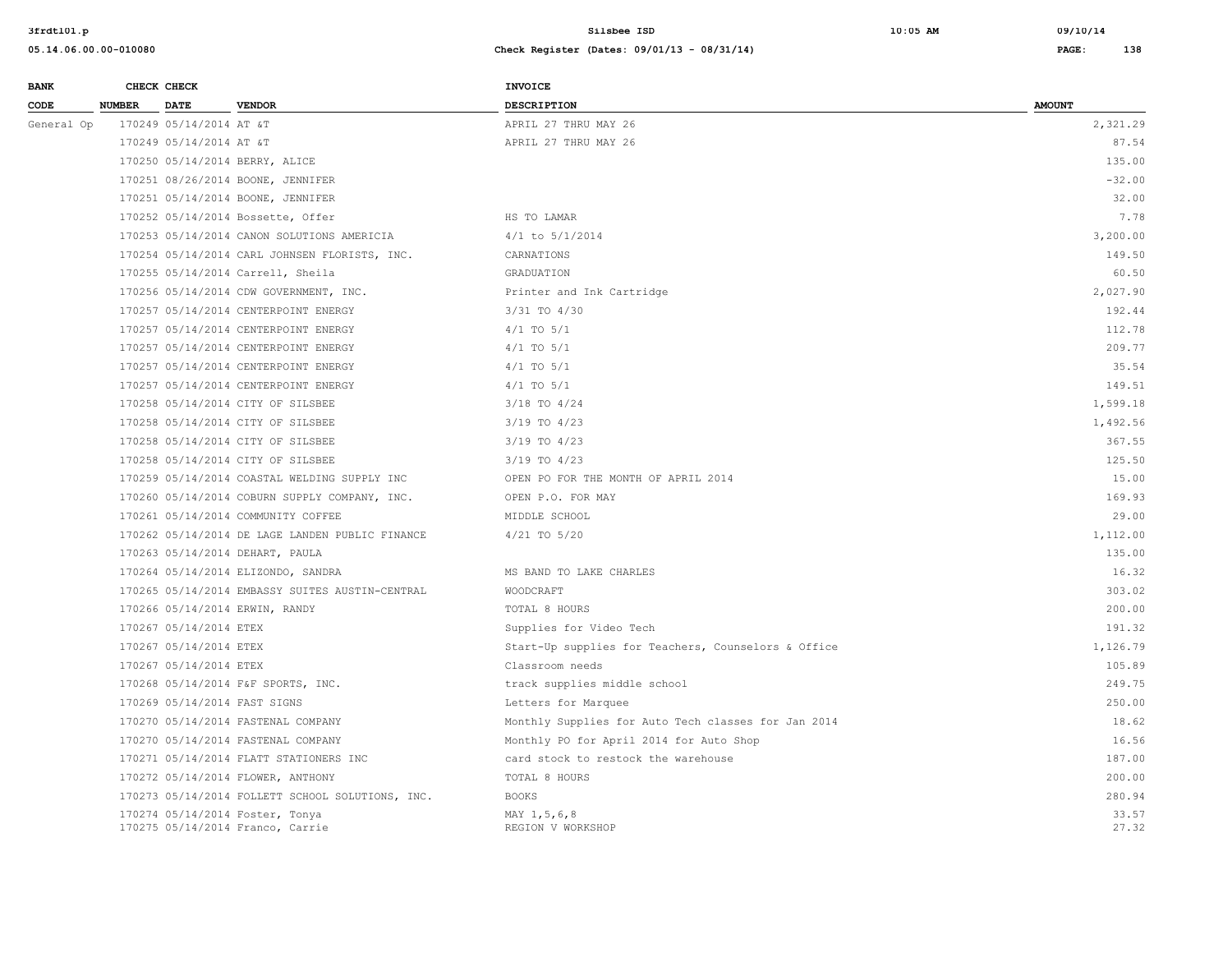| BANK CODE | CHECK NUMBER | CHECK DATE | VENDOR | INVOICE DESCRIPTION | AMOUNT |
|---|---|---|---|---|---|
| General Op | 170249 | 05/14/2014 | AT &T | APRIL 27 THRU MAY 26 | 2,321.29 |
| | 170249 | 05/14/2014 | AT &T | APRIL 27 THRU MAY 26 | 87.54 |
| | 170250 | 05/14/2014 | BERRY, ALICE | | 135.00 |
| | 170251 | 08/26/2014 | BOONE, JENNIFER | | -32.00 |
| | 170251 | 05/14/2014 | BOONE, JENNIFER | | 32.00 |
| | 170252 | 05/14/2014 | Bossette, Offer | HS TO LAMAR | 7.78 |
| | 170253 | 05/14/2014 | CANON SOLUTIONS AMERICIA | 4/1 to 5/1/2014 | 3,200.00 |
| | 170254 | 05/14/2014 | CARL JOHNSEN FLORISTS, INC. | CARNATIONS | 149.50 |
| | 170255 | 05/14/2014 | Carrell, Sheila | GRADUATION | 60.50 |
| | 170256 | 05/14/2014 | CDW GOVERNMENT, INC. | Printer and Ink Cartridge | 2,027.90 |
| | 170257 | 05/14/2014 | CENTERPOINT ENERGY | 3/31 TO 4/30 | 192.44 |
| | 170257 | 05/14/2014 | CENTERPOINT ENERGY | 4/1 TO 5/1 | 112.78 |
| | 170257 | 05/14/2014 | CENTERPOINT ENERGY | 4/1 TO 5/1 | 209.77 |
| | 170257 | 05/14/2014 | CENTERPOINT ENERGY | 4/1 TO 5/1 | 35.54 |
| | 170257 | 05/14/2014 | CENTERPOINT ENERGY | 4/1 TO 5/1 | 149.51 |
| | 170258 | 05/14/2014 | CITY OF SILSBEE | 3/18 TO 4/24 | 1,599.18 |
| | 170258 | 05/14/2014 | CITY OF SILSBEE | 3/19 TO 4/23 | 1,492.56 |
| | 170258 | 05/14/2014 | CITY OF SILSBEE | 3/19 TO 4/23 | 367.55 |
| | 170258 | 05/14/2014 | CITY OF SILSBEE | 3/19 TO 4/23 | 125.50 |
| | 170259 | 05/14/2014 | COASTAL WELDING SUPPLY INC | OPEN PO FOR THE MONTH OF APRIL 2014 | 15.00 |
| | 170260 | 05/14/2014 | COBURN SUPPLY COMPANY, INC. | OPEN P.O. FOR MAY | 169.93 |
| | 170261 | 05/14/2014 | COMMUNITY COFFEE | MIDDLE SCHOOL | 29.00 |
| | 170262 | 05/14/2014 | DE LAGE LANDEN PUBLIC FINANCE | 4/21 TO 5/20 | 1,112.00 |
| | 170263 | 05/14/2014 | DEHART, PAULA | | 135.00 |
| | 170264 | 05/14/2014 | ELIZONDO, SANDRA | MS BAND TO LAKE CHARLES | 16.32 |
| | 170265 | 05/14/2014 | EMBASSY SUITES AUSTIN-CENTRAL | WOODCRAFT | 303.02 |
| | 170266 | 05/14/2014 | ERWIN, RANDY | TOTAL 8 HOURS | 200.00 |
| | 170267 | 05/14/2014 | ETEX | Supplies for Video Tech | 191.32 |
| | 170267 | 05/14/2014 | ETEX | Start-Up supplies for Teachers, Counselors & Office | 1,126.79 |
| | 170267 | 05/14/2014 | ETEX | Classroom needs | 105.89 |
| | 170268 | 05/14/2014 | F&F SPORTS, INC. | track supplies middle school | 249.75 |
| | 170269 | 05/14/2014 | FAST SIGNS | Letters for Marquee | 250.00 |
| | 170270 | 05/14/2014 | FASTENAL COMPANY | Monthly Supplies for Auto Tech classes for Jan 2014 | 18.62 |
| | 170270 | 05/14/2014 | FASTENAL COMPANY | Monthly PO for April 2014 for Auto Shop | 16.56 |
| | 170271 | 05/14/2014 | FLATT STATIONERS INC | card stock to restock the warehouse | 187.00 |
| | 170272 | 05/14/2014 | FLOWER, ANTHONY | TOTAL 8 HOURS | 200.00 |
| | 170273 | 05/14/2014 | FOLLETT SCHOOL SOLUTIONS, INC. | BOOKS | 280.94 |
| | 170274 | 05/14/2014 | Foster, Tonya | MAY 1,5,6,8 | 33.57 |
| | 170275 | 05/14/2014 | Franco, Carrie | REGION V WORKSHOP | 27.32 |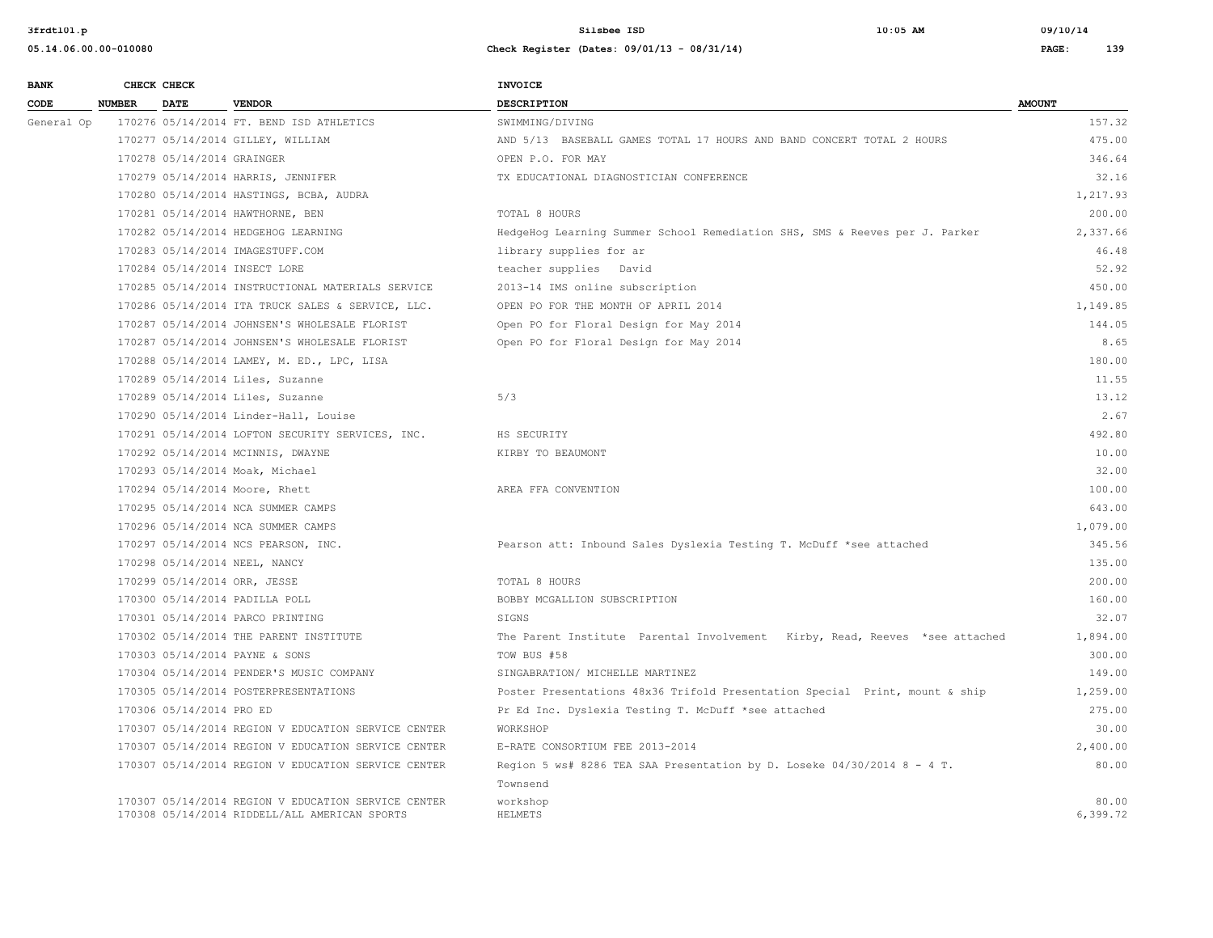| BANK CODE | CHECK NUMBER | CHECK DATE | VENDOR | INVOICE DESCRIPTION | AMOUNT |
|---|---|---|---|---|---|
| General Op | 170276 | 05/14/2014 | FT. BEND ISD ATHLETICS | SWIMMING/DIVING | 157.32 |
| | 170277 | 05/14/2014 | GILLEY, WILLIAM | AND 5/13 BASEBALL GAMES TOTAL 17 HOURS AND BAND CONCERT TOTAL 2 HOURS | 475.00 |
| | 170278 | 05/14/2014 | GRAINGER | OPEN P.O. FOR MAY | 346.64 |
| | 170279 | 05/14/2014 | HARRIS, JENNIFER | TX EDUCATIONAL DIAGNOSTICIAN CONFERENCE | 32.16 |
| | 170280 | 05/14/2014 | HASTINGS, BCBA, AUDRA | | 1,217.93 |
| | 170281 | 05/14/2014 | HAWTHORNE, BEN | TOTAL 8 HOURS | 200.00 |
| | 170282 | 05/14/2014 | HEDGEHOG LEARNING | HedgeHog Learning Summer School Remediation SHS, SMS & Reeves per J. Parker | 2,337.66 |
| | 170283 | 05/14/2014 | IMAGESTUFF.COM | library supplies for ar | 46.48 |
| | 170284 | 05/14/2014 | INSECT LORE | teacher supplies David | 52.92 |
| | 170285 | 05/14/2014 | INSTRUCTIONAL MATERIALS SERVICE | 2013-14 IMS online subscription | 450.00 |
| | 170286 | 05/14/2014 | ITA TRUCK SALES & SERVICE, LLC. | OPEN PO FOR THE MONTH OF APRIL 2014 | 1,149.85 |
| | 170287 | 05/14/2014 | JOHNSEN'S WHOLESALE FLORIST | Open PO for Floral Design for May 2014 | 144.05 |
| | 170287 | 05/14/2014 | JOHNSEN'S WHOLESALE FLORIST | Open PO for Floral Design for May 2014 | 8.65 |
| | 170288 | 05/14/2014 | LAMEY, M. ED., LPC, LISA | | 180.00 |
| | 170289 | 05/14/2014 | Liles, Suzanne | | 11.55 |
| | 170289 | 05/14/2014 | Liles, Suzanne | 5/3 | 13.12 |
| | 170290 | 05/14/2014 | Linder-Hall, Louise | | 2.67 |
| | 170291 | 05/14/2014 | LOFTON SECURITY SERVICES, INC. | HS SECURITY | 492.80 |
| | 170292 | 05/14/2014 | MCINNIS, DWAYNE | KIRBY TO BEAUMONT | 10.00 |
| | 170293 | 05/14/2014 | Moak, Michael | | 32.00 |
| | 170294 | 05/14/2014 | Moore, Rhett | AREA FFA CONVENTION | 100.00 |
| | 170295 | 05/14/2014 | NCA SUMMER CAMPS | | 643.00 |
| | 170296 | 05/14/2014 | NCA SUMMER CAMPS | | 1,079.00 |
| | 170297 | 05/14/2014 | NCS PEARSON, INC. | Pearson att: Inbound Sales Dyslexia Testing T. McDuff *see attached | 345.56 |
| | 170298 | 05/14/2014 | NEEL, NANCY | | 135.00 |
| | 170299 | 05/14/2014 | ORR, JESSE | TOTAL 8 HOURS | 200.00 |
| | 170300 | 05/14/2014 | PADILLA POLL | BOBBY MCGALLION SUBSCRIPTION | 160.00 |
| | 170301 | 05/14/2014 | PARCO PRINTING | SIGNS | 32.07 |
| | 170302 | 05/14/2014 | THE PARENT INSTITUTE | The Parent Institute Parental Involvement Kirby, Read, Reeves *see attached | 1,894.00 |
| | 170303 | 05/14/2014 | PAYNE & SONS | TOW BUS #58 | 300.00 |
| | 170304 | 05/14/2014 | PENDER'S MUSIC COMPANY | SINGABRATION/ MICHELLE MARTINEZ | 149.00 |
| | 170305 | 05/14/2014 | POSTERPRESENTATIONS | Poster Presentations 48x36 Trifold Presentation Special Print, mount & ship | 1,259.00 |
| | 170306 | 05/14/2014 | PRO ED | Pr Ed Inc. Dyslexia Testing T. McDuff *see attached | 275.00 |
| | 170307 | 05/14/2014 | REGION V EDUCATION SERVICE CENTER | WORKSHOP | 30.00 |
| | 170307 | 05/14/2014 | REGION V EDUCATION SERVICE CENTER | E-RATE CONSORTIUM FEE 2013-2014 | 2,400.00 |
| | 170307 | 05/14/2014 | REGION V EDUCATION SERVICE CENTER | Region 5 ws# 8286 TEA SAA Presentation by D. Loseke 04/30/2014 8 - 4 T. Townsend | 80.00 |
| | 170307 | 05/14/2014 | REGION V EDUCATION SERVICE CENTER | workshop | 80.00 |
| | 170308 | 05/14/2014 | RIDDELL/ALL AMERICAN SPORTS | HELMETS | 6,399.72 |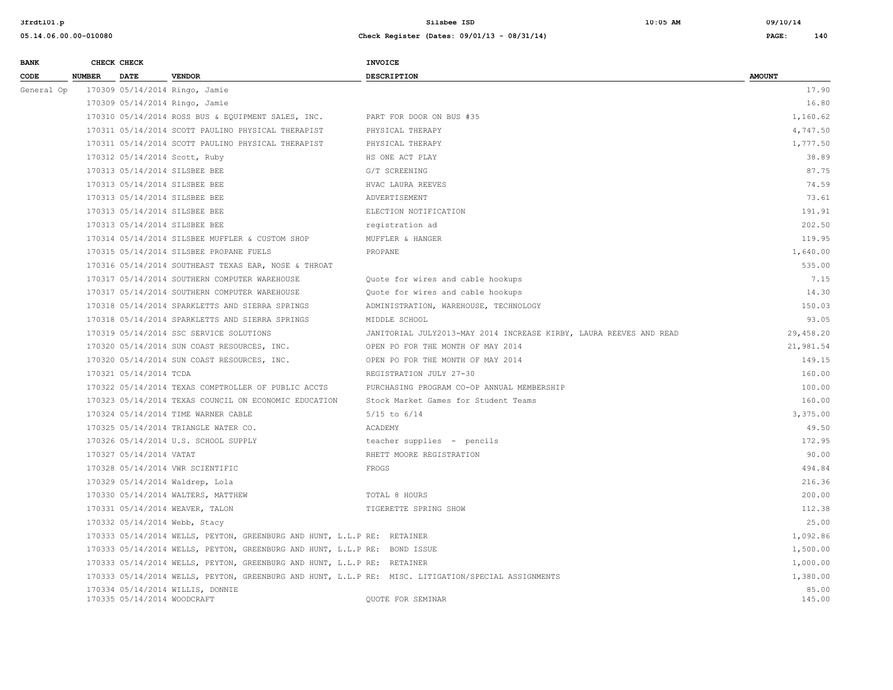| BANK CODE | CHECK NUMBER | CHECK DATE | VENDOR | INVOICE DESCRIPTION | AMOUNT |
|---|---|---|---|---|---|
| General Op | 170309 | 05/14/2014 | Ringo, Jamie | | 17.90 |
| | 170309 | 05/14/2014 | Ringo, Jamie | | 16.80 |
| | 170310 | 05/14/2014 | ROSS BUS & EQUIPMENT SALES, INC. | PART FOR DOOR ON BUS #35 | 1,160.62 |
| | 170311 | 05/14/2014 | SCOTT PAULINO PHYSICAL THERAPIST | PHYSICAL THERAPY | 4,747.50 |
| | 170311 | 05/14/2014 | SCOTT PAULINO PHYSICAL THERAPIST | PHYSICAL THERAPY | 1,777.50 |
| | 170312 | 05/14/2014 | Scott, Ruby | HS ONE ACT PLAY | 38.89 |
| | 170313 | 05/14/2014 | SILSBEE BEE | G/T SCREENING | 87.75 |
| | 170313 | 05/14/2014 | SILSBEE BEE | HVAC LAURA REEVES | 74.59 |
| | 170313 | 05/14/2014 | SILSBEE BEE | ADVERTISEMENT | 73.61 |
| | 170313 | 05/14/2014 | SILSBEE BEE | ELECTION NOTIFICATION | 191.91 |
| | 170313 | 05/14/2014 | SILSBEE BEE | registration ad | 202.50 |
| | 170314 | 05/14/2014 | SILSBEE MUFFLER & CUSTOM SHOP | MUFFLER & HANGER | 119.95 |
| | 170315 | 05/14/2014 | SILSBEE PROPANE FUELS | PROPANE | 1,640.00 |
| | 170316 | 05/14/2014 | SOUTHEAST TEXAS EAR, NOSE & THROAT | | 535.00 |
| | 170317 | 05/14/2014 | SOUTHERN COMPUTER WAREHOUSE | Quote for wires and cable hookups | 7.15 |
| | 170317 | 05/14/2014 | SOUTHERN COMPUTER WAREHOUSE | Quote for wires and cable hookups | 14.30 |
| | 170318 | 05/14/2014 | SPARKLETTS AND SIERRA SPRINGS | ADMINISTRATION, WAREHOUSE, TECHNOLOGY | 150.03 |
| | 170318 | 05/14/2014 | SPARKLETTS AND SIERRA SPRINGS | MIDDLE SCHOOL | 93.05 |
| | 170319 | 05/14/2014 | SSC SERVICE SOLUTIONS | JANITORIAL JULY2013-MAY 2014 INCREASE KIRBY, LAURA REEVES AND READ | 29,458.20 |
| | 170320 | 05/14/2014 | SUN COAST RESOURCES, INC. | OPEN PO FOR THE MONTH OF MAY 2014 | 21,981.54 |
| | 170320 | 05/14/2014 | SUN COAST RESOURCES, INC. | OPEN PO FOR THE MONTH OF MAY 2014 | 149.15 |
| | 170321 | 05/14/2014 | TCDA | REGISTRATION JULY 27-30 | 160.00 |
| | 170322 | 05/14/2014 | TEXAS COMPTROLLER OF PUBLIC ACCTS | PURCHASING PROGRAM CO-OP ANNUAL MEMBERSHIP | 100.00 |
| | 170323 | 05/14/2014 | TEXAS COUNCIL ON ECONOMIC EDUCATION | Stock Market Games for Student Teams | 160.00 |
| | 170324 | 05/14/2014 | TIME WARNER CABLE | 5/15 to 6/14 | 3,375.00 |
| | 170325 | 05/14/2014 | TRIANGLE WATER CO. | ACADEMY | 49.50 |
| | 170326 | 05/14/2014 | U.S. SCHOOL SUPPLY | teacher supplies - pencils | 172.95 |
| | 170327 | 05/14/2014 | VATAT | RHETT MOORE REGISTRATION | 90.00 |
| | 170328 | 05/14/2014 | VWR SCIENTIFIC | FROGS | 494.84 |
| | 170329 | 05/14/2014 | Waldrep, Lola | | 216.36 |
| | 170330 | 05/14/2014 | WALTERS, MATTHEW | TOTAL 8 HOURS | 200.00 |
| | 170331 | 05/14/2014 | WEAVER, TALON | TIGERETTE SPRING SHOW | 112.38 |
| | 170332 | 05/14/2014 | Webb, Stacy | | 25.00 |
| | 170333 | 05/14/2014 | WELLS, PEYTON, GREENBURG AND HUNT, L.L.P | RE: RETAINER | 1,092.86 |
| | 170333 | 05/14/2014 | WELLS, PEYTON, GREENBURG AND HUNT, L.L.P | RE: BOND ISSUE | 1,500.00 |
| | 170333 | 05/14/2014 | WELLS, PEYTON, GREENBURG AND HUNT, L.L.P | RE: RETAINER | 1,000.00 |
| | 170333 | 05/14/2014 | WELLS, PEYTON, GREENBURG AND HUNT, L.L.P | RE: MISC. LITIGATION/SPECIAL ASSIGNMENTS | 1,380.00 |
| | 170334 | 05/14/2014 | WILLIS, DONNIE | | 85.00 |
| | 170335 | 05/14/2014 | WOODCRAFT | QUOTE FOR SEMINAR | 145.00 |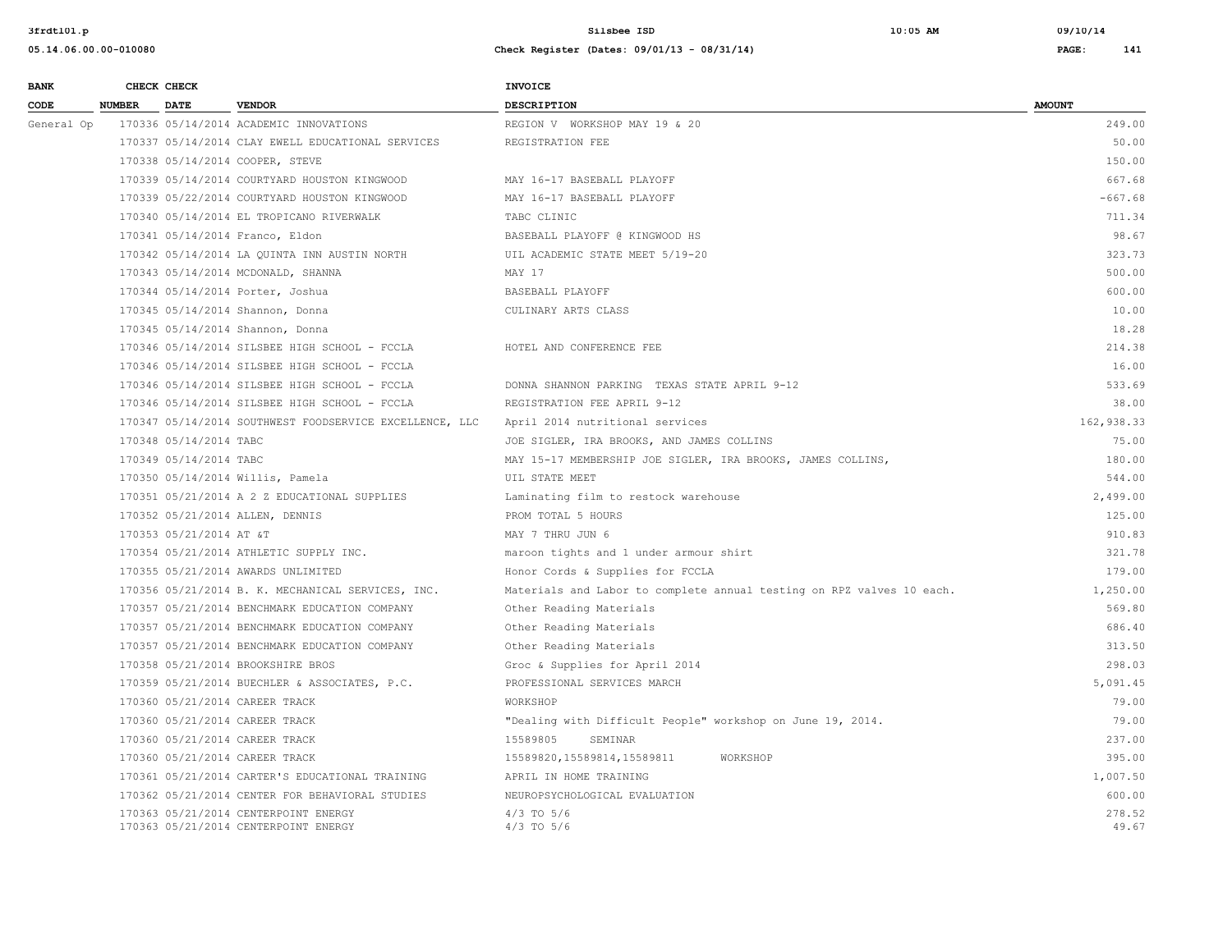| BANK CODE | CHECK NUMBER | CHECK DATE | VENDOR | INVOICE DESCRIPTION | AMOUNT |
|---|---|---|---|---|---|
| General Op | 170336 | 05/14/2014 | ACADEMIC INNOVATIONS | REGION V WORKSHOP MAY 19 & 20 | 249.00 |
| | 170337 | 05/14/2014 | CLAY EWELL EDUCATIONAL SERVICES | REGISTRATION FEE | 50.00 |
| | 170338 | 05/14/2014 | COOPER, STEVE | | 150.00 |
| | 170339 | 05/14/2014 | COURTYARD HOUSTON KINGWOOD | MAY 16-17 BASEBALL PLAYOFF | 667.68 |
| | 170339 | 05/22/2014 | COURTYARD HOUSTON KINGWOOD | MAY 16-17 BASEBALL PLAYOFF | -667.68 |
| | 170340 | 05/14/2014 | EL TROPICANO RIVERWALK | TABC CLINIC | 711.34 |
| | 170341 | 05/14/2014 | Franco, Eldon | BASEBALL PLAYOFF @ KINGWOOD HS | 98.67 |
| | 170342 | 05/14/2014 | LA QUINTA INN AUSTIN NORTH | UIL ACADEMIC STATE MEET 5/19-20 | 323.73 |
| | 170343 | 05/14/2014 | MCDONALD, SHANNA | MAY 17 | 500.00 |
| | 170344 | 05/14/2014 | Porter, Joshua | BASEBALL PLAYOFF | 600.00 |
| | 170345 | 05/14/2014 | Shannon, Donna | CULINARY ARTS CLASS | 10.00 |
| | 170345 | 05/14/2014 | Shannon, Donna | | 18.28 |
| | 170346 | 05/14/2014 | SILSBEE HIGH SCHOOL - FCCLA | HOTEL AND CONFERENCE FEE | 214.38 |
| | 170346 | 05/14/2014 | SILSBEE HIGH SCHOOL - FCCLA | | 16.00 |
| | 170346 | 05/14/2014 | SILSBEE HIGH SCHOOL - FCCLA | DONNA SHANNON PARKING TEXAS STATE APRIL 9-12 | 533.69 |
| | 170346 | 05/14/2014 | SILSBEE HIGH SCHOOL - FCCLA | REGISTRATION FEE APRIL 9-12 | 38.00 |
| | 170347 | 05/14/2014 | SOUTHWEST FOODSERVICE EXCELLENCE, LLC | April 2014 nutritional services | 162,938.33 |
| | 170348 | 05/14/2014 | TABC | JOE SIGLER, IRA BROOKS, AND JAMES COLLINS | 75.00 |
| | 170349 | 05/14/2014 | TABC | MAY 15-17 MEMBERSHIP JOE SIGLER, IRA BROOKS, JAMES COLLINS, | 180.00 |
| | 170350 | 05/14/2014 | Willis, Pamela | UIL STATE MEET | 544.00 |
| | 170351 | 05/21/2014 | A 2 Z EDUCATIONAL SUPPLIES | Laminating film to restock warehouse | 2,499.00 |
| | 170352 | 05/21/2014 | ALLEN, DENNIS | PROM TOTAL 5 HOURS | 125.00 |
| | 170353 | 05/21/2014 | AT &T | MAY 7 THRU JUN 6 | 910.83 |
| | 170354 | 05/21/2014 | ATHLETIC SUPPLY INC. | maroon tights and 1 under armour shirt | 321.78 |
| | 170355 | 05/21/2014 | AWARDS UNLIMITED | Honor Cords & Supplies for FCCLA | 179.00 |
| | 170356 | 05/21/2014 | B. K. MECHANICAL SERVICES, INC. | Materials and Labor to complete annual testing on RPZ valves 10 each. | 1,250.00 |
| | 170357 | 05/21/2014 | BENCHMARK EDUCATION COMPANY | Other Reading Materials | 569.80 |
| | 170357 | 05/21/2014 | BENCHMARK EDUCATION COMPANY | Other Reading Materials | 686.40 |
| | 170357 | 05/21/2014 | BENCHMARK EDUCATION COMPANY | Other Reading Materials | 313.50 |
| | 170358 | 05/21/2014 | BROOKSHIRE BROS | Groc & Supplies for April 2014 | 298.03 |
| | 170359 | 05/21/2014 | BUECHLER & ASSOCIATES, P.C. | PROFESSIONAL SERVICES MARCH | 5,091.45 |
| | 170360 | 05/21/2014 | CAREER TRACK | WORKSHOP | 79.00 |
| | 170360 | 05/21/2014 | CAREER TRACK | "Dealing with Difficult People" workshop on June 19, 2014. | 79.00 |
| | 170360 | 05/21/2014 | CAREER TRACK | 15589805 SEMINAR | 237.00 |
| | 170360 | 05/21/2014 | CAREER TRACK | 15589820,15589814,15589811 WORKSHOP | 395.00 |
| | 170361 | 05/21/2014 | CARTER'S EDUCATIONAL TRAINING | APRIL IN HOME TRAINING | 1,007.50 |
| | 170362 | 05/21/2014 | CENTER FOR BEHAVIORAL STUDIES | NEUROPSYCHOLOGICAL EVALUATION | 600.00 |
| | 170363 | 05/21/2014 | CENTERPOINT ENERGY | 4/3 TO 5/6 | 278.52 |
| | 170363 | 05/21/2014 | CENTERPOINT ENERGY | 4/3 TO 5/6 | 49.67 |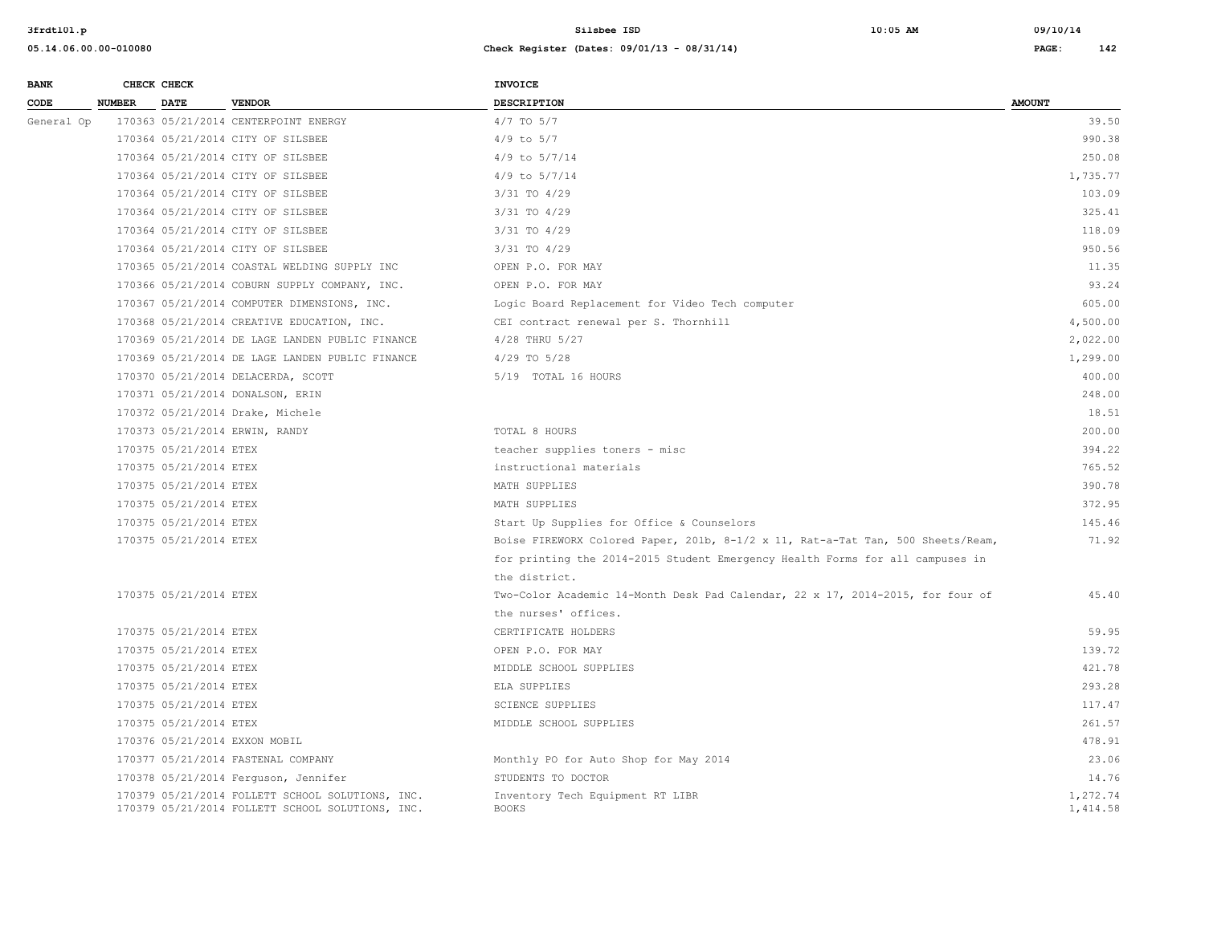| BANK CODE | CHECK NUMBER | CHECK DATE | VENDOR | INVOICE DESCRIPTION | AMOUNT |
|---|---|---|---|---|---|
| General Op | 170363 | 05/21/2014 | CENTERPOINT ENERGY | 4/7 TO 5/7 | 39.50 |
| | 170364 | 05/21/2014 | CITY OF SILSBEE | 4/9 to 5/7 | 990.38 |
| | 170364 | 05/21/2014 | CITY OF SILSBEE | 4/9 to 5/7/14 | 250.08 |
| | 170364 | 05/21/2014 | CITY OF SILSBEE | 4/9 to 5/7/14 | 1,735.77 |
| | 170364 | 05/21/2014 | CITY OF SILSBEE | 3/31 TO 4/29 | 103.09 |
| | 170364 | 05/21/2014 | CITY OF SILSBEE | 3/31 TO 4/29 | 325.41 |
| | 170364 | 05/21/2014 | CITY OF SILSBEE | 3/31 TO 4/29 | 118.09 |
| | 170364 | 05/21/2014 | CITY OF SILSBEE | 3/31 TO 4/29 | 950.56 |
| | 170365 | 05/21/2014 | COASTAL WELDING SUPPLY INC | OPEN P.O. FOR MAY | 11.35 |
| | 170366 | 05/21/2014 | COBURN SUPPLY COMPANY, INC. | OPEN P.O. FOR MAY | 93.24 |
| | 170367 | 05/21/2014 | COMPUTER DIMENSIONS, INC. | Logic Board Replacement for Video Tech computer | 605.00 |
| | 170368 | 05/21/2014 | CREATIVE EDUCATION, INC. | CEI contract renewal per S. Thornhill | 4,500.00 |
| | 170369 | 05/21/2014 | DE LAGE LANDEN PUBLIC FINANCE | 4/28 THRU 5/27 | 2,022.00 |
| | 170369 | 05/21/2014 | DE LAGE LANDEN PUBLIC FINANCE | 4/29 TO 5/28 | 1,299.00 |
| | 170370 | 05/21/2014 | DELACERDA, SCOTT | 5/19 TOTAL 16 HOURS | 400.00 |
| | 170371 | 05/21/2014 | DONALSON, ERIN | | 248.00 |
| | 170372 | 05/21/2014 | Drake, Michele | | 18.51 |
| | 170373 | 05/21/2014 | ERWIN, RANDY | TOTAL 8 HOURS | 200.00 |
| | 170375 | 05/21/2014 | ETEX | teacher supplies toners - misc | 394.22 |
| | 170375 | 05/21/2014 | ETEX | instructional materials | 765.52 |
| | 170375 | 05/21/2014 | ETEX | MATH SUPPLIES | 390.78 |
| | 170375 | 05/21/2014 | ETEX | MATH SUPPLIES | 372.95 |
| | 170375 | 05/21/2014 | ETEX | Start Up Supplies for Office & Counselors | 145.46 |
| | 170375 | 05/21/2014 | ETEX | Boise FIREWORX Colored Paper, 20lb, 8-1/2 x 11, Rat-a-Tat Tan, 500 Sheets/Ream, for printing the 2014-2015 Student Emergency Health Forms for all campuses in the district. | 71.92 |
| | 170375 | 05/21/2014 | ETEX | Two-Color Academic 14-Month Desk Pad Calendar, 22 x 17, 2014-2015, for four of the nurses' offices. | 45.40 |
| | 170375 | 05/21/2014 | ETEX | CERTIFICATE HOLDERS | 59.95 |
| | 170375 | 05/21/2014 | ETEX | OPEN P.O. FOR MAY | 139.72 |
| | 170375 | 05/21/2014 | ETEX | MIDDLE SCHOOL SUPPLIES | 421.78 |
| | 170375 | 05/21/2014 | ETEX | ELA SUPPLIES | 293.28 |
| | 170375 | 05/21/2014 | ETEX | SCIENCE SUPPLIES | 117.47 |
| | 170375 | 05/21/2014 | ETEX | MIDDLE SCHOOL SUPPLIES | 261.57 |
| | 170376 | 05/21/2014 | EXXON MOBIL | | 478.91 |
| | 170377 | 05/21/2014 | FASTENAL COMPANY | Monthly PO for Auto Shop for May 2014 | 23.06 |
| | 170378 | 05/21/2014 | Ferguson, Jennifer | STUDENTS TO DOCTOR | 14.76 |
| | 170379 | 05/21/2014 | FOLLETT SCHOOL SOLUTIONS, INC. | Inventory Tech Equipment RT LIBR | 1,272.74 |
| | 170379 | 05/21/2014 | FOLLETT SCHOOL SOLUTIONS, INC. | BOOKS | 1,414.58 |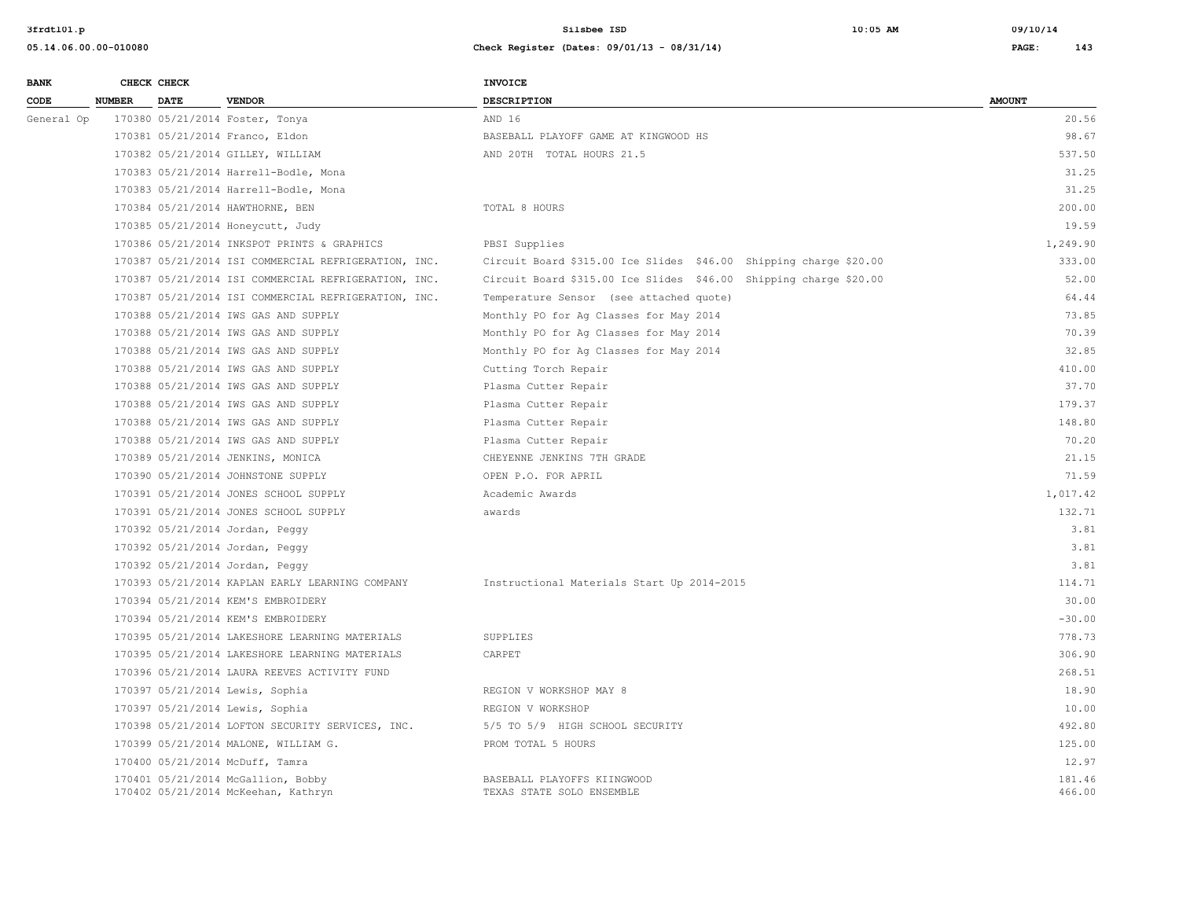| BANK CODE | CHECK NUMBER | CHECK DATE | VENDOR | INVOICE DESCRIPTION | AMOUNT |
|---|---|---|---|---|---|
| General Op | 170380 | 05/21/2014 | Foster, Tonya | AND 16 | 20.56 |
| | 170381 | 05/21/2014 | Franco, Eldon | BASEBALL PLAYOFF GAME AT KINGWOOD HS | 98.67 |
| | 170382 | 05/21/2014 | GILLEY, WILLIAM | AND 20TH TOTAL HOURS 21.5 | 537.50 |
| | 170383 | 05/21/2014 | Harrell-Bodle, Mona | | 31.25 |
| | 170383 | 05/21/2014 | Harrell-Bodle, Mona | | 31.25 |
| | 170384 | 05/21/2014 | HAWTHORNE, BEN | TOTAL 8 HOURS | 200.00 |
| | 170385 | 05/21/2014 | Honeycutt, Judy | | 19.59 |
| | 170386 | 05/21/2014 | INKSPOT PRINTS & GRAPHICS | PBSI Supplies | 1,249.90 |
| | 170387 | 05/21/2014 | ISI COMMERCIAL REFRIGERATION, INC. | Circuit Board $315.00 Ice Slides $46.00 Shipping charge $20.00 | 333.00 |
| | 170387 | 05/21/2014 | ISI COMMERCIAL REFRIGERATION, INC. | Circuit Board $315.00 Ice Slides $46.00 Shipping charge $20.00 | 52.00 |
| | 170387 | 05/21/2014 | ISI COMMERCIAL REFRIGERATION, INC. | Temperature Sensor (see attached quote) | 64.44 |
| | 170388 | 05/21/2014 | IWS GAS AND SUPPLY | Monthly PO for Ag Classes for May 2014 | 73.85 |
| | 170388 | 05/21/2014 | IWS GAS AND SUPPLY | Monthly PO for Ag Classes for May 2014 | 70.39 |
| | 170388 | 05/21/2014 | IWS GAS AND SUPPLY | Monthly PO for Ag Classes for May 2014 | 32.85 |
| | 170388 | 05/21/2014 | IWS GAS AND SUPPLY | Cutting Torch Repair | 410.00 |
| | 170388 | 05/21/2014 | IWS GAS AND SUPPLY | Plasma Cutter Repair | 37.70 |
| | 170388 | 05/21/2014 | IWS GAS AND SUPPLY | Plasma Cutter Repair | 179.37 |
| | 170388 | 05/21/2014 | IWS GAS AND SUPPLY | Plasma Cutter Repair | 148.80 |
| | 170388 | 05/21/2014 | IWS GAS AND SUPPLY | Plasma Cutter Repair | 70.20 |
| | 170389 | 05/21/2014 | JENKINS, MONICA | CHEYENNE JENKINS 7TH GRADE | 21.15 |
| | 170390 | 05/21/2014 | JOHNSTONE SUPPLY | OPEN P.O. FOR APRIL | 71.59 |
| | 170391 | 05/21/2014 | JONES SCHOOL SUPPLY | Academic Awards | 1,017.42 |
| | 170391 | 05/21/2014 | JONES SCHOOL SUPPLY | awards | 132.71 |
| | 170392 | 05/21/2014 | Jordan, Peggy | | 3.81 |
| | 170392 | 05/21/2014 | Jordan, Peggy | | 3.81 |
| | 170392 | 05/21/2014 | Jordan, Peggy | | 3.81 |
| | 170393 | 05/21/2014 | KAPLAN EARLY LEARNING COMPANY | Instructional Materials Start Up 2014-2015 | 114.71 |
| | 170394 | 05/21/2014 | KEM'S EMBROIDERY | | 30.00 |
| | 170394 | 05/21/2014 | KEM'S EMBROIDERY | | -30.00 |
| | 170395 | 05/21/2014 | LAKESHORE LEARNING MATERIALS | SUPPLIES | 778.73 |
| | 170395 | 05/21/2014 | LAKESHORE LEARNING MATERIALS | CARPET | 306.90 |
| | 170396 | 05/21/2014 | LAURA REEVES ACTIVITY FUND | | 268.51 |
| | 170397 | 05/21/2014 | Lewis, Sophia | REGION V WORKSHOP MAY 8 | 18.90 |
| | 170397 | 05/21/2014 | Lewis, Sophia | REGION V WORKSHOP | 10.00 |
| | 170398 | 05/21/2014 | LOFTON SECURITY SERVICES, INC. | 5/5 TO 5/9 HIGH SCHOOL SECURITY | 492.80 |
| | 170399 | 05/21/2014 | MALONE, WILLIAM G. | PROM TOTAL 5 HOURS | 125.00 |
| | 170400 | 05/21/2014 | McDuff, Tamra | | 12.97 |
| | 170401 | 05/21/2014 | McGallion, Bobby | BASEBALL PLAYOFFS KIINGWOOD | 181.46 |
| | 170402 | 05/21/2014 | McKeehan, Kathryn | TEXAS STATE SOLO ENSEMBLE | 466.00 |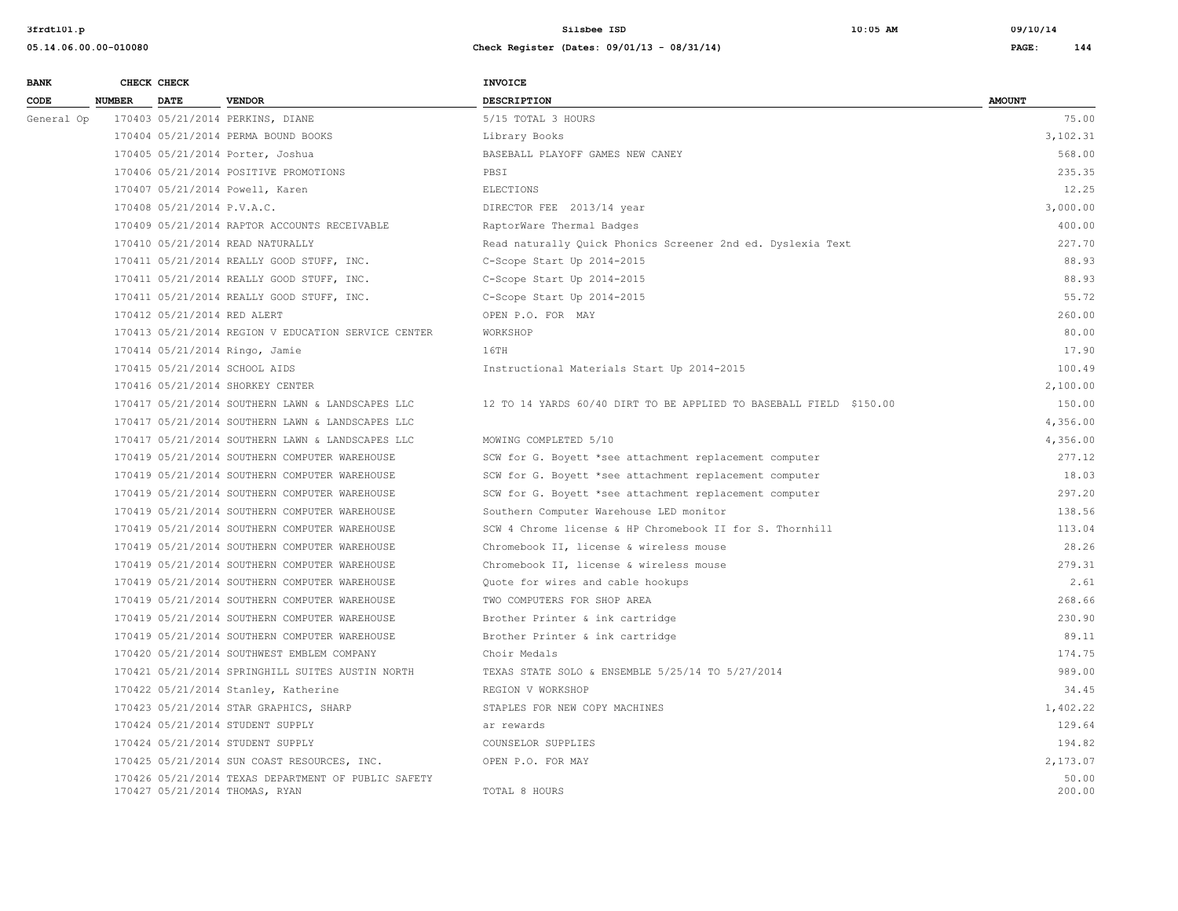| BANK CODE | CHECK NUMBER | CHECK DATE | VENDOR | INVOICE DESCRIPTION | AMOUNT |
|---|---|---|---|---|---|
| General Op | 170403 | 05/21/2014 | PERKINS, DIANE | 5/15 TOTAL 3 HOURS | 75.00 |
| | 170404 | 05/21/2014 | PERMA BOUND BOOKS | Library Books | 3,102.31 |
| | 170405 | 05/21/2014 | Porter, Joshua | BASEBALL PLAYOFF GAMES NEW CANEY | 568.00 |
| | 170406 | 05/21/2014 | POSITIVE PROMOTIONS | PBSI | 235.35 |
| | 170407 | 05/21/2014 | Powell, Karen | ELECTIONS | 12.25 |
| | 170408 | 05/21/2014 | P.V.A.C. | DIRECTOR FEE 2013/14 year | 3,000.00 |
| | 170409 | 05/21/2014 | RAPTOR ACCOUNTS RECEIVABLE | RaptorWare Thermal Badges | 400.00 |
| | 170410 | 05/21/2014 | READ NATURALLY | Read naturally Quick Phonics Screener 2nd ed. Dyslexia Text | 227.70 |
| | 170411 | 05/21/2014 | REALLY GOOD STUFF, INC. | C-Scope Start Up 2014-2015 | 88.93 |
| | 170411 | 05/21/2014 | REALLY GOOD STUFF, INC. | C-Scope Start Up 2014-2015 | 88.93 |
| | 170411 | 05/21/2014 | REALLY GOOD STUFF, INC. | C-Scope Start Up 2014-2015 | 55.72 |
| | 170412 | 05/21/2014 | RED ALERT | OPEN P.O. FOR MAY | 260.00 |
| | 170413 | 05/21/2014 | REGION V EDUCATION SERVICE CENTER | WORKSHOP | 80.00 |
| | 170414 | 05/21/2014 | Ringo, Jamie | 16TH | 17.90 |
| | 170415 | 05/21/2014 | SCHOOL AIDS | Instructional Materials Start Up 2014-2015 | 100.49 |
| | 170416 | 05/21/2014 | SHORKEY CENTER | | 2,100.00 |
| | 170417 | 05/21/2014 | SOUTHERN LAWN & LANDSCAPES LLC | 12 TO 14 YARDS 60/40 DIRT TO BE APPLIED TO BASEBALL FIELD $150.00 | 150.00 |
| | 170417 | 05/21/2014 | SOUTHERN LAWN & LANDSCAPES LLC | | 4,356.00 |
| | 170417 | 05/21/2014 | SOUTHERN LAWN & LANDSCAPES LLC | MOWING COMPLETED 5/10 | 4,356.00 |
| | 170419 | 05/21/2014 | SOUTHERN COMPUTER WAREHOUSE | SCW for G. Boyett *see attachment replacement computer | 277.12 |
| | 170419 | 05/21/2014 | SOUTHERN COMPUTER WAREHOUSE | SCW for G. Boyett *see attachment replacement computer | 18.03 |
| | 170419 | 05/21/2014 | SOUTHERN COMPUTER WAREHOUSE | SCW for G. Boyett *see attachment replacement computer | 297.20 |
| | 170419 | 05/21/2014 | SOUTHERN COMPUTER WAREHOUSE | Southern Computer Warehouse LED monitor | 138.56 |
| | 170419 | 05/21/2014 | SOUTHERN COMPUTER WAREHOUSE | SCW 4 Chrome license & HP Chromebook II for S. Thornhill | 113.04 |
| | 170419 | 05/21/2014 | SOUTHERN COMPUTER WAREHOUSE | Chromebook II, license & wireless mouse | 28.26 |
| | 170419 | 05/21/2014 | SOUTHERN COMPUTER WAREHOUSE | Chromebook II, license & wireless mouse | 279.31 |
| | 170419 | 05/21/2014 | SOUTHERN COMPUTER WAREHOUSE | Quote for wires and cable hookups | 2.61 |
| | 170419 | 05/21/2014 | SOUTHERN COMPUTER WAREHOUSE | TWO COMPUTERS FOR SHOP AREA | 268.66 |
| | 170419 | 05/21/2014 | SOUTHERN COMPUTER WAREHOUSE | Brother Printer & ink cartridge | 230.90 |
| | 170419 | 05/21/2014 | SOUTHERN COMPUTER WAREHOUSE | Brother Printer & ink cartridge | 89.11 |
| | 170420 | 05/21/2014 | SOUTHWEST EMBLEM COMPANY | Choir Medals | 174.75 |
| | 170421 | 05/21/2014 | SPRINGHILL SUITES AUSTIN NORTH | TEXAS STATE SOLO & ENSEMBLE 5/25/14 TO 5/27/2014 | 989.00 |
| | 170422 | 05/21/2014 | Stanley, Katherine | REGION V WORKSHOP | 34.45 |
| | 170423 | 05/21/2014 | STAR GRAPHICS, SHARP | STAPLES FOR NEW COPY MACHINES | 1,402.22 |
| | 170424 | 05/21/2014 | STUDENT SUPPLY | ar rewards | 129.64 |
| | 170424 | 05/21/2014 | STUDENT SUPPLY | COUNSELOR SUPPLIES | 194.82 |
| | 170425 | 05/21/2014 | SUN COAST RESOURCES, INC. | OPEN P.O. FOR MAY | 2,173.07 |
| | 170426 | 05/21/2014 | TEXAS DEPARTMENT OF PUBLIC SAFETY | | 50.00 |
| | 170427 | 05/21/2014 | THOMAS, RYAN | TOTAL 8 HOURS | 200.00 |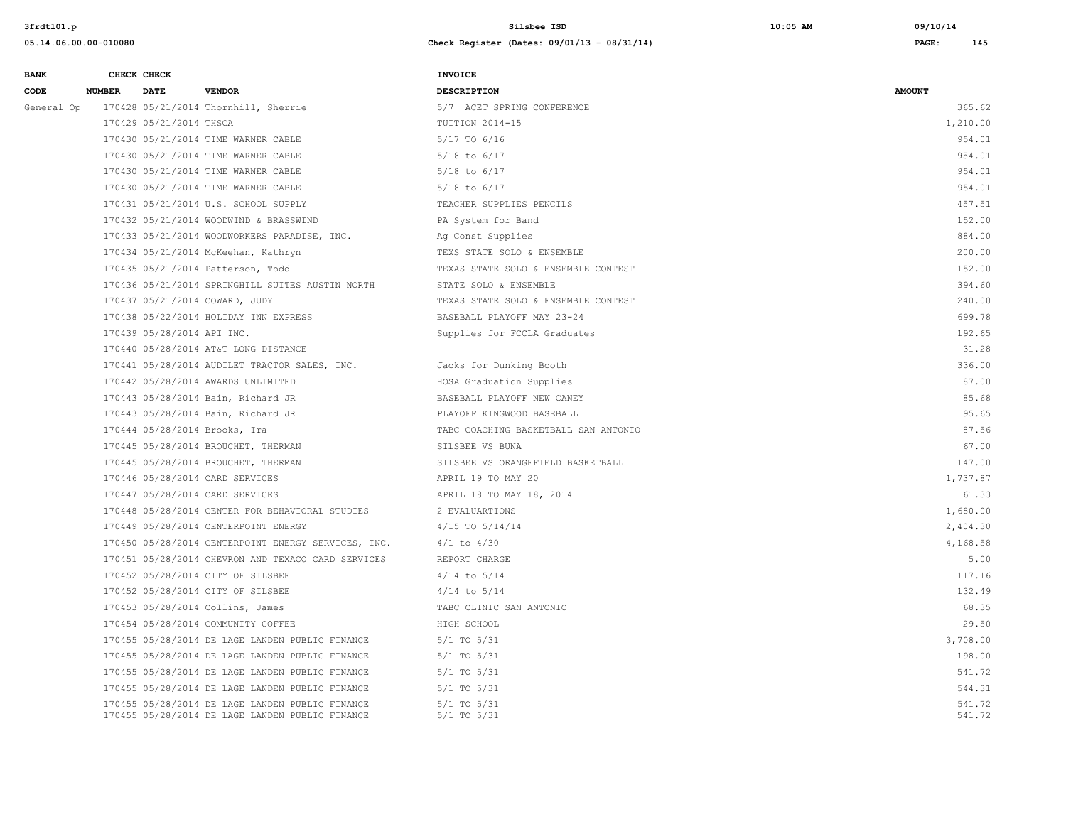| BANK CODE | CHECK NUMBER | CHECK DATE | VENDOR | INVOICE DESCRIPTION | AMOUNT |
|---|---|---|---|---|---|
| General Op | 170428 | 05/21/2014 | Thornhill, Sherrie | 5/7 ACET SPRING CONFERENCE | 365.62 |
| | 170429 | 05/21/2014 | THSCA | TUITION 2014-15 | 1,210.00 |
| | 170430 | 05/21/2014 | TIME WARNER CABLE | 5/17 TO 6/16 | 954.01 |
| | 170430 | 05/21/2014 | TIME WARNER CABLE | 5/18 to 6/17 | 954.01 |
| | 170430 | 05/21/2014 | TIME WARNER CABLE | 5/18 to 6/17 | 954.01 |
| | 170430 | 05/21/2014 | TIME WARNER CABLE | 5/18 to 6/17 | 954.01 |
| | 170431 | 05/21/2014 | U.S. SCHOOL SUPPLY | TEACHER SUPPLIES PENCILS | 457.51 |
| | 170432 | 05/21/2014 | WOODWIND & BRASSWIND | PA System for Band | 152.00 |
| | 170433 | 05/21/2014 | WOODWORKERS PARADISE, INC. | Ag Const Supplies | 884.00 |
| | 170434 | 05/21/2014 | McKeehan, Kathryn | TEXS STATE SOLO & ENSEMBLE | 200.00 |
| | 170435 | 05/21/2014 | Patterson, Todd | TEXAS STATE SOLO & ENSEMBLE CONTEST | 152.00 |
| | 170436 | 05/21/2014 | SPRINGHILL SUITES AUSTIN NORTH | STATE SOLO & ENSEMBLE | 394.60 |
| | 170437 | 05/21/2014 | COWARD, JUDY | TEXAS STATE SOLO & ENSEMBLE CONTEST | 240.00 |
| | 170438 | 05/22/2014 | HOLIDAY INN EXPRESS | BASEBALL PLAYOFF MAY 23-24 | 699.78 |
| | 170439 | 05/28/2014 | API INC. | Supplies for FCCLA Graduates | 192.65 |
| | 170440 | 05/28/2014 | AT&T LONG DISTANCE | | 31.28 |
| | 170441 | 05/28/2014 | AUDILET TRACTOR SALES, INC. | Jacks for Dunking Booth | 336.00 |
| | 170442 | 05/28/2014 | AWARDS UNLIMITED | HOSA Graduation Supplies | 87.00 |
| | 170443 | 05/28/2014 | Bain, Richard JR | BASEBALL PLAYOFF NEW CANEY | 85.68 |
| | 170443 | 05/28/2014 | Bain, Richard JR | PLAYOFF KINGWOOD BASEBALL | 95.65 |
| | 170444 | 05/28/2014 | Brooks, Ira | TABC COACHING BASKETBALL SAN ANTONIO | 87.56 |
| | 170445 | 05/28/2014 | BROUCHET, THERMAN | SILSBEE VS BUNA | 67.00 |
| | 170445 | 05/28/2014 | BROUCHET, THERMAN | SILSBEE VS ORANGEFIELD BASKETBALL | 147.00 |
| | 170446 | 05/28/2014 | CARD SERVICES | APRIL 19 TO MAY 20 | 1,737.87 |
| | 170447 | 05/28/2014 | CARD SERVICES | APRIL 18 TO MAY 18, 2014 | 61.33 |
| | 170448 | 05/28/2014 | CENTER FOR BEHAVIORAL STUDIES | 2 EVALUARTIONS | 1,680.00 |
| | 170449 | 05/28/2014 | CENTERPOINT ENERGY | 4/15 TO 5/14/14 | 2,404.30 |
| | 170450 | 05/28/2014 | CENTERPOINT ENERGY SERVICES, INC. | 4/1 to 4/30 | 4,168.58 |
| | 170451 | 05/28/2014 | CHEVRON AND TEXACO CARD SERVICES | REPORT CHARGE | 5.00 |
| | 170452 | 05/28/2014 | CITY OF SILSBEE | 4/14 to 5/14 | 117.16 |
| | 170452 | 05/28/2014 | CITY OF SILSBEE | 4/14 to 5/14 | 132.49 |
| | 170453 | 05/28/2014 | Collins, James | TABC CLINIC SAN ANTONIO | 68.35 |
| | 170454 | 05/28/2014 | COMMUNITY COFFEE | HIGH SCHOOL | 29.50 |
| | 170455 | 05/28/2014 | DE LAGE LANDEN PUBLIC FINANCE | 5/1 TO 5/31 | 3,708.00 |
| | 170455 | 05/28/2014 | DE LAGE LANDEN PUBLIC FINANCE | 5/1 TO 5/31 | 198.00 |
| | 170455 | 05/28/2014 | DE LAGE LANDEN PUBLIC FINANCE | 5/1 TO 5/31 | 541.72 |
| | 170455 | 05/28/2014 | DE LAGE LANDEN PUBLIC FINANCE | 5/1 TO 5/31 | 544.31 |
| | 170455 | 05/28/2014 | DE LAGE LANDEN PUBLIC FINANCE | 5/1 TO 5/31 | 541.72 |
| | 170455 | 05/28/2014 | DE LAGE LANDEN PUBLIC FINANCE | 5/1 TO 5/31 | 541.72 |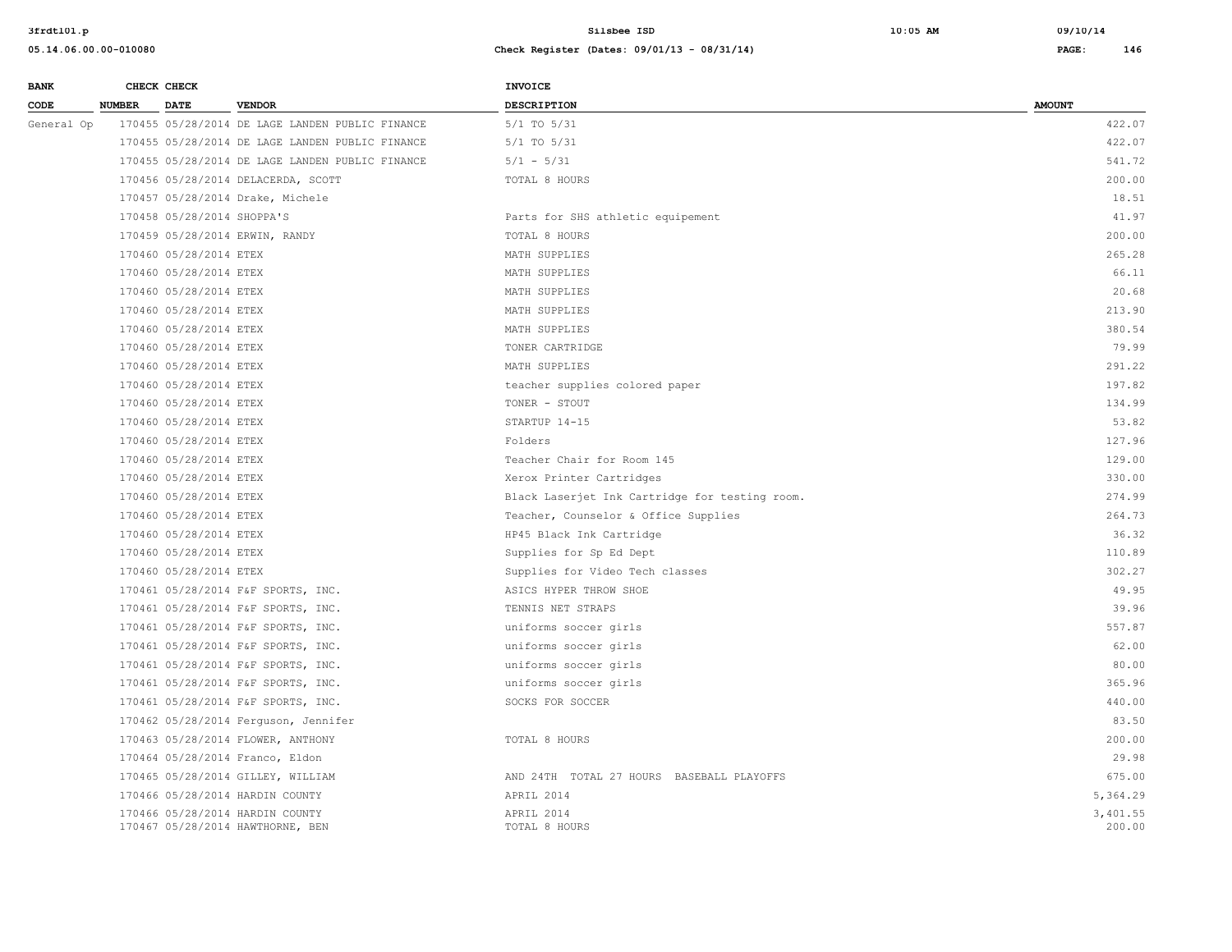| BANK CODE | CHECK NUMBER | CHECK DATE | VENDOR | INVOICE DESCRIPTION | AMOUNT |
|---|---|---|---|---|---|
| General Op | 170455 | 05/28/2014 | DE LAGE LANDEN PUBLIC FINANCE | 5/1 TO 5/31 | 422.07 |
| | 170455 | 05/28/2014 | DE LAGE LANDEN PUBLIC FINANCE | 5/1 TO 5/31 | 422.07 |
| | 170455 | 05/28/2014 | DE LAGE LANDEN PUBLIC FINANCE | 5/1 - 5/31 | 541.72 |
| | 170456 | 05/28/2014 | DELACERDA, SCOTT | TOTAL 8 HOURS | 200.00 |
| | 170457 | 05/28/2014 | Drake, Michele | | 18.51 |
| | 170458 | 05/28/2014 | SHOPPA'S | Parts for SHS athletic equipement | 41.97 |
| | 170459 | 05/28/2014 | ERWIN, RANDY | TOTAL 8 HOURS | 200.00 |
| | 170460 | 05/28/2014 | ETEX | MATH SUPPLIES | 265.28 |
| | 170460 | 05/28/2014 | ETEX | MATH SUPPLIES | 66.11 |
| | 170460 | 05/28/2014 | ETEX | MATH SUPPLIES | 20.68 |
| | 170460 | 05/28/2014 | ETEX | MATH SUPPLIES | 213.90 |
| | 170460 | 05/28/2014 | ETEX | MATH SUPPLIES | 380.54 |
| | 170460 | 05/28/2014 | ETEX | TONER CARTRIDGE | 79.99 |
| | 170460 | 05/28/2014 | ETEX | MATH SUPPLIES | 291.22 |
| | 170460 | 05/28/2014 | ETEX | teacher supplies colored paper | 197.82 |
| | 170460 | 05/28/2014 | ETEX | TONER - STOUT | 134.99 |
| | 170460 | 05/28/2014 | ETEX | STARTUP 14-15 | 53.82 |
| | 170460 | 05/28/2014 | ETEX | Folders | 127.96 |
| | 170460 | 05/28/2014 | ETEX | Teacher Chair for Room 145 | 129.00 |
| | 170460 | 05/28/2014 | ETEX | Xerox Printer Cartridges | 330.00 |
| | 170460 | 05/28/2014 | ETEX | Black Laserjet Ink Cartridge for testing room. | 274.99 |
| | 170460 | 05/28/2014 | ETEX | Teacher, Counselor & Office Supplies | 264.73 |
| | 170460 | 05/28/2014 | ETEX | HP45 Black Ink Cartridge | 36.32 |
| | 170460 | 05/28/2014 | ETEX | Supplies for Sp Ed Dept | 110.89 |
| | 170460 | 05/28/2014 | ETEX | Supplies for Video Tech classes | 302.27 |
| | 170461 | 05/28/2014 | F&F SPORTS, INC. | ASICS HYPER THROW SHOE | 49.95 |
| | 170461 | 05/28/2014 | F&F SPORTS, INC. | TENNIS NET STRAPS | 39.96 |
| | 170461 | 05/28/2014 | F&F SPORTS, INC. | uniforms soccer girls | 557.87 |
| | 170461 | 05/28/2014 | F&F SPORTS, INC. | uniforms soccer girls | 62.00 |
| | 170461 | 05/28/2014 | F&F SPORTS, INC. | uniforms soccer girls | 80.00 |
| | 170461 | 05/28/2014 | F&F SPORTS, INC. | uniforms soccer girls | 365.96 |
| | 170461 | 05/28/2014 | F&F SPORTS, INC. | SOCKS FOR SOCCER | 440.00 |
| | 170462 | 05/28/2014 | Ferguson, Jennifer | | 83.50 |
| | 170463 | 05/28/2014 | FLOWER, ANTHONY | TOTAL 8 HOURS | 200.00 |
| | 170464 | 05/28/2014 | Franco, Eldon | | 29.98 |
| | 170465 | 05/28/2014 | GILLEY, WILLIAM | AND 24TH TOTAL 27 HOURS BASEBALL PLAYOFFS | 675.00 |
| | 170466 | 05/28/2014 | HARDIN COUNTY | APRIL 2014 | 5,364.29 |
| | 170466 | 05/28/2014 | HARDIN COUNTY | APRIL 2014 | 3,401.55 |
| | 170467 | 05/28/2014 | HAWTHORNE, BEN | TOTAL 8 HOURS | 200.00 |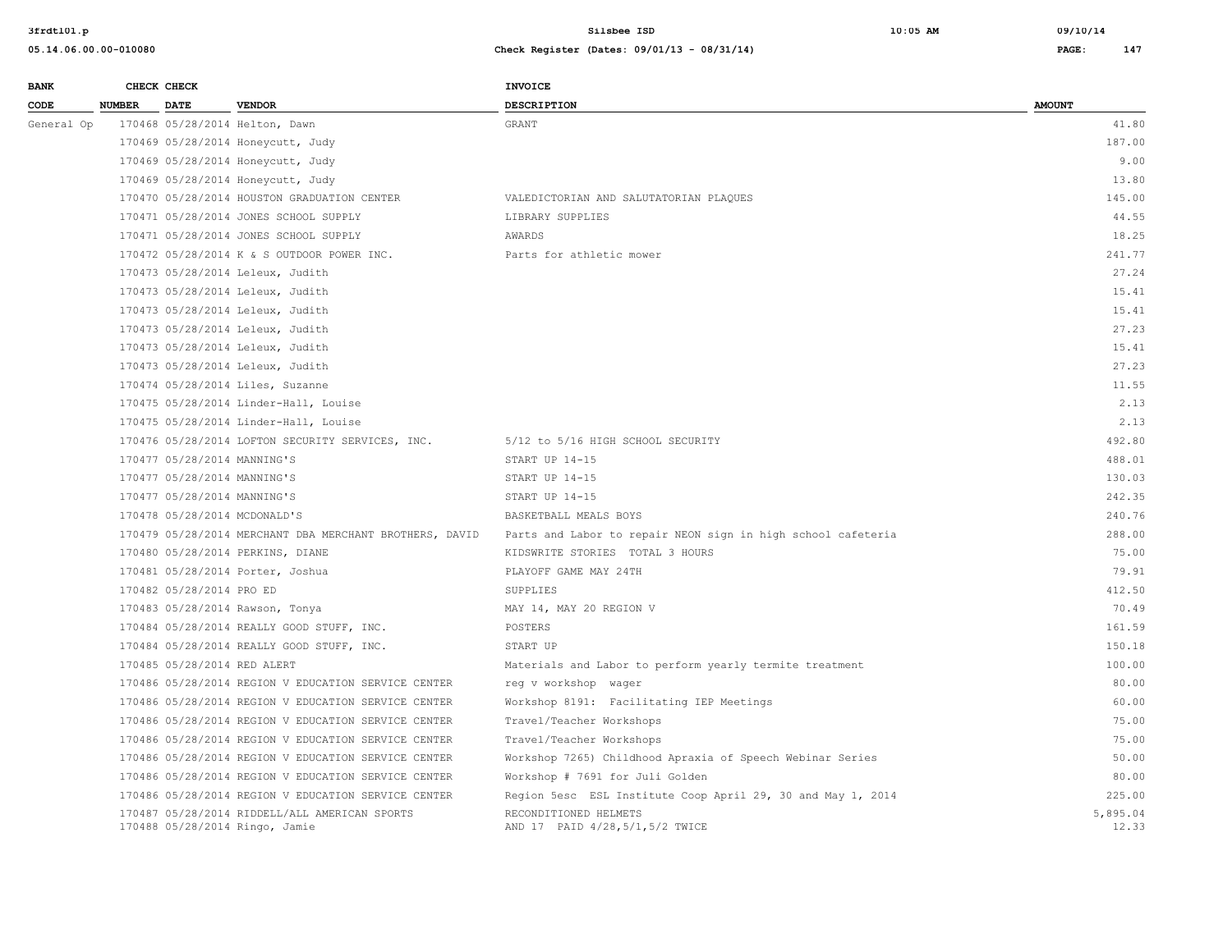| BANK CODE | CHECK NUMBER | CHECK DATE | VENDOR | INVOICE DESCRIPTION | AMOUNT |
|---|---|---|---|---|---|
| General Op | 170468 | 05/28/2014 | Helton, Dawn | GRANT | 41.80 |
| | 170469 | 05/28/2014 | Honeycutt, Judy | | 187.00 |
| | 170469 | 05/28/2014 | Honeycutt, Judy | | 9.00 |
| | 170469 | 05/28/2014 | Honeycutt, Judy | | 13.80 |
| | 170470 | 05/28/2014 | HOUSTON GRADUATION CENTER | VALEDICTORIAN AND SALUTATORIAN PLAQUES | 145.00 |
| | 170471 | 05/28/2014 | JONES SCHOOL SUPPLY | LIBRARY SUPPLIES | 44.55 |
| | 170471 | 05/28/2014 | JONES SCHOOL SUPPLY | AWARDS | 18.25 |
| | 170472 | 05/28/2014 | K & S OUTDOOR POWER INC. | Parts for athletic mower | 241.77 |
| | 170473 | 05/28/2014 | Leleux, Judith | | 27.24 |
| | 170473 | 05/28/2014 | Leleux, Judith | | 15.41 |
| | 170473 | 05/28/2014 | Leleux, Judith | | 15.41 |
| | 170473 | 05/28/2014 | Leleux, Judith | | 27.23 |
| | 170473 | 05/28/2014 | Leleux, Judith | | 15.41 |
| | 170473 | 05/28/2014 | Leleux, Judith | | 27.23 |
| | 170474 | 05/28/2014 | Liles, Suzanne | | 11.55 |
| | 170475 | 05/28/2014 | Linder-Hall, Louise | | 2.13 |
| | 170475 | 05/28/2014 | Linder-Hall, Louise | | 2.13 |
| | 170476 | 05/28/2014 | LOFTON SECURITY SERVICES, INC. | 5/12 to 5/16 HIGH SCHOOL SECURITY | 492.80 |
| | 170477 | 05/28/2014 | MANNING'S | START UP 14-15 | 488.01 |
| | 170477 | 05/28/2014 | MANNING'S | START UP 14-15 | 130.03 |
| | 170477 | 05/28/2014 | MANNING'S | START UP 14-15 | 242.35 |
| | 170478 | 05/28/2014 | MCDONALD'S | BASKETBALL MEALS BOYS | 240.76 |
| | 170479 | 05/28/2014 | MERCHANT DBA MERCHANT BROTHERS, DAVID | Parts and Labor to repair NEON sign in high school cafeteria | 288.00 |
| | 170480 | 05/28/2014 | PERKINS, DIANE | KIDSWRITE STORIES TOTAL 3 HOURS | 75.00 |
| | 170481 | 05/28/2014 | Porter, Joshua | PLAYOFF GAME MAY 24TH | 79.91 |
| | 170482 | 05/28/2014 | PRO ED | SUPPLIES | 412.50 |
| | 170483 | 05/28/2014 | Rawson, Tonya | MAY 14, MAY 20 REGION V | 70.49 |
| | 170484 | 05/28/2014 | REALLY GOOD STUFF, INC. | POSTERS | 161.59 |
| | 170484 | 05/28/2014 | REALLY GOOD STUFF, INC. | START UP | 150.18 |
| | 170485 | 05/28/2014 | RED ALERT | Materials and Labor to perform yearly termite treatment | 100.00 |
| | 170486 | 05/28/2014 | REGION V EDUCATION SERVICE CENTER | reg v workshop wager | 80.00 |
| | 170486 | 05/28/2014 | REGION V EDUCATION SERVICE CENTER | Workshop 8191: Facilitating IEP Meetings | 60.00 |
| | 170486 | 05/28/2014 | REGION V EDUCATION SERVICE CENTER | Travel/Teacher Workshops | 75.00 |
| | 170486 | 05/28/2014 | REGION V EDUCATION SERVICE CENTER | Travel/Teacher Workshops | 75.00 |
| | 170486 | 05/28/2014 | REGION V EDUCATION SERVICE CENTER | Workshop 7265) Childhood Apraxia of Speech Webinar Series | 50.00 |
| | 170486 | 05/28/2014 | REGION V EDUCATION SERVICE CENTER | Workshop # 7691 for Juli Golden | 80.00 |
| | 170486 | 05/28/2014 | REGION V EDUCATION SERVICE CENTER | Region 5esc ESL Institute Coop April 29, 30 and May 1, 2014 | 225.00 |
| | 170487 | 05/28/2014 | RIDDELL/ALL AMERICAN SPORTS | RECONDITIONED HELMETS | 5,895.04 |
| | 170488 | 05/28/2014 | Ringo, Jamie | AND 17 PAID 4/28,5/1,5/2 TWICE | 12.33 |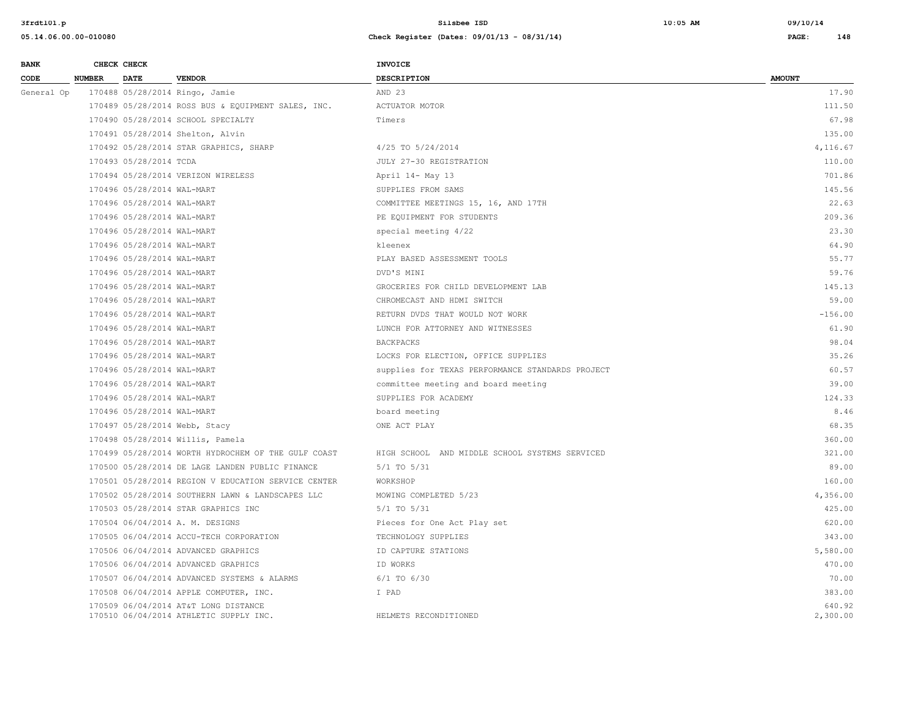| BANK CODE | CHECK NUMBER | CHECK DATE | VENDOR | INVOICE DESCRIPTION | AMOUNT |
|---|---|---|---|---|---|
| General Op | 170488 | 05/28/2014 | Ringo, Jamie | AND 23 | 17.90 |
| | 170489 | 05/28/2014 | ROSS BUS & EQUIPMENT SALES, INC. | ACTUATOR MOTOR | 111.50 |
| | 170490 | 05/28/2014 | SCHOOL SPECIALTY | Timers | 67.98 |
| | 170491 | 05/28/2014 | Shelton, Alvin | | 135.00 |
| | 170492 | 05/28/2014 | STAR GRAPHICS, SHARP | 4/25 TO 5/24/2014 | 4,116.67 |
| | 170493 | 05/28/2014 | TCDA | JULY 27-30 REGISTRATION | 110.00 |
| | 170494 | 05/28/2014 | VERIZON WIRELESS | April 14- May 13 | 701.86 |
| | 170496 | 05/28/2014 | WAL-MART | SUPPLIES FROM SAMS | 145.56 |
| | 170496 | 05/28/2014 | WAL-MART | COMMITTEE MEETINGS 15, 16, AND 17TH | 22.63 |
| | 170496 | 05/28/2014 | WAL-MART | PE EQUIPMENT FOR STUDENTS | 209.36 |
| | 170496 | 05/28/2014 | WAL-MART | special meeting 4/22 | 23.30 |
| | 170496 | 05/28/2014 | WAL-MART | kleenex | 64.90 |
| | 170496 | 05/28/2014 | WAL-MART | PLAY BASED ASSESSMENT TOOLS | 55.77 |
| | 170496 | 05/28/2014 | WAL-MART | DVD'S MINI | 59.76 |
| | 170496 | 05/28/2014 | WAL-MART | GROCERIES FOR CHILD DEVELOPMENT LAB | 145.13 |
| | 170496 | 05/28/2014 | WAL-MART | CHROMECAST AND HDMI SWITCH | 59.00 |
| | 170496 | 05/28/2014 | WAL-MART | RETURN DVDS THAT WOULD NOT WORK | -156.00 |
| | 170496 | 05/28/2014 | WAL-MART | LUNCH FOR ATTORNEY AND WITNESSES | 61.90 |
| | 170496 | 05/28/2014 | WAL-MART | BACKPACKS | 98.04 |
| | 170496 | 05/28/2014 | WAL-MART | LOCKS FOR ELECTION, OFFICE SUPPLIES | 35.26 |
| | 170496 | 05/28/2014 | WAL-MART | supplies for TEXAS PERFORMANCE STANDARDS PROJECT | 60.57 |
| | 170496 | 05/28/2014 | WAL-MART | committee meeting and board meeting | 39.00 |
| | 170496 | 05/28/2014 | WAL-MART | SUPPLIES FOR ACADEMY | 124.33 |
| | 170496 | 05/28/2014 | WAL-MART | board meeting | 8.46 |
| | 170497 | 05/28/2014 | Webb, Stacy | ONE ACT PLAY | 68.35 |
| | 170498 | 05/28/2014 | Willis, Pamela | | 360.00 |
| | 170499 | 05/28/2014 | WORTH HYDROCHEM OF THE GULF COAST | HIGH SCHOOL AND MIDDLE SCHOOL SYSTEMS SERVICED | 321.00 |
| | 170500 | 05/28/2014 | DE LAGE LANDEN PUBLIC FINANCE | 5/1 TO 5/31 | 89.00 |
| | 170501 | 05/28/2014 | REGION V EDUCATION SERVICE CENTER | WORKSHOP | 160.00 |
| | 170502 | 05/28/2014 | SOUTHERN LAWN & LANDSCAPES LLC | MOWING COMPLETED 5/23 | 4,356.00 |
| | 170503 | 05/28/2014 | STAR GRAPHICS INC | 5/1 TO 5/31 | 425.00 |
| | 170504 | 06/04/2014 | A. M. DESIGNS | Pieces for One Act Play set | 620.00 |
| | 170505 | 06/04/2014 | ACCU-TECH CORPORATION | TECHNOLOGY SUPPLIES | 343.00 |
| | 170506 | 06/04/2014 | ADVANCED GRAPHICS | ID CAPTURE STATIONS | 5,580.00 |
| | 170506 | 06/04/2014 | ADVANCED GRAPHICS | ID WORKS | 470.00 |
| | 170507 | 06/04/2014 | ADVANCED SYSTEMS & ALARMS | 6/1 TO 6/30 | 70.00 |
| | 170508 | 06/04/2014 | APPLE COMPUTER, INC. | I PAD | 383.00 |
| | 170509 | 06/04/2014 | AT&T LONG DISTANCE | | 640.92 |
| | 170510 | 06/04/2014 | ATHLETIC SUPPLY INC. | HELMETS RECONDITIONED | 2,300.00 |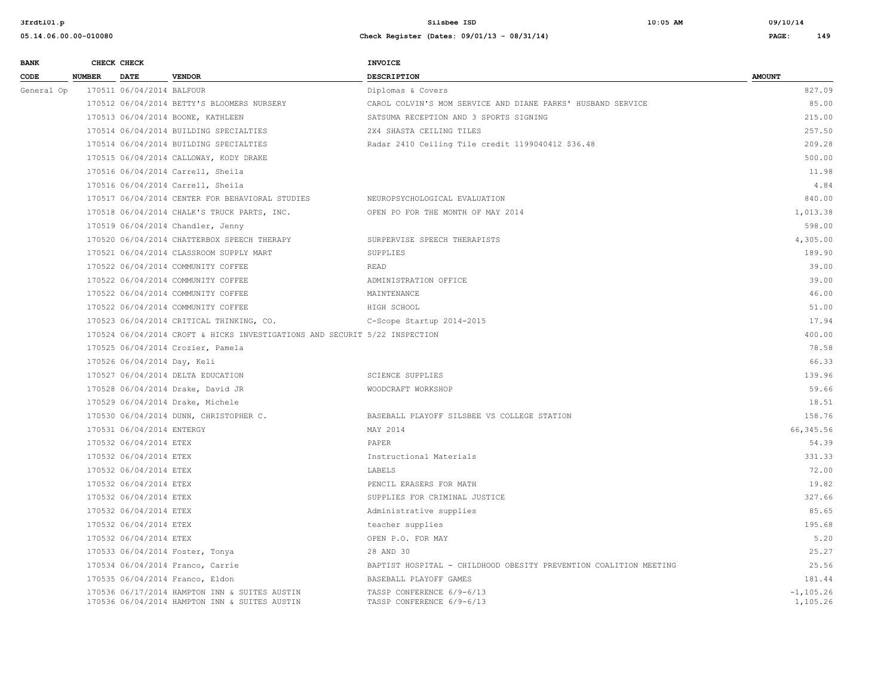| BANK CODE | CHECK NUMBER | CHECK DATE | VENDOR | INVOICE DESCRIPTION | AMOUNT |
|---|---|---|---|---|---|
| General Op | 170511 | 06/04/2014 | BALFOUR | Diplomas & Covers | 827.09 |
| | 170512 | 06/04/2014 | BETTY'S BLOOMERS NURSERY | CAROL COLVIN'S MOM SERVICE AND DIANE PARKS' HUSBAND SERVICE | 85.00 |
| | 170513 | 06/04/2014 | BOONE, KATHLEEN | SATSUMA RECEPTION AND 3 SPORTS SIGNING | 215.00 |
| | 170514 | 06/04/2014 | BUILDING SPECIALTIES | 2X4 SHASTA CEILING TILES | 257.50 |
| | 170514 | 06/04/2014 | BUILDING SPECIALTIES | Radar 2410 Ceiling Tile credit 1199040412 $36.48 | 209.28 |
| | 170515 | 06/04/2014 | CALLOWAY, KODY DRAKE | | 500.00 |
| | 170516 | 06/04/2014 | Carrell, Sheila | | 11.98 |
| | 170516 | 06/04/2014 | Carrell, Sheila | | 4.84 |
| | 170517 | 06/04/2014 | CENTER FOR BEHAVIORAL STUDIES | NEUROPSYCHOLOGICAL EVALUATION | 840.00 |
| | 170518 | 06/04/2014 | CHALK'S TRUCK PARTS, INC. | OPEN PO FOR THE MONTH OF MAY 2014 | 1,013.38 |
| | 170519 | 06/04/2014 | Chandler, Jenny | | 598.00 |
| | 170520 | 06/04/2014 | CHATTERBOX SPEECH THERAPY | SURPERVISE SPEECH THERAPISTS | 4,305.00 |
| | 170521 | 06/04/2014 | CLASSROOM SUPPLY MART | SUPPLIES | 189.90 |
| | 170522 | 06/04/2014 | COMMUNITY COFFEE | READ | 39.00 |
| | 170522 | 06/04/2014 | COMMUNITY COFFEE | ADMINISTRATION OFFICE | 39.00 |
| | 170522 | 06/04/2014 | COMMUNITY COFFEE | MAINTENANCE | 46.00 |
| | 170522 | 06/04/2014 | COMMUNITY COFFEE | HIGH SCHOOL | 51.00 |
| | 170523 | 06/04/2014 | CRITICAL THINKING, CO. | C-Scope Startup 2014-2015 | 17.94 |
| | 170524 | 06/04/2014 | CROFT & HICKS INVESTIGATIONS AND SECURIT | 5/22 INSPECTION | 400.00 |
| | 170525 | 06/04/2014 | Crozier, Pamela | | 78.58 |
| | 170526 | 06/04/2014 | Day, Keli | | 66.33 |
| | 170527 | 06/04/2014 | DELTA EDUCATION | SCIENCE SUPPLIES | 139.96 |
| | 170528 | 06/04/2014 | Drake, David JR | WOODCRAFT WORKSHOP | 59.66 |
| | 170529 | 06/04/2014 | Drake, Michele | | 18.51 |
| | 170530 | 06/04/2014 | DUNN, CHRISTOPHER C. | BASEBALL PLAYOFF SILSBEE VS COLLEGE STATION | 158.76 |
| | 170531 | 06/04/2014 | ENTERGY | MAY 2014 | 66,345.56 |
| | 170532 | 06/04/2014 | ETEX | PAPER | 54.39 |
| | 170532 | 06/04/2014 | ETEX | Instructional Materials | 331.33 |
| | 170532 | 06/04/2014 | ETEX | LABELS | 72.00 |
| | 170532 | 06/04/2014 | ETEX | PENCIL ERASERS FOR MATH | 19.82 |
| | 170532 | 06/04/2014 | ETEX | SUPPLIES FOR CRIMINAL JUSTICE | 327.66 |
| | 170532 | 06/04/2014 | ETEX | Administrative supplies | 85.65 |
| | 170532 | 06/04/2014 | ETEX | teacher supplies | 195.68 |
| | 170532 | 06/04/2014 | ETEX | OPEN P.O. FOR MAY | 5.20 |
| | 170533 | 06/04/2014 | Foster, Tonya | 28 AND 30 | 25.27 |
| | 170534 | 06/04/2014 | Franco, Carrie | BAPTIST HOSPITAL - CHILDHOOD OBESITY PREVENTION COALITION MEETING | 25.56 |
| | 170535 | 06/04/2014 | Franco, Eldon | BASEBALL PLAYOFF GAMES | 181.44 |
| | 170536 | 06/17/2014 | HAMPTON INN & SUITES AUSTIN | TASSP CONFERENCE 6/9-6/13 | -1,105.26 |
| | 170536 | 06/04/2014 | HAMPTON INN & SUITES AUSTIN | TASSP CONFERENCE 6/9-6/13 | 1,105.26 |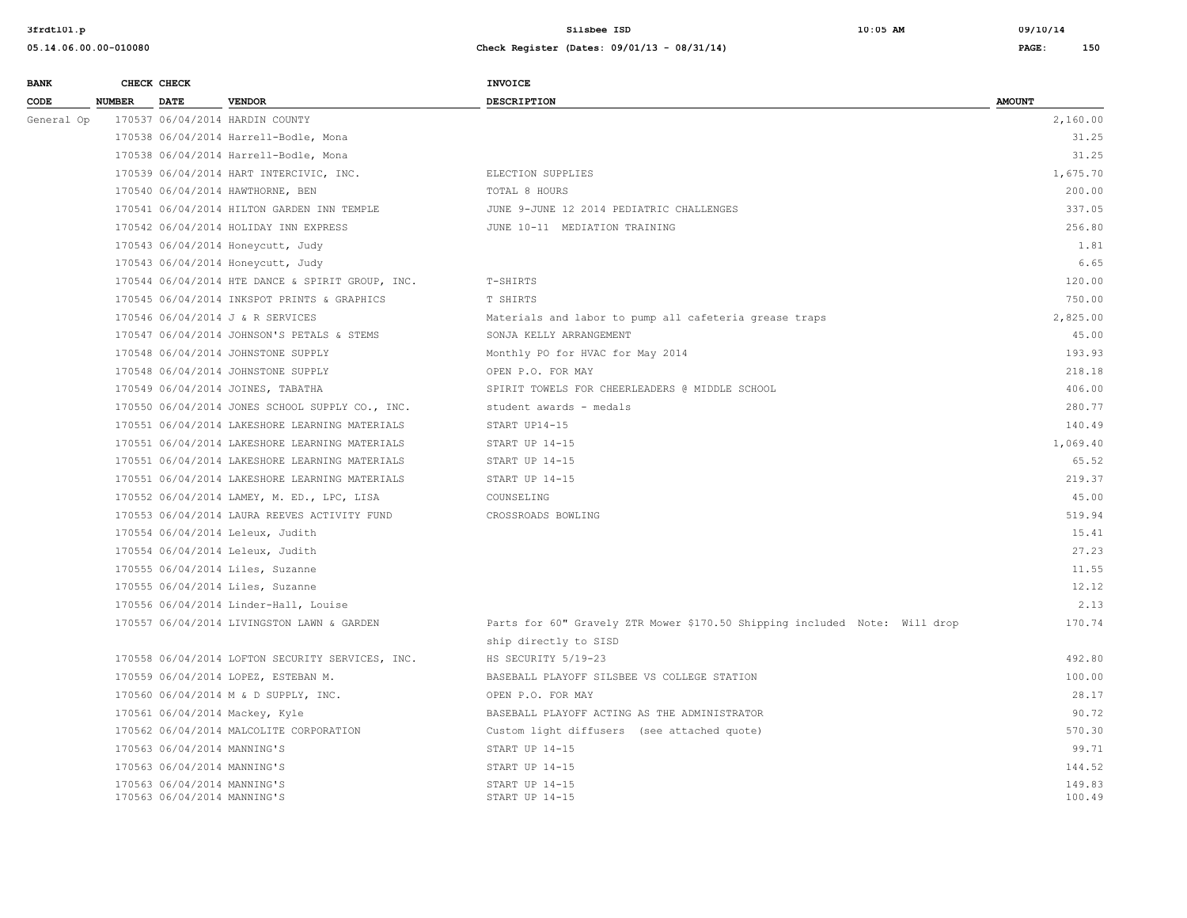| BANK CODE | CHECK NUMBER | CHECK DATE | VENDOR | INVOICE DESCRIPTION | AMOUNT |
|---|---|---|---|---|---|
| General Op | 170537 | 06/04/2014 | HARDIN COUNTY | | 2,160.00 |
| | 170538 | 06/04/2014 | Harrell-Bodle, Mona | | 31.25 |
| | 170538 | 06/04/2014 | Harrell-Bodle, Mona | | 31.25 |
| | 170539 | 06/04/2014 | HART INTERCIVIC, INC. | ELECTION SUPPLIES | 1,675.70 |
| | 170540 | 06/04/2014 | HAWTHORNE, BEN | TOTAL 8 HOURS | 200.00 |
| | 170541 | 06/04/2014 | HILTON GARDEN INN TEMPLE | JUNE 9-JUNE 12 2014 PEDIATRIC CHALLENGES | 337.05 |
| | 170542 | 06/04/2014 | HOLIDAY INN EXPRESS | JUNE 10-11 MEDIATION TRAINING | 256.80 |
| | 170543 | 06/04/2014 | Honeycutt, Judy | | 1.81 |
| | 170543 | 06/04/2014 | Honeycutt, Judy | | 6.65 |
| | 170544 | 06/04/2014 | HTE DANCE & SPIRIT GROUP, INC. | T-SHIRTS | 120.00 |
| | 170545 | 06/04/2014 | INKSPOT PRINTS & GRAPHICS | T SHIRTS | 750.00 |
| | 170546 | 06/04/2014 | J & R SERVICES | Materials and labor to pump all cafeteria grease traps | 2,825.00 |
| | 170547 | 06/04/2014 | JOHNSON'S PETALS & STEMS | SONJA KELLY ARRANGEMENT | 45.00 |
| | 170548 | 06/04/2014 | JOHNSTONE SUPPLY | Monthly PO for HVAC for May 2014 | 193.93 |
| | 170548 | 06/04/2014 | JOHNSTONE SUPPLY | OPEN P.O. FOR MAY | 218.18 |
| | 170549 | 06/04/2014 | JOINES, TABATHA | SPIRIT TOWELS FOR CHEERLEADERS @ MIDDLE SCHOOL | 406.00 |
| | 170550 | 06/04/2014 | JONES SCHOOL SUPPLY CO., INC. | student awards - medals | 280.77 |
| | 170551 | 06/04/2014 | LAKESHORE LEARNING MATERIALS | START UP14-15 | 140.49 |
| | 170551 | 06/04/2014 | LAKESHORE LEARNING MATERIALS | START UP 14-15 | 1,069.40 |
| | 170551 | 06/04/2014 | LAKESHORE LEARNING MATERIALS | START UP 14-15 | 65.52 |
| | 170551 | 06/04/2014 | LAKESHORE LEARNING MATERIALS | START UP 14-15 | 219.37 |
| | 170552 | 06/04/2014 | LAMEY, M. ED., LPC, LISA | COUNSELING | 45.00 |
| | 170553 | 06/04/2014 | LAURA REEVES ACTIVITY FUND | CROSSROADS BOWLING | 519.94 |
| | 170554 | 06/04/2014 | Leleux, Judith | | 15.41 |
| | 170554 | 06/04/2014 | Leleux, Judith | | 27.23 |
| | 170555 | 06/04/2014 | Liles, Suzanne | | 11.55 |
| | 170555 | 06/04/2014 | Liles, Suzanne | | 12.12 |
| | 170556 | 06/04/2014 | Linder-Hall, Louise | | 2.13 |
| | 170557 | 06/04/2014 | LIVINGSTON LAWN & GARDEN | Parts for 60" Gravely ZTR Mower $170.50 Shipping included Note: Will drop ship directly to SISD | 170.74 |
| | 170558 | 06/04/2014 | LOFTON SECURITY SERVICES, INC. | HS SECURITY 5/19-23 | 492.80 |
| | 170559 | 06/04/2014 | LOPEZ, ESTEBAN M. | BASEBALL PLAYOFF SILSBEE VS COLLEGE STATION | 100.00 |
| | 170560 | 06/04/2014 | M & D SUPPLY, INC. | OPEN P.O. FOR MAY | 28.17 |
| | 170561 | 06/04/2014 | Mackey, Kyle | BASEBALL PLAYOFF ACTING AS THE ADMINISTRATOR | 90.72 |
| | 170562 | 06/04/2014 | MALCOLITE CORPORATION | Custom light diffusers (see attached quote) | 570.30 |
| | 170563 | 06/04/2014 | MANNING'S | START UP 14-15 | 99.71 |
| | 170563 | 06/04/2014 | MANNING'S | START UP 14-15 | 144.52 |
| | 170563 | 06/04/2014 | MANNING'S | START UP 14-15 | 149.83 |
| | 170563 | 06/04/2014 | MANNING'S | START UP 14-15 | 100.49 |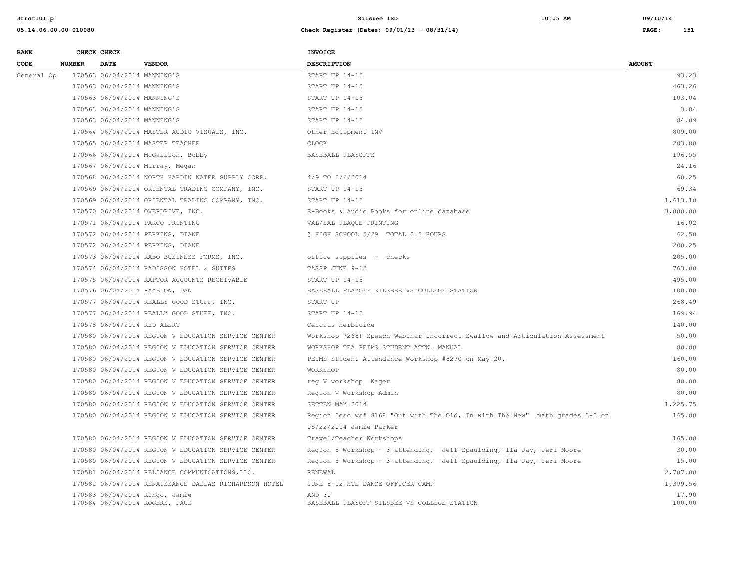| BANK CODE | CHECK NUMBER | CHECK DATE | VENDOR | INVOICE DESCRIPTION | AMOUNT |
|---|---|---|---|---|---|
| General Op | 170563 | 06/04/2014 | MANNING'S | START UP 14-15 | 93.23 |
| | 170563 | 06/04/2014 | MANNING'S | START UP 14-15 | 463.26 |
| | 170563 | 06/04/2014 | MANNING'S | START UP 14-15 | 103.04 |
| | 170563 | 06/04/2014 | MANNING'S | START UP 14-15 | 3.84 |
| | 170563 | 06/04/2014 | MANNING'S | START UP 14-15 | 84.09 |
| | 170564 | 06/04/2014 | MASTER AUDIO VISUALS, INC. | Other Equipment INV | 809.00 |
| | 170565 | 06/04/2014 | MASTER TEACHER | CLOCK | 203.80 |
| | 170566 | 06/04/2014 | McGallion, Bobby | BASEBALL PLAYOFFS | 196.55 |
| | 170567 | 06/04/2014 | Murray, Megan | | 24.16 |
| | 170568 | 06/04/2014 | NORTH HARDIN WATER SUPPLY CORP. | 4/9 TO 5/6/2014 | 60.25 |
| | 170569 | 06/04/2014 | ORIENTAL TRADING COMPANY, INC. | START UP 14-15 | 69.34 |
| | 170569 | 06/04/2014 | ORIENTAL TRADING COMPANY, INC. | START UP 14-15 | 1,613.10 |
| | 170570 | 06/04/2014 | OVERDRIVE, INC. | E-Books & Audio Books for online database | 3,000.00 |
| | 170571 | 06/04/2014 | PARCO PRINTING | VAL/SAL PLAQUE PRINTING | 16.02 |
| | 170572 | 06/04/2014 | PERKINS, DIANE | @ HIGH SCHOOL 5/29 TOTAL 2.5 HOURS | 62.50 |
| | 170572 | 06/04/2014 | PERKINS, DIANE | | 200.25 |
| | 170573 | 06/04/2014 | RABO BUSINESS FORMS, INC. | office supplies - checks | 205.00 |
| | 170574 | 06/04/2014 | RADISSON HOTEL & SUITES | TASSP JUNE 9-12 | 763.00 |
| | 170575 | 06/04/2014 | RAPTOR ACCOUNTS RECEIVABLE | START UP 14-15 | 495.00 |
| | 170576 | 06/04/2014 | RAYBION, DAN | BASEBALL PLAYOFF SILSBEE VS COLLEGE STATION | 100.00 |
| | 170577 | 06/04/2014 | REALLY GOOD STUFF, INC. | START UP | 268.49 |
| | 170577 | 06/04/2014 | REALLY GOOD STUFF, INC. | START UP 14-15 | 169.94 |
| | 170578 | 06/04/2014 | RED ALERT | Celcius Herbicide | 140.00 |
| | 170580 | 06/04/2014 | REGION V EDUCATION SERVICE CENTER | Workshop 7268) Speech Webinar Incorrect Swallow and Articulation Assessment | 50.00 |
| | 170580 | 06/04/2014 | REGION V EDUCATION SERVICE CENTER | WORKSHOP TEA PEIMS STUDENT ATTN. MANUAL | 80.00 |
| | 170580 | 06/04/2014 | REGION V EDUCATION SERVICE CENTER | PEIMS Student Attendance Workshop #8290 on May 20. | 160.00 |
| | 170580 | 06/04/2014 | REGION V EDUCATION SERVICE CENTER | WORKSHOP | 80.00 |
| | 170580 | 06/04/2014 | REGION V EDUCATION SERVICE CENTER | reg V workshop Wager | 80.00 |
| | 170580 | 06/04/2014 | REGION V EDUCATION SERVICE CENTER | Region V Workshop Admin | 80.00 |
| | 170580 | 06/04/2014 | REGION V EDUCATION SERVICE CENTER | SETTEN MAY 2014 | 1,225.75 |
| | 170580 | 06/04/2014 | REGION V EDUCATION SERVICE CENTER | Region 5esc ws# 8168 "Out with The Old, In with The New" math grades 3-5 on 05/22/2014 Jamie Parker | 165.00 |
| | 170580 | 06/04/2014 | REGION V EDUCATION SERVICE CENTER | Travel/Teacher Workshops | 165.00 |
| | 170580 | 06/04/2014 | REGION V EDUCATION SERVICE CENTER | Region 5 Workshop - 3 attending. Jeff Spaulding, Ila Jay, Jeri Moore | 30.00 |
| | 170580 | 06/04/2014 | REGION V EDUCATION SERVICE CENTER | Region 5 Workshop - 3 attending. Jeff Spaulding, Ila Jay, Jeri Moore | 15.00 |
| | 170581 | 06/04/2014 | RELIANCE COMMUNICATIONS,LLC. | RENEWAL | 2,707.00 |
| | 170582 | 06/04/2014 | RENAISSANCE DALLAS RICHARDSON HOTEL | JUNE 8-12 HTE DANCE OFFICER CAMP | 1,399.56 |
| | 170583 | 06/04/2014 | Ringo, Jamie | AND 30 | 17.90 |
| | 170584 | 06/04/2014 | ROGERS, PAUL | BASEBALL PLAYOFF SILSBEE VS COLLEGE STATION | 100.00 |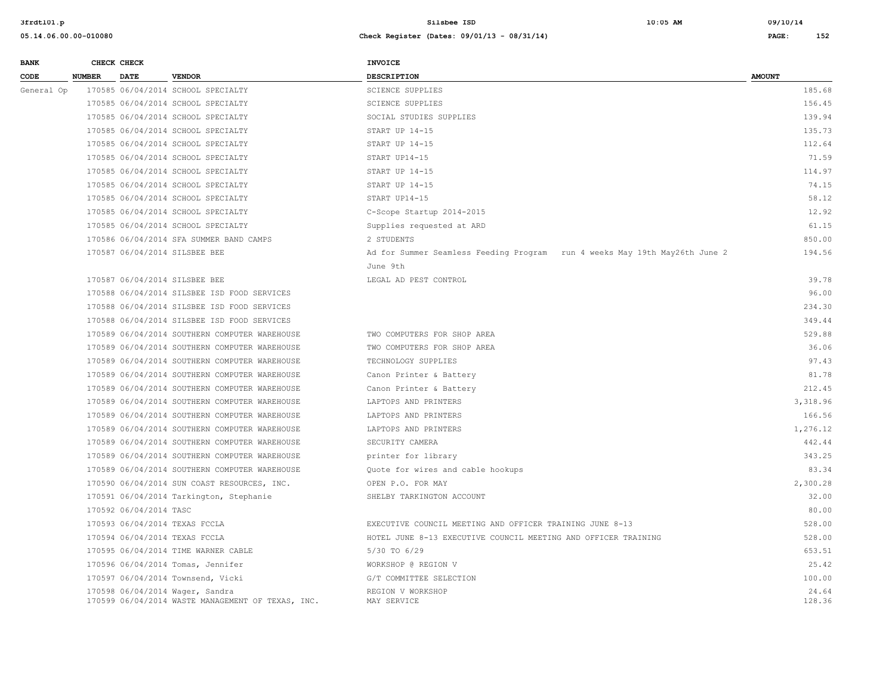| BANK CODE | CHECK NUMBER | CHECK DATE | VENDOR | INVOICE DESCRIPTION | AMOUNT |
|---|---|---|---|---|---|
| General Op | 170585 | 06/04/2014 | SCHOOL SPECIALTY | SCIENCE SUPPLIES | 185.68 |
| | 170585 | 06/04/2014 | SCHOOL SPECIALTY | SCIENCE SUPPLIES | 156.45 |
| | 170585 | 06/04/2014 | SCHOOL SPECIALTY | SOCIAL STUDIES SUPPLIES | 139.94 |
| | 170585 | 06/04/2014 | SCHOOL SPECIALTY | START UP 14-15 | 135.73 |
| | 170585 | 06/04/2014 | SCHOOL SPECIALTY | START UP 14-15 | 112.64 |
| | 170585 | 06/04/2014 | SCHOOL SPECIALTY | START UP14-15 | 71.59 |
| | 170585 | 06/04/2014 | SCHOOL SPECIALTY | START UP 14-15 | 114.97 |
| | 170585 | 06/04/2014 | SCHOOL SPECIALTY | START UP 14-15 | 74.15 |
| | 170585 | 06/04/2014 | SCHOOL SPECIALTY | START UP14-15 | 58.12 |
| | 170585 | 06/04/2014 | SCHOOL SPECIALTY | C-Scope Startup 2014-2015 | 12.92 |
| | 170585 | 06/04/2014 | SCHOOL SPECIALTY | Supplies requested at ARD | 61.15 |
| | 170586 | 06/04/2014 | SFA SUMMER BAND CAMPS | 2 STUDENTS | 850.00 |
| | 170587 | 06/04/2014 | SILSBEE BEE | Ad for Summer Seamless Feeding Program run 4 weeks May 19th May26th June 2 June 9th | 194.56 |
| | 170587 | 06/04/2014 | SILSBEE BEE | LEGAL AD PEST CONTROL | 39.78 |
| | 170588 | 06/04/2014 | SILSBEE ISD FOOD SERVICES | | 96.00 |
| | 170588 | 06/04/2014 | SILSBEE ISD FOOD SERVICES | | 234.30 |
| | 170588 | 06/04/2014 | SILSBEE ISD FOOD SERVICES | | 349.44 |
| | 170589 | 06/04/2014 | SOUTHERN COMPUTER WAREHOUSE | TWO COMPUTERS FOR SHOP AREA | 529.88 |
| | 170589 | 06/04/2014 | SOUTHERN COMPUTER WAREHOUSE | TWO COMPUTERS FOR SHOP AREA | 36.06 |
| | 170589 | 06/04/2014 | SOUTHERN COMPUTER WAREHOUSE | TECHNOLOGY SUPPLIES | 97.43 |
| | 170589 | 06/04/2014 | SOUTHERN COMPUTER WAREHOUSE | Canon Printer & Battery | 81.78 |
| | 170589 | 06/04/2014 | SOUTHERN COMPUTER WAREHOUSE | Canon Printer & Battery | 212.45 |
| | 170589 | 06/04/2014 | SOUTHERN COMPUTER WAREHOUSE | LAPTOPS AND PRINTERS | 3,318.96 |
| | 170589 | 06/04/2014 | SOUTHERN COMPUTER WAREHOUSE | LAPTOPS AND PRINTERS | 166.56 |
| | 170589 | 06/04/2014 | SOUTHERN COMPUTER WAREHOUSE | LAPTOPS AND PRINTERS | 1,276.12 |
| | 170589 | 06/04/2014 | SOUTHERN COMPUTER WAREHOUSE | SECURITY CAMERA | 442.44 |
| | 170589 | 06/04/2014 | SOUTHERN COMPUTER WAREHOUSE | printer for library | 343.25 |
| | 170589 | 06/04/2014 | SOUTHERN COMPUTER WAREHOUSE | Quote for wires and cable hookups | 83.34 |
| | 170590 | 06/04/2014 | SUN COAST RESOURCES, INC. | OPEN P.O. FOR MAY | 2,300.28 |
| | 170591 | 06/04/2014 | Tarkington, Stephanie | SHELBY TARKINGTON ACCOUNT | 32.00 |
| | 170592 | 06/04/2014 | TASC | | 80.00 |
| | 170593 | 06/04/2014 | TEXAS FCCLA | EXECUTIVE COUNCIL MEETING AND OFFICER TRAINING JUNE 8-13 | 528.00 |
| | 170594 | 06/04/2014 | TEXAS FCCLA | HOTEL JUNE 8-13 EXECUTIVE COUNCIL MEETING AND OFFICER TRAINING | 528.00 |
| | 170595 | 06/04/2014 | TIME WARNER CABLE | 5/30 TO 6/29 | 653.51 |
| | 170596 | 06/04/2014 | Tomas, Jennifer | WORKSHOP @ REGION V | 25.42 |
| | 170597 | 06/04/2014 | Townsend, Vicki | G/T COMMITTEE SELECTION | 100.00 |
| | 170598 | 06/04/2014 | Wager, Sandra | REGION V WORKSHOP | 24.64 |
| | 170599 | 06/04/2014 | WASTE MANAGEMENT OF TEXAS, INC. | MAY SERVICE | 128.36 |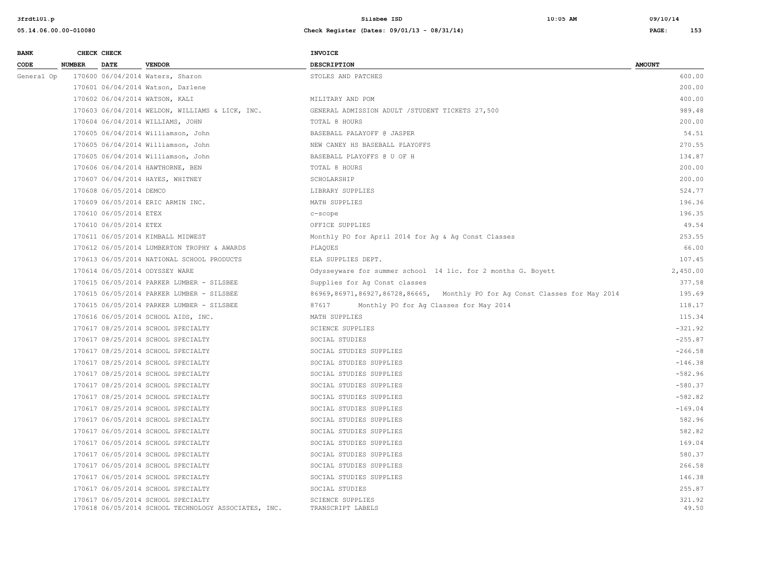| BANK CODE | CHECK NUMBER | CHECK DATE | VENDOR | INVOICE DESCRIPTION | AMOUNT |
|---|---|---|---|---|---|
| General Op | 170600 | 06/04/2014 | Waters, Sharon | STOLES AND PATCHES | 600.00 |
| | 170601 | 06/04/2014 | Watson, Darlene | | 200.00 |
| | 170602 | 06/04/2014 | WATSON, KALI | MILITARY AND POM | 400.00 |
| | 170603 | 06/04/2014 | WELDON, WILLIAMS & LICK, INC. | GENERAL ADMISSION ADULT /STUDENT TICKETS 27,500 | 989.48 |
| | 170604 | 06/04/2014 | WILLIAMS, JOHN | TOTAL 8 HOURS | 200.00 |
| | 170605 | 06/04/2014 | Williamson, John | BASEBALL PALAYOFF @ JASPER | 54.51 |
| | 170605 | 06/04/2014 | Williamson, John | NEW CANEY HS BASEBALL PLAYOFFS | 270.55 |
| | 170605 | 06/04/2014 | Williamson, John | BASEBALL PLAYOFFS @ U OF H | 134.87 |
| | 170606 | 06/04/2014 | HAWTHORNE, BEN | TOTAL 8 HOURS | 200.00 |
| | 170607 | 06/04/2014 | HAYES, WHITNEY | SCHOLARSHIP | 200.00 |
| | 170608 | 06/05/2014 | DEMCO | LIBRARY SUPPLIES | 524.77 |
| | 170609 | 06/05/2014 | ERIC ARMIN INC. | MATH SUPPLIES | 196.36 |
| | 170610 | 06/05/2014 | ETEX | c-scope | 196.35 |
| | 170610 | 06/05/2014 | ETEX | OFFICE SUPPLIES | 49.54 |
| | 170611 | 06/05/2014 | KIMBALL MIDWEST | Monthly PO for April 2014 for Ag & Ag Const Classes | 253.55 |
| | 170612 | 06/05/2014 | LUMBERTON TROPHY & AWARDS | PLAQUES | 66.00 |
| | 170613 | 06/05/2014 | NATIONAL SCHOOL PRODUCTS | ELA SUPPLIES DEPT. | 107.45 |
| | 170614 | 06/05/2014 | ODYSSEY WARE | Odysseyware for summer school 14 lic. for 2 months G. Boyett | 2,450.00 |
| | 170615 | 06/05/2014 | PARKER LUMBER - SILSBEE | Supplies for Ag Const classes | 377.58 |
| | 170615 | 06/05/2014 | PARKER LUMBER - SILSBEE | 86969,86971,86927,86728,86665, Monthly PO for Ag Const Classes for May 2014 | 195.69 |
| | 170615 | 06/05/2014 | PARKER LUMBER - SILSBEE | 87617 Monthly PO for Ag Classes for May 2014 | 118.17 |
| | 170616 | 06/05/2014 | SCHOOL AIDS, INC. | MATH SUPPLIES | 115.34 |
| | 170617 | 08/25/2014 | SCHOOL SPECIALTY | SCIENCE SUPPLIES | -321.92 |
| | 170617 | 08/25/2014 | SCHOOL SPECIALTY | SOCIAL STUDIES | -255.87 |
| | 170617 | 08/25/2014 | SCHOOL SPECIALTY | SOCIAL STUDIES SUPPLIES | -266.58 |
| | 170617 | 08/25/2014 | SCHOOL SPECIALTY | SOCIAL STUDIES SUPPLIES | -146.38 |
| | 170617 | 08/25/2014 | SCHOOL SPECIALTY | SOCIAL STUDIES SUPPLIES | -582.96 |
| | 170617 | 08/25/2014 | SCHOOL SPECIALTY | SOCIAL STUDIES SUPPLIES | -580.37 |
| | 170617 | 08/25/2014 | SCHOOL SPECIALTY | SOCIAL STUDIES SUPPLIES | -582.82 |
| | 170617 | 08/25/2014 | SCHOOL SPECIALTY | SOCIAL STUDIES SUPPLIES | -169.04 |
| | 170617 | 06/05/2014 | SCHOOL SPECIALTY | SOCIAL STUDIES SUPPLIES | 582.96 |
| | 170617 | 06/05/2014 | SCHOOL SPECIALTY | SOCIAL STUDIES SUPPLIES | 582.82 |
| | 170617 | 06/05/2014 | SCHOOL SPECIALTY | SOCIAL STUDIES SUPPLIES | 169.04 |
| | 170617 | 06/05/2014 | SCHOOL SPECIALTY | SOCIAL STUDIES SUPPLIES | 580.37 |
| | 170617 | 06/05/2014 | SCHOOL SPECIALTY | SOCIAL STUDIES SUPPLIES | 266.58 |
| | 170617 | 06/05/2014 | SCHOOL SPECIALTY | SOCIAL STUDIES SUPPLIES | 146.38 |
| | 170617 | 06/05/2014 | SCHOOL SPECIALTY | SOCIAL STUDIES | 255.87 |
| | 170617 | 06/05/2014 | SCHOOL SPECIALTY | SCIENCE SUPPLIES | 321.92 |
| | 170618 | 06/05/2014 | SCHOOL TECHNOLOGY ASSOCIATES, INC. | TRANSCRIPT LABELS | 49.50 |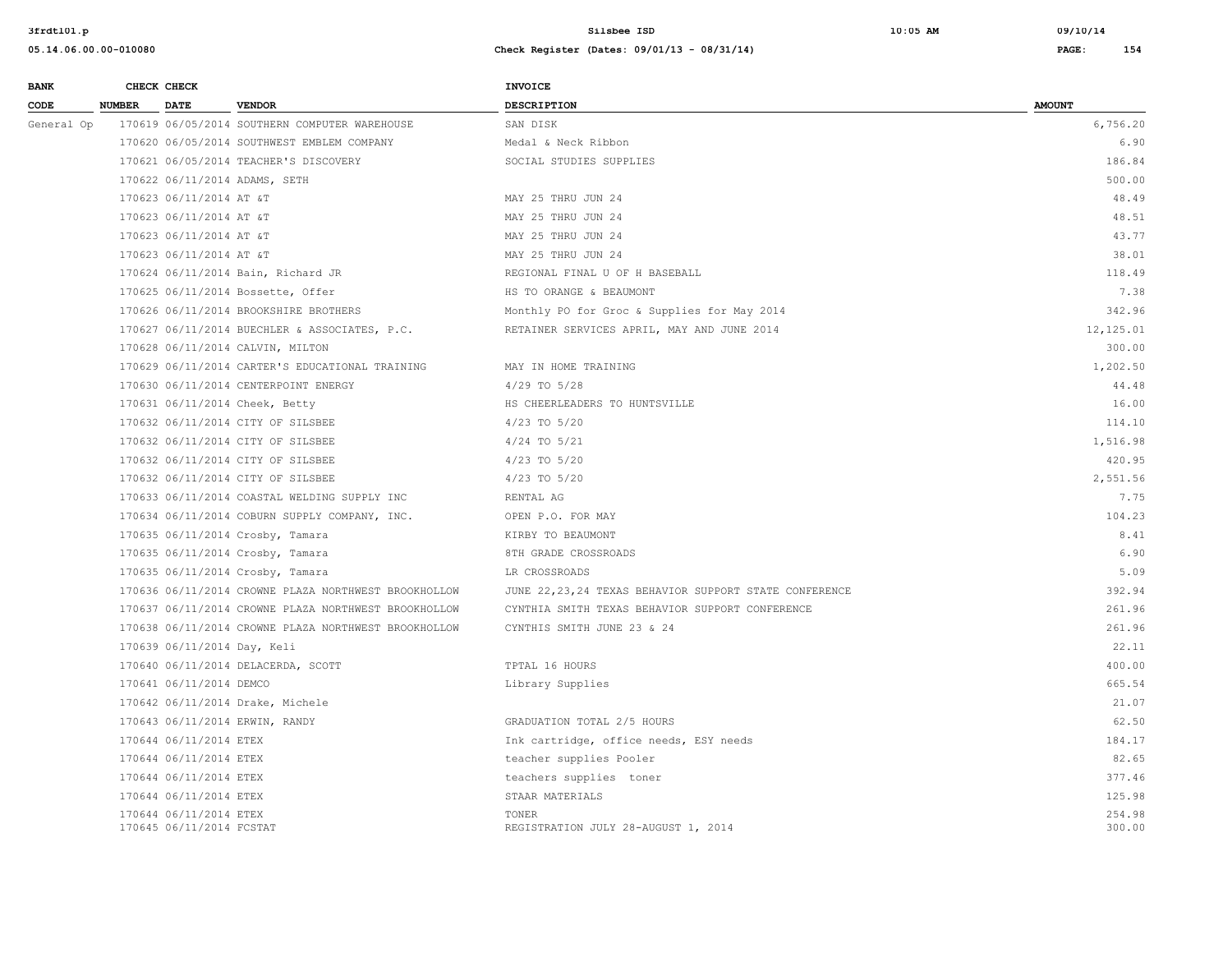| BANK CODE | CHECK NUMBER | CHECK DATE | VENDOR | INVOICE DESCRIPTION | AMOUNT |
|---|---|---|---|---|---|
| General Op | 170619 | 06/05/2014 | SOUTHERN COMPUTER WAREHOUSE | SAN DISK | 6,756.20 |
| | 170620 | 06/05/2014 | SOUTHWEST EMBLEM COMPANY | Medal & Neck Ribbon | 6.90 |
| | 170621 | 06/05/2014 | TEACHER'S DISCOVERY | SOCIAL STUDIES SUPPLIES | 186.84 |
| | 170622 | 06/11/2014 | ADAMS, SETH | | 500.00 |
| | 170623 | 06/11/2014 | AT &T | MAY 25 THRU JUN 24 | 48.49 |
| | 170623 | 06/11/2014 | AT &T | MAY 25 THRU JUN 24 | 48.51 |
| | 170623 | 06/11/2014 | AT &T | MAY 25 THRU JUN 24 | 43.77 |
| | 170623 | 06/11/2014 | AT &T | MAY 25 THRU JUN 24 | 38.01 |
| | 170624 | 06/11/2014 | Bain, Richard JR | REGIONAL FINAL U OF H BASEBALL | 118.49 |
| | 170625 | 06/11/2014 | Bossette, Offer | HS TO ORANGE & BEAUMONT | 7.38 |
| | 170626 | 06/11/2014 | BROOKSHIRE BROTHERS | Monthly PO for Groc & Supplies for May 2014 | 342.96 |
| | 170627 | 06/11/2014 | BUECHLER & ASSOCIATES, P.C. | RETAINER SERVICES APRIL, MAY AND JUNE 2014 | 12,125.01 |
| | 170628 | 06/11/2014 | CALVIN, MILTON | | 300.00 |
| | 170629 | 06/11/2014 | CARTER'S EDUCATIONAL TRAINING | MAY IN HOME TRAINING | 1,202.50 |
| | 170630 | 06/11/2014 | CENTERPOINT ENERGY | 4/29 TO 5/28 | 44.48 |
| | 170631 | 06/11/2014 | Cheek, Betty | HS CHEERLEADERS TO HUNTSVILLE | 16.00 |
| | 170632 | 06/11/2014 | CITY OF SILSBEE | 4/23 TO 5/20 | 114.10 |
| | 170632 | 06/11/2014 | CITY OF SILSBEE | 4/24 TO 5/21 | 1,516.98 |
| | 170632 | 06/11/2014 | CITY OF SILSBEE | 4/23 TO 5/20 | 420.95 |
| | 170632 | 06/11/2014 | CITY OF SILSBEE | 4/23 TO 5/20 | 2,551.56 |
| | 170633 | 06/11/2014 | COASTAL WELDING SUPPLY INC | RENTAL AG | 7.75 |
| | 170634 | 06/11/2014 | COBURN SUPPLY COMPANY, INC. | OPEN P.O. FOR MAY | 104.23 |
| | 170635 | 06/11/2014 | Crosby, Tamara | KIRBY TO BEAUMONT | 8.41 |
| | 170635 | 06/11/2014 | Crosby, Tamara | 8TH GRADE CROSSROADS | 6.90 |
| | 170635 | 06/11/2014 | Crosby, Tamara | LR CROSSROADS | 5.09 |
| | 170636 | 06/11/2014 | CROWNE PLAZA NORTHWEST BROOKHOLLOW | JUNE 22,23,24 TEXAS BEHAVIOR SUPPORT STATE CONFERENCE | 392.94 |
| | 170637 | 06/11/2014 | CROWNE PLAZA NORTHWEST BROOKHOLLOW | CYNTHIA SMITH TEXAS BEHAVIOR SUPPORT CONFERENCE | 261.96 |
| | 170638 | 06/11/2014 | CROWNE PLAZA NORTHWEST BROOKHOLLOW | CYNTHIS SMITH JUNE 23 & 24 | 261.96 |
| | 170639 | 06/11/2014 | Day, Keli | | 22.11 |
| | 170640 | 06/11/2014 | DELACERDA, SCOTT | TPTAL 16 HOURS | 400.00 |
| | 170641 | 06/11/2014 | DEMCO | Library Supplies | 665.54 |
| | 170642 | 06/11/2014 | Drake, Michele | | 21.07 |
| | 170643 | 06/11/2014 | ERWIN, RANDY | GRADUATION TOTAL 2/5 HOURS | 62.50 |
| | 170644 | 06/11/2014 | ETEX | Ink cartridge, office needs, ESY needs | 184.17 |
| | 170644 | 06/11/2014 | ETEX | teacher supplies Pooler | 82.65 |
| | 170644 | 06/11/2014 | ETEX | teachers supplies toner | 377.46 |
| | 170644 | 06/11/2014 | ETEX | STAAR MATERIALS | 125.98 |
| | 170644 | 06/11/2014 | ETEX | TONER | 254.98 |
| | 170645 | 06/11/2014 | FCSTAT | REGISTRATION JULY 28-AUGUST 1, 2014 | 300.00 |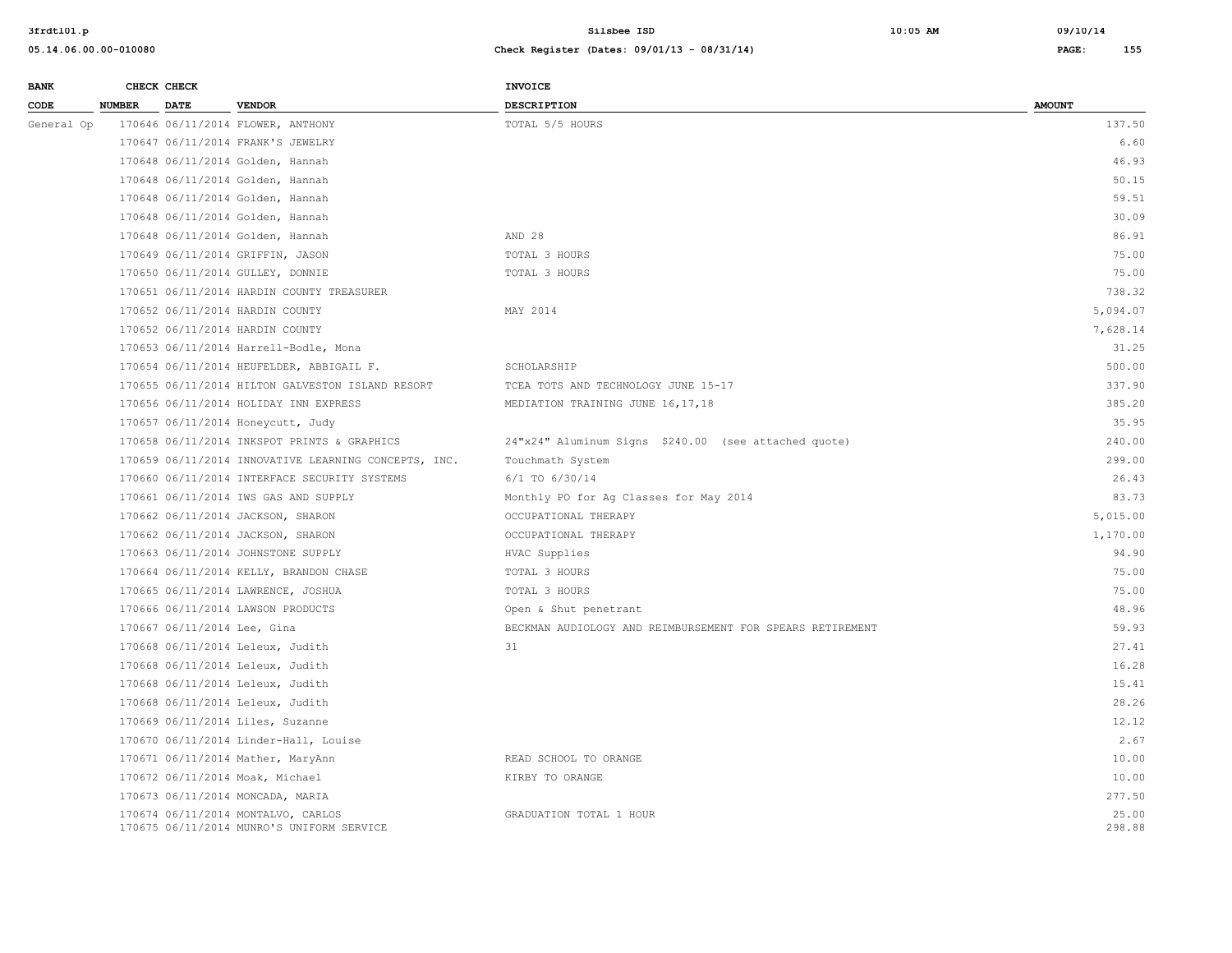| BANK CODE | CHECK NUMBER | CHECK DATE | VENDOR | INVOICE DESCRIPTION | AMOUNT |
|---|---|---|---|---|---|
| General Op | 170646 | 06/11/2014 | FLOWER, ANTHONY | TOTAL 5/5 HOURS | 137.50 |
| | 170647 | 06/11/2014 | FRANK'S JEWELRY | | 6.60 |
| | 170648 | 06/11/2014 | Golden, Hannah | | 46.93 |
| | 170648 | 06/11/2014 | Golden, Hannah | | 50.15 |
| | 170648 | 06/11/2014 | Golden, Hannah | | 59.51 |
| | 170648 | 06/11/2014 | Golden, Hannah | | 30.09 |
| | 170648 | 06/11/2014 | Golden, Hannah | AND 28 | 86.91 |
| | 170649 | 06/11/2014 | GRIFFIN, JASON | TOTAL 3 HOURS | 75.00 |
| | 170650 | 06/11/2014 | GULLEY, DONNIE | TOTAL 3 HOURS | 75.00 |
| | 170651 | 06/11/2014 | HARDIN COUNTY TREASURER | | 738.32 |
| | 170652 | 06/11/2014 | HARDIN COUNTY | MAY 2014 | 5,094.07 |
| | 170652 | 06/11/2014 | HARDIN COUNTY | | 7,628.14 |
| | 170653 | 06/11/2014 | Harrell-Bodle, Mona | | 31.25 |
| | 170654 | 06/11/2014 | HEUFELDER, ABBIGAIL F. | SCHOLARSHIP | 500.00 |
| | 170655 | 06/11/2014 | HILTON GALVESTON ISLAND RESORT | TCEA TOTS AND TECHNOLOGY JUNE 15-17 | 337.90 |
| | 170656 | 06/11/2014 | HOLIDAY INN EXPRESS | MEDIATION TRAINING JUNE 16,17,18 | 385.20 |
| | 170657 | 06/11/2014 | Honeycutt, Judy | | 35.95 |
| | 170658 | 06/11/2014 | INKSPOT PRINTS & GRAPHICS | 24"x24" Aluminum Signs $240.00 (see attached quote) | 240.00 |
| | 170659 | 06/11/2014 | INNOVATIVE LEARNING CONCEPTS, INC. | Touchmath System | 299.00 |
| | 170660 | 06/11/2014 | INTERFACE SECURITY SYSTEMS | 6/1 TO 6/30/14 | 26.43 |
| | 170661 | 06/11/2014 | IWS GAS AND SUPPLY | Monthly PO for Ag Classes for May 2014 | 83.73 |
| | 170662 | 06/11/2014 | JACKSON, SHARON | OCCUPATIONAL THERAPY | 5,015.00 |
| | 170662 | 06/11/2014 | JACKSON, SHARON | OCCUPATIONAL THERAPY | 1,170.00 |
| | 170663 | 06/11/2014 | JOHNSTONE SUPPLY | HVAC Supplies | 94.90 |
| | 170664 | 06/11/2014 | KELLY, BRANDON CHASE | TOTAL 3 HOURS | 75.00 |
| | 170665 | 06/11/2014 | LAWRENCE, JOSHUA | TOTAL 3 HOURS | 75.00 |
| | 170666 | 06/11/2014 | LAWSON PRODUCTS | Open & Shut penetrant | 48.96 |
| | 170667 | 06/11/2014 | Lee, Gina | BECKMAN AUDIOLOGY AND REIMBURSEMENT FOR SPEARS RETIREMENT | 59.93 |
| | 170668 | 06/11/2014 | Leleux, Judith | 31 | 27.41 |
| | 170668 | 06/11/2014 | Leleux, Judith | | 16.28 |
| | 170668 | 06/11/2014 | Leleux, Judith | | 15.41 |
| | 170668 | 06/11/2014 | Leleux, Judith | | 28.26 |
| | 170669 | 06/11/2014 | Liles, Suzanne | | 12.12 |
| | 170670 | 06/11/2014 | Linder-Hall, Louise | | 2.67 |
| | 170671 | 06/11/2014 | Mather, MaryAnn | READ SCHOOL TO ORANGE | 10.00 |
| | 170672 | 06/11/2014 | Moak, Michael | KIRBY TO ORANGE | 10.00 |
| | 170673 | 06/11/2014 | MONCADA, MARIA | | 277.50 |
| | 170674 | 06/11/2014 | MONTALVO, CARLOS | GRADUATION TOTAL 1 HOUR | 25.00 |
| | 170675 | 06/11/2014 | MUNRO'S UNIFORM SERVICE | | 298.88 |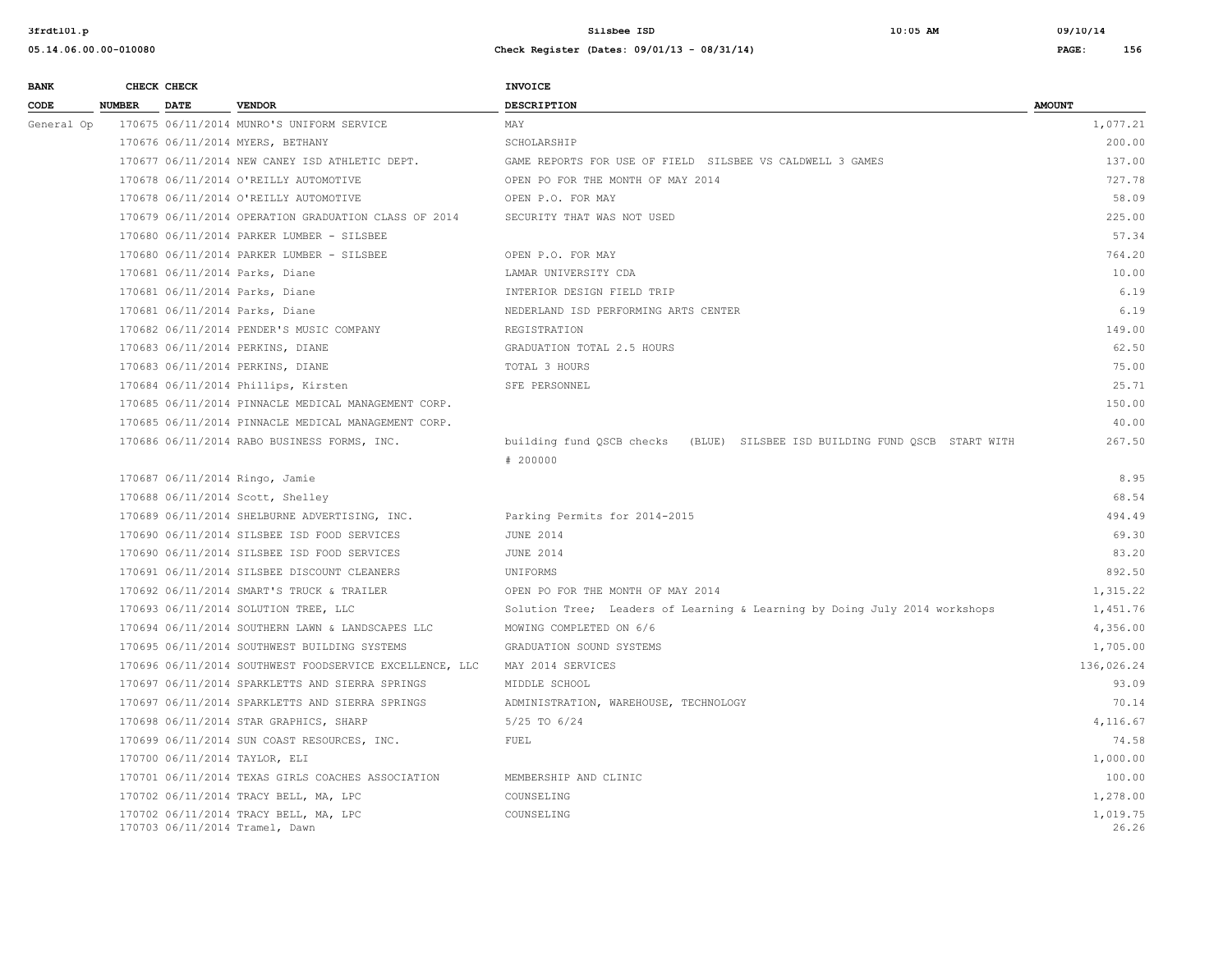| BANK CODE | CHECK NUMBER | CHECK DATE | VENDOR | INVOICE DESCRIPTION | AMOUNT |
|---|---|---|---|---|---|
| General Op | 170675 | 06/11/2014 | MUNRO'S UNIFORM SERVICE | MAY | 1,077.21 |
| | 170676 | 06/11/2014 | MYERS, BETHANY | SCHOLARSHIP | 200.00 |
| | 170677 | 06/11/2014 | NEW CANEY ISD ATHLETIC DEPT. | GAME REPORTS FOR USE OF FIELD SILSBEE VS CALDWELL 3 GAMES | 137.00 |
| | 170678 | 06/11/2014 | O'REILLY AUTOMOTIVE | OPEN PO FOR THE MONTH OF MAY 2014 | 727.78 |
| | 170678 | 06/11/2014 | O'REILLY AUTOMOTIVE | OPEN P.O. FOR MAY | 58.09 |
| | 170679 | 06/11/2014 | OPERATION GRADUATION CLASS OF 2014 | SECURITY THAT WAS NOT USED | 225.00 |
| | 170680 | 06/11/2014 | PARKER LUMBER - SILSBEE | | 57.34 |
| | 170680 | 06/11/2014 | PARKER LUMBER - SILSBEE | OPEN P.O. FOR MAY | 764.20 |
| | 170681 | 06/11/2014 | Parks, Diane | LAMAR UNIVERSITY CDA | 10.00 |
| | 170681 | 06/11/2014 | Parks, Diane | INTERIOR DESIGN FIELD TRIP | 6.19 |
| | 170681 | 06/11/2014 | Parks, Diane | NEDERLAND ISD PERFORMING ARTS CENTER | 6.19 |
| | 170682 | 06/11/2014 | PENDER'S MUSIC COMPANY | REGISTRATION | 149.00 |
| | 170683 | 06/11/2014 | PERKINS, DIANE | GRADUATION TOTAL 2.5 HOURS | 62.50 |
| | 170683 | 06/11/2014 | PERKINS, DIANE | TOTAL 3 HOURS | 75.00 |
| | 170684 | 06/11/2014 | Phillips, Kirsten | SFE PERSONNEL | 25.71 |
| | 170685 | 06/11/2014 | PINNACLE MEDICAL MANAGEMENT CORP. | | 150.00 |
| | 170685 | 06/11/2014 | PINNACLE MEDICAL MANAGEMENT CORP. | | 40.00 |
| | 170686 | 06/11/2014 | RABO BUSINESS FORMS, INC. | building fund QSCB checks (BLUE) SILSBEE ISD BUILDING FUND QSCB START WITH # 200000 | 267.50 |
| | 170687 | 06/11/2014 | Ringo, Jamie | | 8.95 |
| | 170688 | 06/11/2014 | Scott, Shelley | | 68.54 |
| | 170689 | 06/11/2014 | SHELBURNE ADVERTISING, INC. | Parking Permits for 2014-2015 | 494.49 |
| | 170690 | 06/11/2014 | SILSBEE ISD FOOD SERVICES | JUNE 2014 | 69.30 |
| | 170690 | 06/11/2014 | SILSBEE ISD FOOD SERVICES | JUNE 2014 | 83.20 |
| | 170691 | 06/11/2014 | SILSBEE DISCOUNT CLEANERS | UNIFORMS | 892.50 |
| | 170692 | 06/11/2014 | SMART'S TRUCK & TRAILER | OPEN PO FOR THE MONTH OF MAY 2014 | 1,315.22 |
| | 170693 | 06/11/2014 | SOLUTION TREE, LLC | Solution Tree; Leaders of Learning & Learning by Doing July 2014 workshops | 1,451.76 |
| | 170694 | 06/11/2014 | SOUTHERN LAWN & LANDSCAPES LLC | MOWING COMPLETED ON 6/6 | 4,356.00 |
| | 170695 | 06/11/2014 | SOUTHWEST BUILDING SYSTEMS | GRADUATION SOUND SYSTEMS | 1,705.00 |
| | 170696 | 06/11/2014 | SOUTHWEST FOODSERVICE EXCELLENCE, LLC | MAY 2014 SERVICES | 136,026.24 |
| | 170697 | 06/11/2014 | SPARKLETTS AND SIERRA SPRINGS | MIDDLE SCHOOL | 93.09 |
| | 170697 | 06/11/2014 | SPARKLETTS AND SIERRA SPRINGS | ADMINISTRATION, WAREHOUSE, TECHNOLOGY | 70.14 |
| | 170698 | 06/11/2014 | STAR GRAPHICS, SHARP | 5/25 TO 6/24 | 4,116.67 |
| | 170699 | 06/11/2014 | SUN COAST RESOURCES, INC. | FUEL | 74.58 |
| | 170700 | 06/11/2014 | TAYLOR, ELI | | 1,000.00 |
| | 170701 | 06/11/2014 | TEXAS GIRLS COACHES ASSOCIATION | MEMBERSHIP AND CLINIC | 100.00 |
| | 170702 | 06/11/2014 | TRACY BELL, MA, LPC | COUNSELING | 1,278.00 |
| | 170702 | 06/11/2014 | TRACY BELL, MA, LPC | COUNSELING | 1,019.75 |
| | 170703 | 06/11/2014 | Tramel, Dawn | | 26.26 |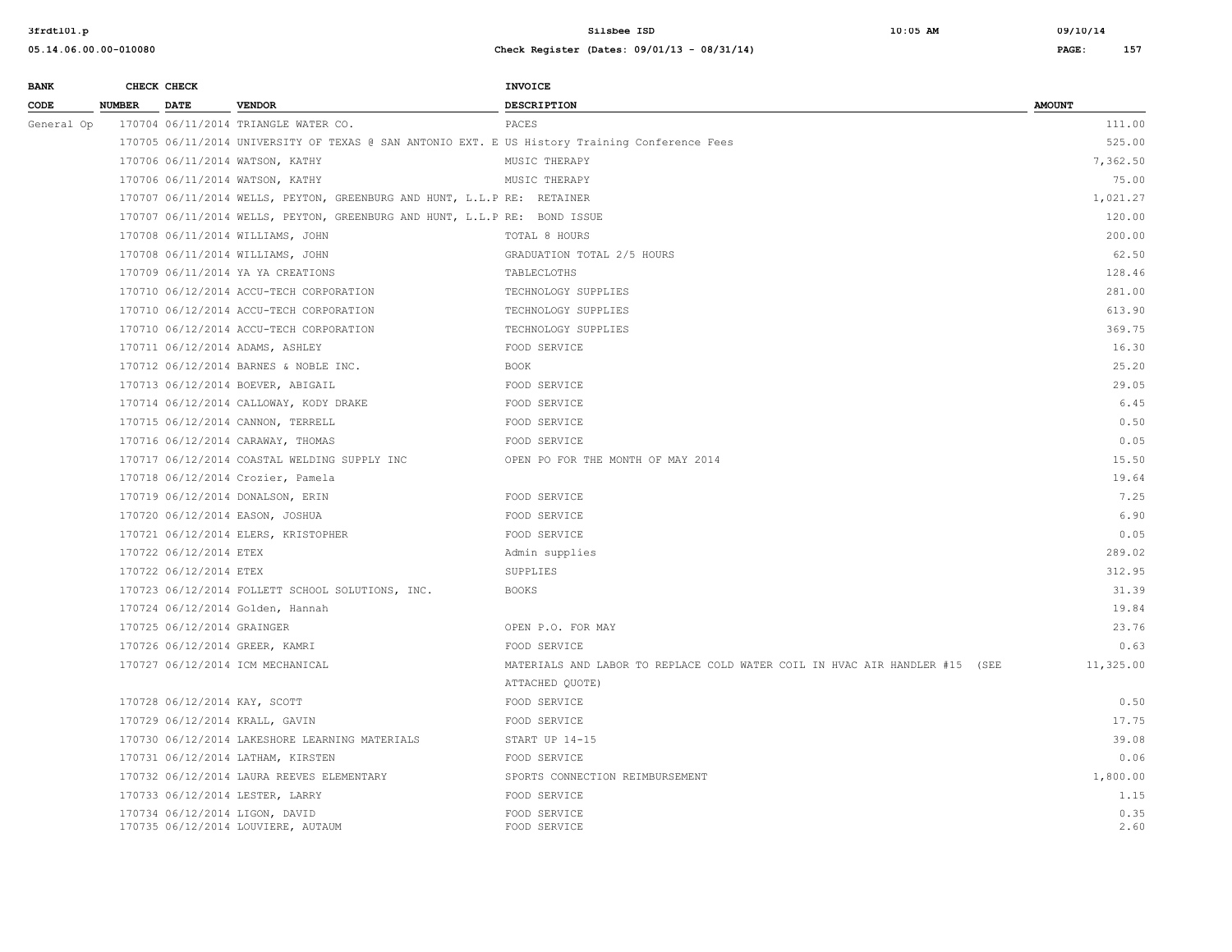| BANK CODE | CHECK NUMBER | CHECK DATE | VENDOR | INVOICE DESCRIPTION | AMOUNT |
|---|---|---|---|---|---|
| General Op | 170704 | 06/11/2014 | TRIANGLE WATER CO. | PACES | 111.00 |
| | 170705 | 06/11/2014 | UNIVERSITY OF TEXAS @ SAN ANTONIO EXT. E | US History Training Conference Fees | 525.00 |
| | 170706 | 06/11/2014 | WATSON, KATHY | MUSIC THERAPY | 7,362.50 |
| | 170706 | 06/11/2014 | WATSON, KATHY | MUSIC THERAPY | 75.00 |
| | 170707 | 06/11/2014 | WELLS, PEYTON, GREENBURG AND HUNT, L.L.P | RE: RETAINER | 1,021.27 |
| | 170707 | 06/11/2014 | WELLS, PEYTON, GREENBURG AND HUNT, L.L.P | RE: BOND ISSUE | 120.00 |
| | 170708 | 06/11/2014 | WILLIAMS, JOHN | TOTAL 8 HOURS | 200.00 |
| | 170708 | 06/11/2014 | WILLIAMS, JOHN | GRADUATION TOTAL 2/5 HOURS | 62.50 |
| | 170709 | 06/11/2014 | YA YA CREATIONS | TABLECLOTHS | 128.46 |
| | 170710 | 06/12/2014 | ACCU-TECH CORPORATION | TECHNOLOGY SUPPLIES | 281.00 |
| | 170710 | 06/12/2014 | ACCU-TECH CORPORATION | TECHNOLOGY SUPPLIES | 613.90 |
| | 170710 | 06/12/2014 | ACCU-TECH CORPORATION | TECHNOLOGY SUPPLIES | 369.75 |
| | 170711 | 06/12/2014 | ADAMS, ASHLEY | FOOD SERVICE | 16.30 |
| | 170712 | 06/12/2014 | BARNES & NOBLE INC. | BOOK | 25.20 |
| | 170713 | 06/12/2014 | BOEVER, ABIGAIL | FOOD SERVICE | 29.05 |
| | 170714 | 06/12/2014 | CALLOWAY, KODY DRAKE | FOOD SERVICE | 6.45 |
| | 170715 | 06/12/2014 | CANNON, TERRELL | FOOD SERVICE | 0.50 |
| | 170716 | 06/12/2014 | CARAWAY, THOMAS | FOOD SERVICE | 0.05 |
| | 170717 | 06/12/2014 | COASTAL WELDING SUPPLY INC | OPEN PO FOR THE MONTH OF MAY 2014 | 15.50 |
| | 170718 | 06/12/2014 | Crozier, Pamela | | 19.64 |
| | 170719 | 06/12/2014 | DONALSON, ERIN | FOOD SERVICE | 7.25 |
| | 170720 | 06/12/2014 | EASON, JOSHUA | FOOD SERVICE | 6.90 |
| | 170721 | 06/12/2014 | ELERS, KRISTOPHER | FOOD SERVICE | 0.05 |
| | 170722 | 06/12/2014 | ETEX | Admin supplies | 289.02 |
| | 170722 | 06/12/2014 | ETEX | SUPPLIES | 312.95 |
| | 170723 | 06/12/2014 | FOLLETT SCHOOL SOLUTIONS, INC. | BOOKS | 31.39 |
| | 170724 | 06/12/2014 | Golden, Hannah | | 19.84 |
| | 170725 | 06/12/2014 | GRAINGER | OPEN P.O. FOR MAY | 23.76 |
| | 170726 | 06/12/2014 | GREER, KAMRI | FOOD SERVICE | 0.63 |
| | 170727 | 06/12/2014 | ICM MECHANICAL | MATERIALS AND LABOR TO REPLACE COLD WATER COIL IN HVAC AIR HANDLER #15 (SEE ATTACHED QUOTE) | 11,325.00 |
| | 170728 | 06/12/2014 | KAY, SCOTT | FOOD SERVICE | 0.50 |
| | 170729 | 06/12/2014 | KRALL, GAVIN | FOOD SERVICE | 17.75 |
| | 170730 | 06/12/2014 | LAKESHORE LEARNING MATERIALS | START UP 14-15 | 39.08 |
| | 170731 | 06/12/2014 | LATHAM, KIRSTEN | FOOD SERVICE | 0.06 |
| | 170732 | 06/12/2014 | LAURA REEVES ELEMENTARY | SPORTS CONNECTION REIMBURSEMENT | 1,800.00 |
| | 170733 | 06/12/2014 | LESTER, LARRY | FOOD SERVICE | 1.15 |
| | 170734 | 06/12/2014 | LIGON, DAVID | FOOD SERVICE | 0.35 |
| | 170735 | 06/12/2014 | LOUVIERE, AUTAUM | FOOD SERVICE | 2.60 |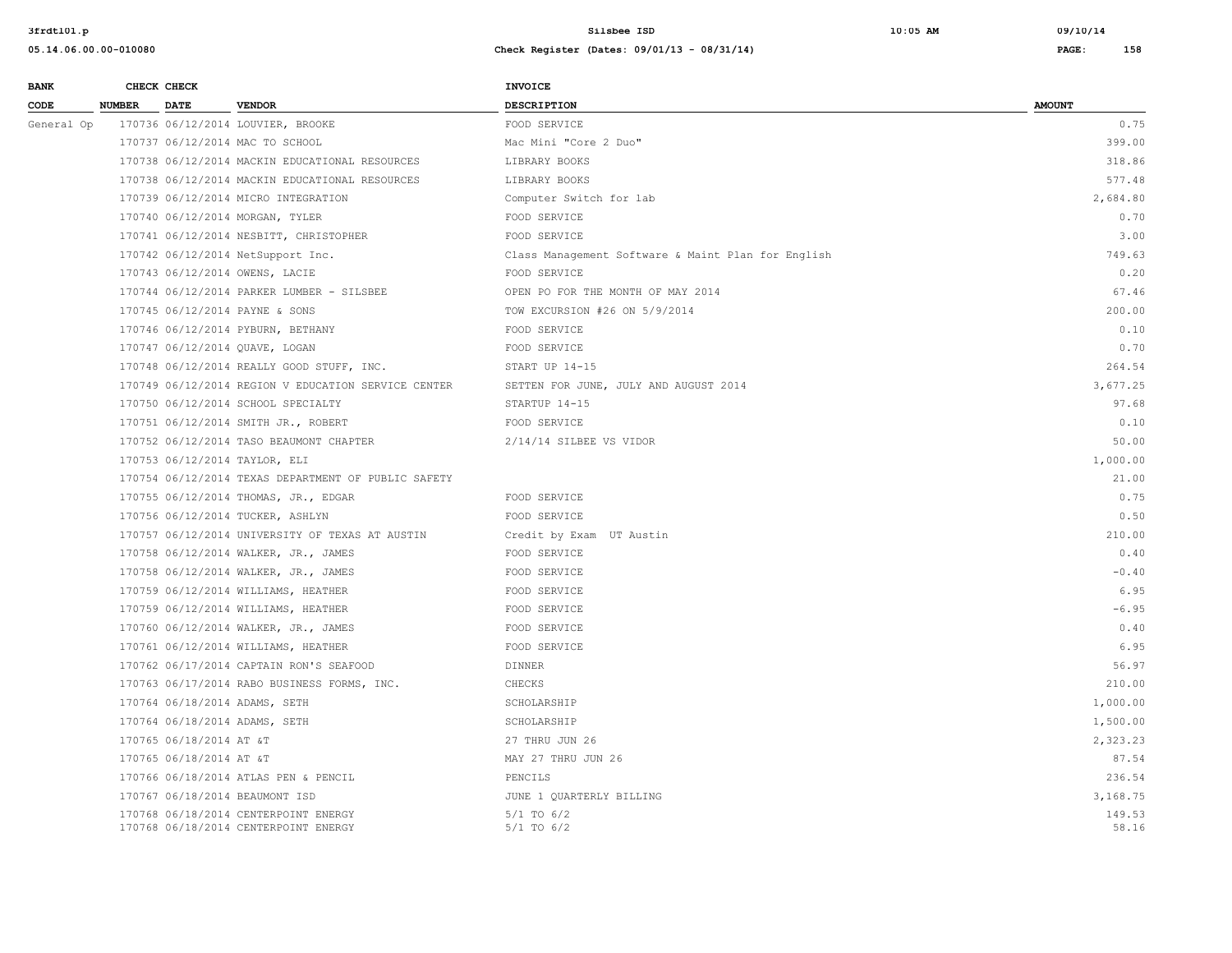| BANK CODE | CHECK NUMBER | CHECK DATE | VENDOR | INVOICE DESCRIPTION | AMOUNT |
|---|---|---|---|---|---|
| General Op | 170736 | 06/12/2014 | LOUVIER, BROOKE | FOOD SERVICE | 0.75 |
| | 170737 | 06/12/2014 | MAC TO SCHOOL | Mac Mini "Core 2 Duo" | 399.00 |
| | 170738 | 06/12/2014 | MACKIN EDUCATIONAL RESOURCES | LIBRARY BOOKS | 318.86 |
| | 170738 | 06/12/2014 | MACKIN EDUCATIONAL RESOURCES | LIBRARY BOOKS | 577.48 |
| | 170739 | 06/12/2014 | MICRO INTEGRATION | Computer Switch for lab | 2,684.80 |
| | 170740 | 06/12/2014 | MORGAN, TYLER | FOOD SERVICE | 0.70 |
| | 170741 | 06/12/2014 | NESBITT, CHRISTOPHER | FOOD SERVICE | 3.00 |
| | 170742 | 06/12/2014 | NetSupport Inc. | Class Management Software & Maint Plan for English | 749.63 |
| | 170743 | 06/12/2014 | OWENS, LACIE | FOOD SERVICE | 0.20 |
| | 170744 | 06/12/2014 | PARKER LUMBER - SILSBEE | OPEN PO FOR THE MONTH OF MAY 2014 | 67.46 |
| | 170745 | 06/12/2014 | PAYNE & SONS | TOW EXCURSION #26 ON 5/9/2014 | 200.00 |
| | 170746 | 06/12/2014 | PYBURN, BETHANY | FOOD SERVICE | 0.10 |
| | 170747 | 06/12/2014 | QUAVE, LOGAN | FOOD SERVICE | 0.70 |
| | 170748 | 06/12/2014 | REALLY GOOD STUFF, INC. | START UP 14-15 | 264.54 |
| | 170749 | 06/12/2014 | REGION V EDUCATION SERVICE CENTER | SETTEN FOR JUNE, JULY AND AUGUST 2014 | 3,677.25 |
| | 170750 | 06/12/2014 | SCHOOL SPECIALTY | STARTUP 14-15 | 97.68 |
| | 170751 | 06/12/2014 | SMITH JR., ROBERT | FOOD SERVICE | 0.10 |
| | 170752 | 06/12/2014 | TASO BEAUMONT CHAPTER | 2/14/14 SILBEE VS VIDOR | 50.00 |
| | 170753 | 06/12/2014 | TAYLOR, ELI | | 1,000.00 |
| | 170754 | 06/12/2014 | TEXAS DEPARTMENT OF PUBLIC SAFETY | | 21.00 |
| | 170755 | 06/12/2014 | THOMAS, JR., EDGAR | FOOD SERVICE | 0.75 |
| | 170756 | 06/12/2014 | TUCKER, ASHLYN | FOOD SERVICE | 0.50 |
| | 170757 | 06/12/2014 | UNIVERSITY OF TEXAS AT AUSTIN | Credit by Exam UT Austin | 210.00 |
| | 170758 | 06/12/2014 | WALKER, JR., JAMES | FOOD SERVICE | 0.40 |
| | 170758 | 06/12/2014 | WALKER, JR., JAMES | FOOD SERVICE | -0.40 |
| | 170759 | 06/12/2014 | WILLIAMS, HEATHER | FOOD SERVICE | 6.95 |
| | 170759 | 06/12/2014 | WILLIAMS, HEATHER | FOOD SERVICE | -6.95 |
| | 170760 | 06/12/2014 | WALKER, JR., JAMES | FOOD SERVICE | 0.40 |
| | 170761 | 06/12/2014 | WILLIAMS, HEATHER | FOOD SERVICE | 6.95 |
| | 170762 | 06/17/2014 | CAPTAIN RON'S SEAFOOD | DINNER | 56.97 |
| | 170763 | 06/17/2014 | RABO BUSINESS FORMS, INC. | CHECKS | 210.00 |
| | 170764 | 06/18/2014 | ADAMS, SETH | SCHOLARSHIP | 1,000.00 |
| | 170764 | 06/18/2014 | ADAMS, SETH | SCHOLARSHIP | 1,500.00 |
| | 170765 | 06/18/2014 | AT &T | 27 THRU JUN 26 | 2,323.23 |
| | 170765 | 06/18/2014 | AT &T | MAY 27 THRU JUN 26 | 87.54 |
| | 170766 | 06/18/2014 | ATLAS PEN & PENCIL | PENCILS | 236.54 |
| | 170767 | 06/18/2014 | BEAUMONT ISD | JUNE 1 QUARTERLY BILLING | 3,168.75 |
| | 170768 | 06/18/2014 | CENTERPOINT ENERGY | 5/1 TO 6/2 | 149.53 |
| | 170768 | 06/18/2014 | CENTERPOINT ENERGY | 5/1 TO 6/2 | 58.16 |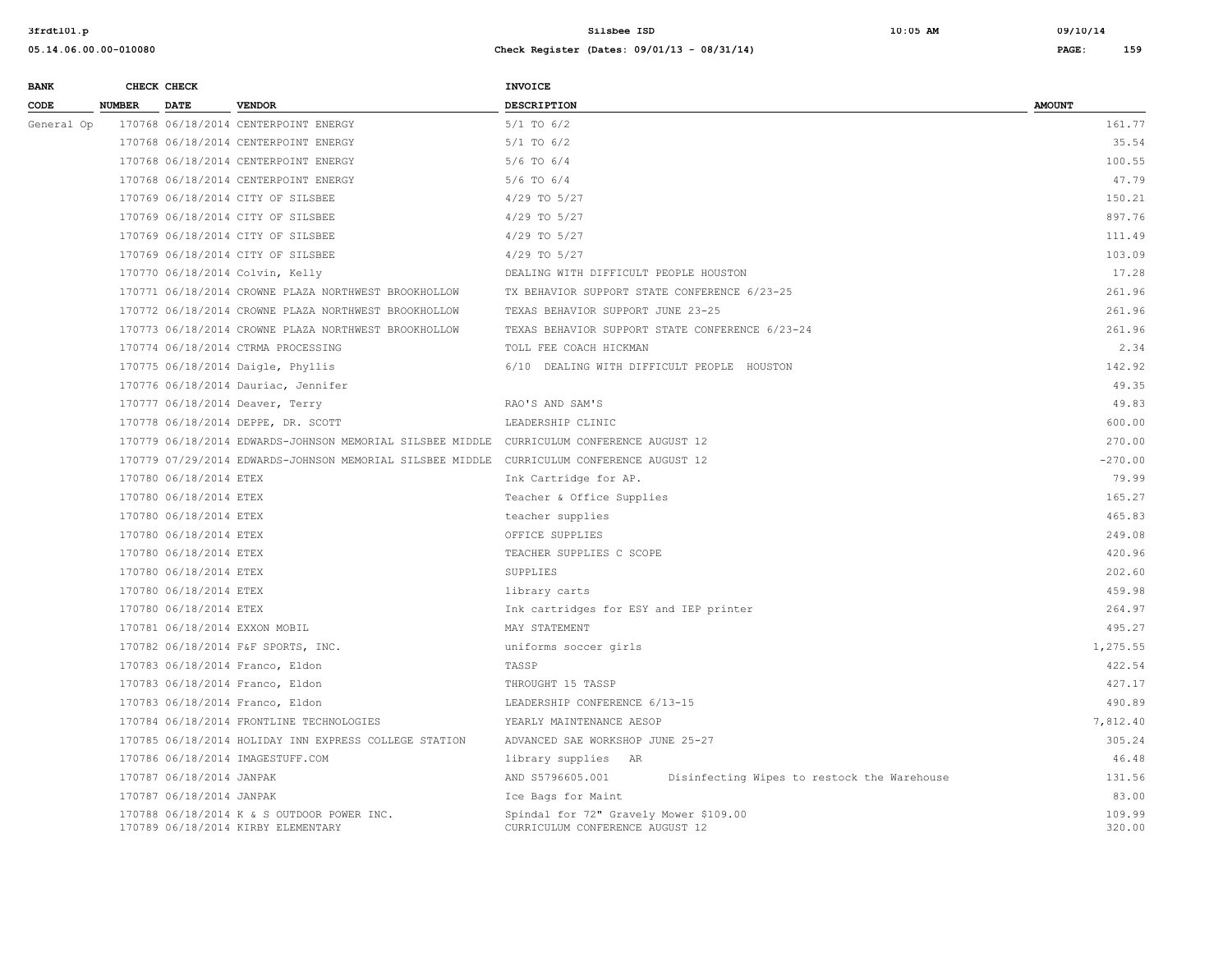| BANK CODE | CHECK NUMBER | CHECK DATE | VENDOR | INVOICE DESCRIPTION | AMOUNT |
|---|---|---|---|---|---|
| General Op | 170768 | 06/18/2014 | CENTERPOINT ENERGY | 5/1 TO 6/2 | 161.77 |
| | 170768 | 06/18/2014 | CENTERPOINT ENERGY | 5/1 TO 6/2 | 35.54 |
| | 170768 | 06/18/2014 | CENTERPOINT ENERGY | 5/6 TO 6/4 | 100.55 |
| | 170768 | 06/18/2014 | CENTERPOINT ENERGY | 5/6 TO 6/4 | 47.79 |
| | 170769 | 06/18/2014 | CITY OF SILSBEE | 4/29 TO 5/27 | 150.21 |
| | 170769 | 06/18/2014 | CITY OF SILSBEE | 4/29 TO 5/27 | 897.76 |
| | 170769 | 06/18/2014 | CITY OF SILSBEE | 4/29 TO 5/27 | 111.49 |
| | 170769 | 06/18/2014 | CITY OF SILSBEE | 4/29 TO 5/27 | 103.09 |
| | 170770 | 06/18/2014 | Colvin, Kelly | DEALING WITH DIFFICULT PEOPLE HOUSTON | 17.28 |
| | 170771 | 06/18/2014 | CROWNE PLAZA NORTHWEST BROOKHOLLOW | TX BEHAVIOR SUPPORT STATE CONFERENCE 6/23-25 | 261.96 |
| | 170772 | 06/18/2014 | CROWNE PLAZA NORTHWEST BROOKHOLLOW | TEXAS BEHAVIOR SUPPORT JUNE 23-25 | 261.96 |
| | 170773 | 06/18/2014 | CROWNE PLAZA NORTHWEST BROOKHOLLOW | TEXAS BEHAVIOR SUPPORT STATE CONFERENCE 6/23-24 | 261.96 |
| | 170774 | 06/18/2014 | CTRMA PROCESSING | TOLL FEE COACH HICKMAN | 2.34 |
| | 170775 | 06/18/2014 | Daigle, Phyllis | 6/10 DEALING WITH DIFFICULT PEOPLE HOUSTON | 142.92 |
| | 170776 | 06/18/2014 | Dauriac, Jennifer | | 49.35 |
| | 170777 | 06/18/2014 | Deaver, Terry | RAO'S AND SAM'S | 49.83 |
| | 170778 | 06/18/2014 | DEPPE, DR. SCOTT | LEADERSHIP CLINIC | 600.00 |
| | 170779 | 06/18/2014 | EDWARDS-JOHNSON MEMORIAL SILSBEE MIDDLE | CURRICULUM CONFERENCE AUGUST 12 | 270.00 |
| | 170779 | 07/29/2014 | EDWARDS-JOHNSON MEMORIAL SILSBEE MIDDLE | CURRICULUM CONFERENCE AUGUST 12 | -270.00 |
| | 170780 | 06/18/2014 | ETEX | Ink Cartridge for AP. | 79.99 |
| | 170780 | 06/18/2014 | ETEX | Teacher & Office Supplies | 165.27 |
| | 170780 | 06/18/2014 | ETEX | teacher supplies | 465.83 |
| | 170780 | 06/18/2014 | ETEX | OFFICE SUPPLIES | 249.08 |
| | 170780 | 06/18/2014 | ETEX | TEACHER SUPPLIES C SCOPE | 420.96 |
| | 170780 | 06/18/2014 | ETEX | SUPPLIES | 202.60 |
| | 170780 | 06/18/2014 | ETEX | library carts | 459.98 |
| | 170780 | 06/18/2014 | ETEX | Ink cartridges for ESY and IEP printer | 264.97 |
| | 170781 | 06/18/2014 | EXXON MOBIL | MAY STATEMENT | 495.27 |
| | 170782 | 06/18/2014 | F&F SPORTS, INC. | uniforms soccer girls | 1,275.55 |
| | 170783 | 06/18/2014 | Franco, Eldon | TASSP | 422.54 |
| | 170783 | 06/18/2014 | Franco, Eldon | THROUGHT 15 TASSP | 427.17 |
| | 170783 | 06/18/2014 | Franco, Eldon | LEADERSHIP CONFERENCE 6/13-15 | 490.89 |
| | 170784 | 06/18/2014 | FRONTLINE TECHNOLOGIES | YEARLY MAINTENANCE AESOP | 7,812.40 |
| | 170785 | 06/18/2014 | HOLIDAY INN EXPRESS COLLEGE STATION | ADVANCED SAE WORKSHOP JUNE 25-27 | 305.24 |
| | 170786 | 06/18/2014 | IMAGESTUFF.COM | library supplies AR | 46.48 |
| | 170787 | 06/18/2014 | JANPAK | AND S5796605.001 Disinfecting Wipes to restock the Warehouse | 131.56 |
| | 170787 | 06/18/2014 | JANPAK | Ice Bags for Maint | 83.00 |
| | 170788 | 06/18/2014 | K & S OUTDOOR POWER INC. | Spindal for 72" Gravely Mower $109.00 | 109.99 |
| | 170789 | 06/18/2014 | KIRBY ELEMENTARY | CURRICULUM CONFERENCE AUGUST 12 | 320.00 |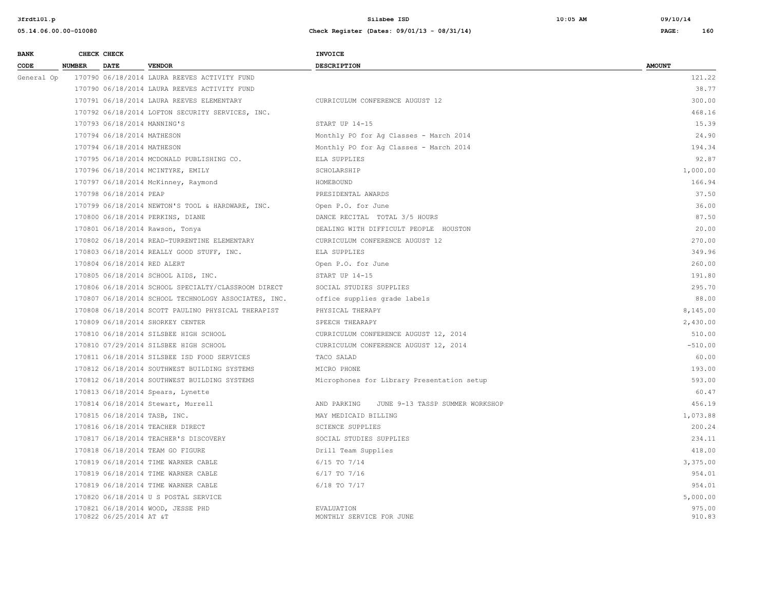| BANK CODE | CHECK NUMBER | CHECK DATE | VENDOR | INVOICE DESCRIPTION | AMOUNT |
|---|---|---|---|---|---|
| General Op | 170790 | 06/18/2014 | LAURA REEVES ACTIVITY FUND | | 121.22 |
| | 170790 | 06/18/2014 | LAURA REEVES ACTIVITY FUND | | 38.77 |
| | 170791 | 06/18/2014 | LAURA REEVES ELEMENTARY | CURRICULUM CONFERENCE AUGUST 12 | 300.00 |
| | 170792 | 06/18/2014 | LOFTON SECURITY SERVICES, INC. | | 468.16 |
| | 170793 | 06/18/2014 | MANNING'S | START UP 14-15 | 15.39 |
| | 170794 | 06/18/2014 | MATHESON | Monthly PO for Ag Classes - March 2014 | 24.90 |
| | 170794 | 06/18/2014 | MATHESON | Monthly PO for Ag Classes - March 2014 | 194.34 |
| | 170795 | 06/18/2014 | MCDONALD PUBLISHING CO. | ELA SUPPLIES | 92.87 |
| | 170796 | 06/18/2014 | MCINTYRE, EMILY | SCHOLARSHIP | 1,000.00 |
| | 170797 | 06/18/2014 | McKinney, Raymond | HOMEBOUND | 166.94 |
| | 170798 | 06/18/2014 | PEAP | PRESIDENTAL AWARDS | 37.50 |
| | 170799 | 06/18/2014 | NEWTON'S TOOL & HARDWARE, INC. | Open P.O. for June | 36.00 |
| | 170800 | 06/18/2014 | PERKINS, DIANE | DANCE RECITAL TOTAL 3/5 HOURS | 87.50 |
| | 170801 | 06/18/2014 | Rawson, Tonya | DEALING WITH DIFFICULT PEOPLE HOUSTON | 20.00 |
| | 170802 | 06/18/2014 | READ-TURRENTINE ELEMENTARY | CURRICULUM CONFERENCE AUGUST 12 | 270.00 |
| | 170803 | 06/18/2014 | REALLY GOOD STUFF, INC. | ELA SUPPLIES | 349.96 |
| | 170804 | 06/18/2014 | RED ALERT | Open P.O. for June | 260.00 |
| | 170805 | 06/18/2014 | SCHOOL AIDS, INC. | START UP 14-15 | 191.80 |
| | 170806 | 06/18/2014 | SCHOOL SPECIALTY/CLASSROOM DIRECT | SOCIAL STUDIES SUPPLIES | 295.70 |
| | 170807 | 06/18/2014 | SCHOOL TECHNOLOGY ASSOCIATES, INC. | office supplies grade labels | 88.00 |
| | 170808 | 06/18/2014 | SCOTT PAULINO PHYSICAL THERAPIST | PHYSICAL THERAPY | 8,145.00 |
| | 170809 | 06/18/2014 | SHORKEY CENTER | SPEECH THEARAPY | 2,430.00 |
| | 170810 | 06/18/2014 | SILSBEE HIGH SCHOOL | CURRICULUM CONFERENCE AUGUST 12, 2014 | 510.00 |
| | 170810 | 07/29/2014 | SILSBEE HIGH SCHOOL | CURRICULUM CONFERENCE AUGUST 12, 2014 | -510.00 |
| | 170811 | 06/18/2014 | SILSBEE ISD FOOD SERVICES | TACO SALAD | 60.00 |
| | 170812 | 06/18/2014 | SOUTHWEST BUILDING SYSTEMS | MICRO PHONE | 193.00 |
| | 170812 | 06/18/2014 | SOUTHWEST BUILDING SYSTEMS | Microphones for Library Presentation setup | 593.00 |
| | 170813 | 06/18/2014 | Spears, Lynette | | 60.47 |
| | 170814 | 06/18/2014 | Stewart, Murrell | AND PARKING JUNE 9-13 TASSP SUMMER WORKSHOP | 456.19 |
| | 170815 | 06/18/2014 | TASB, INC. | MAY MEDICAID BILLING | 1,073.88 |
| | 170816 | 06/18/2014 | TEACHER DIRECT | SCIENCE SUPPLIES | 200.24 |
| | 170817 | 06/18/2014 | TEACHER'S DISCOVERY | SOCIAL STUDIES SUPPLIES | 234.11 |
| | 170818 | 06/18/2014 | TEAM GO FIGURE | Drill Team Supplies | 418.00 |
| | 170819 | 06/18/2014 | TIME WARNER CABLE | 6/15 TO 7/14 | 3,375.00 |
| | 170819 | 06/18/2014 | TIME WARNER CABLE | 6/17 TO 7/16 | 954.01 |
| | 170819 | 06/18/2014 | TIME WARNER CABLE | 6/18 TO 7/17 | 954.01 |
| | 170820 | 06/18/2014 | U S POSTAL SERVICE | | 5,000.00 |
| | 170821 | 06/18/2014 | WOOD, JESSE PHD | EVALUATION | 975.00 |
| | 170822 | 06/25/2014 | AT &T | MONTHLY SERVICE FOR JUNE | 910.83 |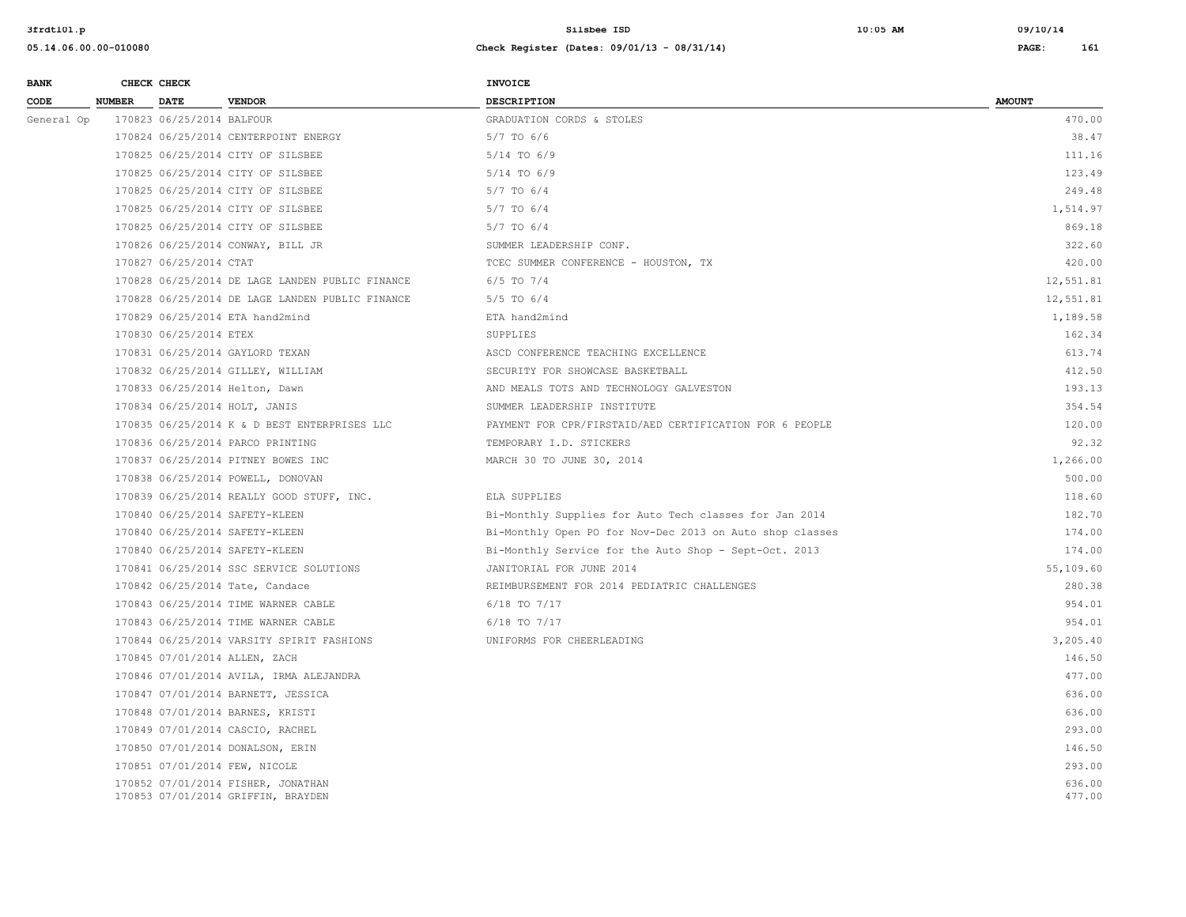| BANK CODE | CHECK NUMBER | CHECK DATE | VENDOR | INVOICE DESCRIPTION | AMOUNT |
|---|---|---|---|---|---|
| General Op | 170823 | 06/25/2014 | BALFOUR | GRADUATION CORDS & STOLES | 470.00 |
| | 170824 | 06/25/2014 | CENTERPOINT ENERGY | 5/7 TO 6/6 | 38.47 |
| | 170825 | 06/25/2014 | CITY OF SILSBEE | 5/14 TO 6/9 | 111.16 |
| | 170825 | 06/25/2014 | CITY OF SILSBEE | 5/14 TO 6/9 | 123.49 |
| | 170825 | 06/25/2014 | CITY OF SILSBEE | 5/7 TO 6/4 | 249.48 |
| | 170825 | 06/25/2014 | CITY OF SILSBEE | 5/7 TO 6/4 | 1,514.97 |
| | 170825 | 06/25/2014 | CITY OF SILSBEE | 5/7 TO 6/4 | 869.18 |
| | 170826 | 06/25/2014 | CONWAY, BILL JR | SUMMER LEADERSHIP CONF. | 322.60 |
| | 170827 | 06/25/2014 | CTAT | TCEC SUMMER CONFERENCE - HOUSTON, TX | 420.00 |
| | 170828 | 06/25/2014 | DE LAGE LANDEN PUBLIC FINANCE | 6/5 TO 7/4 | 12,551.81 |
| | 170828 | 06/25/2014 | DE LAGE LANDEN PUBLIC FINANCE | 5/5 TO 6/4 | 12,551.81 |
| | 170829 | 06/25/2014 | ETA hand2mind | ETA hand2mind | 1,189.58 |
| | 170830 | 06/25/2014 | ETEX | SUPPLIES | 162.34 |
| | 170831 | 06/25/2014 | GAYLORD TEXAN | ASCD CONFERENCE TEACHING EXCELLENCE | 613.74 |
| | 170832 | 06/25/2014 | GILLEY, WILLIAM | SECURITY FOR SHOWCASE BASKETBALL | 412.50 |
| | 170833 | 06/25/2014 | Helton, Dawn | AND MEALS TOTS AND TECHNOLOGY GALVESTON | 193.13 |
| | 170834 | 06/25/2014 | HOLT, JANIS | SUMMER LEADERSHIP INSTITUTE | 354.54 |
| | 170835 | 06/25/2014 | K & D BEST ENTERPRISES LLC | PAYMENT FOR CPR/FIRSTAID/AED CERTIFICATION FOR 6 PEOPLE | 120.00 |
| | 170836 | 06/25/2014 | PARCO PRINTING | TEMPORARY I.D. STICKERS | 92.32 |
| | 170837 | 06/25/2014 | PITNEY BOWES INC | MARCH 30 TO JUNE 30, 2014 | 1,266.00 |
| | 170838 | 06/25/2014 | POWELL, DONOVAN | | 500.00 |
| | 170839 | 06/25/2014 | REALLY GOOD STUFF, INC. | ELA SUPPLIES | 118.60 |
| | 170840 | 06/25/2014 | SAFETY-KLEEN | Bi-Monthly Supplies for Auto Tech classes for Jan 2014 | 182.70 |
| | 170840 | 06/25/2014 | SAFETY-KLEEN | Bi-Monthly Open PO for Nov-Dec 2013 on Auto shop classes | 174.00 |
| | 170840 | 06/25/2014 | SAFETY-KLEEN | Bi-Monthly Service for the Auto Shop - Sept-Oct. 2013 | 174.00 |
| | 170841 | 06/25/2014 | SSC SERVICE SOLUTIONS | JANITORIAL FOR JUNE 2014 | 55,109.60 |
| | 170842 | 06/25/2014 | Tate, Candace | REIMBURSEMENT FOR 2014 PEDIATRIC CHALLENGES | 280.38 |
| | 170843 | 06/25/2014 | TIME WARNER CABLE | 6/18 TO 7/17 | 954.01 |
| | 170843 | 06/25/2014 | TIME WARNER CABLE | 6/18 TO 7/17 | 954.01 |
| | 170844 | 06/25/2014 | VARSITY SPIRIT FASHIONS | UNIFORMS FOR CHEERLEADING | 3,205.40 |
| | 170845 | 07/01/2014 | ALLEN, ZACH | | 146.50 |
| | 170846 | 07/01/2014 | AVILA, IRMA ALEJANDRA | | 477.00 |
| | 170847 | 07/01/2014 | BARNETT, JESSICA | | 636.00 |
| | 170848 | 07/01/2014 | BARNES, KRISTI | | 636.00 |
| | 170849 | 07/01/2014 | CASCIO, RACHEL | | 293.00 |
| | 170850 | 07/01/2014 | DONALSON, ERIN | | 146.50 |
| | 170851 | 07/01/2014 | FEW, NICOLE | | 293.00 |
| | 170852 | 07/01/2014 | FISHER, JONATHAN | | 636.00 |
| | 170853 | 07/01/2014 | GRIFFIN, BRAYDEN | | 477.00 |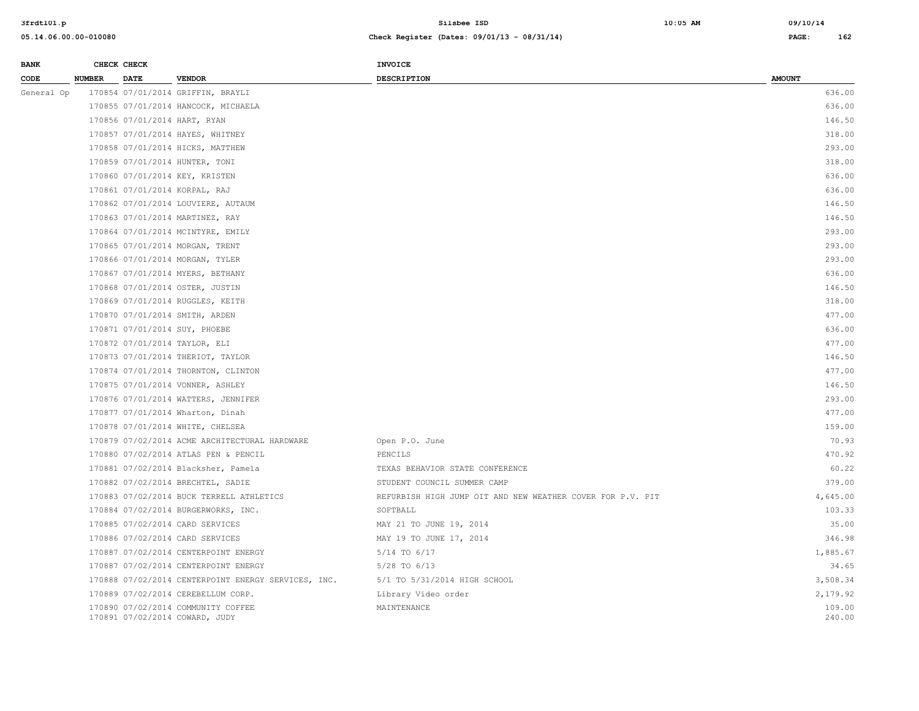| BANK CODE | CHECK NUMBER | CHECK DATE | VENDOR | INVOICE DESCRIPTION | AMOUNT |
|---|---|---|---|---|---|
| General Op | 170854 | 07/01/2014 | GRIFFIN, BRAYLI | | 636.00 |
| | 170855 | 07/01/2014 | HANCOCK, MICHAELA | | 636.00 |
| | 170856 | 07/01/2014 | HART, RYAN | | 146.50 |
| | 170857 | 07/01/2014 | HAYES, WHITNEY | | 318.00 |
| | 170858 | 07/01/2014 | HICKS, MATTHEW | | 293.00 |
| | 170859 | 07/01/2014 | HUNTER, TONI | | 318.00 |
| | 170860 | 07/01/2014 | KEY, KRISTEN | | 636.00 |
| | 170861 | 07/01/2014 | KORPAL, RAJ | | 636.00 |
| | 170862 | 07/01/2014 | LOUVIERE, AUTAUM | | 146.50 |
| | 170863 | 07/01/2014 | MARTINEZ, RAY | | 146.50 |
| | 170864 | 07/01/2014 | MCINTYRE, EMILY | | 293.00 |
| | 170865 | 07/01/2014 | MORGAN, TRENT | | 293.00 |
| | 170866 | 07/01/2014 | MORGAN, TYLER | | 293.00 |
| | 170867 | 07/01/2014 | MYERS, BETHANY | | 636.00 |
| | 170868 | 07/01/2014 | OSTER, JUSTIN | | 146.50 |
| | 170869 | 07/01/2014 | RUGGLES, KEITH | | 318.00 |
| | 170870 | 07/01/2014 | SMITH, ARDEN | | 477.00 |
| | 170871 | 07/01/2014 | SUY, PHOEBE | | 636.00 |
| | 170872 | 07/01/2014 | TAYLOR, ELI | | 477.00 |
| | 170873 | 07/01/2014 | THERIOT, TAYLOR | | 146.50 |
| | 170874 | 07/01/2014 | THORNTON, CLINTON | | 477.00 |
| | 170875 | 07/01/2014 | VONNER, ASHLEY | | 146.50 |
| | 170876 | 07/01/2014 | WATTERS, JENNIFER | | 293.00 |
| | 170877 | 07/01/2014 | Wharton, Dinah | | 477.00 |
| | 170878 | 07/01/2014 | WHITE, CHELSEA | | 159.00 |
| | 170879 | 07/02/2014 | ACME ARCHITECTURAL HARDWARE | Open P.O. June | 70.93 |
| | 170880 | 07/02/2014 | ATLAS PEN & PENCIL | PENCILS | 470.92 |
| | 170881 | 07/02/2014 | Blacksher, Pamela | TEXAS BEHAVIOR STATE CONFERENCE | 60.22 |
| | 170882 | 07/02/2014 | BRECHTEL, SADIE | STUDENT COUNCIL SUMMER CAMP | 379.00 |
| | 170883 | 07/02/2014 | BUCK TERRELL ATHLETICS | REFURBISH HIGH JUMP OIT AND NEW WEATHER COVER FOR P.V. PIT | 4,645.00 |
| | 170884 | 07/02/2014 | BURGERWORKS, INC. | SOFTBALL | 103.33 |
| | 170885 | 07/02/2014 | CARD SERVICES | MAY 21 TO JUNE 19, 2014 | 35.00 |
| | 170886 | 07/02/2014 | CARD SERVICES | MAY 19 TO JUNE 17, 2014 | 346.98 |
| | 170887 | 07/02/2014 | CENTERPOINT ENERGY | 5/14 TO 6/17 | 1,885.67 |
| | 170887 | 07/02/2014 | CENTERPOINT ENERGY | 5/28 TO 6/13 | 34.65 |
| | 170888 | 07/02/2014 | CENTERPOINT ENERGY SERVICES, INC. | 5/1 TO 5/31/2014 HIGH SCHOOL | 3,508.34 |
| | 170889 | 07/02/2014 | CEREBELLUM CORP. | Library Video order | 2,179.92 |
| | 170890 | 07/02/2014 | COMMUNITY COFFEE | MAINTENANCE | 109.00 |
| | 170891 | 07/02/2014 | COWARD, JUDY | | 240.00 |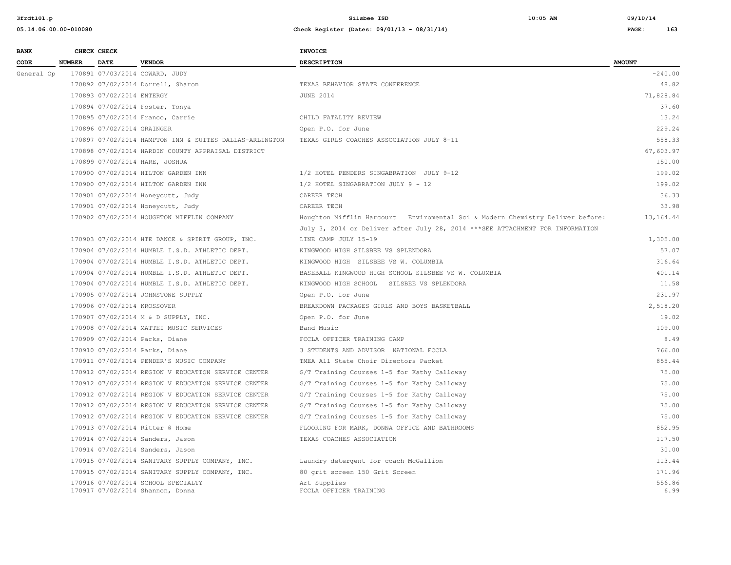| BANK CODE | CHECK NUMBER | CHECK DATE | VENDOR | INVOICE DESCRIPTION | AMOUNT |
|---|---|---|---|---|---|
| General Op | 170891 | 07/03/2014 | COWARD, JUDY | | -240.00 |
| | 170892 | 07/02/2014 | Dorrell, Sharon | TEXAS BEHAVIOR STATE CONFERENCE | 48.82 |
| | 170893 | 07/02/2014 | ENTERGY | JUNE 2014 | 71,828.84 |
| | 170894 | 07/02/2014 | Foster, Tonya | | 37.60 |
| | 170895 | 07/02/2014 | Franco, Carrie | CHILD FATALITY REVIEW | 13.24 |
| | 170896 | 07/02/2014 | GRAINGER | Open P.O. for June | 229.24 |
| | 170897 | 07/02/2014 | HAMPTON INN & SUITES DALLAS-ARLINGTON | TEXAS GIRLS COACHES ASSOCIATION JULY 8-11 | 558.33 |
| | 170898 | 07/02/2014 | HARDIN COUNTY APPRAISAL DISTRICT | | 67,603.97 |
| | 170899 | 07/02/2014 | HARE, JOSHUA | | 150.00 |
| | 170900 | 07/02/2014 | HILTON GARDEN INN | 1/2 HOTEL PENDERS SINGABRATION JULY 9-12 | 199.02 |
| | 170900 | 07/02/2014 | HILTON GARDEN INN | 1/2 HOTEL SINGABRATION JULY 9 - 12 | 199.02 |
| | 170901 | 07/02/2014 | Honeycutt, Judy | CAREER TECH | 36.33 |
| | 170901 | 07/02/2014 | Honeycutt, Judy | CAREER TECH | 33.98 |
| | 170902 | 07/02/2014 | HOUGHTON MIFFLIN COMPANY | Houghton Mifflin Harcourt Enviromental Sci & Modern Chemistry Deliver before: July 3, 2014 or Deliver after July 28, 2014 ***SEE ATTACHMENT FOR INFORMATION | 13,164.44 |
| | 170903 | 07/02/2014 | HTE DANCE & SPIRIT GROUP, INC. | LINE CAMP JULY 15-19 | 1,305.00 |
| | 170904 | 07/02/2014 | HUMBLE I.S.D. ATHLETIC DEPT. | KINGWOOD HIGH SILSBEE VS SPLENDORA | 57.07 |
| | 170904 | 07/02/2014 | HUMBLE I.S.D. ATHLETIC DEPT. | KINGWOOD HIGH SILSBEE VS W. COLUMBIA | 316.64 |
| | 170904 | 07/02/2014 | HUMBLE I.S.D. ATHLETIC DEPT. | BASEBALL KINGWOOD HIGH SCHOOL SILSBEE VS W. COLUMBIA | 401.14 |
| | 170904 | 07/02/2014 | HUMBLE I.S.D. ATHLETIC DEPT. | KINGWOOD HIGH SCHOOL SILSBEE VS SPLENDORA | 11.58 |
| | 170905 | 07/02/2014 | JOHNSTONE SUPPLY | Open P.O. for June | 231.97 |
| | 170906 | 07/02/2014 | KROSSOVER | BREAKDOWN PACKAGES GIRLS AND BOYS BASKETBALL | 2,518.20 |
| | 170907 | 07/02/2014 | M & D SUPPLY, INC. | Open P.O. for June | 19.02 |
| | 170908 | 07/02/2014 | MATTEI MUSIC SERVICES | Band Music | 109.00 |
| | 170909 | 07/02/2014 | Parks, Diane | FCCLA OFFICER TRAINING CAMP | 8.49 |
| | 170910 | 07/02/2014 | Parks, Diane | 3 STUDENTS AND ADVISOR NATIONAL FCCLA | 766.00 |
| | 170911 | 07/02/2014 | PENDER'S MUSIC COMPANY | TMEA All State Choir Directors Packet | 855.44 |
| | 170912 | 07/02/2014 | REGION V EDUCATION SERVICE CENTER | G/T Training Courses 1-5 for Kathy Calloway | 75.00 |
| | 170912 | 07/02/2014 | REGION V EDUCATION SERVICE CENTER | G/T Training Courses 1-5 for Kathy Calloway | 75.00 |
| | 170912 | 07/02/2014 | REGION V EDUCATION SERVICE CENTER | G/T Training Courses 1-5 for Kathy Calloway | 75.00 |
| | 170912 | 07/02/2014 | REGION V EDUCATION SERVICE CENTER | G/T Training Courses 1-5 for Kathy Calloway | 75.00 |
| | 170912 | 07/02/2014 | REGION V EDUCATION SERVICE CENTER | G/T Training Courses 1-5 for Kathy Calloway | 75.00 |
| | 170913 | 07/02/2014 | Ritter @ Home | FLOORING FOR MARK, DONNA OFFICE AND BATHROOMS | 852.95 |
| | 170914 | 07/02/2014 | Sanders, Jason | TEXAS COACHES ASSOCIATION | 117.50 |
| | 170914 | 07/02/2014 | Sanders, Jason | | 30.00 |
| | 170915 | 07/02/2014 | SANITARY SUPPLY COMPANY, INC. | Laundry detergent for coach McGallion | 113.44 |
| | 170915 | 07/02/2014 | SANITARY SUPPLY COMPANY, INC. | 80 grit screen 150 Grit Screen | 171.96 |
| | 170916 | 07/02/2014 | SCHOOL SPECIALTY | Art Supplies | 556.86 |
| | 170917 | 07/02/2014 | Shannon, Donna | FCCLA OFFICER TRAINING | 6.99 |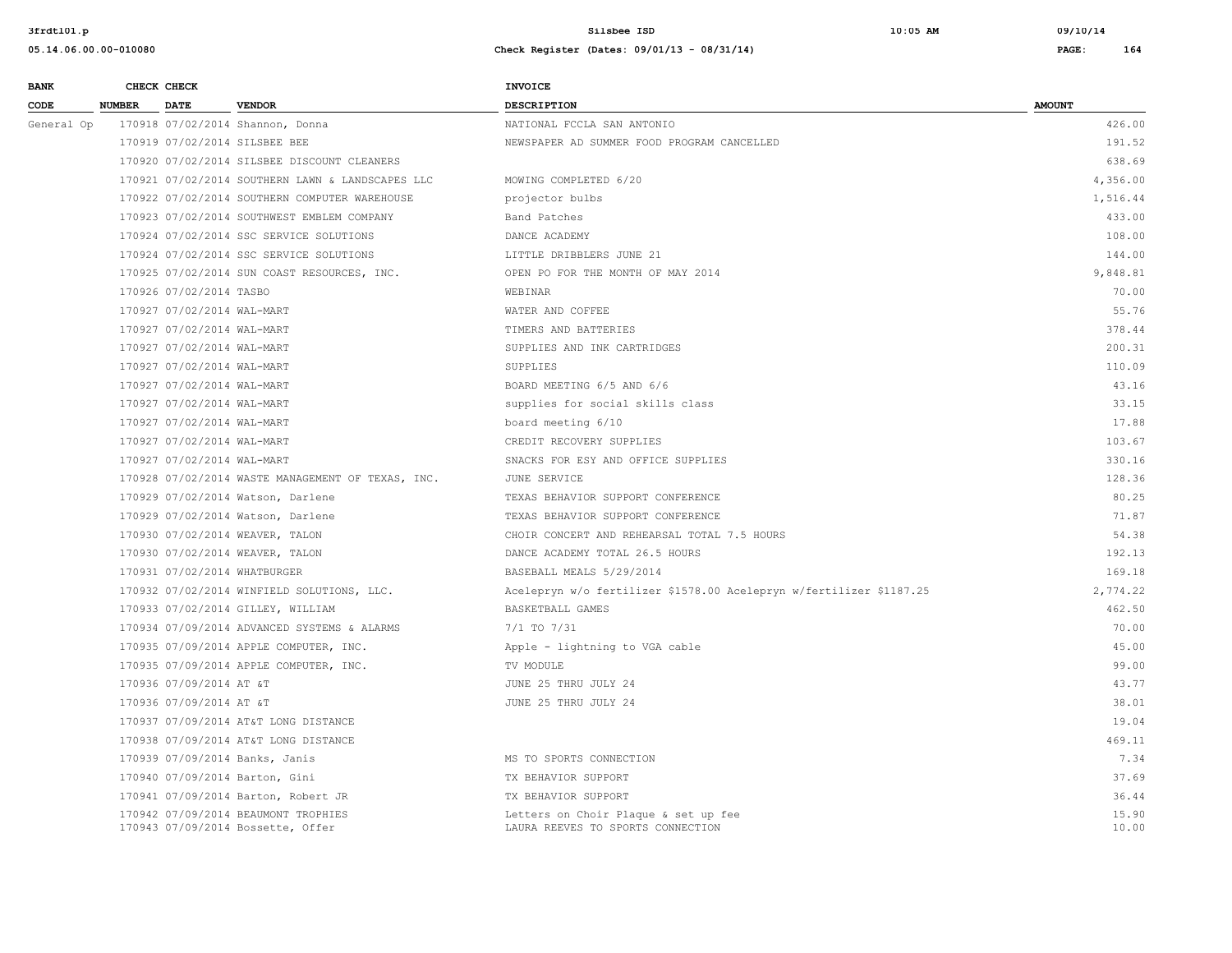| BANK CODE | CHECK NUMBER | CHECK DATE | VENDOR | INVOICE DESCRIPTION | AMOUNT |
|---|---|---|---|---|---|
| General Op | 170918 | 07/02/2014 | Shannon, Donna | NATIONAL FCCLA SAN ANTONIO | 426.00 |
| | 170919 | 07/02/2014 | SILSBEE BEE | NEWSPAPER AD SUMMER FOOD PROGRAM CANCELLED | 191.52 |
| | 170920 | 07/02/2014 | SILSBEE DISCOUNT CLEANERS | | 638.69 |
| | 170921 | 07/02/2014 | SOUTHERN LAWN & LANDSCAPES LLC | MOWING COMPLETED 6/20 | 4,356.00 |
| | 170922 | 07/02/2014 | SOUTHERN COMPUTER WAREHOUSE | projector bulbs | 1,516.44 |
| | 170923 | 07/02/2014 | SOUTHWEST EMBLEM COMPANY | Band Patches | 433.00 |
| | 170924 | 07/02/2014 | SSC SERVICE SOLUTIONS | DANCE ACADEMY | 108.00 |
| | 170924 | 07/02/2014 | SSC SERVICE SOLUTIONS | LITTLE DRIBBLERS JUNE 21 | 144.00 |
| | 170925 | 07/02/2014 | SUN COAST RESOURCES, INC. | OPEN PO FOR THE MONTH OF MAY 2014 | 9,848.81 |
| | 170926 | 07/02/2014 | TASBO | WEBINAR | 70.00 |
| | 170927 | 07/02/2014 | WAL-MART | WATER AND COFFEE | 55.76 |
| | 170927 | 07/02/2014 | WAL-MART | TIMERS AND BATTERIES | 378.44 |
| | 170927 | 07/02/2014 | WAL-MART | SUPPLIES AND INK CARTRIDGES | 200.31 |
| | 170927 | 07/02/2014 | WAL-MART | SUPPLIES | 110.09 |
| | 170927 | 07/02/2014 | WAL-MART | BOARD MEETING 6/5 AND 6/6 | 43.16 |
| | 170927 | 07/02/2014 | WAL-MART | supplies for social skills class | 33.15 |
| | 170927 | 07/02/2014 | WAL-MART | board meeting 6/10 | 17.88 |
| | 170927 | 07/02/2014 | WAL-MART | CREDIT RECOVERY SUPPLIES | 103.67 |
| | 170927 | 07/02/2014 | WAL-MART | SNACKS FOR ESY AND OFFICE SUPPLIES | 330.16 |
| | 170928 | 07/02/2014 | WASTE MANAGEMENT OF TEXAS, INC. | JUNE SERVICE | 128.36 |
| | 170929 | 07/02/2014 | Watson, Darlene | TEXAS BEHAVIOR SUPPORT CONFERENCE | 80.25 |
| | 170929 | 07/02/2014 | Watson, Darlene | TEXAS BEHAVIOR SUPPORT CONFERENCE | 71.87 |
| | 170930 | 07/02/2014 | WEAVER, TALON | CHOIR CONCERT AND REHEARSAL TOTAL 7.5 HOURS | 54.38 |
| | 170930 | 07/02/2014 | WEAVER, TALON | DANCE ACADEMY TOTAL 26.5 HOURS | 192.13 |
| | 170931 | 07/02/2014 | WHATBURGER | BASEBALL MEALS 5/29/2014 | 169.18 |
| | 170932 | 07/02/2014 | WINFIELD SOLUTIONS, LLC. | Acelepryn w/o fertilizer $1578.00 Acelepryn w/fertilizer $1187.25 | 2,774.22 |
| | 170933 | 07/02/2014 | GILLEY, WILLIAM | BASKETBALL GAMES | 462.50 |
| | 170934 | 07/09/2014 | ADVANCED SYSTEMS & ALARMS | 7/1 TO 7/31 | 70.00 |
| | 170935 | 07/09/2014 | APPLE COMPUTER, INC. | Apple - lightning to VGA cable | 45.00 |
| | 170935 | 07/09/2014 | APPLE COMPUTER, INC. | TV MODULE | 99.00 |
| | 170936 | 07/09/2014 | AT &T | JUNE 25 THRU JULY 24 | 43.77 |
| | 170936 | 07/09/2014 | AT &T | JUNE 25 THRU JULY 24 | 38.01 |
| | 170937 | 07/09/2014 | AT&T LONG DISTANCE | | 19.04 |
| | 170938 | 07/09/2014 | AT&T LONG DISTANCE | | 469.11 |
| | 170939 | 07/09/2014 | Banks, Janis | MS TO SPORTS CONNECTION | 7.34 |
| | 170940 | 07/09/2014 | Barton, Gini | TX BEHAVIOR SUPPORT | 37.69 |
| | 170941 | 07/09/2014 | Barton, Robert JR | TX BEHAVIOR SUPPORT | 36.44 |
| | 170942 | 07/09/2014 | BEAUMONT TROPHIES | Letters on Choir Plaque & set up fee | 15.90 |
| | 170943 | 07/09/2014 | Bossette, Offer | LAURA REEVES TO SPORTS CONNECTION | 10.00 |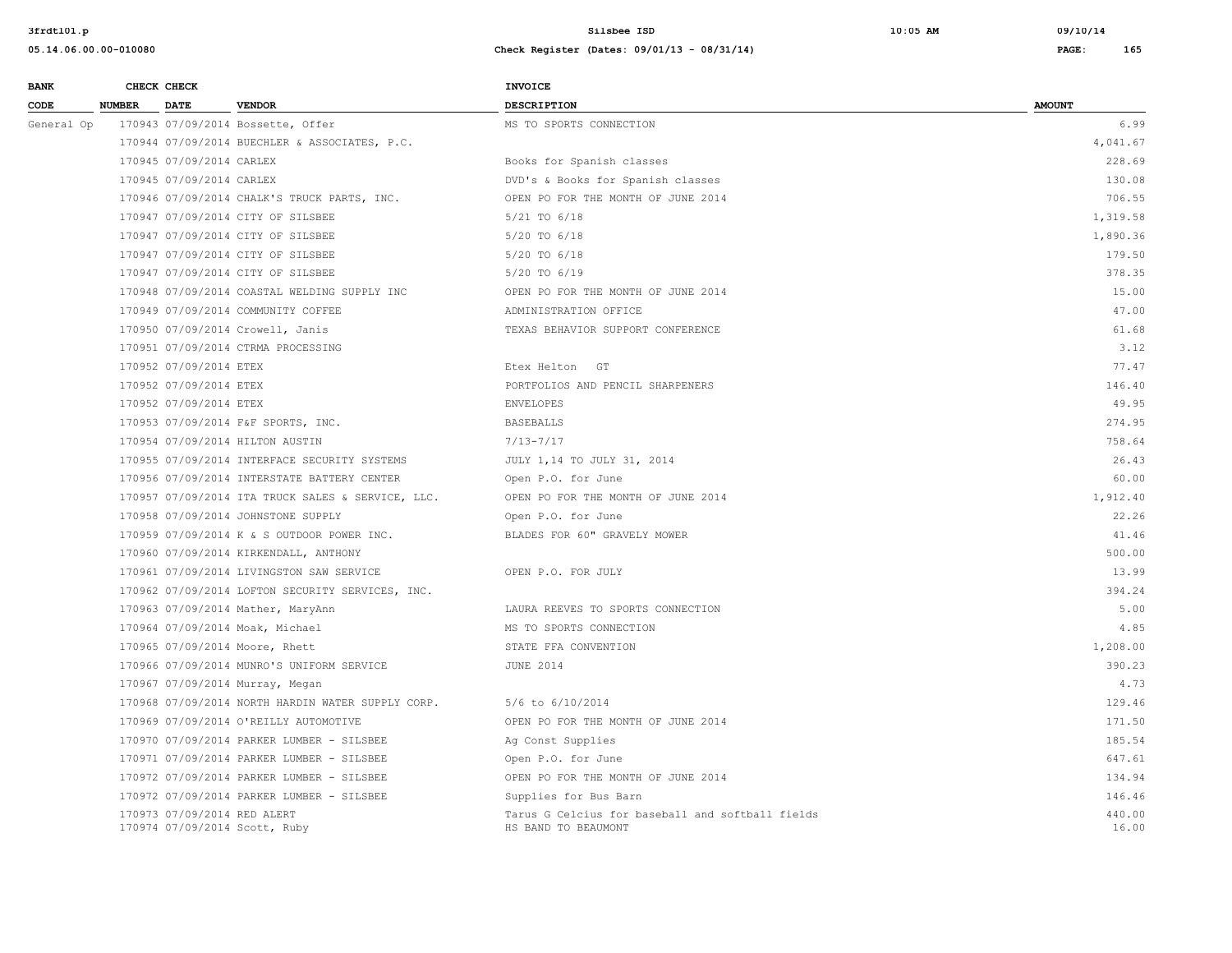| BANK CODE | CHECK NUMBER | CHECK DATE | VENDOR | INVOICE DESCRIPTION | AMOUNT |
|---|---|---|---|---|---|
| General Op | 170943 | 07/09/2014 | Bossette, Offer | MS TO SPORTS CONNECTION | 6.99 |
| | 170944 | 07/09/2014 | BUECHLER & ASSOCIATES, P.C. | | 4,041.67 |
| | 170945 | 07/09/2014 | CARLEX | Books for Spanish classes | 228.69 |
| | 170945 | 07/09/2014 | CARLEX | DVD's & Books for Spanish classes | 130.08 |
| | 170946 | 07/09/2014 | CHALK'S TRUCK PARTS, INC. | OPEN PO FOR THE MONTH OF JUNE 2014 | 706.55 |
| | 170947 | 07/09/2014 | CITY OF SILSBEE | 5/21 TO 6/18 | 1,319.58 |
| | 170947 | 07/09/2014 | CITY OF SILSBEE | 5/20 TO 6/18 | 1,890.36 |
| | 170947 | 07/09/2014 | CITY OF SILSBEE | 5/20 TO 6/18 | 179.50 |
| | 170947 | 07/09/2014 | CITY OF SILSBEE | 5/20 TO 6/19 | 378.35 |
| | 170948 | 07/09/2014 | COASTAL WELDING SUPPLY INC | OPEN PO FOR THE MONTH OF JUNE 2014 | 15.00 |
| | 170949 | 07/09/2014 | COMMUNITY COFFEE | ADMINISTRATION OFFICE | 47.00 |
| | 170950 | 07/09/2014 | Crowell, Janis | TEXAS BEHAVIOR SUPPORT CONFERENCE | 61.68 |
| | 170951 | 07/09/2014 | CTRMA PROCESSING | | 3.12 |
| | 170952 | 07/09/2014 | ETEX | Etex Helton GT | 77.47 |
| | 170952 | 07/09/2014 | ETEX | PORTFOLIOS AND PENCIL SHARPENERS | 146.40 |
| | 170952 | 07/09/2014 | ETEX | ENVELOPES | 49.95 |
| | 170953 | 07/09/2014 | F&F SPORTS, INC. | BASEBALLS | 274.95 |
| | 170954 | 07/09/2014 | HILTON AUSTIN | 7/13-7/17 | 758.64 |
| | 170955 | 07/09/2014 | INTERFACE SECURITY SYSTEMS | JULY 1,14 TO JULY 31, 2014 | 26.43 |
| | 170956 | 07/09/2014 | INTERSTATE BATTERY CENTER | Open P.O. for June | 60.00 |
| | 170957 | 07/09/2014 | ITA TRUCK SALES & SERVICE, LLC. | OPEN PO FOR THE MONTH OF JUNE 2014 | 1,912.40 |
| | 170958 | 07/09/2014 | JOHNSTONE SUPPLY | Open P.O. for June | 22.26 |
| | 170959 | 07/09/2014 | K & S OUTDOOR POWER INC. | BLADES FOR 60" GRAVELY MOWER | 41.46 |
| | 170960 | 07/09/2014 | KIRKENDALL, ANTHONY | | 500.00 |
| | 170961 | 07/09/2014 | LIVINGSTON SAW SERVICE | OPEN P.O. FOR JULY | 13.99 |
| | 170962 | 07/09/2014 | LOFTON SECURITY SERVICES, INC. | | 394.24 |
| | 170963 | 07/09/2014 | Mather, MaryAnn | LAURA REEVES TO SPORTS CONNECTION | 5.00 |
| | 170964 | 07/09/2014 | Moak, Michael | MS TO SPORTS CONNECTION | 4.85 |
| | 170965 | 07/09/2014 | Moore, Rhett | STATE FFA CONVENTION | 1,208.00 |
| | 170966 | 07/09/2014 | MUNRO'S UNIFORM SERVICE | JUNE 2014 | 390.23 |
| | 170967 | 07/09/2014 | Murray, Megan | | 4.73 |
| | 170968 | 07/09/2014 | NORTH HARDIN WATER SUPPLY CORP. | 5/6 to 6/10/2014 | 129.46 |
| | 170969 | 07/09/2014 | O'REILLY AUTOMOTIVE | OPEN PO FOR THE MONTH OF JUNE 2014 | 171.50 |
| | 170970 | 07/09/2014 | PARKER LUMBER - SILSBEE | Ag Const Supplies | 185.54 |
| | 170971 | 07/09/2014 | PARKER LUMBER - SILSBEE | Open P.O. for June | 647.61 |
| | 170972 | 07/09/2014 | PARKER LUMBER - SILSBEE | OPEN PO FOR THE MONTH OF JUNE 2014 | 134.94 |
| | 170972 | 07/09/2014 | PARKER LUMBER - SILSBEE | Supplies for Bus Barn | 146.46 |
| | 170973 | 07/09/2014 | RED ALERT | Tarus G Celcius for baseball and softball fields | 440.00 |
| | 170974 | 07/09/2014 | Scott, Ruby | HS BAND TO BEAUMONT | 16.00 |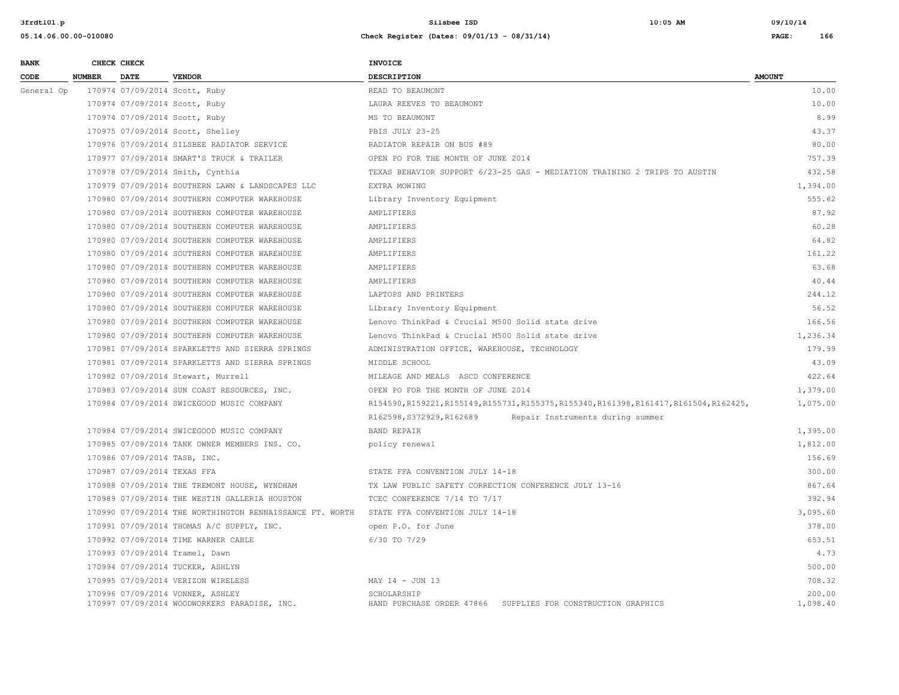| BANK CODE | CHECK NUMBER | CHECK DATE | VENDOR | INVOICE DESCRIPTION | AMOUNT |
|---|---|---|---|---|---|
| General Op | 170974 | 07/09/2014 | Scott, Ruby | READ TO BEAUMONT | 10.00 |
| | 170974 | 07/09/2014 | Scott, Ruby | LAURA REEVES TO BEAUMONT | 10.00 |
| | 170974 | 07/09/2014 | Scott, Ruby | MS TO BEAUMONT | 8.99 |
| | 170975 | 07/09/2014 | Scott, Shelley | PBIS JULY 23-25 | 43.37 |
| | 170976 | 07/09/2014 | SILSBEE RADIATOR SERVICE | RADIATOR REPAIR ON BUS #89 | 80.00 |
| | 170977 | 07/09/2014 | SMART'S TRUCK & TRAILER | OPEN PO FOR THE MONTH OF JUNE 2014 | 757.39 |
| | 170978 | 07/09/2014 | Smith, Cynthia | TEXAS BEHAVIOR SUPPORT 6/23-25 GAS - MEDIATION TRAINING 2 TRIPS TO AUSTIN | 432.58 |
| | 170979 | 07/09/2014 | SOUTHERN LAWN & LANDSCAPES LLC | EXTRA MOWING | 1,394.00 |
| | 170980 | 07/09/2014 | SOUTHERN COMPUTER WAREHOUSE | Library Inventory Equipment | 555.62 |
| | 170980 | 07/09/2014 | SOUTHERN COMPUTER WAREHOUSE | AMPLIFIERS | 87.92 |
| | 170980 | 07/09/2014 | SOUTHERN COMPUTER WAREHOUSE | AMPLIFIERS | 60.28 |
| | 170980 | 07/09/2014 | SOUTHERN COMPUTER WAREHOUSE | AMPLIFIERS | 64.82 |
| | 170980 | 07/09/2014 | SOUTHERN COMPUTER WAREHOUSE | AMPLIFIERS | 161.22 |
| | 170980 | 07/09/2014 | SOUTHERN COMPUTER WAREHOUSE | AMPLIFIERS | 63.68 |
| | 170980 | 07/09/2014 | SOUTHERN COMPUTER WAREHOUSE | AMPLIFIERS | 40.44 |
| | 170980 | 07/09/2014 | SOUTHERN COMPUTER WAREHOUSE | LAPTOPS AND PRINTERS | 244.12 |
| | 170980 | 07/09/2014 | SOUTHERN COMPUTER WAREHOUSE | Library Inventory Equipment | 56.52 |
| | 170980 | 07/09/2014 | SOUTHERN COMPUTER WAREHOUSE | Lenovo ThinkPad & Crucial M500 Solid state drive | 166.56 |
| | 170980 | 07/09/2014 | SOUTHERN COMPUTER WAREHOUSE | Lenovo ThinkPad & Crucial M500 Solid state drive | 1,236.34 |
| | 170981 | 07/09/2014 | SPARKLETTS AND SIERRA SPRINGS | ADMINISTRATION OFFICE, WAREHOUSE, TECHNOLOGY | 179.99 |
| | 170981 | 07/09/2014 | SPARKLETTS AND SIERRA SPRINGS | MIDDLE SCHOOL | 43.09 |
| | 170982 | 07/09/2014 | Stewart, Murrell | MILEAGE AND MEALS ASCD CONFERENCE | 422.64 |
| | 170983 | 07/09/2014 | SUN COAST RESOURCES, INC. | OPEN PO FOR THE MONTH OF JUNE 2014 | 1,379.00 |
| | 170984 | 07/09/2014 | SWICEGOOD MUSIC COMPANY | R154590,R159221,R155149,R155731,R155375,R155340,R161398,R161417,R161504,R162425, R162598,S372929,R162689 Repair Instruments during summer | 1,075.00 |
| | 170984 | 07/09/2014 | SWICEGOOD MUSIC COMPANY | BAND REPAIR | 1,395.00 |
| | 170985 | 07/09/2014 | TANK OWNER MEMBERS INS. CO. | policy renewal | 1,812.00 |
| | 170986 | 07/09/2014 | TASB, INC. | | 156.69 |
| | 170987 | 07/09/2014 | TEXAS FFA | STATE FFA CONVENTION JULY 14-18 | 300.00 |
| | 170988 | 07/09/2014 | THE TREMONT HOUSE, WYNDHAM | TX LAW PUBLIC SAFETY CORRECTION CONFERENCE JULY 13-16 | 867.64 |
| | 170989 | 07/09/2014 | THE WESTIN GALLERIA HOUSTON | TCEC CONFERENCE 7/14 TO 7/17 | 392.94 |
| | 170990 | 07/09/2014 | THE WORTHINGTON RENNAISSANCE FT. WORTH | STATE FFA CONVENTION JULY 14-18 | 3,095.60 |
| | 170991 | 07/09/2014 | THOMAS A/C SUPPLY, INC. | open P.O. for June | 378.00 |
| | 170992 | 07/09/2014 | TIME WARNER CABLE | 6/30 TO 7/29 | 653.51 |
| | 170993 | 07/09/2014 | Tramel, Dawn | | 4.73 |
| | 170994 | 07/09/2014 | TUCKER, ASHLYN | | 500.00 |
| | 170995 | 07/09/2014 | VERIZON WIRELESS | MAY 14 - JUN 13 | 708.32 |
| | 170996 | 07/09/2014 | VONNER, ASHLEY | SCHOLARSHIP | 200.00 |
| | 170997 | 07/09/2014 | WOODWORKERS PARADISE, INC. | HAND PURCHASE ORDER 47866 SUPPLIES FOR CONSTRUCTION GRAPHICS | 1,098.40 |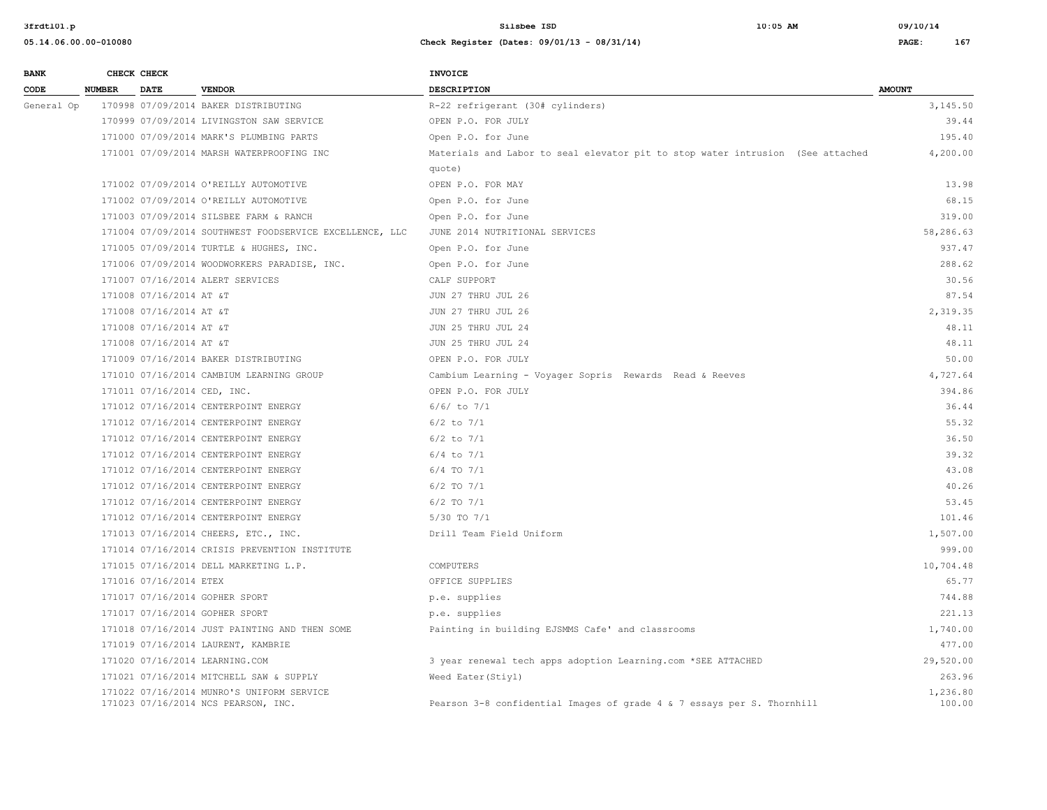| BANK CODE | CHECK NUMBER | CHECK DATE | VENDOR | INVOICE DESCRIPTION | AMOUNT |
|---|---|---|---|---|---|
| General Op | 170998 | 07/09/2014 | BAKER DISTRIBUTING | R-22 refrigerant (30# cylinders) | 3,145.50 |
| | 170999 | 07/09/2014 | LIVINGSTON SAW SERVICE | OPEN P.O. FOR JULY | 39.44 |
| | 171000 | 07/09/2014 | MARK'S PLUMBING PARTS | Open P.O. for June | 195.40 |
| | 171001 | 07/09/2014 | MARSH WATERPROOFING INC | Materials and Labor to seal elevator pit to stop water intrusion (See attached quote) | 4,200.00 |
| | 171002 | 07/09/2014 | O'REILLY AUTOMOTIVE | OPEN P.O. FOR MAY | 13.98 |
| | 171002 | 07/09/2014 | O'REILLY AUTOMOTIVE | Open P.O. for June | 68.15 |
| | 171003 | 07/09/2014 | SILSBEE FARM & RANCH | Open P.O. for June | 319.00 |
| | 171004 | 07/09/2014 | SOUTHWEST FOODSERVICE EXCELLENCE, LLC | JUNE 2014 NUTRITIONAL SERVICES | 58,286.63 |
| | 171005 | 07/09/2014 | TURTLE & HUGHES, INC. | Open P.O. for June | 937.47 |
| | 171006 | 07/09/2014 | WOODWORKERS PARADISE, INC. | Open P.O. for June | 288.62 |
| | 171007 | 07/16/2014 | ALERT SERVICES | CALF SUPPORT | 30.56 |
| | 171008 | 07/16/2014 | AT &T | JUN 27 THRU JUL 26 | 87.54 |
| | 171008 | 07/16/2014 | AT &T | JUN 27 THRU JUL 26 | 2,319.35 |
| | 171008 | 07/16/2014 | AT &T | JUN 25 THRU JUL 24 | 48.11 |
| | 171008 | 07/16/2014 | AT &T | JUN 25 THRU JUL 24 | 48.11 |
| | 171009 | 07/16/2014 | BAKER DISTRIBUTING | OPEN P.O. FOR JULY | 50.00 |
| | 171010 | 07/16/2014 | CAMBIUM LEARNING GROUP | Cambium Learning - Voyager Sopris Rewards Read & Reeves | 4,727.64 |
| | 171011 | 07/16/2014 | CED, INC. | OPEN P.O. FOR JULY | 394.86 |
| | 171012 | 07/16/2014 | CENTERPOINT ENERGY | 6/6/ to 7/1 | 36.44 |
| | 171012 | 07/16/2014 | CENTERPOINT ENERGY | 6/2 to 7/1 | 55.32 |
| | 171012 | 07/16/2014 | CENTERPOINT ENERGY | 6/2 to 7/1 | 36.50 |
| | 171012 | 07/16/2014 | CENTERPOINT ENERGY | 6/4 to 7/1 | 39.32 |
| | 171012 | 07/16/2014 | CENTERPOINT ENERGY | 6/4 TO 7/1 | 43.08 |
| | 171012 | 07/16/2014 | CENTERPOINT ENERGY | 6/2 TO 7/1 | 40.26 |
| | 171012 | 07/16/2014 | CENTERPOINT ENERGY | 6/2 TO 7/1 | 53.45 |
| | 171012 | 07/16/2014 | CENTERPOINT ENERGY | 5/30 TO 7/1 | 101.46 |
| | 171013 | 07/16/2014 | CHEERS, ETC., INC. | Drill Team Field Uniform | 1,507.00 |
| | 171014 | 07/16/2014 | CRISIS PREVENTION INSTITUTE | | 999.00 |
| | 171015 | 07/16/2014 | DELL MARKETING L.P. | COMPUTERS | 10,704.48 |
| | 171016 | 07/16/2014 | ETEX | OFFICE SUPPLIES | 65.77 |
| | 171017 | 07/16/2014 | GOPHER SPORT | p.e. supplies | 744.88 |
| | 171017 | 07/16/2014 | GOPHER SPORT | p.e. supplies | 221.13 |
| | 171018 | 07/16/2014 | JUST PAINTING AND THEN SOME | Painting in building EJSMMS Cafe' and classrooms | 1,740.00 |
| | 171019 | 07/16/2014 | LAURENT, KAMBRIE | | 477.00 |
| | 171020 | 07/16/2014 | LEARNING.COM | 3 year renewal tech apps adoption Learning.com *SEE ATTACHED | 29,520.00 |
| | 171021 | 07/16/2014 | MITCHELL SAW & SUPPLY | Weed Eater(Stiyl) | 263.96 |
| | 171022 | 07/16/2014 | MUNRO'S UNIFORM SERVICE | | 1,236.80 |
| | 171023 | 07/16/2014 | NCS PEARSON, INC. | Pearson 3-8 confidential Images of grade 4 & 7 essays per S. Thornhill | 100.00 |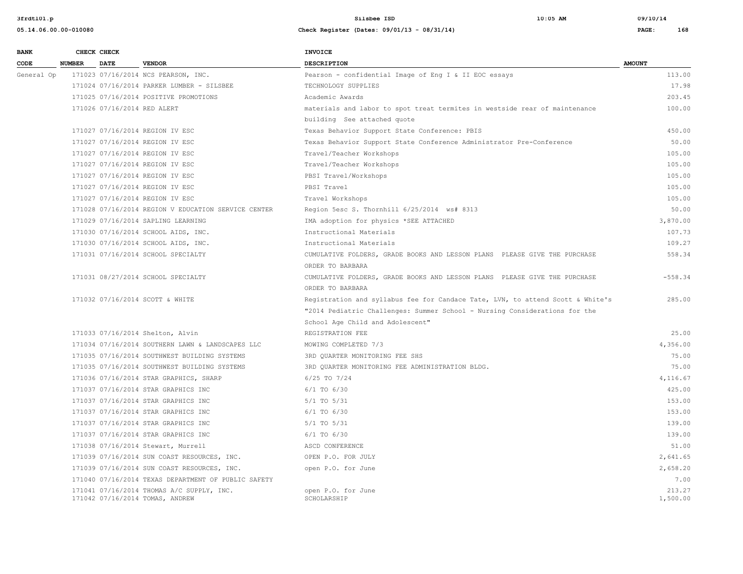| BANK CODE | CHECK NUMBER | CHECK DATE | VENDOR | INVOICE DESCRIPTION | AMOUNT |
|---|---|---|---|---|---|
| General Op | 171023 | 07/16/2014 | NCS PEARSON, INC. | Pearson - confidential Image of Eng I & II EOC essays | 113.00 |
| | 171024 | 07/16/2014 | PARKER LUMBER - SILSBEE | TECHNOLOGY SUPPLIES | 17.98 |
| | 171025 | 07/16/2014 | POSITIVE PROMOTIONS | Academic Awards | 203.45 |
| | 171026 | 07/16/2014 | RED ALERT | materials and labor to spot treat termites in westside rear of maintenance building See attached quote | 100.00 |
| | 171027 | 07/16/2014 | REGION IV ESC | Texas Behavior Support State Conference: PBIS | 450.00 |
| | 171027 | 07/16/2014 | REGION IV ESC | Texas Behavior Support State Conference Administrator Pre-Conference | 50.00 |
| | 171027 | 07/16/2014 | REGION IV ESC | Travel/Teacher Workshops | 105.00 |
| | 171027 | 07/16/2014 | REGION IV ESC | Travel/Teacher Workshops | 105.00 |
| | 171027 | 07/16/2014 | REGION IV ESC | PBSI Travel/Workshops | 105.00 |
| | 171027 | 07/16/2014 | REGION IV ESC | PBSI Travel | 105.00 |
| | 171027 | 07/16/2014 | REGION IV ESC | Travel Workshops | 105.00 |
| | 171028 | 07/16/2014 | REGION V EDUCATION SERVICE CENTER | Region 5esc S. Thornhill 6/25/2014 ws# 8313 | 50.00 |
| | 171029 | 07/16/2014 | SAPLING LEARNING | IMA adoption for physics *SEE ATTACHED | 3,870.00 |
| | 171030 | 07/16/2014 | SCHOOL AIDS, INC. | Instructional Materials | 107.73 |
| | 171030 | 07/16/2014 | SCHOOL AIDS, INC. | Instructional Materials | 109.27 |
| | 171031 | 07/16/2014 | SCHOOL SPECIALTY | CUMULATIVE FOLDERS, GRADE BOOKS AND LESSON PLANS PLEASE GIVE THE PURCHASE ORDER TO BARBARA | 558.34 |
| | 171031 | 08/27/2014 | SCHOOL SPECIALTY | CUMULATIVE FOLDERS, GRADE BOOKS AND LESSON PLANS PLEASE GIVE THE PURCHASE ORDER TO BARBARA | -558.34 |
| | 171032 | 07/16/2014 | SCOTT & WHITE | Registration and syllabus fee for Candace Tate, LVN, to attend Scott & White's "2014 Pediatric Challenges: Summer School - Nursing Considerations for the School Age Child and Adolescent" | 285.00 |
| | 171033 | 07/16/2014 | Shelton, Alvin | REGISTRATION FEE | 25.00 |
| | 171034 | 07/16/2014 | SOUTHERN LAWN & LANDSCAPES LLC | MOWING COMPLETED 7/3 | 4,356.00 |
| | 171035 | 07/16/2014 | SOUTHWEST BUILDING SYSTEMS | 3RD QUARTER MONITORING FEE SHS | 75.00 |
| | 171035 | 07/16/2014 | SOUTHWEST BUILDING SYSTEMS | 3RD QUARTER MONITORING FEE ADMINISTRATION BLDG. | 75.00 |
| | 171036 | 07/16/2014 | STAR GRAPHICS, SHARP | 6/25 TO 7/24 | 4,116.67 |
| | 171037 | 07/16/2014 | STAR GRAPHICS INC | 6/1 TO 6/30 | 425.00 |
| | 171037 | 07/16/2014 | STAR GRAPHICS INC | 5/1 TO 5/31 | 153.00 |
| | 171037 | 07/16/2014 | STAR GRAPHICS INC | 6/1 TO 6/30 | 153.00 |
| | 171037 | 07/16/2014 | STAR GRAPHICS INC | 5/1 TO 5/31 | 139.00 |
| | 171037 | 07/16/2014 | STAR GRAPHICS INC | 6/1 TO 6/30 | 139.00 |
| | 171038 | 07/16/2014 | Stewart, Murrell | ASCD CONFERENCE | 51.00 |
| | 171039 | 07/16/2014 | SUN COAST RESOURCES, INC. | OPEN P.O. FOR JULY | 2,641.65 |
| | 171039 | 07/16/2014 | SUN COAST RESOURCES, INC. | open P.O. for June | 2,658.20 |
| | 171040 | 07/16/2014 | TEXAS DEPARTMENT OF PUBLIC SAFETY | | 7.00 |
| | 171041 | 07/16/2014 | THOMAS A/C SUPPLY, INC. | open P.O. for June | 213.27 |
| | 171042 | 07/16/2014 | TOMAS, ANDREW | SCHOLARSHIP | 1,500.00 |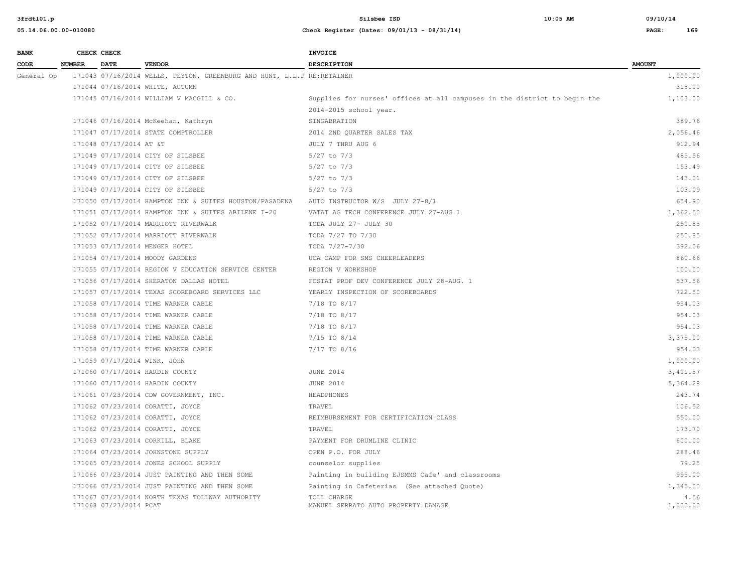| BANK CODE | CHECK NUMBER | CHECK DATE | VENDOR | INVOICE DESCRIPTION | AMOUNT |
|---|---|---|---|---|---|
| General Op | 171043 | 07/16/2014 | WELLS, PEYTON, GREENBURG AND HUNT, L.L.P | RE:RETAINER | 1,000.00 |
| | 171044 | 07/16/2014 | WHITE, AUTUMN | | 318.00 |
| | 171045 | 07/16/2014 | WILLIAM V MACGILL & CO. | Supplies for nurses' offices at all campuses in the district to begin the 2014-2015 school year. | 1,103.00 |
| | 171046 | 07/16/2014 | McKeehan, Kathryn | SINGABRATION | 389.76 |
| | 171047 | 07/17/2014 | STATE COMPTROLLER | 2014 2ND QUARTER SALES TAX | 2,056.46 |
| | 171048 | 07/17/2014 | AT &T | JULY 7 THRU AUG 6 | 912.94 |
| | 171049 | 07/17/2014 | CITY OF SILSBEE | 5/27 to 7/3 | 485.56 |
| | 171049 | 07/17/2014 | CITY OF SILSBEE | 5/27 to 7/3 | 153.49 |
| | 171049 | 07/17/2014 | CITY OF SILSBEE | 5/27 to 7/3 | 143.01 |
| | 171049 | 07/17/2014 | CITY OF SILSBEE | 5/27 to 7/3 | 103.09 |
| | 171050 | 07/17/2014 | HAMPTON INN & SUITES HOUSTON/PASADENA | AUTO INSTRUCTOR W/S JULY 27-8/1 | 654.90 |
| | 171051 | 07/17/2014 | HAMPTON INN & SUITES ABILENE I-20 | VATAT AG TECH CONFERENCE JULY 27-AUG 1 | 1,362.50 |
| | 171052 | 07/17/2014 | MARRIOTT RIVERWALK | TCDA JULY 27- JULY 30 | 250.85 |
| | 171052 | 07/17/2014 | MARRIOTT RIVERWALK | TCDA 7/27 TO 7/30 | 250.85 |
| | 171053 | 07/17/2014 | MENGER HOTEL | TCDA 7/27-7/30 | 392.06 |
| | 171054 | 07/17/2014 | MOODY GARDENS | UCA CAMP FOR SMS CHEERLEADERS | 860.66 |
| | 171055 | 07/17/2014 | REGION V EDUCATION SERVICE CENTER | REGION V WORKSHOP | 100.00 |
| | 171056 | 07/17/2014 | SHERATON DALLAS HOTEL | FCSTAT PROF DEV CONFERENCE JULY 28-AUG. 1 | 537.56 |
| | 171057 | 07/17/2014 | TEXAS SCOREBOARD SERVICES LLC | YEARLY INSPECTION OF SCOREBOARDS | 722.50 |
| | 171058 | 07/17/2014 | TIME WARNER CABLE | 7/18 TO 8/17 | 954.03 |
| | 171058 | 07/17/2014 | TIME WARNER CABLE | 7/18 TO 8/17 | 954.03 |
| | 171058 | 07/17/2014 | TIME WARNER CABLE | 7/18 TO 8/17 | 954.03 |
| | 171058 | 07/17/2014 | TIME WARNER CABLE | 7/15 TO 8/14 | 3,375.00 |
| | 171058 | 07/17/2014 | TIME WARNER CABLE | 7/17 TO 8/16 | 954.03 |
| | 171059 | 07/17/2014 | WINK, JOHN | | 1,000.00 |
| | 171060 | 07/17/2014 | HARDIN COUNTY | JUNE 2014 | 3,401.57 |
| | 171060 | 07/17/2014 | HARDIN COUNTY | JUNE 2014 | 5,364.28 |
| | 171061 | 07/23/2014 | CDW GOVERNMENT, INC. | HEADPHONES | 243.74 |
| | 171062 | 07/23/2014 | CORATTI, JOYCE | TRAVEL | 106.52 |
| | 171062 | 07/23/2014 | CORATTI, JOYCE | REIMBURSEMENT FOR CERTIFICATION CLASS | 550.00 |
| | 171062 | 07/23/2014 | CORATTI, JOYCE | TRAVEL | 173.70 |
| | 171063 | 07/23/2014 | CORKILL, BLAKE | PAYMENT FOR DRUMLINE CLINIC | 600.00 |
| | 171064 | 07/23/2014 | JOHNSTONE SUPPLY | OPEN P.O. FOR JULY | 288.46 |
| | 171065 | 07/23/2014 | JONES SCHOOL SUPPLY | counselor supplies | 79.25 |
| | 171066 | 07/23/2014 | JUST PAINTING AND THEN SOME | Painting in building EJSMMS Cafe' and classrooms | 995.00 |
| | 171066 | 07/23/2014 | JUST PAINTING AND THEN SOME | Painting in Cafeterias (See attached Quote) | 1,345.00 |
| | 171067 | 07/23/2014 | NORTH TEXAS TOLLWAY AUTHORITY | TOLL CHARGE | 4.56 |
| | 171068 | 07/23/2014 | PCAT | MANUEL SERRATO AUTO PROPERTY DAMAGE | 1,000.00 |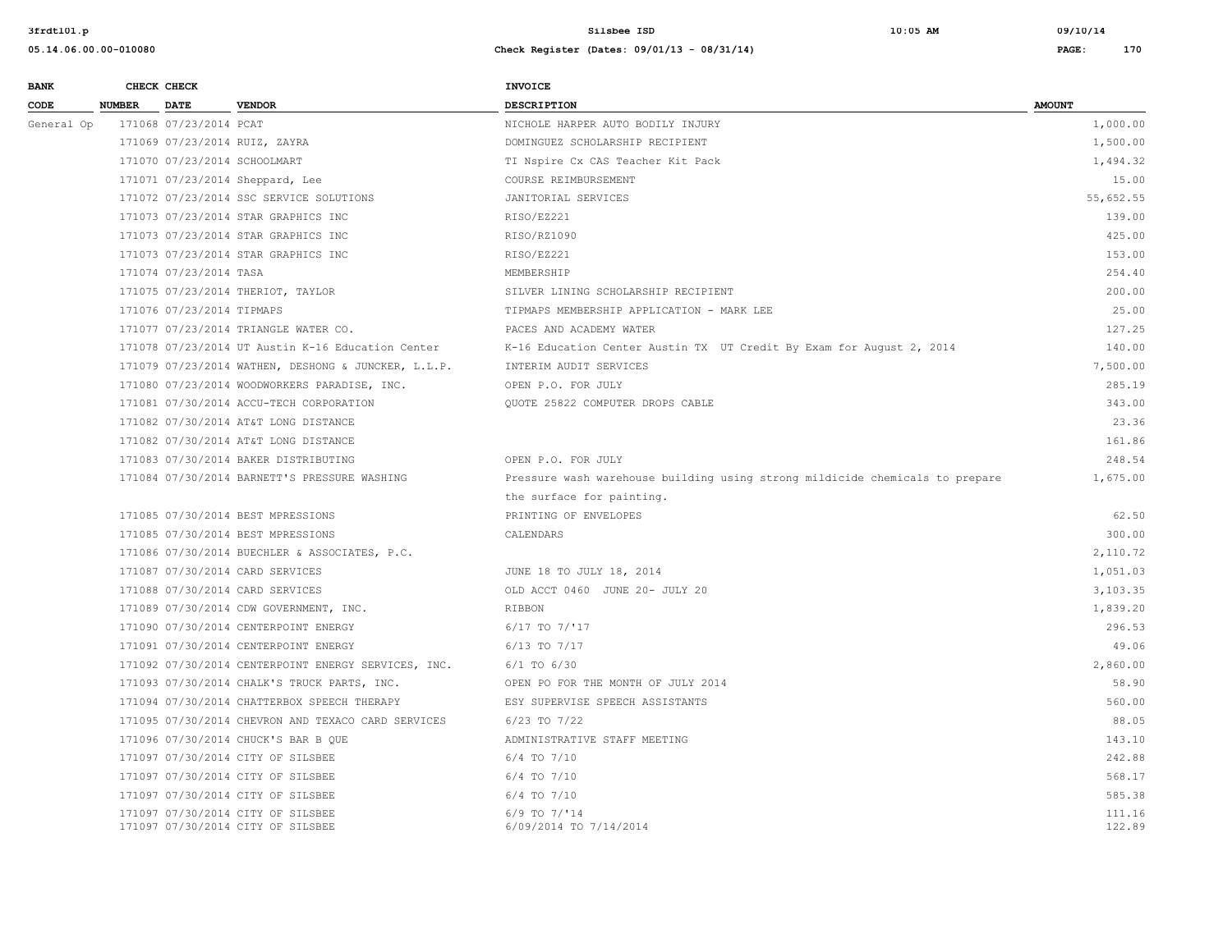| BANK CODE | CHECK NUMBER | CHECK DATE | VENDOR | INVOICE DESCRIPTION | AMOUNT |
|---|---|---|---|---|---|
| General Op | 171068 | 07/23/2014 | PCAT | NICHOLE HARPER AUTO BODILY INJURY | 1,000.00 |
| | 171069 | 07/23/2014 | RUIZ, ZAYRA | DOMINGUEZ SCHOLARSHIP RECIPIENT | 1,500.00 |
| | 171070 | 07/23/2014 | SCHOOLMART | TI Nspire Cx CAS Teacher Kit Pack | 1,494.32 |
| | 171071 | 07/23/2014 | Sheppard, Lee | COURSE REIMBURSEMENT | 15.00 |
| | 171072 | 07/23/2014 | SSC SERVICE SOLUTIONS | JANITORIAL SERVICES | 55,652.55 |
| | 171073 | 07/23/2014 | STAR GRAPHICS INC | RISO/EZ221 | 139.00 |
| | 171073 | 07/23/2014 | STAR GRAPHICS INC | RISO/RZ1090 | 425.00 |
| | 171073 | 07/23/2014 | STAR GRAPHICS INC | RISO/EZ221 | 153.00 |
| | 171074 | 07/23/2014 | TASA | MEMBERSHIP | 254.40 |
| | 171075 | 07/23/2014 | THERIOT, TAYLOR | SILVER LINING SCHOLARSHIP RECIPIENT | 200.00 |
| | 171076 | 07/23/2014 | TIPMAPS | TIPMAPS MEMBERSHIP APPLICATION - MARK LEE | 25.00 |
| | 171077 | 07/23/2014 | TRIANGLE WATER CO. | PACES AND ACADEMY WATER | 127.25 |
| | 171078 | 07/23/2014 | UT Austin K-16 Education Center | K-16 Education Center Austin TX UT Credit By Exam for August 2, 2014 | 140.00 |
| | 171079 | 07/23/2014 | WATHEN, DESHONG & JUNCKER, L.L.P. | INTERIM AUDIT SERVICES | 7,500.00 |
| | 171080 | 07/23/2014 | WOODWORKERS PARADISE, INC. | OPEN P.O. FOR JULY | 285.19 |
| | 171081 | 07/30/2014 | ACCU-TECH CORPORATION | QUOTE 25822 COMPUTER DROPS CABLE | 343.00 |
| | 171082 | 07/30/2014 | AT&T LONG DISTANCE | | 23.36 |
| | 171082 | 07/30/2014 | AT&T LONG DISTANCE | | 161.86 |
| | 171083 | 07/30/2014 | BAKER DISTRIBUTING | OPEN P.O. FOR JULY | 248.54 |
| | 171084 | 07/30/2014 | BARNETT'S PRESSURE WASHING | Pressure wash warehouse building using strong mildicide chemicals to prepare the surface for painting. | 1,675.00 |
| | 171085 | 07/30/2014 | BEST MPRESSIONS | PRINTING OF ENVELOPES | 62.50 |
| | 171085 | 07/30/2014 | BEST MPRESSIONS | CALENDARS | 300.00 |
| | 171086 | 07/30/2014 | BUECHLER & ASSOCIATES, P.C. | | 2,110.72 |
| | 171087 | 07/30/2014 | CARD SERVICES | JUNE 18 TO JULY 18, 2014 | 1,051.03 |
| | 171088 | 07/30/2014 | CARD SERVICES | OLD ACCT 0460 JUNE 20- JULY 20 | 3,103.35 |
| | 171089 | 07/30/2014 | CDW GOVERNMENT, INC. | RIBBON | 1,839.20 |
| | 171090 | 07/30/2014 | CENTERPOINT ENERGY | 6/17 TO 7/'17 | 296.53 |
| | 171091 | 07/30/2014 | CENTERPOINT ENERGY | 6/13 TO 7/17 | 49.06 |
| | 171092 | 07/30/2014 | CENTERPOINT ENERGY SERVICES, INC. | 6/1 TO 6/30 | 2,860.00 |
| | 171093 | 07/30/2014 | CHALK'S TRUCK PARTS, INC. | OPEN PO FOR THE MONTH OF JULY 2014 | 58.90 |
| | 171094 | 07/30/2014 | CHATTERBOX SPEECH THERAPY | ESY SUPERVISE SPEECH ASSISTANTS | 560.00 |
| | 171095 | 07/30/2014 | CHEVRON AND TEXACO CARD SERVICES | 6/23 TO 7/22 | 88.05 |
| | 171096 | 07/30/2014 | CHUCK'S BAR B QUE | ADMINISTRATIVE STAFF MEETING | 143.10 |
| | 171097 | 07/30/2014 | CITY OF SILSBEE | 6/4 TO 7/10 | 242.88 |
| | 171097 | 07/30/2014 | CITY OF SILSBEE | 6/4 TO 7/10 | 568.17 |
| | 171097 | 07/30/2014 | CITY OF SILSBEE | 6/4 TO 7/10 | 585.38 |
| | 171097 | 07/30/2014 | CITY OF SILSBEE | 6/9 TO 7/'14 | 111.16 |
| | 171097 | 07/30/2014 | CITY OF SILSBEE | 6/09/2014 TO 7/14/2014 | 122.89 |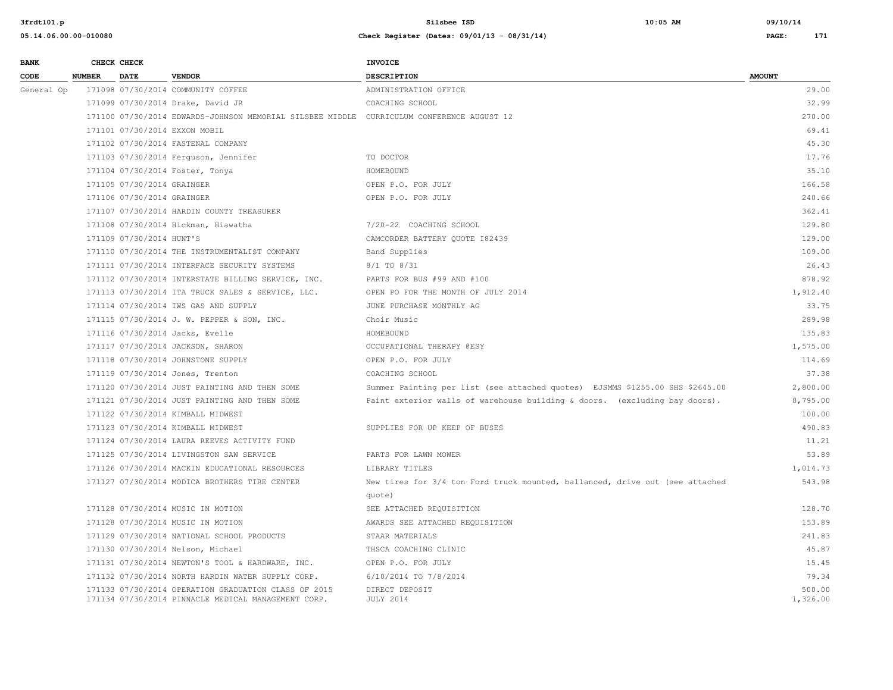| BANK CODE | CHECK NUMBER | CHECK DATE | VENDOR | INVOICE DESCRIPTION | AMOUNT |
|---|---|---|---|---|---|
| General Op | 171098 | 07/30/2014 | COMMUNITY COFFEE | ADMINISTRATION OFFICE | 29.00 |
| | 171099 | 07/30/2014 | Drake, David JR | COACHING SCHOOL | 32.99 |
| | 171100 | 07/30/2014 | EDWARDS-JOHNSON MEMORIAL SILSBEE MIDDLE | CURRICULUM CONFERENCE AUGUST 12 | 270.00 |
| | 171101 | 07/30/2014 | EXXON MOBIL | | 69.41 |
| | 171102 | 07/30/2014 | FASTENAL COMPANY | | 45.30 |
| | 171103 | 07/30/2014 | Ferguson, Jennifer | TO DOCTOR | 17.76 |
| | 171104 | 07/30/2014 | Foster, Tonya | HOMEBOUND | 35.10 |
| | 171105 | 07/30/2014 | GRAINGER | OPEN P.O. FOR JULY | 166.58 |
| | 171106 | 07/30/2014 | GRAINGER | OPEN P.O. FOR JULY | 240.66 |
| | 171107 | 07/30/2014 | HARDIN COUNTY TREASURER | | 362.41 |
| | 171108 | 07/30/2014 | Hickman, Hiawatha | 7/20-22 COACHING SCHOOL | 129.80 |
| | 171109 | 07/30/2014 | HUNT'S | CAMCORDER BATTERY QUOTE I82439 | 129.00 |
| | 171110 | 07/30/2014 | THE INSTRUMENTALIST COMPANY | Band Supplies | 109.00 |
| | 171111 | 07/30/2014 | INTERFACE SECURITY SYSTEMS | 8/1 TO 8/31 | 26.43 |
| | 171112 | 07/30/2014 | INTERSTATE BILLING SERVICE, INC. | PARTS FOR BUS #99 AND #100 | 878.92 |
| | 171113 | 07/30/2014 | ITA TRUCK SALES & SERVICE, LLC. | OPEN PO FOR THE MONTH OF JULY 2014 | 1,912.40 |
| | 171114 | 07/30/2014 | IWS GAS AND SUPPLY | JUNE PURCHASE MONTHLY AG | 33.75 |
| | 171115 | 07/30/2014 | J. W. PEPPER & SON, INC. | Choir Music | 289.98 |
| | 171116 | 07/30/2014 | Jacks, Evelle | HOMEBOUND | 135.83 |
| | 171117 | 07/30/2014 | JACKSON, SHARON | OCCUPATIONAL THERAPY @ESY | 1,575.00 |
| | 171118 | 07/30/2014 | JOHNSTONE SUPPLY | OPEN P.O. FOR JULY | 114.69 |
| | 171119 | 07/30/2014 | Jones, Trenton | COACHING SCHOOL | 37.38 |
| | 171120 | 07/30/2014 | JUST PAINTING AND THEN SOME | Summer Painting per list (see attached quotes) EJSMMS $1255.00 SHS $2645.00 | 2,800.00 |
| | 171121 | 07/30/2014 | JUST PAINTING AND THEN SOME | Paint exterior walls of warehouse building & doors. (excluding bay doors). | 8,795.00 |
| | 171122 | 07/30/2014 | KIMBALL MIDWEST | | 100.00 |
| | 171123 | 07/30/2014 | KIMBALL MIDWEST | SUPPLIES FOR UP KEEP OF BUSES | 490.83 |
| | 171124 | 07/30/2014 | LAURA REEVES ACTIVITY FUND | | 11.21 |
| | 171125 | 07/30/2014 | LIVINGSTON SAW SERVICE | PARTS FOR LAWN MOWER | 53.89 |
| | 171126 | 07/30/2014 | MACKIN EDUCATIONAL RESOURCES | LIBRARY TITLES | 1,014.73 |
| | 171127 | 07/30/2014 | MODICA BROTHERS TIRE CENTER | New tires for 3/4 ton Ford truck mounted, ballanced, drive out (see attached quote) | 543.98 |
| | 171128 | 07/30/2014 | MUSIC IN MOTION | SEE ATTACHED REQUISITION | 128.70 |
| | 171128 | 07/30/2014 | MUSIC IN MOTION | AWARDS SEE ATTACHED REQUISITION | 153.89 |
| | 171129 | 07/30/2014 | NATIONAL SCHOOL PRODUCTS | STAAR MATERIALS | 241.83 |
| | 171130 | 07/30/2014 | Nelson, Michael | THSCA COACHING CLINIC | 45.87 |
| | 171131 | 07/30/2014 | NEWTON'S TOOL & HARDWARE, INC. | OPEN P.O. FOR JULY | 15.45 |
| | 171132 | 07/30/2014 | NORTH HARDIN WATER SUPPLY CORP. | 6/10/2014 TO 7/8/2014 | 79.34 |
| | 171133 | 07/30/2014 | OPERATION GRADUATION CLASS OF 2015 | DIRECT DEPOSIT | 500.00 |
| | 171134 | 07/30/2014 | PINNACLE MEDICAL MANAGEMENT CORP. | JULY 2014 | 1,326.00 |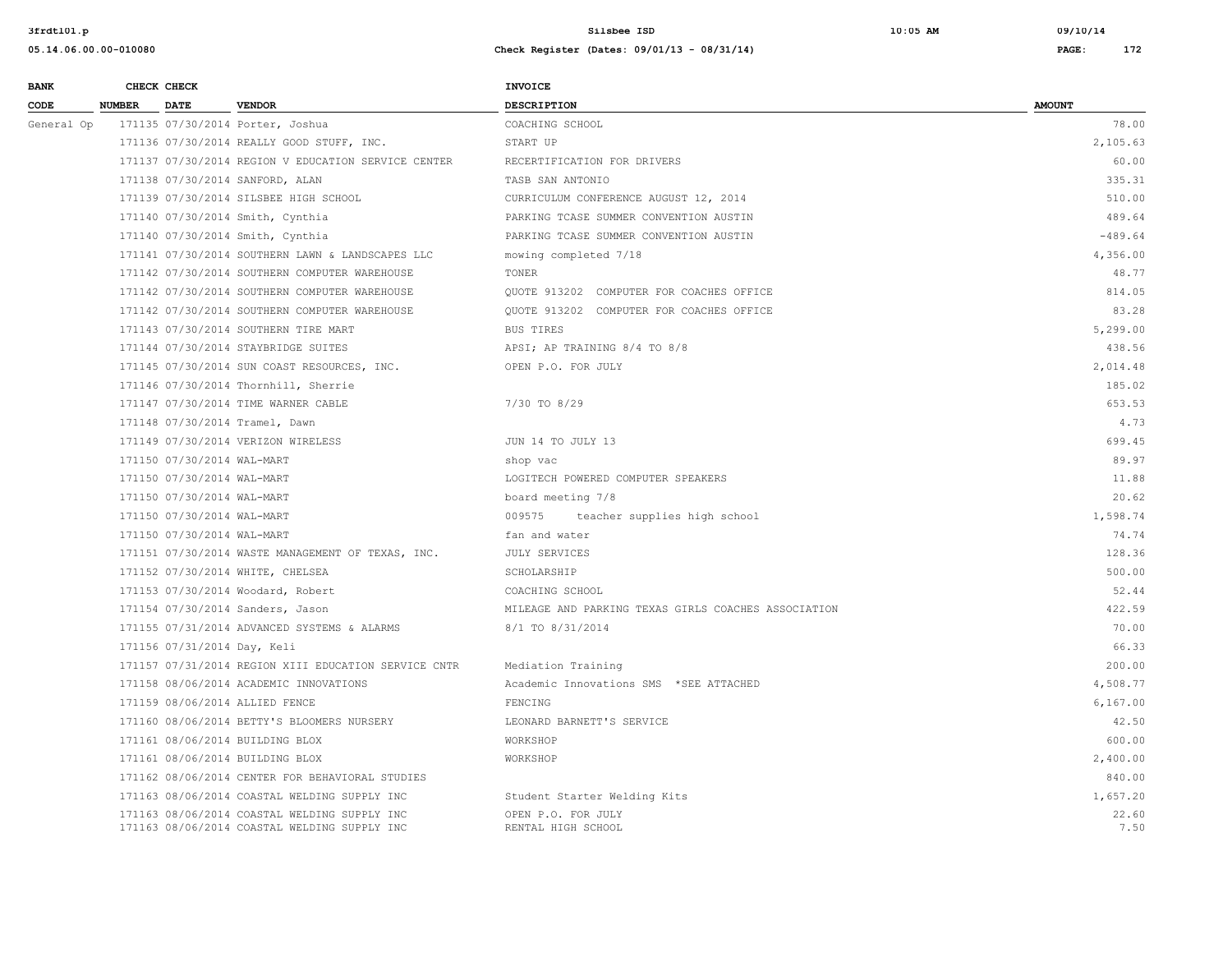| BANK CODE | CHECK NUMBER | CHECK DATE | VENDOR | INVOICE DESCRIPTION | AMOUNT |
|---|---|---|---|---|---|
| General Op | 171135 | 07/30/2014 | Porter, Joshua | COACHING SCHOOL | 78.00 |
| | 171136 | 07/30/2014 | REALLY GOOD STUFF, INC. | START UP | 2,105.63 |
| | 171137 | 07/30/2014 | REGION V EDUCATION SERVICE CENTER | RECERTIFICATION FOR DRIVERS | 60.00 |
| | 171138 | 07/30/2014 | SANFORD, ALAN | TASB SAN ANTONIO | 335.31 |
| | 171139 | 07/30/2014 | SILSBEE HIGH SCHOOL | CURRICULUM CONFERENCE AUGUST 12, 2014 | 510.00 |
| | 171140 | 07/30/2014 | Smith, Cynthia | PARKING TCASE SUMMER CONVENTION AUSTIN | 489.64 |
| | 171140 | 07/30/2014 | Smith, Cynthia | PARKING TCASE SUMMER CONVENTION AUSTIN | -489.64 |
| | 171141 | 07/30/2014 | SOUTHERN LAWN & LANDSCAPES LLC | mowing completed 7/18 | 4,356.00 |
| | 171142 | 07/30/2014 | SOUTHERN COMPUTER WAREHOUSE | TONER | 48.77 |
| | 171142 | 07/30/2014 | SOUTHERN COMPUTER WAREHOUSE | QUOTE 913202 COMPUTER FOR COACHES OFFICE | 814.05 |
| | 171142 | 07/30/2014 | SOUTHERN COMPUTER WAREHOUSE | QUOTE 913202 COMPUTER FOR COACHES OFFICE | 83.28 |
| | 171143 | 07/30/2014 | SOUTHERN TIRE MART | BUS TIRES | 5,299.00 |
| | 171144 | 07/30/2014 | STAYBRIDGE SUITES | APSI; AP TRAINING 8/4 TO 8/8 | 438.56 |
| | 171145 | 07/30/2014 | SUN COAST RESOURCES, INC. | OPEN P.O. FOR JULY | 2,014.48 |
| | 171146 | 07/30/2014 | Thornhill, Sherrie | | 185.02 |
| | 171147 | 07/30/2014 | TIME WARNER CABLE | 7/30 TO 8/29 | 653.53 |
| | 171148 | 07/30/2014 | Tramel, Dawn | | 4.73 |
| | 171149 | 07/30/2014 | VERIZON WIRELESS | JUN 14 TO JULY 13 | 699.45 |
| | 171150 | 07/30/2014 | WAL-MART | shop vac | 89.97 |
| | 171150 | 07/30/2014 | WAL-MART | LOGITECH POWERED COMPUTER SPEAKERS | 11.88 |
| | 171150 | 07/30/2014 | WAL-MART | board meeting 7/8 | 20.62 |
| | 171150 | 07/30/2014 | WAL-MART | 009575 teacher supplies high school | 1,598.74 |
| | 171150 | 07/30/2014 | WAL-MART | fan and water | 74.74 |
| | 171151 | 07/30/2014 | WASTE MANAGEMENT OF TEXAS, INC. | JULY SERVICES | 128.36 |
| | 171152 | 07/30/2014 | WHITE, CHELSEA | SCHOLARSHIP | 500.00 |
| | 171153 | 07/30/2014 | Woodard, Robert | COACHING SCHOOL | 52.44 |
| | 171154 | 07/30/2014 | Sanders, Jason | MILEAGE AND PARKING TEXAS GIRLS COACHES ASSOCIATION | 422.59 |
| | 171155 | 07/31/2014 | ADVANCED SYSTEMS & ALARMS | 8/1 TO 8/31/2014 | 70.00 |
| | 171156 | 07/31/2014 | Day, Keli | | 66.33 |
| | 171157 | 07/31/2014 | REGION XIII EDUCATION SERVICE CNTR | Mediation Training | 200.00 |
| | 171158 | 08/06/2014 | ACADEMIC INNOVATIONS | Academic Innovations SMS *SEE ATTACHED | 4,508.77 |
| | 171159 | 08/06/2014 | ALLIED FENCE | FENCING | 6,167.00 |
| | 171160 | 08/06/2014 | BETTY'S BLOOMERS NURSERY | LEONARD BARNETT'S SERVICE | 42.50 |
| | 171161 | 08/06/2014 | BUILDING BLOX | WORKSHOP | 600.00 |
| | 171161 | 08/06/2014 | BUILDING BLOX | WORKSHOP | 2,400.00 |
| | 171162 | 08/06/2014 | CENTER FOR BEHAVIORAL STUDIES | | 840.00 |
| | 171163 | 08/06/2014 | COASTAL WELDING SUPPLY INC | Student Starter Welding Kits | 1,657.20 |
| | 171163 | 08/06/2014 | COASTAL WELDING SUPPLY INC | OPEN P.O. FOR JULY | 22.60 |
| | 171163 | 08/06/2014 | COASTAL WELDING SUPPLY INC | RENTAL HIGH SCHOOL | 7.50 |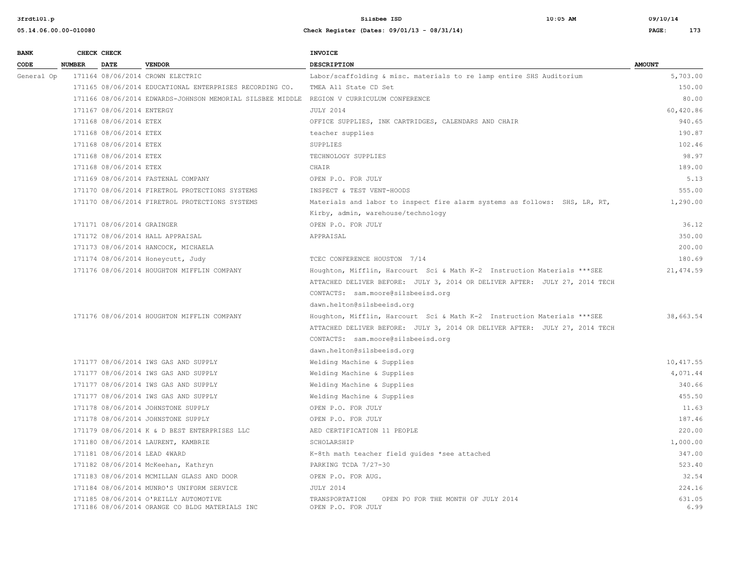| BANK CODE | CHECK NUMBER | CHECK DATE | VENDOR | INVOICE DESCRIPTION | AMOUNT |
|---|---|---|---|---|---|
| General Op | 171164 | 08/06/2014 | CROWN ELECTRIC | Labor/scaffolding & misc. materials to re lamp entire SHS Auditorium | 5,703.00 |
| | 171165 | 08/06/2014 | EDUCATIONAL ENTERPRISES RECORDING CO. | TMEA All State CD Set | 150.00 |
| | 171166 | 08/06/2014 | EDWARDS-JOHNSON MEMORIAL SILSBEE MIDDLE | REGION V CURRICULUM CONFERENCE | 80.00 |
| | 171167 | 08/06/2014 | ENTERGY | JULY 2014 | 60,420.86 |
| | 171168 | 08/06/2014 | ETEX | OFFICE SUPPLIES, INK CARTRIDGES, CALENDARS AND CHAIR | 940.65 |
| | 171168 | 08/06/2014 | ETEX | teacher supplies | 190.87 |
| | 171168 | 08/06/2014 | ETEX | SUPPLIES | 102.46 |
| | 171168 | 08/06/2014 | ETEX | TECHNOLOGY SUPPLIES | 98.97 |
| | 171168 | 08/06/2014 | ETEX | CHAIR | 189.00 |
| | 171169 | 08/06/2014 | FASTENAL COMPANY | OPEN P.O. FOR JULY | 5.13 |
| | 171170 | 08/06/2014 | FIRETROL PROTECTIONS SYSTEMS | INSPECT & TEST VENT-HOODS | 555.00 |
| | 171170 | 08/06/2014 | FIRETROL PROTECTIONS SYSTEMS | Materials and labor to inspect fire alarm systems as follows: SHS, LR, RT, Kirby, admin, warehouse/technology | 1,290.00 |
| | 171171 | 08/06/2014 | GRAINGER | OPEN P.O. FOR JULY | 36.12 |
| | 171172 | 08/06/2014 | HALL APPRAISAL | APPRAISAL | 350.00 |
| | 171173 | 08/06/2014 | HANCOCK, MICHAELA | | 200.00 |
| | 171174 | 08/06/2014 | Honeycutt, Judy | TCEC CONFERENCE HOUSTON 7/14 | 180.69 |
| | 171176 | 08/06/2014 | HOUGHTON MIFFLIN COMPANY | Houghton, Mifflin, Harcourt Sci & Math K-2 Instruction Materials ***SEE ATTACHED DELIVER BEFORE: JULY 3, 2014 OR DELIVER AFTER: JULY 27, 2014 TECH CONTACTS: sam.moore@silsbeeisd.org dawn.helton@silsbeeisd.org | 21,474.59 |
| | 171176 | 08/06/2014 | HOUGHTON MIFFLIN COMPANY | Houghton, Mifflin, Harcourt Sci & Math K-2 Instruction Materials ***SEE ATTACHED DELIVER BEFORE: JULY 3, 2014 OR DELIVER AFTER: JULY 27, 2014 TECH CONTACTS: sam.moore@silsbeeisd.org dawn.helton@silsbeeisd.org | 38,663.54 |
| | 171177 | 08/06/2014 | IWS GAS AND SUPPLY | Welding Machine & Supplies | 10,417.55 |
| | 171177 | 08/06/2014 | IWS GAS AND SUPPLY | Welding Machine & Supplies | 4,071.44 |
| | 171177 | 08/06/2014 | IWS GAS AND SUPPLY | Welding Machine & Supplies | 340.66 |
| | 171177 | 08/06/2014 | IWS GAS AND SUPPLY | Welding Machine & Supplies | 455.50 |
| | 171178 | 08/06/2014 | JOHNSTONE SUPPLY | OPEN P.O. FOR JULY | 11.63 |
| | 171178 | 08/06/2014 | JOHNSTONE SUPPLY | OPEN P.O. FOR JULY | 187.46 |
| | 171179 | 08/06/2014 | K & D BEST ENTERPRISES LLC | AED CERTIFICATION 11 PEOPLE | 220.00 |
| | 171180 | 08/06/2014 | LAURENT, KAMBRIE | SCHOLARSHIP | 1,000.00 |
| | 171181 | 08/06/2014 | LEAD 4WARD | K-8th math teacher field guides *see attached | 347.00 |
| | 171182 | 08/06/2014 | McKeehan, Kathryn | PARKING TCDA 7/27-30 | 523.40 |
| | 171183 | 08/06/2014 | MCMILLAN GLASS AND DOOR | OPEN P.O. FOR AUG. | 32.54 |
| | 171184 | 08/06/2014 | MUNRO'S UNIFORM SERVICE | JULY 2014 | 224.16 |
| | 171185 | 08/06/2014 | O'REILLY AUTOMOTIVE | TRANSPORTATION OPEN PO FOR THE MONTH OF JULY 2014 | 631.05 |
| | 171186 | 08/06/2014 | ORANGE CO BLDG MATERIALS INC | OPEN P.O. FOR JULY | 6.99 |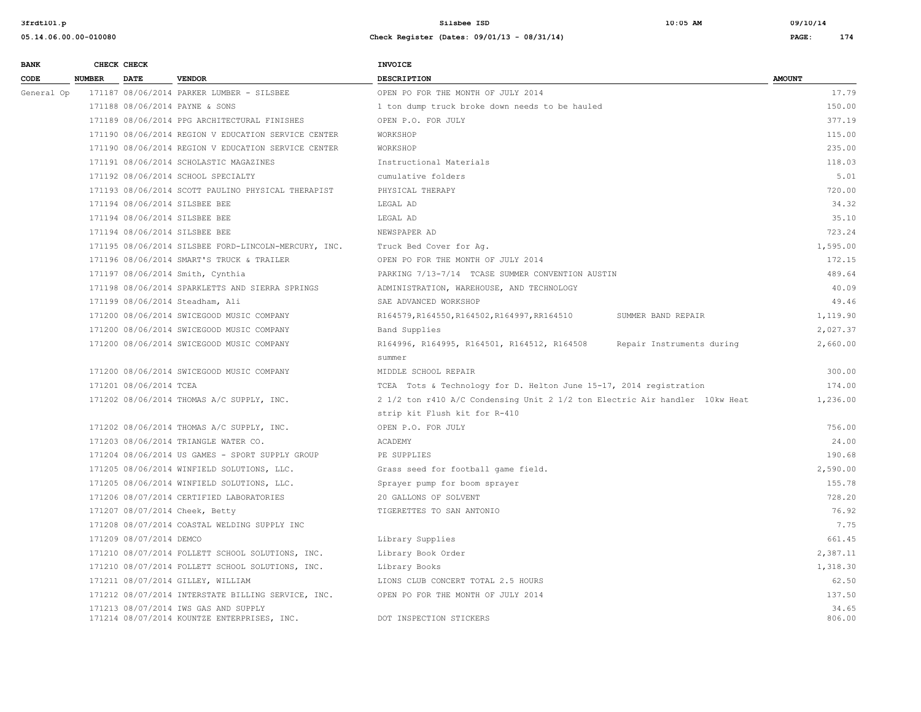| BANK CODE | CHECK NUMBER | CHECK DATE | VENDOR | INVOICE DESCRIPTION | AMOUNT |
|---|---|---|---|---|---|
| General Op | 171187 | 08/06/2014 | PARKER LUMBER - SILSBEE | OPEN PO FOR THE MONTH OF JULY 2014 | 17.79 |
| | 171188 | 08/06/2014 | PAYNE & SONS | 1 ton dump truck broke down needs to be hauled | 150.00 |
| | 171189 | 08/06/2014 | PPG ARCHITECTURAL FINISHES | OPEN P.O. FOR JULY | 377.19 |
| | 171190 | 08/06/2014 | REGION V EDUCATION SERVICE CENTER | WORKSHOP | 115.00 |
| | 171190 | 08/06/2014 | REGION V EDUCATION SERVICE CENTER | WORKSHOP | 235.00 |
| | 171191 | 08/06/2014 | SCHOLASTIC MAGAZINES | Instructional Materials | 118.03 |
| | 171192 | 08/06/2014 | SCHOOL SPECIALTY | cumulative folders | 5.01 |
| | 171193 | 08/06/2014 | SCOTT PAULINO PHYSICAL THERAPIST | PHYSICAL THERAPY | 720.00 |
| | 171194 | 08/06/2014 | SILSBEE BEE | LEGAL AD | 34.32 |
| | 171194 | 08/06/2014 | SILSBEE BEE | LEGAL AD | 35.10 |
| | 171194 | 08/06/2014 | SILSBEE BEE | NEWSPAPER AD | 723.24 |
| | 171195 | 08/06/2014 | SILSBEE FORD-LINCOLN-MERCURY, INC. | Truck Bed Cover for Ag. | 1,595.00 |
| | 171196 | 08/06/2014 | SMART'S TRUCK & TRAILER | OPEN PO FOR THE MONTH OF JULY 2014 | 172.15 |
| | 171197 | 08/06/2014 | Smith, Cynthia | PARKING 7/13-7/14 TCASE SUMMER CONVENTION AUSTIN | 489.64 |
| | 171198 | 08/06/2014 | SPARKLETTS AND SIERRA SPRINGS | ADMINISTRATION, WAREHOUSE, AND TECHNOLOGY | 40.09 |
| | 171199 | 08/06/2014 | Steadham, Ali | SAE ADVANCED WORKSHOP | 49.46 |
| | 171200 | 08/06/2014 | SWICEGOOD MUSIC COMPANY | R164579,R164550,R164502,R164997,RR164510 SUMMER BAND REPAIR | 1,119.90 |
| | 171200 | 08/06/2014 | SWICEGOOD MUSIC COMPANY | Band Supplies | 2,027.37 |
| | 171200 | 08/06/2014 | SWICEGOOD MUSIC COMPANY | R164996, R164995, R164501, R164512, R164508 Repair Instruments during summer | 2,660.00 |
| | 171200 | 08/06/2014 | SWICEGOOD MUSIC COMPANY | MIDDLE SCHOOL REPAIR | 300.00 |
| | 171201 | 08/06/2014 | TCEA | TCEA Tots & Technology for D. Helton June 15-17, 2014 registration | 174.00 |
| | 171202 | 08/06/2014 | THOMAS A/C SUPPLY, INC. | 2 1/2 ton r410 A/C Condensing Unit 2 1/2 ton Electric Air handler 10kw Heat strip kit Flush kit for R-410 | 1,236.00 |
| | 171202 | 08/06/2014 | THOMAS A/C SUPPLY, INC. | OPEN P.O. FOR JULY | 756.00 |
| | 171203 | 08/06/2014 | TRIANGLE WATER CO. | ACADEMY | 24.00 |
| | 171204 | 08/06/2014 | US GAMES - SPORT SUPPLY GROUP | PE SUPPLIES | 190.68 |
| | 171205 | 08/06/2014 | WINFIELD SOLUTIONS, LLC. | Grass seed for football game field. | 2,590.00 |
| | 171205 | 08/06/2014 | WINFIELD SOLUTIONS, LLC. | Sprayer pump for boom sprayer | 155.78 |
| | 171206 | 08/07/2014 | CERTIFIED LABORATORIES | 20 GALLONS OF SOLVENT | 728.20 |
| | 171207 | 08/07/2014 | Cheek, Betty | TIGERETTES TO SAN ANTONIO | 76.92 |
| | 171208 | 08/07/2014 | COASTAL WELDING SUPPLY INC | | 7.75 |
| | 171209 | 08/07/2014 | DEMCO | Library Supplies | 661.45 |
| | 171210 | 08/07/2014 | FOLLETT SCHOOL SOLUTIONS, INC. | Library Book Order | 2,387.11 |
| | 171210 | 08/07/2014 | FOLLETT SCHOOL SOLUTIONS, INC. | Library Books | 1,318.30 |
| | 171211 | 08/07/2014 | GILLEY, WILLIAM | LIONS CLUB CONCERT TOTAL 2.5 HOURS | 62.50 |
| | 171212 | 08/07/2014 | INTERSTATE BILLING SERVICE, INC. | OPEN PO FOR THE MONTH OF JULY 2014 | 137.50 |
| | 171213 | 08/07/2014 | IWS GAS AND SUPPLY | | 34.65 |
| | 171214 | 08/07/2014 | KOUNTZE ENTERPRISES, INC. | DOT INSPECTION STICKERS | 806.00 |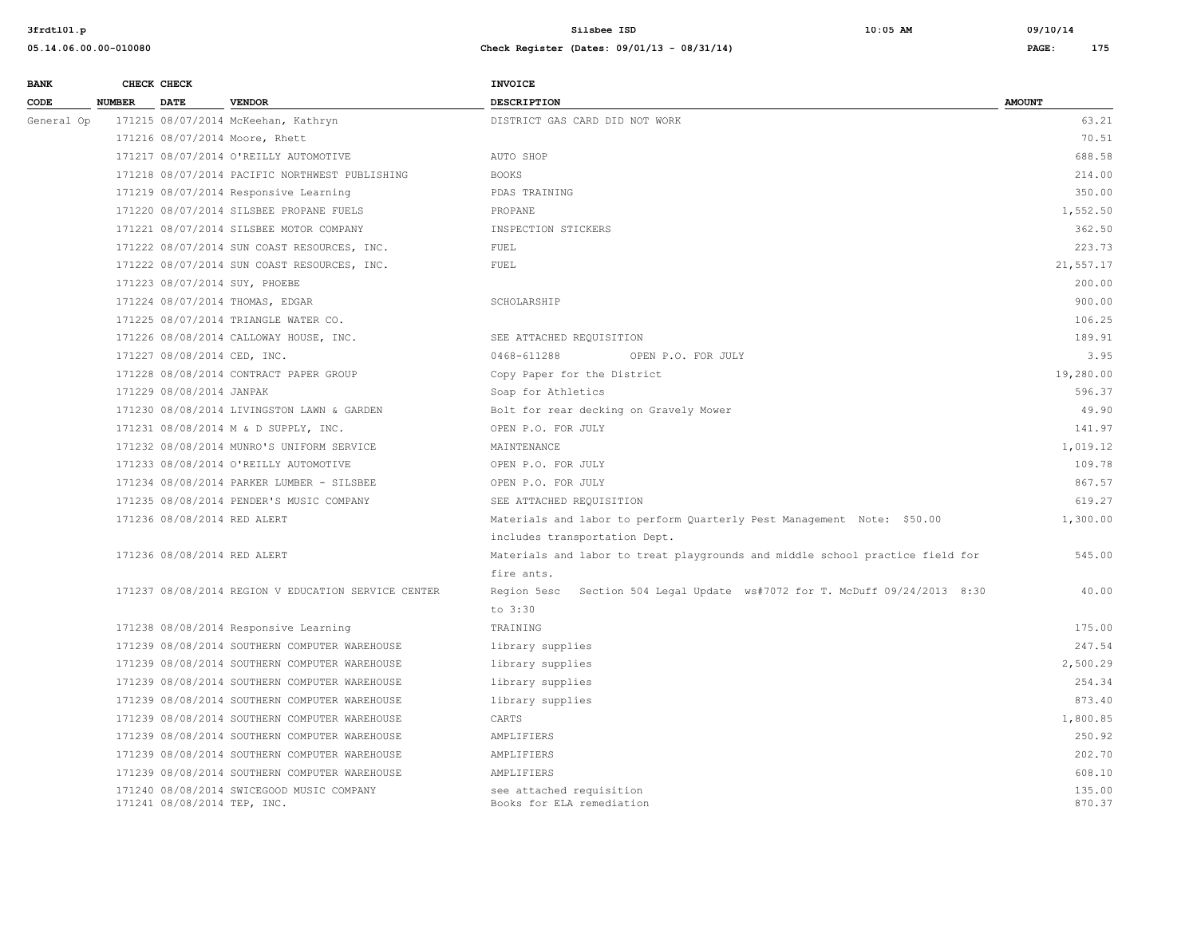| BANK CODE | CHECK NUMBER | CHECK DATE | VENDOR | INVOICE DESCRIPTION | AMOUNT |
|---|---|---|---|---|---|
| General Op | 171215 | 08/07/2014 | McKeehan, Kathryn | DISTRICT GAS CARD DID NOT WORK | 63.21 |
| | 171216 | 08/07/2014 | Moore, Rhett | | 70.51 |
| | 171217 | 08/07/2014 | O'REILLY AUTOMOTIVE | AUTO SHOP | 688.58 |
| | 171218 | 08/07/2014 | PACIFIC NORTHWEST PUBLISHING | BOOKS | 214.00 |
| | 171219 | 08/07/2014 | Responsive Learning | PDAS TRAINING | 350.00 |
| | 171220 | 08/07/2014 | SILSBEE PROPANE FUELS | PROPANE | 1,552.50 |
| | 171221 | 08/07/2014 | SILSBEE MOTOR COMPANY | INSPECTION STICKERS | 362.50 |
| | 171222 | 08/07/2014 | SUN COAST RESOURCES, INC. | FUEL | 223.73 |
| | 171222 | 08/07/2014 | SUN COAST RESOURCES, INC. | FUEL | 21,557.17 |
| | 171223 | 08/07/2014 | SUY, PHOEBE | | 200.00 |
| | 171224 | 08/07/2014 | THOMAS, EDGAR | SCHOLARSHIP | 900.00 |
| | 171225 | 08/07/2014 | TRIANGLE WATER CO. | | 106.25 |
| | 171226 | 08/08/2014 | CALLOWAY HOUSE, INC. | SEE ATTACHED REQUISITION | 189.91 |
| | 171227 | 08/08/2014 | CED, INC. | 0468-611288 OPEN P.O. FOR JULY | 3.95 |
| | 171228 | 08/08/2014 | CONTRACT PAPER GROUP | Copy Paper for the District | 19,280.00 |
| | 171229 | 08/08/2014 | JANPAK | Soap for Athletics | 596.37 |
| | 171230 | 08/08/2014 | LIVINGSTON LAWN & GARDEN | Bolt for rear decking on Gravely Mower | 49.90 |
| | 171231 | 08/08/2014 | M & D SUPPLY, INC. | OPEN P.O. FOR JULY | 141.97 |
| | 171232 | 08/08/2014 | MUNRO'S UNIFORM SERVICE | MAINTENANCE | 1,019.12 |
| | 171233 | 08/08/2014 | O'REILLY AUTOMOTIVE | OPEN P.O. FOR JULY | 109.78 |
| | 171234 | 08/08/2014 | PARKER LUMBER - SILSBEE | OPEN P.O. FOR JULY | 867.57 |
| | 171235 | 08/08/2014 | PENDER'S MUSIC COMPANY | SEE ATTACHED REQUISITION | 619.27 |
| | 171236 | 08/08/2014 | RED ALERT | Materials and labor to perform Quarterly Pest Management Note: $50.00 includes transportation Dept. | 1,300.00 |
| | 171236 | 08/08/2014 | RED ALERT | Materials and labor to treat playgrounds and middle school practice field for fire ants. | 545.00 |
| | 171237 | 08/08/2014 | REGION V EDUCATION SERVICE CENTER | Region 5esc Section 504 Legal Update ws#7072 for T. McDuff 09/24/2013 8:30 to 3:30 | 40.00 |
| | 171238 | 08/08/2014 | Responsive Learning | TRAINING | 175.00 |
| | 171239 | 08/08/2014 | SOUTHERN COMPUTER WAREHOUSE | library supplies | 247.54 |
| | 171239 | 08/08/2014 | SOUTHERN COMPUTER WAREHOUSE | library supplies | 2,500.29 |
| | 171239 | 08/08/2014 | SOUTHERN COMPUTER WAREHOUSE | library supplies | 254.34 |
| | 171239 | 08/08/2014 | SOUTHERN COMPUTER WAREHOUSE | library supplies | 873.40 |
| | 171239 | 08/08/2014 | SOUTHERN COMPUTER WAREHOUSE | CARTS | 1,800.85 |
| | 171239 | 08/08/2014 | SOUTHERN COMPUTER WAREHOUSE | AMPLIFIERS | 250.92 |
| | 171239 | 08/08/2014 | SOUTHERN COMPUTER WAREHOUSE | AMPLIFIERS | 202.70 |
| | 171239 | 08/08/2014 | SOUTHERN COMPUTER WAREHOUSE | AMPLIFIERS | 608.10 |
| | 171240 | 08/08/2014 | SWICEGOOD MUSIC COMPANY | see attached requisition | 135.00 |
| | 171241 | 08/08/2014 | TEP, INC. | Books for ELA remediation | 870.37 |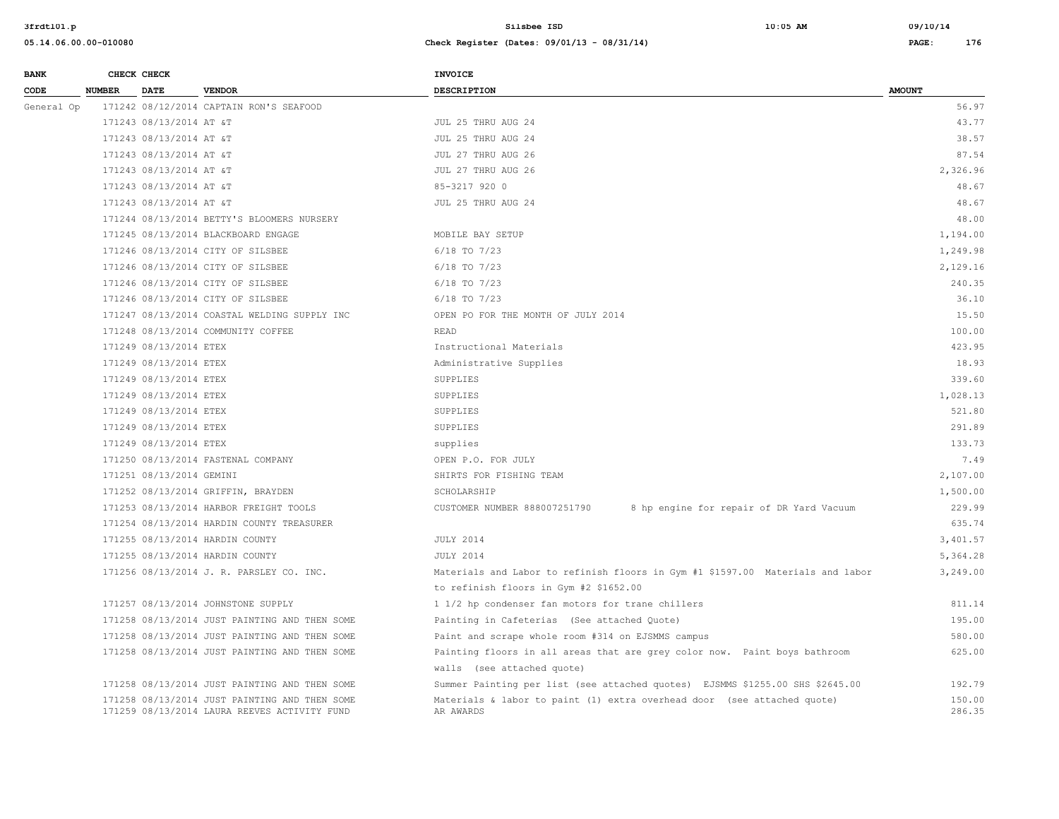| BANK CODE | CHECK NUMBER | CHECK DATE | VENDOR | INVOICE DESCRIPTION | AMOUNT |
|---|---|---|---|---|---|
| General Op | 171242 | 08/12/2014 | CAPTAIN RON'S SEAFOOD | | 56.97 |
| | 171243 | 08/13/2014 | AT &T | JUL 25 THRU AUG 24 | 43.77 |
| | 171243 | 08/13/2014 | AT &T | JUL 25 THRU AUG 24 | 38.57 |
| | 171243 | 08/13/2014 | AT &T | JUL 27 THRU AUG 26 | 87.54 |
| | 171243 | 08/13/2014 | AT &T | JUL 27 THRU AUG 26 | 2,326.96 |
| | 171243 | 08/13/2014 | AT &T | 85-3217 920 0 | 48.67 |
| | 171243 | 08/13/2014 | AT &T | JUL 25 THRU AUG 24 | 48.67 |
| | 171244 | 08/13/2014 | BETTY'S BLOOMERS NURSERY | | 48.00 |
| | 171245 | 08/13/2014 | BLACKBOARD ENGAGE | MOBILE BAY SETUP | 1,194.00 |
| | 171246 | 08/13/2014 | CITY OF SILSBEE | 6/18 TO 7/23 | 1,249.98 |
| | 171246 | 08/13/2014 | CITY OF SILSBEE | 6/18 TO 7/23 | 2,129.16 |
| | 171246 | 08/13/2014 | CITY OF SILSBEE | 6/18 TO 7/23 | 240.35 |
| | 171246 | 08/13/2014 | CITY OF SILSBEE | 6/18 TO 7/23 | 36.10 |
| | 171247 | 08/13/2014 | COASTAL WELDING SUPPLY INC | OPEN PO FOR THE MONTH OF JULY 2014 | 15.50 |
| | 171248 | 08/13/2014 | COMMUNITY COFFEE | READ | 100.00 |
| | 171249 | 08/13/2014 | ETEX | Instructional Materials | 423.95 |
| | 171249 | 08/13/2014 | ETEX | Administrative Supplies | 18.93 |
| | 171249 | 08/13/2014 | ETEX | SUPPLIES | 339.60 |
| | 171249 | 08/13/2014 | ETEX | SUPPLIES | 1,028.13 |
| | 171249 | 08/13/2014 | ETEX | SUPPLIES | 521.80 |
| | 171249 | 08/13/2014 | ETEX | SUPPLIES | 291.89 |
| | 171249 | 08/13/2014 | ETEX | supplies | 133.73 |
| | 171250 | 08/13/2014 | FASTENAL COMPANY | OPEN P.O. FOR JULY | 7.49 |
| | 171251 | 08/13/2014 | GEMINI | SHIRTS FOR FISHING TEAM | 2,107.00 |
| | 171252 | 08/13/2014 | GRIFFIN, BRAYDEN | SCHOLARSHIP | 1,500.00 |
| | 171253 | 08/13/2014 | HARBOR FREIGHT TOOLS | CUSTOMER NUMBER 888007251790 8 hp engine for repair of DR Yard Vacuum | 229.99 |
| | 171254 | 08/13/2014 | HARDIN COUNTY TREASURER | | 635.74 |
| | 171255 | 08/13/2014 | HARDIN COUNTY | JULY 2014 | 3,401.57 |
| | 171255 | 08/13/2014 | HARDIN COUNTY | JULY 2014 | 5,364.28 |
| | 171256 | 08/13/2014 | J. R. PARSLEY CO. INC. | Materials and Labor to refinish floors in Gym #1 $1597.00 Materials and labor to refinish floors in Gym #2 $1652.00 | 3,249.00 |
| | 171257 | 08/13/2014 | JOHNSTONE SUPPLY | 1 1/2 hp condenser fan motors for trane chillers | 811.14 |
| | 171258 | 08/13/2014 | JUST PAINTING AND THEN SOME | Painting in Cafeterias (See attached Quote) | 195.00 |
| | 171258 | 08/13/2014 | JUST PAINTING AND THEN SOME | Paint and scrape whole room #314 on EJSMMS campus | 580.00 |
| | 171258 | 08/13/2014 | JUST PAINTING AND THEN SOME | Painting floors in all areas that are grey color now. Paint boys bathroom walls (see attached quote) | 625.00 |
| | 171258 | 08/13/2014 | JUST PAINTING AND THEN SOME | Summer Painting per list (see attached quotes) EJSMMS $1255.00 SHS $2645.00 | 192.79 |
| | 171258 | 08/13/2014 | JUST PAINTING AND THEN SOME | Materials & labor to paint (1) extra overhead door (see attached quote) | 150.00 |
| | 171259 | 08/13/2014 | LAURA REEVES ACTIVITY FUND | AR AWARDS | 286.35 |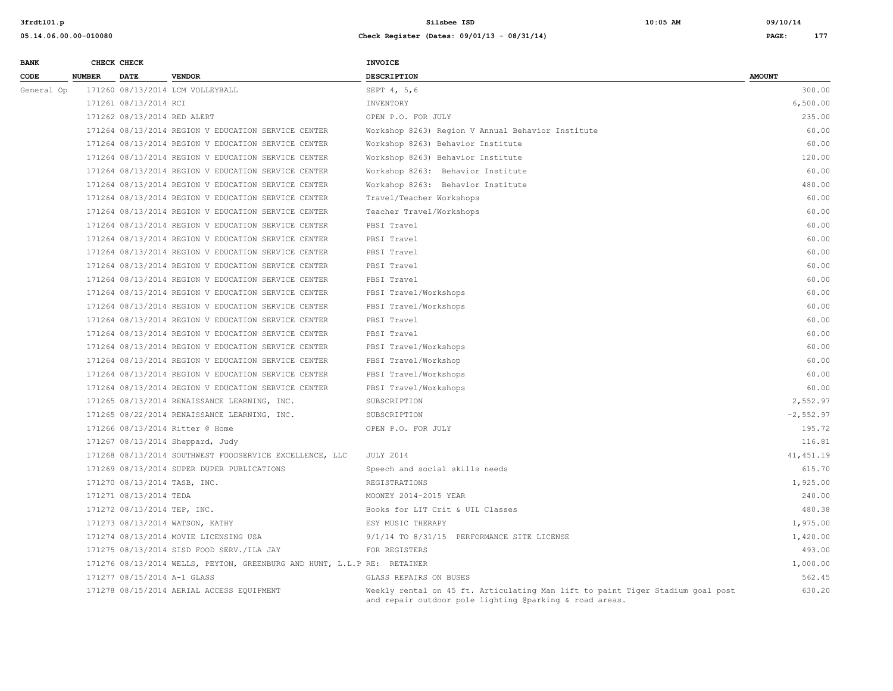| BANK CODE | CHECK NUMBER | CHECK DATE | VENDOR | INVOICE DESCRIPTION | AMOUNT |
|---|---|---|---|---|---|
| General Op | 171260 | 08/13/2014 | LCM VOLLEYBALL | SEPT 4, 5,6 | 300.00 |
| | 171261 | 08/13/2014 | RCI | INVENTORY | 6,500.00 |
| | 171262 | 08/13/2014 | RED ALERT | OPEN P.O. FOR JULY | 235.00 |
| | 171264 | 08/13/2014 | REGION V EDUCATION SERVICE CENTER | Workshop 8263) Region V Annual Behavior Institute | 60.00 |
| | 171264 | 08/13/2014 | REGION V EDUCATION SERVICE CENTER | Workshop 8263) Behavior Institute | 60.00 |
| | 171264 | 08/13/2014 | REGION V EDUCATION SERVICE CENTER | Workshop 8263) Behavior Institute | 120.00 |
| | 171264 | 08/13/2014 | REGION V EDUCATION SERVICE CENTER | Workshop 8263: Behavior Institute | 60.00 |
| | 171264 | 08/13/2014 | REGION V EDUCATION SERVICE CENTER | Workshop 8263: Behavior Institute | 480.00 |
| | 171264 | 08/13/2014 | REGION V EDUCATION SERVICE CENTER | Travel/Teacher Workshops | 60.00 |
| | 171264 | 08/13/2014 | REGION V EDUCATION SERVICE CENTER | Teacher Travel/Workshops | 60.00 |
| | 171264 | 08/13/2014 | REGION V EDUCATION SERVICE CENTER | PBSI Travel | 60.00 |
| | 171264 | 08/13/2014 | REGION V EDUCATION SERVICE CENTER | PBSI Travel | 60.00 |
| | 171264 | 08/13/2014 | REGION V EDUCATION SERVICE CENTER | PBSI Travel | 60.00 |
| | 171264 | 08/13/2014 | REGION V EDUCATION SERVICE CENTER | PBSI Travel | 60.00 |
| | 171264 | 08/13/2014 | REGION V EDUCATION SERVICE CENTER | PBSI Travel | 60.00 |
| | 171264 | 08/13/2014 | REGION V EDUCATION SERVICE CENTER | PBSI Travel/Workshops | 60.00 |
| | 171264 | 08/13/2014 | REGION V EDUCATION SERVICE CENTER | PBSI Travel/Workshops | 60.00 |
| | 171264 | 08/13/2014 | REGION V EDUCATION SERVICE CENTER | PBSI Travel | 60.00 |
| | 171264 | 08/13/2014 | REGION V EDUCATION SERVICE CENTER | PBSI Travel | 60.00 |
| | 171264 | 08/13/2014 | REGION V EDUCATION SERVICE CENTER | PBSI Travel/Workshops | 60.00 |
| | 171264 | 08/13/2014 | REGION V EDUCATION SERVICE CENTER | PBSI Travel/Workshop | 60.00 |
| | 171264 | 08/13/2014 | REGION V EDUCATION SERVICE CENTER | PBSI Travel/Workshops | 60.00 |
| | 171264 | 08/13/2014 | REGION V EDUCATION SERVICE CENTER | PBSI Travel/Workshops | 60.00 |
| | 171265 | 08/13/2014 | RENAISSANCE LEARNING, INC. | SUBSCRIPTION | 2,552.97 |
| | 171265 | 08/22/2014 | RENAISSANCE LEARNING, INC. | SUBSCRIPTION | -2,552.97 |
| | 171266 | 08/13/2014 | Ritter @ Home | OPEN P.O. FOR JULY | 195.72 |
| | 171267 | 08/13/2014 | Sheppard, Judy | | 116.81 |
| | 171268 | 08/13/2014 | SOUTHWEST FOODSERVICE EXCELLENCE, LLC | JULY 2014 | 41,451.19 |
| | 171269 | 08/13/2014 | SUPER DUPER PUBLICATIONS | Speech and social skills needs | 615.70 |
| | 171270 | 08/13/2014 | TASB, INC. | REGISTRATIONS | 1,925.00 |
| | 171271 | 08/13/2014 | TEDA | MOONEY 2014-2015 YEAR | 240.00 |
| | 171272 | 08/13/2014 | TEP, INC. | Books for LIT Crit & UIL Classes | 480.38 |
| | 171273 | 08/13/2014 | WATSON, KATHY | ESY MUSIC THERAPY | 1,975.00 |
| | 171274 | 08/13/2014 | MOVIE LICENSING USA | 9/1/14 TO 8/31/15 PERFORMANCE SITE LICENSE | 1,420.00 |
| | 171275 | 08/13/2014 | SISD FOOD SERV./ILA JAY | FOR REGISTERS | 493.00 |
| | 171276 | 08/13/2014 | WELLS, PEYTON, GREENBURG AND HUNT, L.L.P | RE: RETAINER | 1,000.00 |
| | 171277 | 08/15/2014 | A-1 GLASS | GLASS REPAIRS ON BUSES | 562.45 |
| | 171278 | 08/15/2014 | AERIAL ACCESS EQUIPMENT | Weekly rental on 45 ft. Articulating Man lift to paint Tiger Stadium goal post and repair outdoor pole lighting @parking & road areas. | 630.20 |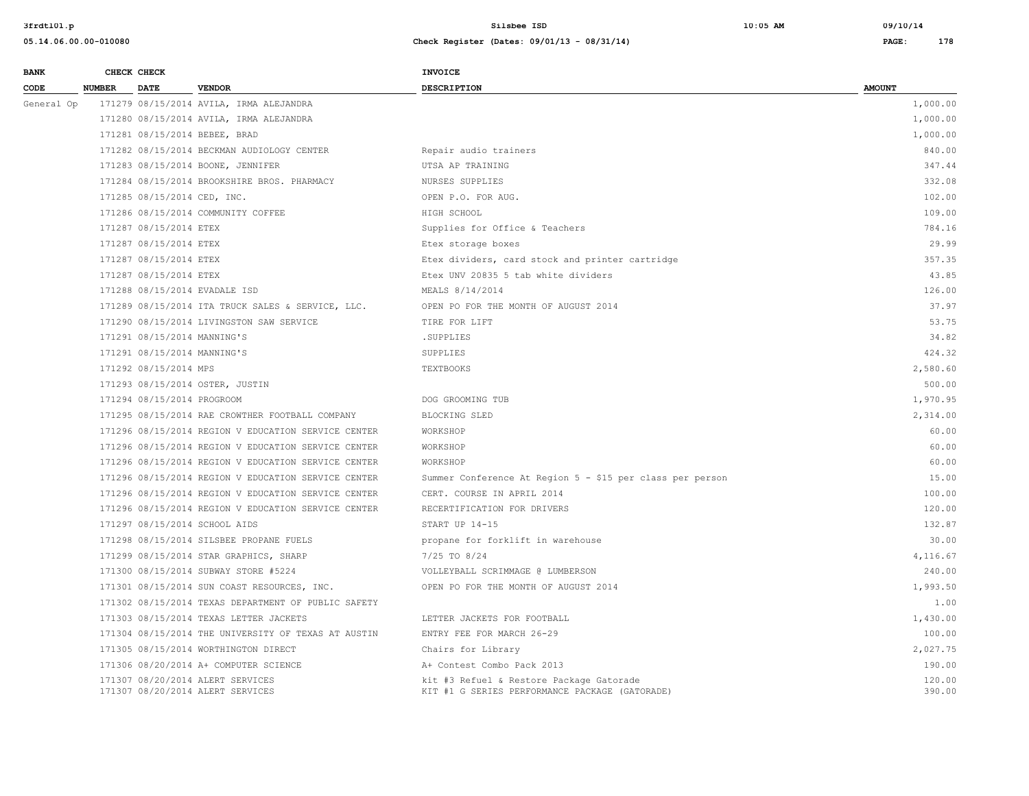| BANK CODE | CHECK NUMBER | CHECK DATE | VENDOR | INVOICE DESCRIPTION | AMOUNT |
|---|---|---|---|---|---|
| General Op | 171279 | 08/15/2014 | AVILA, IRMA ALEJANDRA | | 1,000.00 |
| | 171280 | 08/15/2014 | AVILA, IRMA ALEJANDRA | | 1,000.00 |
| | 171281 | 08/15/2014 | BEBEE, BRAD | | 1,000.00 |
| | 171282 | 08/15/2014 | BECKMAN AUDIOLOGY CENTER | Repair audio trainers | 840.00 |
| | 171283 | 08/15/2014 | BOONE, JENNIFER | UTSA AP TRAINING | 347.44 |
| | 171284 | 08/15/2014 | BROOKSHIRE BROS. PHARMACY | NURSES SUPPLIES | 332.08 |
| | 171285 | 08/15/2014 | CED, INC. | OPEN P.O. FOR AUG. | 102.00 |
| | 171286 | 08/15/2014 | COMMUNITY COFFEE | HIGH SCHOOL | 109.00 |
| | 171287 | 08/15/2014 | ETEX | Supplies for Office & Teachers | 784.16 |
| | 171287 | 08/15/2014 | ETEX | Etex storage boxes | 29.99 |
| | 171287 | 08/15/2014 | ETEX | Etex dividers, card stock and printer cartridge | 357.35 |
| | 171287 | 08/15/2014 | ETEX | Etex UNV 20835 5 tab white dividers | 43.85 |
| | 171288 | 08/15/2014 | EVADALE ISD | MEALS 8/14/2014 | 126.00 |
| | 171289 | 08/15/2014 | ITA TRUCK SALES & SERVICE, LLC. | OPEN PO FOR THE MONTH OF AUGUST 2014 | 37.97 |
| | 171290 | 08/15/2014 | LIVINGSTON SAW SERVICE | TIRE FOR LIFT | 53.75 |
| | 171291 | 08/15/2014 | MANNING'S | .SUPPLIES | 34.82 |
| | 171291 | 08/15/2014 | MANNING'S | SUPPLIES | 424.32 |
| | 171292 | 08/15/2014 | MPS | TEXTBOOKS | 2,580.60 |
| | 171293 | 08/15/2014 | OSTER, JUSTIN | | 500.00 |
| | 171294 | 08/15/2014 | PROGROOM | DOG GROOMING TUB | 1,970.95 |
| | 171295 | 08/15/2014 | RAE CROWTHER FOOTBALL COMPANY | BLOCKING SLED | 2,314.00 |
| | 171296 | 08/15/2014 | REGION V EDUCATION SERVICE CENTER | WORKSHOP | 60.00 |
| | 171296 | 08/15/2014 | REGION V EDUCATION SERVICE CENTER | WORKSHOP | 60.00 |
| | 171296 | 08/15/2014 | REGION V EDUCATION SERVICE CENTER | WORKSHOP | 60.00 |
| | 171296 | 08/15/2014 | REGION V EDUCATION SERVICE CENTER | Summer Conference At Region 5 - $15 per class per person | 15.00 |
| | 171296 | 08/15/2014 | REGION V EDUCATION SERVICE CENTER | CERT. COURSE IN APRIL 2014 | 100.00 |
| | 171296 | 08/15/2014 | REGION V EDUCATION SERVICE CENTER | RECERTIFICATION FOR DRIVERS | 120.00 |
| | 171297 | 08/15/2014 | SCHOOL AIDS | START UP 14-15 | 132.87 |
| | 171298 | 08/15/2014 | SILSBEE PROPANE FUELS | propane for forklift in warehouse | 30.00 |
| | 171299 | 08/15/2014 | STAR GRAPHICS, SHARP | 7/25 TO 8/24 | 4,116.67 |
| | 171300 | 08/15/2014 | SUBWAY STORE #5224 | VOLLEYBALL SCRIMMAGE @ LUMBERSON | 240.00 |
| | 171301 | 08/15/2014 | SUN COAST RESOURCES, INC. | OPEN PO FOR THE MONTH OF AUGUST 2014 | 1,993.50 |
| | 171302 | 08/15/2014 | TEXAS DEPARTMENT OF PUBLIC SAFETY | | 1.00 |
| | 171303 | 08/15/2014 | TEXAS LETTER JACKETS | LETTER JACKETS FOR FOOTBALL | 1,430.00 |
| | 171304 | 08/15/2014 | THE UNIVERSITY OF TEXAS AT AUSTIN | ENTRY FEE FOR MARCH 26-29 | 100.00 |
| | 171305 | 08/15/2014 | WORTHINGTON DIRECT | Chairs for Library | 2,027.75 |
| | 171306 | 08/20/2014 | A+ COMPUTER SCIENCE | A+ Contest Combo Pack 2013 | 190.00 |
| | 171307 | 08/20/2014 | ALERT SERVICES | kit #3 Refuel & Restore Package Gatorade | 120.00 |
| | 171307 | 08/20/2014 | ALERT SERVICES | KIT #1 G SERIES PERFORMANCE PACKAGE (GATORADE) | 390.00 |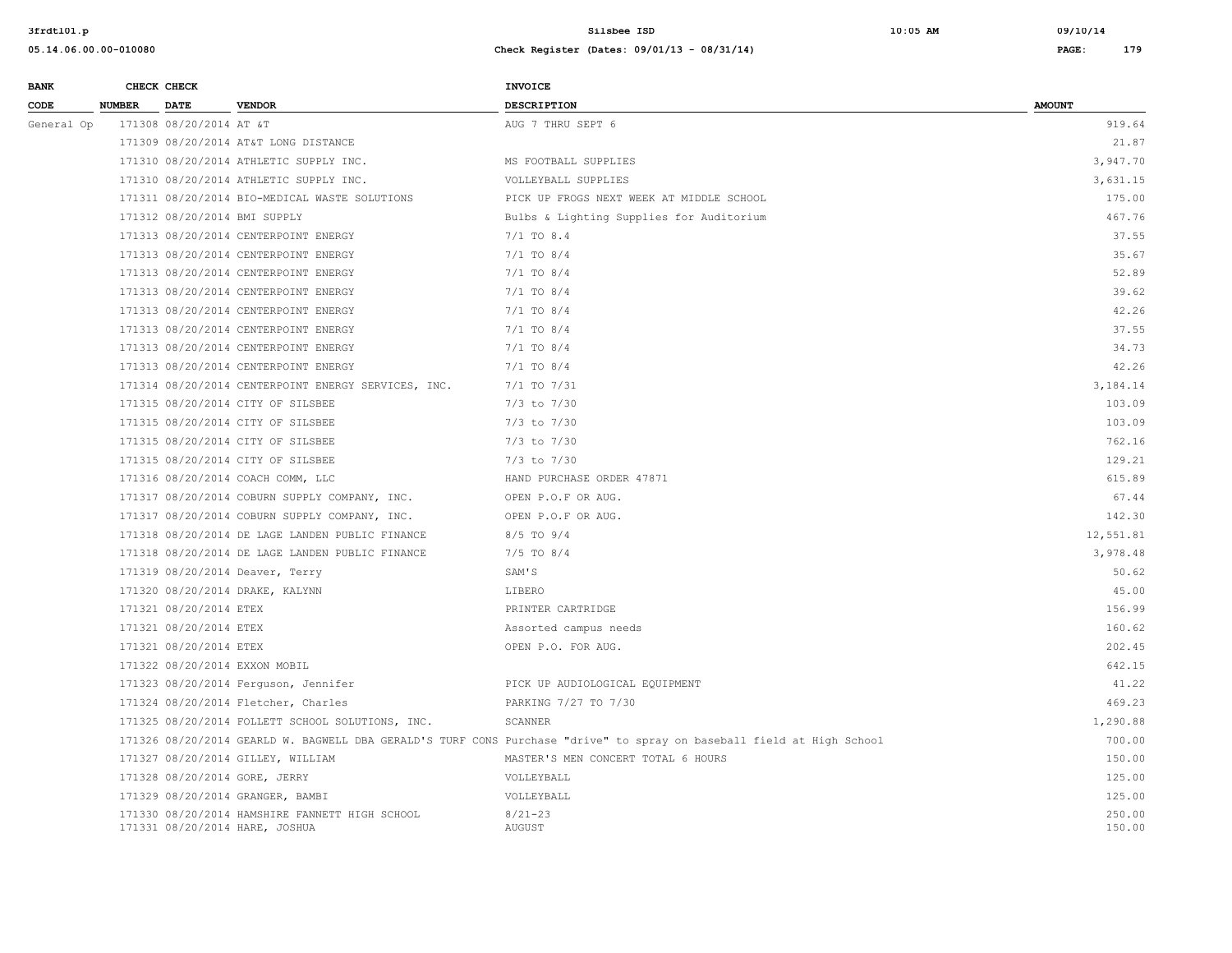| BANK CODE | CHECK NUMBER | CHECK DATE | VENDOR | INVOICE DESCRIPTION | AMOUNT |
|---|---|---|---|---|---|
| General Op | 171308 | 08/20/2014 | AT &T | AUG 7 THRU SEPT 6 | 919.64 |
| | 171309 | 08/20/2014 | AT&T LONG DISTANCE | | 21.87 |
| | 171310 | 08/20/2014 | ATHLETIC SUPPLY INC. | MS FOOTBALL SUPPLIES | 3,947.70 |
| | 171310 | 08/20/2014 | ATHLETIC SUPPLY INC. | VOLLEYBALL SUPPLIES | 3,631.15 |
| | 171311 | 08/20/2014 | BIO-MEDICAL WASTE SOLUTIONS | PICK UP FROGS NEXT WEEK AT MIDDLE SCHOOL | 175.00 |
| | 171312 | 08/20/2014 | BMI SUPPLY | Bulbs & Lighting Supplies for Auditorium | 467.76 |
| | 171313 | 08/20/2014 | CENTERPOINT ENERGY | 7/1 TO 8.4 | 37.55 |
| | 171313 | 08/20/2014 | CENTERPOINT ENERGY | 7/1 TO 8/4 | 35.67 |
| | 171313 | 08/20/2014 | CENTERPOINT ENERGY | 7/1 TO 8/4 | 52.89 |
| | 171313 | 08/20/2014 | CENTERPOINT ENERGY | 7/1 TO 8/4 | 39.62 |
| | 171313 | 08/20/2014 | CENTERPOINT ENERGY | 7/1 TO 8/4 | 42.26 |
| | 171313 | 08/20/2014 | CENTERPOINT ENERGY | 7/1 TO 8/4 | 37.55 |
| | 171313 | 08/20/2014 | CENTERPOINT ENERGY | 7/1 TO 8/4 | 34.73 |
| | 171313 | 08/20/2014 | CENTERPOINT ENERGY | 7/1 TO 8/4 | 42.26 |
| | 171314 | 08/20/2014 | CENTERPOINT ENERGY SERVICES, INC. | 7/1 TO 7/31 | 3,184.14 |
| | 171315 | 08/20/2014 | CITY OF SILSBEE | 7/3 to 7/30 | 103.09 |
| | 171315 | 08/20/2014 | CITY OF SILSBEE | 7/3 to 7/30 | 103.09 |
| | 171315 | 08/20/2014 | CITY OF SILSBEE | 7/3 to 7/30 | 762.16 |
| | 171315 | 08/20/2014 | CITY OF SILSBEE | 7/3 to 7/30 | 129.21 |
| | 171316 | 08/20/2014 | COACH COMM, LLC | HAND PURCHASE ORDER 47871 | 615.89 |
| | 171317 | 08/20/2014 | COBURN SUPPLY COMPANY, INC. | OPEN P.O.F OR AUG. | 67.44 |
| | 171317 | 08/20/2014 | COBURN SUPPLY COMPANY, INC. | OPEN P.O.F OR AUG. | 142.30 |
| | 171318 | 08/20/2014 | DE LAGE LANDEN PUBLIC FINANCE | 8/5 TO 9/4 | 12,551.81 |
| | 171318 | 08/20/2014 | DE LAGE LANDEN PUBLIC FINANCE | 7/5 TO 8/4 | 3,978.48 |
| | 171319 | 08/20/2014 | Deaver, Terry | SAM'S | 50.62 |
| | 171320 | 08/20/2014 | DRAKE, KALYNN | LIBERO | 45.00 |
| | 171321 | 08/20/2014 | ETEX | PRINTER CARTRIDGE | 156.99 |
| | 171321 | 08/20/2014 | ETEX | Assorted campus needs | 160.62 |
| | 171321 | 08/20/2014 | ETEX | OPEN P.O. FOR AUG. | 202.45 |
| | 171322 | 08/20/2014 | EXXON MOBIL | | 642.15 |
| | 171323 | 08/20/2014 | Ferguson, Jennifer | PICK UP AUDIOLOGICAL EQUIPMENT | 41.22 |
| | 171324 | 08/20/2014 | Fletcher, Charles | PARKING 7/27 TO 7/30 | 469.23 |
| | 171325 | 08/20/2014 | FOLLETT SCHOOL SOLUTIONS, INC. | SCANNER | 1,290.88 |
| | 171326 | 08/20/2014 | GEARLD W. BAGWELL DBA GERALD'S TURF CONS | Purchase "drive" to spray on baseball field at High School | 700.00 |
| | 171327 | 08/20/2014 | GILLEY, WILLIAM | MASTER'S MEN CONCERT TOTAL 6 HOURS | 150.00 |
| | 171328 | 08/20/2014 | GORE, JERRY | VOLLEYBALL | 125.00 |
| | 171329 | 08/20/2014 | GRANGER, BAMBI | VOLLEYBALL | 125.00 |
| | 171330 | 08/20/2014 | HAMSHIRE FANNETT HIGH SCHOOL | 8/21-23 | 250.00 |
| | 171331 | 08/20/2014 | HARE, JOSHUA | AUGUST | 150.00 |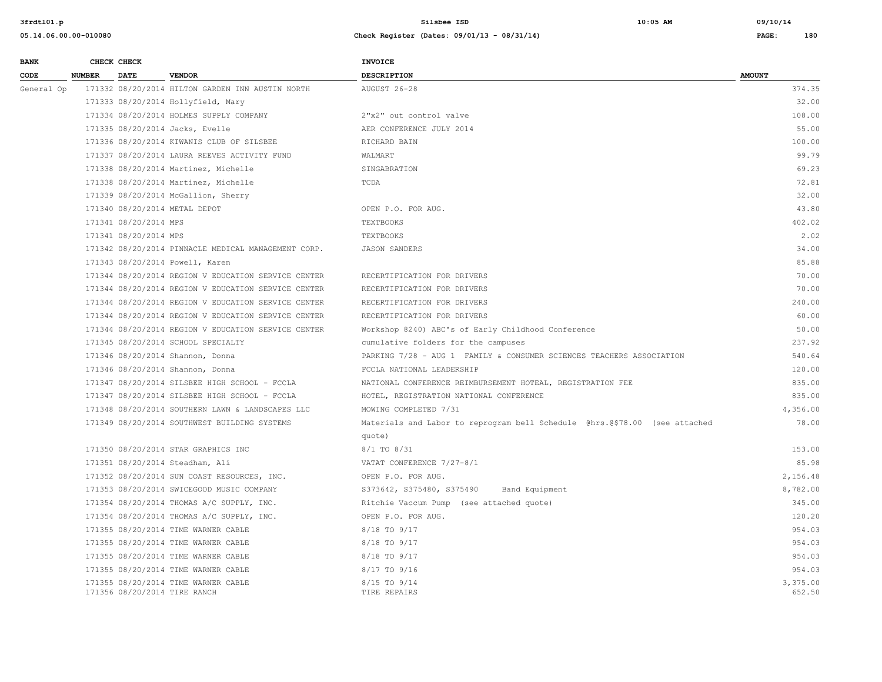| BANK CODE | CHECK NUMBER | CHECK DATE | VENDOR | INVOICE DESCRIPTION | AMOUNT |
|---|---|---|---|---|---|
| General Op | 171332 | 08/20/2014 | HILTON GARDEN INN AUSTIN NORTH | AUGUST 26-28 | 374.35 |
| | 171333 | 08/20/2014 | Hollyfield, Mary | | 32.00 |
| | 171334 | 08/20/2014 | HOLMES SUPPLY COMPANY | 2"x2" out control valve | 108.00 |
| | 171335 | 08/20/2014 | Jacks, Evelle | AER CONFERENCE JULY 2014 | 55.00 |
| | 171336 | 08/20/2014 | KIWANIS CLUB OF SILSBEE | RICHARD BAIN | 100.00 |
| | 171337 | 08/20/2014 | LAURA REEVES ACTIVITY FUND | WALMART | 99.79 |
| | 171338 | 08/20/2014 | Martinez, Michelle | SINGABRATION | 69.23 |
| | 171338 | 08/20/2014 | Martinez, Michelle | TCDA | 72.81 |
| | 171339 | 08/20/2014 | McGallion, Sherry | | 32.00 |
| | 171340 | 08/20/2014 | METAL DEPOT | OPEN P.O. FOR AUG. | 43.80 |
| | 171341 | 08/20/2014 | MPS | TEXTBOOKS | 402.02 |
| | 171341 | 08/20/2014 | MPS | TEXTBOOKS | 2.02 |
| | 171342 | 08/20/2014 | PINNACLE MEDICAL MANAGEMENT CORP. | JASON SANDERS | 34.00 |
| | 171343 | 08/20/2014 | Powell, Karen | | 85.88 |
| | 171344 | 08/20/2014 | REGION V EDUCATION SERVICE CENTER | RECERTIFICATION FOR DRIVERS | 70.00 |
| | 171344 | 08/20/2014 | REGION V EDUCATION SERVICE CENTER | RECERTIFICATION FOR DRIVERS | 70.00 |
| | 171344 | 08/20/2014 | REGION V EDUCATION SERVICE CENTER | RECERTIFICATION FOR DRIVERS | 240.00 |
| | 171344 | 08/20/2014 | REGION V EDUCATION SERVICE CENTER | RECERTIFICATION FOR DRIVERS | 60.00 |
| | 171344 | 08/20/2014 | REGION V EDUCATION SERVICE CENTER | Workshop 8240) ABC's of Early Childhood Conference | 50.00 |
| | 171345 | 08/20/2014 | SCHOOL SPECIALTY | cumulative folders for the campuses | 237.92 |
| | 171346 | 08/20/2014 | Shannon, Donna | PARKING 7/28 - AUG 1 FAMILY & CONSUMER SCIENCES TEACHERS ASSOCIATION | 540.64 |
| | 171346 | 08/20/2014 | Shannon, Donna | FCCLA NATIONAL LEADERSHIP | 120.00 |
| | 171347 | 08/20/2014 | SILSBEE HIGH SCHOOL - FCCLA | NATIONAL CONFERENCE REIMBURSEMENT HOTEAL, REGISTRATION FEE | 835.00 |
| | 171347 | 08/20/2014 | SILSBEE HIGH SCHOOL - FCCLA | HOTEL, REGISTRATION NATIONAL CONFERENCE | 835.00 |
| | 171348 | 08/20/2014 | SOUTHERN LAWN & LANDSCAPES LLC | MOWING COMPLETED 7/31 | 4,356.00 |
| | 171349 | 08/20/2014 | SOUTHWEST BUILDING SYSTEMS | Materials and Labor to reprogram bell Schedule @hrs.@$78.00 (see attached quote) | 78.00 |
| | 171350 | 08/20/2014 | STAR GRAPHICS INC | 8/1 TO 8/31 | 153.00 |
| | 171351 | 08/20/2014 | Steadham, Ali | VATAT CONFERENCE 7/27-8/1 | 85.98 |
| | 171352 | 08/20/2014 | SUN COAST RESOURCES, INC. | OPEN P.O. FOR AUG. | 2,156.48 |
| | 171353 | 08/20/2014 | SWICEGOOD MUSIC COMPANY | S373642, S375480, S375490 Band Equipment | 8,782.00 |
| | 171354 | 08/20/2014 | THOMAS A/C SUPPLY, INC. | Ritchie Vaccum Pump (see attached quote) | 345.00 |
| | 171354 | 08/20/2014 | THOMAS A/C SUPPLY, INC. | OPEN P.O. FOR AUG. | 120.20 |
| | 171355 | 08/20/2014 | TIME WARNER CABLE | 8/18 TO 9/17 | 954.03 |
| | 171355 | 08/20/2014 | TIME WARNER CABLE | 8/18 TO 9/17 | 954.03 |
| | 171355 | 08/20/2014 | TIME WARNER CABLE | 8/18 TO 9/17 | 954.03 |
| | 171355 | 08/20/2014 | TIME WARNER CABLE | 8/17 TO 9/16 | 954.03 |
| | 171355 | 08/20/2014 | TIME WARNER CABLE | 8/15 TO 9/14 | 3,375.00 |
| | 171356 | 08/20/2014 | TIRE RANCH | TIRE REPAIRS | 652.50 |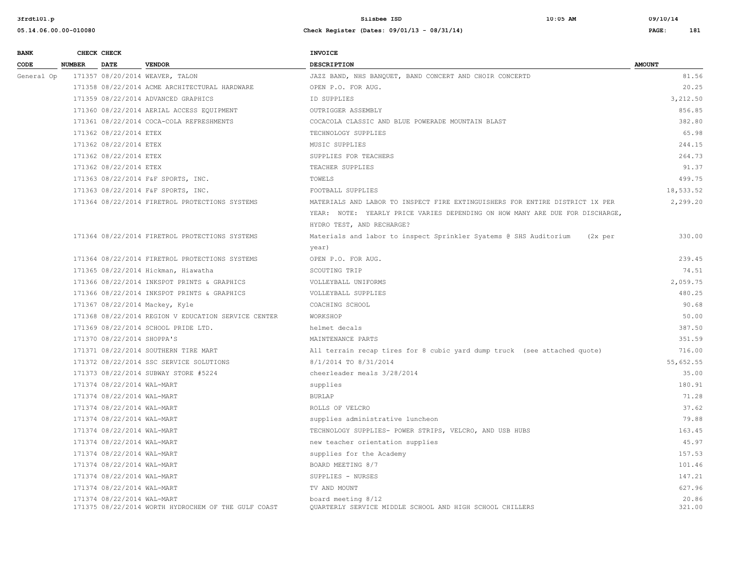| BANK CODE | CHECK NUMBER | CHECK DATE | VENDOR | INVOICE DESCRIPTION | AMOUNT |
|---|---|---|---|---|---|
| General Op | 171357 | 08/20/2014 | WEAVER, TALON | JAZZ BAND, NHS BANQUET, BAND CONCERT AND CHOIR CONCERTD | 81.56 |
| | 171358 | 08/22/2014 | ACME ARCHITECTURAL HARDWARE | OPEN P.O. FOR AUG. | 20.25 |
| | 171359 | 08/22/2014 | ADVANCED GRAPHICS | ID SUPPLIES | 3,212.50 |
| | 171360 | 08/22/2014 | AERIAL ACCESS EQUIPMENT | OUTRIGGER ASSEMBLY | 856.85 |
| | 171361 | 08/22/2014 | COCA-COLA REFRESHMENTS | COCACOLA CLASSIC AND BLUE POWERADE MOUNTAIN BLAST | 382.80 |
| | 171362 | 08/22/2014 | ETEX | TECHNOLOGY SUPPLIES | 65.98 |
| | 171362 | 08/22/2014 | ETEX | MUSIC SUPPLIES | 244.15 |
| | 171362 | 08/22/2014 | ETEX | SUPPLIES FOR TEACHERS | 264.73 |
| | 171362 | 08/22/2014 | ETEX | TEACHER SUPPLIES | 91.37 |
| | 171363 | 08/22/2014 | F&F SPORTS, INC. | TOWELS | 499.75 |
| | 171363 | 08/22/2014 | F&F SPORTS, INC. | FOOTBALL SUPPLIES | 18,533.52 |
| | 171364 | 08/22/2014 | FIRETROL PROTECTIONS SYSTEMS | MATERIALS AND LABOR TO INSPECT FIRE EXTINGUISHERS FOR ENTIRE DISTRICT 1X PER YEAR: NOTE: YEARLY PRICE VARIES DEPENDING ON HOW MANY ARE DUE FOR DISCHARGE, HYDRO TEST, AND RECHARGE? | 2,299.20 |
| | 171364 | 08/22/2014 | FIRETROL PROTECTIONS SYSTEMS | Materials and labor to inspect Sprinkler Syatems @ SHS Auditorium (2x per year) | 330.00 |
| | 171364 | 08/22/2014 | FIRETROL PROTECTIONS SYSTEMS | OPEN P.O. FOR AUG. | 239.45 |
| | 171365 | 08/22/2014 | Hickman, Hiawatha | SCOUTING TRIP | 74.51 |
| | 171366 | 08/22/2014 | INKSPOT PRINTS & GRAPHICS | VOLLEYBALL UNIFORMS | 2,059.75 |
| | 171366 | 08/22/2014 | INKSPOT PRINTS & GRAPHICS | VOLLEYBALL SUPPLIES | 480.25 |
| | 171367 | 08/22/2014 | Mackey, Kyle | COACHING SCHOOL | 90.68 |
| | 171368 | 08/22/2014 | REGION V EDUCATION SERVICE CENTER | WORKSHOP | 50.00 |
| | 171369 | 08/22/2014 | SCHOOL PRIDE LTD. | helmet decals | 387.50 |
| | 171370 | 08/22/2014 | SHOPPA'S | MAINTENANCE PARTS | 351.59 |
| | 171371 | 08/22/2014 | SOUTHERN TIRE MART | All terrain recap tires for 8 cubic yard dump truck (see attached quote) | 716.00 |
| | 171372 | 08/22/2014 | SSC SERVICE SOLUTIONS | 8/1/2014 TO 8/31/2014 | 55,652.55 |
| | 171373 | 08/22/2014 | SUBWAY STORE #5224 | cheerleader meals 3/28/2014 | 35.00 |
| | 171374 | 08/22/2014 | WAL-MART | supplies | 180.91 |
| | 171374 | 08/22/2014 | WAL-MART | BURLAP | 71.28 |
| | 171374 | 08/22/2014 | WAL-MART | ROLLS OF VELCRO | 37.62 |
| | 171374 | 08/22/2014 | WAL-MART | supplies administrative luncheon | 79.88 |
| | 171374 | 08/22/2014 | WAL-MART | TECHNOLOGY SUPPLIES- POWER STRIPS, VELCRO, AND USB HUBS | 163.45 |
| | 171374 | 08/22/2014 | WAL-MART | new teacher orientation supplies | 45.97 |
| | 171374 | 08/22/2014 | WAL-MART | supplies for the Academy | 157.53 |
| | 171374 | 08/22/2014 | WAL-MART | BOARD MEETING 8/7 | 101.46 |
| | 171374 | 08/22/2014 | WAL-MART | SUPPLIES - NURSES | 147.21 |
| | 171374 | 08/22/2014 | WAL-MART | TV AND MOUNT | 627.96 |
| | 171374 | 08/22/2014 | WAL-MART | board meeting 8/12 | 20.86 |
| | 171375 | 08/22/2014 | WORTH HYDROCHEM OF THE GULF COAST | QUARTERLY SERVICE MIDDLE SCHOOL AND HIGH SCHOOL CHILLERS | 321.00 |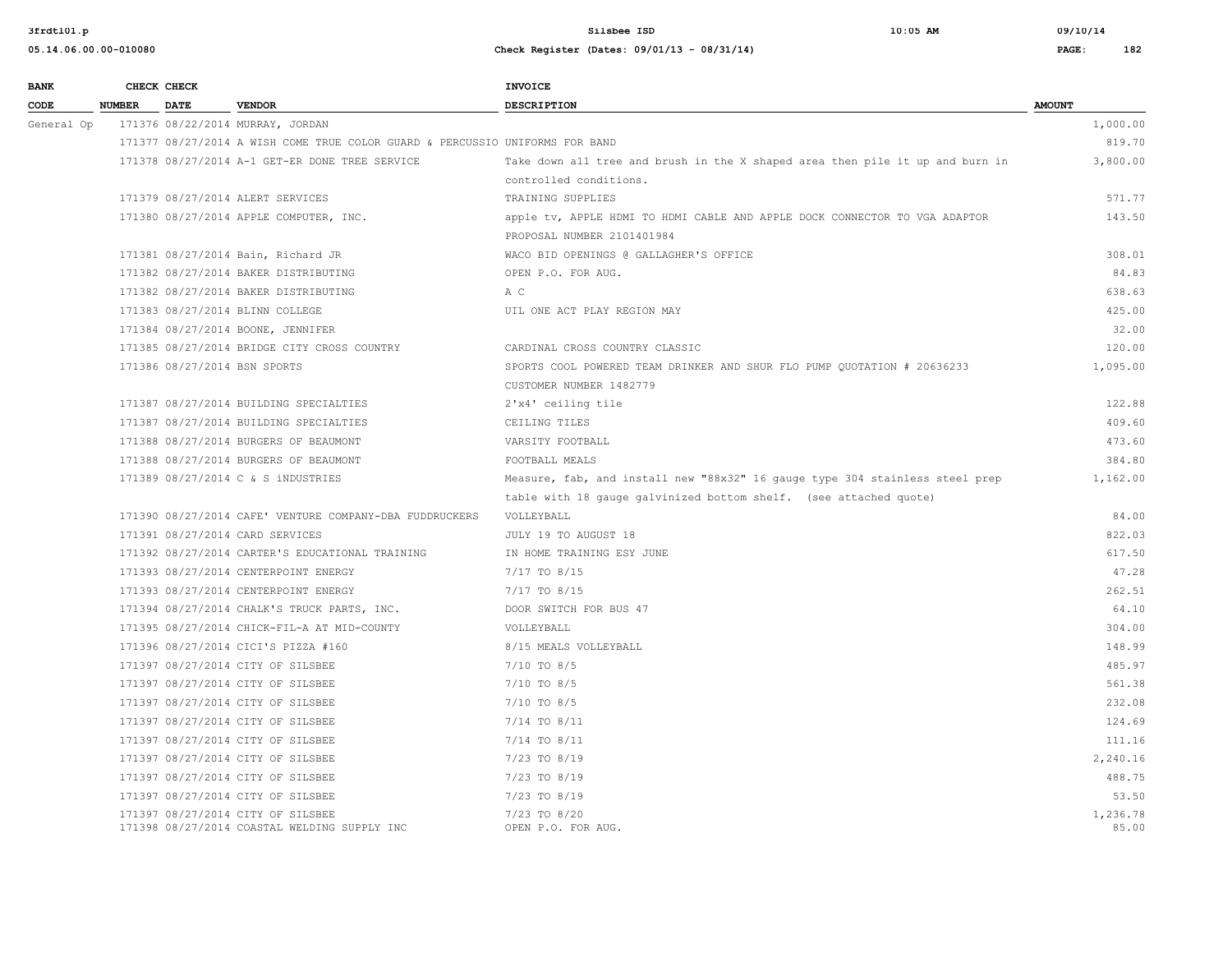| BANK CODE | CHECK NUMBER | CHECK DATE | VENDOR | INVOICE DESCRIPTION | AMOUNT |
|---|---|---|---|---|---|
| General Op | 171376 | 08/22/2014 | MURRAY, JORDAN | | 1,000.00 |
| | 171377 | 08/27/2014 | A WISH COME TRUE COLOR GUARD & PERCUSSIO | UNIFORMS FOR BAND | 819.70 |
| | 171378 | 08/27/2014 | A-1 GET-ER DONE TREE SERVICE | Take down all tree and brush in the X shaped area then pile it up and burn in controlled conditions. | 3,800.00 |
| | 171379 | 08/27/2014 | ALERT SERVICES | TRAINING SUPPLIES | 571.77 |
| | 171380 | 08/27/2014 | APPLE COMPUTER, INC. | apple tv, APPLE HDMI TO HDMI CABLE AND APPLE DOCK CONNECTOR TO VGA ADAPTOR PROPOSAL NUMBER 2101401984 | 143.50 |
| | 171381 | 08/27/2014 | Bain, Richard JR | WACO BID OPENINGS @ GALLAGHER'S OFFICE | 308.01 |
| | 171382 | 08/27/2014 | BAKER DISTRIBUTING | OPEN P.O. FOR AUG. | 84.83 |
| | 171382 | 08/27/2014 | BAKER DISTRIBUTING | A C | 638.63 |
| | 171383 | 08/27/2014 | BLINN COLLEGE | UIL ONE ACT PLAY REGION MAY | 425.00 |
| | 171384 | 08/27/2014 | BOONE, JENNIFER | | 32.00 |
| | 171385 | 08/27/2014 | BRIDGE CITY CROSS COUNTRY | CARDINAL CROSS COUNTRY CLASSIC | 120.00 |
| | 171386 | 08/27/2014 | BSN SPORTS | SPORTS COOL POWERED TEAM DRINKER AND SHUR FLO PUMP QUOTATION # 20636233 CUSTOMER NUMBER 1482779 | 1,095.00 |
| | 171387 | 08/27/2014 | BUILDING SPECIALTIES | 2'x4' ceiling tile | 122.88 |
| | 171387 | 08/27/2014 | BUILDING SPECIALTIES | CEILING TILES | 409.60 |
| | 171388 | 08/27/2014 | BURGERS OF BEAUMONT | VARSITY FOOTBALL | 473.60 |
| | 171388 | 08/27/2014 | BURGERS OF BEAUMONT | FOOTBALL MEALS | 384.80 |
| | 171389 | 08/27/2014 | C & S iNDUSTRIES | Measure, fab, and install new "88x32" 16 gauge type 304 stainless steel prep table with 18 gauge galvinized bottom shelf. (see attached quote) | 1,162.00 |
| | 171390 | 08/27/2014 | CAFE' VENTURE COMPANY-DBA FUDDRUCKERS | VOLLEYBALL | 84.00 |
| | 171391 | 08/27/2014 | CARD SERVICES | JULY 19 TO AUGUST 18 | 822.03 |
| | 171392 | 08/27/2014 | CARTER'S EDUCATIONAL TRAINING | IN HOME TRAINING ESY JUNE | 617.50 |
| | 171393 | 08/27/2014 | CENTERPOINT ENERGY | 7/17 TO 8/15 | 47.28 |
| | 171393 | 08/27/2014 | CENTERPOINT ENERGY | 7/17 TO 8/15 | 262.51 |
| | 171394 | 08/27/2014 | CHALK'S TRUCK PARTS, INC. | DOOR SWITCH FOR BUS 47 | 64.10 |
| | 171395 | 08/27/2014 | CHICK-FIL-A AT MID-COUNTY | VOLLEYBALL | 304.00 |
| | 171396 | 08/27/2014 | CICI'S PIZZA #160 | 8/15 MEALS VOLLEYBALL | 148.99 |
| | 171397 | 08/27/2014 | CITY OF SILSBEE | 7/10 TO 8/5 | 485.97 |
| | 171397 | 08/27/2014 | CITY OF SILSBEE | 7/10 TO 8/5 | 561.38 |
| | 171397 | 08/27/2014 | CITY OF SILSBEE | 7/10 TO 8/5 | 232.08 |
| | 171397 | 08/27/2014 | CITY OF SILSBEE | 7/14 TO 8/11 | 124.69 |
| | 171397 | 08/27/2014 | CITY OF SILSBEE | 7/14 TO 8/11 | 111.16 |
| | 171397 | 08/27/2014 | CITY OF SILSBEE | 7/23 TO 8/19 | 2,240.16 |
| | 171397 | 08/27/2014 | CITY OF SILSBEE | 7/23 TO 8/19 | 488.75 |
| | 171397 | 08/27/2014 | CITY OF SILSBEE | 7/23 TO 8/19 | 53.50 |
| | 171397 | 08/27/2014 | CITY OF SILSBEE | 7/23 TO 8/20 | 1,236.78 |
| | 171398 | 08/27/2014 | COASTAL WELDING SUPPLY INC | OPEN P.O. FOR AUG. | 85.00 |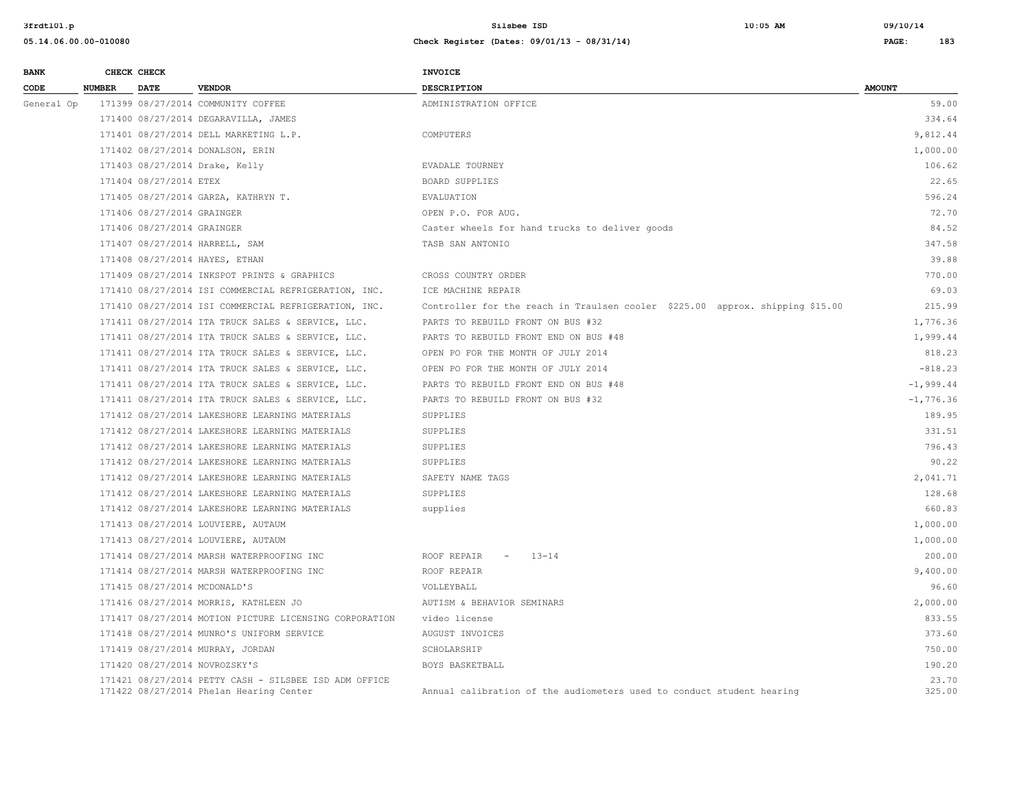| BANK CODE | CHECK NUMBER | CHECK DATE | VENDOR | INVOICE DESCRIPTION | AMOUNT |
|---|---|---|---|---|---|
| General Op | 171399 | 08/27/2014 | COMMUNITY COFFEE | ADMINISTRATION OFFICE | 59.00 |
| | 171400 | 08/27/2014 | DEGARAVILLA, JAMES | | 334.64 |
| | 171401 | 08/27/2014 | DELL MARKETING L.P. | COMPUTERS | 9,812.44 |
| | 171402 | 08/27/2014 | DONALSON, ERIN | | 1,000.00 |
| | 171403 | 08/27/2014 | Drake, Kelly | EVADALE TOURNEY | 106.62 |
| | 171404 | 08/27/2014 | ETEX | BOARD SUPPLIES | 22.65 |
| | 171405 | 08/27/2014 | GARZA, KATHRYN T. | EVALUATION | 596.24 |
| | 171406 | 08/27/2014 | GRAINGER | OPEN P.O. FOR AUG. | 72.70 |
| | 171406 | 08/27/2014 | GRAINGER | Caster wheels for hand trucks to deliver goods | 84.52 |
| | 171407 | 08/27/2014 | HARRELL, SAM | TASB SAN ANTONIO | 347.58 |
| | 171408 | 08/27/2014 | HAYES, ETHAN | | 39.88 |
| | 171409 | 08/27/2014 | INKSPOT PRINTS & GRAPHICS | CROSS COUNTRY ORDER | 770.00 |
| | 171410 | 08/27/2014 | ISI COMMERCIAL REFRIGERATION, INC. | ICE MACHINE REPAIR | 69.03 |
| | 171410 | 08/27/2014 | ISI COMMERCIAL REFRIGERATION, INC. | Controller for the reach in Traulsen cooler $225.00 approx. shipping $15.00 | 215.99 |
| | 171411 | 08/27/2014 | ITA TRUCK SALES & SERVICE, LLC. | PARTS TO REBUILD FRONT ON BUS #32 | 1,776.36 |
| | 171411 | 08/27/2014 | ITA TRUCK SALES & SERVICE, LLC. | PARTS TO REBUILD FRONT END ON BUS #48 | 1,999.44 |
| | 171411 | 08/27/2014 | ITA TRUCK SALES & SERVICE, LLC. | OPEN PO FOR THE MONTH OF JULY 2014 | 818.23 |
| | 171411 | 08/27/2014 | ITA TRUCK SALES & SERVICE, LLC. | OPEN PO FOR THE MONTH OF JULY 2014 | -818.23 |
| | 171411 | 08/27/2014 | ITA TRUCK SALES & SERVICE, LLC. | PARTS TO REBUILD FRONT END ON BUS #48 | -1,999.44 |
| | 171411 | 08/27/2014 | ITA TRUCK SALES & SERVICE, LLC. | PARTS TO REBUILD FRONT ON BUS #32 | -1,776.36 |
| | 171412 | 08/27/2014 | LAKESHORE LEARNING MATERIALS | SUPPLIES | 189.95 |
| | 171412 | 08/27/2014 | LAKESHORE LEARNING MATERIALS | SUPPLIES | 331.51 |
| | 171412 | 08/27/2014 | LAKESHORE LEARNING MATERIALS | SUPPLIES | 796.43 |
| | 171412 | 08/27/2014 | LAKESHORE LEARNING MATERIALS | SUPPLIES | 90.22 |
| | 171412 | 08/27/2014 | LAKESHORE LEARNING MATERIALS | SAFETY NAME TAGS | 2,041.71 |
| | 171412 | 08/27/2014 | LAKESHORE LEARNING MATERIALS | SUPPLIES | 128.68 |
| | 171412 | 08/27/2014 | LAKESHORE LEARNING MATERIALS | supplies | 660.83 |
| | 171413 | 08/27/2014 | LOUVIERE, AUTAUM | | 1,000.00 |
| | 171413 | 08/27/2014 | LOUVIERE, AUTAUM | | 1,000.00 |
| | 171414 | 08/27/2014 | MARSH WATERPROOFING INC | ROOF REPAIR - 13-14 | 200.00 |
| | 171414 | 08/27/2014 | MARSH WATERPROOFING INC | ROOF REPAIR | 9,400.00 |
| | 171415 | 08/27/2014 | MCDONALD'S | VOLLEYBALL | 96.60 |
| | 171416 | 08/27/2014 | MORRIS, KATHLEEN JO | AUTISM & BEHAVIOR SEMINARS | 2,000.00 |
| | 171417 | 08/27/2014 | MOTION PICTURE LICENSING CORPORATION | video license | 833.55 |
| | 171418 | 08/27/2014 | MUNRO'S UNIFORM SERVICE | AUGUST INVOICES | 373.60 |
| | 171419 | 08/27/2014 | MURRAY, JORDAN | SCHOLARSHIP | 750.00 |
| | 171420 | 08/27/2014 | NOVROZSKY'S | BOYS BASKETBALL | 190.20 |
| | 171421 | 08/27/2014 | PETTY CASH - SILSBEE ISD ADM OFFICE | | 23.70 |
| | 171422 | 08/27/2014 | Phelan Hearing Center | Annual calibration of the audiometers used to conduct student hearing | 325.00 |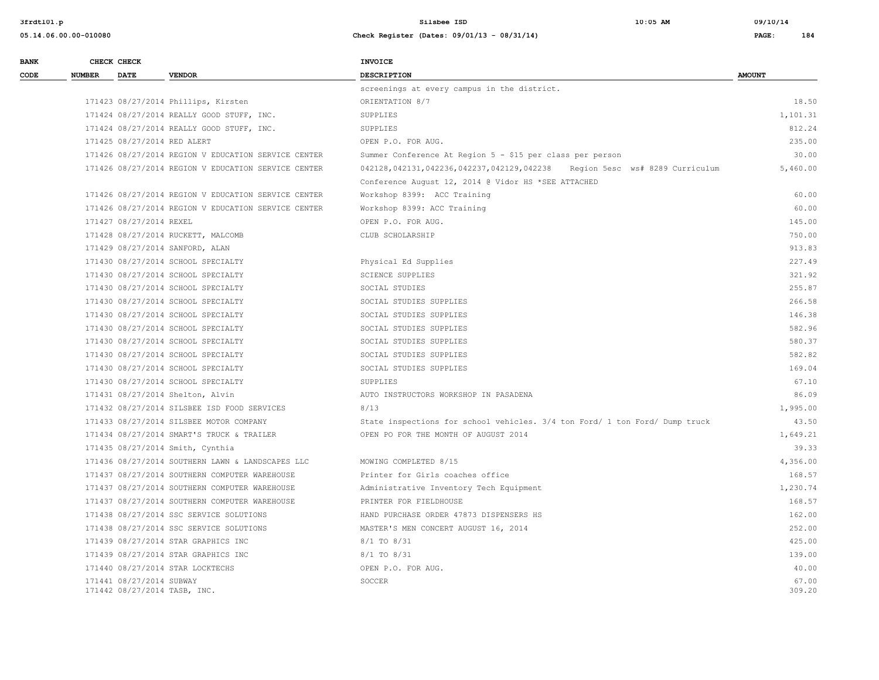| BANK CODE | CHECK NUMBER | CHECK DATE | VENDOR | INVOICE DESCRIPTION | AMOUNT |
|---|---|---|---|---|---|
| | | | | screenings at every campus in the district. | |
| | 171423 | 08/27/2014 | Phillips, Kirsten | ORIENTATION 8/7 | 18.50 |
| | 171424 | 08/27/2014 | REALLY GOOD STUFF, INC. | SUPPLIES | 1,101.31 |
| | 171424 | 08/27/2014 | REALLY GOOD STUFF, INC. | SUPPLIES | 812.24 |
| | 171425 | 08/27/2014 | RED ALERT | OPEN P.O. FOR AUG. | 235.00 |
| | 171426 | 08/27/2014 | REGION V EDUCATION SERVICE CENTER | Summer Conference At Region 5 - $15 per class per person | 30.00 |
| | 171426 | 08/27/2014 | REGION V EDUCATION SERVICE CENTER | 042128,042131,042236,042237,042129,042238 Region 5esc ws# 8289 Curriculum Conference August 12, 2014 @ Vidor HS *SEE ATTACHED | 5,460.00 |
| | 171426 | 08/27/2014 | REGION V EDUCATION SERVICE CENTER | Workshop 8399: ACC Training | 60.00 |
| | 171426 | 08/27/2014 | REGION V EDUCATION SERVICE CENTER | Workshop 8399: ACC Training | 60.00 |
| | 171427 | 08/27/2014 | REXEL | OPEN P.O. FOR AUG. | 145.00 |
| | 171428 | 08/27/2014 | RUCKETT, MALCOMB | CLUB SCHOLARSHIP | 750.00 |
| | 171429 | 08/27/2014 | SANFORD, ALAN | | 913.83 |
| | 171430 | 08/27/2014 | SCHOOL SPECIALTY | Physical Ed Supplies | 227.49 |
| | 171430 | 08/27/2014 | SCHOOL SPECIALTY | SCIENCE SUPPLIES | 321.92 |
| | 171430 | 08/27/2014 | SCHOOL SPECIALTY | SOCIAL STUDIES | 255.87 |
| | 171430 | 08/27/2014 | SCHOOL SPECIALTY | SOCIAL STUDIES SUPPLIES | 266.58 |
| | 171430 | 08/27/2014 | SCHOOL SPECIALTY | SOCIAL STUDIES SUPPLIES | 146.38 |
| | 171430 | 08/27/2014 | SCHOOL SPECIALTY | SOCIAL STUDIES SUPPLIES | 582.96 |
| | 171430 | 08/27/2014 | SCHOOL SPECIALTY | SOCIAL STUDIES SUPPLIES | 580.37 |
| | 171430 | 08/27/2014 | SCHOOL SPECIALTY | SOCIAL STUDIES SUPPLIES | 582.82 |
| | 171430 | 08/27/2014 | SCHOOL SPECIALTY | SOCIAL STUDIES SUPPLIES | 169.04 |
| | 171430 | 08/27/2014 | SCHOOL SPECIALTY | SUPPLIES | 67.10 |
| | 171431 | 08/27/2014 | Shelton, Alvin | AUTO INSTRUCTORS WORKSHOP IN PASADENA | 86.09 |
| | 171432 | 08/27/2014 | SILSBEE ISD FOOD SERVICES | 8/13 | 1,995.00 |
| | 171433 | 08/27/2014 | SILSBEE MOTOR COMPANY | State inspections for school vehicles. 3/4 ton Ford/ 1 ton Ford/ Dump truck | 43.50 |
| | 171434 | 08/27/2014 | SMART'S TRUCK & TRAILER | OPEN PO FOR THE MONTH OF AUGUST 2014 | 1,649.21 |
| | 171435 | 08/27/2014 | Smith, Cynthia | | 39.33 |
| | 171436 | 08/27/2014 | SOUTHERN LAWN & LANDSCAPES LLC | MOWING COMPLETED 8/15 | 4,356.00 |
| | 171437 | 08/27/2014 | SOUTHERN COMPUTER WAREHOUSE | Printer for Girls coaches office | 168.57 |
| | 171437 | 08/27/2014 | SOUTHERN COMPUTER WAREHOUSE | Administrative Inventory Tech Equipment | 1,230.74 |
| | 171437 | 08/27/2014 | SOUTHERN COMPUTER WAREHOUSE | PRINTER FOR FIELDHOUSE | 168.57 |
| | 171438 | 08/27/2014 | SSC SERVICE SOLUTIONS | HAND PURCHASE ORDER 47873 DISPENSERS HS | 162.00 |
| | 171438 | 08/27/2014 | SSC SERVICE SOLUTIONS | MASTER'S MEN CONCERT AUGUST 16, 2014 | 252.00 |
| | 171439 | 08/27/2014 | STAR GRAPHICS INC | 8/1 TO 8/31 | 425.00 |
| | 171439 | 08/27/2014 | STAR GRAPHICS INC | 8/1 TO 8/31 | 139.00 |
| | 171440 | 08/27/2014 | STAR LOCKTECHS | OPEN P.O. FOR AUG. | 40.00 |
| | 171441 | 08/27/2014 | SUBWAY | SOCCER | 67.00 |
| | 171442 | 08/27/2014 | TASB, INC. | | 309.20 |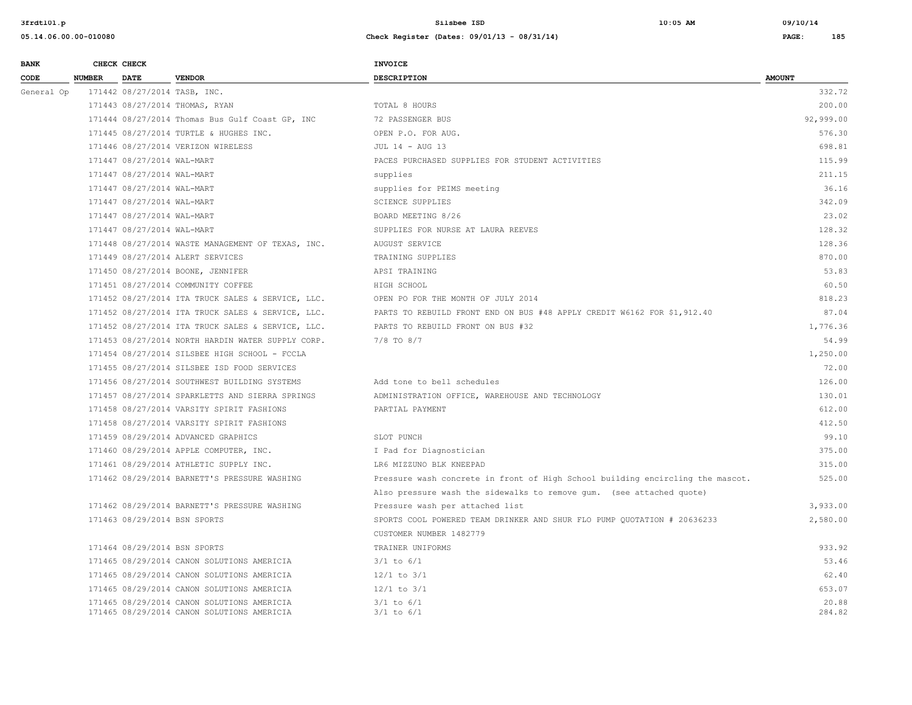| BANK CODE | CHECK NUMBER | CHECK DATE | VENDOR | INVOICE DESCRIPTION | AMOUNT |
|---|---|---|---|---|---|
| General Op | 171442 | 08/27/2014 | TASB, INC. | | 332.72 |
| | 171443 | 08/27/2014 | THOMAS, RYAN | TOTAL 8 HOURS | 200.00 |
| | 171444 | 08/27/2014 | Thomas Bus Gulf Coast GP, INC | 72 PASSENGER BUS | 92,999.00 |
| | 171445 | 08/27/2014 | TURTLE & HUGHES INC. | OPEN P.O. FOR AUG. | 576.30 |
| | 171446 | 08/27/2014 | VERIZON WIRELESS | JUL 14 - AUG 13 | 698.81 |
| | 171447 | 08/27/2014 | WAL-MART | PACES PURCHASED SUPPLIES FOR STUDENT ACTIVITIES | 115.99 |
| | 171447 | 08/27/2014 | WAL-MART | supplies | 211.15 |
| | 171447 | 08/27/2014 | WAL-MART | supplies for PEIMS meeting | 36.16 |
| | 171447 | 08/27/2014 | WAL-MART | SCIENCE SUPPLIES | 342.09 |
| | 171447 | 08/27/2014 | WAL-MART | BOARD MEETING 8/26 | 23.02 |
| | 171447 | 08/27/2014 | WAL-MART | SUPPLIES FOR NURSE AT LAURA REEVES | 128.32 |
| | 171448 | 08/27/2014 | WASTE MANAGEMENT OF TEXAS, INC. | AUGUST SERVICE | 128.36 |
| | 171449 | 08/27/2014 | ALERT SERVICES | TRAINING SUPPLIES | 870.00 |
| | 171450 | 08/27/2014 | BOONE, JENNIFER | APSI TRAINING | 53.83 |
| | 171451 | 08/27/2014 | COMMUNITY COFFEE | HIGH SCHOOL | 60.50 |
| | 171452 | 08/27/2014 | ITA TRUCK SALES & SERVICE, LLC. | OPEN PO FOR THE MONTH OF JULY 2014 | 818.23 |
| | 171452 | 08/27/2014 | ITA TRUCK SALES & SERVICE, LLC. | PARTS TO REBUILD FRONT END ON BUS #48 APPLY CREDIT W6162 FOR $1,912.40 | 87.04 |
| | 171452 | 08/27/2014 | ITA TRUCK SALES & SERVICE, LLC. | PARTS TO REBUILD FRONT ON BUS #32 | 1,776.36 |
| | 171453 | 08/27/2014 | NORTH HARDIN WATER SUPPLY CORP. | 7/8 TO 8/7 | 54.99 |
| | 171454 | 08/27/2014 | SILSBEE HIGH SCHOOL - FCCLA | | 1,250.00 |
| | 171455 | 08/27/2014 | SILSBEE ISD FOOD SERVICES | | 72.00 |
| | 171456 | 08/27/2014 | SOUTHWEST BUILDING SYSTEMS | Add tone to bell schedules | 126.00 |
| | 171457 | 08/27/2014 | SPARKLETTS AND SIERRA SPRINGS | ADMINISTRATION OFFICE, WAREHOUSE AND TECHNOLOGY | 130.01 |
| | 171458 | 08/27/2014 | VARSITY SPIRIT FASHIONS | PARTIAL PAYMENT | 612.00 |
| | 171458 | 08/27/2014 | VARSITY SPIRIT FASHIONS | | 412.50 |
| | 171459 | 08/29/2014 | ADVANCED GRAPHICS | SLOT PUNCH | 99.10 |
| | 171460 | 08/29/2014 | APPLE COMPUTER, INC. | I Pad for Diagnostician | 375.00 |
| | 171461 | 08/29/2014 | ATHLETIC SUPPLY INC. | LR6 MIZZUNO BLK KNEEPAD | 315.00 |
| | 171462 | 08/29/2014 | BARNETT'S PRESSURE WASHING | Pressure wash concrete in front of High School building encircling the mascot. Also pressure wash the sidewalks to remove gum. (see attached quote) | 525.00 |
| | 171462 | 08/29/2014 | BARNETT'S PRESSURE WASHING | Pressure wash per attached list | 3,933.00 |
| | 171463 | 08/29/2014 | BSN SPORTS | SPORTS COOL POWERED TEAM DRINKER AND SHUR FLO PUMP QUOTATION # 20636233 CUSTOMER NUMBER 1482779 | 2,580.00 |
| | 171464 | 08/29/2014 | BSN SPORTS | TRAINER UNIFORMS | 933.92 |
| | 171465 | 08/29/2014 | CANON SOLUTIONS AMERICIA | 3/1 to 6/1 | 53.46 |
| | 171465 | 08/29/2014 | CANON SOLUTIONS AMERICIA | 12/1 to 3/1 | 62.40 |
| | 171465 | 08/29/2014 | CANON SOLUTIONS AMERICIA | 12/1 to 3/1 | 653.07 |
| | 171465 | 08/29/2014 | CANON SOLUTIONS AMERICIA | 3/1 to 6/1 | 20.88 |
| | 171465 | 08/29/2014 | CANON SOLUTIONS AMERICIA | 3/1 to 6/1 | 284.82 |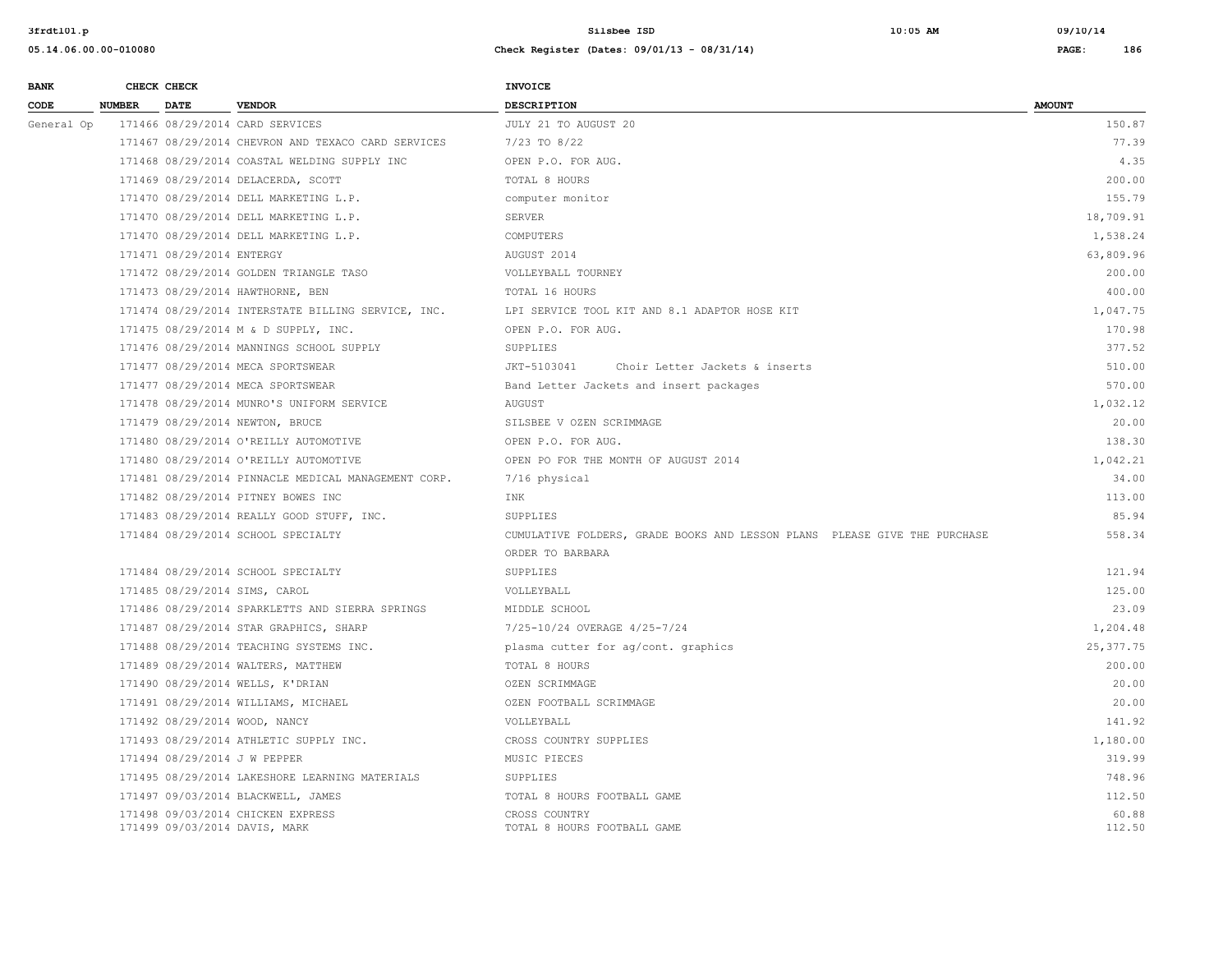| BANK CODE | CHECK NUMBER | CHECK DATE | VENDOR | INVOICE DESCRIPTION | AMOUNT |
|---|---|---|---|---|---|
| General Op | 171466 | 08/29/2014 | CARD SERVICES | JULY 21 TO AUGUST 20 | 150.87 |
| | 171467 | 08/29/2014 | CHEVRON AND TEXACO CARD SERVICES | 7/23 TO 8/22 | 77.39 |
| | 171468 | 08/29/2014 | COASTAL WELDING SUPPLY INC | OPEN P.O. FOR AUG. | 4.35 |
| | 171469 | 08/29/2014 | DELACERDA, SCOTT | TOTAL 8 HOURS | 200.00 |
| | 171470 | 08/29/2014 | DELL MARKETING L.P. | computer monitor | 155.79 |
| | 171470 | 08/29/2014 | DELL MARKETING L.P. | SERVER | 18,709.91 |
| | 171470 | 08/29/2014 | DELL MARKETING L.P. | COMPUTERS | 1,538.24 |
| | 171471 | 08/29/2014 | ENTERGY | AUGUST 2014 | 63,809.96 |
| | 171472 | 08/29/2014 | GOLDEN TRIANGLE TASO | VOLLEYBALL TOURNEY | 200.00 |
| | 171473 | 08/29/2014 | HAWTHORNE, BEN | TOTAL 16 HOURS | 400.00 |
| | 171474 | 08/29/2014 | INTERSTATE BILLING SERVICE, INC. | LPI SERVICE TOOL KIT AND 8.1 ADAPTOR HOSE KIT | 1,047.75 |
| | 171475 | 08/29/2014 | M & D SUPPLY, INC. | OPEN P.O. FOR AUG. | 170.98 |
| | 171476 | 08/29/2014 | MANNINGS SCHOOL SUPPLY | SUPPLIES | 377.52 |
| | 171477 | 08/29/2014 | MECA SPORTSWEAR | JKT-5103041 Choir Letter Jackets & inserts | 510.00 |
| | 171477 | 08/29/2014 | MECA SPORTSWEAR | Band Letter Jackets and insert packages | 570.00 |
| | 171478 | 08/29/2014 | MUNRO'S UNIFORM SERVICE | AUGUST | 1,032.12 |
| | 171479 | 08/29/2014 | NEWTON, BRUCE | SILSBEE V OZEN SCRIMMAGE | 20.00 |
| | 171480 | 08/29/2014 | O'REILLY AUTOMOTIVE | OPEN P.O. FOR AUG. | 138.30 |
| | 171480 | 08/29/2014 | O'REILLY AUTOMOTIVE | OPEN PO FOR THE MONTH OF AUGUST 2014 | 1,042.21 |
| | 171481 | 08/29/2014 | PINNACLE MEDICAL MANAGEMENT CORP. | 7/16 physical | 34.00 |
| | 171482 | 08/29/2014 | PITNEY BOWES INC | INK | 113.00 |
| | 171483 | 08/29/2014 | REALLY GOOD STUFF, INC. | SUPPLIES | 85.94 |
| | 171484 | 08/29/2014 | SCHOOL SPECIALTY | CUMULATIVE FOLDERS, GRADE BOOKS AND LESSON PLANS PLEASE GIVE THE PURCHASE ORDER TO BARBARA | 558.34 |
| | 171484 | 08/29/2014 | SCHOOL SPECIALTY | SUPPLIES | 121.94 |
| | 171485 | 08/29/2014 | SIMS, CAROL | VOLLEYBALL | 125.00 |
| | 171486 | 08/29/2014 | SPARKLETTS AND SIERRA SPRINGS | MIDDLE SCHOOL | 23.09 |
| | 171487 | 08/29/2014 | STAR GRAPHICS, SHARP | 7/25-10/24 OVERAGE 4/25-7/24 | 1,204.48 |
| | 171488 | 08/29/2014 | TEACHING SYSTEMS INC. | plasma cutter for ag/cont. graphics | 25,377.75 |
| | 171489 | 08/29/2014 | WALTERS, MATTHEW | TOTAL 8 HOURS | 200.00 |
| | 171490 | 08/29/2014 | WELLS, K'DRIAN | OZEN SCRIMMAGE | 20.00 |
| | 171491 | 08/29/2014 | WILLIAMS, MICHAEL | OZEN FOOTBALL SCRIMMAGE | 20.00 |
| | 171492 | 08/29/2014 | WOOD, NANCY | VOLLEYBALL | 141.92 |
| | 171493 | 08/29/2014 | ATHLETIC SUPPLY INC. | CROSS COUNTRY SUPPLIES | 1,180.00 |
| | 171494 | 08/29/2014 | J W PEPPER | MUSIC PIECES | 319.99 |
| | 171495 | 08/29/2014 | LAKESHORE LEARNING MATERIALS | SUPPLIES | 748.96 |
| | 171497 | 09/03/2014 | BLACKWELL, JAMES | TOTAL 8 HOURS FOOTBALL GAME | 112.50 |
| | 171498 | 09/03/2014 | CHICKEN EXPRESS | CROSS COUNTRY | 60.88 |
| | 171499 | 09/03/2014 | DAVIS, MARK | TOTAL 8 HOURS FOOTBALL GAME | 112.50 |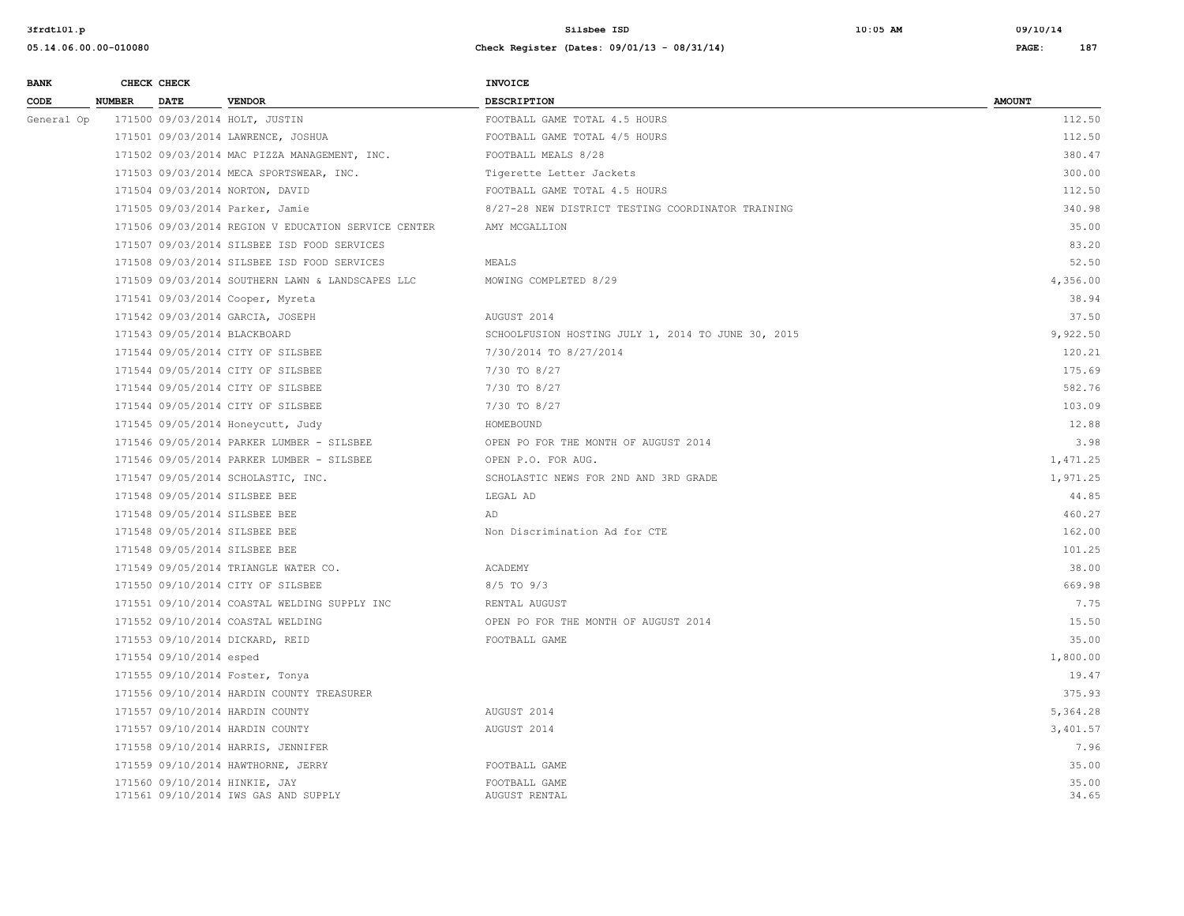| BANK CODE | CHECK NUMBER | CHECK DATE | VENDOR | INVOICE DESCRIPTION | AMOUNT |
|---|---|---|---|---|---|
| General Op | 171500 | 09/03/2014 | HOLT, JUSTIN | FOOTBALL GAME TOTAL 4.5 HOURS | 112.50 |
| | 171501 | 09/03/2014 | LAWRENCE, JOSHUA | FOOTBALL GAME TOTAL 4/5 HOURS | 112.50 |
| | 171502 | 09/03/2014 | MAC PIZZA MANAGEMENT, INC. | FOOTBALL MEALS 8/28 | 380.47 |
| | 171503 | 09/03/2014 | MECA SPORTSWEAR, INC. | Tigerette Letter Jackets | 300.00 |
| | 171504 | 09/03/2014 | NORTON, DAVID | FOOTBALL GAME TOTAL 4.5 HOURS | 112.50 |
| | 171505 | 09/03/2014 | Parker, Jamie | 8/27-28 NEW DISTRICT TESTING COORDINATOR TRAINING | 340.98 |
| | 171506 | 09/03/2014 | REGION V EDUCATION SERVICE CENTER | AMY MCGALLION | 35.00 |
| | 171507 | 09/03/2014 | SILSBEE ISD FOOD SERVICES | | 83.20 |
| | 171508 | 09/03/2014 | SILSBEE ISD FOOD SERVICES | MEALS | 52.50 |
| | 171509 | 09/03/2014 | SOUTHERN LAWN & LANDSCAPES LLC | MOWING COMPLETED 8/29 | 4,356.00 |
| | 171541 | 09/03/2014 | Cooper, Myreta | | 38.94 |
| | 171542 | 09/03/2014 | GARCIA, JOSEPH | AUGUST 2014 | 37.50 |
| | 171543 | 09/05/2014 | BLACKBOARD | SCHOOLFUSION HOSTING JULY 1, 2014 TO JUNE 30, 2015 | 9,922.50 |
| | 171544 | 09/05/2014 | CITY OF SILSBEE | 7/30/2014 TO 8/27/2014 | 120.21 |
| | 171544 | 09/05/2014 | CITY OF SILSBEE | 7/30 TO 8/27 | 175.69 |
| | 171544 | 09/05/2014 | CITY OF SILSBEE | 7/30 TO 8/27 | 582.76 |
| | 171544 | 09/05/2014 | CITY OF SILSBEE | 7/30 TO 8/27 | 103.09 |
| | 171545 | 09/05/2014 | Honeycutt, Judy | HOMEBOUND | 12.88 |
| | 171546 | 09/05/2014 | PARKER LUMBER - SILSBEE | OPEN PO FOR THE MONTH OF AUGUST 2014 | 3.98 |
| | 171546 | 09/05/2014 | PARKER LUMBER - SILSBEE | OPEN P.O. FOR AUG. | 1,471.25 |
| | 171547 | 09/05/2014 | SCHOLASTIC, INC. | SCHOLASTIC NEWS FOR 2ND AND 3RD GRADE | 1,971.25 |
| | 171548 | 09/05/2014 | SILSBEE BEE | LEGAL AD | 44.85 |
| | 171548 | 09/05/2014 | SILSBEE BEE | AD | 460.27 |
| | 171548 | 09/05/2014 | SILSBEE BEE | Non Discrimination Ad for CTE | 162.00 |
| | 171548 | 09/05/2014 | SILSBEE BEE | | 101.25 |
| | 171549 | 09/05/2014 | TRIANGLE WATER CO. | ACADEMY | 38.00 |
| | 171550 | 09/10/2014 | CITY OF SILSBEE | 8/5 TO 9/3 | 669.98 |
| | 171551 | 09/10/2014 | COASTAL WELDING SUPPLY INC | RENTAL AUGUST | 7.75 |
| | 171552 | 09/10/2014 | COASTAL WELDING | OPEN PO FOR THE MONTH OF AUGUST 2014 | 15.50 |
| | 171553 | 09/10/2014 | DICKARD, REID | FOOTBALL GAME | 35.00 |
| | 171554 | 09/10/2014 | esped | | 1,800.00 |
| | 171555 | 09/10/2014 | Foster, Tonya | | 19.47 |
| | 171556 | 09/10/2014 | HARDIN COUNTY TREASURER | | 375.93 |
| | 171557 | 09/10/2014 | HARDIN COUNTY | AUGUST 2014 | 5,364.28 |
| | 171557 | 09/10/2014 | HARDIN COUNTY | AUGUST 2014 | 3,401.57 |
| | 171558 | 09/10/2014 | HARRIS, JENNIFER | | 7.96 |
| | 171559 | 09/10/2014 | HAWTHORNE, JERRY | FOOTBALL GAME | 35.00 |
| | 171560 | 09/10/2014 | HINKIE, JAY | FOOTBALL GAME | 35.00 |
| | 171561 | 09/10/2014 | IWS GAS AND SUPPLY | AUGUST RENTAL | 34.65 |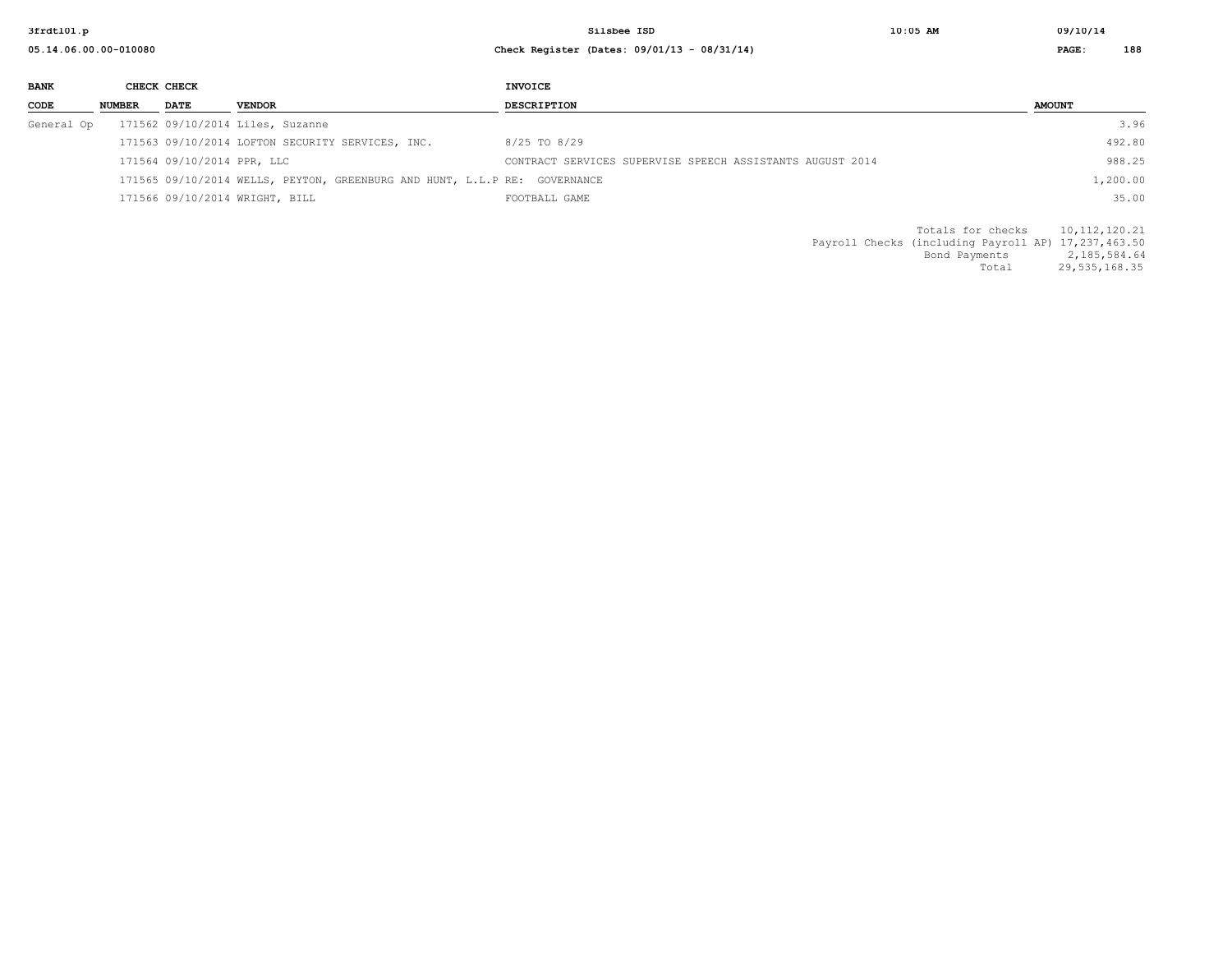| BANK CODE | CHECK NUMBER | CHECK DATE | VENDOR | INVOICE DESCRIPTION | AMOUNT |
|---|---|---|---|---|---|
| General Op | 171562 | 09/10/2014 | Liles, Suzanne | | 3.96 |
| | 171563 | 09/10/2014 | LOFTON SECURITY SERVICES, INC. | 8/25 TO 8/29 | 492.80 |
| | 171564 | 09/10/2014 | PPR, LLC | CONTRACT SERVICES SUPERVISE SPEECH ASSISTANTS AUGUST 2014 | 988.25 |
| | 171565 | 09/10/2014 | WELLS, PEYTON, GREENBURG AND HUNT, L.L.P | RE: GOVERNANCE | 1,200.00 |
| | 171566 | 09/10/2014 | WRIGHT, BILL | FOOTBALL GAME | 35.00 |

| | |
|---|---|
| Totals for checks | 10,112,120.21 |
| Payroll Checks (including Payroll AP) | 17,237,463.50 |
| Bond Payments | 2,185,584.64 |
| Total | 29,535,168.35 |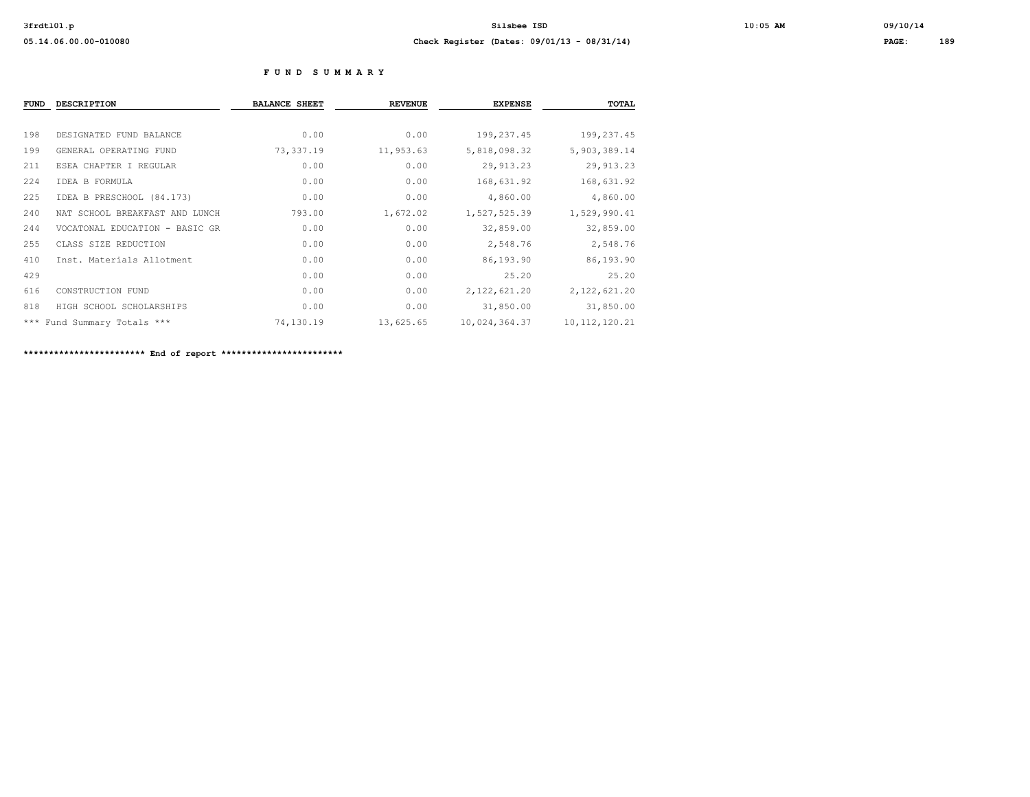**F U N D  S U M M A R Y**

| FUND | DESCRIPTION | BALANCE SHEET | REVENUE | EXPENSE | TOTAL |
|---|---|---|---|---|---|
| 198 | DESIGNATED FUND BALANCE | 0.00 | 0.00 | 199,237.45 | 199,237.45 |
| 199 | GENERAL OPERATING FUND | 73,337.19 | 11,953.63 | 5,818,098.32 | 5,903,389.14 |
| 211 | ESEA CHAPTER I REGULAR | 0.00 | 0.00 | 29,913.23 | 29,913.23 |
| 224 | IDEA B FORMULA | 0.00 | 0.00 | 168,631.92 | 168,631.92 |
| 225 | IDEA B PRESCHOOL (84.173) | 0.00 | 0.00 | 4,860.00 | 4,860.00 |
| 240 | NAT SCHOOL BREAKFAST AND LUNCH | 793.00 | 1,672.02 | 1,527,525.39 | 1,529,990.41 |
| 244 | VOCATONAL EDUCATION - BASIC GR | 0.00 | 0.00 | 32,859.00 | 32,859.00 |
| 255 | CLASS SIZE REDUCTION | 0.00 | 0.00 | 2,548.76 | 2,548.76 |
| 410 | Inst. Materials Allotment | 0.00 | 0.00 | 86,193.90 | 86,193.90 |
| 429 | | 0.00 | 0.00 | 25.20 | 25.20 |
| 616 | CONSTRUCTION FUND | 0.00 | 0.00 | 2,122,621.20 | 2,122,621.20 |
| 818 | HIGH SCHOOL SCHOLARSHIPS | 0.00 | 0.00 | 31,850.00 | 31,850.00 |
| *** Fund Summary Totals *** | | 74,130.19 | 13,625.65 | 10,024,364.37 | 10,112,120.21 |

**************************** End of report ****************************